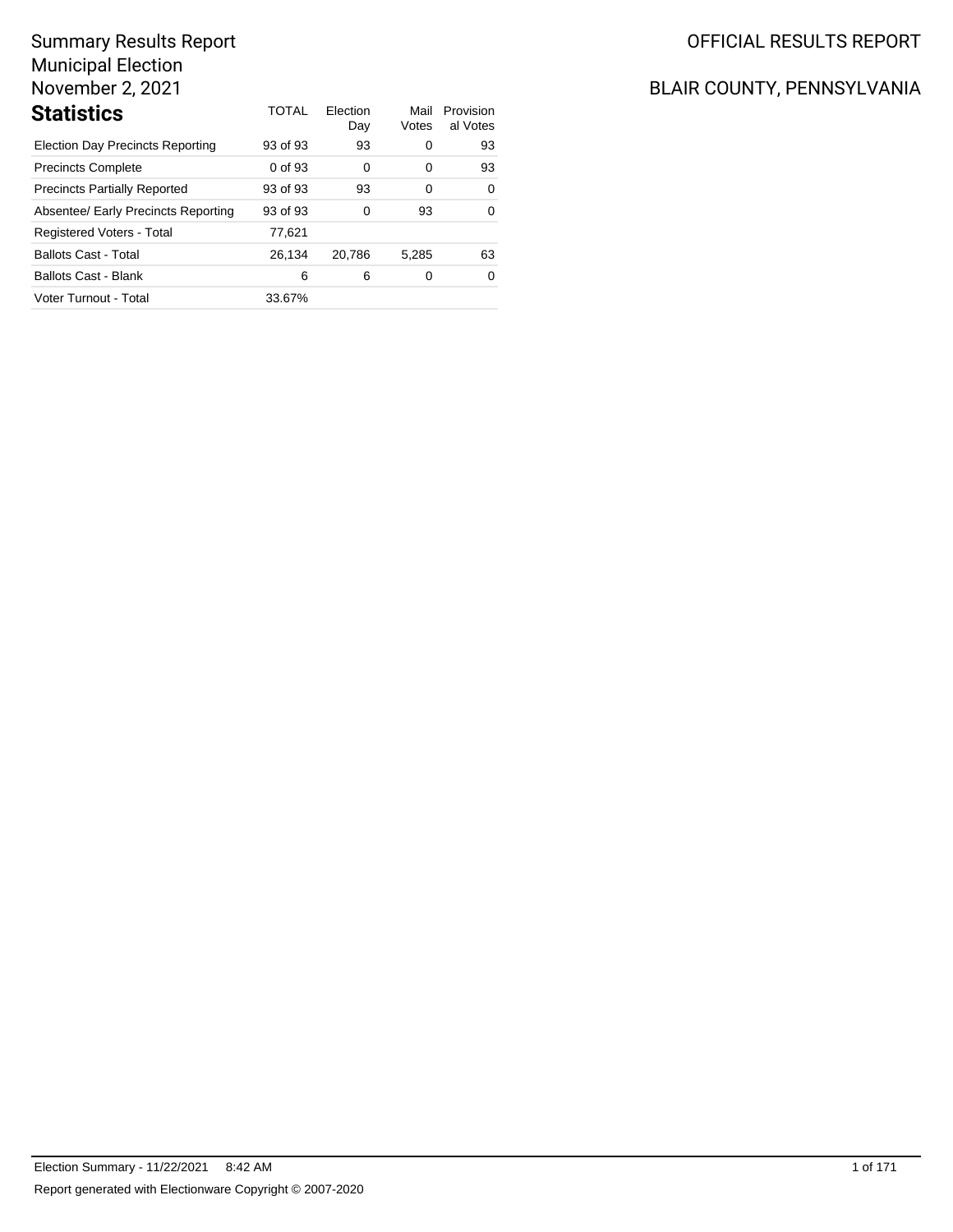# Summary Results Report
## Municipal Election
## November 2, 2021

OFFICIAL RESULTS REPORT

BLAIR COUNTY, PENNSYLVANIA

## Statistics

| | TOTAL | Election Day | Mail Votes | Provisional Votes |
|---|---|---|---|---|
| Election Day Precincts Reporting | 93 of 93 | 93 | 0 | 93 |
| Precincts Complete | 0 of 93 | 0 | 0 | 93 |
| Precincts Partially Reported | 93 of 93 | 93 | 0 | 0 |
| Absentee/ Early Precincts Reporting | 93 of 93 | 0 | 93 | 0 |
| Registered Voters - Total | 77,621 | | | |
| Ballots Cast - Total | 26,134 | 20,786 | 5,285 | 63 |
| Ballots Cast - Blank | 6 | 6 | 0 | 0 |
| Voter Turnout - Total | 33.67% | | | |

Election Summary - 11/22/2021 8:42 AM

Report generated with Electionware Copyright © 2007-2020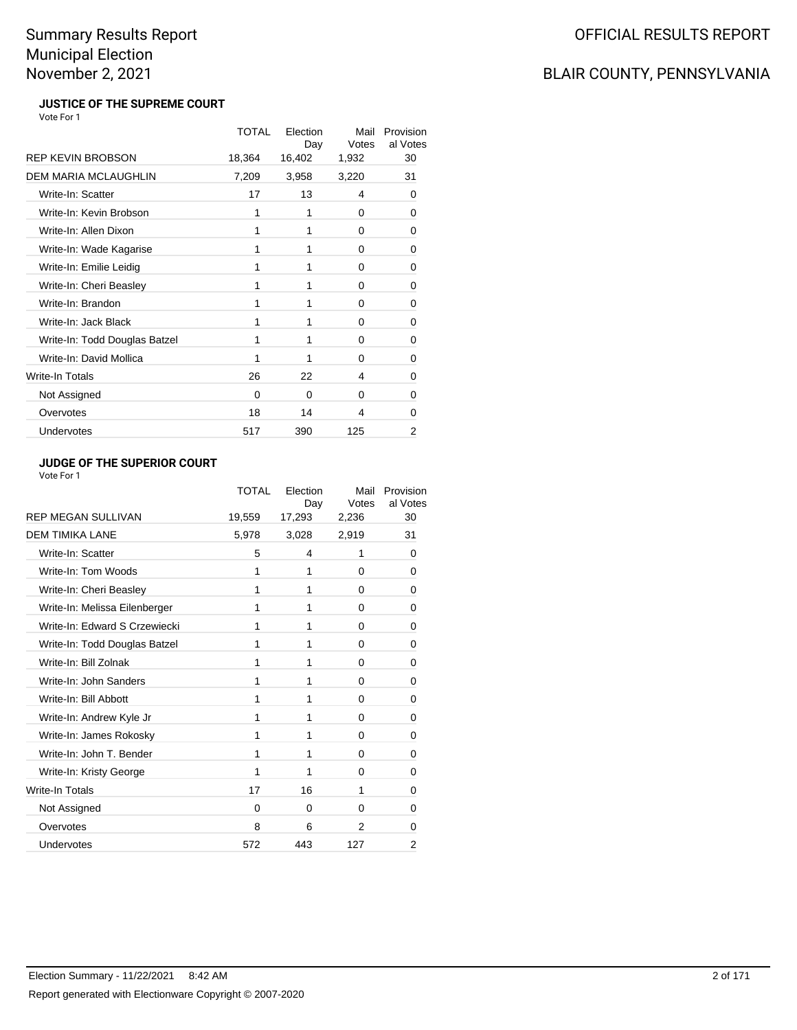# Summary Results Report
# Municipal Election
# November 2, 2021

OFFICIAL RESULTS REPORT

BLAIR COUNTY, PENNSYLVANIA

### JUSTICE OF THE SUPREME COURT

Vote For 1

| | TOTAL | Election Day | Mail Votes | Provisional Votes |
|---|---|---|---|---|
| REP KEVIN BROBSON | 18,364 | 16,402 | 1,932 | 30 |
| DEM MARIA MCLAUGHLIN | 7,209 | 3,958 | 3,220 | 31 |
| Write-In: Scatter | 17 | 13 | 4 | 0 |
| Write-In: Kevin Brobson | 1 | 1 | 0 | 0 |
| Write-In: Allen Dixon | 1 | 1 | 0 | 0 |
| Write-In: Wade Kagarise | 1 | 1 | 0 | 0 |
| Write-In: Emilie Leidig | 1 | 1 | 0 | 0 |
| Write-In: Cheri Beasley | 1 | 1 | 0 | 0 |
| Write-In: Brandon | 1 | 1 | 0 | 0 |
| Write-In: Jack Black | 1 | 1 | 0 | 0 |
| Write-In: Todd Douglas Batzel | 1 | 1 | 0 | 0 |
| Write-In: David Mollica | 1 | 1 | 0 | 0 |
| Write-In Totals | 26 | 22 | 4 | 0 |
| Not Assigned | 0 | 0 | 0 | 0 |
| Overvotes | 18 | 14 | 4 | 0 |
| Undervotes | 517 | 390 | 125 | 2 |

### JUDGE OF THE SUPERIOR COURT

Vote For 1

| | TOTAL | Election Day | Mail Votes | Provisional Votes |
|---|---|---|---|---|
| REP MEGAN SULLIVAN | 19,559 | 17,293 | 2,236 | 30 |
| DEM TIMIKA LANE | 5,978 | 3,028 | 2,919 | 31 |
| Write-In: Scatter | 5 | 4 | 1 | 0 |
| Write-In: Tom Woods | 1 | 1 | 0 | 0 |
| Write-In: Cheri Beasley | 1 | 1 | 0 | 0 |
| Write-In: Melissa Eilenberger | 1 | 1 | 0 | 0 |
| Write-In: Edward S Crzewiecki | 1 | 1 | 0 | 0 |
| Write-In: Todd Douglas Batzel | 1 | 1 | 0 | 0 |
| Write-In: Bill Zolnak | 1 | 1 | 0 | 0 |
| Write-In: John Sanders | 1 | 1 | 0 | 0 |
| Write-In: Bill Abbott | 1 | 1 | 0 | 0 |
| Write-In: Andrew Kyle Jr | 1 | 1 | 0 | 0 |
| Write-In: James Rokosky | 1 | 1 | 0 | 0 |
| Write-In: John T. Bender | 1 | 1 | 0 | 0 |
| Write-In: Kristy George | 1 | 1 | 0 | 0 |
| Write-In Totals | 17 | 16 | 1 | 0 |
| Not Assigned | 0 | 0 | 0 | 0 |
| Overvotes | 8 | 6 | 2 | 0 |
| Undervotes | 572 | 443 | 127 | 2 |

Election Summary - 11/22/2021 8:42 AM

Report generated with Electionware Copyright © 2007-2020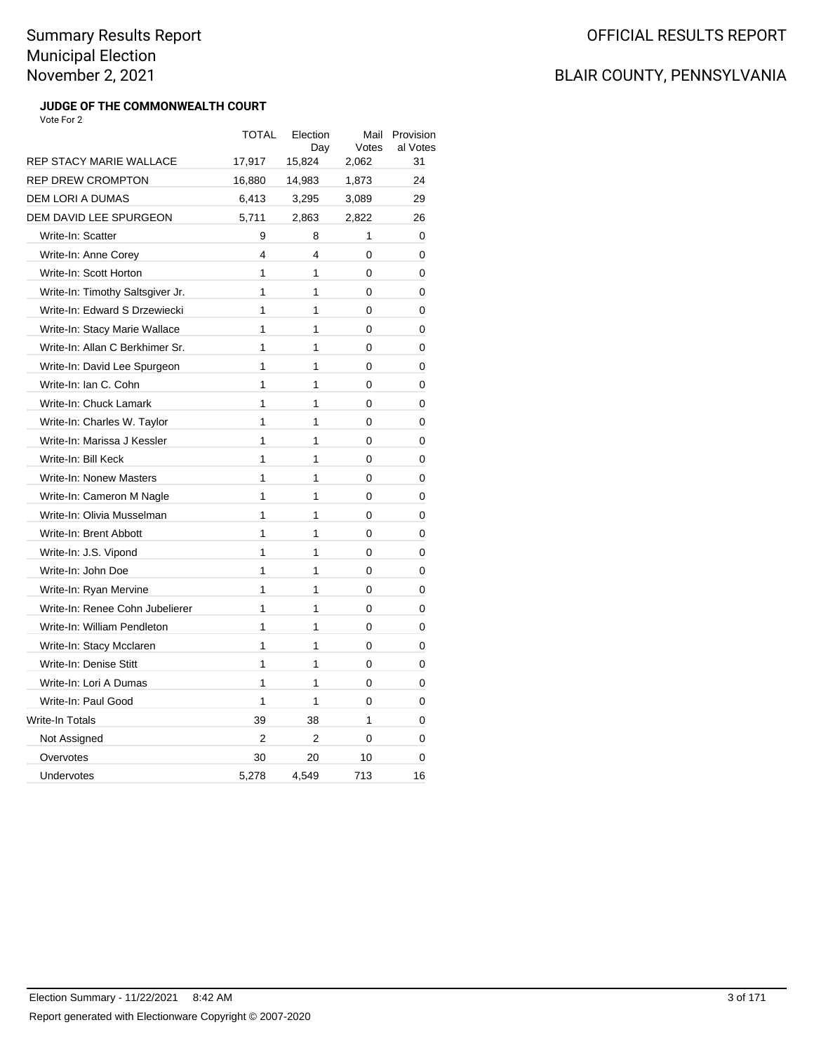# Summary Results Report
# Municipal Election
# November 2, 2021

OFFICIAL RESULTS REPORT

BLAIR COUNTY, PENNSYLVANIA

### JUDGE OF THE COMMONWEALTH COURT

Vote For 2

| | TOTAL | Election Day | Mail Votes | Provisional Votes |
|---|---|---|---|---|
| REP STACY MARIE WALLACE | 17,917 | 15,824 | 2,062 | 31 |
| REP DREW CROMPTON | 16,880 | 14,983 | 1,873 | 24 |
| DEM LORI A DUMAS | 6,413 | 3,295 | 3,089 | 29 |
| DEM DAVID LEE SPURGEON | 5,711 | 2,863 | 2,822 | 26 |
| Write-In: Scatter | 9 | 8 | 1 | 0 |
| Write-In: Anne Corey | 4 | 4 | 0 | 0 |
| Write-In: Scott Horton | 1 | 1 | 0 | 0 |
| Write-In: Timothy Saltsgiver Jr. | 1 | 1 | 0 | 0 |
| Write-In: Edward S Drzewiecki | 1 | 1 | 0 | 0 |
| Write-In: Stacy Marie Wallace | 1 | 1 | 0 | 0 |
| Write-In: Allan C Berkhimer Sr. | 1 | 1 | 0 | 0 |
| Write-In: David Lee Spurgeon | 1 | 1 | 0 | 0 |
| Write-In: Ian C. Cohn | 1 | 1 | 0 | 0 |
| Write-In: Chuck Lamark | 1 | 1 | 0 | 0 |
| Write-In: Charles W. Taylor | 1 | 1 | 0 | 0 |
| Write-In: Marissa J Kessler | 1 | 1 | 0 | 0 |
| Write-In: Bill Keck | 1 | 1 | 0 | 0 |
| Write-In: Nonew Masters | 1 | 1 | 0 | 0 |
| Write-In: Cameron M Nagle | 1 | 1 | 0 | 0 |
| Write-In: Olivia Musselman | 1 | 1 | 0 | 0 |
| Write-In: Brent Abbott | 1 | 1 | 0 | 0 |
| Write-In: J.S. Vipond | 1 | 1 | 0 | 0 |
| Write-In: John Doe | 1 | 1 | 0 | 0 |
| Write-In: Ryan Mervine | 1 | 1 | 0 | 0 |
| Write-In: Renee Cohn Jubelierer | 1 | 1 | 0 | 0 |
| Write-In: William Pendleton | 1 | 1 | 0 | 0 |
| Write-In: Stacy Mcclaren | 1 | 1 | 0 | 0 |
| Write-In: Denise Stitt | 1 | 1 | 0 | 0 |
| Write-In: Lori A Dumas | 1 | 1 | 0 | 0 |
| Write-In: Paul Good | 1 | 1 | 0 | 0 |
| Write-In Totals | 39 | 38 | 1 | 0 |
| Not Assigned | 2 | 2 | 0 | 0 |
| Overvotes | 30 | 20 | 10 | 0 |
| Undervotes | 5,278 | 4,549 | 713 | 16 |

Election Summary - 11/22/2021 8:42 AM

Report generated with Electionware Copyright © 2007-2020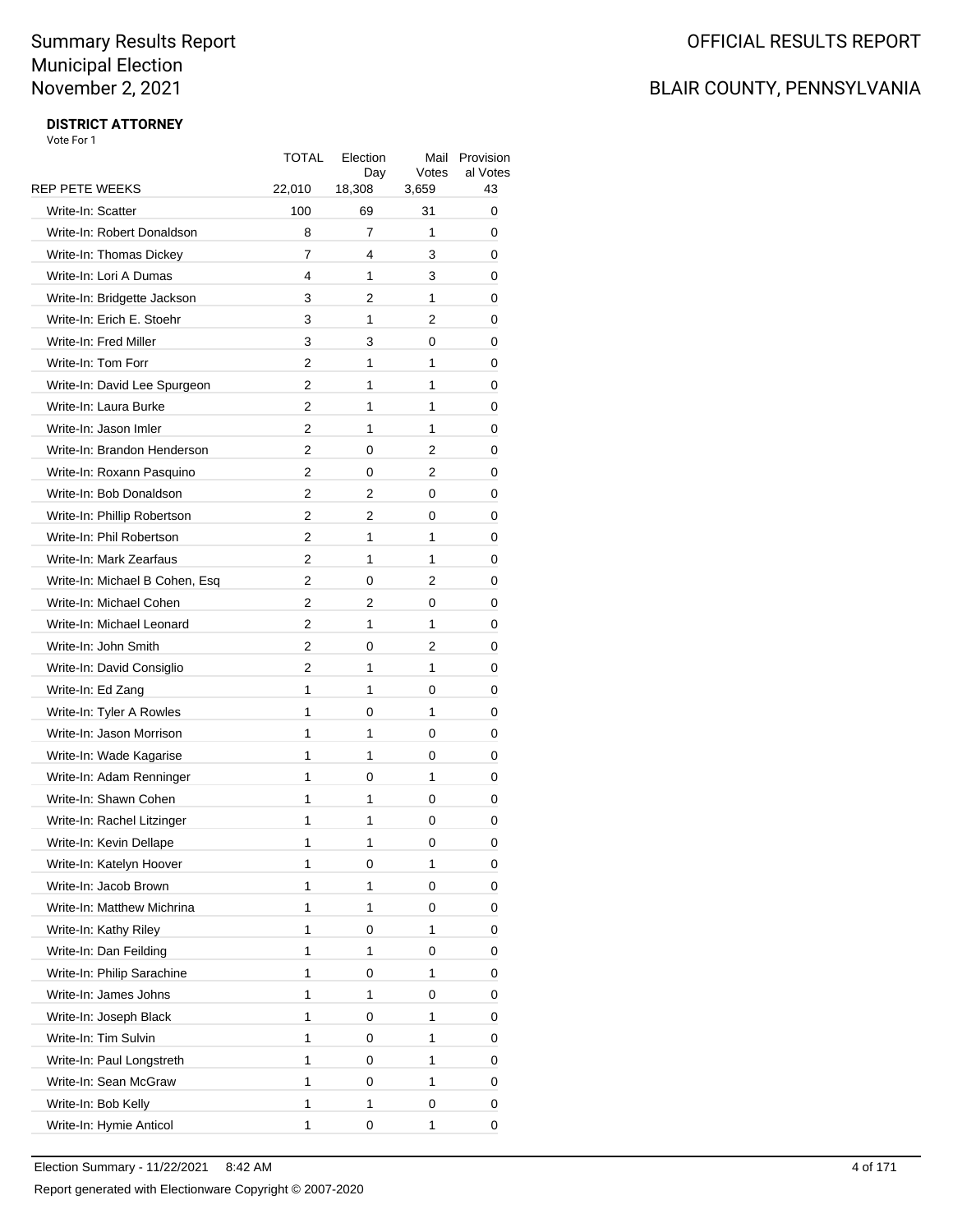# Summary Results Report
# Municipal Election
# November 2, 2021

OFFICIAL RESULTS REPORT

BLAIR COUNTY, PENNSYLVANIA

**DISTRICT ATTORNEY**

Vote For 1

| | TOTAL | Election Day | Mail Votes | Provisional Votes |
|---|---|---|---|---|
| REP PETE WEEKS | 22,010 | 18,308 | 3,659 | 43 |
| Write-In: Scatter | 100 | 69 | 31 | 0 |
| Write-In: Robert Donaldson | 8 | 7 | 1 | 0 |
| Write-In: Thomas Dickey | 7 | 4 | 3 | 0 |
| Write-In: Lori A Dumas | 4 | 1 | 3 | 0 |
| Write-In: Bridgette Jackson | 3 | 2 | 1 | 0 |
| Write-In: Erich E. Stoehr | 3 | 1 | 2 | 0 |
| Write-In: Fred Miller | 3 | 3 | 0 | 0 |
| Write-In: Tom Forr | 2 | 1 | 1 | 0 |
| Write-In: David Lee Spurgeon | 2 | 1 | 1 | 0 |
| Write-In: Laura Burke | 2 | 1 | 1 | 0 |
| Write-In: Jason Imler | 2 | 1 | 1 | 0 |
| Write-In: Brandon Henderson | 2 | 0 | 2 | 0 |
| Write-In: Roxann Pasquino | 2 | 0 | 2 | 0 |
| Write-In: Bob Donaldson | 2 | 2 | 0 | 0 |
| Write-In: Phillip Robertson | 2 | 2 | 0 | 0 |
| Write-In: Phil Robertson | 2 | 1 | 1 | 0 |
| Write-In: Mark Zearfaus | 2 | 1 | 1 | 0 |
| Write-In: Michael B Cohen, Esq | 2 | 0 | 2 | 0 |
| Write-In: Michael Cohen | 2 | 2 | 0 | 0 |
| Write-In: Michael Leonard | 2 | 1 | 1 | 0 |
| Write-In: John Smith | 2 | 0 | 2 | 0 |
| Write-In: David Consiglio | 2 | 1 | 1 | 0 |
| Write-In: Ed Zang | 1 | 1 | 0 | 0 |
| Write-In: Tyler A Rowles | 1 | 0 | 1 | 0 |
| Write-In: Jason Morrison | 1 | 1 | 0 | 0 |
| Write-In: Wade Kagarise | 1 | 1 | 0 | 0 |
| Write-In: Adam Renninger | 1 | 0 | 1 | 0 |
| Write-In: Shawn Cohen | 1 | 1 | 0 | 0 |
| Write-In: Rachel Litzinger | 1 | 1 | 0 | 0 |
| Write-In: Kevin Dellape | 1 | 1 | 0 | 0 |
| Write-In: Katelyn Hoover | 1 | 0 | 1 | 0 |
| Write-In: Jacob Brown | 1 | 1 | 0 | 0 |
| Write-In: Matthew Michrina | 1 | 1 | 0 | 0 |
| Write-In: Kathy Riley | 1 | 0 | 1 | 0 |
| Write-In: Dan Feilding | 1 | 1 | 0 | 0 |
| Write-In: Philip Sarachine | 1 | 0 | 1 | 0 |
| Write-In: James Johns | 1 | 1 | 0 | 0 |
| Write-In: Joseph Black | 1 | 0 | 1 | 0 |
| Write-In: Tim Sulvin | 1 | 0 | 1 | 0 |
| Write-In: Paul Longstreth | 1 | 0 | 1 | 0 |
| Write-In: Sean McGraw | 1 | 0 | 1 | 0 |
| Write-In: Bob Kelly | 1 | 1 | 0 | 0 |
| Write-In: Hymie Anticol | 1 | 0 | 1 | 0 |

Election Summary - 11/22/2021 8:42 AM

Report generated with Electionware Copyright © 2007-2020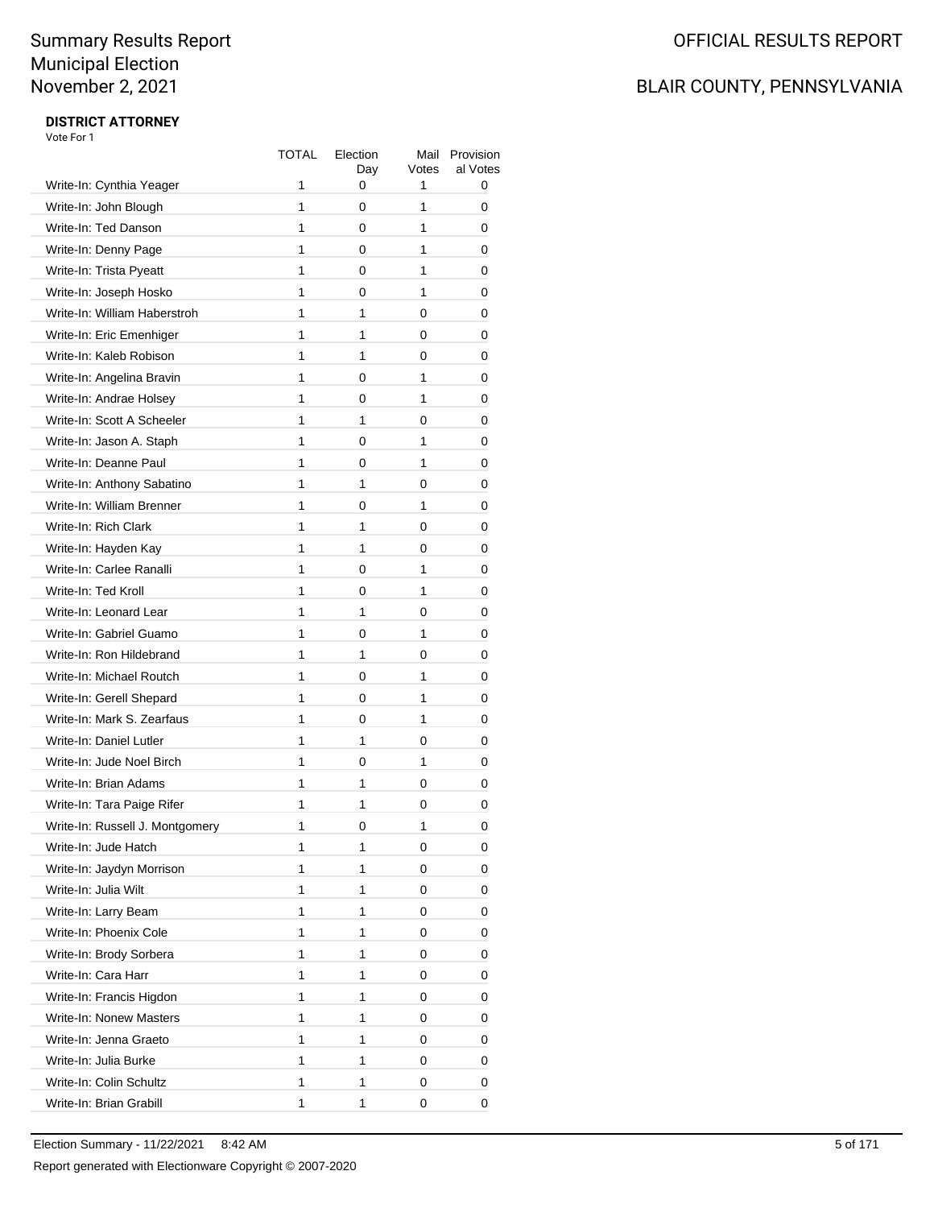# Summary Results Report
# Municipal Election
# November 2, 2021

OFFICIAL RESULTS REPORT

BLAIR COUNTY, PENNSYLVANIA

**DISTRICT ATTORNEY**

Vote For 1

| | TOTAL | Election Day | Mail Votes | Provisional Votes |
|---|---|---|---|---|
| Write-In: Cynthia Yeager | 1 | 0 | 1 | 0 |
| Write-In: John Blough | 1 | 0 | 1 | 0 |
| Write-In: Ted Danson | 1 | 0 | 1 | 0 |
| Write-In: Denny Page | 1 | 0 | 1 | 0 |
| Write-In: Trista Pyeatt | 1 | 0 | 1 | 0 |
| Write-In: Joseph Hosko | 1 | 0 | 1 | 0 |
| Write-In: William Haberstroh | 1 | 1 | 0 | 0 |
| Write-In: Eric Emenhiger | 1 | 1 | 0 | 0 |
| Write-In: Kaleb Robison | 1 | 1 | 0 | 0 |
| Write-In: Angelina Bravin | 1 | 0 | 1 | 0 |
| Write-In: Andrae Holsey | 1 | 0 | 1 | 0 |
| Write-In: Scott A Scheeler | 1 | 1 | 0 | 0 |
| Write-In: Jason A. Staph | 1 | 0 | 1 | 0 |
| Write-In: Deanne Paul | 1 | 0 | 1 | 0 |
| Write-In: Anthony Sabatino | 1 | 1 | 0 | 0 |
| Write-In: William Brenner | 1 | 0 | 1 | 0 |
| Write-In: Rich Clark | 1 | 1 | 0 | 0 |
| Write-In: Hayden Kay | 1 | 1 | 0 | 0 |
| Write-In: Carlee Ranalli | 1 | 0 | 1 | 0 |
| Write-In: Ted Kroll | 1 | 0 | 1 | 0 |
| Write-In: Leonard Lear | 1 | 1 | 0 | 0 |
| Write-In: Gabriel Guamo | 1 | 0 | 1 | 0 |
| Write-In: Ron Hildebrand | 1 | 1 | 0 | 0 |
| Write-In: Michael Routch | 1 | 0 | 1 | 0 |
| Write-In: Gerell Shepard | 1 | 0 | 1 | 0 |
| Write-In: Mark S. Zearfaus | 1 | 0 | 1 | 0 |
| Write-In: Daniel Lutler | 1 | 1 | 0 | 0 |
| Write-In: Jude Noel Birch | 1 | 0 | 1 | 0 |
| Write-In: Brian Adams | 1 | 1 | 0 | 0 |
| Write-In: Tara Paige Rifer | 1 | 1 | 0 | 0 |
| Write-In: Russell J. Montgomery | 1 | 0 | 1 | 0 |
| Write-In: Jude Hatch | 1 | 1 | 0 | 0 |
| Write-In: Jaydyn Morrison | 1 | 1 | 0 | 0 |
| Write-In: Julia Wilt | 1 | 1 | 0 | 0 |
| Write-In: Larry Beam | 1 | 1 | 0 | 0 |
| Write-In: Phoenix Cole | 1 | 1 | 0 | 0 |
| Write-In: Brody Sorbera | 1 | 1 | 0 | 0 |
| Write-In: Cara Harr | 1 | 1 | 0 | 0 |
| Write-In: Francis Higdon | 1 | 1 | 0 | 0 |
| Write-In: Nonew Masters | 1 | 1 | 0 | 0 |
| Write-In: Jenna Graeto | 1 | 1 | 0 | 0 |
| Write-In: Julia Burke | 1 | 1 | 0 | 0 |
| Write-In: Colin Schultz | 1 | 1 | 0 | 0 |
| Write-In: Brian Grabill | 1 | 1 | 0 | 0 |

Election Summary - 11/22/2021 8:42 AM

Report generated with Electionware Copyright © 2007-2020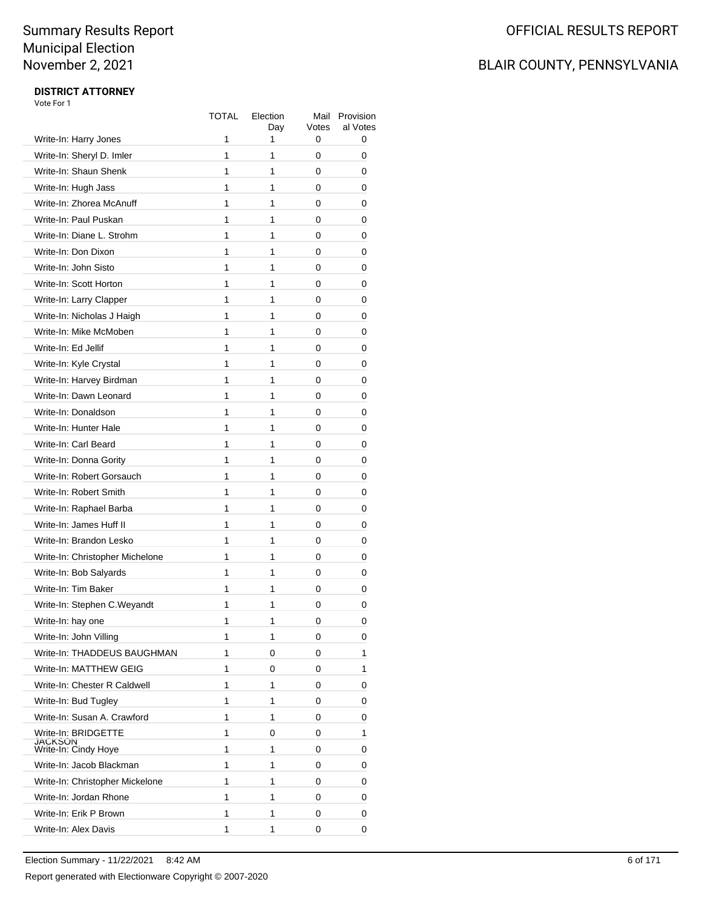Summary Results Report
Municipal Election
November 2, 2021

OFFICIAL RESULTS REPORT

BLAIR COUNTY, PENNSYLVANIA

**DISTRICT ATTORNEY**
Vote For 1

| | TOTAL | Election Day | Mail Votes | Provisional Votes |
|---|---|---|---|---|
| Write-In: Harry Jones | 1 | 1 | 0 | 0 |
| Write-In: Sheryl D. Imler | 1 | 1 | 0 | 0 |
| Write-In: Shaun Shenk | 1 | 1 | 0 | 0 |
| Write-In: Hugh Jass | 1 | 1 | 0 | 0 |
| Write-In: Zhorea McAnuff | 1 | 1 | 0 | 0 |
| Write-In: Paul Puskan | 1 | 1 | 0 | 0 |
| Write-In: Diane L. Strohm | 1 | 1 | 0 | 0 |
| Write-In: Don Dixon | 1 | 1 | 0 | 0 |
| Write-In: John Sisto | 1 | 1 | 0 | 0 |
| Write-In: Scott Horton | 1 | 1 | 0 | 0 |
| Write-In: Larry Clapper | 1 | 1 | 0 | 0 |
| Write-In: Nicholas J Haigh | 1 | 1 | 0 | 0 |
| Write-In: Mike McMoben | 1 | 1 | 0 | 0 |
| Write-In: Ed Jellif | 1 | 1 | 0 | 0 |
| Write-In: Kyle Crystal | 1 | 1 | 0 | 0 |
| Write-In: Harvey Birdman | 1 | 1 | 0 | 0 |
| Write-In: Dawn Leonard | 1 | 1 | 0 | 0 |
| Write-In: Donaldson | 1 | 1 | 0 | 0 |
| Write-In: Hunter Hale | 1 | 1 | 0 | 0 |
| Write-In: Carl Beard | 1 | 1 | 0 | 0 |
| Write-In: Donna Gority | 1 | 1 | 0 | 0 |
| Write-In: Robert Gorsauch | 1 | 1 | 0 | 0 |
| Write-In: Robert Smith | 1 | 1 | 0 | 0 |
| Write-In: Raphael Barba | 1 | 1 | 0 | 0 |
| Write-In: James Huff II | 1 | 1 | 0 | 0 |
| Write-In: Brandon Lesko | 1 | 1 | 0 | 0 |
| Write-In: Christopher Michelone | 1 | 1 | 0 | 0 |
| Write-In: Bob Salyards | 1 | 1 | 0 | 0 |
| Write-In: Tim Baker | 1 | 1 | 0 | 0 |
| Write-In: Stephen C.Weyandt | 1 | 1 | 0 | 0 |
| Write-In: hay one | 1 | 1 | 0 | 0 |
| Write-In: John Villing | 1 | 1 | 0 | 0 |
| Write-In: THADDEUS BAUGHMAN | 1 | 0 | 0 | 1 |
| Write-In: MATTHEW GEIG | 1 | 0 | 0 | 1 |
| Write-In: Chester R Caldwell | 1 | 1 | 0 | 0 |
| Write-In: Bud Tugley | 1 | 1 | 0 | 0 |
| Write-In: Susan A. Crawford | 1 | 1 | 0 | 0 |
| Write-In: BRIDGETTE JACKSON | 1 | 0 | 0 | 1 |
| Write-In: Cindy Hoye | 1 | 1 | 0 | 0 |
| Write-In: Jacob Blackman | 1 | 1 | 0 | 0 |
| Write-In: Christopher Mickelone | 1 | 1 | 0 | 0 |
| Write-In: Jordan Rhone | 1 | 1 | 0 | 0 |
| Write-In: Erik P Brown | 1 | 1 | 0 | 0 |
| Write-In: Alex Davis | 1 | 1 | 0 | 0 |

Election Summary - 11/22/2021 8:42 AM

Report generated with Electionware Copyright © 2007-2020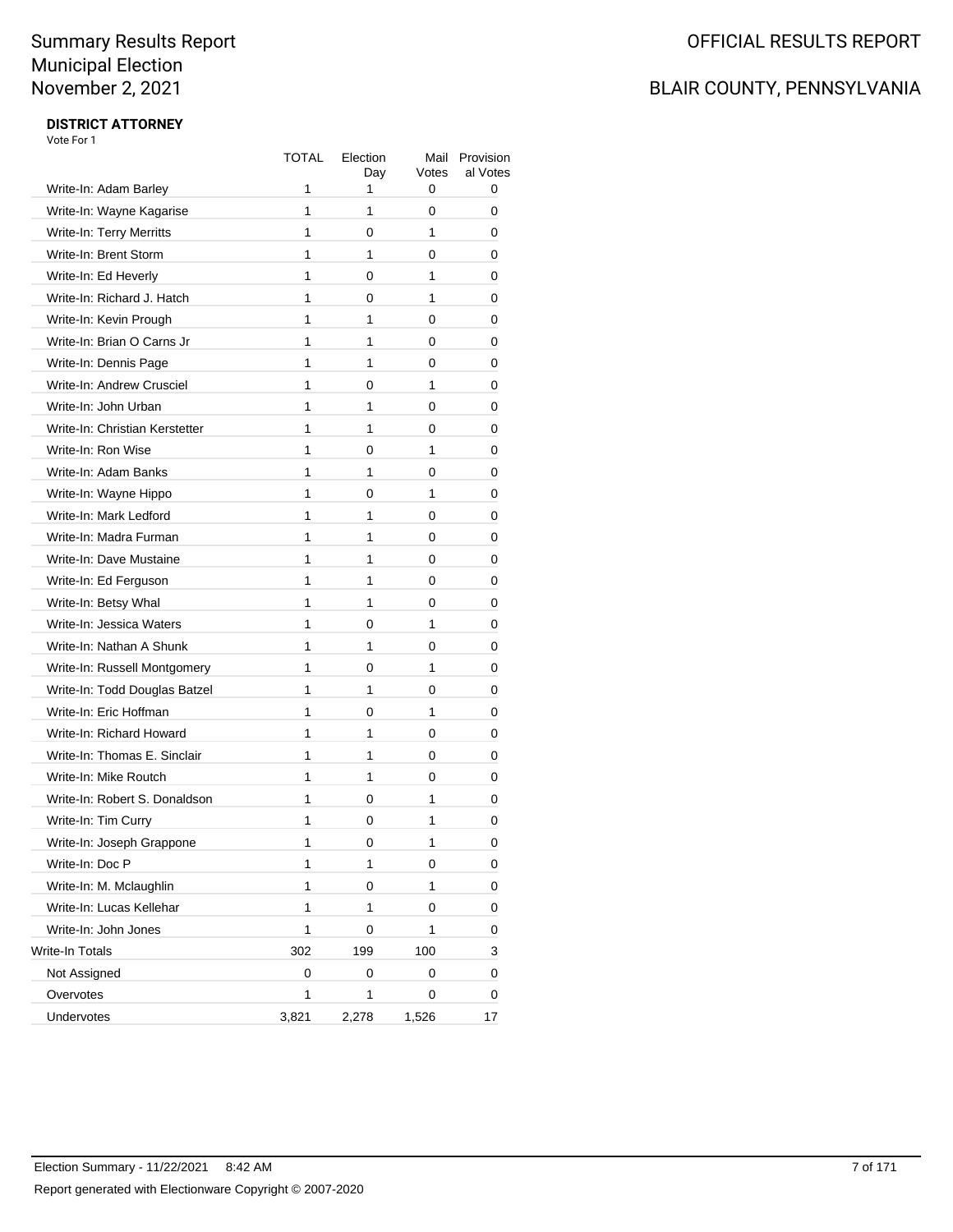## DISTRICT ATTORNEY

Vote For 1

| | TOTAL | Election Day | Mail Votes | Provisional Votes |
|---|---|---|---|---|
| Write-In: Adam Barley | 1 | 1 | 0 | 0 |
| Write-In: Wayne Kagarise | 1 | 1 | 0 | 0 |
| Write-In: Terry Merritts | 1 | 0 | 1 | 0 |
| Write-In: Brent Storm | 1 | 1 | 0 | 0 |
| Write-In: Ed Heverly | 1 | 0 | 1 | 0 |
| Write-In: Richard J. Hatch | 1 | 0 | 1 | 0 |
| Write-In: Kevin Prough | 1 | 1 | 0 | 0 |
| Write-In: Brian O Carns Jr | 1 | 1 | 0 | 0 |
| Write-In: Dennis Page | 1 | 1 | 0 | 0 |
| Write-In: Andrew Crusciel | 1 | 0 | 1 | 0 |
| Write-In: John Urban | 1 | 1 | 0 | 0 |
| Write-In: Christian Kerstetter | 1 | 1 | 0 | 0 |
| Write-In: Ron Wise | 1 | 0 | 1 | 0 |
| Write-In: Adam Banks | 1 | 1 | 0 | 0 |
| Write-In: Wayne Hippo | 1 | 0 | 1 | 0 |
| Write-In: Mark Ledford | 1 | 1 | 0 | 0 |
| Write-In: Madra Furman | 1 | 1 | 0 | 0 |
| Write-In: Dave Mustaine | 1 | 1 | 0 | 0 |
| Write-In: Ed Ferguson | 1 | 1 | 0 | 0 |
| Write-In: Betsy Whal | 1 | 1 | 0 | 0 |
| Write-In: Jessica Waters | 1 | 0 | 1 | 0 |
| Write-In: Nathan A Shunk | 1 | 1 | 0 | 0 |
| Write-In: Russell Montgomery | 1 | 0 | 1 | 0 |
| Write-In: Todd Douglas Batzel | 1 | 1 | 0 | 0 |
| Write-In: Eric Hoffman | 1 | 0 | 1 | 0 |
| Write-In: Richard Howard | 1 | 1 | 0 | 0 |
| Write-In: Thomas E. Sinclair | 1 | 1 | 0 | 0 |
| Write-In: Mike Routch | 1 | 1 | 0 | 0 |
| Write-In: Robert S. Donaldson | 1 | 0 | 1 | 0 |
| Write-In: Tim Curry | 1 | 0 | 1 | 0 |
| Write-In: Joseph Grappone | 1 | 0 | 1 | 0 |
| Write-In: Doc P | 1 | 1 | 0 | 0 |
| Write-In: M. Mclaughlin | 1 | 0 | 1 | 0 |
| Write-In: Lucas Kellehar | 1 | 1 | 0 | 0 |
| Write-In: John Jones | 1 | 0 | 1 | 0 |
| Write-In Totals | 302 | 199 | 100 | 3 |
| Not Assigned | 0 | 0 | 0 | 0 |
| Overvotes | 1 | 1 | 0 | 0 |
| Undervotes | 3,821 | 2,278 | 1,526 | 17 |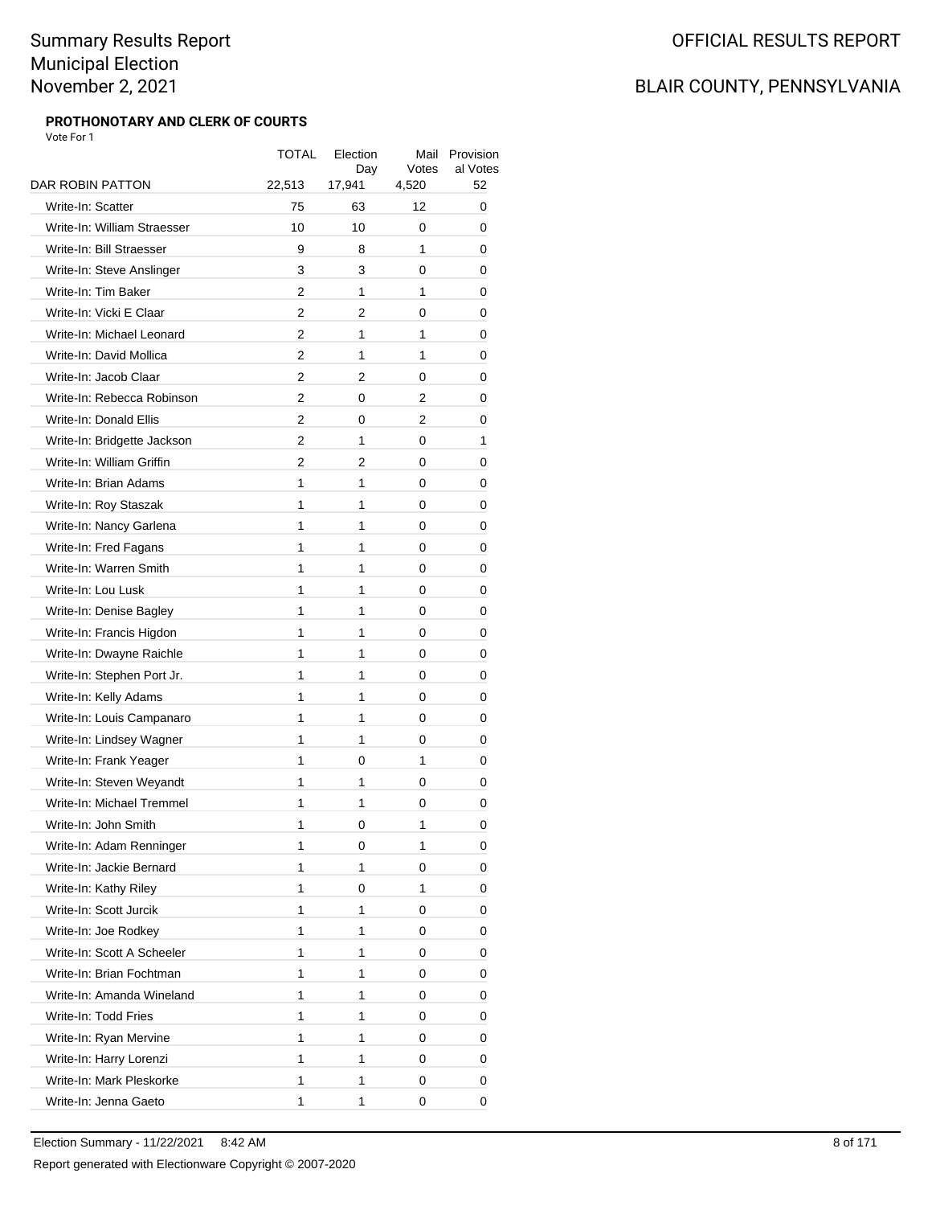# Summary Results Report
# Municipal Election
# November 2, 2021

OFFICIAL RESULTS REPORT

BLAIR COUNTY, PENNSYLVANIA

### PROTHONOTARY AND CLERK OF COURTS

Vote For 1

| | TOTAL | Election Day | Mail Votes | Provisional Votes |
|---|---|---|---|---|
| DAR ROBIN PATTON | 22,513 | 17,941 | 4,520 | 52 |
| Write-In: Scatter | 75 | 63 | 12 | 0 |
| Write-In: William Straesser | 10 | 10 | 0 | 0 |
| Write-In: Bill Straesser | 9 | 8 | 1 | 0 |
| Write-In: Steve Anslinger | 3 | 3 | 0 | 0 |
| Write-In: Tim Baker | 2 | 1 | 1 | 0 |
| Write-In: Vicki E Claar | 2 | 2 | 0 | 0 |
| Write-In: Michael Leonard | 2 | 1 | 1 | 0 |
| Write-In: David Mollica | 2 | 1 | 1 | 0 |
| Write-In: Jacob Claar | 2 | 2 | 0 | 0 |
| Write-In: Rebecca Robinson | 2 | 0 | 2 | 0 |
| Write-In: Donald Ellis | 2 | 0 | 2 | 0 |
| Write-In: Bridgette Jackson | 2 | 1 | 0 | 1 |
| Write-In: William Griffin | 2 | 2 | 0 | 0 |
| Write-In: Brian Adams | 1 | 1 | 0 | 0 |
| Write-In: Roy Staszak | 1 | 1 | 0 | 0 |
| Write-In: Nancy Garlena | 1 | 1 | 0 | 0 |
| Write-In: Fred Fagans | 1 | 1 | 0 | 0 |
| Write-In: Warren Smith | 1 | 1 | 0 | 0 |
| Write-In: Lou Lusk | 1 | 1 | 0 | 0 |
| Write-In: Denise Bagley | 1 | 1 | 0 | 0 |
| Write-In: Francis Higdon | 1 | 1 | 0 | 0 |
| Write-In: Dwayne Raichle | 1 | 1 | 0 | 0 |
| Write-In: Stephen Port Jr. | 1 | 1 | 0 | 0 |
| Write-In: Kelly Adams | 1 | 1 | 0 | 0 |
| Write-In: Louis Campanaro | 1 | 1 | 0 | 0 |
| Write-In: Lindsey Wagner | 1 | 1 | 0 | 0 |
| Write-In: Frank Yeager | 1 | 0 | 1 | 0 |
| Write-In: Steven Weyandt | 1 | 1 | 0 | 0 |
| Write-In: Michael Tremmel | 1 | 1 | 0 | 0 |
| Write-In: John Smith | 1 | 0 | 1 | 0 |
| Write-In: Adam Renninger | 1 | 0 | 1 | 0 |
| Write-In: Jackie Bernard | 1 | 1 | 0 | 0 |
| Write-In: Kathy Riley | 1 | 0 | 1 | 0 |
| Write-In: Scott Jurcik | 1 | 1 | 0 | 0 |
| Write-In: Joe Rodkey | 1 | 1 | 0 | 0 |
| Write-In: Scott A Scheeler | 1 | 1 | 0 | 0 |
| Write-In: Brian Fochtman | 1 | 1 | 0 | 0 |
| Write-In: Amanda Wineland | 1 | 1 | 0 | 0 |
| Write-In: Todd Fries | 1 | 1 | 0 | 0 |
| Write-In: Ryan Mervine | 1 | 1 | 0 | 0 |
| Write-In: Harry Lorenzi | 1 | 1 | 0 | 0 |
| Write-In: Mark Pleskorke | 1 | 1 | 0 | 0 |
| Write-In: Jenna Gaeto | 1 | 1 | 0 | 0 |

Election Summary - 11/22/2021 8:42 AM

Report generated with Electionware Copyright © 2007-2020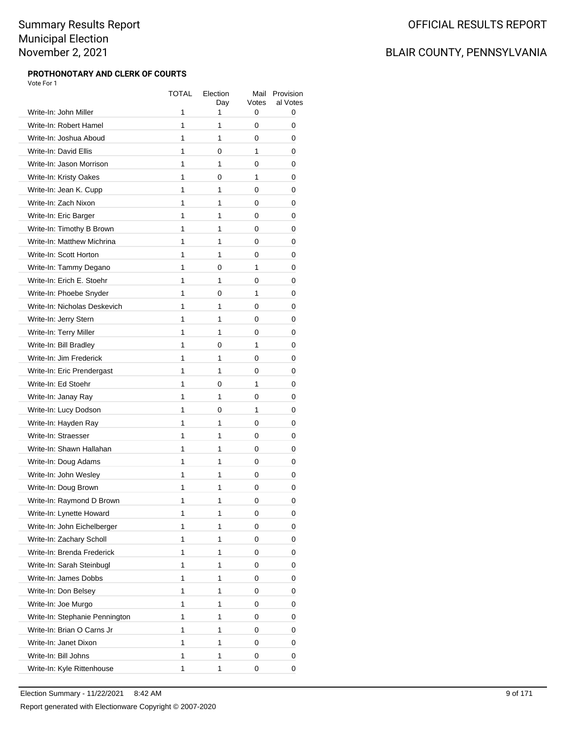## PROTHONOTARY AND CLERK OF COURTS

Vote For 1

| | TOTAL | Election Day | Mail Votes | Provisional Votes |
|---|---|---|---|---|
| Write-In: John Miller | 1 | 1 | 0 | 0 |
| Write-In: Robert Hamel | 1 | 1 | 0 | 0 |
| Write-In: Joshua Aboud | 1 | 1 | 0 | 0 |
| Write-In: David Ellis | 1 | 0 | 1 | 0 |
| Write-In: Jason Morrison | 1 | 1 | 0 | 0 |
| Write-In: Kristy Oakes | 1 | 0 | 1 | 0 |
| Write-In: Jean K. Cupp | 1 | 1 | 0 | 0 |
| Write-In: Zach Nixon | 1 | 1 | 0 | 0 |
| Write-In: Eric Barger | 1 | 1 | 0 | 0 |
| Write-In: Timothy B Brown | 1 | 1 | 0 | 0 |
| Write-In: Matthew Michrina | 1 | 1 | 0 | 0 |
| Write-In: Scott Horton | 1 | 1 | 0 | 0 |
| Write-In: Tammy Degano | 1 | 0 | 1 | 0 |
| Write-In: Erich E. Stoehr | 1 | 1 | 0 | 0 |
| Write-In: Phoebe Snyder | 1 | 0 | 1 | 0 |
| Write-In: Nicholas Deskevich | 1 | 1 | 0 | 0 |
| Write-In: Jerry Stern | 1 | 1 | 0 | 0 |
| Write-In: Terry Miller | 1 | 1 | 0 | 0 |
| Write-In: Bill Bradley | 1 | 0 | 1 | 0 |
| Write-In: Jim Frederick | 1 | 1 | 0 | 0 |
| Write-In: Eric Prendergast | 1 | 1 | 0 | 0 |
| Write-In: Ed Stoehr | 1 | 0 | 1 | 0 |
| Write-In: Janay Ray | 1 | 1 | 0 | 0 |
| Write-In: Lucy Dodson | 1 | 0 | 1 | 0 |
| Write-In: Hayden Ray | 1 | 1 | 0 | 0 |
| Write-In: Straesser | 1 | 1 | 0 | 0 |
| Write-In: Shawn Hallahan | 1 | 1 | 0 | 0 |
| Write-In: Doug Adams | 1 | 1 | 0 | 0 |
| Write-In: John Wesley | 1 | 1 | 0 | 0 |
| Write-In: Doug Brown | 1 | 1 | 0 | 0 |
| Write-In: Raymond D Brown | 1 | 1 | 0 | 0 |
| Write-In: Lynette Howard | 1 | 1 | 0 | 0 |
| Write-In: John Eichelberger | 1 | 1 | 0 | 0 |
| Write-In: Zachary Scholl | 1 | 1 | 0 | 0 |
| Write-In: Brenda Frederick | 1 | 1 | 0 | 0 |
| Write-In: Sarah Steinbugl | 1 | 1 | 0 | 0 |
| Write-In: James Dobbs | 1 | 1 | 0 | 0 |
| Write-In: Don Belsey | 1 | 1 | 0 | 0 |
| Write-In: Joe Murgo | 1 | 1 | 0 | 0 |
| Write-In: Stephanie Pennington | 1 | 1 | 0 | 0 |
| Write-In: Brian O Carns Jr | 1 | 1 | 0 | 0 |
| Write-In: Janet Dixon | 1 | 1 | 0 | 0 |
| Write-In: Bill Johns | 1 | 1 | 0 | 0 |
| Write-In: Kyle Rittenhouse | 1 | 1 | 0 | 0 |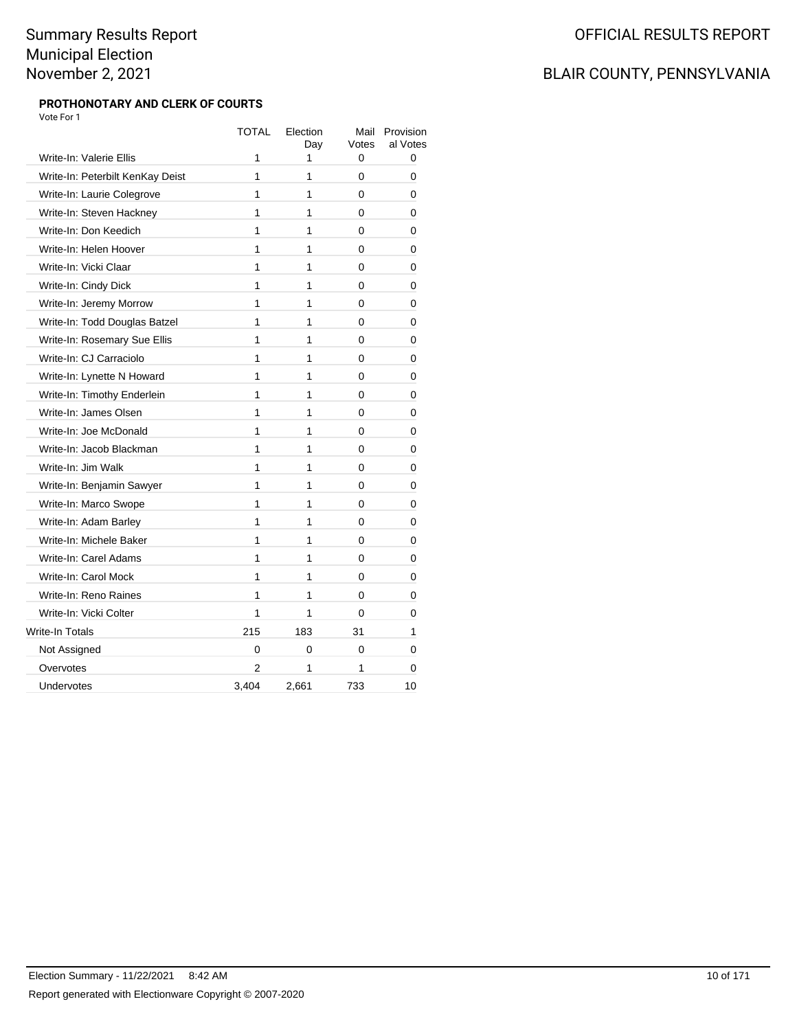## PROTHONOTARY AND CLERK OF COURTS

Vote For 1

| | TOTAL | Election Day | Mail Votes | Provisional Votes |
|---|---|---|---|---|
| Write-In: Valerie Ellis | 1 | 1 | 0 | 0 |
| Write-In: Peterbilt KenKay Deist | 1 | 1 | 0 | 0 |
| Write-In: Laurie Colegrove | 1 | 1 | 0 | 0 |
| Write-In: Steven Hackney | 1 | 1 | 0 | 0 |
| Write-In: Don Keedich | 1 | 1 | 0 | 0 |
| Write-In: Helen Hoover | 1 | 1 | 0 | 0 |
| Write-In: Vicki Claar | 1 | 1 | 0 | 0 |
| Write-In: Cindy Dick | 1 | 1 | 0 | 0 |
| Write-In: Jeremy Morrow | 1 | 1 | 0 | 0 |
| Write-In: Todd Douglas Batzel | 1 | 1 | 0 | 0 |
| Write-In: Rosemary Sue Ellis | 1 | 1 | 0 | 0 |
| Write-In: CJ Carraciolo | 1 | 1 | 0 | 0 |
| Write-In: Lynette N Howard | 1 | 1 | 0 | 0 |
| Write-In: Timothy Enderlein | 1 | 1 | 0 | 0 |
| Write-In: James Olsen | 1 | 1 | 0 | 0 |
| Write-In: Joe McDonald | 1 | 1 | 0 | 0 |
| Write-In: Jacob Blackman | 1 | 1 | 0 | 0 |
| Write-In: Jim Walk | 1 | 1 | 0 | 0 |
| Write-In: Benjamin Sawyer | 1 | 1 | 0 | 0 |
| Write-In: Marco Swope | 1 | 1 | 0 | 0 |
| Write-In: Adam Barley | 1 | 1 | 0 | 0 |
| Write-In: Michele Baker | 1 | 1 | 0 | 0 |
| Write-In: Carel Adams | 1 | 1 | 0 | 0 |
| Write-In: Carol Mock | 1 | 1 | 0 | 0 |
| Write-In: Reno Raines | 1 | 1 | 0 | 0 |
| Write-In: Vicki Colter | 1 | 1 | 0 | 0 |
| Write-In Totals | 215 | 183 | 31 | 1 |
| Not Assigned | 0 | 0 | 0 | 0 |
| Overvotes | 2 | 1 | 1 | 0 |
| Undervotes | 3,404 | 2,661 | 733 | 10 |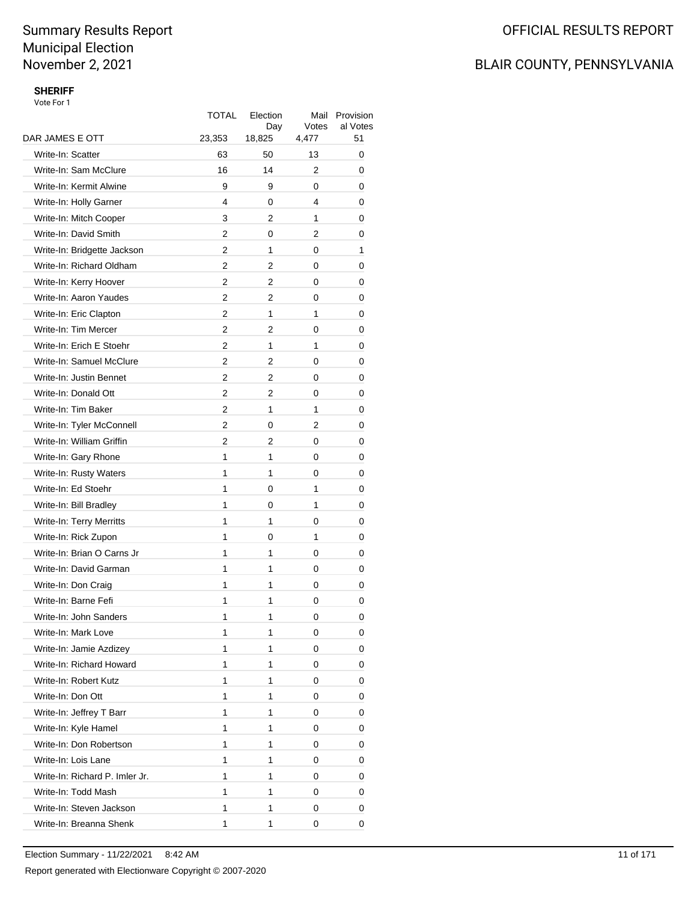Summary Results Report
Municipal Election
November 2, 2021

OFFICIAL RESULTS REPORT

BLAIR COUNTY, PENNSYLVANIA

**SHERIFF**

Vote For 1

| | TOTAL | Election Day | Mail Votes | Provisional Votes |
|---|---|---|---|---|
| DAR JAMES E OTT | 23,353 | 18,825 | 4,477 | 51 |
| Write-In: Scatter | 63 | 50 | 13 | 0 |
| Write-In: Sam McClure | 16 | 14 | 2 | 0 |
| Write-In: Kermit Alwine | 9 | 9 | 0 | 0 |
| Write-In: Holly Garner | 4 | 0 | 4 | 0 |
| Write-In: Mitch Cooper | 3 | 2 | 1 | 0 |
| Write-In: David Smith | 2 | 0 | 2 | 0 |
| Write-In: Bridgette Jackson | 2 | 1 | 0 | 1 |
| Write-In: Richard Oldham | 2 | 2 | 0 | 0 |
| Write-In: Kerry Hoover | 2 | 2 | 0 | 0 |
| Write-In: Aaron Yaudes | 2 | 2 | 0 | 0 |
| Write-In: Eric Clapton | 2 | 1 | 1 | 0 |
| Write-In: Tim Mercer | 2 | 2 | 0 | 0 |
| Write-In: Erich E Stoehr | 2 | 1 | 1 | 0 |
| Write-In: Samuel McClure | 2 | 2 | 0 | 0 |
| Write-In: Justin Bennet | 2 | 2 | 0 | 0 |
| Write-In: Donald Ott | 2 | 2 | 0 | 0 |
| Write-In: Tim Baker | 2 | 1 | 1 | 0 |
| Write-In: Tyler McConnell | 2 | 0 | 2 | 0 |
| Write-In: William Griffin | 2 | 2 | 0 | 0 |
| Write-In: Gary Rhone | 1 | 1 | 0 | 0 |
| Write-In: Rusty Waters | 1 | 1 | 0 | 0 |
| Write-In: Ed Stoehr | 1 | 0 | 1 | 0 |
| Write-In: Bill Bradley | 1 | 0 | 1 | 0 |
| Write-In: Terry Merritts | 1 | 1 | 0 | 0 |
| Write-In: Rick Zupon | 1 | 0 | 1 | 0 |
| Write-In: Brian O Carns Jr | 1 | 1 | 0 | 0 |
| Write-In: David Garman | 1 | 1 | 0 | 0 |
| Write-In: Don Craig | 1 | 1 | 0 | 0 |
| Write-In: Barne Fefi | 1 | 1 | 0 | 0 |
| Write-In: John Sanders | 1 | 1 | 0 | 0 |
| Write-In: Mark Love | 1 | 1 | 0 | 0 |
| Write-In: Jamie Azdizey | 1 | 1 | 0 | 0 |
| Write-In: Richard Howard | 1 | 1 | 0 | 0 |
| Write-In: Robert Kutz | 1 | 1 | 0 | 0 |
| Write-In: Don Ott | 1 | 1 | 0 | 0 |
| Write-In: Jeffrey T Barr | 1 | 1 | 0 | 0 |
| Write-In: Kyle Hamel | 1 | 1 | 0 | 0 |
| Write-In: Don Robertson | 1 | 1 | 0 | 0 |
| Write-In: Lois Lane | 1 | 1 | 0 | 0 |
| Write-In: Richard P. Imler Jr. | 1 | 1 | 0 | 0 |
| Write-In: Todd Mash | 1 | 1 | 0 | 0 |
| Write-In: Steven Jackson | 1 | 1 | 0 | 0 |
| Write-In: Breanna Shenk | 1 | 1 | 0 | 0 |

Election Summary - 11/22/2021 8:42 AM

Report generated with Electionware Copyright © 2007-2020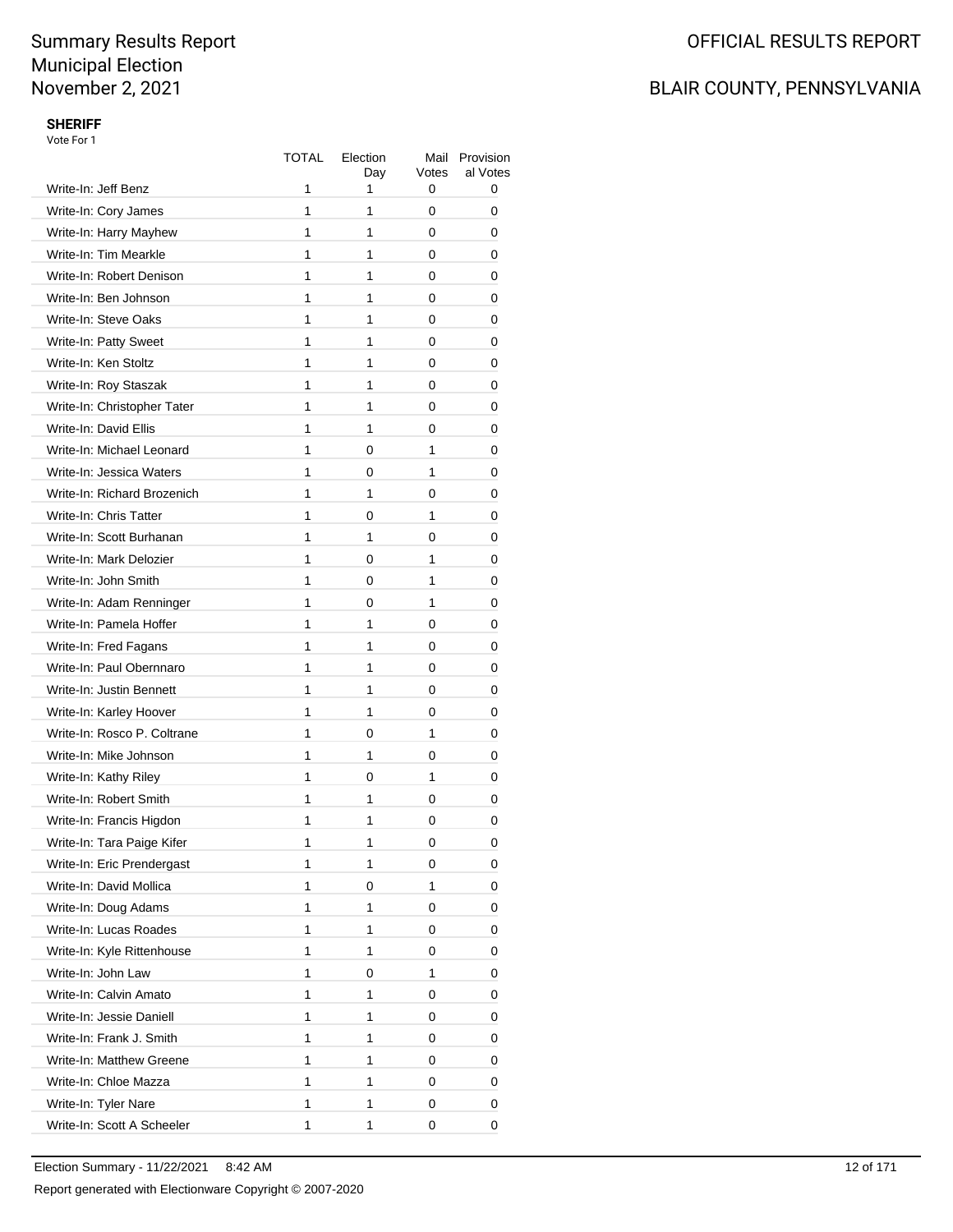# Summary Results Report
## Municipal Election
## November 2, 2021

OFFICIAL RESULTS REPORT

BLAIR COUNTY, PENNSYLVANIA

### SHERIFF

Vote For 1

| | TOTAL | Election Day | Mail Votes | Provisional Votes |
|---|---|---|---|---|
| Write-In: Jeff Benz | 1 | 1 | 0 | 0 |
| Write-In: Cory James | 1 | 1 | 0 | 0 |
| Write-In: Harry Mayhew | 1 | 1 | 0 | 0 |
| Write-In: Tim Mearkle | 1 | 1 | 0 | 0 |
| Write-In: Robert Denison | 1 | 1 | 0 | 0 |
| Write-In: Ben Johnson | 1 | 1 | 0 | 0 |
| Write-In: Steve Oaks | 1 | 1 | 0 | 0 |
| Write-In: Patty Sweet | 1 | 1 | 0 | 0 |
| Write-In: Ken Stoltz | 1 | 1 | 0 | 0 |
| Write-In: Roy Staszak | 1 | 1 | 0 | 0 |
| Write-In: Christopher Tater | 1 | 1 | 0 | 0 |
| Write-In: David Ellis | 1 | 1 | 0 | 0 |
| Write-In: Michael Leonard | 1 | 0 | 1 | 0 |
| Write-In: Jessica Waters | 1 | 0 | 1 | 0 |
| Write-In: Richard Brozenich | 1 | 1 | 0 | 0 |
| Write-In: Chris Tatter | 1 | 0 | 1 | 0 |
| Write-In: Scott Burhanan | 1 | 1 | 0 | 0 |
| Write-In: Mark Delozier | 1 | 0 | 1 | 0 |
| Write-In: John Smith | 1 | 0 | 1 | 0 |
| Write-In: Adam Renninger | 1 | 0 | 1 | 0 |
| Write-In: Pamela Hoffer | 1 | 1 | 0 | 0 |
| Write-In: Fred Fagans | 1 | 1 | 0 | 0 |
| Write-In: Paul Obernnaro | 1 | 1 | 0 | 0 |
| Write-In: Justin Bennett | 1 | 1 | 0 | 0 |
| Write-In: Karley Hoover | 1 | 1 | 0 | 0 |
| Write-In: Rosco P. Coltrane | 1 | 0 | 1 | 0 |
| Write-In: Mike Johnson | 1 | 1 | 0 | 0 |
| Write-In: Kathy Riley | 1 | 0 | 1 | 0 |
| Write-In: Robert Smith | 1 | 1 | 0 | 0 |
| Write-In: Francis Higdon | 1 | 1 | 0 | 0 |
| Write-In: Tara Paige Kifer | 1 | 1 | 0 | 0 |
| Write-In: Eric Prendergast | 1 | 1 | 0 | 0 |
| Write-In: David Mollica | 1 | 0 | 1 | 0 |
| Write-In: Doug Adams | 1 | 1 | 0 | 0 |
| Write-In: Lucas Roades | 1 | 1 | 0 | 0 |
| Write-In: Kyle Rittenhouse | 1 | 1 | 0 | 0 |
| Write-In: John Law | 1 | 0 | 1 | 0 |
| Write-In: Calvin Amato | 1 | 1 | 0 | 0 |
| Write-In: Jessie Daniell | 1 | 1 | 0 | 0 |
| Write-In: Frank J. Smith | 1 | 1 | 0 | 0 |
| Write-In: Matthew Greene | 1 | 1 | 0 | 0 |
| Write-In: Chloe Mazza | 1 | 1 | 0 | 0 |
| Write-In: Tyler Nare | 1 | 1 | 0 | 0 |
| Write-In: Scott A Scheeler | 1 | 1 | 0 | 0 |

Election Summary - 11/22/2021 8:42 AM

Report generated with Electionware Copyright © 2007-2020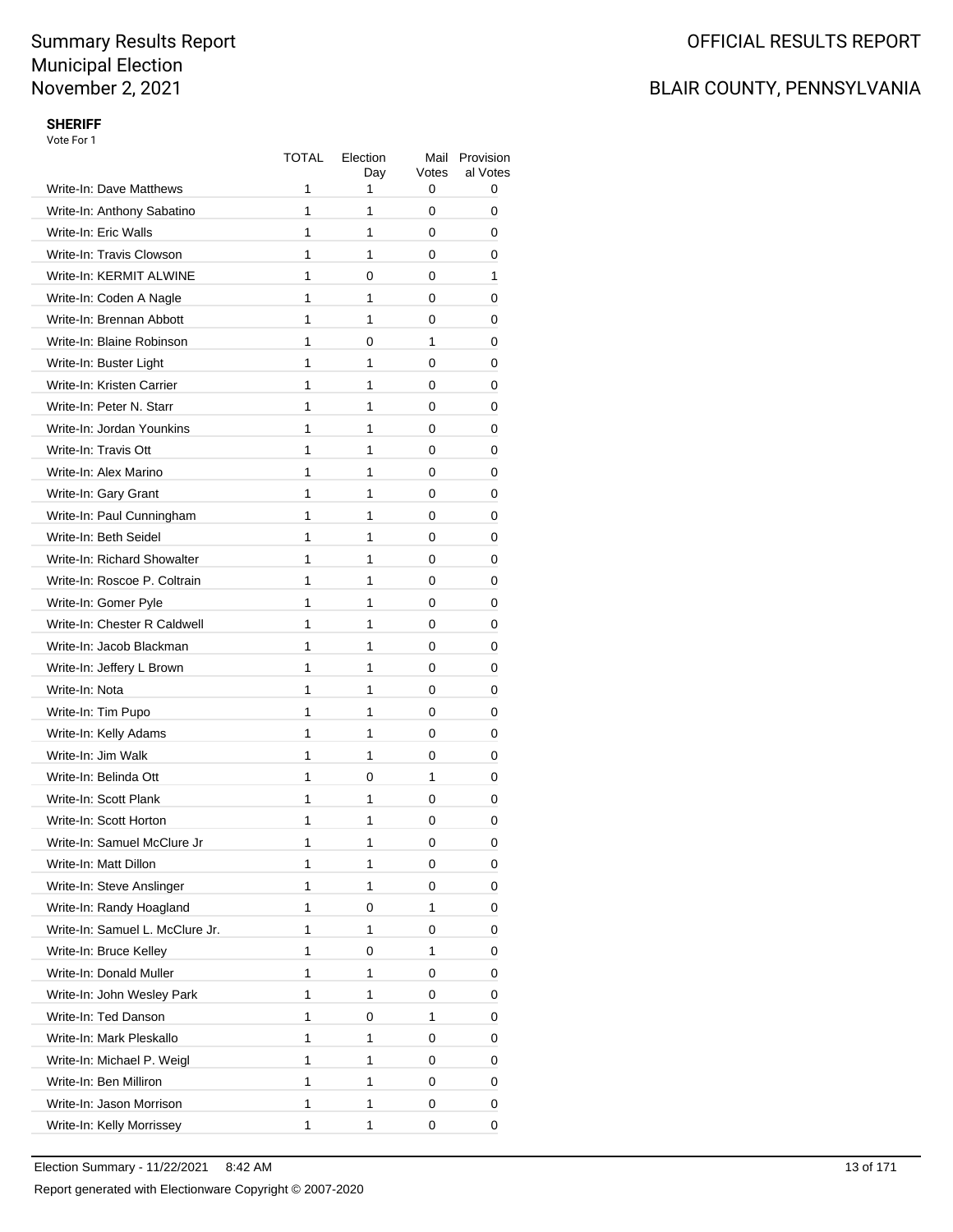# SHERIFF

Vote For 1

| | TOTAL | Election Day | Mail Votes | Provisional Votes |
|---|---|---|---|---|
| Write-In: Dave Matthews | 1 | 1 | 0 | 0 |
| Write-In: Anthony Sabatino | 1 | 1 | 0 | 0 |
| Write-In: Eric Walls | 1 | 1 | 0 | 0 |
| Write-In: Travis Clowson | 1 | 1 | 0 | 0 |
| Write-In: KERMIT ALWINE | 1 | 0 | 0 | 1 |
| Write-In: Coden A Nagle | 1 | 1 | 0 | 0 |
| Write-In: Brennan Abbott | 1 | 1 | 0 | 0 |
| Write-In: Blaine Robinson | 1 | 0 | 1 | 0 |
| Write-In: Buster Light | 1 | 1 | 0 | 0 |
| Write-In: Kristen Carrier | 1 | 1 | 0 | 0 |
| Write-In: Peter N. Starr | 1 | 1 | 0 | 0 |
| Write-In: Jordan Younkins | 1 | 1 | 0 | 0 |
| Write-In: Travis Ott | 1 | 1 | 0 | 0 |
| Write-In: Alex Marino | 1 | 1 | 0 | 0 |
| Write-In: Gary Grant | 1 | 1 | 0 | 0 |
| Write-In: Paul Cunningham | 1 | 1 | 0 | 0 |
| Write-In: Beth Seidel | 1 | 1 | 0 | 0 |
| Write-In: Richard Showalter | 1 | 1 | 0 | 0 |
| Write-In: Roscoe P. Coltrain | 1 | 1 | 0 | 0 |
| Write-In: Gomer Pyle | 1 | 1 | 0 | 0 |
| Write-In: Chester R Caldwell | 1 | 1 | 0 | 0 |
| Write-In: Jacob Blackman | 1 | 1 | 0 | 0 |
| Write-In: Jeffery L Brown | 1 | 1 | 0 | 0 |
| Write-In: Nota | 1 | 1 | 0 | 0 |
| Write-In: Tim Pupo | 1 | 1 | 0 | 0 |
| Write-In: Kelly Adams | 1 | 1 | 0 | 0 |
| Write-In: Jim Walk | 1 | 1 | 0 | 0 |
| Write-In: Belinda Ott | 1 | 0 | 1 | 0 |
| Write-In: Scott Plank | 1 | 1 | 0 | 0 |
| Write-In: Scott Horton | 1 | 1 | 0 | 0 |
| Write-In: Samuel McClure Jr | 1 | 1 | 0 | 0 |
| Write-In: Matt Dillon | 1 | 1 | 0 | 0 |
| Write-In: Steve Anslinger | 1 | 1 | 0 | 0 |
| Write-In: Randy Hoagland | 1 | 0 | 1 | 0 |
| Write-In: Samuel L. McClure Jr. | 1 | 1 | 0 | 0 |
| Write-In: Bruce Kelley | 1 | 0 | 1 | 0 |
| Write-In: Donald Muller | 1 | 1 | 0 | 0 |
| Write-In: John Wesley Park | 1 | 1 | 0 | 0 |
| Write-In: Ted Danson | 1 | 0 | 1 | 0 |
| Write-In: Mark Pleskallo | 1 | 1 | 0 | 0 |
| Write-In: Michael P. Weigl | 1 | 1 | 0 | 0 |
| Write-In: Ben Milliron | 1 | 1 | 0 | 0 |
| Write-In: Jason Morrison | 1 | 1 | 0 | 0 |
| Write-In: Kelly Morrissey | 1 | 1 | 0 | 0 |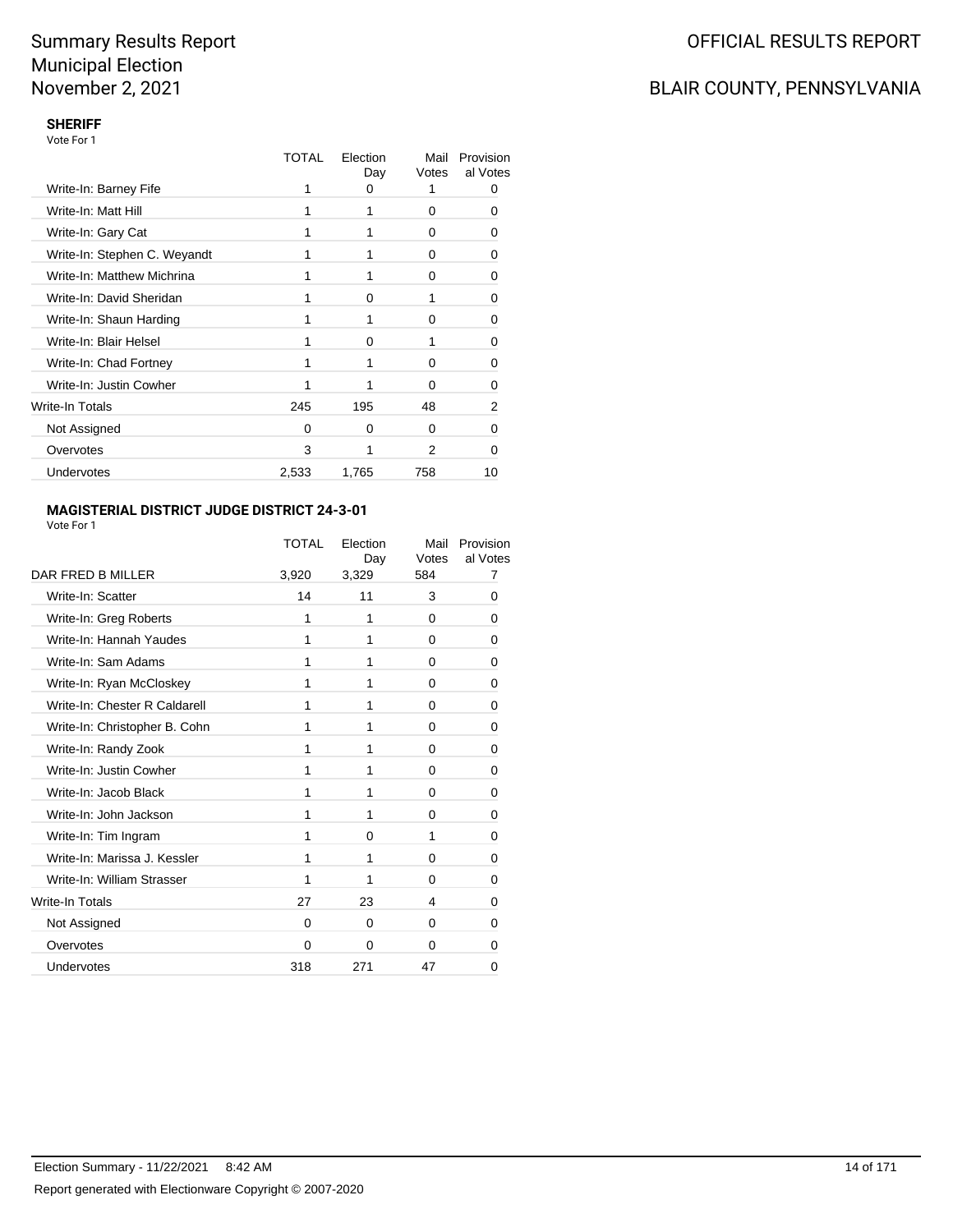# Summary Results Report
# Municipal Election
# November 2, 2021

OFFICIAL RESULTS REPORT

BLAIR COUNTY, PENNSYLVANIA

### SHERIFF

Vote For 1

| | TOTAL | Election Day | Mail Votes | Provisional Votes |
|---|---|---|---|---|
| Write-In: Barney Fife | 1 | 0 | 1 | 0 |
| Write-In: Matt Hill | 1 | 1 | 0 | 0 |
| Write-In: Gary Cat | 1 | 1 | 0 | 0 |
| Write-In: Stephen C. Weyandt | 1 | 1 | 0 | 0 |
| Write-In: Matthew Michrina | 1 | 1 | 0 | 0 |
| Write-In: David Sheridan | 1 | 0 | 1 | 0 |
| Write-In: Shaun Harding | 1 | 1 | 0 | 0 |
| Write-In: Blair Helsel | 1 | 0 | 1 | 0 |
| Write-In: Chad Fortney | 1 | 1 | 0 | 0 |
| Write-In: Justin Cowher | 1 | 1 | 0 | 0 |
| Write-In Totals | 245 | 195 | 48 | 2 |
| Not Assigned | 0 | 0 | 0 | 0 |
| Overvotes | 3 | 1 | 2 | 0 |
| Undervotes | 2,533 | 1,765 | 758 | 10 |

### MAGISTERIAL DISTRICT JUDGE DISTRICT 24-3-01

Vote For 1

| | TOTAL | Election Day | Mail Votes | Provisional Votes |
|---|---|---|---|---|
| DAR FRED B MILLER | 3,920 | 3,329 | 584 | 7 |
| Write-In: Scatter | 14 | 11 | 3 | 0 |
| Write-In: Greg Roberts | 1 | 1 | 0 | 0 |
| Write-In: Hannah Yaudes | 1 | 1 | 0 | 0 |
| Write-In: Sam Adams | 1 | 1 | 0 | 0 |
| Write-In: Ryan McCloskey | 1 | 1 | 0 | 0 |
| Write-In: Chester R Caldarell | 1 | 1 | 0 | 0 |
| Write-In: Christopher B. Cohn | 1 | 1 | 0 | 0 |
| Write-In: Randy Zook | 1 | 1 | 0 | 0 |
| Write-In: Justin Cowher | 1 | 1 | 0 | 0 |
| Write-In: Jacob Black | 1 | 1 | 0 | 0 |
| Write-In: John Jackson | 1 | 1 | 0 | 0 |
| Write-In: Tim Ingram | 1 | 0 | 1 | 0 |
| Write-In: Marissa J. Kessler | 1 | 1 | 0 | 0 |
| Write-In: William Strasser | 1 | 1 | 0 | 0 |
| Write-In Totals | 27 | 23 | 4 | 0 |
| Not Assigned | 0 | 0 | 0 | 0 |
| Overvotes | 0 | 0 | 0 | 0 |
| Undervotes | 318 | 271 | 47 | 0 |

Election Summary - 11/22/2021 8:42 AM

Report generated with Electionware Copyright © 2007-2020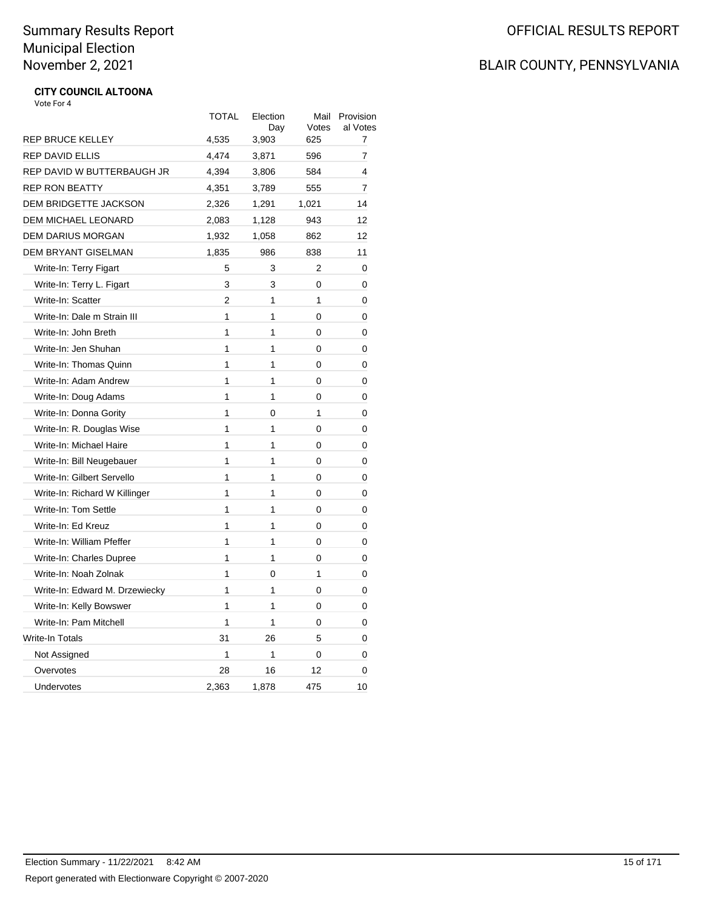Summary Results Report
Municipal Election
November 2, 2021

OFFICIAL RESULTS REPORT

BLAIR COUNTY, PENNSYLVANIA

**CITY COUNCIL ALTOONA**

Vote For 4

| | TOTAL | Election Day | Mail Votes | Provisional Votes |
|---|---|---|---|---|
| REP BRUCE KELLEY | 4,535 | 3,903 | 625 | 7 |
| REP DAVID ELLIS | 4,474 | 3,871 | 596 | 7 |
| REP DAVID W BUTTERBAUGH JR | 4,394 | 3,806 | 584 | 4 |
| REP RON BEATTY | 4,351 | 3,789 | 555 | 7 |
| DEM BRIDGETTE JACKSON | 2,326 | 1,291 | 1,021 | 14 |
| DEM MICHAEL LEONARD | 2,083 | 1,128 | 943 | 12 |
| DEM DARIUS MORGAN | 1,932 | 1,058 | 862 | 12 |
| DEM BRYANT GISELMAN | 1,835 | 986 | 838 | 11 |
| Write-In: Terry Figart | 5 | 3 | 2 | 0 |
| Write-In: Terry L. Figart | 3 | 3 | 0 | 0 |
| Write-In: Scatter | 2 | 1 | 1 | 0 |
| Write-In: Dale m Strain III | 1 | 1 | 0 | 0 |
| Write-In: John Breth | 1 | 1 | 0 | 0 |
| Write-In: Jen Shuhan | 1 | 1 | 0 | 0 |
| Write-In: Thomas Quinn | 1 | 1 | 0 | 0 |
| Write-In: Adam Andrew | 1 | 1 | 0 | 0 |
| Write-In: Doug Adams | 1 | 1 | 0 | 0 |
| Write-In: Donna Gority | 1 | 0 | 1 | 0 |
| Write-In: R. Douglas Wise | 1 | 1 | 0 | 0 |
| Write-In: Michael Haire | 1 | 1 | 0 | 0 |
| Write-In: Bill Neugebauer | 1 | 1 | 0 | 0 |
| Write-In: Gilbert Servello | 1 | 1 | 0 | 0 |
| Write-In: Richard W Killinger | 1 | 1 | 0 | 0 |
| Write-In: Tom Settle | 1 | 1 | 0 | 0 |
| Write-In: Ed Kreuz | 1 | 1 | 0 | 0 |
| Write-In: William Pfeffer | 1 | 1 | 0 | 0 |
| Write-In: Charles Dupree | 1 | 1 | 0 | 0 |
| Write-In: Noah Zolnak | 1 | 0 | 1 | 0 |
| Write-In: Edward M. Drzewiecky | 1 | 1 | 0 | 0 |
| Write-In: Kelly Bowswer | 1 | 1 | 0 | 0 |
| Write-In: Pam Mitchell | 1 | 1 | 0 | 0 |
| Write-In Totals | 31 | 26 | 5 | 0 |
| Not Assigned | 1 | 1 | 0 | 0 |
| Overvotes | 28 | 16 | 12 | 0 |
| Undervotes | 2,363 | 1,878 | 475 | 10 |

Election Summary - 11/22/2021 8:42 AM

Report generated with Electionware Copyright © 2007-2020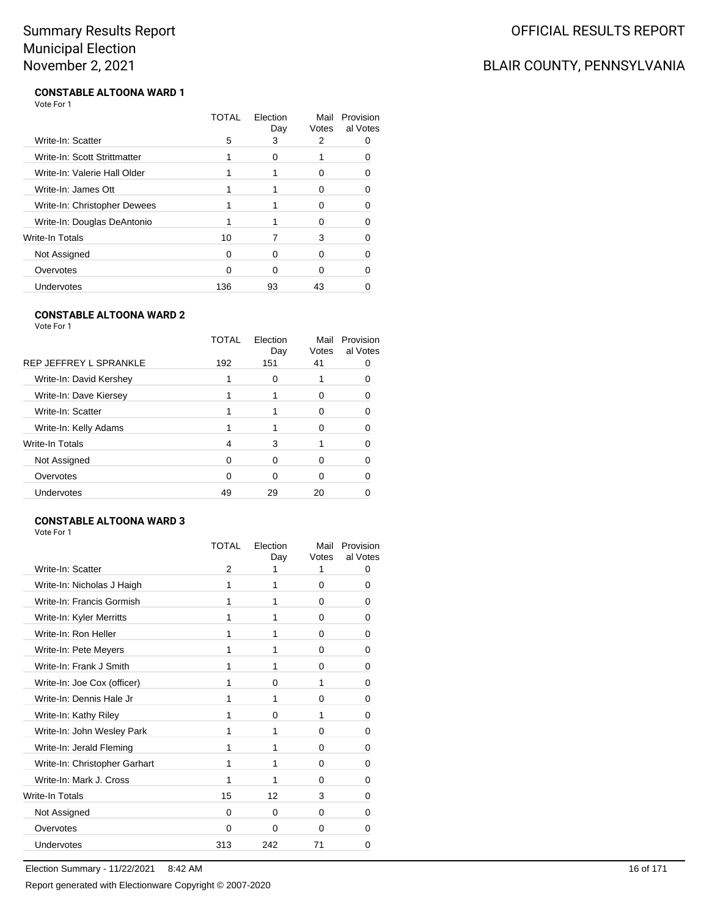# Summary Results Report
# Municipal Election
# November 2, 2021

OFFICIAL RESULTS REPORT

BLAIR COUNTY, PENNSYLVANIA

**CONSTABLE ALTOONA WARD 1**

Vote For 1

| | TOTAL | Election Day | Mail Votes | Provisional Votes |
|---|---|---|---|---|
| Write-In: Scatter | 5 | 3 | 2 | 0 |
| Write-In: Scott Strittmatter | 1 | 0 | 1 | 0 |
| Write-In: Valerie Hall Older | 1 | 1 | 0 | 0 |
| Write-In: James Ott | 1 | 1 | 0 | 0 |
| Write-In: Christopher Dewees | 1 | 1 | 0 | 0 |
| Write-In: Douglas DeAntonio | 1 | 1 | 0 | 0 |
| Write-In Totals | 10 | 7 | 3 | 0 |
| Not Assigned | 0 | 0 | 0 | 0 |
| Overvotes | 0 | 0 | 0 | 0 |
| Undervotes | 136 | 93 | 43 | 0 |

**CONSTABLE ALTOONA WARD 2**

Vote For 1

| | TOTAL | Election Day | Mail Votes | Provisional Votes |
|---|---|---|---|---|
| REP JEFFREY L SPRANKLE | 192 | 151 | 41 | 0 |
| Write-In: David Kershey | 1 | 0 | 1 | 0 |
| Write-In: Dave Kiersey | 1 | 1 | 0 | 0 |
| Write-In: Scatter | 1 | 1 | 0 | 0 |
| Write-In: Kelly Adams | 1 | 1 | 0 | 0 |
| Write-In Totals | 4 | 3 | 1 | 0 |
| Not Assigned | 0 | 0 | 0 | 0 |
| Overvotes | 0 | 0 | 0 | 0 |
| Undervotes | 49 | 29 | 20 | 0 |

**CONSTABLE ALTOONA WARD 3**

Vote For 1

| | TOTAL | Election Day | Mail Votes | Provisional Votes |
|---|---|---|---|---|
| Write-In: Scatter | 2 | 1 | 1 | 0 |
| Write-In: Nicholas J Haigh | 1 | 1 | 0 | 0 |
| Write-In: Francis Gormish | 1 | 1 | 0 | 0 |
| Write-In: Kyler Merritts | 1 | 1 | 0 | 0 |
| Write-In: Ron Heller | 1 | 1 | 0 | 0 |
| Write-In: Pete Meyers | 1 | 1 | 0 | 0 |
| Write-In: Frank J Smith | 1 | 1 | 0 | 0 |
| Write-In: Joe Cox (officer) | 1 | 0 | 1 | 0 |
| Write-In: Dennis Hale Jr | 1 | 1 | 0 | 0 |
| Write-In: Kathy Riley | 1 | 0 | 1 | 0 |
| Write-In: John Wesley Park | 1 | 1 | 0 | 0 |
| Write-In: Jerald Fleming | 1 | 1 | 0 | 0 |
| Write-In: Christopher Garhart | 1 | 1 | 0 | 0 |
| Write-In: Mark J. Cross | 1 | 1 | 0 | 0 |
| Write-In Totals | 15 | 12 | 3 | 0 |
| Not Assigned | 0 | 0 | 0 | 0 |
| Overvotes | 0 | 0 | 0 | 0 |
| Undervotes | 313 | 242 | 71 | 0 |

Election Summary - 11/22/2021 8:42 AM

Report generated with Electionware Copyright © 2007-2020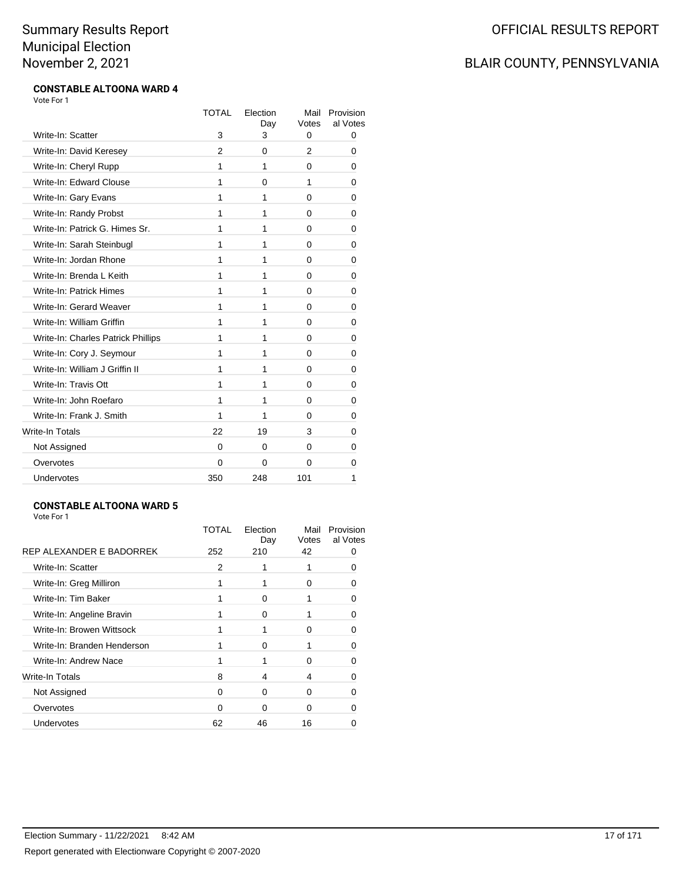# Summary Results Report
# Municipal Election
# November 2, 2021

OFFICIAL RESULTS REPORT

BLAIR COUNTY, PENNSYLVANIA

### CONSTABLE ALTOONA WARD 4

Vote For 1

| | TOTAL | Election Day | Mail Votes | Provisional Votes |
|---|---|---|---|---|
| Write-In: Scatter | 3 | 3 | 0 | 0 |
| Write-In: David Keresey | 2 | 0 | 2 | 0 |
| Write-In: Cheryl Rupp | 1 | 1 | 0 | 0 |
| Write-In: Edward Clouse | 1 | 0 | 1 | 0 |
| Write-In: Gary Evans | 1 | 1 | 0 | 0 |
| Write-In: Randy Probst | 1 | 1 | 0 | 0 |
| Write-In: Patrick G. Himes Sr. | 1 | 1 | 0 | 0 |
| Write-In: Sarah Steinbugl | 1 | 1 | 0 | 0 |
| Write-In: Jordan Rhone | 1 | 1 | 0 | 0 |
| Write-In: Brenda L Keith | 1 | 1 | 0 | 0 |
| Write-In: Patrick Himes | 1 | 1 | 0 | 0 |
| Write-In: Gerard Weaver | 1 | 1 | 0 | 0 |
| Write-In: William Griffin | 1 | 1 | 0 | 0 |
| Write-In: Charles Patrick Phillips | 1 | 1 | 0 | 0 |
| Write-In: Cory J. Seymour | 1 | 1 | 0 | 0 |
| Write-In: William J Griffin II | 1 | 1 | 0 | 0 |
| Write-In: Travis Ott | 1 | 1 | 0 | 0 |
| Write-In: John Roefaro | 1 | 1 | 0 | 0 |
| Write-In: Frank J. Smith | 1 | 1 | 0 | 0 |
| Write-In Totals | 22 | 19 | 3 | 0 |
| Not Assigned | 0 | 0 | 0 | 0 |
| Overvotes | 0 | 0 | 0 | 0 |
| Undervotes | 350 | 248 | 101 | 1 |

### CONSTABLE ALTOONA WARD 5

Vote For 1

| | TOTAL | Election Day | Mail Votes | Provisional Votes |
|---|---|---|---|---|
| REP ALEXANDER E BADORREK | 252 | 210 | 42 | 0 |
| Write-In: Scatter | 2 | 1 | 1 | 0 |
| Write-In: Greg Milliron | 1 | 1 | 0 | 0 |
| Write-In: Tim Baker | 1 | 0 | 1 | 0 |
| Write-In: Angeline Bravin | 1 | 0 | 1 | 0 |
| Write-In: Browen Wittsock | 1 | 1 | 0 | 0 |
| Write-In: Branden Henderson | 1 | 0 | 1 | 0 |
| Write-In: Andrew Nace | 1 | 1 | 0 | 0 |
| Write-In Totals | 8 | 4 | 4 | 0 |
| Not Assigned | 0 | 0 | 0 | 0 |
| Overvotes | 0 | 0 | 0 | 0 |
| Undervotes | 62 | 46 | 16 | 0 |

Election Summary - 11/22/2021 8:42 AM

Report generated with Electionware Copyright © 2007-2020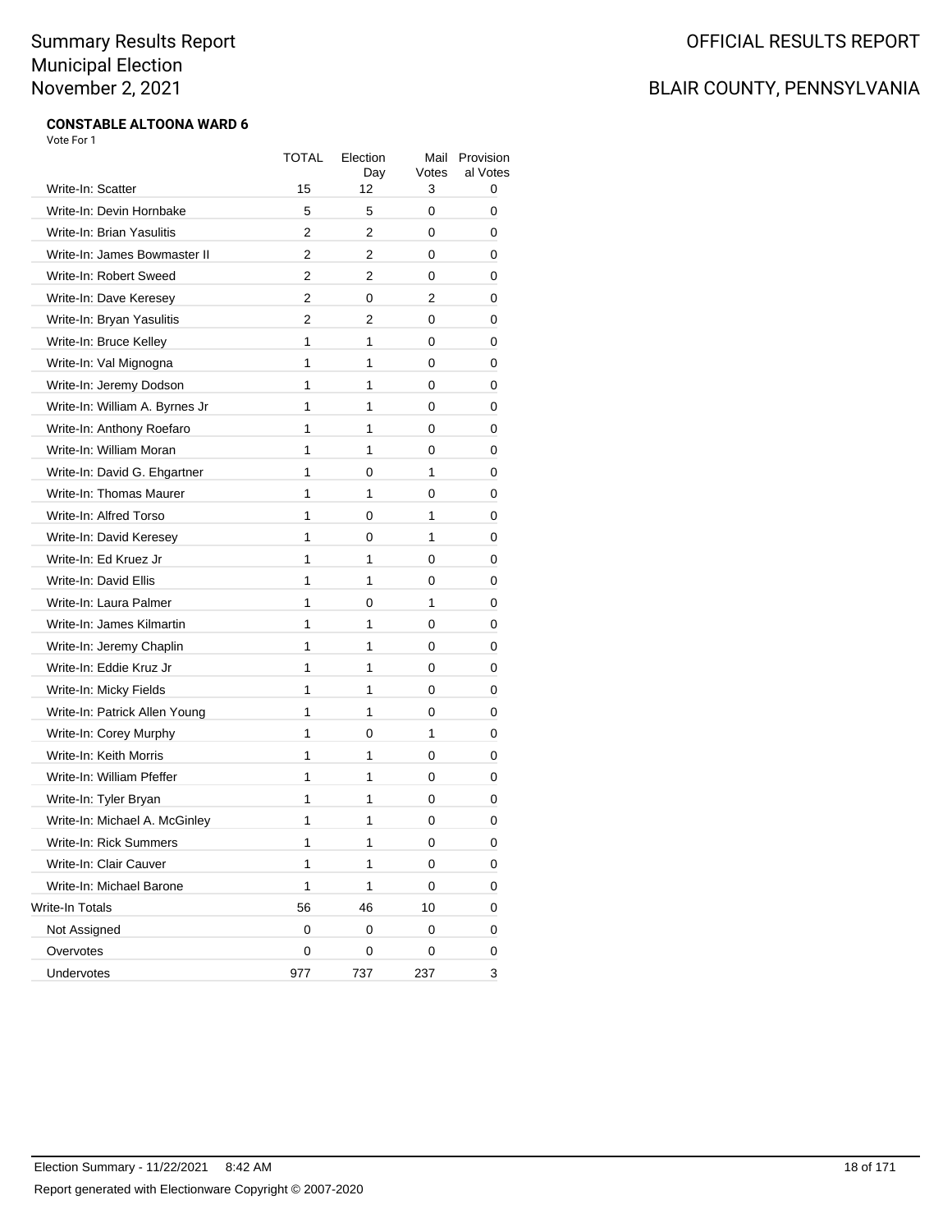Summary Results Report
Municipal Election
November 2, 2021

OFFICIAL RESULTS REPORT

BLAIR COUNTY, PENNSYLVANIA

**CONSTABLE ALTOONA WARD 6**

Vote For 1

| | TOTAL | Election Day | Mail Votes | Provisional Votes |
|---|---|---|---|---|
| Write-In: Scatter | 15 | 12 | 3 | 0 |
| Write-In: Devin Hornbake | 5 | 5 | 0 | 0 |
| Write-In: Brian Yasulitis | 2 | 2 | 0 | 0 |
| Write-In: James Bowmaster II | 2 | 2 | 0 | 0 |
| Write-In: Robert Sweed | 2 | 2 | 0 | 0 |
| Write-In: Dave Keresey | 2 | 0 | 2 | 0 |
| Write-In: Bryan Yasulitis | 2 | 2 | 0 | 0 |
| Write-In: Bruce Kelley | 1 | 1 | 0 | 0 |
| Write-In: Val Mignogna | 1 | 1 | 0 | 0 |
| Write-In: Jeremy Dodson | 1 | 1 | 0 | 0 |
| Write-In: William A. Byrnes Jr | 1 | 1 | 0 | 0 |
| Write-In: Anthony Roefaro | 1 | 1 | 0 | 0 |
| Write-In: William Moran | 1 | 1 | 0 | 0 |
| Write-In: David G. Ehgartner | 1 | 0 | 1 | 0 |
| Write-In: Thomas Maurer | 1 | 1 | 0 | 0 |
| Write-In: Alfred Torso | 1 | 0 | 1 | 0 |
| Write-In: David Keresey | 1 | 0 | 1 | 0 |
| Write-In: Ed Kruez Jr | 1 | 1 | 0 | 0 |
| Write-In: David Ellis | 1 | 1 | 0 | 0 |
| Write-In: Laura Palmer | 1 | 0 | 1 | 0 |
| Write-In: James Kilmartin | 1 | 1 | 0 | 0 |
| Write-In: Jeremy Chaplin | 1 | 1 | 0 | 0 |
| Write-In: Eddie Kruz Jr | 1 | 1 | 0 | 0 |
| Write-In: Micky Fields | 1 | 1 | 0 | 0 |
| Write-In: Patrick Allen Young | 1 | 1 | 0 | 0 |
| Write-In: Corey Murphy | 1 | 0 | 1 | 0 |
| Write-In: Keith Morris | 1 | 1 | 0 | 0 |
| Write-In: William Pfeffer | 1 | 1 | 0 | 0 |
| Write-In: Tyler Bryan | 1 | 1 | 0 | 0 |
| Write-In: Michael A. McGinley | 1 | 1 | 0 | 0 |
| Write-In: Rick Summers | 1 | 1 | 0 | 0 |
| Write-In: Clair Cauver | 1 | 1 | 0 | 0 |
| Write-In: Michael Barone | 1 | 1 | 0 | 0 |
| Write-In Totals | 56 | 46 | 10 | 0 |
| Not Assigned | 0 | 0 | 0 | 0 |
| Overvotes | 0 | 0 | 0 | 0 |
| Undervotes | 977 | 737 | 237 | 3 |

Election Summary - 11/22/2021 8:42 AM

Report generated with Electionware Copyright © 2007-2020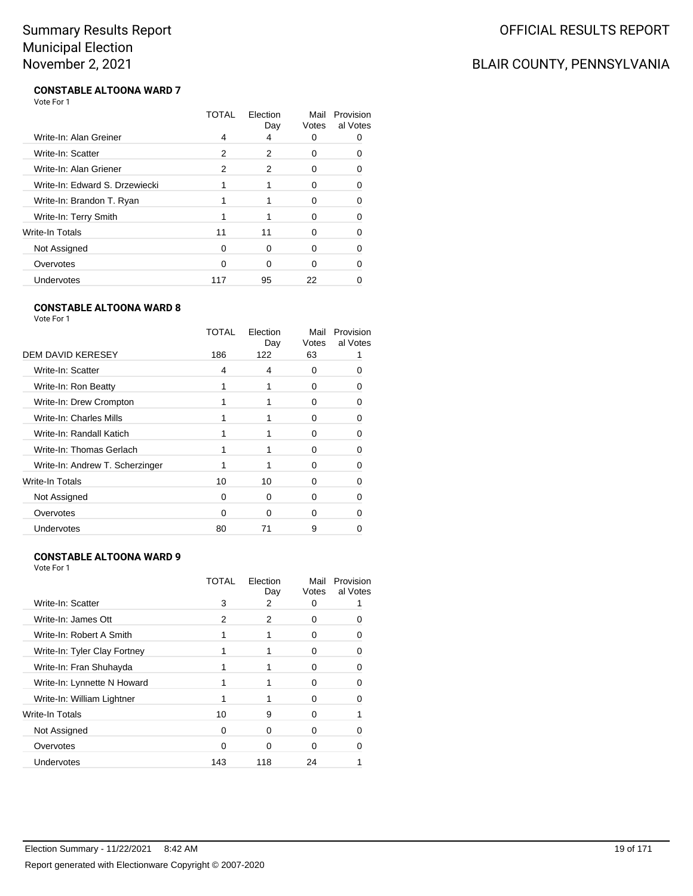# Summary Results Report
Municipal Election
November 2, 2021

OFFICIAL RESULTS REPORT

BLAIR COUNTY, PENNSYLVANIA

### CONSTABLE ALTOONA WARD 7

Vote For 1

| | TOTAL | Election Day | Mail Votes | Provisional Votes |
|---|---|---|---|---|
| Write-In: Alan Greiner | 4 | 4 | 0 | 0 |
| Write-In: Scatter | 2 | 2 | 0 | 0 |
| Write-In: Alan Griener | 2 | 2 | 0 | 0 |
| Write-In: Edward S. Drzewiecki | 1 | 1 | 0 | 0 |
| Write-In: Brandon T. Ryan | 1 | 1 | 0 | 0 |
| Write-In: Terry Smith | 1 | 1 | 0 | 0 |
| Write-In Totals | 11 | 11 | 0 | 0 |
| Not Assigned | 0 | 0 | 0 | 0 |
| Overvotes | 0 | 0 | 0 | 0 |
| Undervotes | 117 | 95 | 22 | 0 |

### CONSTABLE ALTOONA WARD 8

Vote For 1

| | TOTAL | Election Day | Mail Votes | Provisional Votes |
|---|---|---|---|---|
| DEM DAVID KERESEY | 186 | 122 | 63 | 1 |
| Write-In: Scatter | 4 | 4 | 0 | 0 |
| Write-In: Ron Beatty | 1 | 1 | 0 | 0 |
| Write-In: Drew Crompton | 1 | 1 | 0 | 0 |
| Write-In: Charles Mills | 1 | 1 | 0 | 0 |
| Write-In: Randall Katich | 1 | 1 | 0 | 0 |
| Write-In: Thomas Gerlach | 1 | 1 | 0 | 0 |
| Write-In: Andrew T. Scherzinger | 1 | 1 | 0 | 0 |
| Write-In Totals | 10 | 10 | 0 | 0 |
| Not Assigned | 0 | 0 | 0 | 0 |
| Overvotes | 0 | 0 | 0 | 0 |
| Undervotes | 80 | 71 | 9 | 0 |

### CONSTABLE ALTOONA WARD 9

Vote For 1

| | TOTAL | Election Day | Mail Votes | Provisional Votes |
|---|---|---|---|---|
| Write-In: Scatter | 3 | 2 | 0 | 1 |
| Write-In: James Ott | 2 | 2 | 0 | 0 |
| Write-In: Robert A Smith | 1 | 1 | 0 | 0 |
| Write-In: Tyler Clay Fortney | 1 | 1 | 0 | 0 |
| Write-In: Fran Shuhayda | 1 | 1 | 0 | 0 |
| Write-In: Lynnette N Howard | 1 | 1 | 0 | 0 |
| Write-In: William Lightner | 1 | 1 | 0 | 0 |
| Write-In Totals | 10 | 9 | 0 | 1 |
| Not Assigned | 0 | 0 | 0 | 0 |
| Overvotes | 0 | 0 | 0 | 0 |
| Undervotes | 143 | 118 | 24 | 1 |

Election Summary - 11/22/2021 8:42 AM

Report generated with Electionware Copyright © 2007-2020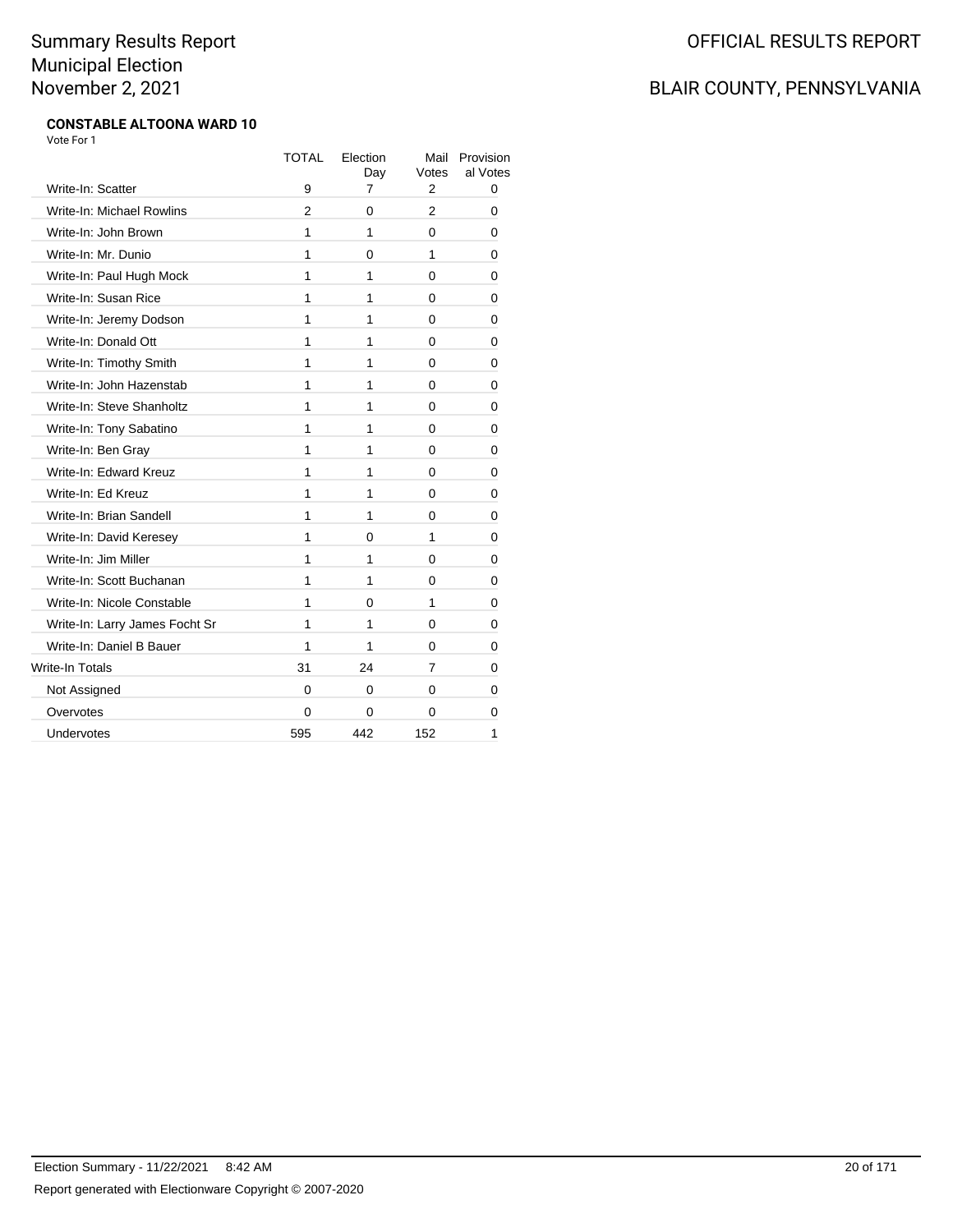# Summary Results Report
# Municipal Election
# November 2, 2021

OFFICIAL RESULTS REPORT

BLAIR COUNTY, PENNSYLVANIA

### CONSTABLE ALTOONA WARD 10

Vote For 1

| | TOTAL | Election Day | Mail Votes | Provisional Votes |
|---|---|---|---|---|
| Write-In: Scatter | 9 | 7 | 2 | 0 |
| Write-In: Michael Rowlins | 2 | 0 | 2 | 0 |
| Write-In: John Brown | 1 | 1 | 0 | 0 |
| Write-In: Mr. Dunio | 1 | 0 | 1 | 0 |
| Write-In: Paul Hugh Mock | 1 | 1 | 0 | 0 |
| Write-In: Susan Rice | 1 | 1 | 0 | 0 |
| Write-In: Jeremy Dodson | 1 | 1 | 0 | 0 |
| Write-In: Donald Ott | 1 | 1 | 0 | 0 |
| Write-In: Timothy Smith | 1 | 1 | 0 | 0 |
| Write-In: John Hazenstab | 1 | 1 | 0 | 0 |
| Write-In: Steve Shanholtz | 1 | 1 | 0 | 0 |
| Write-In: Tony Sabatino | 1 | 1 | 0 | 0 |
| Write-In: Ben Gray | 1 | 1 | 0 | 0 |
| Write-In: Edward Kreuz | 1 | 1 | 0 | 0 |
| Write-In: Ed Kreuz | 1 | 1 | 0 | 0 |
| Write-In: Brian Sandell | 1 | 1 | 0 | 0 |
| Write-In: David Keresey | 1 | 0 | 1 | 0 |
| Write-In: Jim Miller | 1 | 1 | 0 | 0 |
| Write-In: Scott Buchanan | 1 | 1 | 0 | 0 |
| Write-In: Nicole Constable | 1 | 0 | 1 | 0 |
| Write-In: Larry James Focht Sr | 1 | 1 | 0 | 0 |
| Write-In: Daniel B Bauer | 1 | 1 | 0 | 0 |
| Write-In Totals | 31 | 24 | 7 | 0 |
| Not Assigned | 0 | 0 | 0 | 0 |
| Overvotes | 0 | 0 | 0 | 0 |
| Undervotes | 595 | 442 | 152 | 1 |

Election Summary - 11/22/2021 8:42 AM

Report generated with Electionware Copyright © 2007-2020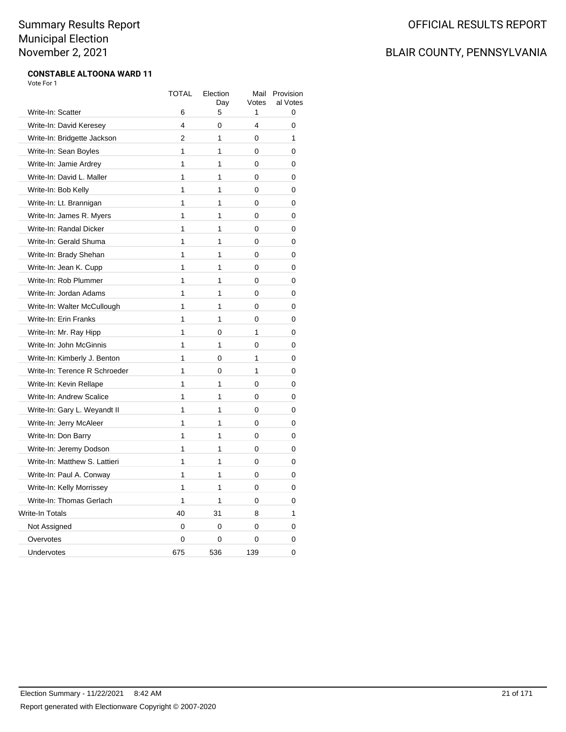Summary Results Report
Municipal Election
November 2, 2021

OFFICIAL RESULTS REPORT

BLAIR COUNTY, PENNSYLVANIA

**CONSTABLE ALTOONA WARD 11**

Vote For 1

| | TOTAL | Election Day | Mail Votes | Provisional Votes |
|---|---|---|---|---|
| Write-In: Scatter | 6 | 5 | 1 | 0 |
| Write-In: David Keresey | 4 | 0 | 4 | 0 |
| Write-In: Bridgette Jackson | 2 | 1 | 0 | 1 |
| Write-In: Sean Boyles | 1 | 1 | 0 | 0 |
| Write-In: Jamie Ardrey | 1 | 1 | 0 | 0 |
| Write-In: David L. Maller | 1 | 1 | 0 | 0 |
| Write-In: Bob Kelly | 1 | 1 | 0 | 0 |
| Write-In: Lt. Brannigan | 1 | 1 | 0 | 0 |
| Write-In: James R. Myers | 1 | 1 | 0 | 0 |
| Write-In: Randal Dicker | 1 | 1 | 0 | 0 |
| Write-In: Gerald Shuma | 1 | 1 | 0 | 0 |
| Write-In: Brady Shehan | 1 | 1 | 0 | 0 |
| Write-In: Jean K. Cupp | 1 | 1 | 0 | 0 |
| Write-In: Rob Plummer | 1 | 1 | 0 | 0 |
| Write-In: Jordan Adams | 1 | 1 | 0 | 0 |
| Write-In: Walter McCullough | 1 | 1 | 0 | 0 |
| Write-In: Erin Franks | 1 | 1 | 0 | 0 |
| Write-In: Mr. Ray Hipp | 1 | 0 | 1 | 0 |
| Write-In: John McGinnis | 1 | 1 | 0 | 0 |
| Write-In: Kimberly J. Benton | 1 | 0 | 1 | 0 |
| Write-In: Terence R Schroeder | 1 | 0 | 1 | 0 |
| Write-In: Kevin Rellape | 1 | 1 | 0 | 0 |
| Write-In: Andrew Scalice | 1 | 1 | 0 | 0 |
| Write-In: Gary L. Weyandt II | 1 | 1 | 0 | 0 |
| Write-In: Jerry McAleer | 1 | 1 | 0 | 0 |
| Write-In: Don Barry | 1 | 1 | 0 | 0 |
| Write-In: Jeremy Dodson | 1 | 1 | 0 | 0 |
| Write-In: Matthew S. Lattieri | 1 | 1 | 0 | 0 |
| Write-In: Paul A. Conway | 1 | 1 | 0 | 0 |
| Write-In: Kelly Morrissey | 1 | 1 | 0 | 0 |
| Write-In: Thomas Gerlach | 1 | 1 | 0 | 0 |
| Write-In Totals | 40 | 31 | 8 | 1 |
| Not Assigned | 0 | 0 | 0 | 0 |
| Overvotes | 0 | 0 | 0 | 0 |
| Undervotes | 675 | 536 | 139 | 0 |

Election Summary - 11/22/2021 8:42 AM

Report generated with Electionware Copyright © 2007-2020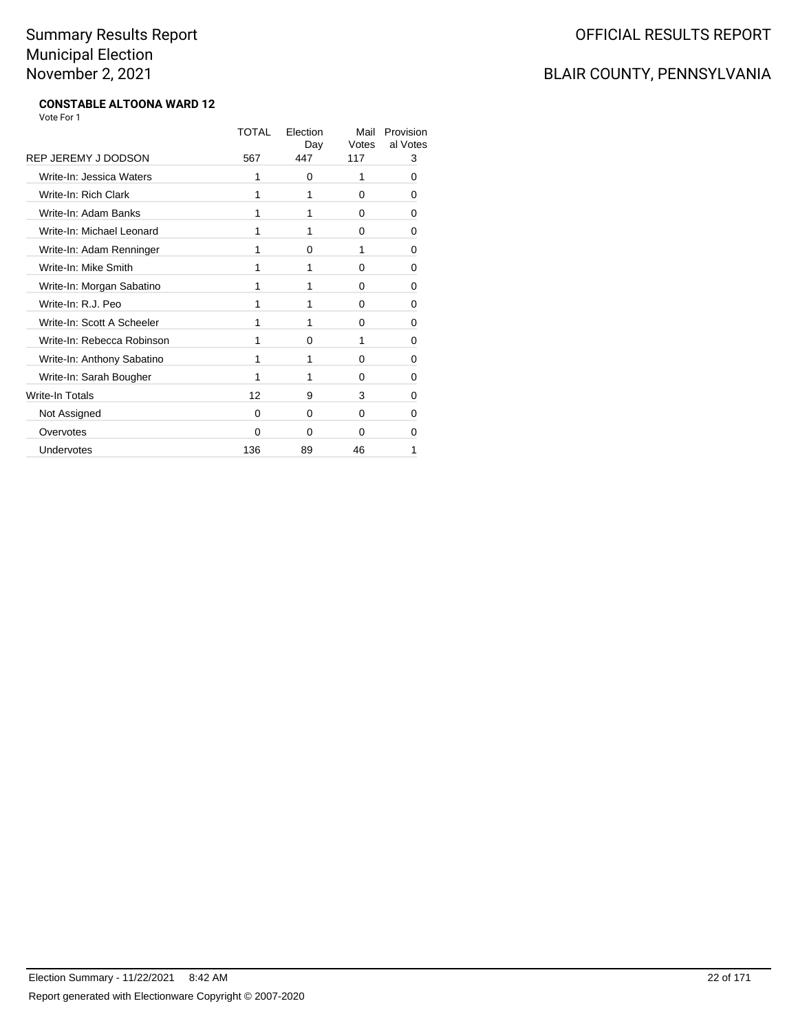# Summary Results Report
# Municipal Election
# November 2, 2021

OFFICIAL RESULTS REPORT

BLAIR COUNTY, PENNSYLVANIA

**CONSTABLE ALTOONA WARD 12**

Vote For 1

| | TOTAL | Election Day | Mail Votes | Provisional Votes |
|---|---|---|---|---|
| REP JEREMY J DODSON | 567 | 447 | 117 | 3 |
| Write-In: Jessica Waters | 1 | 0 | 1 | 0 |
| Write-In: Rich Clark | 1 | 1 | 0 | 0 |
| Write-In: Adam Banks | 1 | 1 | 0 | 0 |
| Write-In: Michael Leonard | 1 | 1 | 0 | 0 |
| Write-In: Adam Renninger | 1 | 0 | 1 | 0 |
| Write-In: Mike Smith | 1 | 1 | 0 | 0 |
| Write-In: Morgan Sabatino | 1 | 1 | 0 | 0 |
| Write-In: R.J. Peo | 1 | 1 | 0 | 0 |
| Write-In: Scott A Scheeler | 1 | 1 | 0 | 0 |
| Write-In: Rebecca Robinson | 1 | 0 | 1 | 0 |
| Write-In: Anthony Sabatino | 1 | 1 | 0 | 0 |
| Write-In: Sarah Bougher | 1 | 1 | 0 | 0 |
| Write-In Totals | 12 | 9 | 3 | 0 |
| Not Assigned | 0 | 0 | 0 | 0 |
| Overvotes | 0 | 0 | 0 | 0 |
| Undervotes | 136 | 89 | 46 | 1 |

Election Summary - 11/22/2021 8:42 AM

Report generated with Electionware Copyright © 2007-2020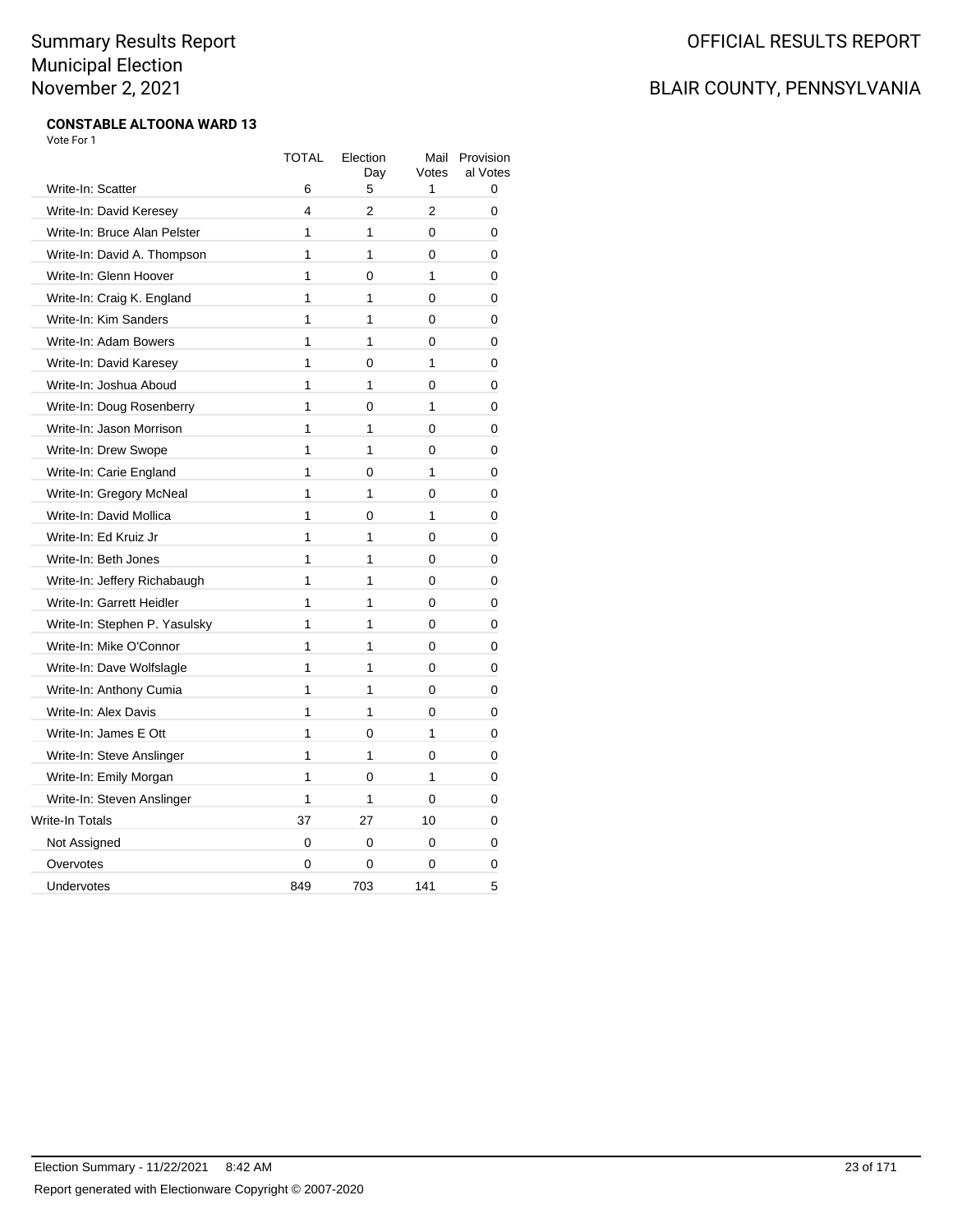# Summary Results Report
# Municipal Election
# November 2, 2021

OFFICIAL RESULTS REPORT

BLAIR COUNTY, PENNSYLVANIA

**CONSTABLE ALTOONA WARD 13**

Vote For 1

| | TOTAL | Election Day | Mail Votes | Provisional Votes |
|---|---|---|---|---|
| Write-In: Scatter | 6 | 5 | 1 | 0 |
| Write-In: David Keresey | 4 | 2 | 2 | 0 |
| Write-In: Bruce Alan Pelster | 1 | 1 | 0 | 0 |
| Write-In: David A. Thompson | 1 | 1 | 0 | 0 |
| Write-In: Glenn Hoover | 1 | 0 | 1 | 0 |
| Write-In: Craig K. England | 1 | 1 | 0 | 0 |
| Write-In: Kim Sanders | 1 | 1 | 0 | 0 |
| Write-In: Adam Bowers | 1 | 1 | 0 | 0 |
| Write-In: David Karesey | 1 | 0 | 1 | 0 |
| Write-In: Joshua Aboud | 1 | 1 | 0 | 0 |
| Write-In: Doug Rosenberry | 1 | 0 | 1 | 0 |
| Write-In: Jason Morrison | 1 | 1 | 0 | 0 |
| Write-In: Drew Swope | 1 | 1 | 0 | 0 |
| Write-In: Carie England | 1 | 0 | 1 | 0 |
| Write-In: Gregory McNeal | 1 | 1 | 0 | 0 |
| Write-In: David Mollica | 1 | 0 | 1 | 0 |
| Write-In: Ed Kruiz Jr | 1 | 1 | 0 | 0 |
| Write-In: Beth Jones | 1 | 1 | 0 | 0 |
| Write-In: Jeffery Richabaugh | 1 | 1 | 0 | 0 |
| Write-In: Garrett Heidler | 1 | 1 | 0 | 0 |
| Write-In: Stephen P. Yasulsky | 1 | 1 | 0 | 0 |
| Write-In: Mike O'Connor | 1 | 1 | 0 | 0 |
| Write-In: Dave Wolfslagle | 1 | 1 | 0 | 0 |
| Write-In: Anthony Cumia | 1 | 1 | 0 | 0 |
| Write-In: Alex Davis | 1 | 1 | 0 | 0 |
| Write-In: James E Ott | 1 | 0 | 1 | 0 |
| Write-In: Steve Anslinger | 1 | 1 | 0 | 0 |
| Write-In: Emily Morgan | 1 | 0 | 1 | 0 |
| Write-In: Steven Anslinger | 1 | 1 | 0 | 0 |
| Write-In Totals | 37 | 27 | 10 | 0 |
| Not Assigned | 0 | 0 | 0 | 0 |
| Overvotes | 0 | 0 | 0 | 0 |
| Undervotes | 849 | 703 | 141 | 5 |

Election Summary - 11/22/2021 8:42 AM

Report generated with Electionware Copyright © 2007-2020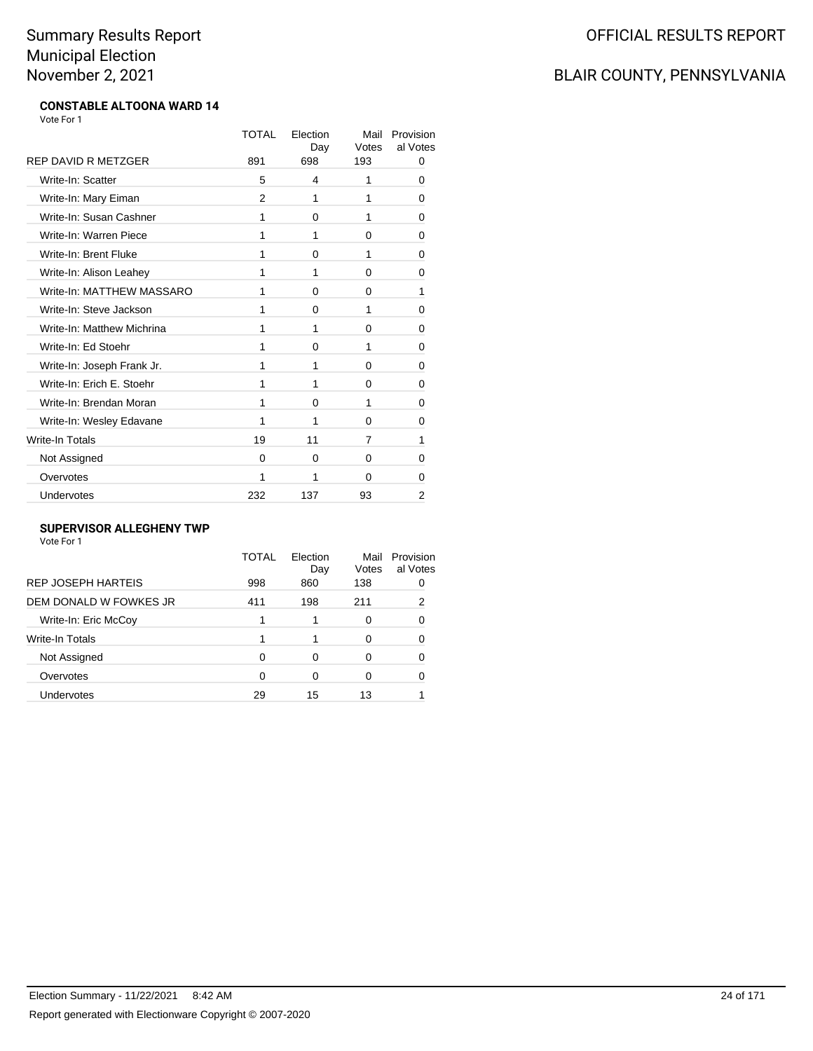# Summary Results Report
# Municipal Election
# November 2, 2021

# OFFICIAL RESULTS REPORT

# BLAIR COUNTY, PENNSYLVANIA

### CONSTABLE ALTOONA WARD 14

Vote For 1

| | TOTAL | Election Day | Mail Votes | Provisional Votes |
|---|---|---|---|---|
| REP DAVID R METZGER | 891 | 698 | 193 | 0 |
| Write-In: Scatter | 5 | 4 | 1 | 0 |
| Write-In: Mary Eiman | 2 | 1 | 1 | 0 |
| Write-In: Susan Cashner | 1 | 0 | 1 | 0 |
| Write-In: Warren Piece | 1 | 1 | 0 | 0 |
| Write-In: Brent Fluke | 1 | 0 | 1 | 0 |
| Write-In: Alison Leahey | 1 | 1 | 0 | 0 |
| Write-In: MATTHEW MASSARO | 1 | 0 | 0 | 1 |
| Write-In: Steve Jackson | 1 | 0 | 1 | 0 |
| Write-In: Matthew Michrina | 1 | 1 | 0 | 0 |
| Write-In: Ed Stoehr | 1 | 0 | 1 | 0 |
| Write-In: Joseph Frank Jr. | 1 | 1 | 0 | 0 |
| Write-In: Erich E. Stoehr | 1 | 1 | 0 | 0 |
| Write-In: Brendan Moran | 1 | 0 | 1 | 0 |
| Write-In: Wesley Edavane | 1 | 1 | 0 | 0 |
| Write-In Totals | 19 | 11 | 7 | 1 |
| Not Assigned | 0 | 0 | 0 | 0 |
| Overvotes | 1 | 1 | 0 | 0 |
| Undervotes | 232 | 137 | 93 | 2 |

### SUPERVISOR ALLEGHENY TWP

Vote For 1

| | TOTAL | Election Day | Mail Votes | Provisional Votes |
|---|---|---|---|---|
| REP JOSEPH HARTEIS | 998 | 860 | 138 | 0 |
| DEM DONALD W FOWKES JR | 411 | 198 | 211 | 2 |
| Write-In: Eric McCoy | 1 | 1 | 0 | 0 |
| Write-In Totals | 1 | 1 | 0 | 0 |
| Not Assigned | 0 | 0 | 0 | 0 |
| Overvotes | 0 | 0 | 0 | 0 |
| Undervotes | 29 | 15 | 13 | 1 |

Election Summary - 11/22/2021 8:42 AM

Report generated with Electionware Copyright © 2007-2020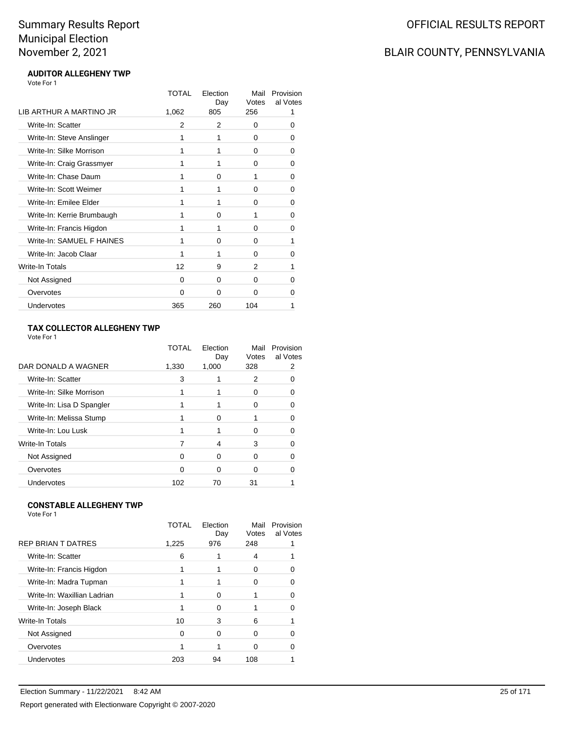# Summary Results Report
# Municipal Election
# November 2, 2021

OFFICIAL RESULTS REPORT

BLAIR COUNTY, PENNSYLVANIA

### AUDITOR ALLEGHENY TWP

Vote For 1

| | TOTAL | Election Day | Mail Votes | Provisional Votes |
|---|---|---|---|---|
| LIB ARTHUR A MARTINO JR | 1,062 | 805 | 256 | 1 |
| Write-In: Scatter | 2 | 2 | 0 | 0 |
| Write-In: Steve Anslinger | 1 | 1 | 0 | 0 |
| Write-In: Silke Morrison | 1 | 1 | 0 | 0 |
| Write-In: Craig Grassmyer | 1 | 1 | 0 | 0 |
| Write-In: Chase Daum | 1 | 0 | 1 | 0 |
| Write-In: Scott Weimer | 1 | 1 | 0 | 0 |
| Write-In: Emilee Elder | 1 | 1 | 0 | 0 |
| Write-In: Kerrie Brumbaugh | 1 | 0 | 1 | 0 |
| Write-In: Francis Higdon | 1 | 1 | 0 | 0 |
| Write-In: SAMUEL F HAINES | 1 | 0 | 0 | 1 |
| Write-In: Jacob Claar | 1 | 1 | 0 | 0 |
| Write-In Totals | 12 | 9 | 2 | 1 |
| Not Assigned | 0 | 0 | 0 | 0 |
| Overvotes | 0 | 0 | 0 | 0 |
| Undervotes | 365 | 260 | 104 | 1 |

### TAX COLLECTOR ALLEGHENY TWP

Vote For 1

| | TOTAL | Election Day | Mail Votes | Provisional Votes |
|---|---|---|---|---|
| DAR DONALD A WAGNER | 1,330 | 1,000 | 328 | 2 |
| Write-In: Scatter | 3 | 1 | 2 | 0 |
| Write-In: Silke Morrison | 1 | 1 | 0 | 0 |
| Write-In: Lisa D Spangler | 1 | 1 | 0 | 0 |
| Write-In: Melissa Stump | 1 | 0 | 1 | 0 |
| Write-In: Lou Lusk | 1 | 1 | 0 | 0 |
| Write-In Totals | 7 | 4 | 3 | 0 |
| Not Assigned | 0 | 0 | 0 | 0 |
| Overvotes | 0 | 0 | 0 | 0 |
| Undervotes | 102 | 70 | 31 | 1 |

### CONSTABLE ALLEGHENY TWP

Vote For 1

| | TOTAL | Election Day | Mail Votes | Provisional Votes |
|---|---|---|---|---|
| REP BRIAN T DATRES | 1,225 | 976 | 248 | 1 |
| Write-In: Scatter | 6 | 1 | 4 | 1 |
| Write-In: Francis Higdon | 1 | 1 | 0 | 0 |
| Write-In: Madra Tupman | 1 | 1 | 0 | 0 |
| Write-In: Waxillian Ladrian | 1 | 0 | 1 | 0 |
| Write-In: Joseph Black | 1 | 0 | 1 | 0 |
| Write-In Totals | 10 | 3 | 6 | 1 |
| Not Assigned | 0 | 0 | 0 | 0 |
| Overvotes | 1 | 1 | 0 | 0 |
| Undervotes | 203 | 94 | 108 | 1 |

Election Summary - 11/22/2021 8:42 AM

Report generated with Electionware Copyright © 2007-2020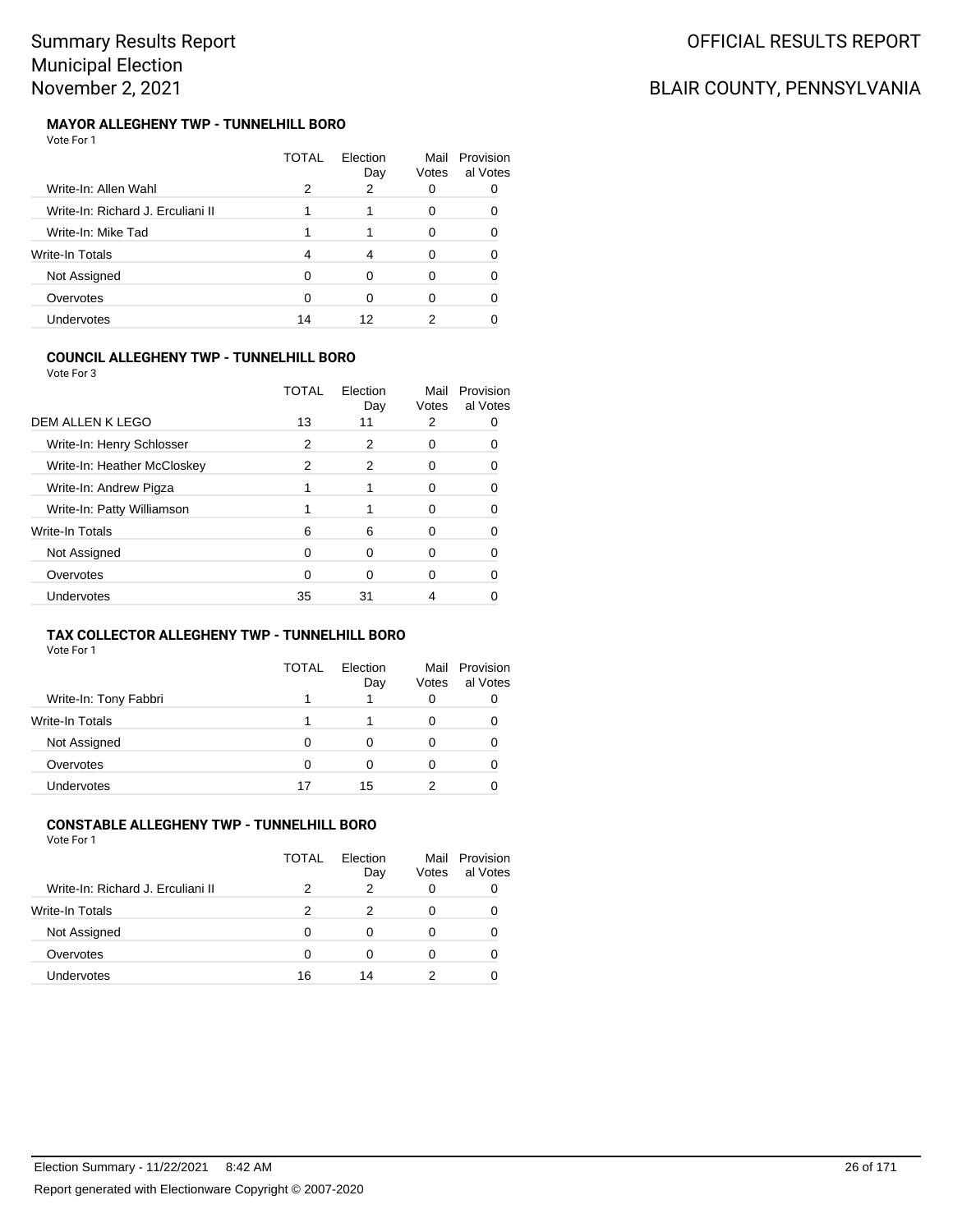# Summary Results Report
# Municipal Election
# November 2, 2021

OFFICIAL RESULTS REPORT

BLAIR COUNTY, PENNSYLVANIA

### MAYOR ALLEGHENY TWP - TUNNELHILL BORO

Vote For 1

| | TOTAL | Election Day | Mail Votes | Provisional Votes |
|---|---|---|---|---|
| Write-In: Allen Wahl | 2 | 2 | 0 | 0 |
| Write-In: Richard J. Erculiani II | 1 | 1 | 0 | 0 |
| Write-In: Mike Tad | 1 | 1 | 0 | 0 |
| Write-In Totals | 4 | 4 | 0 | 0 |
| Not Assigned | 0 | 0 | 0 | 0 |
| Overvotes | 0 | 0 | 0 | 0 |
| Undervotes | 14 | 12 | 2 | 0 |

### COUNCIL ALLEGHENY TWP - TUNNELHILL BORO

Vote For 3

| | TOTAL | Election Day | Mail Votes | Provisional Votes |
|---|---|---|---|---|
| DEM ALLEN K LEGO | 13 | 11 | 2 | 0 |
| Write-In: Henry Schlosser | 2 | 2 | 0 | 0 |
| Write-In: Heather McCloskey | 2 | 2 | 0 | 0 |
| Write-In: Andrew Pigza | 1 | 1 | 0 | 0 |
| Write-In: Patty Williamson | 1 | 1 | 0 | 0 |
| Write-In Totals | 6 | 6 | 0 | 0 |
| Not Assigned | 0 | 0 | 0 | 0 |
| Overvotes | 0 | 0 | 0 | 0 |
| Undervotes | 35 | 31 | 4 | 0 |

### TAX COLLECTOR ALLEGHENY TWP - TUNNELHILL BORO

Vote For 1

| | TOTAL | Election Day | Mail Votes | Provisional Votes |
|---|---|---|---|---|
| Write-In: Tony Fabbri | 1 | 1 | 0 | 0 |
| Write-In Totals | 1 | 1 | 0 | 0 |
| Not Assigned | 0 | 0 | 0 | 0 |
| Overvotes | 0 | 0 | 0 | 0 |
| Undervotes | 17 | 15 | 2 | 0 |

### CONSTABLE ALLEGHENY TWP - TUNNELHILL BORO

Vote For 1

| | TOTAL | Election Day | Mail Votes | Provisional Votes |
|---|---|---|---|---|
| Write-In: Richard J. Erculiani II | 2 | 2 | 0 | 0 |
| Write-In Totals | 2 | 2 | 0 | 0 |
| Not Assigned | 0 | 0 | 0 | 0 |
| Overvotes | 0 | 0 | 0 | 0 |
| Undervotes | 16 | 14 | 2 | 0 |

Election Summary - 11/22/2021 8:42 AM

Report generated with Electionware Copyright © 2007-2020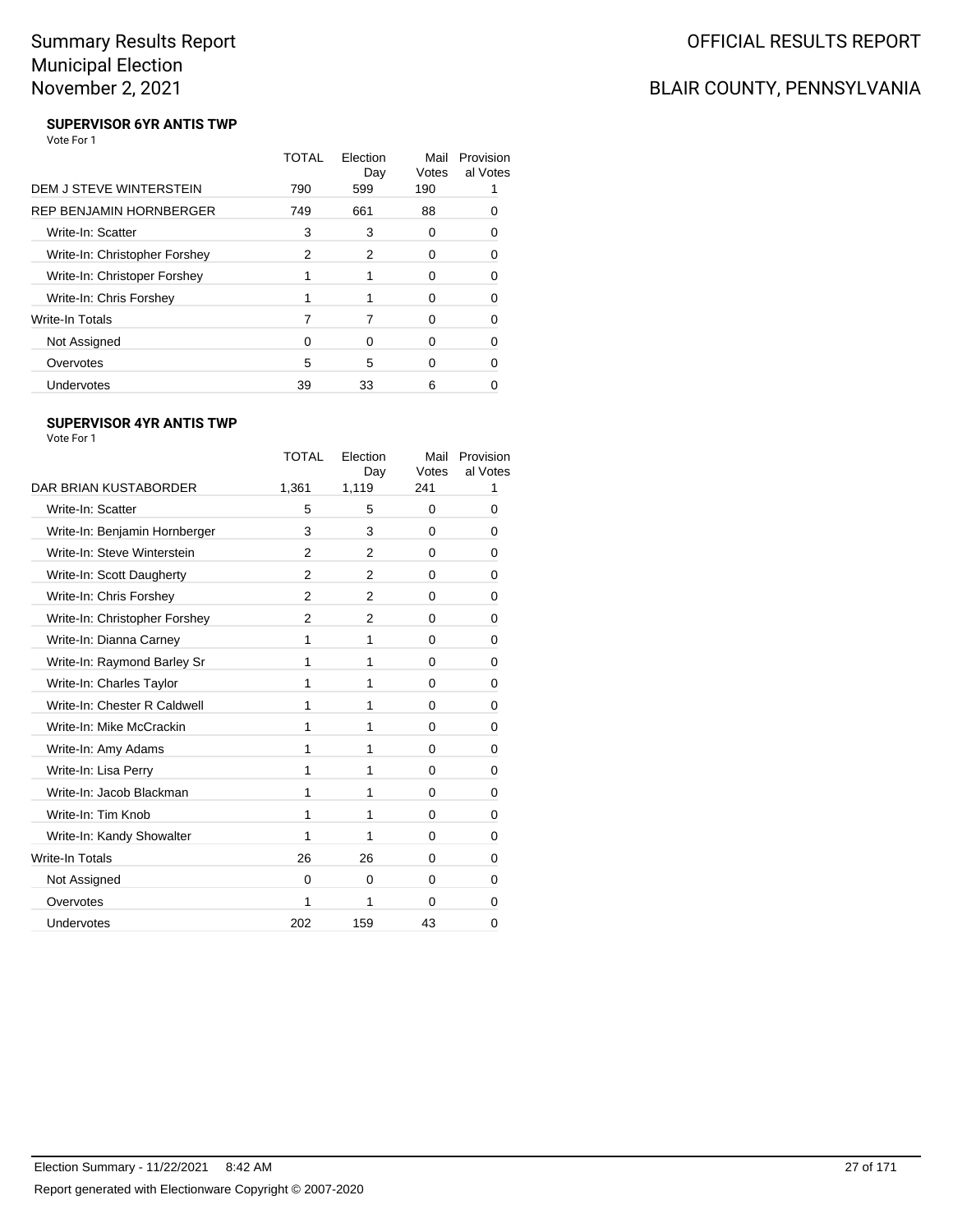# Summary Results Report
## Municipal Election
## November 2, 2021

OFFICIAL RESULTS REPORT

BLAIR COUNTY, PENNSYLVANIA

### SUPERVISOR 6YR ANTIS TWP

Vote For 1

| | TOTAL | Election Day | Mail Votes | Provisional Votes |
|---|---|---|---|---|
| DEM J STEVE WINTERSTEIN | 790 | 599 | 190 | 1 |
| REP BENJAMIN HORNBERGER | 749 | 661 | 88 | 0 |
| Write-In: Scatter | 3 | 3 | 0 | 0 |
| Write-In: Christopher Forshey | 2 | 2 | 0 | 0 |
| Write-In: Christoper Forshey | 1 | 1 | 0 | 0 |
| Write-In: Chris Forshey | 1 | 1 | 0 | 0 |
| Write-In Totals | 7 | 7 | 0 | 0 |
| Not Assigned | 0 | 0 | 0 | 0 |
| Overvotes | 5 | 5 | 0 | 0 |
| Undervotes | 39 | 33 | 6 | 0 |

### SUPERVISOR 4YR ANTIS TWP

Vote For 1

| | TOTAL | Election Day | Mail Votes | Provisional Votes |
|---|---|---|---|---|
| DAR BRIAN KUSTABORDER | 1,361 | 1,119 | 241 | 1 |
| Write-In: Scatter | 5 | 5 | 0 | 0 |
| Write-In: Benjamin Hornberger | 3 | 3 | 0 | 0 |
| Write-In: Steve Winterstein | 2 | 2 | 0 | 0 |
| Write-In: Scott Daugherty | 2 | 2 | 0 | 0 |
| Write-In: Chris Forshey | 2 | 2 | 0 | 0 |
| Write-In: Christopher Forshey | 2 | 2 | 0 | 0 |
| Write-In: Dianna Carney | 1 | 1 | 0 | 0 |
| Write-In: Raymond Barley Sr | 1 | 1 | 0 | 0 |
| Write-In: Charles Taylor | 1 | 1 | 0 | 0 |
| Write-In: Chester R Caldwell | 1 | 1 | 0 | 0 |
| Write-In: Mike McCrackin | 1 | 1 | 0 | 0 |
| Write-In: Amy Adams | 1 | 1 | 0 | 0 |
| Write-In: Lisa Perry | 1 | 1 | 0 | 0 |
| Write-In: Jacob Blackman | 1 | 1 | 0 | 0 |
| Write-In: Tim Knob | 1 | 1 | 0 | 0 |
| Write-In: Kandy Showalter | 1 | 1 | 0 | 0 |
| Write-In Totals | 26 | 26 | 0 | 0 |
| Not Assigned | 0 | 0 | 0 | 0 |
| Overvotes | 1 | 1 | 0 | 0 |
| Undervotes | 202 | 159 | 43 | 0 |

Election Summary - 11/22/2021 8:42 AM

Report generated with Electionware Copyright © 2007-2020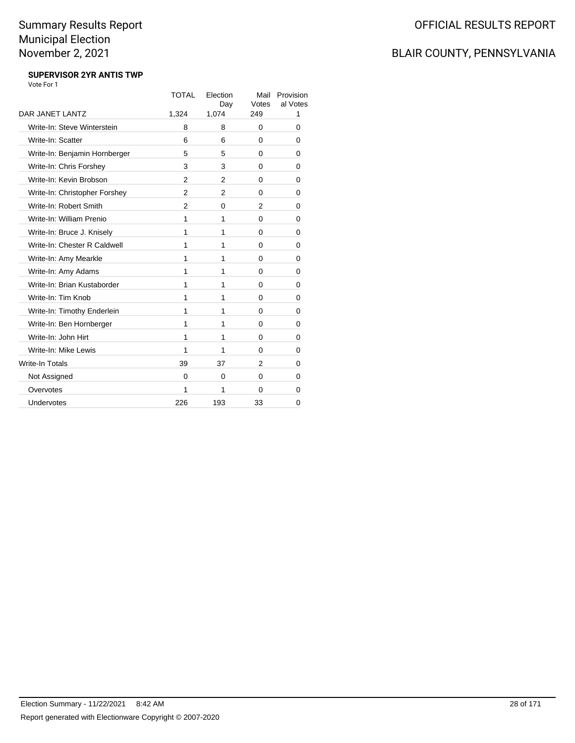# Summary Results Report
## Municipal Election
## November 2, 2021

OFFICIAL RESULTS REPORT

BLAIR COUNTY, PENNSYLVANIA

### SUPERVISOR 2YR ANTIS TWP

Vote For 1

| | TOTAL | Election Day | Mail Votes | Provisional Votes |
|---|---|---|---|---|
| DAR JANET LANTZ | 1,324 | 1,074 | 249 | 1 |
| Write-In: Steve Winterstein | 8 | 8 | 0 | 0 |
| Write-In: Scatter | 6 | 6 | 0 | 0 |
| Write-In: Benjamin Hornberger | 5 | 5 | 0 | 0 |
| Write-In: Chris Forshey | 3 | 3 | 0 | 0 |
| Write-In: Kevin Brobson | 2 | 2 | 0 | 0 |
| Write-In: Christopher Forshey | 2 | 2 | 0 | 0 |
| Write-In: Robert Smith | 2 | 0 | 2 | 0 |
| Write-In: William Prenio | 1 | 1 | 0 | 0 |
| Write-In: Bruce J. Knisely | 1 | 1 | 0 | 0 |
| Write-In: Chester R Caldwell | 1 | 1 | 0 | 0 |
| Write-In: Amy Mearkle | 1 | 1 | 0 | 0 |
| Write-In: Amy Adams | 1 | 1 | 0 | 0 |
| Write-In: Brian Kustaborder | 1 | 1 | 0 | 0 |
| Write-In: Tim Knob | 1 | 1 | 0 | 0 |
| Write-In: Timothy Enderlein | 1 | 1 | 0 | 0 |
| Write-In: Ben Hornberger | 1 | 1 | 0 | 0 |
| Write-In: John Hirt | 1 | 1 | 0 | 0 |
| Write-In: Mike Lewis | 1 | 1 | 0 | 0 |
| Write-In Totals | 39 | 37 | 2 | 0 |
| Not Assigned | 0 | 0 | 0 | 0 |
| Overvotes | 1 | 1 | 0 | 0 |
| Undervotes | 226 | 193 | 33 | 0 |

Election Summary - 11/22/2021 8:42 AM

Report generated with Electionware Copyright © 2007-2020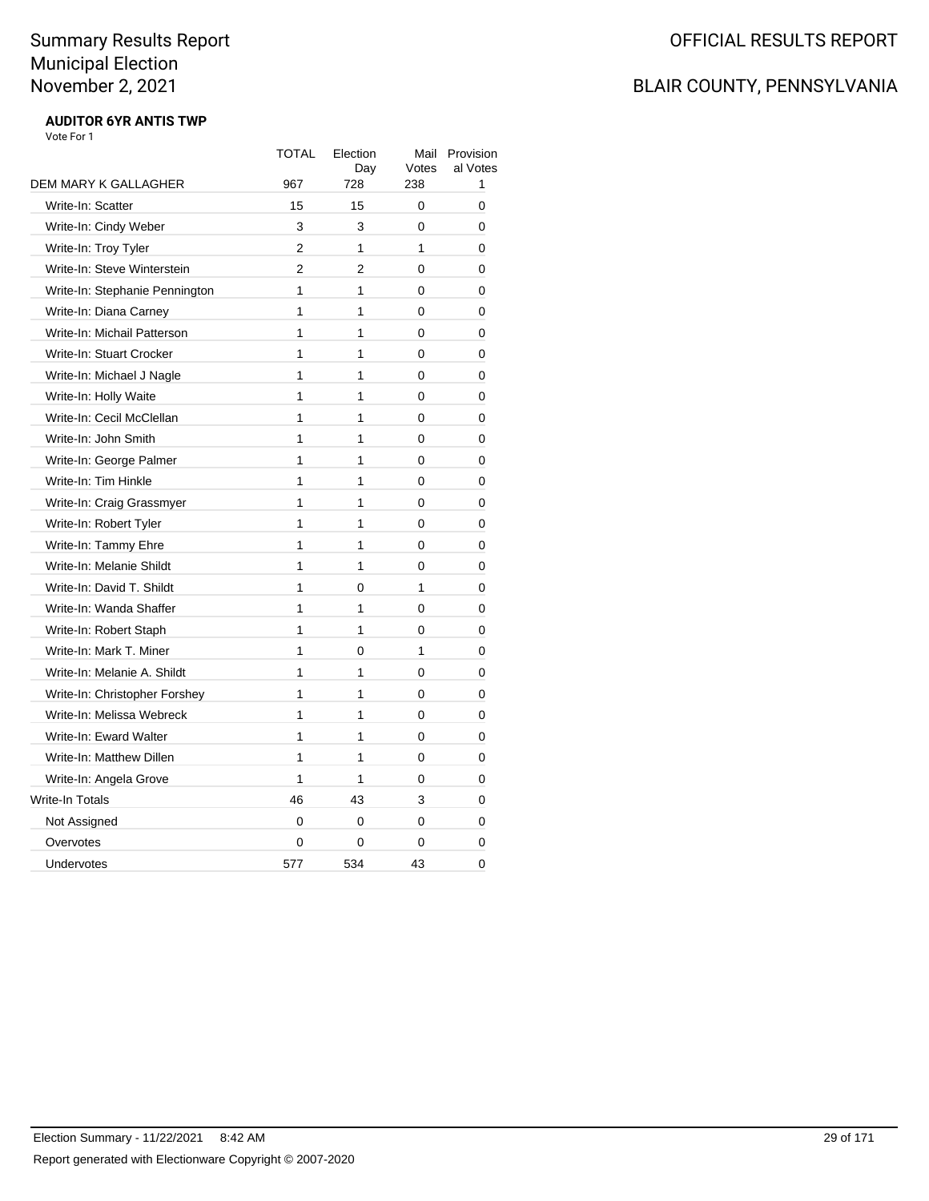Summary Results Report
Municipal Election
November 2, 2021

OFFICIAL RESULTS REPORT

BLAIR COUNTY, PENNSYLVANIA

**AUDITOR 6YR ANTIS TWP**

Vote For 1

| | TOTAL | Election Day | Mail Votes | Provisional Votes |
|---|---|---|---|---|
| DEM MARY K GALLAGHER | 967 | 728 | 238 | 1 |
| Write-In: Scatter | 15 | 15 | 0 | 0 |
| Write-In: Cindy Weber | 3 | 3 | 0 | 0 |
| Write-In: Troy Tyler | 2 | 1 | 1 | 0 |
| Write-In: Steve Winterstein | 2 | 2 | 0 | 0 |
| Write-In: Stephanie Pennington | 1 | 1 | 0 | 0 |
| Write-In: Diana Carney | 1 | 1 | 0 | 0 |
| Write-In: Michail Patterson | 1 | 1 | 0 | 0 |
| Write-In: Stuart Crocker | 1 | 1 | 0 | 0 |
| Write-In: Michael J Nagle | 1 | 1 | 0 | 0 |
| Write-In: Holly Waite | 1 | 1 | 0 | 0 |
| Write-In: Cecil McClellan | 1 | 1 | 0 | 0 |
| Write-In: John Smith | 1 | 1 | 0 | 0 |
| Write-In: George Palmer | 1 | 1 | 0 | 0 |
| Write-In: Tim Hinkle | 1 | 1 | 0 | 0 |
| Write-In: Craig Grassmyer | 1 | 1 | 0 | 0 |
| Write-In: Robert Tyler | 1 | 1 | 0 | 0 |
| Write-In: Tammy Ehre | 1 | 1 | 0 | 0 |
| Write-In: Melanie Shildt | 1 | 1 | 0 | 0 |
| Write-In: David T. Shildt | 1 | 0 | 1 | 0 |
| Write-In: Wanda Shaffer | 1 | 1 | 0 | 0 |
| Write-In: Robert Staph | 1 | 1 | 0 | 0 |
| Write-In: Mark T. Miner | 1 | 0 | 1 | 0 |
| Write-In: Melanie A. Shildt | 1 | 1 | 0 | 0 |
| Write-In: Christopher Forshey | 1 | 1 | 0 | 0 |
| Write-In: Melissa Webreck | 1 | 1 | 0 | 0 |
| Write-In: Eward Walter | 1 | 1 | 0 | 0 |
| Write-In: Matthew Dillen | 1 | 1 | 0 | 0 |
| Write-In: Angela Grove | 1 | 1 | 0 | 0 |
| Write-In Totals | 46 | 43 | 3 | 0 |
| Not Assigned | 0 | 0 | 0 | 0 |
| Overvotes | 0 | 0 | 0 | 0 |
| Undervotes | 577 | 534 | 43 | 0 |

Election Summary - 11/22/2021 8:42 AM

Report generated with Electionware Copyright © 2007-2020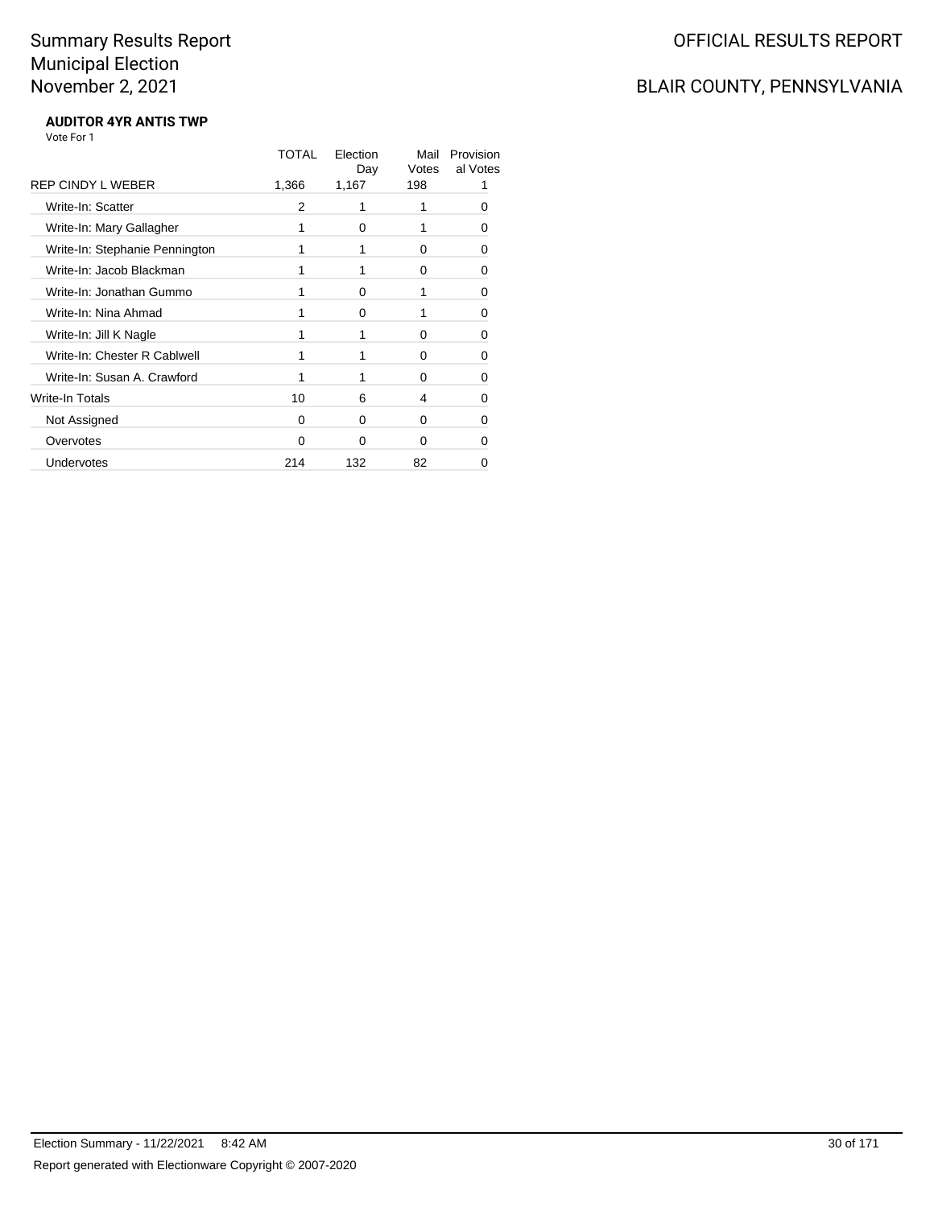# Summary Results Report
# Municipal Election
# November 2, 2021

OFFICIAL RESULTS REPORT

BLAIR COUNTY, PENNSYLVANIA

**AUDITOR 4YR ANTIS TWP**

Vote For 1

| | TOTAL | Election Day | Mail Votes | Provisional Votes |
|---|---|---|---|---|
| REP CINDY L WEBER | 1,366 | 1,167 | 198 | 1 |
| Write-In: Scatter | 2 | 1 | 1 | 0 |
| Write-In: Mary Gallagher | 1 | 0 | 1 | 0 |
| Write-In: Stephanie Pennington | 1 | 1 | 0 | 0 |
| Write-In: Jacob Blackman | 1 | 1 | 0 | 0 |
| Write-In: Jonathan Gummo | 1 | 0 | 1 | 0 |
| Write-In: Nina Ahmad | 1 | 0 | 1 | 0 |
| Write-In: Jill K Nagle | 1 | 1 | 0 | 0 |
| Write-In: Chester R Cablwell | 1 | 1 | 0 | 0 |
| Write-In: Susan A. Crawford | 1 | 1 | 0 | 0 |
| Write-In Totals | 10 | 6 | 4 | 0 |
| Not Assigned | 0 | 0 | 0 | 0 |
| Overvotes | 0 | 0 | 0 | 0 |
| Undervotes | 214 | 132 | 82 | 0 |

Election Summary - 11/22/2021 8:42 AM

Report generated with Electionware Copyright © 2007-2020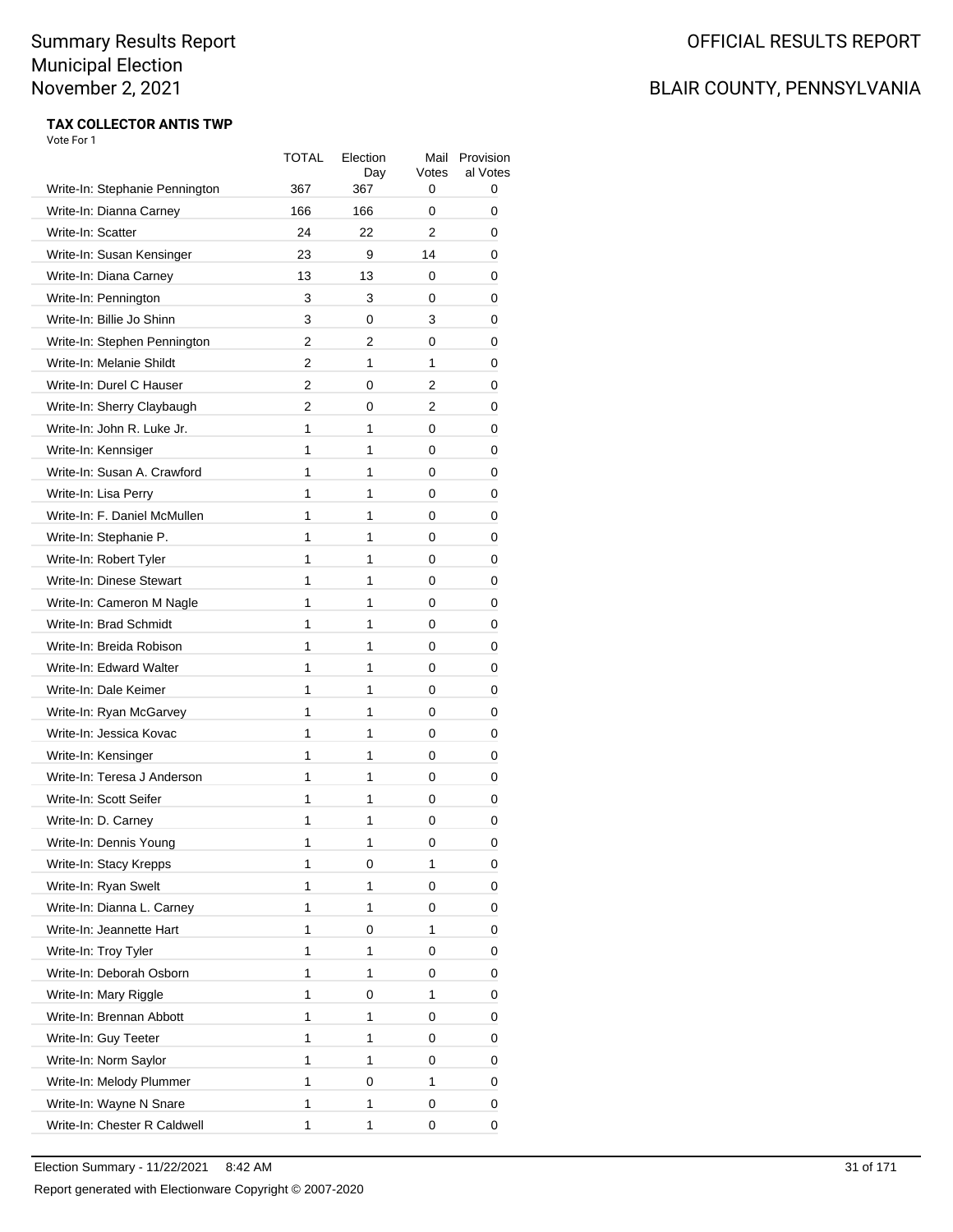# Summary Results Report
# Municipal Election
# November 2, 2021

OFFICIAL RESULTS REPORT

BLAIR COUNTY, PENNSYLVANIA

**TAX COLLECTOR ANTIS TWP**

Vote For 1

| | TOTAL | Election Day | Mail Votes | Provisional Votes |
|---|---|---|---|---|
| Write-In: Stephanie Pennington | 367 | 367 | 0 | 0 |
| Write-In: Dianna Carney | 166 | 166 | 0 | 0 |
| Write-In: Scatter | 24 | 22 | 2 | 0 |
| Write-In: Susan Kensinger | 23 | 9 | 14 | 0 |
| Write-In: Diana Carney | 13 | 13 | 0 | 0 |
| Write-In: Pennington | 3 | 3 | 0 | 0 |
| Write-In: Billie Jo Shinn | 3 | 0 | 3 | 0 |
| Write-In: Stephen Pennington | 2 | 2 | 0 | 0 |
| Write-In: Melanie Shildt | 2 | 1 | 1 | 0 |
| Write-In: Durel C Hauser | 2 | 0 | 2 | 0 |
| Write-In: Sherry Claybaugh | 2 | 0 | 2 | 0 |
| Write-In: John R. Luke Jr. | 1 | 1 | 0 | 0 |
| Write-In: Kennsiger | 1 | 1 | 0 | 0 |
| Write-In: Susan A. Crawford | 1 | 1 | 0 | 0 |
| Write-In: Lisa Perry | 1 | 1 | 0 | 0 |
| Write-In: F. Daniel McMullen | 1 | 1 | 0 | 0 |
| Write-In: Stephanie P. | 1 | 1 | 0 | 0 |
| Write-In: Robert Tyler | 1 | 1 | 0 | 0 |
| Write-In: Dinese Stewart | 1 | 1 | 0 | 0 |
| Write-In: Cameron M Nagle | 1 | 1 | 0 | 0 |
| Write-In: Brad Schmidt | 1 | 1 | 0 | 0 |
| Write-In: Breida Robison | 1 | 1 | 0 | 0 |
| Write-In: Edward Walter | 1 | 1 | 0 | 0 |
| Write-In: Dale Keimer | 1 | 1 | 0 | 0 |
| Write-In: Ryan McGarvey | 1 | 1 | 0 | 0 |
| Write-In: Jessica Kovac | 1 | 1 | 0 | 0 |
| Write-In: Kensinger | 1 | 1 | 0 | 0 |
| Write-In: Teresa J Anderson | 1 | 1 | 0 | 0 |
| Write-In: Scott Seifer | 1 | 1 | 0 | 0 |
| Write-In: D. Carney | 1 | 1 | 0 | 0 |
| Write-In: Dennis Young | 1 | 1 | 0 | 0 |
| Write-In: Stacy Krepps | 1 | 0 | 1 | 0 |
| Write-In: Ryan Swelt | 1 | 1 | 0 | 0 |
| Write-In: Dianna L. Carney | 1 | 1 | 0 | 0 |
| Write-In: Jeannette Hart | 1 | 0 | 1 | 0 |
| Write-In: Troy Tyler | 1 | 1 | 0 | 0 |
| Write-In: Deborah Osborn | 1 | 1 | 0 | 0 |
| Write-In: Mary Riggle | 1 | 0 | 1 | 0 |
| Write-In: Brennan Abbott | 1 | 1 | 0 | 0 |
| Write-In: Guy Teeter | 1 | 1 | 0 | 0 |
| Write-In: Norm Saylor | 1 | 1 | 0 | 0 |
| Write-In: Melody Plummer | 1 | 0 | 1 | 0 |
| Write-In: Wayne N Snare | 1 | 1 | 0 | 0 |
| Write-In: Chester R Caldwell | 1 | 1 | 0 | 0 |

Election Summary - 11/22/2021 8:42 AM

Report generated with Electionware Copyright © 2007-2020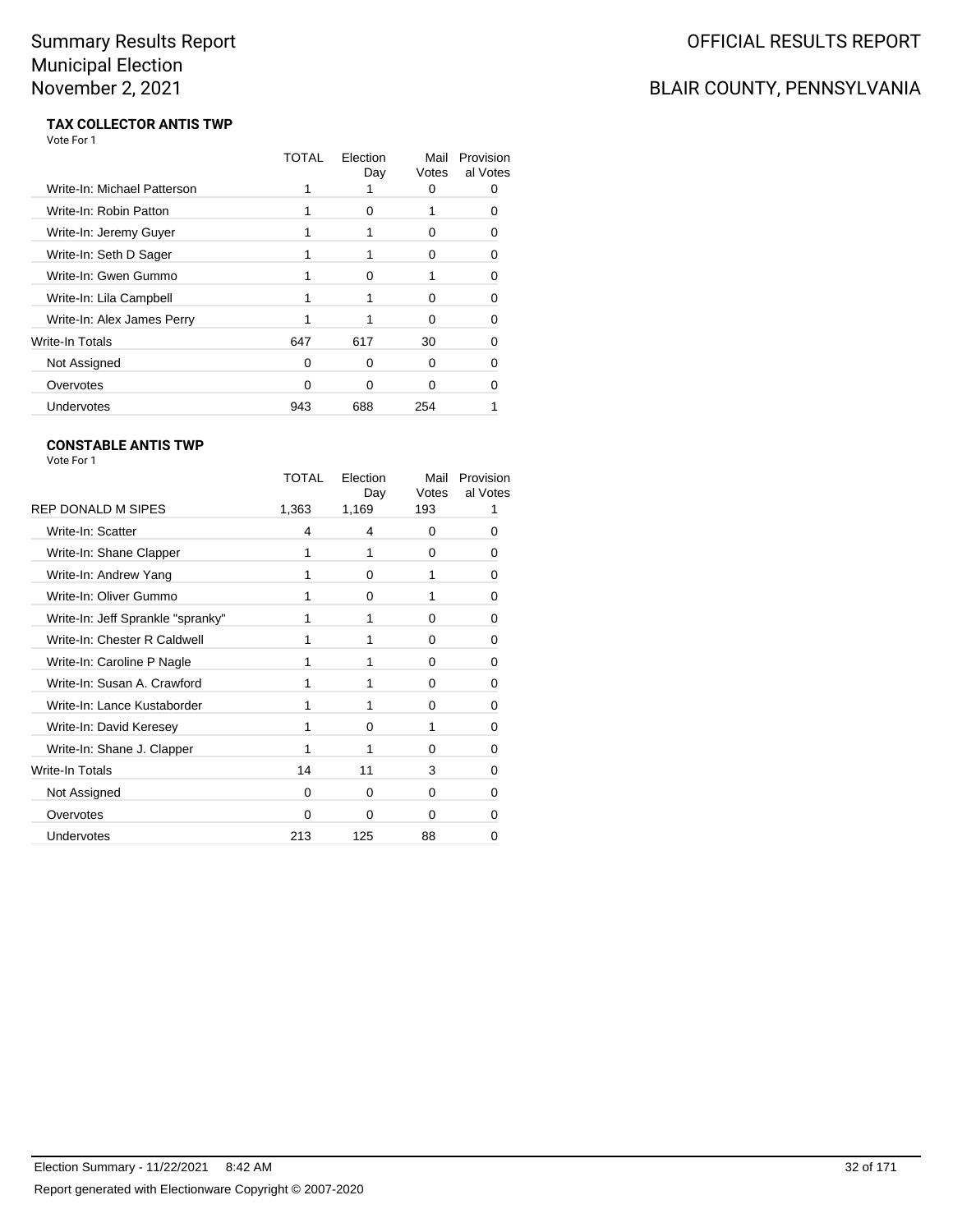# Summary Results Report
# Municipal Election
# November 2, 2021

OFFICIAL RESULTS REPORT

BLAIR COUNTY, PENNSYLVANIA

### TAX COLLECTOR ANTIS TWP

Vote For 1

| | TOTAL | Election Day | Mail Votes | Provisional Votes |
|---|---|---|---|---|
| Write-In: Michael Patterson | 1 | 1 | 0 | 0 |
| Write-In: Robin Patton | 1 | 0 | 1 | 0 |
| Write-In: Jeremy Guyer | 1 | 1 | 0 | 0 |
| Write-In: Seth D Sager | 1 | 1 | 0 | 0 |
| Write-In: Gwen Gummo | 1 | 0 | 1 | 0 |
| Write-In: Lila Campbell | 1 | 1 | 0 | 0 |
| Write-In: Alex James Perry | 1 | 1 | 0 | 0 |
| Write-In Totals | 647 | 617 | 30 | 0 |
| Not Assigned | 0 | 0 | 0 | 0 |
| Overvotes | 0 | 0 | 0 | 0 |
| Undervotes | 943 | 688 | 254 | 1 |

### CONSTABLE ANTIS TWP

Vote For 1

| | TOTAL | Election Day | Mail Votes | Provisional Votes |
|---|---|---|---|---|
| REP DONALD M SIPES | 1,363 | 1,169 | 193 | 1 |
| Write-In: Scatter | 4 | 4 | 0 | 0 |
| Write-In: Shane Clapper | 1 | 1 | 0 | 0 |
| Write-In: Andrew Yang | 1 | 0 | 1 | 0 |
| Write-In: Oliver Gummo | 1 | 0 | 1 | 0 |
| Write-In: Jeff Sprankle "spranky" | 1 | 1 | 0 | 0 |
| Write-In: Chester R Caldwell | 1 | 1 | 0 | 0 |
| Write-In: Caroline P Nagle | 1 | 1 | 0 | 0 |
| Write-In: Susan A. Crawford | 1 | 1 | 0 | 0 |
| Write-In: Lance Kustaborder | 1 | 1 | 0 | 0 |
| Write-In: David Keresey | 1 | 0 | 1 | 0 |
| Write-In: Shane J. Clapper | 1 | 1 | 0 | 0 |
| Write-In Totals | 14 | 11 | 3 | 0 |
| Not Assigned | 0 | 0 | 0 | 0 |
| Overvotes | 0 | 0 | 0 | 0 |
| Undervotes | 213 | 125 | 88 | 0 |

Election Summary - 11/22/2021 8:42 AM

Report generated with Electionware Copyright © 2007-2020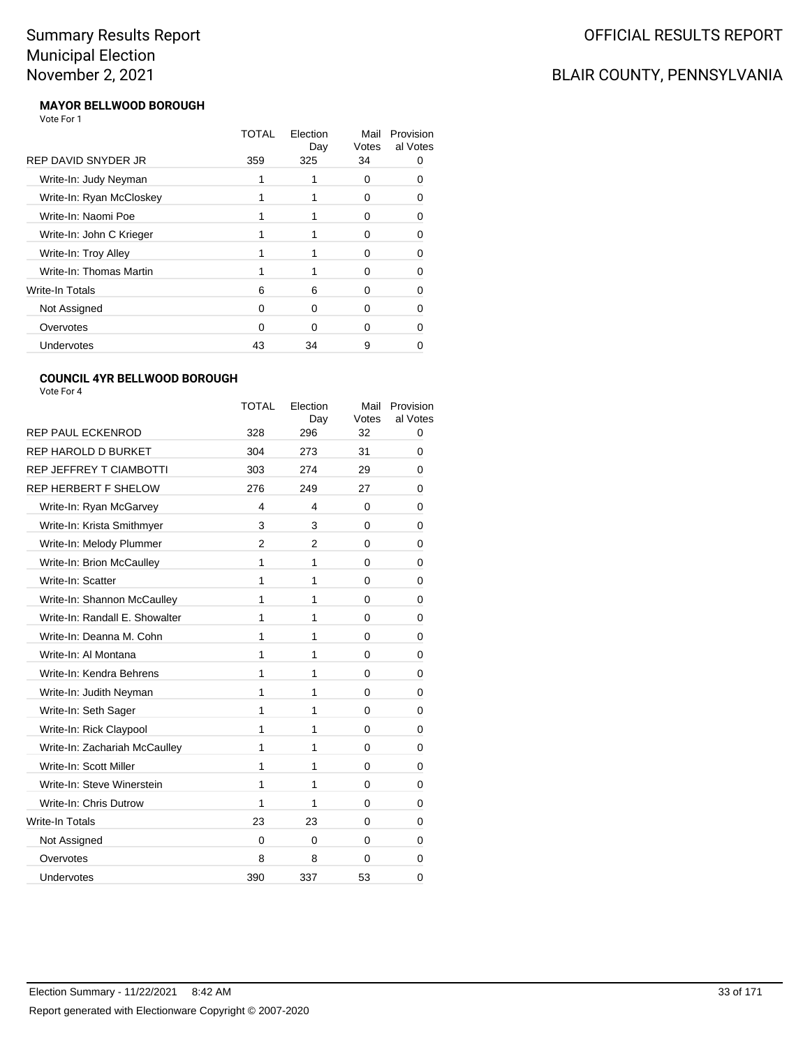# Summary Results Report
## Municipal Election
## November 2, 2021

OFFICIAL RESULTS REPORT

BLAIR COUNTY, PENNSYLVANIA

### MAYOR BELLWOOD BOROUGH

Vote For 1

| | TOTAL | Election Day | Mail Votes | Provisional Votes |
|---|---|---|---|---|
| REP DAVID SNYDER JR | 359 | 325 | 34 | 0 |
| Write-In: Judy Neyman | 1 | 1 | 0 | 0 |
| Write-In: Ryan McCloskey | 1 | 1 | 0 | 0 |
| Write-In: Naomi Poe | 1 | 1 | 0 | 0 |
| Write-In: John C Krieger | 1 | 1 | 0 | 0 |
| Write-In: Troy Alley | 1 | 1 | 0 | 0 |
| Write-In: Thomas Martin | 1 | 1 | 0 | 0 |
| Write-In Totals | 6 | 6 | 0 | 0 |
| Not Assigned | 0 | 0 | 0 | 0 |
| Overvotes | 0 | 0 | 0 | 0 |
| Undervotes | 43 | 34 | 9 | 0 |

### COUNCIL 4YR BELLWOOD BOROUGH

Vote For 4

| | TOTAL | Election Day | Mail Votes | Provisional Votes |
|---|---|---|---|---|
| REP PAUL ECKENROD | 328 | 296 | 32 | 0 |
| REP HAROLD D BURKET | 304 | 273 | 31 | 0 |
| REP JEFFREY T CIAMBOTTI | 303 | 274 | 29 | 0 |
| REP HERBERT F SHELOW | 276 | 249 | 27 | 0 |
| Write-In: Ryan McGarvey | 4 | 4 | 0 | 0 |
| Write-In: Krista Smithmyer | 3 | 3 | 0 | 0 |
| Write-In: Melody Plummer | 2 | 2 | 0 | 0 |
| Write-In: Brion McCaulley | 1 | 1 | 0 | 0 |
| Write-In: Scatter | 1 | 1 | 0 | 0 |
| Write-In: Shannon McCaulley | 1 | 1 | 0 | 0 |
| Write-In: Randall E. Showalter | 1 | 1 | 0 | 0 |
| Write-In: Deanna M. Cohn | 1 | 1 | 0 | 0 |
| Write-In: Al Montana | 1 | 1 | 0 | 0 |
| Write-In: Kendra Behrens | 1 | 1 | 0 | 0 |
| Write-In: Judith Neyman | 1 | 1 | 0 | 0 |
| Write-In: Seth Sager | 1 | 1 | 0 | 0 |
| Write-In: Rick Claypool | 1 | 1 | 0 | 0 |
| Write-In: Zachariah McCaulley | 1 | 1 | 0 | 0 |
| Write-In: Scott Miller | 1 | 1 | 0 | 0 |
| Write-In: Steve Winerstein | 1 | 1 | 0 | 0 |
| Write-In: Chris Dutrow | 1 | 1 | 0 | 0 |
| Write-In Totals | 23 | 23 | 0 | 0 |
| Not Assigned | 0 | 0 | 0 | 0 |
| Overvotes | 8 | 8 | 0 | 0 |
| Undervotes | 390 | 337 | 53 | 0 |

Election Summary - 11/22/2021 8:42 AM

Report generated with Electionware Copyright © 2007-2020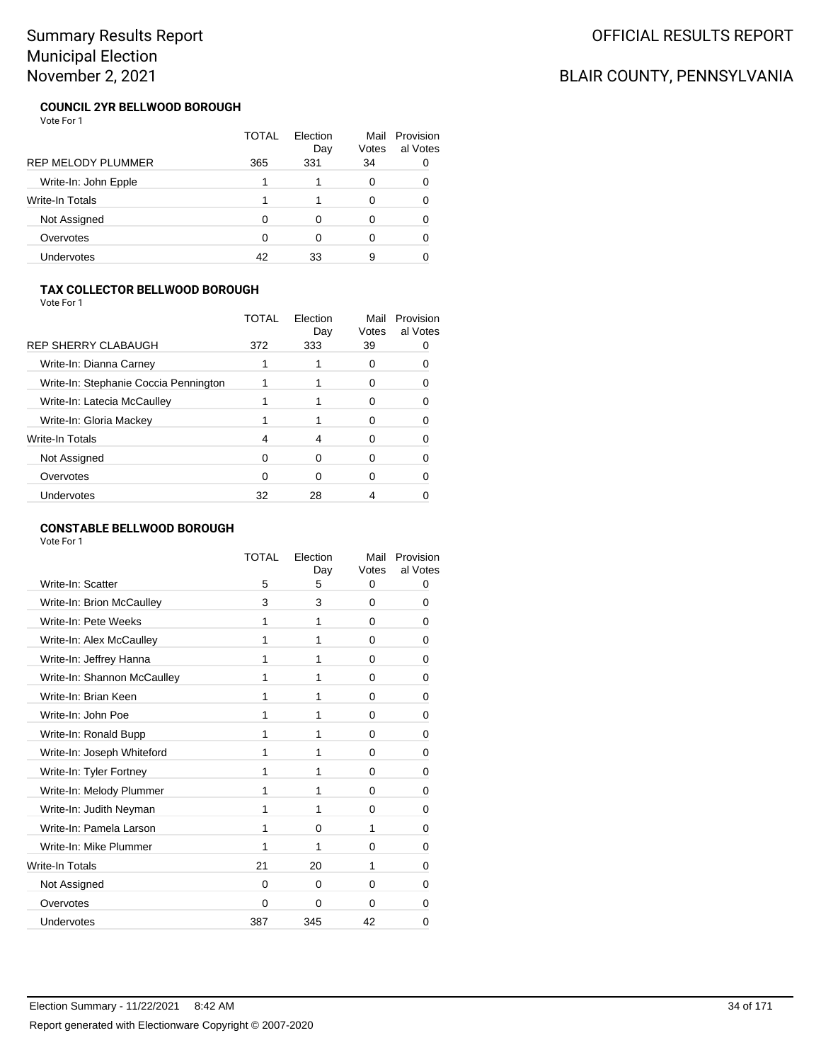### COUNCIL 2YR BELLWOOD BOROUGH

Vote For 1

| | TOTAL | Election Day | Mail Votes | Provisional Votes |
|---|---|---|---|---|
| REP MELODY PLUMMER | 365 | 331 | 34 | 0 |
| Write-In: John Epple | 1 | 1 | 0 | 0 |
| Write-In Totals | 1 | 1 | 0 | 0 |
| Not Assigned | 0 | 0 | 0 | 0 |
| Overvotes | 0 | 0 | 0 | 0 |
| Undervotes | 42 | 33 | 9 | 0 |

### TAX COLLECTOR BELLWOOD BOROUGH

Vote For 1

| | TOTAL | Election Day | Mail Votes | Provisional Votes |
|---|---|---|---|---|
| REP SHERRY CLABAUGH | 372 | 333 | 39 | 0 |
| Write-In: Dianna Carney | 1 | 1 | 0 | 0 |
| Write-In: Stephanie Coccia Pennington | 1 | 1 | 0 | 0 |
| Write-In: Latecia McCaulley | 1 | 1 | 0 | 0 |
| Write-In: Gloria Mackey | 1 | 1 | 0 | 0 |
| Write-In Totals | 4 | 4 | 0 | 0 |
| Not Assigned | 0 | 0 | 0 | 0 |
| Overvotes | 0 | 0 | 0 | 0 |
| Undervotes | 32 | 28 | 4 | 0 |

### CONSTABLE BELLWOOD BOROUGH

Vote For 1

| | TOTAL | Election Day | Mail Votes | Provisional Votes |
|---|---|---|---|---|
| Write-In: Scatter | 5 | 5 | 0 | 0 |
| Write-In: Brion McCaulley | 3 | 3 | 0 | 0 |
| Write-In: Pete Weeks | 1 | 1 | 0 | 0 |
| Write-In: Alex McCaulley | 1 | 1 | 0 | 0 |
| Write-In: Jeffrey Hanna | 1 | 1 | 0 | 0 |
| Write-In: Shannon McCaulley | 1 | 1 | 0 | 0 |
| Write-In: Brian Keen | 1 | 1 | 0 | 0 |
| Write-In: John Poe | 1 | 1 | 0 | 0 |
| Write-In: Ronald Bupp | 1 | 1 | 0 | 0 |
| Write-In: Joseph Whiteford | 1 | 1 | 0 | 0 |
| Write-In: Tyler Fortney | 1 | 1 | 0 | 0 |
| Write-In: Melody Plummer | 1 | 1 | 0 | 0 |
| Write-In: Judith Neyman | 1 | 1 | 0 | 0 |
| Write-In: Pamela Larson | 1 | 0 | 1 | 0 |
| Write-In: Mike Plummer | 1 | 1 | 0 | 0 |
| Write-In Totals | 21 | 20 | 1 | 0 |
| Not Assigned | 0 | 0 | 0 | 0 |
| Overvotes | 0 | 0 | 0 | 0 |
| Undervotes | 387 | 345 | 42 | 0 |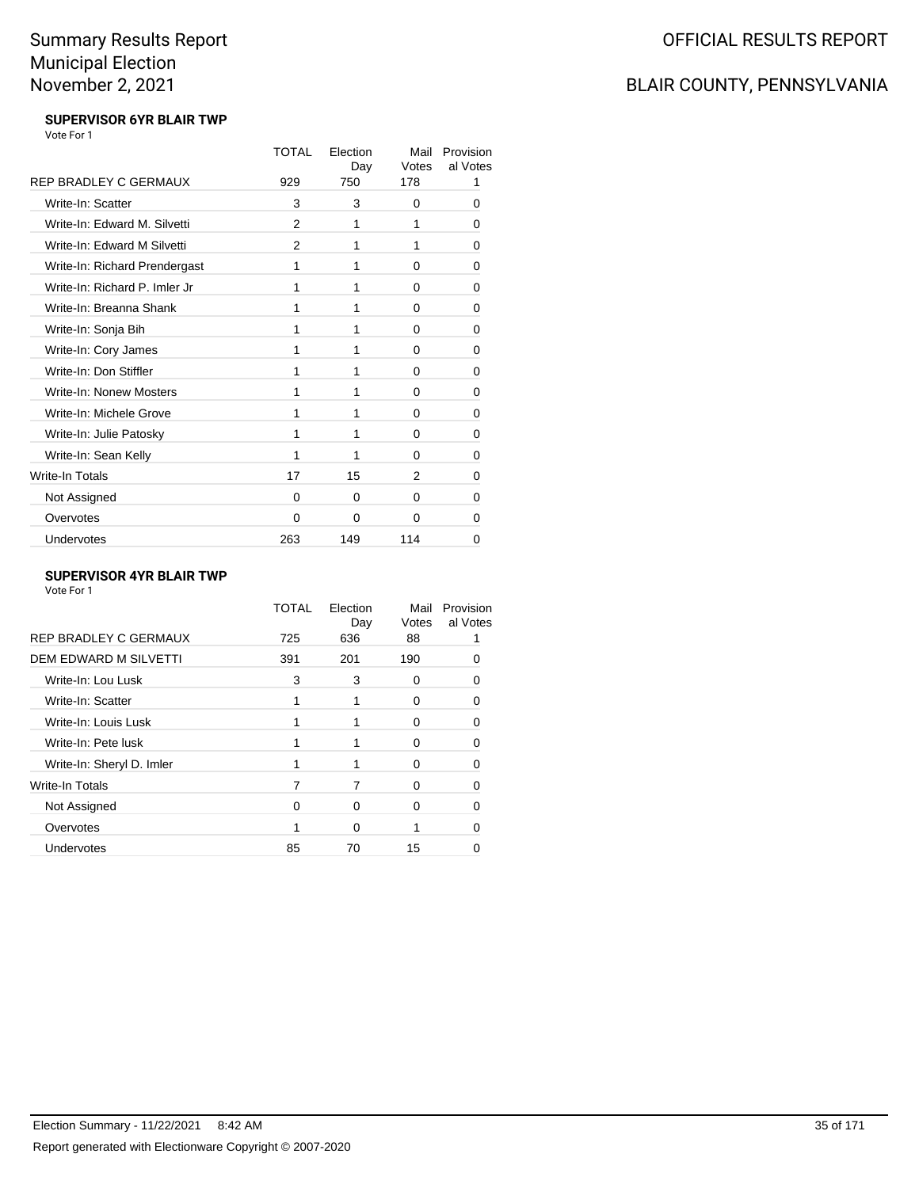# Summary Results Report
# Municipal Election
# November 2, 2021

OFFICIAL RESULTS REPORT

BLAIR COUNTY, PENNSYLVANIA

### SUPERVISOR 6YR BLAIR TWP

Vote For 1

| | TOTAL | Election Day | Mail Votes | Provisional Votes |
|---|---|---|---|---|
| REP BRADLEY C GERMAUX | 929 | 750 | 178 | 1 |
| Write-In: Scatter | 3 | 3 | 0 | 0 |
| Write-In: Edward M. Silvetti | 2 | 1 | 1 | 0 |
| Write-In: Edward M Silvetti | 2 | 1 | 1 | 0 |
| Write-In: Richard Prendergast | 1 | 1 | 0 | 0 |
| Write-In: Richard P. Imler Jr | 1 | 1 | 0 | 0 |
| Write-In: Breanna Shank | 1 | 1 | 0 | 0 |
| Write-In: Sonja Bih | 1 | 1 | 0 | 0 |
| Write-In: Cory James | 1 | 1 | 0 | 0 |
| Write-In: Don Stiffler | 1 | 1 | 0 | 0 |
| Write-In: Nonew Mosters | 1 | 1 | 0 | 0 |
| Write-In: Michele Grove | 1 | 1 | 0 | 0 |
| Write-In: Julie Patosky | 1 | 1 | 0 | 0 |
| Write-In: Sean Kelly | 1 | 1 | 0 | 0 |
| Write-In Totals | 17 | 15 | 2 | 0 |
| Not Assigned | 0 | 0 | 0 | 0 |
| Overvotes | 0 | 0 | 0 | 0 |
| Undervotes | 263 | 149 | 114 | 0 |

### SUPERVISOR 4YR BLAIR TWP

Vote For 1

| | TOTAL | Election Day | Mail Votes | Provisional Votes |
|---|---|---|---|---|
| REP BRADLEY C GERMAUX | 725 | 636 | 88 | 1 |
| DEM EDWARD M SILVETTI | 391 | 201 | 190 | 0 |
| Write-In: Lou Lusk | 3 | 3 | 0 | 0 |
| Write-In: Scatter | 1 | 1 | 0 | 0 |
| Write-In: Louis Lusk | 1 | 1 | 0 | 0 |
| Write-In: Pete lusk | 1 | 1 | 0 | 0 |
| Write-In: Sheryl D. Imler | 1 | 1 | 0 | 0 |
| Write-In Totals | 7 | 7 | 0 | 0 |
| Not Assigned | 0 | 0 | 0 | 0 |
| Overvotes | 1 | 0 | 1 | 0 |
| Undervotes | 85 | 70 | 15 | 0 |

Election Summary - 11/22/2021 8:42 AM

Report generated with Electionware Copyright © 2007-2020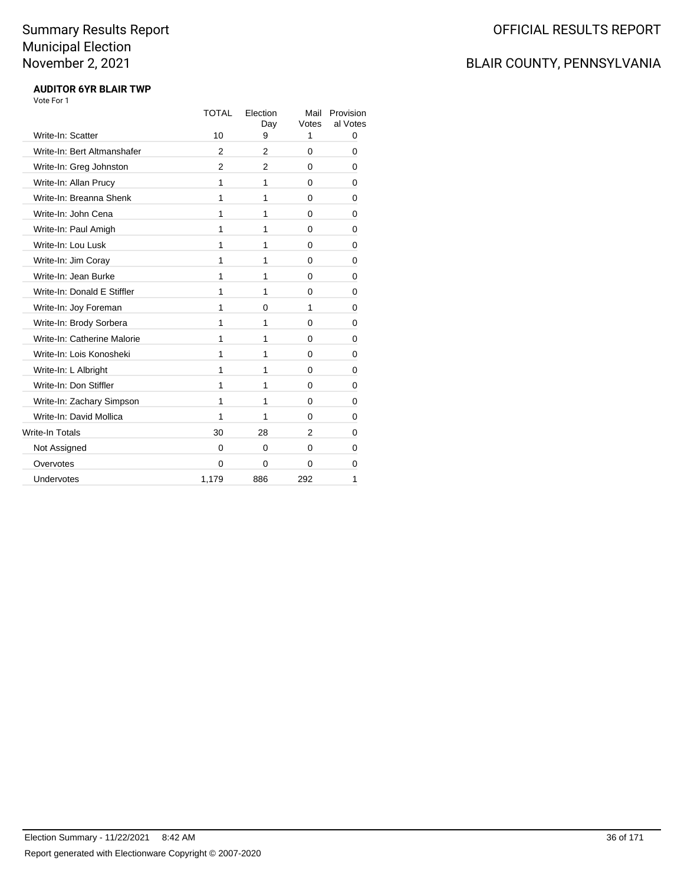# Summary Results Report
# Municipal Election
# November 2, 2021

OFFICIAL RESULTS REPORT

BLAIR COUNTY, PENNSYLVANIA

**AUDITOR 6YR BLAIR TWP**

Vote For 1

| | TOTAL | Election Day | Mail Votes | Provisional Votes |
|---|---|---|---|---|
| Write-In: Scatter | 10 | 9 | 1 | 0 |
| Write-In: Bert Altmanshafer | 2 | 2 | 0 | 0 |
| Write-In: Greg Johnston | 2 | 2 | 0 | 0 |
| Write-In: Allan Prucy | 1 | 1 | 0 | 0 |
| Write-In: Breanna Shenk | 1 | 1 | 0 | 0 |
| Write-In: John Cena | 1 | 1 | 0 | 0 |
| Write-In: Paul Amigh | 1 | 1 | 0 | 0 |
| Write-In: Lou Lusk | 1 | 1 | 0 | 0 |
| Write-In: Jim Coray | 1 | 1 | 0 | 0 |
| Write-In: Jean Burke | 1 | 1 | 0 | 0 |
| Write-In: Donald E Stiffler | 1 | 1 | 0 | 0 |
| Write-In: Joy Foreman | 1 | 0 | 1 | 0 |
| Write-In: Brody Sorbera | 1 | 1 | 0 | 0 |
| Write-In: Catherine Malorie | 1 | 1 | 0 | 0 |
| Write-In: Lois Konosheki | 1 | 1 | 0 | 0 |
| Write-In: L Albright | 1 | 1 | 0 | 0 |
| Write-In: Don Stiffler | 1 | 1 | 0 | 0 |
| Write-In: Zachary Simpson | 1 | 1 | 0 | 0 |
| Write-In: David Mollica | 1 | 1 | 0 | 0 |
| Write-In Totals | 30 | 28 | 2 | 0 |
| Not Assigned | 0 | 0 | 0 | 0 |
| Overvotes | 0 | 0 | 0 | 0 |
| Undervotes | 1,179 | 886 | 292 | 1 |

Election Summary - 11/22/2021 8:42 AM

Report generated with Electionware Copyright © 2007-2020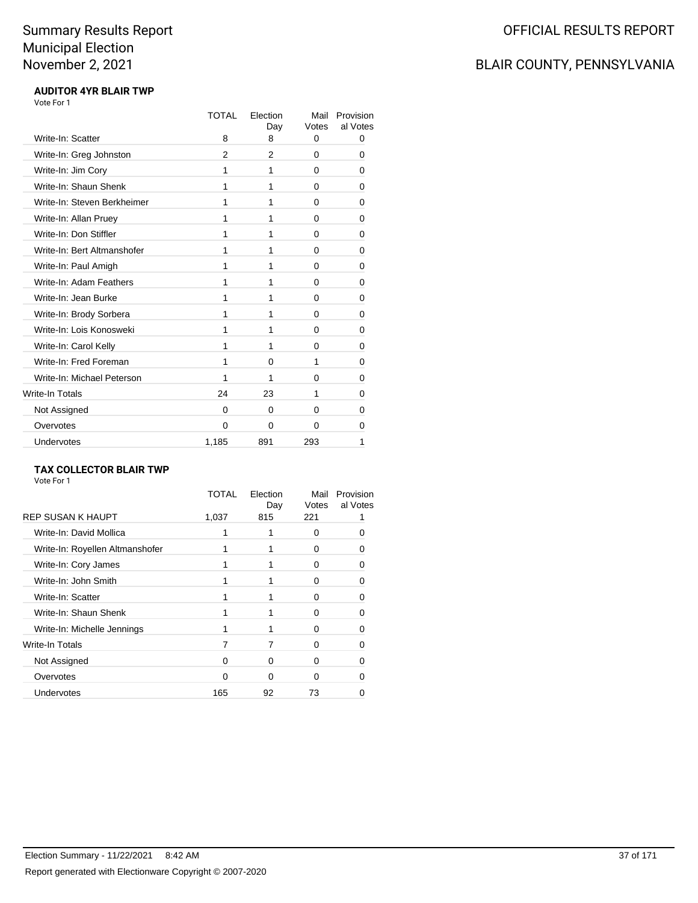# Summary Results Report
# Municipal Election
# November 2, 2021

OFFICIAL RESULTS REPORT

BLAIR COUNTY, PENNSYLVANIA

**AUDITOR 4YR BLAIR TWP**

Vote For 1

| | TOTAL | Election Day | Mail Votes | Provisional Votes |
|---|---|---|---|---|
| Write-In: Scatter | 8 | 8 | 0 | 0 |
| Write-In: Greg Johnston | 2 | 2 | 0 | 0 |
| Write-In: Jim Cory | 1 | 1 | 0 | 0 |
| Write-In: Shaun Shenk | 1 | 1 | 0 | 0 |
| Write-In: Steven Berkheimer | 1 | 1 | 0 | 0 |
| Write-In: Allan Pruey | 1 | 1 | 0 | 0 |
| Write-In: Don Stiffler | 1 | 1 | 0 | 0 |
| Write-In: Bert Altmanshofer | 1 | 1 | 0 | 0 |
| Write-In: Paul Amigh | 1 | 1 | 0 | 0 |
| Write-In: Adam Feathers | 1 | 1 | 0 | 0 |
| Write-In: Jean Burke | 1 | 1 | 0 | 0 |
| Write-In: Brody Sorbera | 1 | 1 | 0 | 0 |
| Write-In: Lois Konosweki | 1 | 1 | 0 | 0 |
| Write-In: Carol Kelly | 1 | 1 | 0 | 0 |
| Write-In: Fred Foreman | 1 | 0 | 1 | 0 |
| Write-In: Michael Peterson | 1 | 1 | 0 | 0 |
| Write-In Totals | 24 | 23 | 1 | 0 |
| Not Assigned | 0 | 0 | 0 | 0 |
| Overvotes | 0 | 0 | 0 | 0 |
| Undervotes | 1,185 | 891 | 293 | 1 |

**TAX COLLECTOR BLAIR TWP**

Vote For 1

| | TOTAL | Election Day | Mail Votes | Provisional Votes |
|---|---|---|---|---|
| REP SUSAN K HAUPT | 1,037 | 815 | 221 | 1 |
| Write-In: David Mollica | 1 | 1 | 0 | 0 |
| Write-In: Royellen Altmanshofer | 1 | 1 | 0 | 0 |
| Write-In: Cory James | 1 | 1 | 0 | 0 |
| Write-In: John Smith | 1 | 1 | 0 | 0 |
| Write-In: Scatter | 1 | 1 | 0 | 0 |
| Write-In: Shaun Shenk | 1 | 1 | 0 | 0 |
| Write-In: Michelle Jennings | 1 | 1 | 0 | 0 |
| Write-In Totals | 7 | 7 | 0 | 0 |
| Not Assigned | 0 | 0 | 0 | 0 |
| Overvotes | 0 | 0 | 0 | 0 |
| Undervotes | 165 | 92 | 73 | 0 |

Election Summary - 11/22/2021 8:42 AM

Report generated with Electionware Copyright © 2007-2020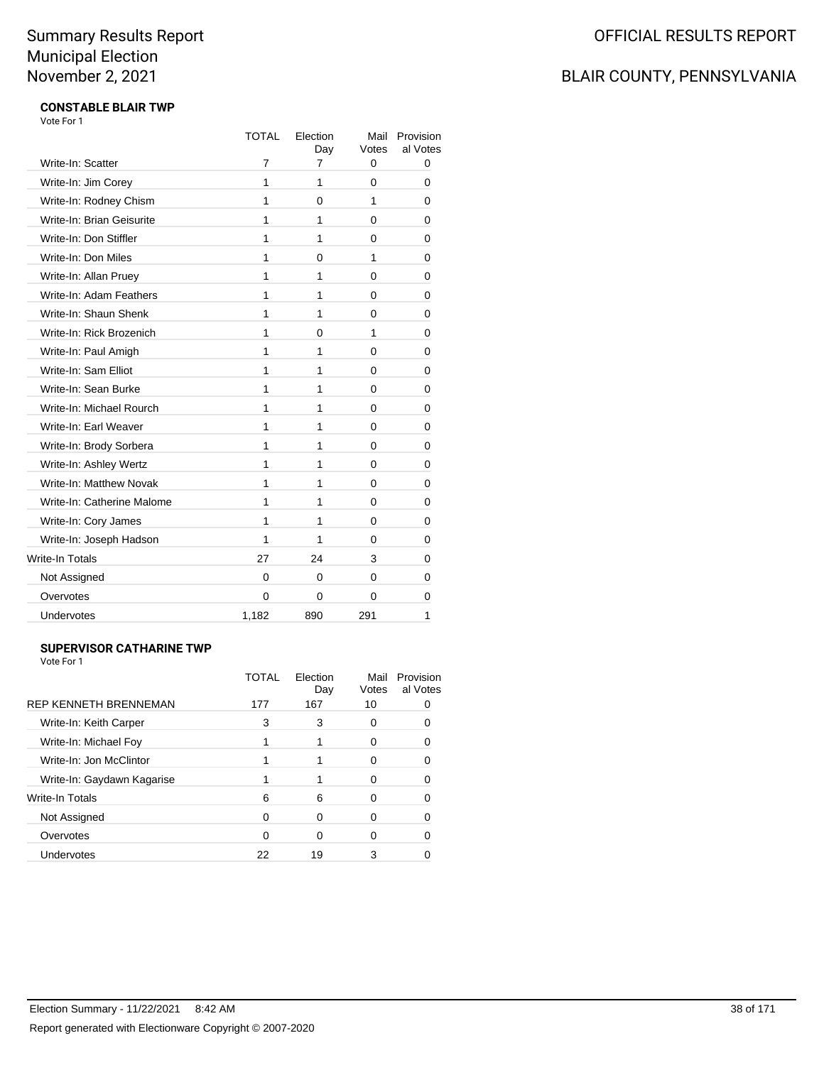# Summary Results Report
# Municipal Election
# November 2, 2021

OFFICIAL RESULTS REPORT

BLAIR COUNTY, PENNSYLVANIA

### CONSTABLE BLAIR TWP

Vote For 1

| | TOTAL | Election Day | Mail Votes | Provisional Votes |
|---|---|---|---|---|
| Write-In: Scatter | 7 | 7 | 0 | 0 |
| Write-In: Jim Corey | 1 | 1 | 0 | 0 |
| Write-In: Rodney Chism | 1 | 0 | 1 | 0 |
| Write-In: Brian Geisurite | 1 | 1 | 0 | 0 |
| Write-In: Don Stiffler | 1 | 1 | 0 | 0 |
| Write-In: Don Miles | 1 | 0 | 1 | 0 |
| Write-In: Allan Pruey | 1 | 1 | 0 | 0 |
| Write-In: Adam Feathers | 1 | 1 | 0 | 0 |
| Write-In: Shaun Shenk | 1 | 1 | 0 | 0 |
| Write-In: Rick Brozenich | 1 | 0 | 1 | 0 |
| Write-In: Paul Amigh | 1 | 1 | 0 | 0 |
| Write-In: Sam Elliot | 1 | 1 | 0 | 0 |
| Write-In: Sean Burke | 1 | 1 | 0 | 0 |
| Write-In: Michael Rourch | 1 | 1 | 0 | 0 |
| Write-In: Earl Weaver | 1 | 1 | 0 | 0 |
| Write-In: Brody Sorbera | 1 | 1 | 0 | 0 |
| Write-In: Ashley Wertz | 1 | 1 | 0 | 0 |
| Write-In: Matthew Novak | 1 | 1 | 0 | 0 |
| Write-In: Catherine Malome | 1 | 1 | 0 | 0 |
| Write-In: Cory James | 1 | 1 | 0 | 0 |
| Write-In: Joseph Hadson | 1 | 1 | 0 | 0 |
| Write-In Totals | 27 | 24 | 3 | 0 |
| Not Assigned | 0 | 0 | 0 | 0 |
| Overvotes | 0 | 0 | 0 | 0 |
| Undervotes | 1,182 | 890 | 291 | 1 |

### SUPERVISOR CATHARINE TWP

Vote For 1

| | TOTAL | Election Day | Mail Votes | Provisional Votes |
|---|---|---|---|---|
| REP KENNETH BRENNEMAN | 177 | 167 | 10 | 0 |
| Write-In: Keith Carper | 3 | 3 | 0 | 0 |
| Write-In: Michael Foy | 1 | 1 | 0 | 0 |
| Write-In: Jon McClintor | 1 | 1 | 0 | 0 |
| Write-In: Gaydawn Kagarise | 1 | 1 | 0 | 0 |
| Write-In Totals | 6 | 6 | 0 | 0 |
| Not Assigned | 0 | 0 | 0 | 0 |
| Overvotes | 0 | 0 | 0 | 0 |
| Undervotes | 22 | 19 | 3 | 0 |

Election Summary - 11/22/2021 8:42 AM

Report generated with Electionware Copyright © 2007-2020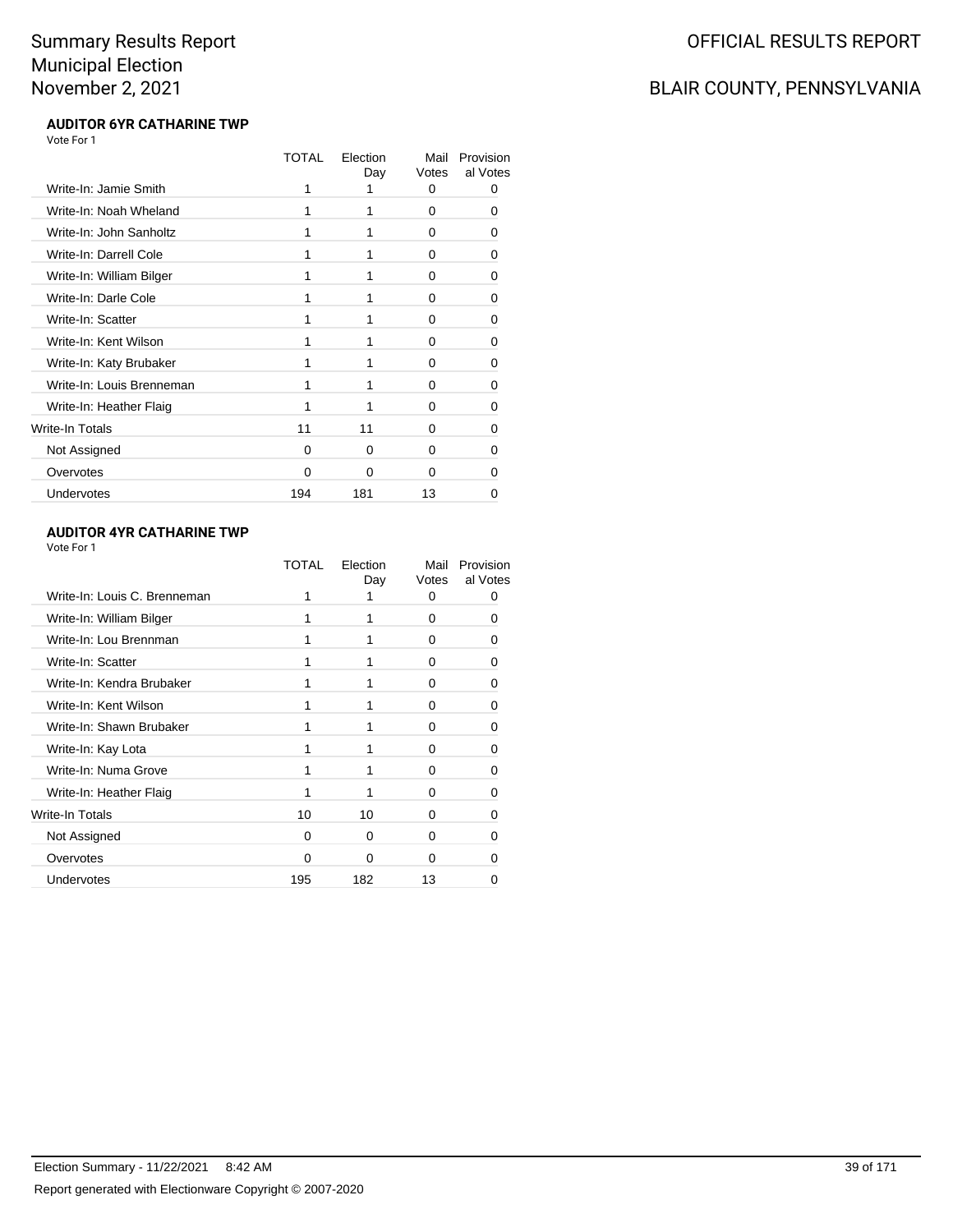# Summary Results Report
# Municipal Election
# November 2, 2021

**OFFICIAL RESULTS REPORT**

**BLAIR COUNTY, PENNSYLVANIA**

### AUDITOR 6YR CATHARINE TWP

Vote For 1

| | TOTAL | Election Day | Mail Votes | Provisional Votes |
|---|---|---|---|---|
| Write-In: Jamie Smith | 1 | 1 | 0 | 0 |
| Write-In: Noah Wheland | 1 | 1 | 0 | 0 |
| Write-In: John Sanholtz | 1 | 1 | 0 | 0 |
| Write-In: Darrell Cole | 1 | 1 | 0 | 0 |
| Write-In: William Bilger | 1 | 1 | 0 | 0 |
| Write-In: Darle Cole | 1 | 1 | 0 | 0 |
| Write-In: Scatter | 1 | 1 | 0 | 0 |
| Write-In: Kent Wilson | 1 | 1 | 0 | 0 |
| Write-In: Katy Brubaker | 1 | 1 | 0 | 0 |
| Write-In: Louis Brenneman | 1 | 1 | 0 | 0 |
| Write-In: Heather Flaig | 1 | 1 | 0 | 0 |
| Write-In Totals | 11 | 11 | 0 | 0 |
| Not Assigned | 0 | 0 | 0 | 0 |
| Overvotes | 0 | 0 | 0 | 0 |
| Undervotes | 194 | 181 | 13 | 0 |

### AUDITOR 4YR CATHARINE TWP

Vote For 1

| | TOTAL | Election Day | Mail Votes | Provisional Votes |
|---|---|---|---|---|
| Write-In: Louis C. Brenneman | 1 | 1 | 0 | 0 |
| Write-In: William Bilger | 1 | 1 | 0 | 0 |
| Write-In: Lou Brennman | 1 | 1 | 0 | 0 |
| Write-In: Scatter | 1 | 1 | 0 | 0 |
| Write-In: Kendra Brubaker | 1 | 1 | 0 | 0 |
| Write-In: Kent Wilson | 1 | 1 | 0 | 0 |
| Write-In: Shawn Brubaker | 1 | 1 | 0 | 0 |
| Write-In: Kay Lota | 1 | 1 | 0 | 0 |
| Write-In: Numa Grove | 1 | 1 | 0 | 0 |
| Write-In: Heather Flaig | 1 | 1 | 0 | 0 |
| Write-In Totals | 10 | 10 | 0 | 0 |
| Not Assigned | 0 | 0 | 0 | 0 |
| Overvotes | 0 | 0 | 0 | 0 |
| Undervotes | 195 | 182 | 13 | 0 |

Election Summary - 11/22/2021 8:42 AM

Report generated with Electionware Copyright © 2007-2020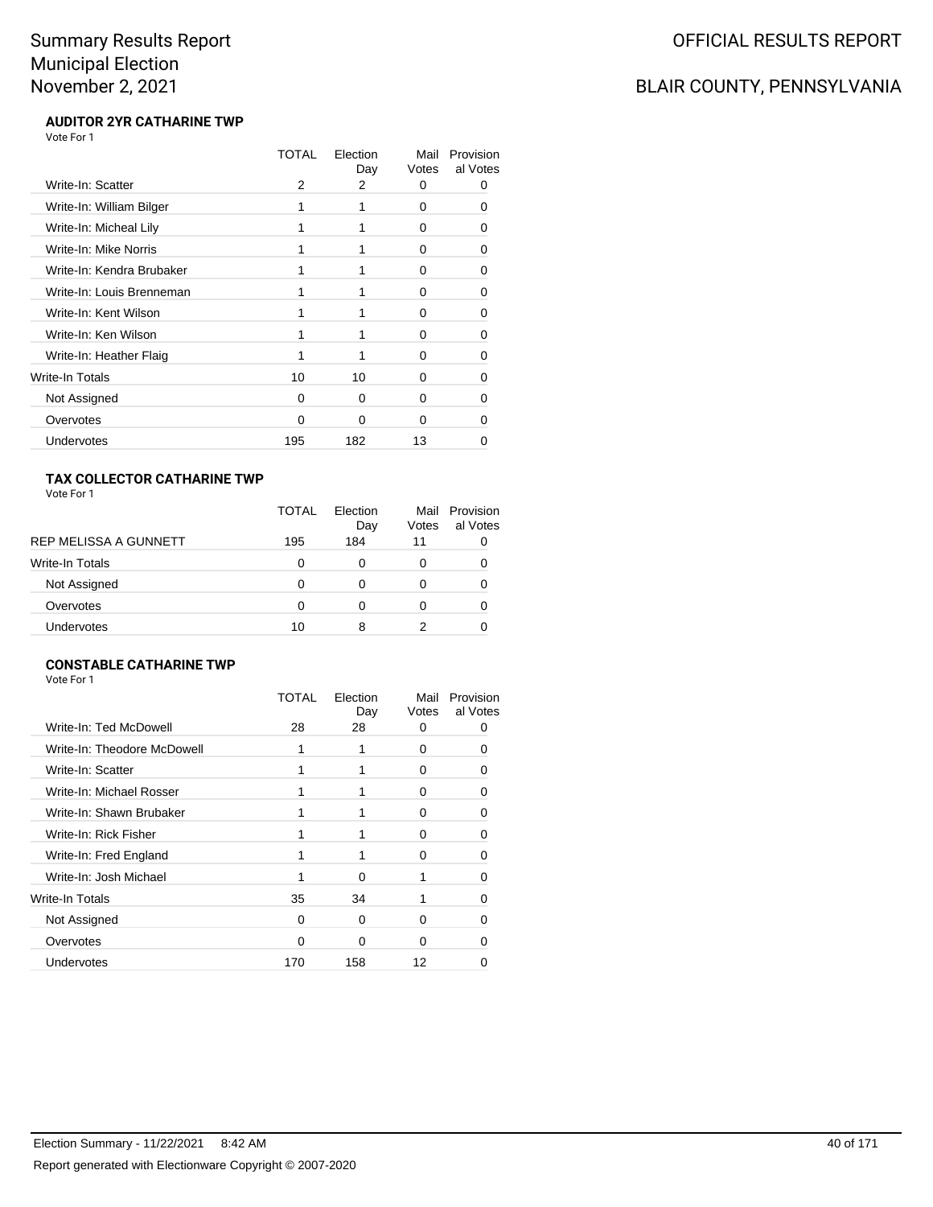# Summary Results Report
# Municipal Election
# November 2, 2021

OFFICIAL RESULTS REPORT

BLAIR COUNTY, PENNSYLVANIA

### AUDITOR 2YR CATHARINE TWP

Vote For 1

| | TOTAL | Election Day | Mail Votes | Provisional Votes |
|---|---|---|---|---|
| Write-In: Scatter | 2 | 2 | 0 | 0 |
| Write-In: William Bilger | 1 | 1 | 0 | 0 |
| Write-In: Micheal Lily | 1 | 1 | 0 | 0 |
| Write-In: Mike Norris | 1 | 1 | 0 | 0 |
| Write-In: Kendra Brubaker | 1 | 1 | 0 | 0 |
| Write-In: Louis Brenneman | 1 | 1 | 0 | 0 |
| Write-In: Kent Wilson | 1 | 1 | 0 | 0 |
| Write-In: Ken Wilson | 1 | 1 | 0 | 0 |
| Write-In: Heather Flaig | 1 | 1 | 0 | 0 |
| Write-In Totals | 10 | 10 | 0 | 0 |
| Not Assigned | 0 | 0 | 0 | 0 |
| Overvotes | 0 | 0 | 0 | 0 |
| Undervotes | 195 | 182 | 13 | 0 |

### TAX COLLECTOR CATHARINE TWP

Vote For 1

| | TOTAL | Election Day | Mail Votes | Provisional Votes |
|---|---|---|---|---|
| REP MELISSA A GUNNETT | 195 | 184 | 11 | 0 |
| Write-In Totals | 0 | 0 | 0 | 0 |
| Not Assigned | 0 | 0 | 0 | 0 |
| Overvotes | 0 | 0 | 0 | 0 |
| Undervotes | 10 | 8 | 2 | 0 |

### CONSTABLE CATHARINE TWP

Vote For 1

| | TOTAL | Election Day | Mail Votes | Provisional Votes |
|---|---|---|---|---|
| Write-In: Ted McDowell | 28 | 28 | 0 | 0 |
| Write-In: Theodore McDowell | 1 | 1 | 0 | 0 |
| Write-In: Scatter | 1 | 1 | 0 | 0 |
| Write-In: Michael Rosser | 1 | 1 | 0 | 0 |
| Write-In: Shawn Brubaker | 1 | 1 | 0 | 0 |
| Write-In: Rick Fisher | 1 | 1 | 0 | 0 |
| Write-In: Fred England | 1 | 1 | 0 | 0 |
| Write-In: Josh Michael | 1 | 0 | 1 | 0 |
| Write-In Totals | 35 | 34 | 1 | 0 |
| Not Assigned | 0 | 0 | 0 | 0 |
| Overvotes | 0 | 0 | 0 | 0 |
| Undervotes | 170 | 158 | 12 | 0 |

Election Summary - 11/22/2021 8:42 AM

Report generated with Electionware Copyright © 2007-2020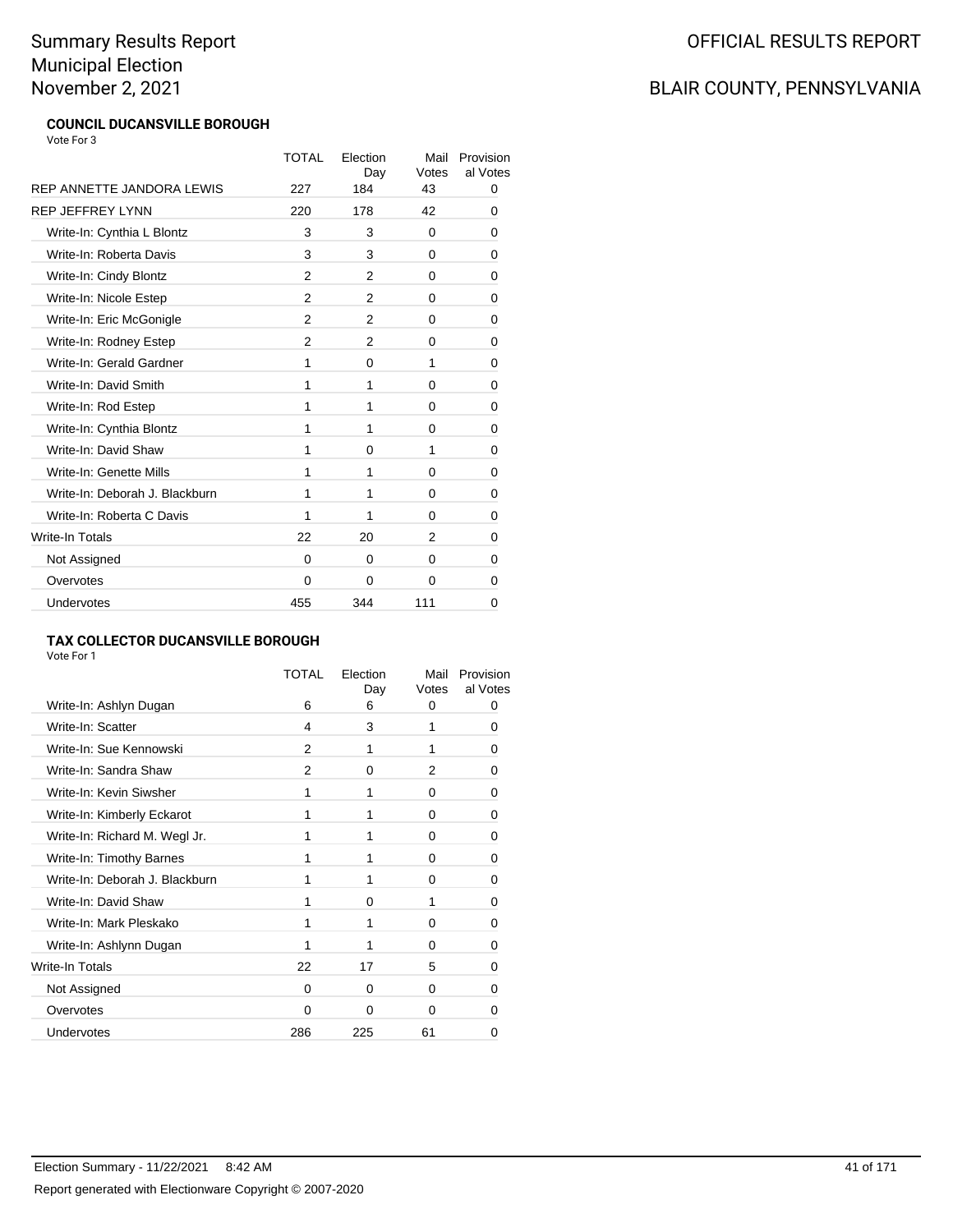# Summary Results Report
## Municipal Election
## November 2, 2021

OFFICIAL RESULTS REPORT

BLAIR COUNTY, PENNSYLVANIA

### COUNCIL DUCANSVILLE BOROUGH

Vote For 3

| | TOTAL | Election Day | Mail Votes | Provisional Votes |
|---|---|---|---|---|
| REP ANNETTE JANDORA LEWIS | 227 | 184 | 43 | 0 |
| REP JEFFREY LYNN | 220 | 178 | 42 | 0 |
| Write-In: Cynthia L Blontz | 3 | 3 | 0 | 0 |
| Write-In: Roberta Davis | 3 | 3 | 0 | 0 |
| Write-In: Cindy Blontz | 2 | 2 | 0 | 0 |
| Write-In: Nicole Estep | 2 | 2 | 0 | 0 |
| Write-In: Eric McGonigle | 2 | 2 | 0 | 0 |
| Write-In: Rodney Estep | 2 | 2 | 0 | 0 |
| Write-In: Gerald Gardner | 1 | 0 | 1 | 0 |
| Write-In: David Smith | 1 | 1 | 0 | 0 |
| Write-In: Rod Estep | 1 | 1 | 0 | 0 |
| Write-In: Cynthia Blontz | 1 | 1 | 0 | 0 |
| Write-In: David Shaw | 1 | 0 | 1 | 0 |
| Write-In: Genette Mills | 1 | 1 | 0 | 0 |
| Write-In: Deborah J. Blackburn | 1 | 1 | 0 | 0 |
| Write-In: Roberta C Davis | 1 | 1 | 0 | 0 |
| Write-In Totals | 22 | 20 | 2 | 0 |
| Not Assigned | 0 | 0 | 0 | 0 |
| Overvotes | 0 | 0 | 0 | 0 |
| Undervotes | 455 | 344 | 111 | 0 |

### TAX COLLECTOR DUCANSVILLE BOROUGH

Vote For 1

| | TOTAL | Election Day | Mail Votes | Provisional Votes |
|---|---|---|---|---|
| Write-In: Ashlyn Dugan | 6 | 6 | 0 | 0 |
| Write-In: Scatter | 4 | 3 | 1 | 0 |
| Write-In: Sue Kennowski | 2 | 1 | 1 | 0 |
| Write-In: Sandra Shaw | 2 | 0 | 2 | 0 |
| Write-In: Kevin Siwsher | 1 | 1 | 0 | 0 |
| Write-In: Kimberly Eckarot | 1 | 1 | 0 | 0 |
| Write-In: Richard M. Wegl Jr. | 1 | 1 | 0 | 0 |
| Write-In: Timothy Barnes | 1 | 1 | 0 | 0 |
| Write-In: Deborah J. Blackburn | 1 | 1 | 0 | 0 |
| Write-In: David Shaw | 1 | 0 | 1 | 0 |
| Write-In: Mark Pleskako | 1 | 1 | 0 | 0 |
| Write-In: Ashlynn Dugan | 1 | 1 | 0 | 0 |
| Write-In Totals | 22 | 17 | 5 | 0 |
| Not Assigned | 0 | 0 | 0 | 0 |
| Overvotes | 0 | 0 | 0 | 0 |
| Undervotes | 286 | 225 | 61 | 0 |

Election Summary - 11/22/2021 8:42 AM

Report generated with Electionware Copyright © 2007-2020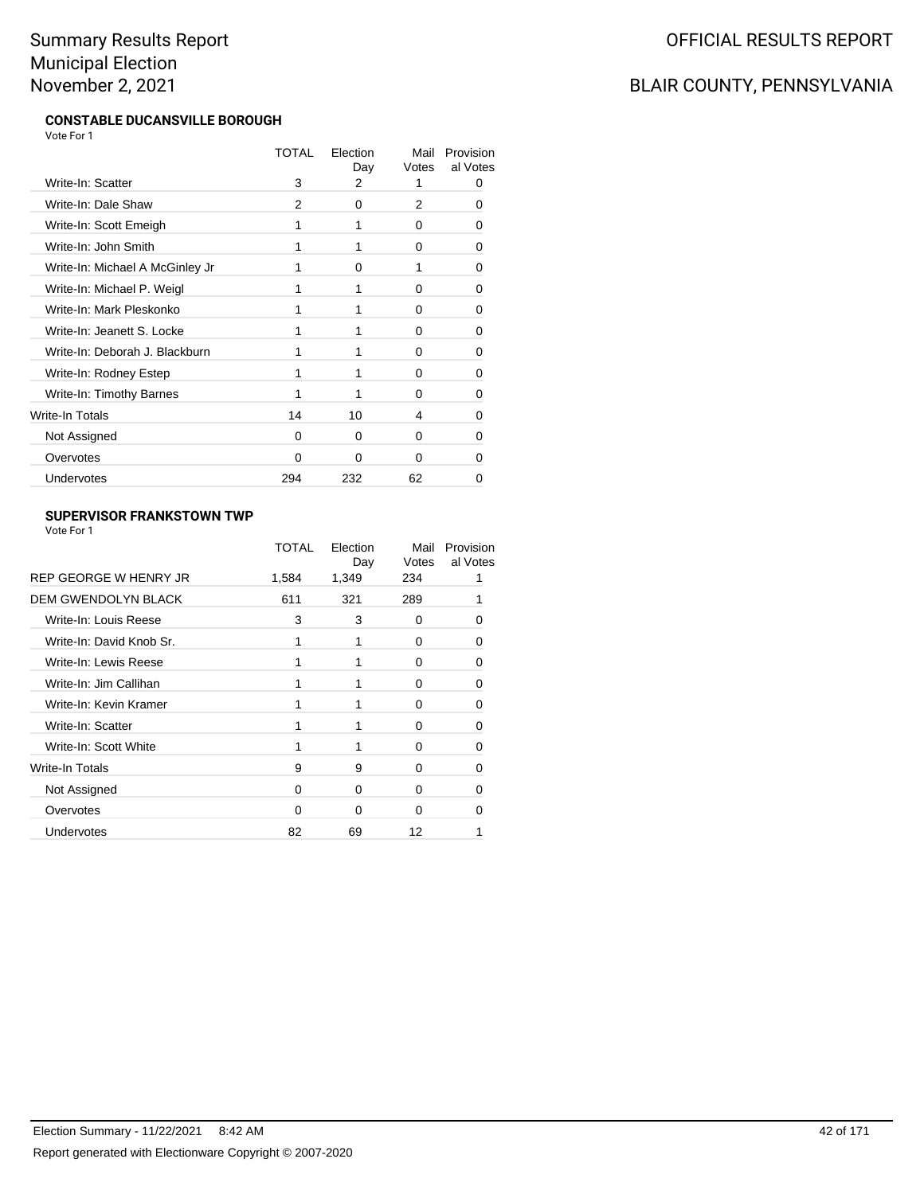# Summary Results Report
# Municipal Election
# November 2, 2021

OFFICIAL RESULTS REPORT

BLAIR COUNTY, PENNSYLVANIA

### CONSTABLE DUCANSVILLE BOROUGH

Vote For 1

| | TOTAL | Election Day | Mail Votes | Provisional Votes |
|---|---|---|---|---|
| Write-In: Scatter | 3 | 2 | 1 | 0 |
| Write-In: Dale Shaw | 2 | 0 | 2 | 0 |
| Write-In: Scott Emeigh | 1 | 1 | 0 | 0 |
| Write-In: John Smith | 1 | 1 | 0 | 0 |
| Write-In: Michael A McGinley Jr | 1 | 0 | 1 | 0 |
| Write-In: Michael P. Weigl | 1 | 1 | 0 | 0 |
| Write-In: Mark Pleskonko | 1 | 1 | 0 | 0 |
| Write-In: Jeanett S. Locke | 1 | 1 | 0 | 0 |
| Write-In: Deborah J. Blackburn | 1 | 1 | 0 | 0 |
| Write-In: Rodney Estep | 1 | 1 | 0 | 0 |
| Write-In: Timothy Barnes | 1 | 1 | 0 | 0 |
| Write-In Totals | 14 | 10 | 4 | 0 |
| Not Assigned | 0 | 0 | 0 | 0 |
| Overvotes | 0 | 0 | 0 | 0 |
| Undervotes | 294 | 232 | 62 | 0 |

### SUPERVISOR FRANKSTOWN TWP

Vote For 1

| | TOTAL | Election Day | Mail Votes | Provisional Votes |
|---|---|---|---|---|
| REP GEORGE W HENRY JR | 1,584 | 1,349 | 234 | 1 |
| DEM GWENDOLYN BLACK | 611 | 321 | 289 | 1 |
| Write-In: Louis Reese | 3 | 3 | 0 | 0 |
| Write-In: David Knob Sr. | 1 | 1 | 0 | 0 |
| Write-In: Lewis Reese | 1 | 1 | 0 | 0 |
| Write-In: Jim Callihan | 1 | 1 | 0 | 0 |
| Write-In: Kevin Kramer | 1 | 1 | 0 | 0 |
| Write-In: Scatter | 1 | 1 | 0 | 0 |
| Write-In: Scott White | 1 | 1 | 0 | 0 |
| Write-In Totals | 9 | 9 | 0 | 0 |
| Not Assigned | 0 | 0 | 0 | 0 |
| Overvotes | 0 | 0 | 0 | 0 |
| Undervotes | 82 | 69 | 12 | 1 |

Election Summary - 11/22/2021 8:42 AM

Report generated with Electionware Copyright © 2007-2020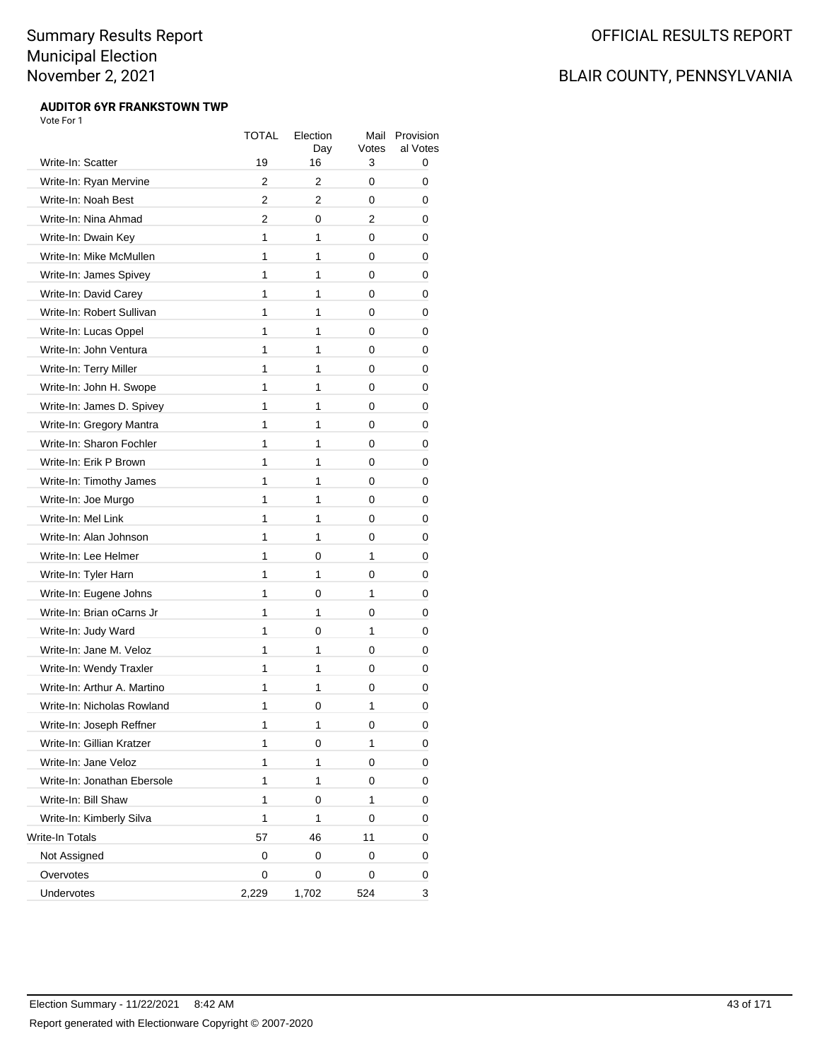# Summary Results Report
# Municipal Election
# November 2, 2021

OFFICIAL RESULTS REPORT

BLAIR COUNTY, PENNSYLVANIA

**AUDITOR 6YR FRANKSTOWN TWP**

Vote For 1

| | TOTAL | Election Day | Mail Votes | Provisional Votes |
|---|---|---|---|---|
| Write-In: Scatter | 19 | 16 | 3 | 0 |
| Write-In: Ryan Mervine | 2 | 2 | 0 | 0 |
| Write-In: Noah Best | 2 | 2 | 0 | 0 |
| Write-In: Nina Ahmad | 2 | 0 | 2 | 0 |
| Write-In: Dwain Key | 1 | 1 | 0 | 0 |
| Write-In: Mike McMullen | 1 | 1 | 0 | 0 |
| Write-In: James Spivey | 1 | 1 | 0 | 0 |
| Write-In: David Carey | 1 | 1 | 0 | 0 |
| Write-In: Robert Sullivan | 1 | 1 | 0 | 0 |
| Write-In: Lucas Oppel | 1 | 1 | 0 | 0 |
| Write-In: John Ventura | 1 | 1 | 0 | 0 |
| Write-In: Terry Miller | 1 | 1 | 0 | 0 |
| Write-In: John H. Swope | 1 | 1 | 0 | 0 |
| Write-In: James D. Spivey | 1 | 1 | 0 | 0 |
| Write-In: Gregory Mantra | 1 | 1 | 0 | 0 |
| Write-In: Sharon Fochler | 1 | 1 | 0 | 0 |
| Write-In: Erik P Brown | 1 | 1 | 0 | 0 |
| Write-In: Timothy James | 1 | 1 | 0 | 0 |
| Write-In: Joe Murgo | 1 | 1 | 0 | 0 |
| Write-In: Mel Link | 1 | 1 | 0 | 0 |
| Write-In: Alan Johnson | 1 | 1 | 0 | 0 |
| Write-In: Lee Helmer | 1 | 0 | 1 | 0 |
| Write-In: Tyler Harn | 1 | 1 | 0 | 0 |
| Write-In: Eugene Johns | 1 | 0 | 1 | 0 |
| Write-In: Brian oCarns Jr | 1 | 1 | 0 | 0 |
| Write-In: Judy Ward | 1 | 0 | 1 | 0 |
| Write-In: Jane M. Veloz | 1 | 1 | 0 | 0 |
| Write-In: Wendy Traxler | 1 | 1 | 0 | 0 |
| Write-In: Arthur A. Martino | 1 | 1 | 0 | 0 |
| Write-In: Nicholas Rowland | 1 | 0 | 1 | 0 |
| Write-In: Joseph Reffner | 1 | 1 | 0 | 0 |
| Write-In: Gillian Kratzer | 1 | 0 | 1 | 0 |
| Write-In: Jane Veloz | 1 | 1 | 0 | 0 |
| Write-In: Jonathan Ebersole | 1 | 1 | 0 | 0 |
| Write-In: Bill Shaw | 1 | 0 | 1 | 0 |
| Write-In: Kimberly Silva | 1 | 1 | 0 | 0 |
| Write-In Totals | 57 | 46 | 11 | 0 |
| Not Assigned | 0 | 0 | 0 | 0 |
| Overvotes | 0 | 0 | 0 | 0 |
| Undervotes | 2,229 | 1,702 | 524 | 3 |

Election Summary - 11/22/2021 8:42 AM

Report generated with Electionware Copyright © 2007-2020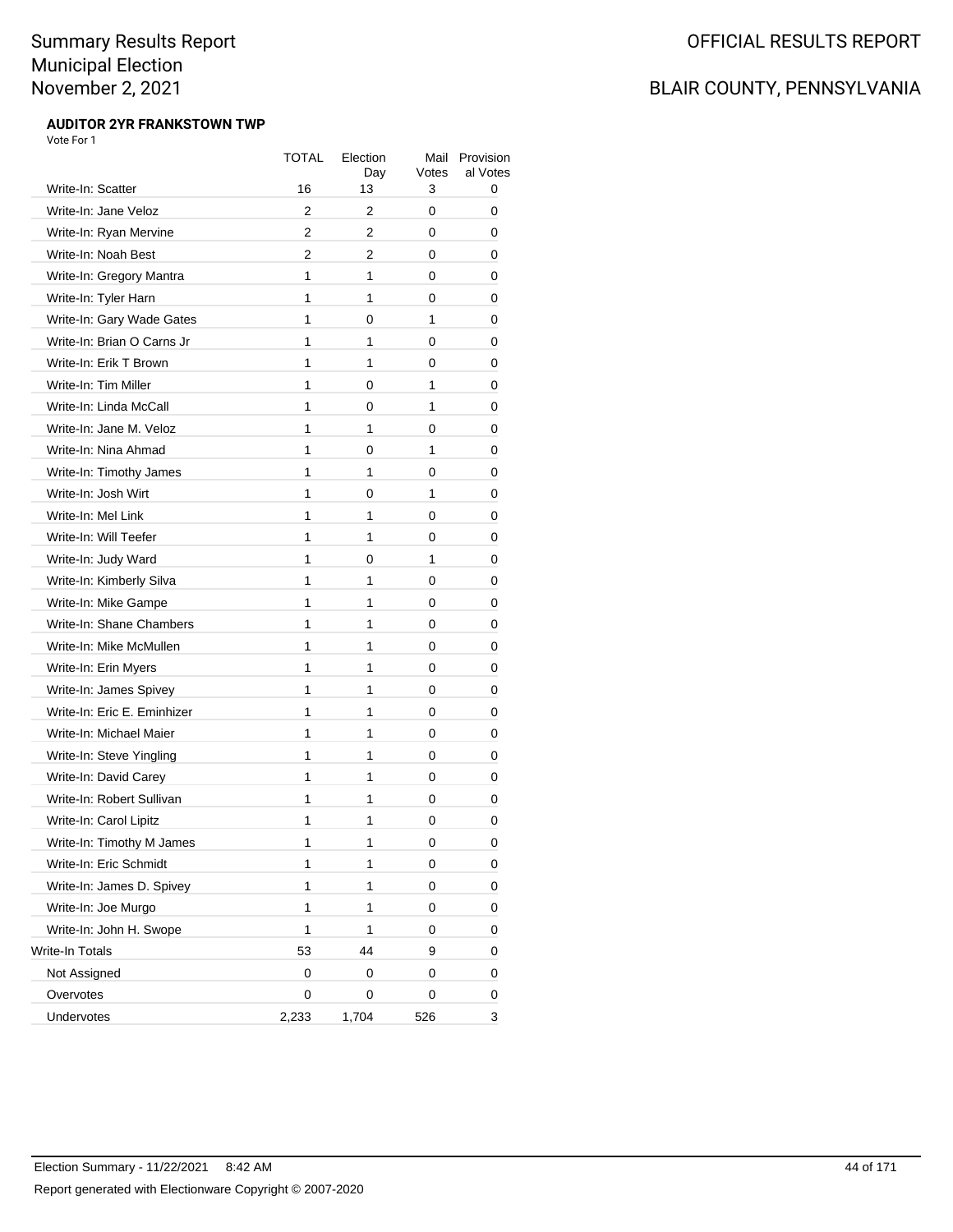# Summary Results Report
# Municipal Election
# November 2, 2021

OFFICIAL RESULTS REPORT

BLAIR COUNTY, PENNSYLVANIA

**AUDITOR 2YR FRANKSTOWN TWP**

Vote For 1

| | TOTAL | Election Day | Mail Votes | Provisional Votes |
|---|---|---|---|---|
| Write-In: Scatter | 16 | 13 | 3 | 0 |
| Write-In: Jane Veloz | 2 | 2 | 0 | 0 |
| Write-In: Ryan Mervine | 2 | 2 | 0 | 0 |
| Write-In: Noah Best | 2 | 2 | 0 | 0 |
| Write-In: Gregory Mantra | 1 | 1 | 0 | 0 |
| Write-In: Tyler Harn | 1 | 1 | 0 | 0 |
| Write-In: Gary Wade Gates | 1 | 0 | 1 | 0 |
| Write-In: Brian O Carns Jr | 1 | 1 | 0 | 0 |
| Write-In: Erik T Brown | 1 | 1 | 0 | 0 |
| Write-In: Tim Miller | 1 | 0 | 1 | 0 |
| Write-In: Linda McCall | 1 | 0 | 1 | 0 |
| Write-In: Jane M. Veloz | 1 | 1 | 0 | 0 |
| Write-In: Nina Ahmad | 1 | 0 | 1 | 0 |
| Write-In: Timothy James | 1 | 1 | 0 | 0 |
| Write-In: Josh Wirt | 1 | 0 | 1 | 0 |
| Write-In: Mel Link | 1 | 1 | 0 | 0 |
| Write-In: Will Teefer | 1 | 1 | 0 | 0 |
| Write-In: Judy Ward | 1 | 0 | 1 | 0 |
| Write-In: Kimberly Silva | 1 | 1 | 0 | 0 |
| Write-In: Mike Gampe | 1 | 1 | 0 | 0 |
| Write-In: Shane Chambers | 1 | 1 | 0 | 0 |
| Write-In: Mike McMullen | 1 | 1 | 0 | 0 |
| Write-In: Erin Myers | 1 | 1 | 0 | 0 |
| Write-In: James Spivey | 1 | 1 | 0 | 0 |
| Write-In: Eric E. Eminhizer | 1 | 1 | 0 | 0 |
| Write-In: Michael Maier | 1 | 1 | 0 | 0 |
| Write-In: Steve Yingling | 1 | 1 | 0 | 0 |
| Write-In: David Carey | 1 | 1 | 0 | 0 |
| Write-In: Robert Sullivan | 1 | 1 | 0 | 0 |
| Write-In: Carol Lipitz | 1 | 1 | 0 | 0 |
| Write-In: Timothy M James | 1 | 1 | 0 | 0 |
| Write-In: Eric Schmidt | 1 | 1 | 0 | 0 |
| Write-In: James D. Spivey | 1 | 1 | 0 | 0 |
| Write-In: Joe Murgo | 1 | 1 | 0 | 0 |
| Write-In: John H. Swope | 1 | 1 | 0 | 0 |
| Write-In Totals | 53 | 44 | 9 | 0 |
| Not Assigned | 0 | 0 | 0 | 0 |
| Overvotes | 0 | 0 | 0 | 0 |
| Undervotes | 2,233 | 1,704 | 526 | 3 |

Election Summary - 11/22/2021 8:42 AM

Report generated with Electionware Copyright © 2007-2020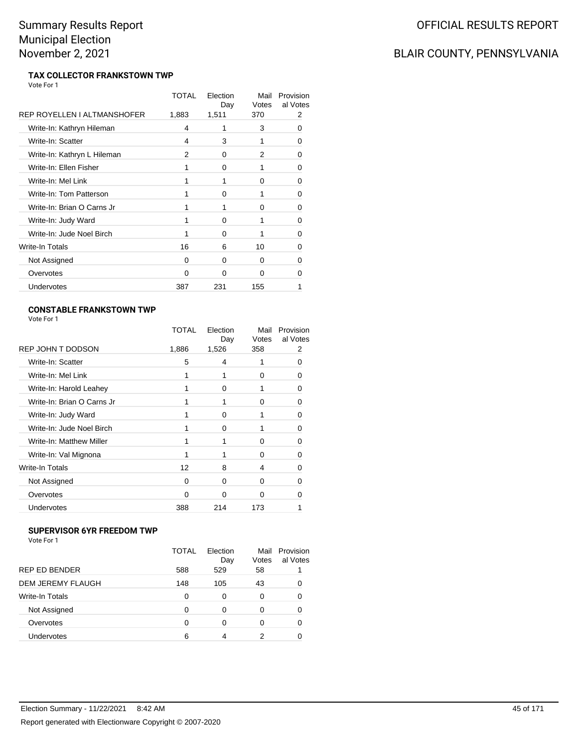# Summary Results Report
# Municipal Election
# November 2, 2021

OFFICIAL RESULTS REPORT

BLAIR COUNTY, PENNSYLVANIA

### TAX COLLECTOR FRANKSTOWN TWP

Vote For 1

| | TOTAL | Election Day | Mail Votes | Provisional Votes |
|---|---|---|---|---|
| REP ROYELLEN I ALTMANSHOFER | 1,883 | 1,511 | 370 | 2 |
| Write-In: Kathryn Hileman | 4 | 1 | 3 | 0 |
| Write-In: Scatter | 4 | 3 | 1 | 0 |
| Write-In: Kathryn L Hileman | 2 | 0 | 2 | 0 |
| Write-In: Ellen Fisher | 1 | 0 | 1 | 0 |
| Write-In: Mel Link | 1 | 1 | 0 | 0 |
| Write-In: Tom Patterson | 1 | 0 | 1 | 0 |
| Write-In: Brian O Carns Jr | 1 | 1 | 0 | 0 |
| Write-In: Judy Ward | 1 | 0 | 1 | 0 |
| Write-In: Jude Noel Birch | 1 | 0 | 1 | 0 |
| Write-In Totals | 16 | 6 | 10 | 0 |
| Not Assigned | 0 | 0 | 0 | 0 |
| Overvotes | 0 | 0 | 0 | 0 |
| Undervotes | 387 | 231 | 155 | 1 |

### CONSTABLE FRANKSTOWN TWP

Vote For 1

| | TOTAL | Election Day | Mail Votes | Provisional Votes |
|---|---|---|---|---|
| REP JOHN T DODSON | 1,886 | 1,526 | 358 | 2 |
| Write-In: Scatter | 5 | 4 | 1 | 0 |
| Write-In: Mel Link | 1 | 1 | 0 | 0 |
| Write-In: Harold Leahey | 1 | 0 | 1 | 0 |
| Write-In: Brian O Carns Jr | 1 | 1 | 0 | 0 |
| Write-In: Judy Ward | 1 | 0 | 1 | 0 |
| Write-In: Jude Noel Birch | 1 | 0 | 1 | 0 |
| Write-In: Matthew Miller | 1 | 1 | 0 | 0 |
| Write-In: Val Mignona | 1 | 1 | 0 | 0 |
| Write-In Totals | 12 | 8 | 4 | 0 |
| Not Assigned | 0 | 0 | 0 | 0 |
| Overvotes | 0 | 0 | 0 | 0 |
| Undervotes | 388 | 214 | 173 | 1 |

### SUPERVISOR 6YR FREEDOM TWP

Vote For 1

| | TOTAL | Election Day | Mail Votes | Provisional Votes |
|---|---|---|---|---|
| REP ED BENDER | 588 | 529 | 58 | 1 |
| DEM JEREMY FLAUGH | 148 | 105 | 43 | 0 |
| Write-In Totals | 0 | 0 | 0 | 0 |
| Not Assigned | 0 | 0 | 0 | 0 |
| Overvotes | 0 | 0 | 0 | 0 |
| Undervotes | 6 | 4 | 2 | 0 |

Election Summary - 11/22/2021 8:42 AM

Report generated with Electionware Copyright © 2007-2020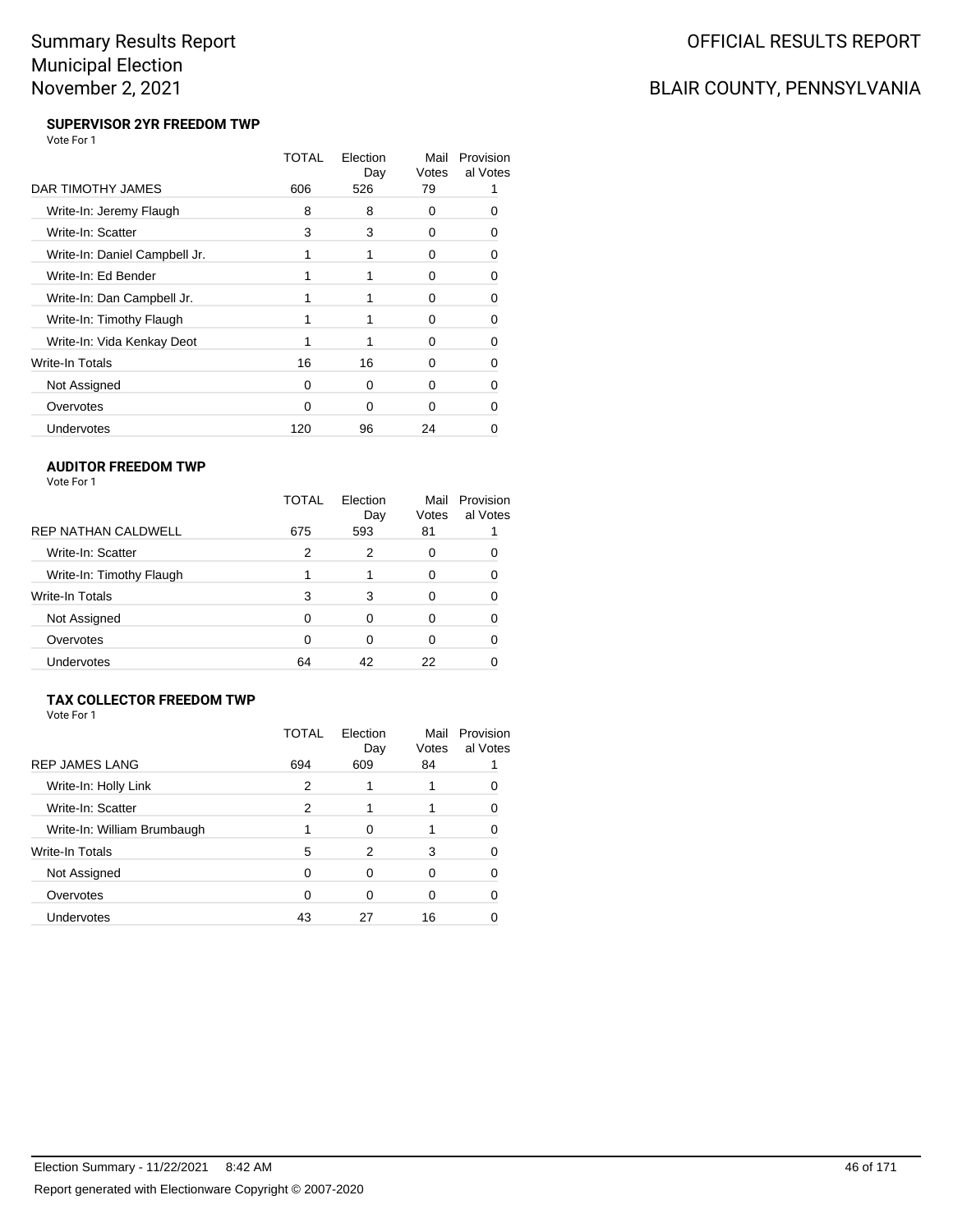# Summary Results Report
# Municipal Election
# November 2, 2021

OFFICIAL RESULTS REPORT

BLAIR COUNTY, PENNSYLVANIA

### SUPERVISOR 2YR FREEDOM TWP

Vote For 1

| | TOTAL | Election Day | Mail Votes | Provisional Votes |
|---|---|---|---|---|
| DAR TIMOTHY JAMES | 606 | 526 | 79 | 1 |
| Write-In: Jeremy Flaugh | 8 | 8 | 0 | 0 |
| Write-In: Scatter | 3 | 3 | 0 | 0 |
| Write-In: Daniel Campbell Jr. | 1 | 1 | 0 | 0 |
| Write-In: Ed Bender | 1 | 1 | 0 | 0 |
| Write-In: Dan Campbell Jr. | 1 | 1 | 0 | 0 |
| Write-In: Timothy Flaugh | 1 | 1 | 0 | 0 |
| Write-In: Vida Kenkay Deot | 1 | 1 | 0 | 0 |
| Write-In Totals | 16 | 16 | 0 | 0 |
| Not Assigned | 0 | 0 | 0 | 0 |
| Overvotes | 0 | 0 | 0 | 0 |
| Undervotes | 120 | 96 | 24 | 0 |

### AUDITOR FREEDOM TWP

Vote For 1

| | TOTAL | Election Day | Mail Votes | Provisional Votes |
|---|---|---|---|---|
| REP NATHAN CALDWELL | 675 | 593 | 81 | 1 |
| Write-In: Scatter | 2 | 2 | 0 | 0 |
| Write-In: Timothy Flaugh | 1 | 1 | 0 | 0 |
| Write-In Totals | 3 | 3 | 0 | 0 |
| Not Assigned | 0 | 0 | 0 | 0 |
| Overvotes | 0 | 0 | 0 | 0 |
| Undervotes | 64 | 42 | 22 | 0 |

### TAX COLLECTOR FREEDOM TWP

Vote For 1

| | TOTAL | Election Day | Mail Votes | Provisional Votes |
|---|---|---|---|---|
| REP JAMES LANG | 694 | 609 | 84 | 1 |
| Write-In: Holly Link | 2 | 1 | 1 | 0 |
| Write-In: Scatter | 2 | 1 | 1 | 0 |
| Write-In: William Brumbaugh | 1 | 0 | 1 | 0 |
| Write-In Totals | 5 | 2 | 3 | 0 |
| Not Assigned | 0 | 0 | 0 | 0 |
| Overvotes | 0 | 0 | 0 | 0 |
| Undervotes | 43 | 27 | 16 | 0 |

Election Summary - 11/22/2021 8:42 AM

Report generated with Electionware Copyright © 2007-2020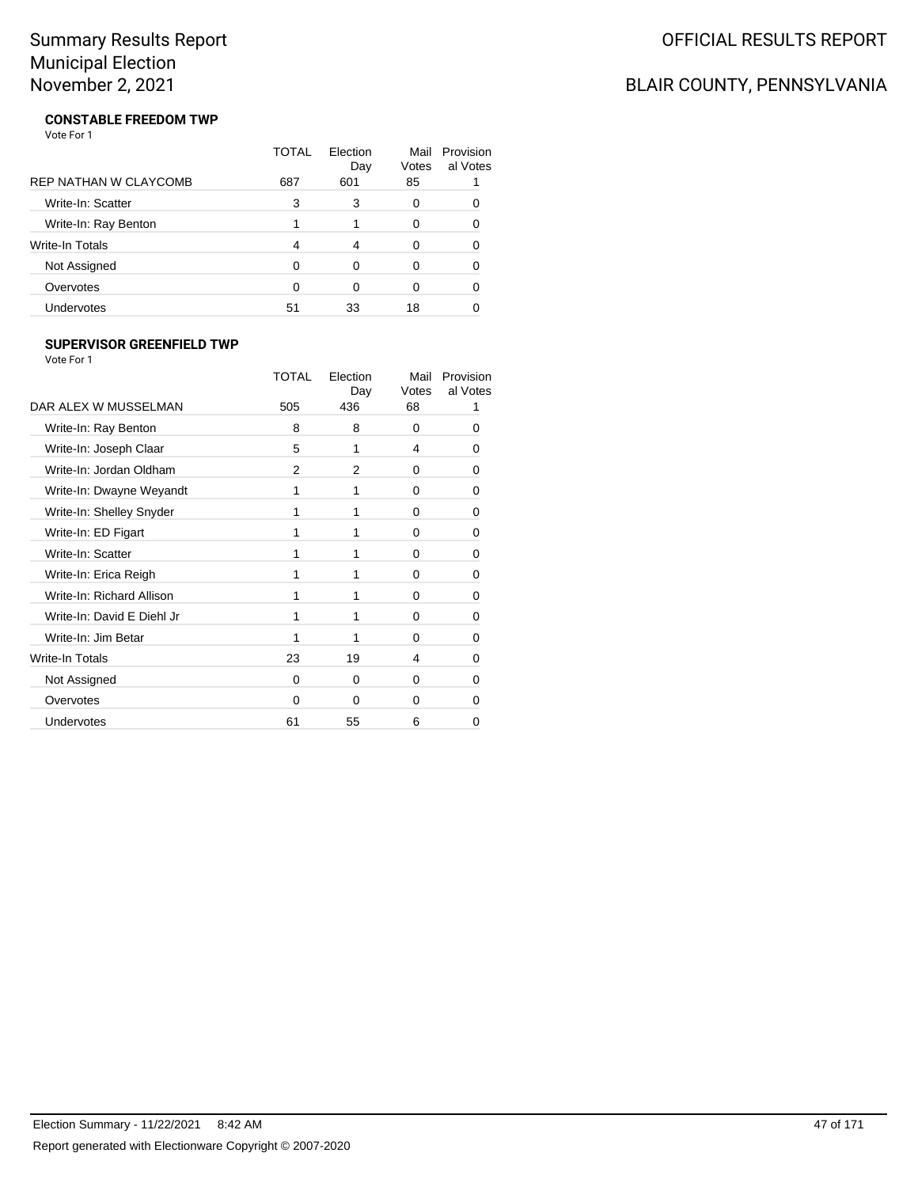# Summary Results Report
Municipal Election
November 2, 2021

OFFICIAL RESULTS REPORT

BLAIR COUNTY, PENNSYLVANIA

### CONSTABLE FREEDOM TWP

Vote For 1

| | TOTAL | Election Day | Mail Votes | Provisional Votes |
|---|---|---|---|---|
| REP NATHAN W CLAYCOMB | 687 | 601 | 85 | 1 |
| Write-In: Scatter | 3 | 3 | 0 | 0 |
| Write-In: Ray Benton | 1 | 1 | 0 | 0 |
| Write-In Totals | 4 | 4 | 0 | 0 |
| Not Assigned | 0 | 0 | 0 | 0 |
| Overvotes | 0 | 0 | 0 | 0 |
| Undervotes | 51 | 33 | 18 | 0 |

### SUPERVISOR GREENFIELD TWP

Vote For 1

| | TOTAL | Election Day | Mail Votes | Provisional Votes |
|---|---|---|---|---|
| DAR ALEX W MUSSELMAN | 505 | 436 | 68 | 1 |
| Write-In: Ray Benton | 8 | 8 | 0 | 0 |
| Write-In: Joseph Claar | 5 | 1 | 4 | 0 |
| Write-In: Jordan Oldham | 2 | 2 | 0 | 0 |
| Write-In: Dwayne Weyandt | 1 | 1 | 0 | 0 |
| Write-In: Shelley Snyder | 1 | 1 | 0 | 0 |
| Write-In: ED Figart | 1 | 1 | 0 | 0 |
| Write-In: Scatter | 1 | 1 | 0 | 0 |
| Write-In: Erica Reigh | 1 | 1 | 0 | 0 |
| Write-In: Richard Allison | 1 | 1 | 0 | 0 |
| Write-In: David E Diehl Jr | 1 | 1 | 0 | 0 |
| Write-In: Jim Betar | 1 | 1 | 0 | 0 |
| Write-In Totals | 23 | 19 | 4 | 0 |
| Not Assigned | 0 | 0 | 0 | 0 |
| Overvotes | 0 | 0 | 0 | 0 |
| Undervotes | 61 | 55 | 6 | 0 |

Election Summary - 11/22/2021 8:42 AM

Report generated with Electionware Copyright © 2007-2020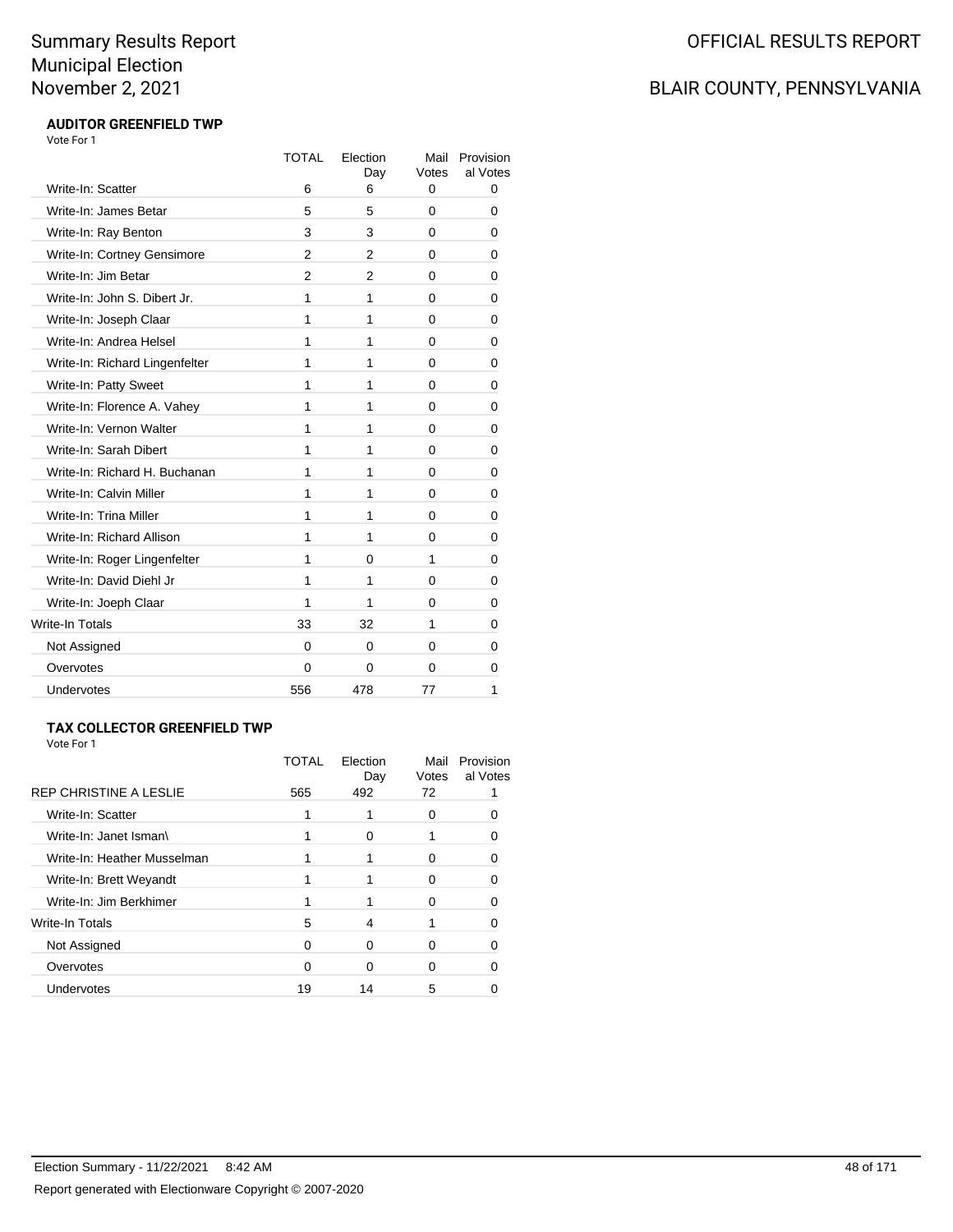# Summary Results Report
# Municipal Election
# November 2, 2021

OFFICIAL RESULTS REPORT

BLAIR COUNTY, PENNSYLVANIA

### AUDITOR GREENFIELD TWP

Vote For 1

| | TOTAL | Election Day | Mail Votes | Provisional Votes |
|---|---|---|---|---|
| Write-In: Scatter | 6 | 6 | 0 | 0 |
| Write-In: James Betar | 5 | 5 | 0 | 0 |
| Write-In: Ray Benton | 3 | 3 | 0 | 0 |
| Write-In: Cortney Gensimore | 2 | 2 | 0 | 0 |
| Write-In: Jim Betar | 2 | 2 | 0 | 0 |
| Write-In: John S. Dibert Jr. | 1 | 1 | 0 | 0 |
| Write-In: Joseph Claar | 1 | 1 | 0 | 0 |
| Write-In: Andrea Helsel | 1 | 1 | 0 | 0 |
| Write-In: Richard Lingenfelter | 1 | 1 | 0 | 0 |
| Write-In: Patty Sweet | 1 | 1 | 0 | 0 |
| Write-In: Florence A. Vahey | 1 | 1 | 0 | 0 |
| Write-In: Vernon Walter | 1 | 1 | 0 | 0 |
| Write-In: Sarah Dibert | 1 | 1 | 0 | 0 |
| Write-In: Richard H. Buchanan | 1 | 1 | 0 | 0 |
| Write-In: Calvin Miller | 1 | 1 | 0 | 0 |
| Write-In: Trina Miller | 1 | 1 | 0 | 0 |
| Write-In: Richard Allison | 1 | 1 | 0 | 0 |
| Write-In: Roger Lingenfelter | 1 | 0 | 1 | 0 |
| Write-In: David Diehl Jr | 1 | 1 | 0 | 0 |
| Write-In: Joeph Claar | 1 | 1 | 0 | 0 |
| Write-In Totals | 33 | 32 | 1 | 0 |
| Not Assigned | 0 | 0 | 0 | 0 |
| Overvotes | 0 | 0 | 0 | 0 |
| Undervotes | 556 | 478 | 77 | 1 |

### TAX COLLECTOR GREENFIELD TWP

Vote For 1

| | TOTAL | Election Day | Mail Votes | Provisional Votes |
|---|---|---|---|---|
| REP CHRISTINE A LESLIE | 565 | 492 | 72 | 1 |
| Write-In: Scatter | 1 | 1 | 0 | 0 |
| Write-In: Janet Isman\ | 1 | 0 | 1 | 0 |
| Write-In: Heather Musselman | 1 | 1 | 0 | 0 |
| Write-In: Brett Weyandt | 1 | 1 | 0 | 0 |
| Write-In: Jim Berkhimer | 1 | 1 | 0 | 0 |
| Write-In Totals | 5 | 4 | 1 | 0 |
| Not Assigned | 0 | 0 | 0 | 0 |
| Overvotes | 0 | 0 | 0 | 0 |
| Undervotes | 19 | 14 | 5 | 0 |

Election Summary - 11/22/2021 8:42 AM

Report generated with Electionware Copyright © 2007-2020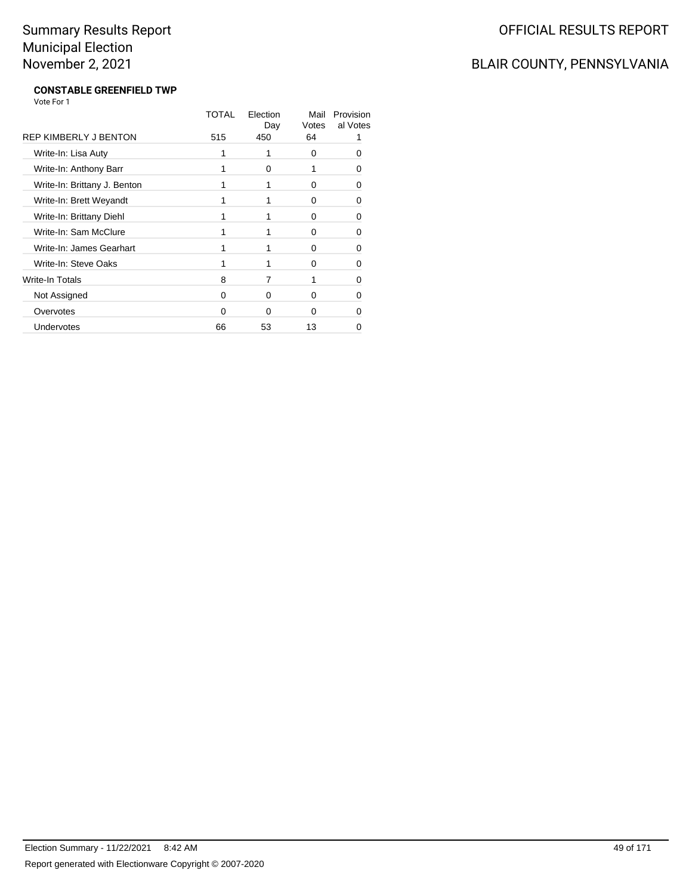# Summary Results Report
## Municipal Election
## November 2, 2021

OFFICIAL RESULTS REPORT

BLAIR COUNTY, PENNSYLVANIA

**CONSTABLE GREENFIELD TWP**

Vote For 1

| | TOTAL | Election Day | Mail Votes | Provisional Votes |
|---|---|---|---|---|
| REP KIMBERLY J BENTON | 515 | 450 | 64 | 1 |
| Write-In: Lisa Auty | 1 | 1 | 0 | 0 |
| Write-In: Anthony Barr | 1 | 0 | 1 | 0 |
| Write-In: Brittany J. Benton | 1 | 1 | 0 | 0 |
| Write-In: Brett Weyandt | 1 | 1 | 0 | 0 |
| Write-In: Brittany Diehl | 1 | 1 | 0 | 0 |
| Write-In: Sam McClure | 1 | 1 | 0 | 0 |
| Write-In: James Gearhart | 1 | 1 | 0 | 0 |
| Write-In: Steve Oaks | 1 | 1 | 0 | 0 |
| Write-In Totals | 8 | 7 | 1 | 0 |
| Not Assigned | 0 | 0 | 0 | 0 |
| Overvotes | 0 | 0 | 0 | 0 |
| Undervotes | 66 | 53 | 13 | 0 |

Election Summary - 11/22/2021 8:42 AM

Report generated with Electionware Copyright © 2007-2020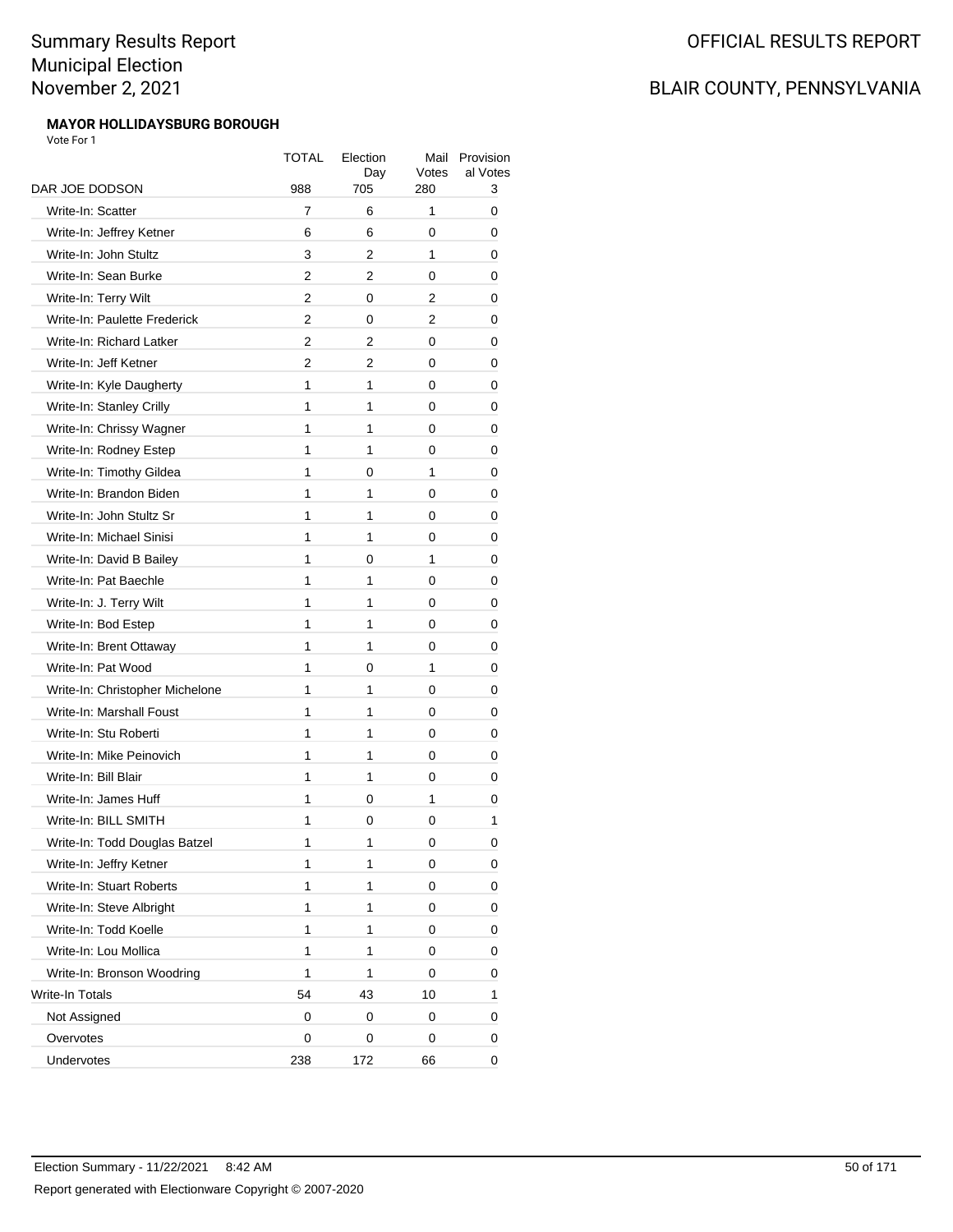# Summary Results Report
# Municipal Election
# November 2, 2021

OFFICIAL RESULTS REPORT

BLAIR COUNTY, PENNSYLVANIA

**MAYOR HOLLIDAYSBURG BOROUGH**

Vote For 1

| | TOTAL | Election Day | Mail Votes | Provisional Votes |
|---|---|---|---|---|
| DAR JOE DODSON | 988 | 705 | 280 | 3 |
| Write-In: Scatter | 7 | 6 | 1 | 0 |
| Write-In: Jeffrey Ketner | 6 | 6 | 0 | 0 |
| Write-In: John Stultz | 3 | 2 | 1 | 0 |
| Write-In: Sean Burke | 2 | 2 | 0 | 0 |
| Write-In: Terry Wilt | 2 | 0 | 2 | 0 |
| Write-In: Paulette Frederick | 2 | 0 | 2 | 0 |
| Write-In: Richard Latker | 2 | 2 | 0 | 0 |
| Write-In: Jeff Ketner | 2 | 2 | 0 | 0 |
| Write-In: Kyle Daugherty | 1 | 1 | 0 | 0 |
| Write-In: Stanley Crilly | 1 | 1 | 0 | 0 |
| Write-In: Chrissy Wagner | 1 | 1 | 0 | 0 |
| Write-In: Rodney Estep | 1 | 1 | 0 | 0 |
| Write-In: Timothy Gildea | 1 | 0 | 1 | 0 |
| Write-In: Brandon Biden | 1 | 1 | 0 | 0 |
| Write-In: John Stultz Sr | 1 | 1 | 0 | 0 |
| Write-In: Michael Sinisi | 1 | 1 | 0 | 0 |
| Write-In: David B Bailey | 1 | 0 | 1 | 0 |
| Write-In: Pat Baechle | 1 | 1 | 0 | 0 |
| Write-In: J. Terry Wilt | 1 | 1 | 0 | 0 |
| Write-In: Bod Estep | 1 | 1 | 0 | 0 |
| Write-In: Brent Ottaway | 1 | 1 | 0 | 0 |
| Write-In: Pat Wood | 1 | 0 | 1 | 0 |
| Write-In: Christopher Michelone | 1 | 1 | 0 | 0 |
| Write-In: Marshall Foust | 1 | 1 | 0 | 0 |
| Write-In: Stu Roberti | 1 | 1 | 0 | 0 |
| Write-In: Mike Peinovich | 1 | 1 | 0 | 0 |
| Write-In: Bill Blair | 1 | 1 | 0 | 0 |
| Write-In: James Huff | 1 | 0 | 1 | 0 |
| Write-In: BILL SMITH | 1 | 0 | 0 | 1 |
| Write-In: Todd Douglas Batzel | 1 | 1 | 0 | 0 |
| Write-In: Jeffry Ketner | 1 | 1 | 0 | 0 |
| Write-In: Stuart Roberts | 1 | 1 | 0 | 0 |
| Write-In: Steve Albright | 1 | 1 | 0 | 0 |
| Write-In: Todd Koelle | 1 | 1 | 0 | 0 |
| Write-In: Lou Mollica | 1 | 1 | 0 | 0 |
| Write-In: Bronson Woodring | 1 | 1 | 0 | 0 |
| Write-In Totals | 54 | 43 | 10 | 1 |
| Not Assigned | 0 | 0 | 0 | 0 |
| Overvotes | 0 | 0 | 0 | 0 |
| Undervotes | 238 | 172 | 66 | 0 |

Election Summary - 11/22/2021 8:42 AM

Report generated with Electionware Copyright © 2007-2020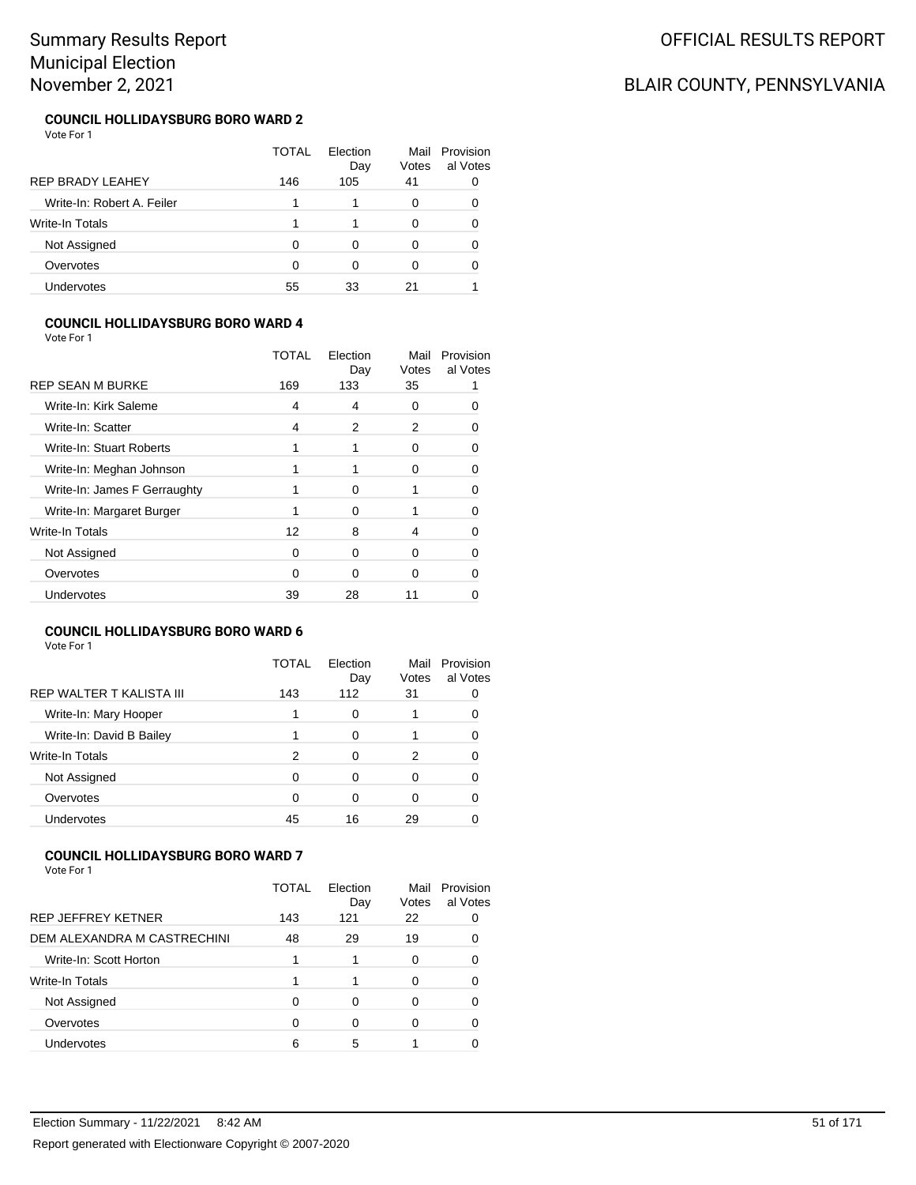# Summary Results Report
# Municipal Election
# November 2, 2021

OFFICIAL RESULTS REPORT

BLAIR COUNTY, PENNSYLVANIA

### COUNCIL HOLLIDAYSBURG BORO WARD 2

Vote For 1

| | TOTAL | Election Day | Mail Votes | Provisional Votes |
|---|---|---|---|---|
| REP BRADY LEAHEY | 146 | 105 | 41 | 0 |
| Write-In: Robert A. Feiler | 1 | 1 | 0 | 0 |
| Write-In Totals | 1 | 1 | 0 | 0 |
| Not Assigned | 0 | 0 | 0 | 0 |
| Overvotes | 0 | 0 | 0 | 0 |
| Undervotes | 55 | 33 | 21 | 1 |

### COUNCIL HOLLIDAYSBURG BORO WARD 4

Vote For 1

| | TOTAL | Election Day | Mail Votes | Provisional Votes |
|---|---|---|---|---|
| REP SEAN M BURKE | 169 | 133 | 35 | 1 |
| Write-In: Kirk Saleme | 4 | 4 | 0 | 0 |
| Write-In: Scatter | 4 | 2 | 2 | 0 |
| Write-In: Stuart Roberts | 1 | 1 | 0 | 0 |
| Write-In: Meghan Johnson | 1 | 1 | 0 | 0 |
| Write-In: James F Gerraughty | 1 | 0 | 1 | 0 |
| Write-In: Margaret Burger | 1 | 0 | 1 | 0 |
| Write-In Totals | 12 | 8 | 4 | 0 |
| Not Assigned | 0 | 0 | 0 | 0 |
| Overvotes | 0 | 0 | 0 | 0 |
| Undervotes | 39 | 28 | 11 | 0 |

### COUNCIL HOLLIDAYSBURG BORO WARD 6

Vote For 1

| | TOTAL | Election Day | Mail Votes | Provisional Votes |
|---|---|---|---|---|
| REP WALTER T KALISTA III | 143 | 112 | 31 | 0 |
| Write-In: Mary Hooper | 1 | 0 | 1 | 0 |
| Write-In: David B Bailey | 1 | 0 | 1 | 0 |
| Write-In Totals | 2 | 0 | 2 | 0 |
| Not Assigned | 0 | 0 | 0 | 0 |
| Overvotes | 0 | 0 | 0 | 0 |
| Undervotes | 45 | 16 | 29 | 0 |

### COUNCIL HOLLIDAYSBURG BORO WARD 7

Vote For 1

| | TOTAL | Election Day | Mail Votes | Provisional Votes |
|---|---|---|---|---|
| REP JEFFREY KETNER | 143 | 121 | 22 | 0 |
| DEM ALEXANDRA M CASTRECHINI | 48 | 29 | 19 | 0 |
| Write-In: Scott Horton | 1 | 1 | 0 | 0 |
| Write-In Totals | 1 | 1 | 0 | 0 |
| Not Assigned | 0 | 0 | 0 | 0 |
| Overvotes | 0 | 0 | 0 | 0 |
| Undervotes | 6 | 5 | 1 | 0 |

Election Summary - 11/22/2021 8:42 AM

Report generated with Electionware Copyright © 2007-2020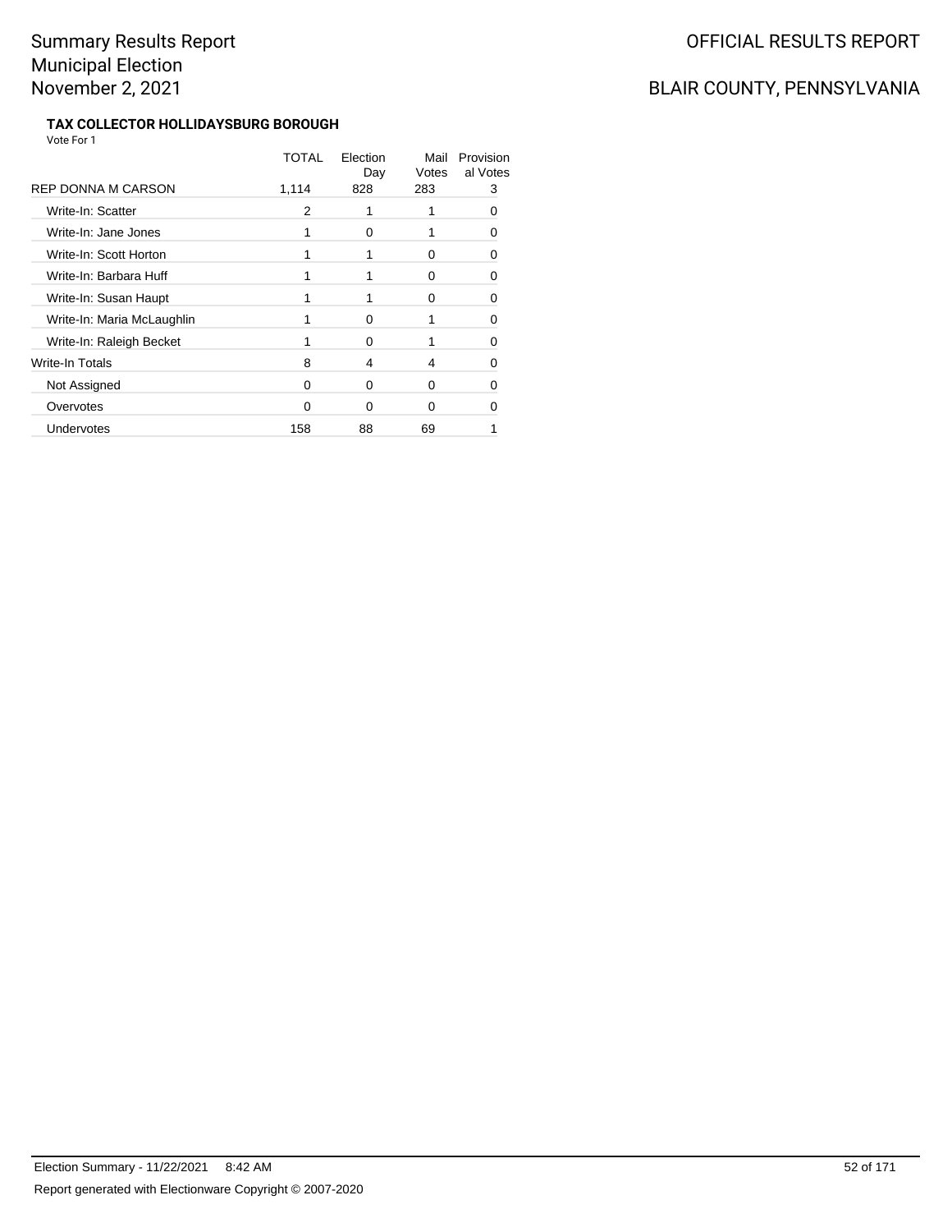# Summary Results Report
# Municipal Election
# November 2, 2021

OFFICIAL RESULTS REPORT

BLAIR COUNTY, PENNSYLVANIA

### TAX COLLECTOR HOLLIDAYSBURG BOROUGH

Vote For 1

| | TOTAL | Election Day | Mail Votes | Provisional Votes |
|---|---|---|---|---|
| REP DONNA M CARSON | 1,114 | 828 | 283 | 3 |
| Write-In: Scatter | 2 | 1 | 1 | 0 |
| Write-In: Jane Jones | 1 | 0 | 1 | 0 |
| Write-In: Scott Horton | 1 | 1 | 0 | 0 |
| Write-In: Barbara Huff | 1 | 1 | 0 | 0 |
| Write-In: Susan Haupt | 1 | 1 | 0 | 0 |
| Write-In: Maria McLaughlin | 1 | 0 | 1 | 0 |
| Write-In: Raleigh Becket | 1 | 0 | 1 | 0 |
| Write-In Totals | 8 | 4 | 4 | 0 |
| Not Assigned | 0 | 0 | 0 | 0 |
| Overvotes | 0 | 0 | 0 | 0 |
| Undervotes | 158 | 88 | 69 | 1 |

Election Summary - 11/22/2021 8:42 AM

Report generated with Electionware Copyright © 2007-2020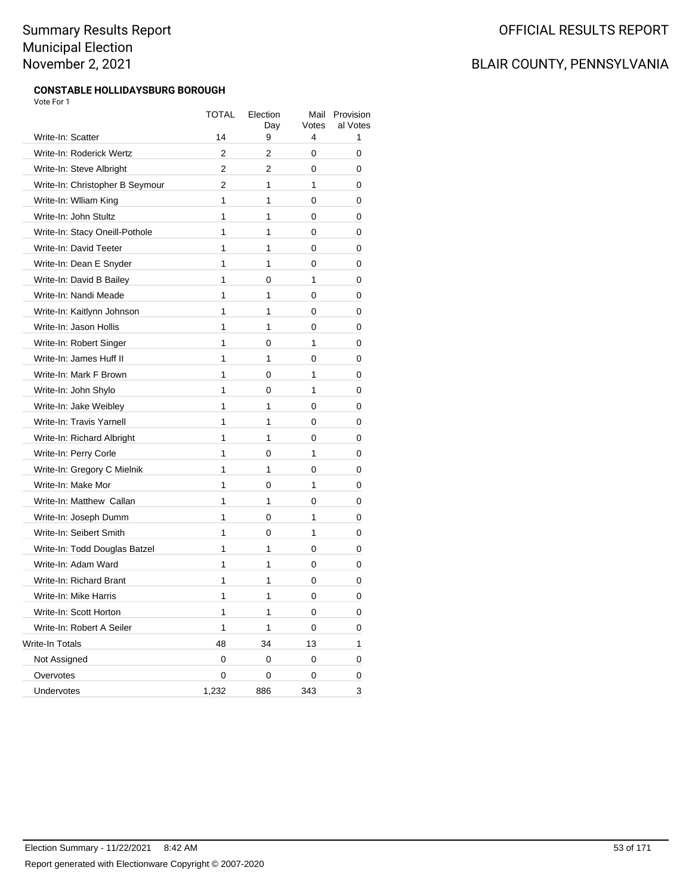Summary Results Report
Municipal Election
November 2, 2021

OFFICIAL RESULTS REPORT

BLAIR COUNTY, PENNSYLVANIA

### CONSTABLE HOLLIDAYSBURG BOROUGH

Vote For 1

| | TOTAL | Election Day | Mail Votes | Provisional Votes |
|---|---|---|---|---|
| Write-In: Scatter | 14 | 9 | 4 | 1 |
| Write-In: Roderick Wertz | 2 | 2 | 0 | 0 |
| Write-In: Steve Albright | 2 | 2 | 0 | 0 |
| Write-In: Christopher B Seymour | 2 | 1 | 1 | 0 |
| Write-In: Wlliam King | 1 | 1 | 0 | 0 |
| Write-In: John Stultz | 1 | 1 | 0 | 0 |
| Write-In: Stacy Oneill-Pothole | 1 | 1 | 0 | 0 |
| Write-In: David Teeter | 1 | 1 | 0 | 0 |
| Write-In: Dean E Snyder | 1 | 1 | 0 | 0 |
| Write-In: David B Bailey | 1 | 0 | 1 | 0 |
| Write-In: Nandi Meade | 1 | 1 | 0 | 0 |
| Write-In: Kaitlynn Johnson | 1 | 1 | 0 | 0 |
| Write-In: Jason Hollis | 1 | 1 | 0 | 0 |
| Write-In: Robert Singer | 1 | 0 | 1 | 0 |
| Write-In: James Huff II | 1 | 1 | 0 | 0 |
| Write-In: Mark F Brown | 1 | 0 | 1 | 0 |
| Write-In: John Shylo | 1 | 0 | 1 | 0 |
| Write-In: Jake Weibley | 1 | 1 | 0 | 0 |
| Write-In: Travis Yarnell | 1 | 1 | 0 | 0 |
| Write-In: Richard Albright | 1 | 1 | 0 | 0 |
| Write-In: Perry Corle | 1 | 0 | 1 | 0 |
| Write-In: Gregory C Mielnik | 1 | 1 | 0 | 0 |
| Write-In: Make Mor | 1 | 0 | 1 | 0 |
| Write-In: Matthew Callan | 1 | 1 | 0 | 0 |
| Write-In: Joseph Dumm | 1 | 0 | 1 | 0 |
| Write-In: Seibert Smith | 1 | 0 | 1 | 0 |
| Write-In: Todd Douglas Batzel | 1 | 1 | 0 | 0 |
| Write-In: Adam Ward | 1 | 1 | 0 | 0 |
| Write-In: Richard Brant | 1 | 1 | 0 | 0 |
| Write-In: Mike Harris | 1 | 1 | 0 | 0 |
| Write-In: Scott Horton | 1 | 1 | 0 | 0 |
| Write-In: Robert A Seiler | 1 | 1 | 0 | 0 |
| Write-In Totals | 48 | 34 | 13 | 1 |
| Not Assigned | 0 | 0 | 0 | 0 |
| Overvotes | 0 | 0 | 0 | 0 |
| Undervotes | 1,232 | 886 | 343 | 3 |

Election Summary - 11/22/2021 8:42 AM

Report generated with Electionware Copyright © 2007-2020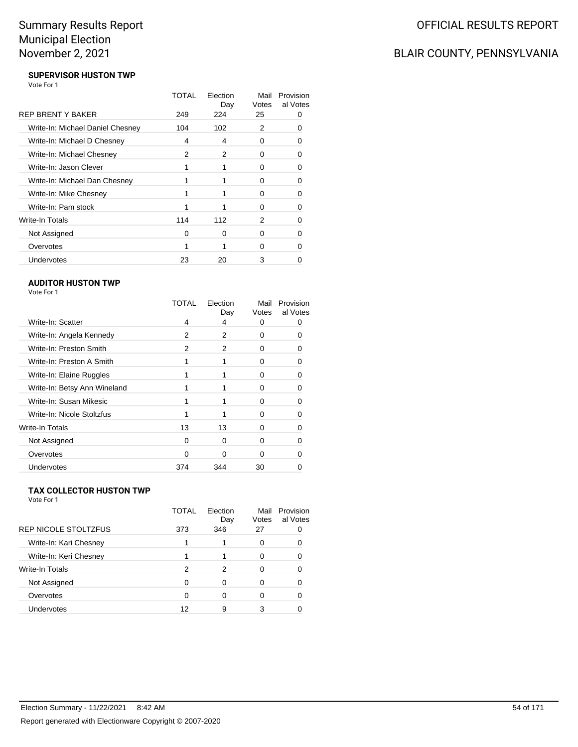# Summary Results Report
# Municipal Election
# November 2, 2021

OFFICIAL RESULTS REPORT

BLAIR COUNTY, PENNSYLVANIA

### SUPERVISOR HUSTON TWP

Vote For 1

| | TOTAL | Election Day | Mail Votes | Provisional Votes |
|---|---|---|---|---|
| REP BRENT Y BAKER | 249 | 224 | 25 | 0 |
| Write-In: Michael Daniel Chesney | 104 | 102 | 2 | 0 |
| Write-In: Michael D Chesney | 4 | 4 | 0 | 0 |
| Write-In: Michael Chesney | 2 | 2 | 0 | 0 |
| Write-In: Jason Clever | 1 | 1 | 0 | 0 |
| Write-In: Michael Dan Chesney | 1 | 1 | 0 | 0 |
| Write-In: Mike Chesney | 1 | 1 | 0 | 0 |
| Write-In: Pam stock | 1 | 1 | 0 | 0 |
| Write-In Totals | 114 | 112 | 2 | 0 |
| Not Assigned | 0 | 0 | 0 | 0 |
| Overvotes | 1 | 1 | 0 | 0 |
| Undervotes | 23 | 20 | 3 | 0 |

### AUDITOR HUSTON TWP

Vote For 1

| | TOTAL | Election Day | Mail Votes | Provisional Votes |
|---|---|---|---|---|
| Write-In: Scatter | 4 | 4 | 0 | 0 |
| Write-In: Angela Kennedy | 2 | 2 | 0 | 0 |
| Write-In: Preston Smith | 2 | 2 | 0 | 0 |
| Write-In: Preston A Smith | 1 | 1 | 0 | 0 |
| Write-In: Elaine Ruggles | 1 | 1 | 0 | 0 |
| Write-In: Betsy Ann Wineland | 1 | 1 | 0 | 0 |
| Write-In: Susan Mikesic | 1 | 1 | 0 | 0 |
| Write-In: Nicole Stoltzfus | 1 | 1 | 0 | 0 |
| Write-In Totals | 13 | 13 | 0 | 0 |
| Not Assigned | 0 | 0 | 0 | 0 |
| Overvotes | 0 | 0 | 0 | 0 |
| Undervotes | 374 | 344 | 30 | 0 |

### TAX COLLECTOR HUSTON TWP

Vote For 1

| | TOTAL | Election Day | Mail Votes | Provisional Votes |
|---|---|---|---|---|
| REP NICOLE STOLTZFUS | 373 | 346 | 27 | 0 |
| Write-In: Kari Chesney | 1 | 1 | 0 | 0 |
| Write-In: Keri Chesney | 1 | 1 | 0 | 0 |
| Write-In Totals | 2 | 2 | 0 | 0 |
| Not Assigned | 0 | 0 | 0 | 0 |
| Overvotes | 0 | 0 | 0 | 0 |
| Undervotes | 12 | 9 | 3 | 0 |

Election Summary - 11/22/2021 8:42 AM

Report generated with Electionware Copyright © 2007-2020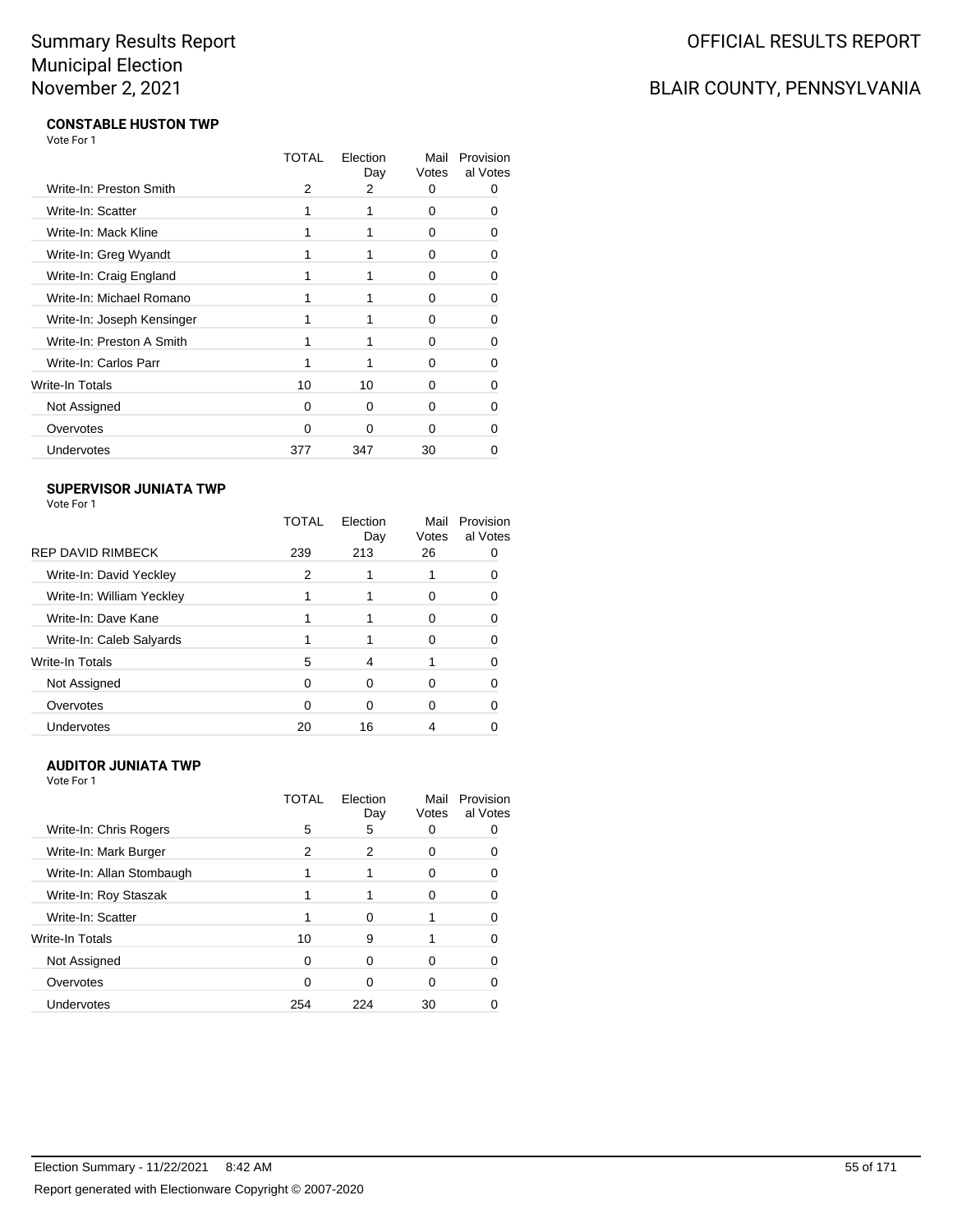# Summary Results Report
# Municipal Election
# November 2, 2021

OFFICIAL RESULTS REPORT

BLAIR COUNTY, PENNSYLVANIA

**CONSTABLE HUSTON TWP**

Vote For 1

| | TOTAL | Election Day | Mail Votes | Provisional Votes |
|---|---|---|---|---|
| Write-In: Preston Smith | 2 | 2 | 0 | 0 |
| Write-In: Scatter | 1 | 1 | 0 | 0 |
| Write-In: Mack Kline | 1 | 1 | 0 | 0 |
| Write-In: Greg Wyandt | 1 | 1 | 0 | 0 |
| Write-In: Craig England | 1 | 1 | 0 | 0 |
| Write-In: Michael Romano | 1 | 1 | 0 | 0 |
| Write-In: Joseph Kensinger | 1 | 1 | 0 | 0 |
| Write-In: Preston A Smith | 1 | 1 | 0 | 0 |
| Write-In: Carlos Parr | 1 | 1 | 0 | 0 |
| Write-In Totals | 10 | 10 | 0 | 0 |
| Not Assigned | 0 | 0 | 0 | 0 |
| Overvotes | 0 | 0 | 0 | 0 |
| Undervotes | 377 | 347 | 30 | 0 |

**SUPERVISOR JUNIATA TWP**

Vote For 1

| | TOTAL | Election Day | Mail Votes | Provisional Votes |
|---|---|---|---|---|
| REP DAVID RIMBECK | 239 | 213 | 26 | 0 |
| Write-In: David Yeckley | 2 | 1 | 1 | 0 |
| Write-In: William Yeckley | 1 | 1 | 0 | 0 |
| Write-In: Dave Kane | 1 | 1 | 0 | 0 |
| Write-In: Caleb Salyards | 1 | 1 | 0 | 0 |
| Write-In Totals | 5 | 4 | 1 | 0 |
| Not Assigned | 0 | 0 | 0 | 0 |
| Overvotes | 0 | 0 | 0 | 0 |
| Undervotes | 20 | 16 | 4 | 0 |

**AUDITOR JUNIATA TWP**

Vote For 1

| | TOTAL | Election Day | Mail Votes | Provisional Votes |
|---|---|---|---|---|
| Write-In: Chris Rogers | 5 | 5 | 0 | 0 |
| Write-In: Mark Burger | 2 | 2 | 0 | 0 |
| Write-In: Allan Stombaugh | 1 | 1 | 0 | 0 |
| Write-In: Roy Staszak | 1 | 1 | 0 | 0 |
| Write-In: Scatter | 1 | 0 | 1 | 0 |
| Write-In Totals | 10 | 9 | 1 | 0 |
| Not Assigned | 0 | 0 | 0 | 0 |
| Overvotes | 0 | 0 | 0 | 0 |
| Undervotes | 254 | 224 | 30 | 0 |

Election Summary - 11/22/2021 8:42 AM

Report generated with Electionware Copyright © 2007-2020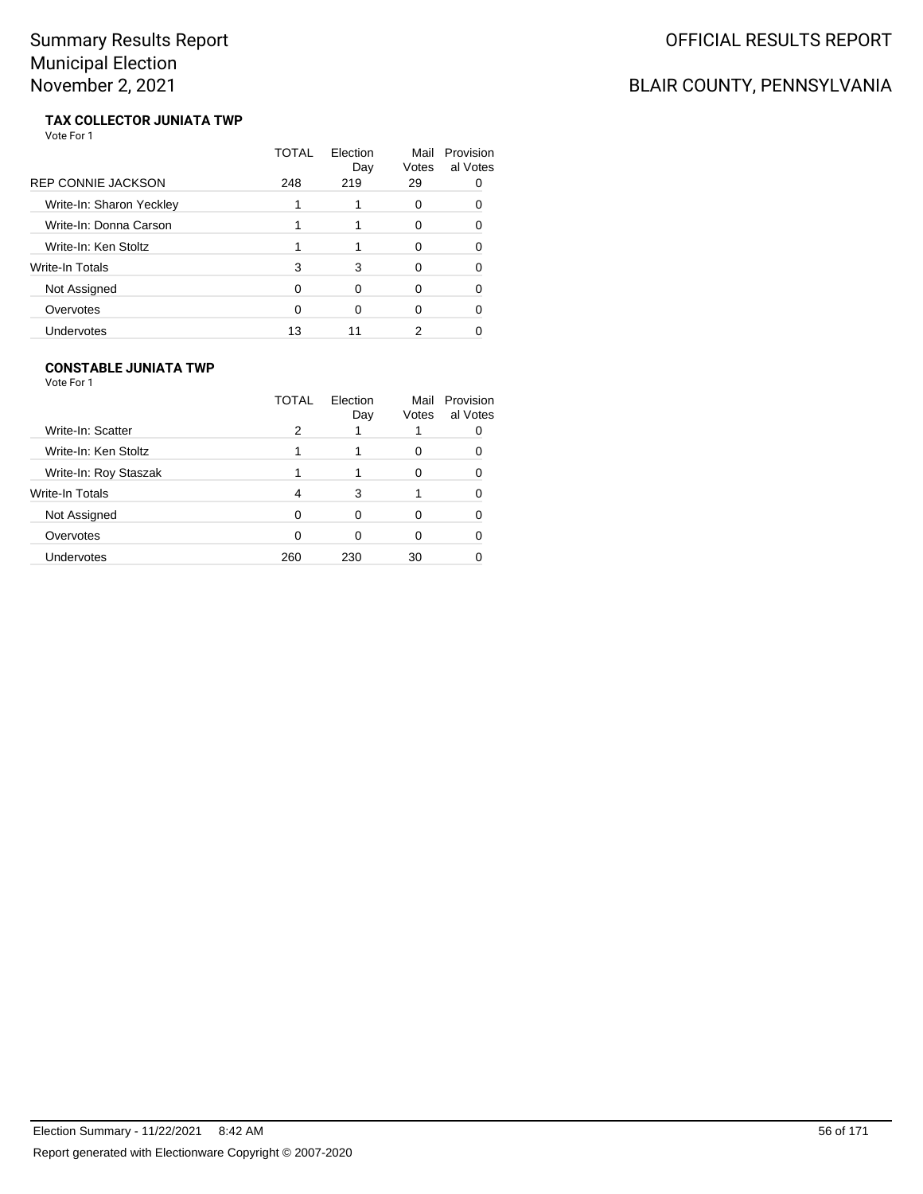# Summary Results Report
# Municipal Election
# November 2, 2021

OFFICIAL RESULTS REPORT

BLAIR COUNTY, PENNSYLVANIA

### TAX COLLECTOR JUNIATA TWP

Vote For 1

| | TOTAL | Election Day | Mail Votes | Provisional Votes |
|---|---|---|---|---|
| REP CONNIE JACKSON | 248 | 219 | 29 | 0 |
| Write-In: Sharon Yeckley | 1 | 1 | 0 | 0 |
| Write-In: Donna Carson | 1 | 1 | 0 | 0 |
| Write-In: Ken Stoltz | 1 | 1 | 0 | 0 |
| Write-In Totals | 3 | 3 | 0 | 0 |
| Not Assigned | 0 | 0 | 0 | 0 |
| Overvotes | 0 | 0 | 0 | 0 |
| Undervotes | 13 | 11 | 2 | 0 |

### CONSTABLE JUNIATA TWP

Vote For 1

| | TOTAL | Election Day | Mail Votes | Provisional Votes |
|---|---|---|---|---|
| Write-In: Scatter | 2 | 1 | 1 | 0 |
| Write-In: Ken Stoltz | 1 | 1 | 0 | 0 |
| Write-In: Roy Staszak | 1 | 1 | 0 | 0 |
| Write-In Totals | 4 | 3 | 1 | 0 |
| Not Assigned | 0 | 0 | 0 | 0 |
| Overvotes | 0 | 0 | 0 | 0 |
| Undervotes | 260 | 230 | 30 | 0 |

Election Summary - 11/22/2021 8:42 AM

Report generated with Electionware Copyright © 2007-2020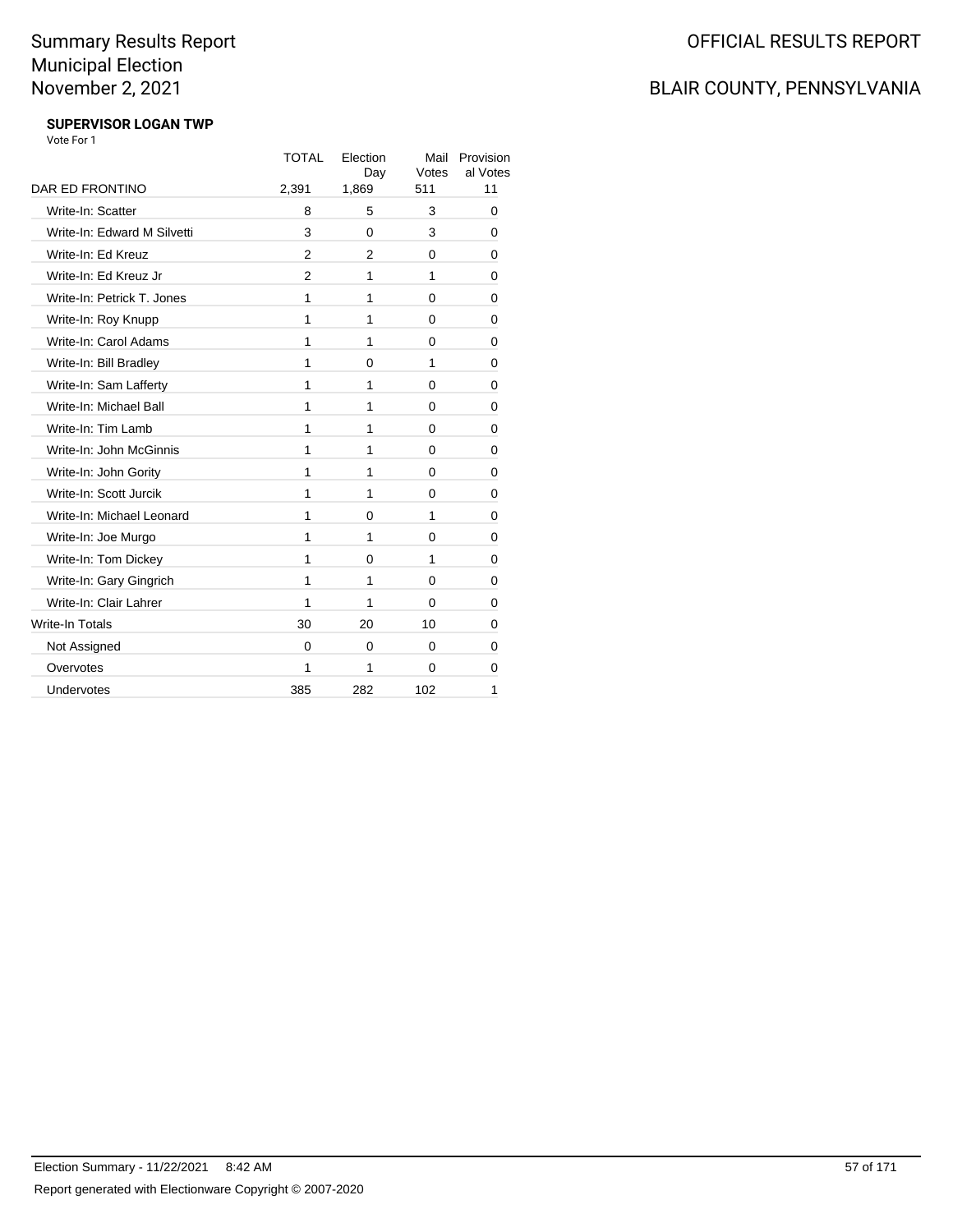Summary Results Report
Municipal Election
November 2, 2021

OFFICIAL RESULTS REPORT

BLAIR COUNTY, PENNSYLVANIA

**SUPERVISOR LOGAN TWP**

Vote For 1

| | TOTAL | Election Day | Mail Votes | Provisional Votes |
|---|---|---|---|---|
| DAR ED FRONTINO | 2,391 | 1,869 | 511 | 11 |
| Write-In: Scatter | 8 | 5 | 3 | 0 |
| Write-In: Edward M Silvetti | 3 | 0 | 3 | 0 |
| Write-In: Ed Kreuz | 2 | 2 | 0 | 0 |
| Write-In: Ed Kreuz Jr | 2 | 1 | 1 | 0 |
| Write-In: Petrick T. Jones | 1 | 1 | 0 | 0 |
| Write-In: Roy Knupp | 1 | 1 | 0 | 0 |
| Write-In: Carol Adams | 1 | 1 | 0 | 0 |
| Write-In: Bill Bradley | 1 | 0 | 1 | 0 |
| Write-In: Sam Lafferty | 1 | 1 | 0 | 0 |
| Write-In: Michael Ball | 1 | 1 | 0 | 0 |
| Write-In: Tim Lamb | 1 | 1 | 0 | 0 |
| Write-In: John McGinnis | 1 | 1 | 0 | 0 |
| Write-In: John Gority | 1 | 1 | 0 | 0 |
| Write-In: Scott Jurcik | 1 | 1 | 0 | 0 |
| Write-In: Michael Leonard | 1 | 0 | 1 | 0 |
| Write-In: Joe Murgo | 1 | 1 | 0 | 0 |
| Write-In: Tom Dickey | 1 | 0 | 1 | 0 |
| Write-In: Gary Gingrich | 1 | 1 | 0 | 0 |
| Write-In: Clair Lahrer | 1 | 1 | 0 | 0 |
| Write-In Totals | 30 | 20 | 10 | 0 |
| Not Assigned | 0 | 0 | 0 | 0 |
| Overvotes | 1 | 1 | 0 | 0 |
| Undervotes | 385 | 282 | 102 | 1 |

Election Summary - 11/22/2021 8:42 AM

Report generated with Electionware Copyright © 2007-2020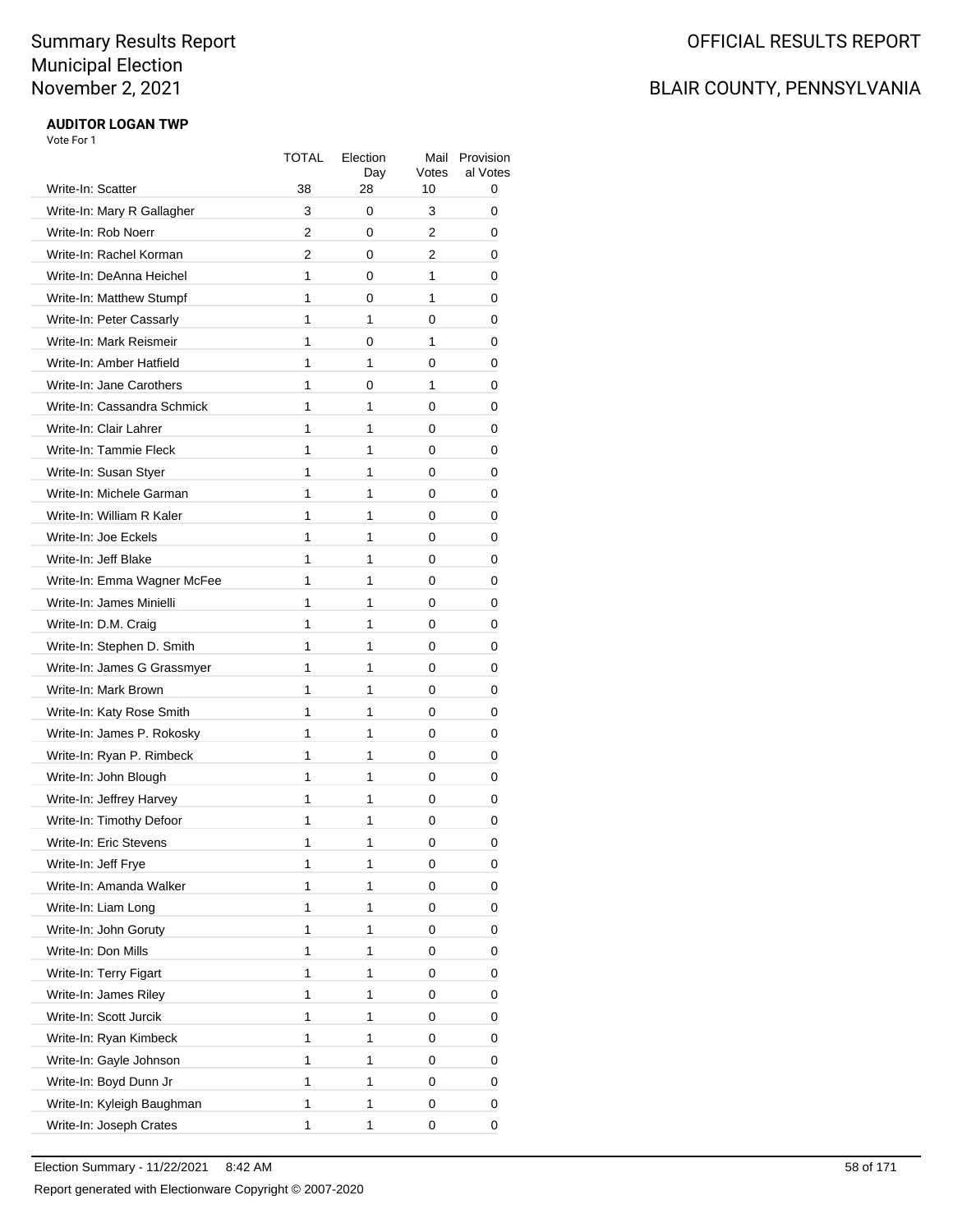# Summary Results Report
# Municipal Election
# November 2, 2021

OFFICIAL RESULTS REPORT

BLAIR COUNTY, PENNSYLVANIA

**AUDITOR LOGAN TWP**

Vote For 1

| | TOTAL | Election Day | Mail Votes | Provisional Votes |
|---|---|---|---|---|
| Write-In: Scatter | 38 | 28 | 10 | 0 |
| Write-In: Mary R Gallagher | 3 | 0 | 3 | 0 |
| Write-In: Rob Noerr | 2 | 0 | 2 | 0 |
| Write-In: Rachel Korman | 2 | 0 | 2 | 0 |
| Write-In: DeAnna Heichel | 1 | 0 | 1 | 0 |
| Write-In: Matthew Stumpf | 1 | 0 | 1 | 0 |
| Write-In: Peter Cassarly | 1 | 1 | 0 | 0 |
| Write-In: Mark Reismeir | 1 | 0 | 1 | 0 |
| Write-In: Amber Hatfield | 1 | 1 | 0 | 0 |
| Write-In: Jane Carothers | 1 | 0 | 1 | 0 |
| Write-In: Cassandra Schmick | 1 | 1 | 0 | 0 |
| Write-In: Clair Lahrer | 1 | 1 | 0 | 0 |
| Write-In: Tammie Fleck | 1 | 1 | 0 | 0 |
| Write-In: Susan Styer | 1 | 1 | 0 | 0 |
| Write-In: Michele Garman | 1 | 1 | 0 | 0 |
| Write-In: William R Kaler | 1 | 1 | 0 | 0 |
| Write-In: Joe Eckels | 1 | 1 | 0 | 0 |
| Write-In: Jeff Blake | 1 | 1 | 0 | 0 |
| Write-In: Emma Wagner McFee | 1 | 1 | 0 | 0 |
| Write-In: James Minielli | 1 | 1 | 0 | 0 |
| Write-In: D.M. Craig | 1 | 1 | 0 | 0 |
| Write-In: Stephen D. Smith | 1 | 1 | 0 | 0 |
| Write-In: James G Grassmyer | 1 | 1 | 0 | 0 |
| Write-In: Mark Brown | 1 | 1 | 0 | 0 |
| Write-In: Katy Rose Smith | 1 | 1 | 0 | 0 |
| Write-In: James P. Rokosky | 1 | 1 | 0 | 0 |
| Write-In: Ryan P. Rimbeck | 1 | 1 | 0 | 0 |
| Write-In: John Blough | 1 | 1 | 0 | 0 |
| Write-In: Jeffrey Harvey | 1 | 1 | 0 | 0 |
| Write-In: Timothy Defoor | 1 | 1 | 0 | 0 |
| Write-In: Eric Stevens | 1 | 1 | 0 | 0 |
| Write-In: Jeff Frye | 1 | 1 | 0 | 0 |
| Write-In: Amanda Walker | 1 | 1 | 0 | 0 |
| Write-In: Liam Long | 1 | 1 | 0 | 0 |
| Write-In: John Goruty | 1 | 1 | 0 | 0 |
| Write-In: Don Mills | 1 | 1 | 0 | 0 |
| Write-In: Terry Figart | 1 | 1 | 0 | 0 |
| Write-In: James Riley | 1 | 1 | 0 | 0 |
| Write-In: Scott Jurcik | 1 | 1 | 0 | 0 |
| Write-In: Ryan Kimbeck | 1 | 1 | 0 | 0 |
| Write-In: Gayle Johnson | 1 | 1 | 0 | 0 |
| Write-In: Boyd Dunn Jr | 1 | 1 | 0 | 0 |
| Write-In: Kyleigh Baughman | 1 | 1 | 0 | 0 |
| Write-In: Joseph Crates | 1 | 1 | 0 | 0 |

Election Summary - 11/22/2021 8:42 AM

Report generated with Electionware Copyright © 2007-2020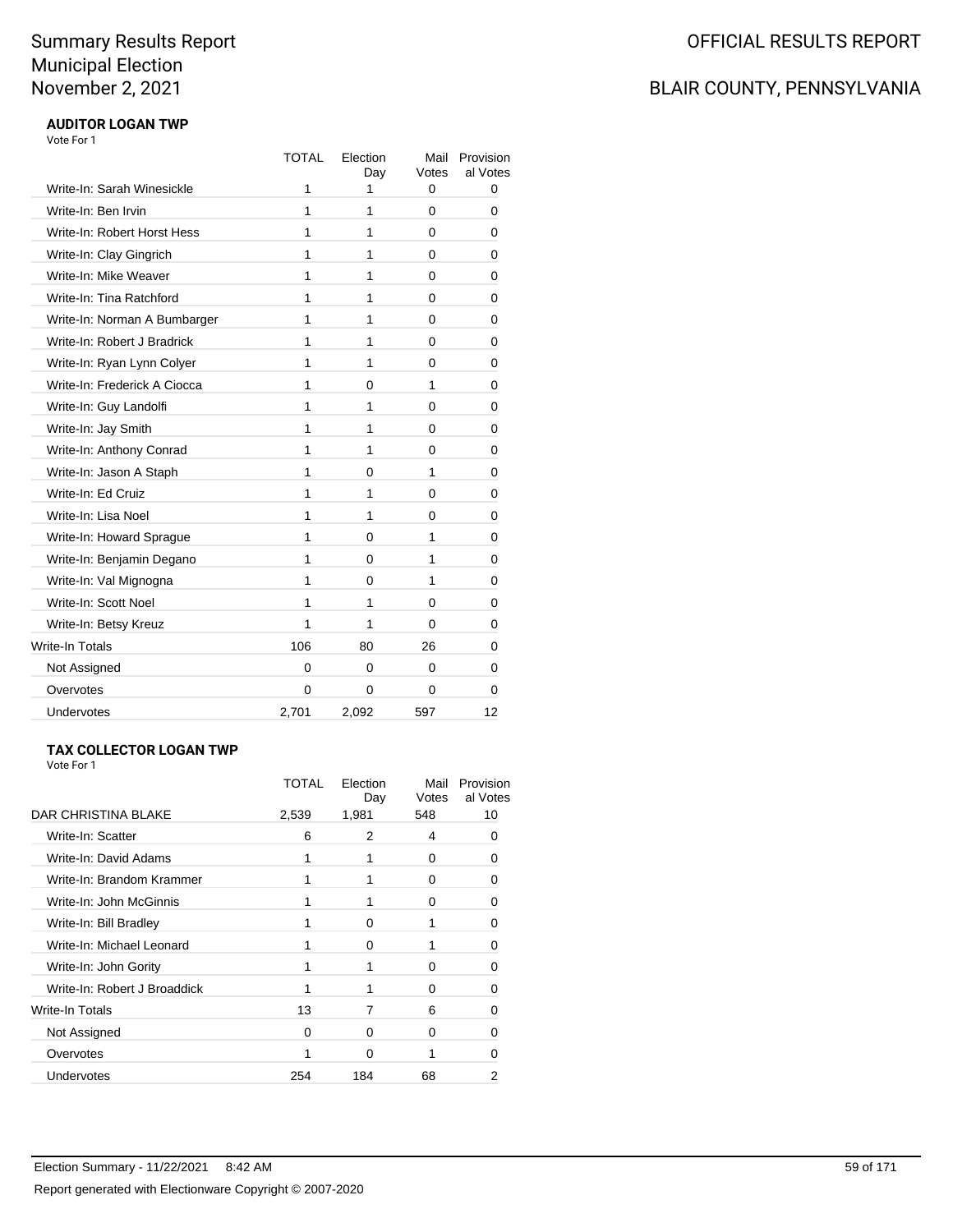# Summary Results Report
# Municipal Election
# November 2, 2021

OFFICIAL RESULTS REPORT

BLAIR COUNTY, PENNSYLVANIA

### AUDITOR LOGAN TWP

Vote For 1

| | TOTAL | Election Day | Mail Votes | Provisional Votes |
|---|---|---|---|---|
| Write-In: Sarah Winesickle | 1 | 1 | 0 | 0 |
| Write-In: Ben Irvin | 1 | 1 | 0 | 0 |
| Write-In: Robert Horst Hess | 1 | 1 | 0 | 0 |
| Write-In: Clay Gingrich | 1 | 1 | 0 | 0 |
| Write-In: Mike Weaver | 1 | 1 | 0 | 0 |
| Write-In: Tina Ratchford | 1 | 1 | 0 | 0 |
| Write-In: Norman A Bumbarger | 1 | 1 | 0 | 0 |
| Write-In: Robert J Bradrick | 1 | 1 | 0 | 0 |
| Write-In: Ryan Lynn Colyer | 1 | 1 | 0 | 0 |
| Write-In: Frederick A Ciocca | 1 | 0 | 1 | 0 |
| Write-In: Guy Landolfi | 1 | 1 | 0 | 0 |
| Write-In: Jay Smith | 1 | 1 | 0 | 0 |
| Write-In: Anthony Conrad | 1 | 1 | 0 | 0 |
| Write-In: Jason A Staph | 1 | 0 | 1 | 0 |
| Write-In: Ed Cruiz | 1 | 1 | 0 | 0 |
| Write-In: Lisa Noel | 1 | 1 | 0 | 0 |
| Write-In: Howard Sprague | 1 | 0 | 1 | 0 |
| Write-In: Benjamin Degano | 1 | 0 | 1 | 0 |
| Write-In: Val Mignogna | 1 | 0 | 1 | 0 |
| Write-In: Scott Noel | 1 | 1 | 0 | 0 |
| Write-In: Betsy Kreuz | 1 | 1 | 0 | 0 |
| Write-In Totals | 106 | 80 | 26 | 0 |
| Not Assigned | 0 | 0 | 0 | 0 |
| Overvotes | 0 | 0 | 0 | 0 |
| Undervotes | 2,701 | 2,092 | 597 | 12 |

### TAX COLLECTOR LOGAN TWP

Vote For 1

| | TOTAL | Election Day | Mail Votes | Provisional Votes |
|---|---|---|---|---|
| DAR CHRISTINA BLAKE | 2,539 | 1,981 | 548 | 10 |
| Write-In: Scatter | 6 | 2 | 4 | 0 |
| Write-In: David Adams | 1 | 1 | 0 | 0 |
| Write-In: Brandom Krammer | 1 | 1 | 0 | 0 |
| Write-In: John McGinnis | 1 | 1 | 0 | 0 |
| Write-In: Bill Bradley | 1 | 0 | 1 | 0 |
| Write-In: Michael Leonard | 1 | 0 | 1 | 0 |
| Write-In: John Gority | 1 | 1 | 0 | 0 |
| Write-In: Robert J Broaddick | 1 | 1 | 0 | 0 |
| Write-In Totals | 13 | 7 | 6 | 0 |
| Not Assigned | 0 | 0 | 0 | 0 |
| Overvotes | 1 | 0 | 1 | 0 |
| Undervotes | 254 | 184 | 68 | 2 |

Election Summary - 11/22/2021 8:42 AM

Report generated with Electionware Copyright © 2007-2020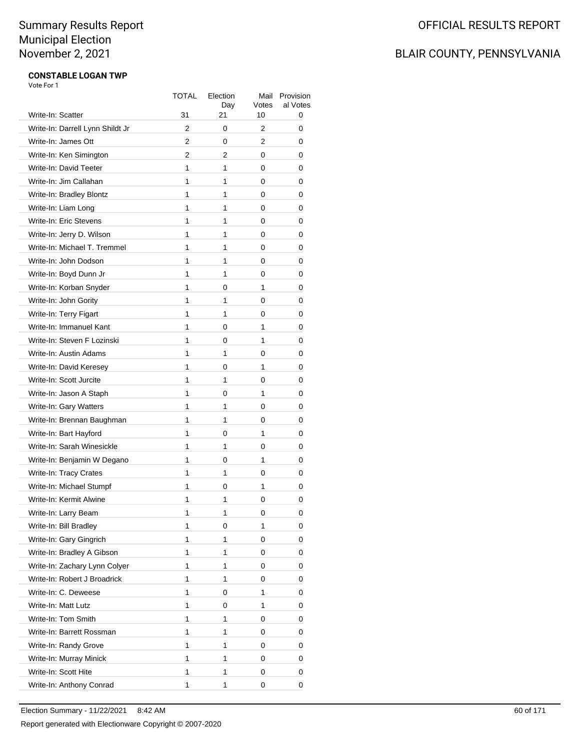# Summary Results Report
# Municipal Election
# November 2, 2021

OFFICIAL RESULTS REPORT

BLAIR COUNTY, PENNSYLVANIA

**CONSTABLE LOGAN TWP**

Vote For 1

| | TOTAL | Election Day | Mail Votes | Provisional Votes |
|---|---|---|---|---|
| Write-In: Scatter | 31 | 21 | 10 | 0 |
| Write-In: Darrell Lynn Shildt Jr | 2 | 0 | 2 | 0 |
| Write-In: James Ott | 2 | 0 | 2 | 0 |
| Write-In: Ken Simington | 2 | 2 | 0 | 0 |
| Write-In: David Teeter | 1 | 1 | 0 | 0 |
| Write-In: Jim Callahan | 1 | 1 | 0 | 0 |
| Write-In: Bradley Blontz | 1 | 1 | 0 | 0 |
| Write-In: Liam Long | 1 | 1 | 0 | 0 |
| Write-In: Eric Stevens | 1 | 1 | 0 | 0 |
| Write-In: Jerry D. Wilson | 1 | 1 | 0 | 0 |
| Write-In: Michael T. Tremmel | 1 | 1 | 0 | 0 |
| Write-In: John Dodson | 1 | 1 | 0 | 0 |
| Write-In: Boyd Dunn Jr | 1 | 1 | 0 | 0 |
| Write-In: Korban Snyder | 1 | 0 | 1 | 0 |
| Write-In: John Gority | 1 | 1 | 0 | 0 |
| Write-In: Terry Figart | 1 | 1 | 0 | 0 |
| Write-In: Immanuel Kant | 1 | 0 | 1 | 0 |
| Write-In: Steven F Lozinski | 1 | 0 | 1 | 0 |
| Write-In: Austin Adams | 1 | 1 | 0 | 0 |
| Write-In: David Keresey | 1 | 0 | 1 | 0 |
| Write-In: Scott Jurcite | 1 | 1 | 0 | 0 |
| Write-In: Jason A Staph | 1 | 0 | 1 | 0 |
| Write-In: Gary Watters | 1 | 1 | 0 | 0 |
| Write-In: Brennan Baughman | 1 | 1 | 0 | 0 |
| Write-In: Bart Hayford | 1 | 0 | 1 | 0 |
| Write-In: Sarah Winesickle | 1 | 1 | 0 | 0 |
| Write-In: Benjamin W Degano | 1 | 0 | 1 | 0 |
| Write-In: Tracy Crates | 1 | 1 | 0 | 0 |
| Write-In: Michael Stumpf | 1 | 0 | 1 | 0 |
| Write-In: Kermit Alwine | 1 | 1 | 0 | 0 |
| Write-In: Larry Beam | 1 | 1 | 0 | 0 |
| Write-In: Bill Bradley | 1 | 0 | 1 | 0 |
| Write-In: Gary Gingrich | 1 | 1 | 0 | 0 |
| Write-In: Bradley A Gibson | 1 | 1 | 0 | 0 |
| Write-In: Zachary Lynn Colyer | 1 | 1 | 0 | 0 |
| Write-In: Robert J Broadrick | 1 | 1 | 0 | 0 |
| Write-In: C. Deweese | 1 | 0 | 1 | 0 |
| Write-In: Matt Lutz | 1 | 0 | 1 | 0 |
| Write-In: Tom Smith | 1 | 1 | 0 | 0 |
| Write-In: Barrett Rossman | 1 | 1 | 0 | 0 |
| Write-In: Randy Grove | 1 | 1 | 0 | 0 |
| Write-In: Murray Minick | 1 | 1 | 0 | 0 |
| Write-In: Scott Hite | 1 | 1 | 0 | 0 |
| Write-In: Anthony Conrad | 1 | 1 | 0 | 0 |

Election Summary - 11/22/2021 8:42 AM

Report generated with Electionware Copyright © 2007-2020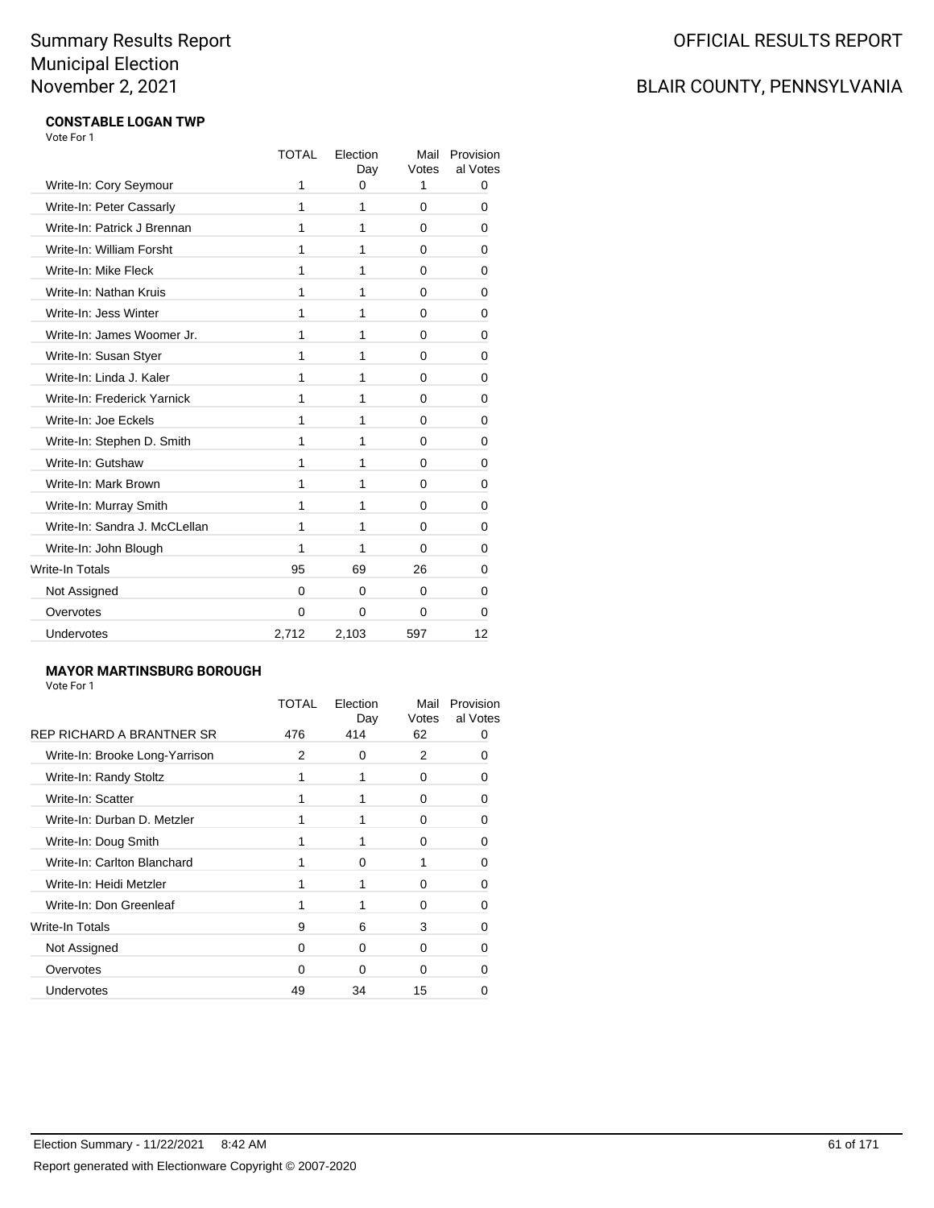# Summary Results Report
# Municipal Election
# November 2, 2021

## OFFICIAL RESULTS REPORT

## BLAIR COUNTY, PENNSYLVANIA

### CONSTABLE LOGAN TWP

Vote For 1

| | TOTAL | Election Day | Mail Votes | Provisional Votes |
|---|---|---|---|---|
| Write-In: Cory Seymour | 1 | 0 | 1 | 0 |
| Write-In: Peter Cassarly | 1 | 1 | 0 | 0 |
| Write-In: Patrick J Brennan | 1 | 1 | 0 | 0 |
| Write-In: William Forsht | 1 | 1 | 0 | 0 |
| Write-In: Mike Fleck | 1 | 1 | 0 | 0 |
| Write-In: Nathan Kruis | 1 | 1 | 0 | 0 |
| Write-In: Jess Winter | 1 | 1 | 0 | 0 |
| Write-In: James Woomer Jr. | 1 | 1 | 0 | 0 |
| Write-In: Susan Styer | 1 | 1 | 0 | 0 |
| Write-In: Linda J. Kaler | 1 | 1 | 0 | 0 |
| Write-In: Frederick Yarnick | 1 | 1 | 0 | 0 |
| Write-In: Joe Eckels | 1 | 1 | 0 | 0 |
| Write-In: Stephen D. Smith | 1 | 1 | 0 | 0 |
| Write-In: Gutshaw | 1 | 1 | 0 | 0 |
| Write-In: Mark Brown | 1 | 1 | 0 | 0 |
| Write-In: Murray Smith | 1 | 1 | 0 | 0 |
| Write-In: Sandra J. McCLellan | 1 | 1 | 0 | 0 |
| Write-In: John Blough | 1 | 1 | 0 | 0 |
| Write-In Totals | 95 | 69 | 26 | 0 |
| Not Assigned | 0 | 0 | 0 | 0 |
| Overvotes | 0 | 0 | 0 | 0 |
| Undervotes | 2,712 | 2,103 | 597 | 12 |

### MAYOR MARTINSBURG BOROUGH

Vote For 1

| | TOTAL | Election Day | Mail Votes | Provisional Votes |
|---|---|---|---|---|
| REP RICHARD A BRANTNER SR | 476 | 414 | 62 | 0 |
| Write-In: Brooke Long-Yarrison | 2 | 0 | 2 | 0 |
| Write-In: Randy Stoltz | 1 | 1 | 0 | 0 |
| Write-In: Scatter | 1 | 1 | 0 | 0 |
| Write-In: Durban D. Metzler | 1 | 1 | 0 | 0 |
| Write-In: Doug Smith | 1 | 1 | 0 | 0 |
| Write-In: Carlton Blanchard | 1 | 0 | 1 | 0 |
| Write-In: Heidi Metzler | 1 | 1 | 0 | 0 |
| Write-In: Don Greenleaf | 1 | 1 | 0 | 0 |
| Write-In Totals | 9 | 6 | 3 | 0 |
| Not Assigned | 0 | 0 | 0 | 0 |
| Overvotes | 0 | 0 | 0 | 0 |
| Undervotes | 49 | 34 | 15 | 0 |

Election Summary - 11/22/2021 8:42 AM

Report generated with Electionware Copyright © 2007-2020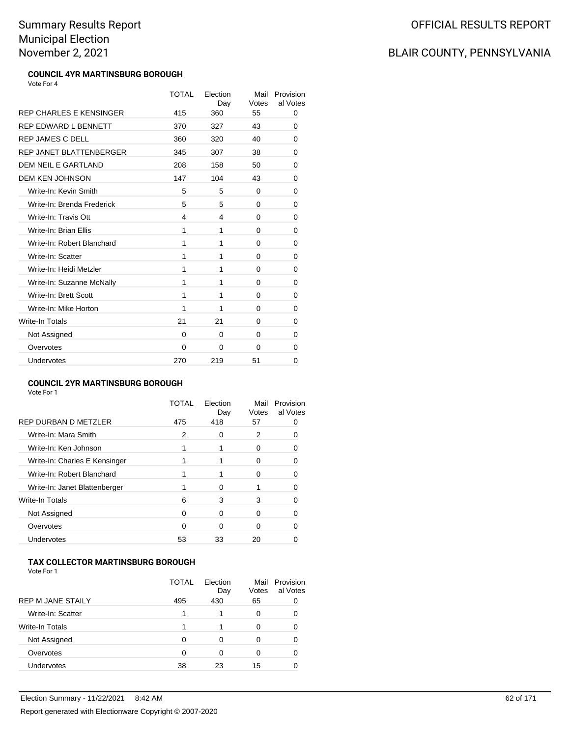# Summary Results Report
# Municipal Election
# November 2, 2021

# OFFICIAL RESULTS REPORT

# BLAIR COUNTY, PENNSYLVANIA

### COUNCIL 4YR MARTINSBURG BOROUGH

Vote For 4

| | TOTAL | Election Day | Mail Votes | Provisional Votes |
|---|---|---|---|---|
| REP CHARLES E KENSINGER | 415 | 360 | 55 | 0 |
| REP EDWARD L BENNETT | 370 | 327 | 43 | 0 |
| REP JAMES C DELL | 360 | 320 | 40 | 0 |
| REP JANET BLATTENBERGER | 345 | 307 | 38 | 0 |
| DEM NEIL E GARTLAND | 208 | 158 | 50 | 0 |
| DEM KEN JOHNSON | 147 | 104 | 43 | 0 |
| Write-In: Kevin Smith | 5 | 5 | 0 | 0 |
| Write-In: Brenda Frederick | 5 | 5 | 0 | 0 |
| Write-In: Travis Ott | 4 | 4 | 0 | 0 |
| Write-In: Brian Ellis | 1 | 1 | 0 | 0 |
| Write-In: Robert Blanchard | 1 | 1 | 0 | 0 |
| Write-In: Scatter | 1 | 1 | 0 | 0 |
| Write-In: Heidi Metzler | 1 | 1 | 0 | 0 |
| Write-In: Suzanne McNally | 1 | 1 | 0 | 0 |
| Write-In: Brett Scott | 1 | 1 | 0 | 0 |
| Write-In: Mike Horton | 1 | 1 | 0 | 0 |
| Write-In Totals | 21 | 21 | 0 | 0 |
| Not Assigned | 0 | 0 | 0 | 0 |
| Overvotes | 0 | 0 | 0 | 0 |
| Undervotes | 270 | 219 | 51 | 0 |

### COUNCIL 2YR MARTINSBURG BOROUGH

Vote For 1

| | TOTAL | Election Day | Mail Votes | Provisional Votes |
|---|---|---|---|---|
| REP DURBAN D METZLER | 475 | 418 | 57 | 0 |
| Write-In: Mara Smith | 2 | 0 | 2 | 0 |
| Write-In: Ken Johnson | 1 | 1 | 0 | 0 |
| Write-In: Charles E Kensinger | 1 | 1 | 0 | 0 |
| Write-In: Robert Blanchard | 1 | 1 | 0 | 0 |
| Write-In: Janet Blattenberger | 1 | 0 | 1 | 0 |
| Write-In Totals | 6 | 3 | 3 | 0 |
| Not Assigned | 0 | 0 | 0 | 0 |
| Overvotes | 0 | 0 | 0 | 0 |
| Undervotes | 53 | 33 | 20 | 0 |

### TAX COLLECTOR MARTINSBURG BOROUGH

Vote For 1

| | TOTAL | Election Day | Mail Votes | Provisional Votes |
|---|---|---|---|---|
| REP M JANE STAILY | 495 | 430 | 65 | 0 |
| Write-In: Scatter | 1 | 1 | 0 | 0 |
| Write-In Totals | 1 | 1 | 0 | 0 |
| Not Assigned | 0 | 0 | 0 | 0 |
| Overvotes | 0 | 0 | 0 | 0 |
| Undervotes | 38 | 23 | 15 | 0 |

Election Summary - 11/22/2021 8:42 AM

Report generated with Electionware Copyright © 2007-2020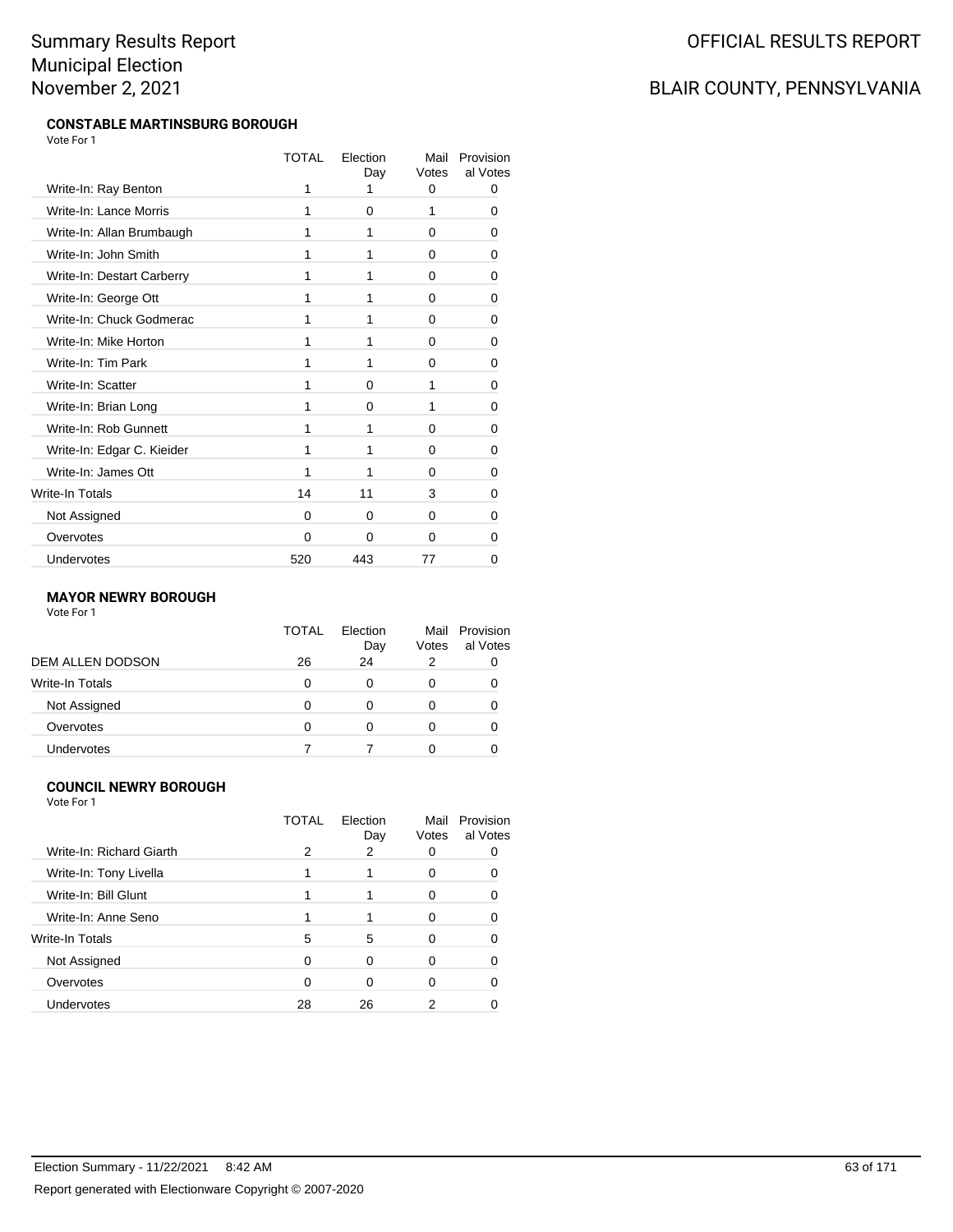Summary Results Report
Municipal Election
November 2, 2021

OFFICIAL RESULTS REPORT

BLAIR COUNTY, PENNSYLVANIA

### CONSTABLE MARTINSBURG BOROUGH

Vote For 1

| | TOTAL | Election Day | Mail Votes | Provisional Votes |
|---|---|---|---|---|
| Write-In: Ray Benton | 1 | 1 | 0 | 0 |
| Write-In: Lance Morris | 1 | 0 | 1 | 0 |
| Write-In: Allan Brumbaugh | 1 | 1 | 0 | 0 |
| Write-In: John Smith | 1 | 1 | 0 | 0 |
| Write-In: Destart Carberry | 1 | 1 | 0 | 0 |
| Write-In: George Ott | 1 | 1 | 0 | 0 |
| Write-In: Chuck Godmerac | 1 | 1 | 0 | 0 |
| Write-In: Mike Horton | 1 | 1 | 0 | 0 |
| Write-In: Tim Park | 1 | 1 | 0 | 0 |
| Write-In: Scatter | 1 | 0 | 1 | 0 |
| Write-In: Brian Long | 1 | 0 | 1 | 0 |
| Write-In: Rob Gunnett | 1 | 1 | 0 | 0 |
| Write-In: Edgar C. Kieider | 1 | 1 | 0 | 0 |
| Write-In: James Ott | 1 | 1 | 0 | 0 |
| Write-In Totals | 14 | 11 | 3 | 0 |
| Not Assigned | 0 | 0 | 0 | 0 |
| Overvotes | 0 | 0 | 0 | 0 |
| Undervotes | 520 | 443 | 77 | 0 |

### MAYOR NEWRY BOROUGH

Vote For 1

| | TOTAL | Election Day | Mail Votes | Provisional Votes |
|---|---|---|---|---|
| DEM ALLEN DODSON | 26 | 24 | 2 | 0 |
| Write-In Totals | 0 | 0 | 0 | 0 |
| Not Assigned | 0 | 0 | 0 | 0 |
| Overvotes | 0 | 0 | 0 | 0 |
| Undervotes | 7 | 7 | 0 | 0 |

### COUNCIL NEWRY BOROUGH

Vote For 1

| | TOTAL | Election Day | Mail Votes | Provisional Votes |
|---|---|---|---|---|
| Write-In: Richard Giarth | 2 | 2 | 0 | 0 |
| Write-In: Tony Livella | 1 | 1 | 0 | 0 |
| Write-In: Bill Glunt | 1 | 1 | 0 | 0 |
| Write-In: Anne Seno | 1 | 1 | 0 | 0 |
| Write-In Totals | 5 | 5 | 0 | 0 |
| Not Assigned | 0 | 0 | 0 | 0 |
| Overvotes | 0 | 0 | 0 | 0 |
| Undervotes | 28 | 26 | 2 | 0 |

Election Summary - 11/22/2021 8:42 AM

Report generated with Electionware Copyright © 2007-2020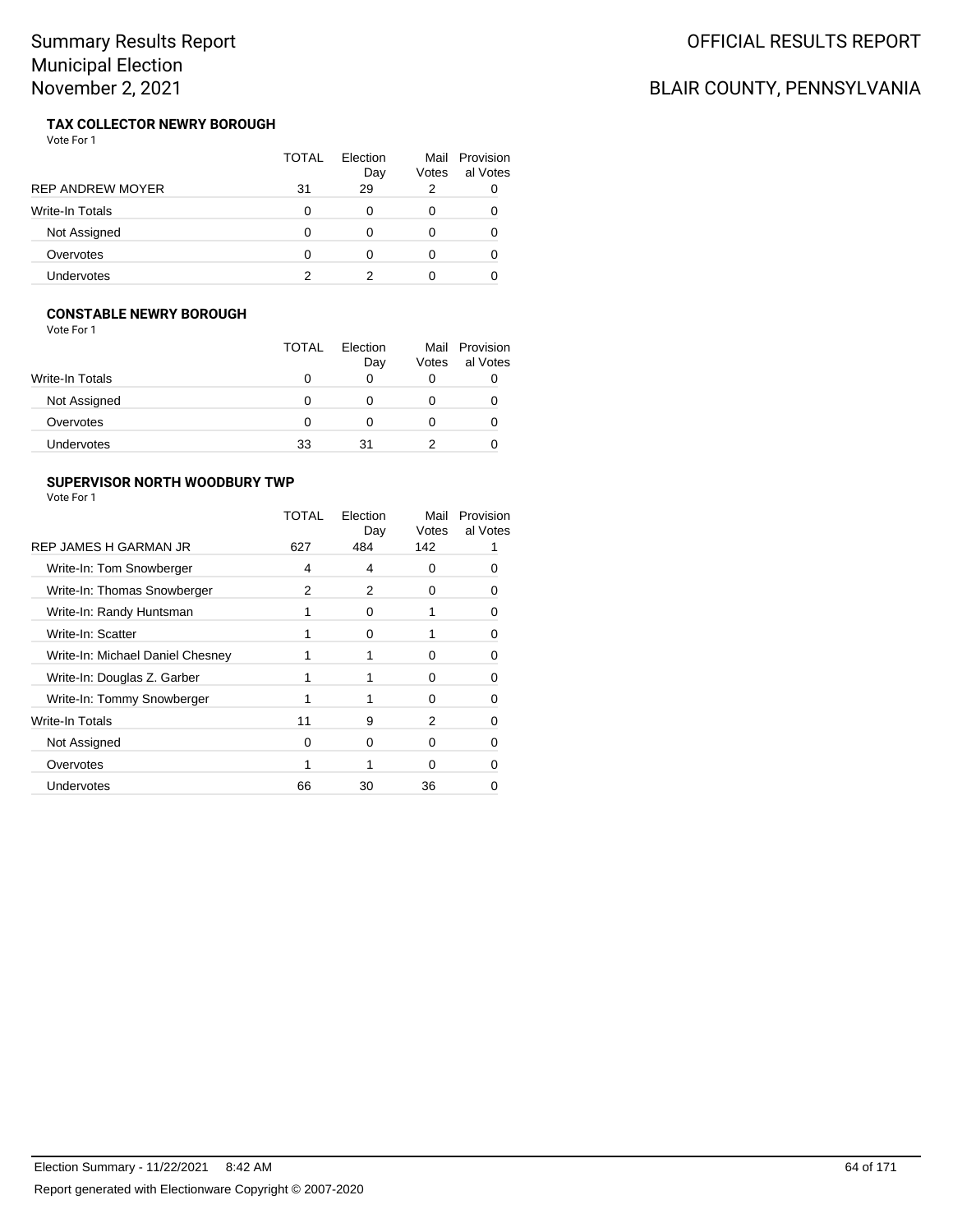### TAX COLLECTOR NEWRY BOROUGH

Vote For 1

| | TOTAL | Election Day | Mail Votes | Provisional Votes |
|---|---|---|---|---|
| REP ANDREW MOYER | 31 | 29 | 2 | 0 |
| Write-In Totals | 0 | 0 | 0 | 0 |
| Not Assigned | 0 | 0 | 0 | 0 |
| Overvotes | 0 | 0 | 0 | 0 |
| Undervotes | 2 | 2 | 0 | 0 |

### CONSTABLE NEWRY BOROUGH

Vote For 1

| | TOTAL | Election Day | Mail Votes | Provisional Votes |
|---|---|---|---|---|
| Write-In Totals | 0 | 0 | 0 | 0 |
| Not Assigned | 0 | 0 | 0 | 0 |
| Overvotes | 0 | 0 | 0 | 0 |
| Undervotes | 33 | 31 | 2 | 0 |

### SUPERVISOR NORTH WOODBURY TWP

Vote For 1

| | TOTAL | Election Day | Mail Votes | Provisional Votes |
|---|---|---|---|---|
| REP JAMES H GARMAN JR | 627 | 484 | 142 | 1 |
| Write-In: Tom Snowberger | 4 | 4 | 0 | 0 |
| Write-In: Thomas Snowberger | 2 | 2 | 0 | 0 |
| Write-In: Randy Huntsman | 1 | 0 | 1 | 0 |
| Write-In: Scatter | 1 | 0 | 1 | 0 |
| Write-In: Michael Daniel Chesney | 1 | 1 | 0 | 0 |
| Write-In: Douglas Z. Garber | 1 | 1 | 0 | 0 |
| Write-In: Tommy Snowberger | 1 | 1 | 0 | 0 |
| Write-In Totals | 11 | 9 | 2 | 0 |
| Not Assigned | 0 | 0 | 0 | 0 |
| Overvotes | 1 | 1 | 0 | 0 |
| Undervotes | 66 | 30 | 36 | 0 |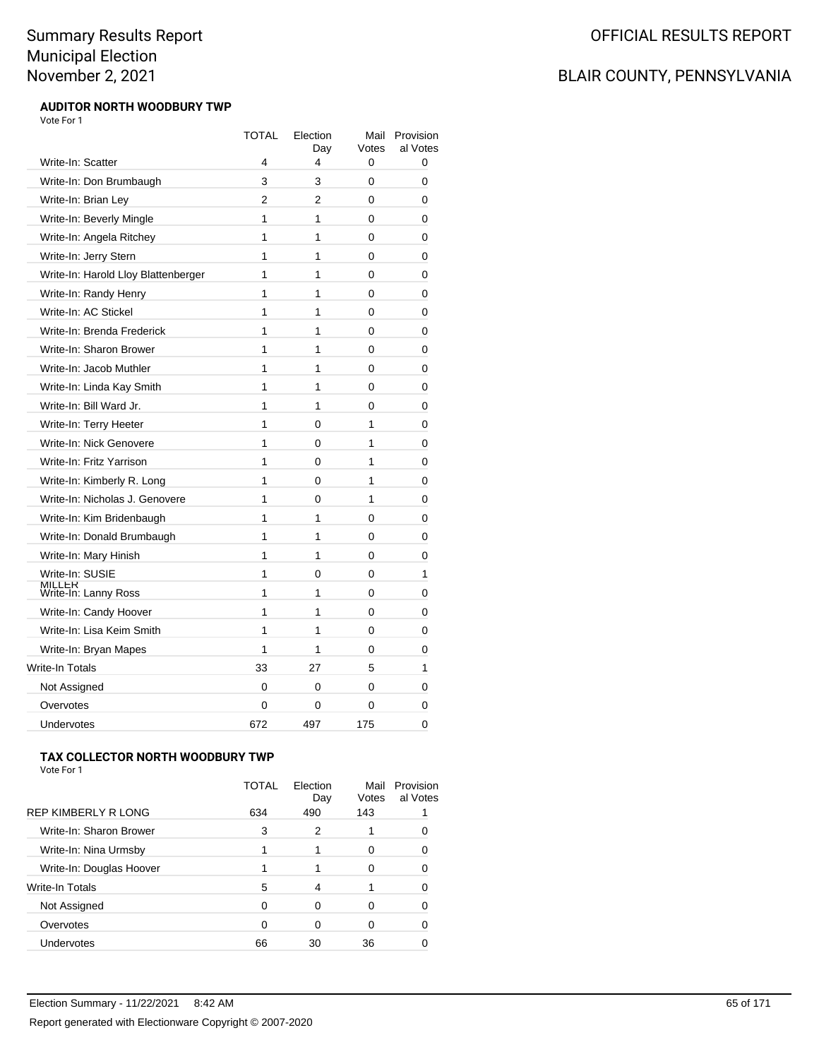# Summary Results Report
# Municipal Election
# November 2, 2021

OFFICIAL RESULTS REPORT

BLAIR COUNTY, PENNSYLVANIA

**AUDITOR NORTH WOODBURY TWP**

Vote For 1

| | TOTAL | Election Day | Mail Votes | Provisional Votes |
|---|---|---|---|---|
| Write-In: Scatter | 4 | 4 | 0 | 0 |
| Write-In: Don Brumbaugh | 3 | 3 | 0 | 0 |
| Write-In: Brian Ley | 2 | 2 | 0 | 0 |
| Write-In: Beverly Mingle | 1 | 1 | 0 | 0 |
| Write-In: Angela Ritchey | 1 | 1 | 0 | 0 |
| Write-In: Jerry Stern | 1 | 1 | 0 | 0 |
| Write-In: Harold Lloy Blattenberger | 1 | 1 | 0 | 0 |
| Write-In: Randy Henry | 1 | 1 | 0 | 0 |
| Write-In: AC Stickel | 1 | 1 | 0 | 0 |
| Write-In: Brenda Frederick | 1 | 1 | 0 | 0 |
| Write-In: Sharon Brower | 1 | 1 | 0 | 0 |
| Write-In: Jacob Muthler | 1 | 1 | 0 | 0 |
| Write-In: Linda Kay Smith | 1 | 1 | 0 | 0 |
| Write-In: Bill Ward Jr. | 1 | 1 | 0 | 0 |
| Write-In: Terry Heeter | 1 | 0 | 1 | 0 |
| Write-In: Nick Genovere | 1 | 0 | 1 | 0 |
| Write-In: Fritz Yarrison | 1 | 0 | 1 | 0 |
| Write-In: Kimberly R. Long | 1 | 0 | 1 | 0 |
| Write-In: Nicholas J. Genovere | 1 | 0 | 1 | 0 |
| Write-In: Kim Bridenbaugh | 1 | 1 | 0 | 0 |
| Write-In: Donald Brumbaugh | 1 | 1 | 0 | 0 |
| Write-In: Mary Hinish | 1 | 1 | 0 | 0 |
| Write-In: SUSIE MILLER | 1 | 0 | 0 | 1 |
| Write-In: Lanny Ross | 1 | 1 | 0 | 0 |
| Write-In: Candy Hoover | 1 | 1 | 0 | 0 |
| Write-In: Lisa Keim Smith | 1 | 1 | 0 | 0 |
| Write-In: Bryan Mapes | 1 | 1 | 0 | 0 |
| Write-In Totals | 33 | 27 | 5 | 1 |
| Not Assigned | 0 | 0 | 0 | 0 |
| Overvotes | 0 | 0 | 0 | 0 |
| Undervotes | 672 | 497 | 175 | 0 |

**TAX COLLECTOR NORTH WOODBURY TWP**

Vote For 1

| | TOTAL | Election Day | Mail Votes | Provisional Votes |
|---|---|---|---|---|
| REP KIMBERLY R LONG | 634 | 490 | 143 | 1 |
| Write-In: Sharon Brower | 3 | 2 | 1 | 0 |
| Write-In: Nina Urmsby | 1 | 1 | 0 | 0 |
| Write-In: Douglas Hoover | 1 | 1 | 0 | 0 |
| Write-In Totals | 5 | 4 | 1 | 0 |
| Not Assigned | 0 | 0 | 0 | 0 |
| Overvotes | 0 | 0 | 0 | 0 |
| Undervotes | 66 | 30 | 36 | 0 |

Election Summary - 11/22/2021 8:42 AM

Report generated with Electionware Copyright © 2007-2020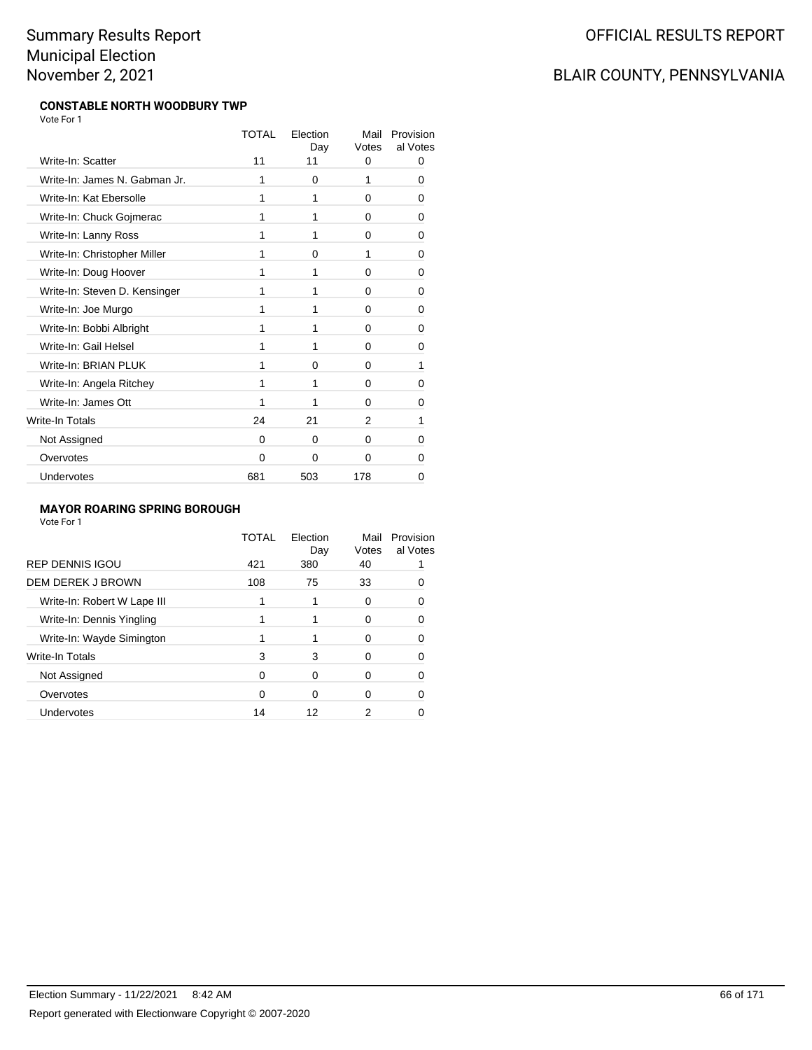### CONSTABLE NORTH WOODBURY TWP

Vote For 1

| | TOTAL | Election Day | Mail Votes | Provisional Votes |
|---|---|---|---|---|
| Write-In: Scatter | 11 | 11 | 0 | 0 |
| Write-In: James N. Gabman Jr. | 1 | 0 | 1 | 0 |
| Write-In: Kat Ebersolle | 1 | 1 | 0 | 0 |
| Write-In: Chuck Gojmerac | 1 | 1 | 0 | 0 |
| Write-In: Lanny Ross | 1 | 1 | 0 | 0 |
| Write-In: Christopher Miller | 1 | 0 | 1 | 0 |
| Write-In: Doug Hoover | 1 | 1 | 0 | 0 |
| Write-In: Steven D. Kensinger | 1 | 1 | 0 | 0 |
| Write-In: Joe Murgo | 1 | 1 | 0 | 0 |
| Write-In: Bobbi Albright | 1 | 1 | 0 | 0 |
| Write-In: Gail Helsel | 1 | 1 | 0 | 0 |
| Write-In: BRIAN PLUK | 1 | 0 | 0 | 1 |
| Write-In: Angela Ritchey | 1 | 1 | 0 | 0 |
| Write-In: James Ott | 1 | 1 | 0 | 0 |
| Write-In Totals | 24 | 21 | 2 | 1 |
| Not Assigned | 0 | 0 | 0 | 0 |
| Overvotes | 0 | 0 | 0 | 0 |
| Undervotes | 681 | 503 | 178 | 0 |

### MAYOR ROARING SPRING BOROUGH

Vote For 1

| | TOTAL | Election Day | Mail Votes | Provisional Votes |
|---|---|---|---|---|
| REP DENNIS IGOU | 421 | 380 | 40 | 1 |
| DEM DEREK J BROWN | 108 | 75 | 33 | 0 |
| Write-In: Robert W Lape III | 1 | 1 | 0 | 0 |
| Write-In: Dennis Yingling | 1 | 1 | 0 | 0 |
| Write-In: Wayde Simington | 1 | 1 | 0 | 0 |
| Write-In Totals | 3 | 3 | 0 | 0 |
| Not Assigned | 0 | 0 | 0 | 0 |
| Overvotes | 0 | 0 | 0 | 0 |
| Undervotes | 14 | 12 | 2 | 0 |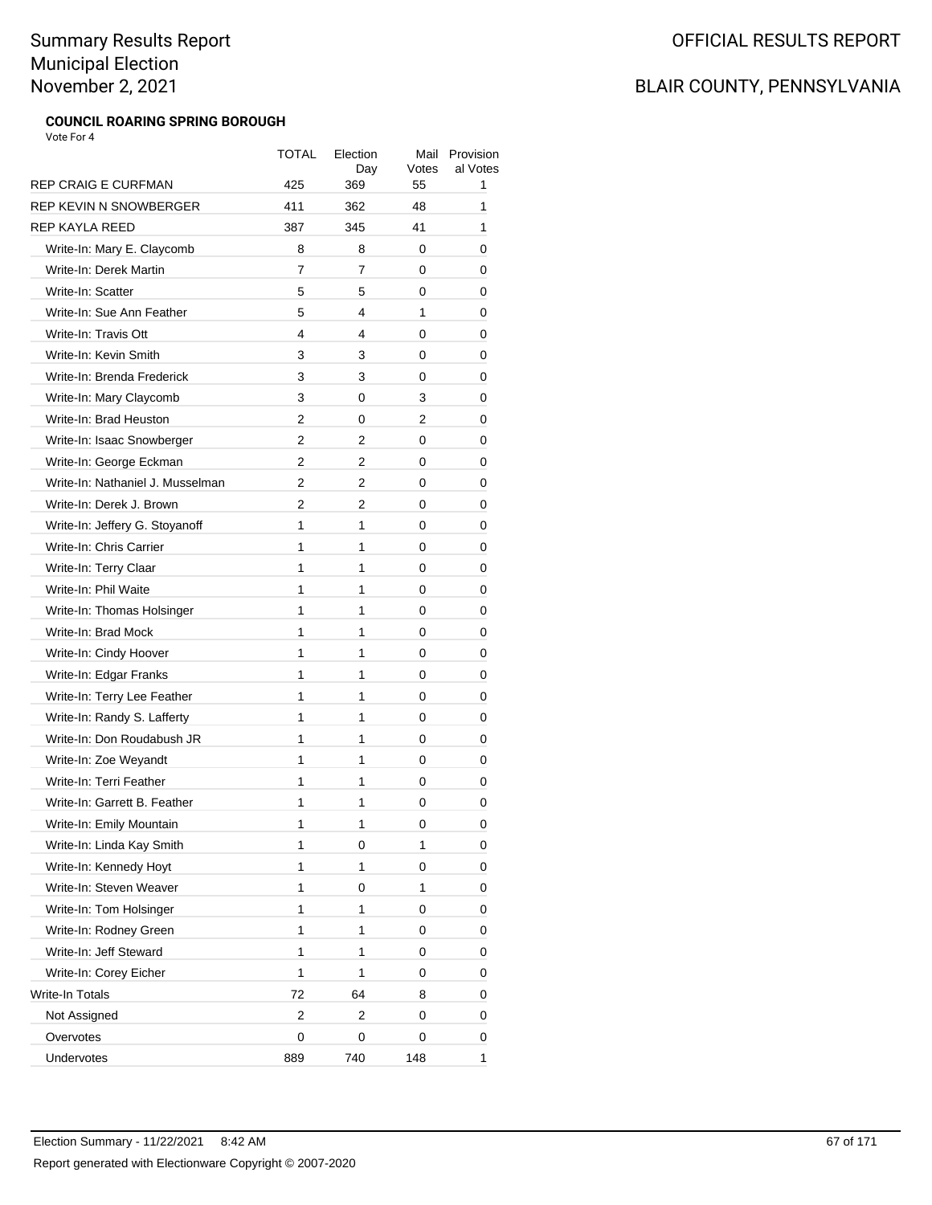# Summary Results Report
# Municipal Election
# November 2, 2021

OFFICIAL RESULTS REPORT

BLAIR COUNTY, PENNSYLVANIA

**COUNCIL ROARING SPRING BOROUGH**

Vote For 4

| | TOTAL | Election Day | Mail Votes | Provisional Votes |
|---|---|---|---|---|
| REP CRAIG E CURFMAN | 425 | 369 | 55 | 1 |
| REP KEVIN N SNOWBERGER | 411 | 362 | 48 | 1 |
| REP KAYLA REED | 387 | 345 | 41 | 1 |
| Write-In: Mary E. Claycomb | 8 | 8 | 0 | 0 |
| Write-In: Derek Martin | 7 | 7 | 0 | 0 |
| Write-In: Scatter | 5 | 5 | 0 | 0 |
| Write-In: Sue Ann Feather | 5 | 4 | 1 | 0 |
| Write-In: Travis Ott | 4 | 4 | 0 | 0 |
| Write-In: Kevin Smith | 3 | 3 | 0 | 0 |
| Write-In: Brenda Frederick | 3 | 3 | 0 | 0 |
| Write-In: Mary Claycomb | 3 | 0 | 3 | 0 |
| Write-In: Brad Heuston | 2 | 0 | 2 | 0 |
| Write-In: Isaac Snowberger | 2 | 2 | 0 | 0 |
| Write-In: George Eckman | 2 | 2 | 0 | 0 |
| Write-In: Nathaniel J. Musselman | 2 | 2 | 0 | 0 |
| Write-In: Derek J. Brown | 2 | 2 | 0 | 0 |
| Write-In: Jeffery G. Stoyanoff | 1 | 1 | 0 | 0 |
| Write-In: Chris Carrier | 1 | 1 | 0 | 0 |
| Write-In: Terry Claar | 1 | 1 | 0 | 0 |
| Write-In: Phil Waite | 1 | 1 | 0 | 0 |
| Write-In: Thomas Holsinger | 1 | 1 | 0 | 0 |
| Write-In: Brad Mock | 1 | 1 | 0 | 0 |
| Write-In: Cindy Hoover | 1 | 1 | 0 | 0 |
| Write-In: Edgar Franks | 1 | 1 | 0 | 0 |
| Write-In: Terry Lee Feather | 1 | 1 | 0 | 0 |
| Write-In: Randy S. Lafferty | 1 | 1 | 0 | 0 |
| Write-In: Don Roudabush JR | 1 | 1 | 0 | 0 |
| Write-In: Zoe Weyandt | 1 | 1 | 0 | 0 |
| Write-In: Terri Feather | 1 | 1 | 0 | 0 |
| Write-In: Garrett B. Feather | 1 | 1 | 0 | 0 |
| Write-In: Emily Mountain | 1 | 1 | 0 | 0 |
| Write-In: Linda Kay Smith | 1 | 0 | 1 | 0 |
| Write-In: Kennedy Hoyt | 1 | 1 | 0 | 0 |
| Write-In: Steven Weaver | 1 | 0 | 1 | 0 |
| Write-In: Tom Holsinger | 1 | 1 | 0 | 0 |
| Write-In: Rodney Green | 1 | 1 | 0 | 0 |
| Write-In: Jeff Steward | 1 | 1 | 0 | 0 |
| Write-In: Corey Eicher | 1 | 1 | 0 | 0 |
| Write-In Totals | 72 | 64 | 8 | 0 |
| Not Assigned | 2 | 2 | 0 | 0 |
| Overvotes | 0 | 0 | 0 | 0 |
| Undervotes | 889 | 740 | 148 | 1 |

Election Summary - 11/22/2021 8:42 AM

Report generated with Electionware Copyright © 2007-2020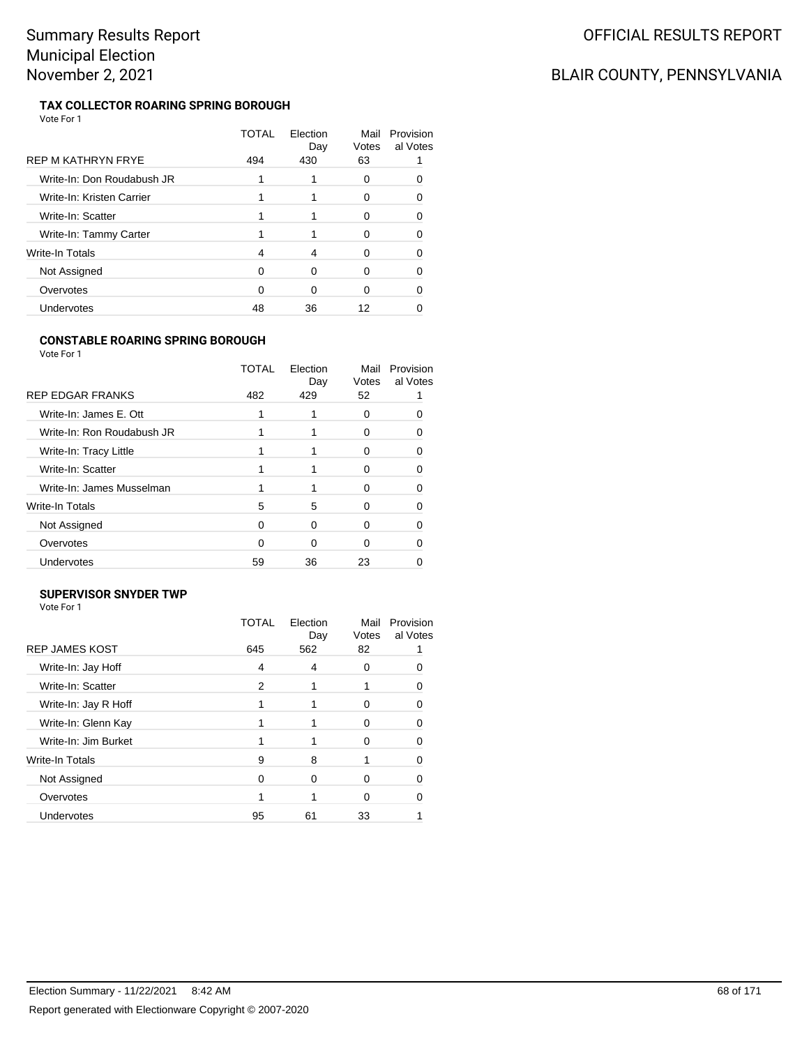### TAX COLLECTOR ROARING SPRING BOROUGH

Vote For 1

| | TOTAL | Election Day | Mail Votes | Provisional Votes |
|---|---|---|---|---|
| REP M KATHRYN FRYE | 494 | 430 | 63 | 1 |
| Write-In: Don Roudabush JR | 1 | 1 | 0 | 0 |
| Write-In: Kristen Carrier | 1 | 1 | 0 | 0 |
| Write-In: Scatter | 1 | 1 | 0 | 0 |
| Write-In: Tammy Carter | 1 | 1 | 0 | 0 |
| Write-In Totals | 4 | 4 | 0 | 0 |
| Not Assigned | 0 | 0 | 0 | 0 |
| Overvotes | 0 | 0 | 0 | 0 |
| Undervotes | 48 | 36 | 12 | 0 |

### CONSTABLE ROARING SPRING BOROUGH

Vote For 1

| | TOTAL | Election Day | Mail Votes | Provisional Votes |
|---|---|---|---|---|
| REP EDGAR FRANKS | 482 | 429 | 52 | 1 |
| Write-In: James E. Ott | 1 | 1 | 0 | 0 |
| Write-In: Ron Roudabush JR | 1 | 1 | 0 | 0 |
| Write-In: Tracy Little | 1 | 1 | 0 | 0 |
| Write-In: Scatter | 1 | 1 | 0 | 0 |
| Write-In: James Musselman | 1 | 1 | 0 | 0 |
| Write-In Totals | 5 | 5 | 0 | 0 |
| Not Assigned | 0 | 0 | 0 | 0 |
| Overvotes | 0 | 0 | 0 | 0 |
| Undervotes | 59 | 36 | 23 | 0 |

### SUPERVISOR SNYDER TWP

Vote For 1

| | TOTAL | Election Day | Mail Votes | Provisional Votes |
|---|---|---|---|---|
| REP JAMES KOST | 645 | 562 | 82 | 1 |
| Write-In: Jay Hoff | 4 | 4 | 0 | 0 |
| Write-In: Scatter | 2 | 1 | 1 | 0 |
| Write-In: Jay R Hoff | 1 | 1 | 0 | 0 |
| Write-In: Glenn Kay | 1 | 1 | 0 | 0 |
| Write-In: Jim Burket | 1 | 1 | 0 | 0 |
| Write-In Totals | 9 | 8 | 1 | 0 |
| Not Assigned | 0 | 0 | 0 | 0 |
| Overvotes | 1 | 1 | 0 | 0 |
| Undervotes | 95 | 61 | 33 | 1 |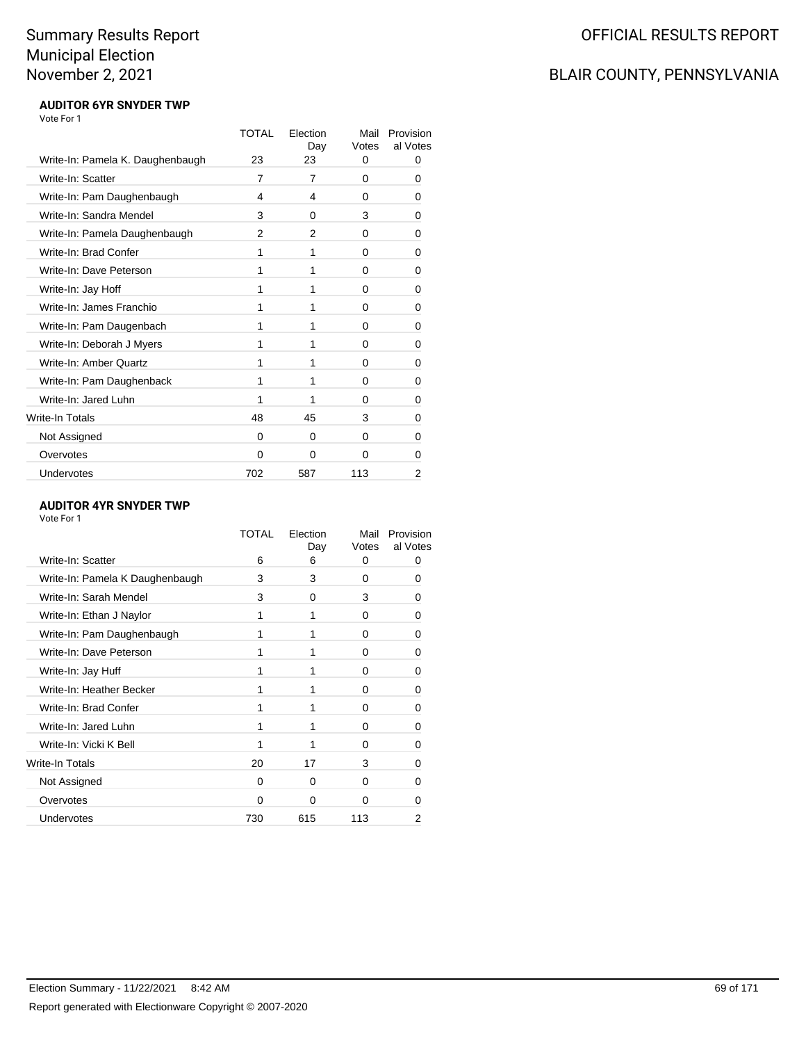# Summary Results Report
# Municipal Election
# November 2, 2021

OFFICIAL RESULTS REPORT

BLAIR COUNTY, PENNSYLVANIA

### AUDITOR 6YR SNYDER TWP

Vote For 1

| | TOTAL | Election Day | Mail Votes | Provisional Votes |
|---|---|---|---|---|
| Write-In: Pamela K. Daughenbaugh | 23 | 23 | 0 | 0 |
| Write-In: Scatter | 7 | 7 | 0 | 0 |
| Write-In: Pam Daughenbaugh | 4 | 4 | 0 | 0 |
| Write-In: Sandra Mendel | 3 | 0 | 3 | 0 |
| Write-In: Pamela Daughenbaugh | 2 | 2 | 0 | 0 |
| Write-In: Brad Confer | 1 | 1 | 0 | 0 |
| Write-In: Dave Peterson | 1 | 1 | 0 | 0 |
| Write-In: Jay Hoff | 1 | 1 | 0 | 0 |
| Write-In: James Franchio | 1 | 1 | 0 | 0 |
| Write-In: Pam Daugenbach | 1 | 1 | 0 | 0 |
| Write-In: Deborah J Myers | 1 | 1 | 0 | 0 |
| Write-In: Amber Quartz | 1 | 1 | 0 | 0 |
| Write-In: Pam Daughenback | 1 | 1 | 0 | 0 |
| Write-In: Jared Luhn | 1 | 1 | 0 | 0 |
| Write-In Totals | 48 | 45 | 3 | 0 |
| Not Assigned | 0 | 0 | 0 | 0 |
| Overvotes | 0 | 0 | 0 | 0 |
| Undervotes | 702 | 587 | 113 | 2 |

### AUDITOR 4YR SNYDER TWP

Vote For 1

| | TOTAL | Election Day | Mail Votes | Provisional Votes |
|---|---|---|---|---|
| Write-In: Scatter | 6 | 6 | 0 | 0 |
| Write-In: Pamela K Daughenbaugh | 3 | 3 | 0 | 0 |
| Write-In: Sarah Mendel | 3 | 0 | 3 | 0 |
| Write-In: Ethan J Naylor | 1 | 1 | 0 | 0 |
| Write-In: Pam Daughenbaugh | 1 | 1 | 0 | 0 |
| Write-In: Dave Peterson | 1 | 1 | 0 | 0 |
| Write-In: Jay Huff | 1 | 1 | 0 | 0 |
| Write-In: Heather Becker | 1 | 1 | 0 | 0 |
| Write-In: Brad Confer | 1 | 1 | 0 | 0 |
| Write-In: Jared Luhn | 1 | 1 | 0 | 0 |
| Write-In: Vicki K Bell | 1 | 1 | 0 | 0 |
| Write-In Totals | 20 | 17 | 3 | 0 |
| Not Assigned | 0 | 0 | 0 | 0 |
| Overvotes | 0 | 0 | 0 | 0 |
| Undervotes | 730 | 615 | 113 | 2 |

Election Summary - 11/22/2021 8:42 AM

Report generated with Electionware Copyright © 2007-2020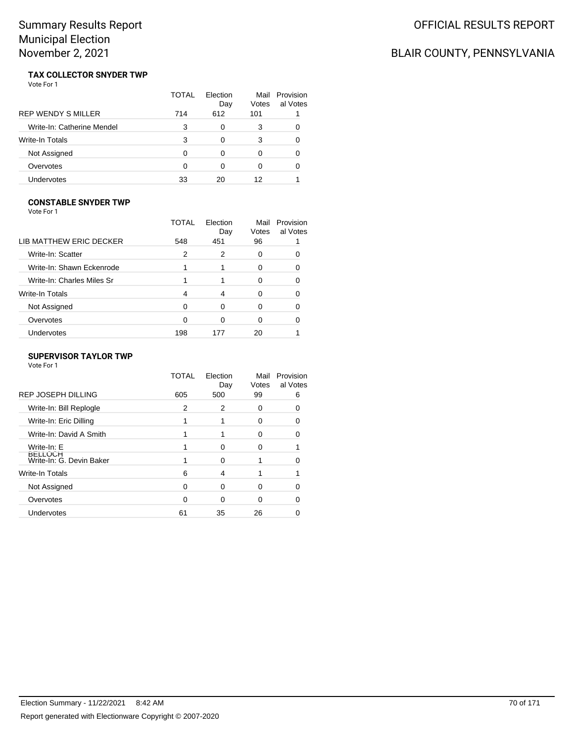# Summary Results Report
# Municipal Election
# November 2, 2021

OFFICIAL RESULTS REPORT

BLAIR COUNTY, PENNSYLVANIA

**TAX COLLECTOR SNYDER TWP**

Vote For 1

| | TOTAL | Election Day | Mail Votes | Provisional Votes |
|---|---|---|---|---|
| REP WENDY S MILLER | 714 | 612 | 101 | 1 |
| Write-In: Catherine Mendel | 3 | 0 | 3 | 0 |
| Write-In Totals | 3 | 0 | 3 | 0 |
| Not Assigned | 0 | 0 | 0 | 0 |
| Overvotes | 0 | 0 | 0 | 0 |
| Undervotes | 33 | 20 | 12 | 1 |

**CONSTABLE SNYDER TWP**

Vote For 1

| | TOTAL | Election Day | Mail Votes | Provisional Votes |
|---|---|---|---|---|
| LIB MATTHEW ERIC DECKER | 548 | 451 | 96 | 1 |
| Write-In: Scatter | 2 | 2 | 0 | 0 |
| Write-In: Shawn Eckenrode | 1 | 1 | 0 | 0 |
| Write-In: Charles Miles Sr | 1 | 1 | 0 | 0 |
| Write-In Totals | 4 | 4 | 0 | 0 |
| Not Assigned | 0 | 0 | 0 | 0 |
| Overvotes | 0 | 0 | 0 | 0 |
| Undervotes | 198 | 177 | 20 | 1 |

**SUPERVISOR TAYLOR TWP**

Vote For 1

| | TOTAL | Election Day | Mail Votes | Provisional Votes |
|---|---|---|---|---|
| REP JOSEPH DILLING | 605 | 500 | 99 | 6 |
| Write-In: Bill Replogle | 2 | 2 | 0 | 0 |
| Write-In: Eric Dilling | 1 | 1 | 0 | 0 |
| Write-In: David A Smith | 1 | 1 | 0 | 0 |
| Write-In: E BELLOCH | 1 | 0 | 0 | 1 |
| Write-In: G. Devin Baker | 1 | 0 | 1 | 0 |
| Write-In Totals | 6 | 4 | 1 | 1 |
| Not Assigned | 0 | 0 | 0 | 0 |
| Overvotes | 0 | 0 | 0 | 0 |
| Undervotes | 61 | 35 | 26 | 0 |

Election Summary - 11/22/2021 8:42 AM

Report generated with Electionware Copyright © 2007-2020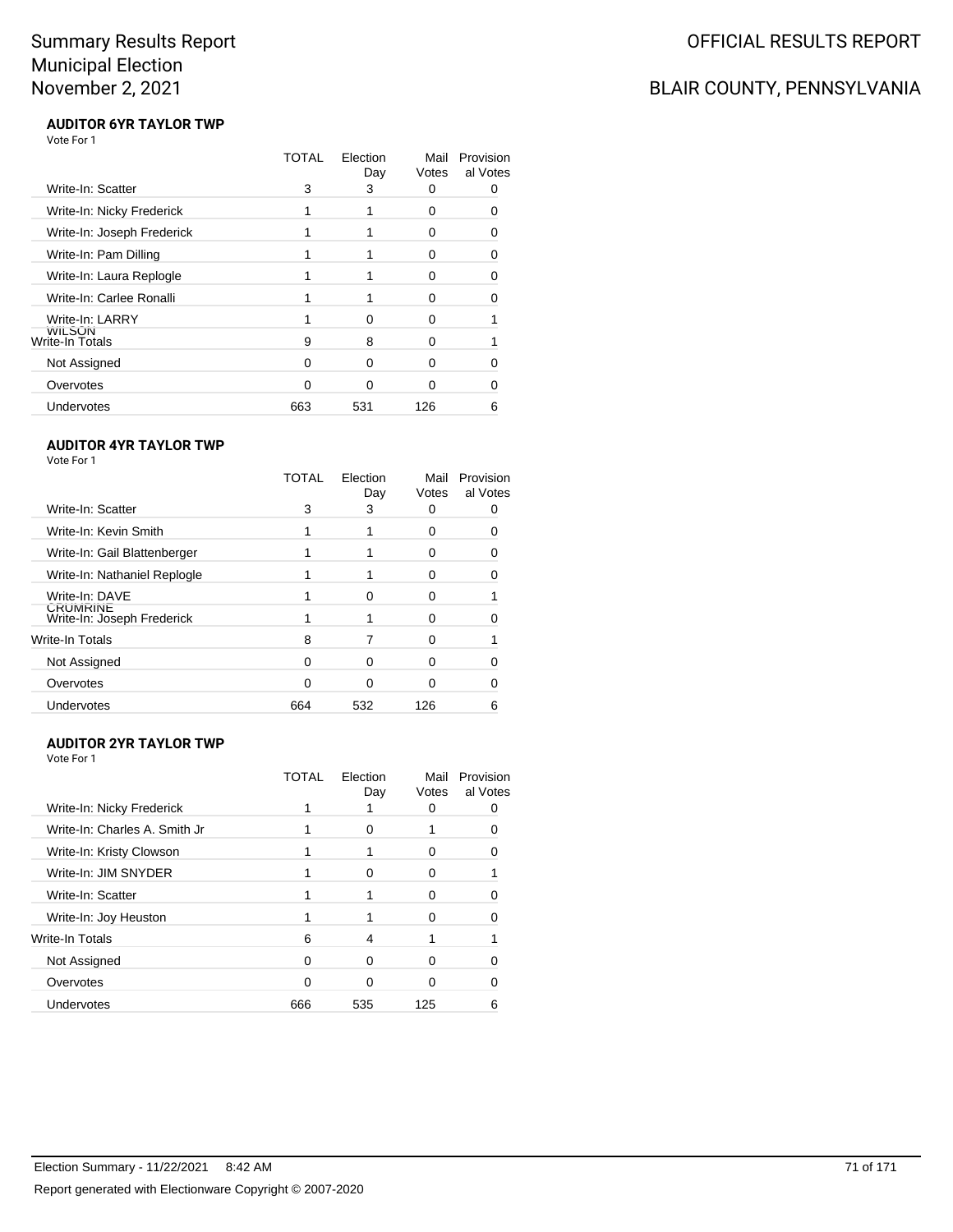# Summary Results Report
# Municipal Election
# November 2, 2021

OFFICIAL RESULTS REPORT

BLAIR COUNTY, PENNSYLVANIA

### AUDITOR 6YR TAYLOR TWP

Vote For 1

| | TOTAL | Election Day | Mail Votes | Provisional Votes |
|---|---|---|---|---|
| Write-In: Scatter | 3 | 3 | 0 | 0 |
| Write-In: Nicky Frederick | 1 | 1 | 0 | 0 |
| Write-In: Joseph Frederick | 1 | 1 | 0 | 0 |
| Write-In: Pam Dilling | 1 | 1 | 0 | 0 |
| Write-In: Laura Replogle | 1 | 1 | 0 | 0 |
| Write-In: Carlee Ronalli | 1 | 1 | 0 | 0 |
| Write-In: LARRY WILSON | 1 | 0 | 0 | 1 |
| Write-In Totals | 9 | 8 | 0 | 1 |
| Not Assigned | 0 | 0 | 0 | 0 |
| Overvotes | 0 | 0 | 0 | 0 |
| Undervotes | 663 | 531 | 126 | 6 |

### AUDITOR 4YR TAYLOR TWP

Vote For 1

| | TOTAL | Election Day | Mail Votes | Provisional Votes |
|---|---|---|---|---|
| Write-In: Scatter | 3 | 3 | 0 | 0 |
| Write-In: Kevin Smith | 1 | 1 | 0 | 0 |
| Write-In: Gail Blattenberger | 1 | 1 | 0 | 0 |
| Write-In: Nathaniel Replogle | 1 | 1 | 0 | 0 |
| Write-In: DAVE CRUMRINE | 1 | 0 | 0 | 1 |
| Write-In: Joseph Frederick | 1 | 1 | 0 | 0 |
| Write-In Totals | 8 | 7 | 0 | 1 |
| Not Assigned | 0 | 0 | 0 | 0 |
| Overvotes | 0 | 0 | 0 | 0 |
| Undervotes | 664 | 532 | 126 | 6 |

### AUDITOR 2YR TAYLOR TWP

Vote For 1

| | TOTAL | Election Day | Mail Votes | Provisional Votes |
|---|---|---|---|---|
| Write-In: Nicky Frederick | 1 | 1 | 0 | 0 |
| Write-In: Charles A. Smith Jr | 1 | 0 | 1 | 0 |
| Write-In: Kristy Clowson | 1 | 1 | 0 | 0 |
| Write-In: JIM SNYDER | 1 | 0 | 0 | 1 |
| Write-In: Scatter | 1 | 1 | 0 | 0 |
| Write-In: Joy Heuston | 1 | 1 | 0 | 0 |
| Write-In Totals | 6 | 4 | 1 | 1 |
| Not Assigned | 0 | 0 | 0 | 0 |
| Overvotes | 0 | 0 | 0 | 0 |
| Undervotes | 666 | 535 | 125 | 6 |

Election Summary - 11/22/2021 8:42 AM

Report generated with Electionware Copyright © 2007-2020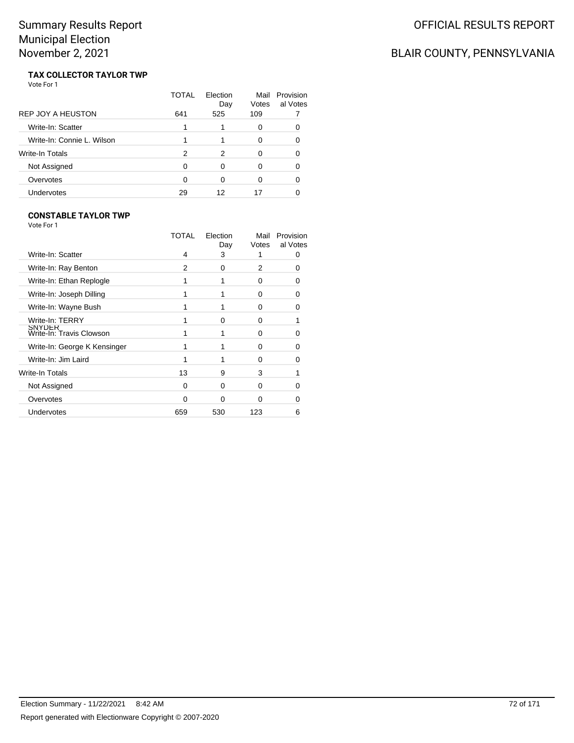# Summary Results Report
# Municipal Election
# November 2, 2021

OFFICIAL RESULTS REPORT

BLAIR COUNTY, PENNSYLVANIA

### TAX COLLECTOR TAYLOR TWP

Vote For 1

| | TOTAL | Election Day | Mail Votes | Provisional Votes |
|---|---|---|---|---|
| REP JOY A HEUSTON | 641 | 525 | 109 | 7 |
| Write-In: Scatter | 1 | 1 | 0 | 0 |
| Write-In: Connie L. Wilson | 1 | 1 | 0 | 0 |
| Write-In Totals | 2 | 2 | 0 | 0 |
| Not Assigned | 0 | 0 | 0 | 0 |
| Overvotes | 0 | 0 | 0 | 0 |
| Undervotes | 29 | 12 | 17 | 0 |

### CONSTABLE TAYLOR TWP

Vote For 1

| | TOTAL | Election Day | Mail Votes | Provisional Votes |
|---|---|---|---|---|
| Write-In: Scatter | 4 | 3 | 1 | 0 |
| Write-In: Ray Benton | 2 | 0 | 2 | 0 |
| Write-In: Ethan Replogle | 1 | 1 | 0 | 0 |
| Write-In: Joseph Dilling | 1 | 1 | 0 | 0 |
| Write-In: Wayne Bush | 1 | 1 | 0 | 0 |
| Write-In: TERRY SNYDER | 1 | 0 | 0 | 1 |
| Write-In: Travis Clowson | 1 | 1 | 0 | 0 |
| Write-In: George K Kensinger | 1 | 1 | 0 | 0 |
| Write-In: Jim Laird | 1 | 1 | 0 | 0 |
| Write-In Totals | 13 | 9 | 3 | 1 |
| Not Assigned | 0 | 0 | 0 | 0 |
| Overvotes | 0 | 0 | 0 | 0 |
| Undervotes | 659 | 530 | 123 | 6 |

Election Summary - 11/22/2021 8:42 AM

Report generated with Electionware Copyright © 2007-2020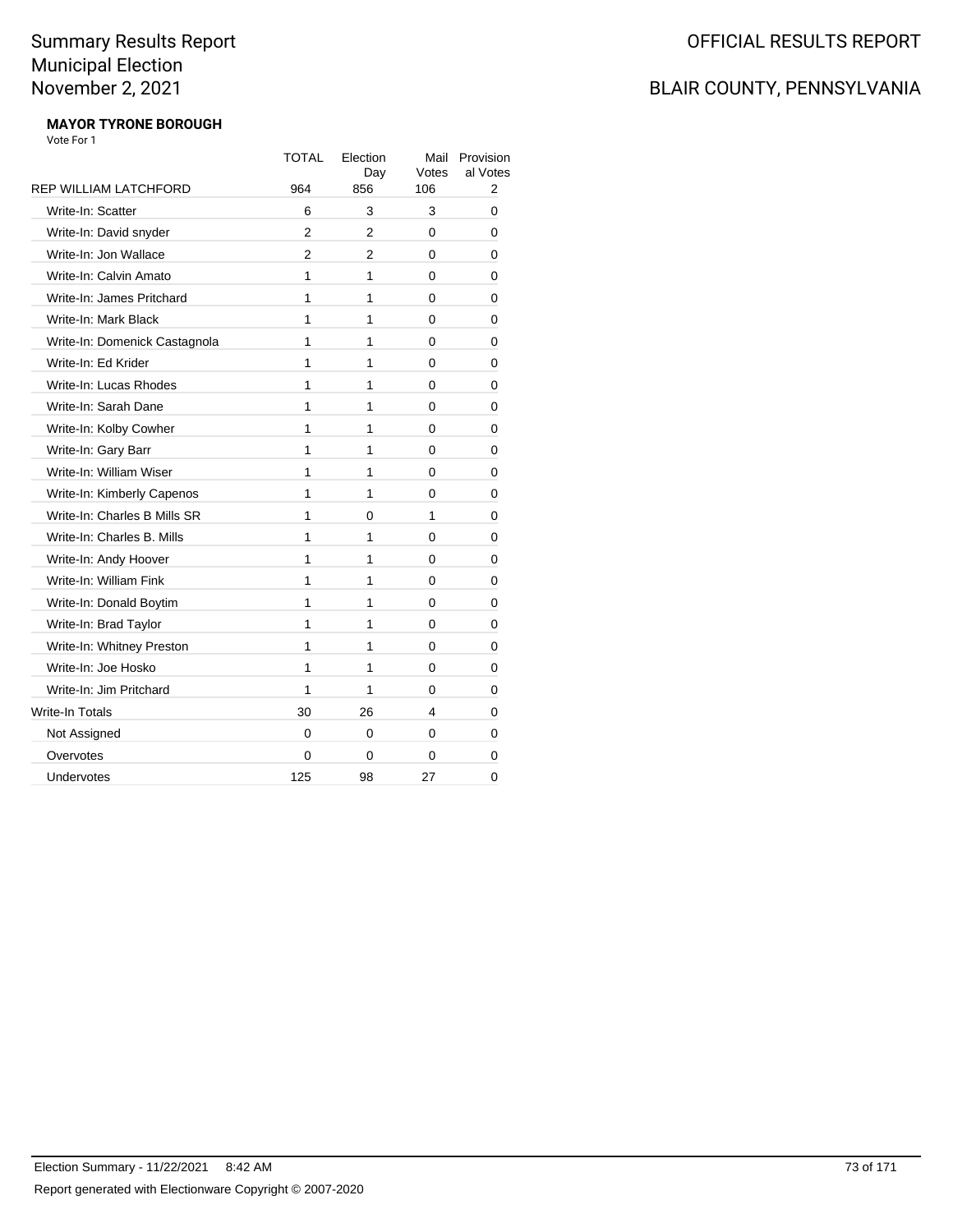# Summary Results Report
# Municipal Election
# November 2, 2021

OFFICIAL RESULTS REPORT

BLAIR COUNTY, PENNSYLVANIA

**MAYOR TYRONE BOROUGH**

Vote For 1

| | TOTAL | Election Day | Mail Votes | Provisional Votes |
|---|---|---|---|---|
| REP WILLIAM LATCHFORD | 964 | 856 | 106 | 2 |
| Write-In: Scatter | 6 | 3 | 3 | 0 |
| Write-In: David snyder | 2 | 2 | 0 | 0 |
| Write-In: Jon Wallace | 2 | 2 | 0 | 0 |
| Write-In: Calvin Amato | 1 | 1 | 0 | 0 |
| Write-In: James Pritchard | 1 | 1 | 0 | 0 |
| Write-In: Mark Black | 1 | 1 | 0 | 0 |
| Write-In: Domenick Castagnola | 1 | 1 | 0 | 0 |
| Write-In: Ed Krider | 1 | 1 | 0 | 0 |
| Write-In: Lucas Rhodes | 1 | 1 | 0 | 0 |
| Write-In: Sarah Dane | 1 | 1 | 0 | 0 |
| Write-In: Kolby Cowher | 1 | 1 | 0 | 0 |
| Write-In: Gary Barr | 1 | 1 | 0 | 0 |
| Write-In: William Wiser | 1 | 1 | 0 | 0 |
| Write-In: Kimberly Capenos | 1 | 1 | 0 | 0 |
| Write-In: Charles B Mills SR | 1 | 0 | 1 | 0 |
| Write-In: Charles B. Mills | 1 | 1 | 0 | 0 |
| Write-In: Andy Hoover | 1 | 1 | 0 | 0 |
| Write-In: William Fink | 1 | 1 | 0 | 0 |
| Write-In: Donald Boytim | 1 | 1 | 0 | 0 |
| Write-In: Brad Taylor | 1 | 1 | 0 | 0 |
| Write-In: Whitney Preston | 1 | 1 | 0 | 0 |
| Write-In: Joe Hosko | 1 | 1 | 0 | 0 |
| Write-In: Jim Pritchard | 1 | 1 | 0 | 0 |
| Write-In Totals | 30 | 26 | 4 | 0 |
| Not Assigned | 0 | 0 | 0 | 0 |
| Overvotes | 0 | 0 | 0 | 0 |
| Undervotes | 125 | 98 | 27 | 0 |

Election Summary - 11/22/2021 8:42 AM

Report generated with Electionware Copyright © 2007-2020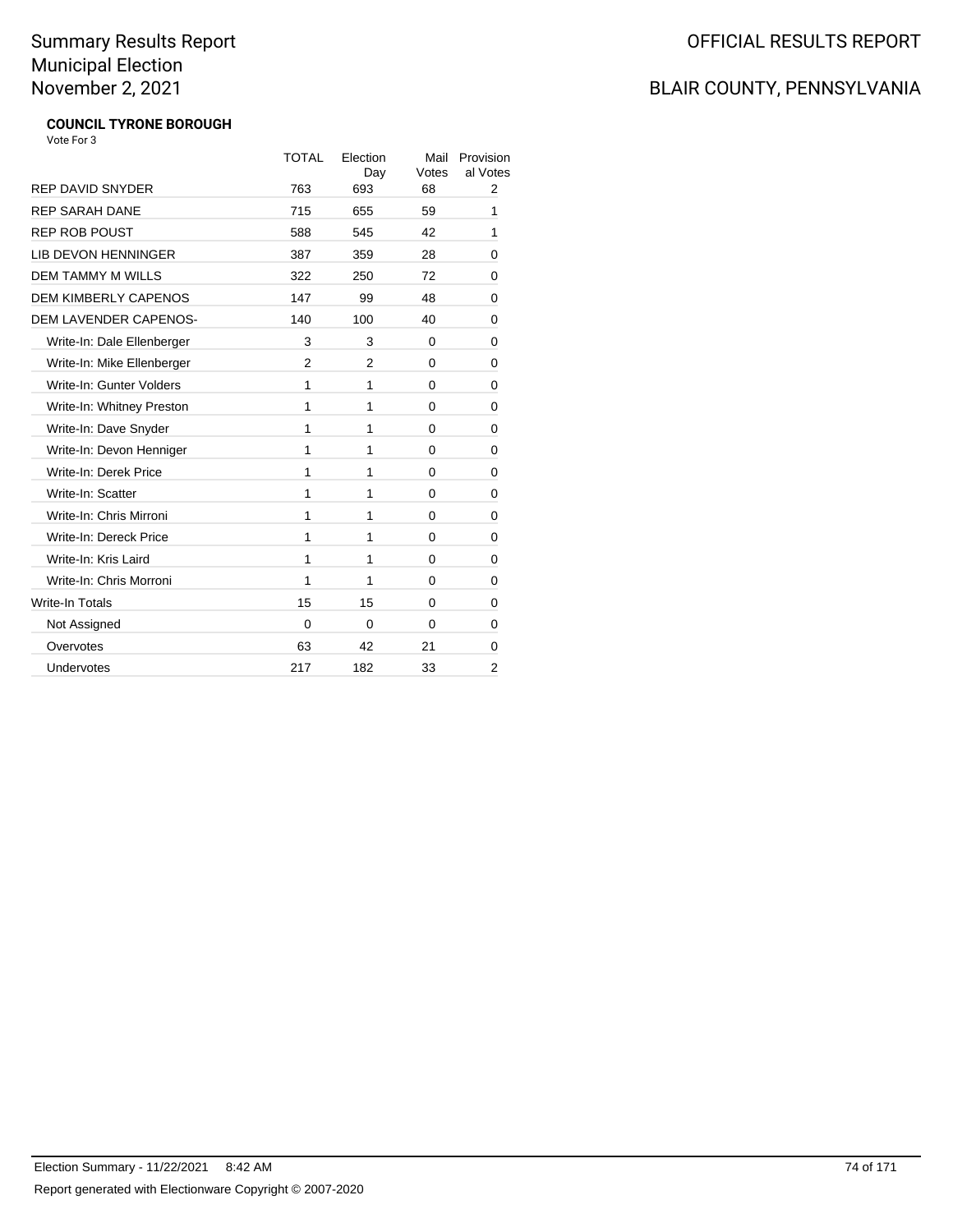Summary Results Report
Municipal Election
November 2, 2021

OFFICIAL RESULTS REPORT

BLAIR COUNTY, PENNSYLVANIA

**COUNCIL TYRONE BOROUGH**

Vote For 3

| | TOTAL | Election Day | Mail Votes | Provisional Votes |
|---|---|---|---|---|
| REP DAVID SNYDER | 763 | 693 | 68 | 2 |
| REP SARAH DANE | 715 | 655 | 59 | 1 |
| REP ROB POUST | 588 | 545 | 42 | 1 |
| LIB DEVON HENNINGER | 387 | 359 | 28 | 0 |
| DEM TAMMY M WILLS | 322 | 250 | 72 | 0 |
| DEM KIMBERLY CAPENOS | 147 | 99 | 48 | 0 |
| DEM LAVENDER CAPENOS- | 140 | 100 | 40 | 0 |
| Write-In: Dale Ellenberger | 3 | 3 | 0 | 0 |
| Write-In: Mike Ellenberger | 2 | 2 | 0 | 0 |
| Write-In: Gunter Volders | 1 | 1 | 0 | 0 |
| Write-In: Whitney Preston | 1 | 1 | 0 | 0 |
| Write-In: Dave Snyder | 1 | 1 | 0 | 0 |
| Write-In: Devon Henniger | 1 | 1 | 0 | 0 |
| Write-In: Derek Price | 1 | 1 | 0 | 0 |
| Write-In: Scatter | 1 | 1 | 0 | 0 |
| Write-In: Chris Mirroni | 1 | 1 | 0 | 0 |
| Write-In: Dereck Price | 1 | 1 | 0 | 0 |
| Write-In: Kris Laird | 1 | 1 | 0 | 0 |
| Write-In: Chris Morroni | 1 | 1 | 0 | 0 |
| Write-In Totals | 15 | 15 | 0 | 0 |
| Not Assigned | 0 | 0 | 0 | 0 |
| Overvotes | 63 | 42 | 21 | 0 |
| Undervotes | 217 | 182 | 33 | 2 |

Election Summary - 11/22/2021 8:42 AM

Report generated with Electionware Copyright © 2007-2020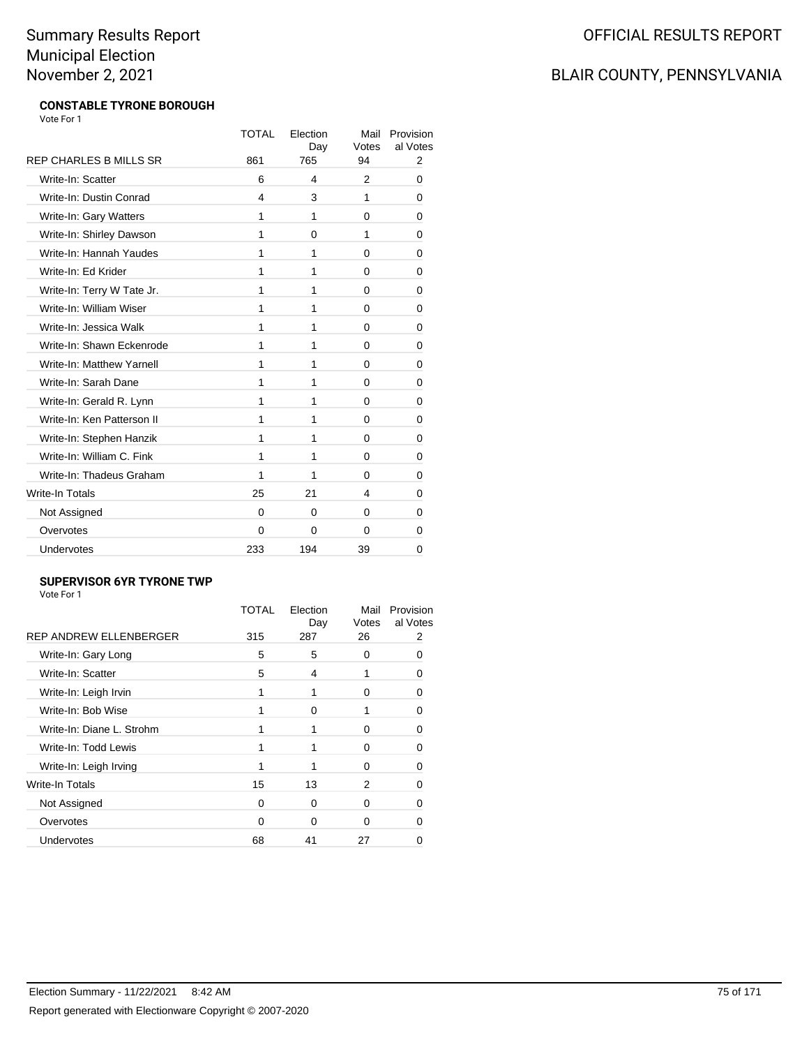# Summary Results Report
# Municipal Election
# November 2, 2021

OFFICIAL RESULTS REPORT

BLAIR COUNTY, PENNSYLVANIA

### CONSTABLE TYRONE BOROUGH

Vote For 1

| | TOTAL | Election Day | Mail Votes | Provisional Votes |
|---|---|---|---|---|
| REP CHARLES B MILLS SR | 861 | 765 | 94 | 2 |
| Write-In: Scatter | 6 | 4 | 2 | 0 |
| Write-In: Dustin Conrad | 4 | 3 | 1 | 0 |
| Write-In: Gary Watters | 1 | 1 | 0 | 0 |
| Write-In: Shirley Dawson | 1 | 0 | 1 | 0 |
| Write-In: Hannah Yaudes | 1 | 1 | 0 | 0 |
| Write-In: Ed Krider | 1 | 1 | 0 | 0 |
| Write-In: Terry W Tate Jr. | 1 | 1 | 0 | 0 |
| Write-In: William Wiser | 1 | 1 | 0 | 0 |
| Write-In: Jessica Walk | 1 | 1 | 0 | 0 |
| Write-In: Shawn Eckenrode | 1 | 1 | 0 | 0 |
| Write-In: Matthew Yarnell | 1 | 1 | 0 | 0 |
| Write-In: Sarah Dane | 1 | 1 | 0 | 0 |
| Write-In: Gerald R. Lynn | 1 | 1 | 0 | 0 |
| Write-In: Ken Patterson II | 1 | 1 | 0 | 0 |
| Write-In: Stephen Hanzik | 1 | 1 | 0 | 0 |
| Write-In: William C. Fink | 1 | 1 | 0 | 0 |
| Write-In: Thadeus Graham | 1 | 1 | 0 | 0 |
| Write-In Totals | 25 | 21 | 4 | 0 |
| Not Assigned | 0 | 0 | 0 | 0 |
| Overvotes | 0 | 0 | 0 | 0 |
| Undervotes | 233 | 194 | 39 | 0 |

### SUPERVISOR 6YR TYRONE TWP

Vote For 1

| | TOTAL | Election Day | Mail Votes | Provisional Votes |
|---|---|---|---|---|
| REP ANDREW ELLENBERGER | 315 | 287 | 26 | 2 |
| Write-In: Gary Long | 5 | 5 | 0 | 0 |
| Write-In: Scatter | 5 | 4 | 1 | 0 |
| Write-In: Leigh Irvin | 1 | 1 | 0 | 0 |
| Write-In: Bob Wise | 1 | 0 | 1 | 0 |
| Write-In: Diane L. Strohm | 1 | 1 | 0 | 0 |
| Write-In: Todd Lewis | 1 | 1 | 0 | 0 |
| Write-In: Leigh Irving | 1 | 1 | 0 | 0 |
| Write-In Totals | 15 | 13 | 2 | 0 |
| Not Assigned | 0 | 0 | 0 | 0 |
| Overvotes | 0 | 0 | 0 | 0 |
| Undervotes | 68 | 41 | 27 | 0 |

Election Summary - 11/22/2021 8:42 AM

Report generated with Electionware Copyright © 2007-2020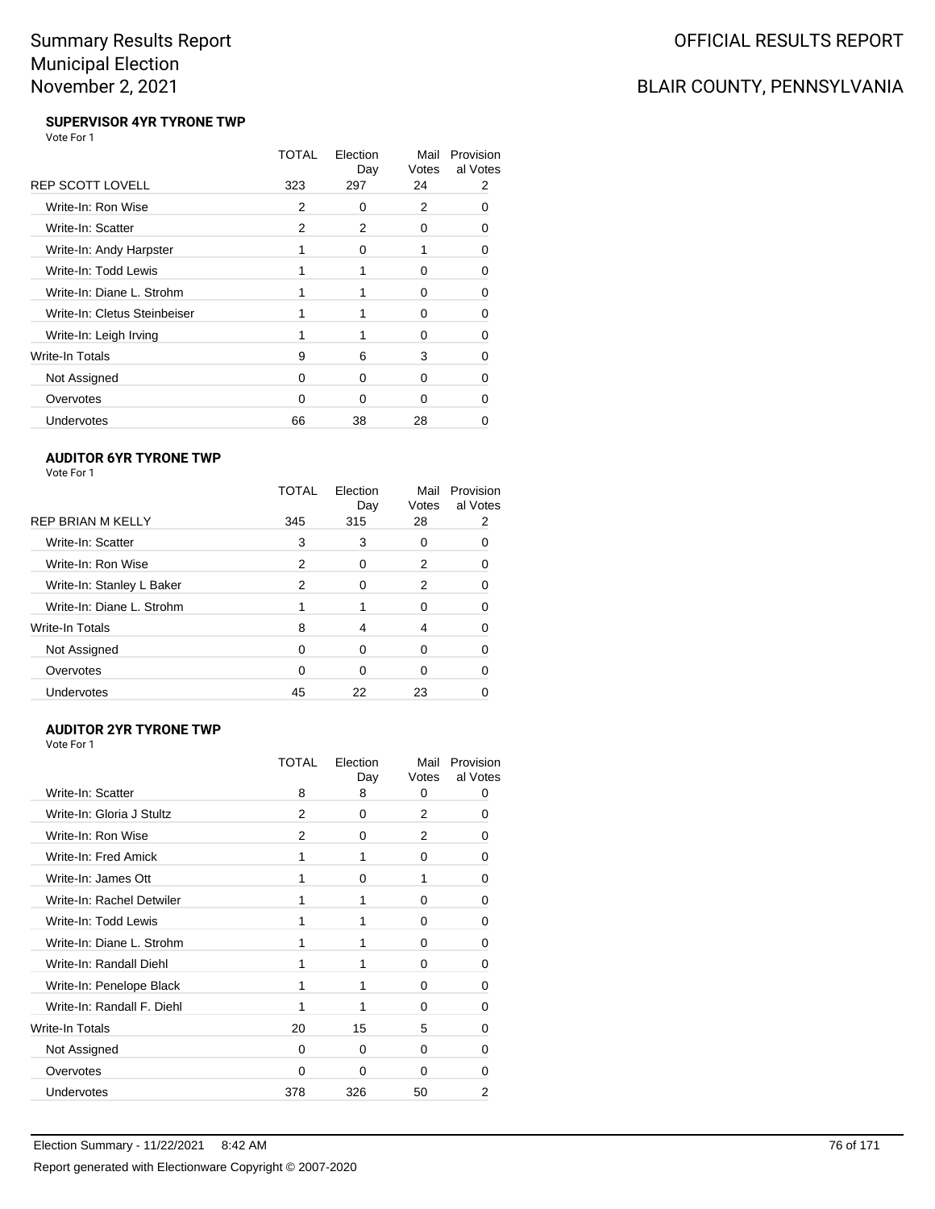### SUPERVISOR 4YR TYRONE TWP

Vote For 1

| | TOTAL | Election Day | Mail Votes | Provisional Votes |
|---|---|---|---|---|
| REP SCOTT LOVELL | 323 | 297 | 24 | 2 |
| Write-In: Ron Wise | 2 | 0 | 2 | 0 |
| Write-In: Scatter | 2 | 2 | 0 | 0 |
| Write-In: Andy Harpster | 1 | 0 | 1 | 0 |
| Write-In: Todd Lewis | 1 | 1 | 0 | 0 |
| Write-In: Diane L. Strohm | 1 | 1 | 0 | 0 |
| Write-In: Cletus Steinbeiser | 1 | 1 | 0 | 0 |
| Write-In: Leigh Irving | 1 | 1 | 0 | 0 |
| Write-In Totals | 9 | 6 | 3 | 0 |
| Not Assigned | 0 | 0 | 0 | 0 |
| Overvotes | 0 | 0 | 0 | 0 |
| Undervotes | 66 | 38 | 28 | 0 |

### AUDITOR 6YR TYRONE TWP

Vote For 1

| | TOTAL | Election Day | Mail Votes | Provisional Votes |
|---|---|---|---|---|
| REP BRIAN M KELLY | 345 | 315 | 28 | 2 |
| Write-In: Scatter | 3 | 3 | 0 | 0 |
| Write-In: Ron Wise | 2 | 0 | 2 | 0 |
| Write-In: Stanley L Baker | 2 | 0 | 2 | 0 |
| Write-In: Diane L. Strohm | 1 | 1 | 0 | 0 |
| Write-In Totals | 8 | 4 | 4 | 0 |
| Not Assigned | 0 | 0 | 0 | 0 |
| Overvotes | 0 | 0 | 0 | 0 |
| Undervotes | 45 | 22 | 23 | 0 |

### AUDITOR 2YR TYRONE TWP

Vote For 1

| | TOTAL | Election Day | Mail Votes | Provisional Votes |
|---|---|---|---|---|
| Write-In: Scatter | 8 | 8 | 0 | 0 |
| Write-In: Gloria J Stultz | 2 | 0 | 2 | 0 |
| Write-In: Ron Wise | 2 | 0 | 2 | 0 |
| Write-In: Fred Amick | 1 | 1 | 0 | 0 |
| Write-In: James Ott | 1 | 0 | 1 | 0 |
| Write-In: Rachel Detwiler | 1 | 1 | 0 | 0 |
| Write-In: Todd Lewis | 1 | 1 | 0 | 0 |
| Write-In: Diane L. Strohm | 1 | 1 | 0 | 0 |
| Write-In: Randall Diehl | 1 | 1 | 0 | 0 |
| Write-In: Penelope Black | 1 | 1 | 0 | 0 |
| Write-In: Randall F. Diehl | 1 | 1 | 0 | 0 |
| Write-In Totals | 20 | 15 | 5 | 0 |
| Not Assigned | 0 | 0 | 0 | 0 |
| Overvotes | 0 | 0 | 0 | 0 |
| Undervotes | 378 | 326 | 50 | 2 |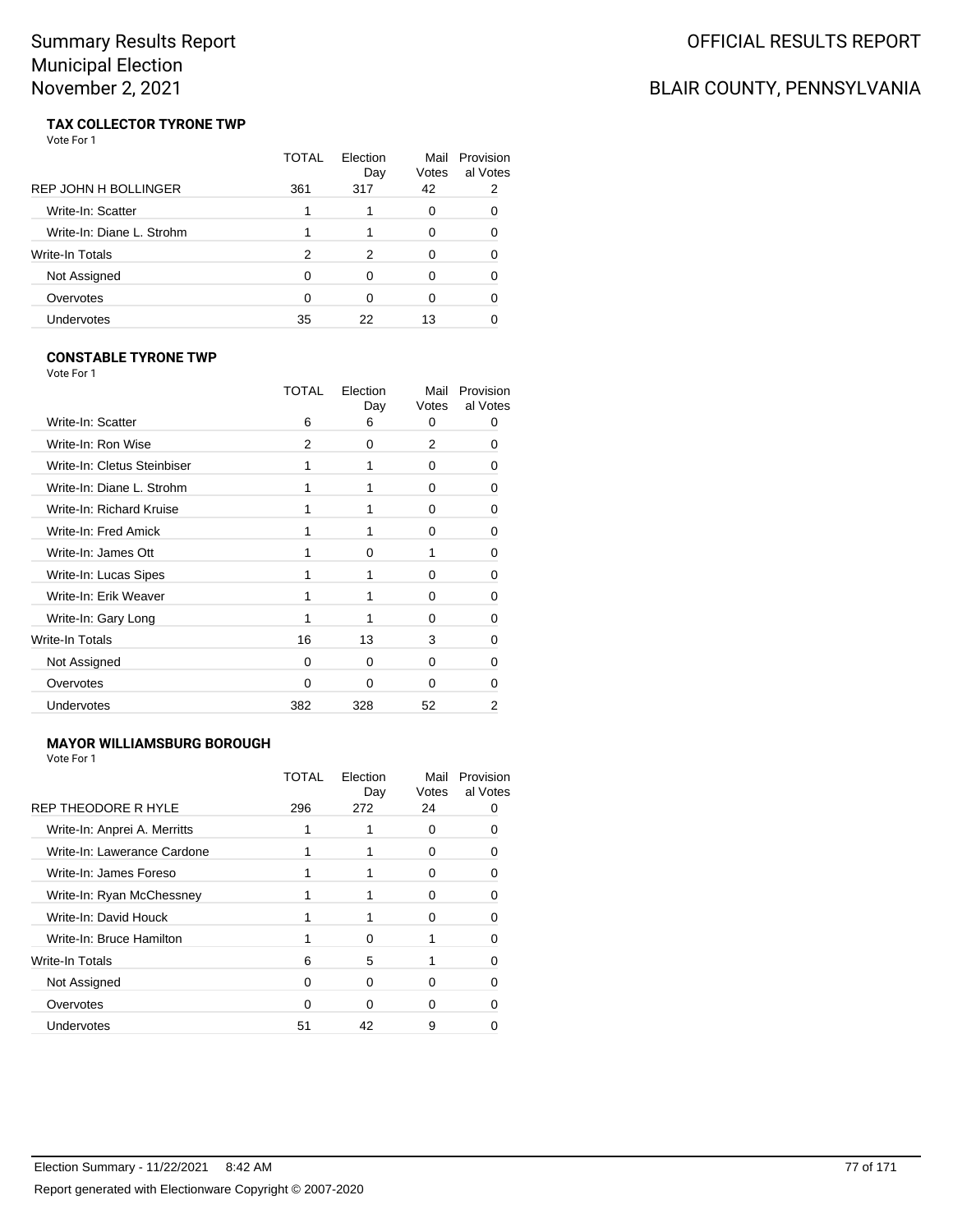Summary Results Report
Municipal Election
November 2, 2021

OFFICIAL RESULTS REPORT

BLAIR COUNTY, PENNSYLVANIA

### TAX COLLECTOR TYRONE TWP

Vote For 1

| | TOTAL | Election Day | Mail Votes | Provisional Votes |
|---|---|---|---|---|
| REP JOHN H BOLLINGER | 361 | 317 | 42 | 2 |
| Write-In: Scatter | 1 | 1 | 0 | 0 |
| Write-In: Diane L. Strohm | 1 | 1 | 0 | 0 |
| Write-In Totals | 2 | 2 | 0 | 0 |
| Not Assigned | 0 | 0 | 0 | 0 |
| Overvotes | 0 | 0 | 0 | 0 |
| Undervotes | 35 | 22 | 13 | 0 |

### CONSTABLE TYRONE TWP

Vote For 1

| | TOTAL | Election Day | Mail Votes | Provisional Votes |
|---|---|---|---|---|
| Write-In: Scatter | 6 | 6 | 0 | 0 |
| Write-In: Ron Wise | 2 | 0 | 2 | 0 |
| Write-In: Cletus Steinbiser | 1 | 1 | 0 | 0 |
| Write-In: Diane L. Strohm | 1 | 1 | 0 | 0 |
| Write-In: Richard Kruise | 1 | 1 | 0 | 0 |
| Write-In: Fred Amick | 1 | 1 | 0 | 0 |
| Write-In: James Ott | 1 | 0 | 1 | 0 |
| Write-In: Lucas Sipes | 1 | 1 | 0 | 0 |
| Write-In: Erik Weaver | 1 | 1 | 0 | 0 |
| Write-In: Gary Long | 1 | 1 | 0 | 0 |
| Write-In Totals | 16 | 13 | 3 | 0 |
| Not Assigned | 0 | 0 | 0 | 0 |
| Overvotes | 0 | 0 | 0 | 0 |
| Undervotes | 382 | 328 | 52 | 2 |

### MAYOR WILLIAMSBURG BOROUGH

Vote For 1

| | TOTAL | Election Day | Mail Votes | Provisional Votes |
|---|---|---|---|---|
| REP THEODORE R HYLE | 296 | 272 | 24 | 0 |
| Write-In: Anprei A. Merritts | 1 | 1 | 0 | 0 |
| Write-In: Lawerance Cardone | 1 | 1 | 0 | 0 |
| Write-In: James Foreso | 1 | 1 | 0 | 0 |
| Write-In: Ryan McChessney | 1 | 1 | 0 | 0 |
| Write-In: David Houck | 1 | 1 | 0 | 0 |
| Write-In: Bruce Hamilton | 1 | 0 | 1 | 0 |
| Write-In Totals | 6 | 5 | 1 | 0 |
| Not Assigned | 0 | 0 | 0 | 0 |
| Overvotes | 0 | 0 | 0 | 0 |
| Undervotes | 51 | 42 | 9 | 0 |

Election Summary - 11/22/2021 8:42 AM

Report generated with Electionware Copyright © 2007-2020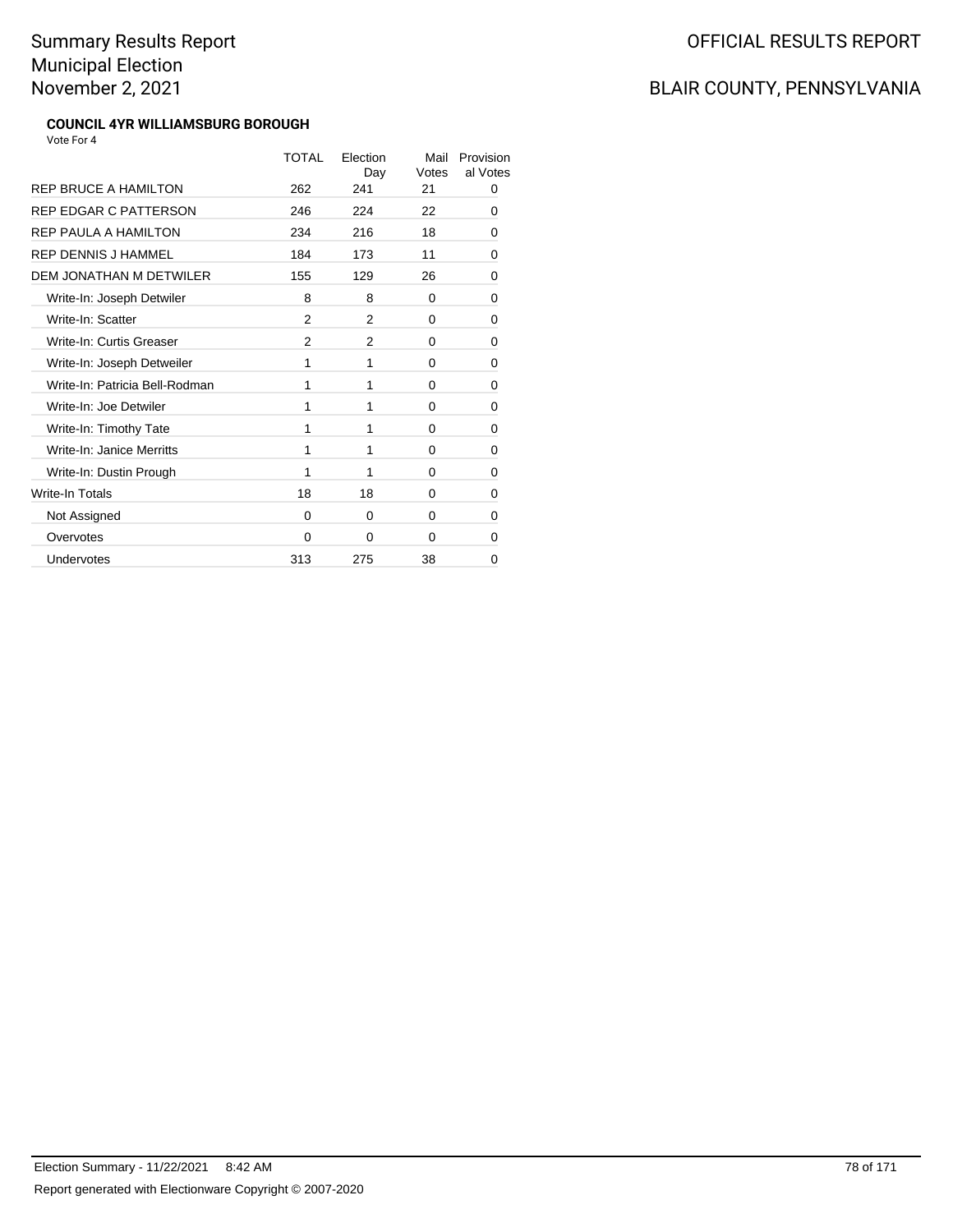# Summary Results Report
# Municipal Election
# November 2, 2021

OFFICIAL RESULTS REPORT

BLAIR COUNTY, PENNSYLVANIA

### COUNCIL 4YR WILLIAMSBURG BOROUGH

Vote For 4

| | TOTAL | Election Day | Mail Votes | Provisional Votes |
|---|---|---|---|---|
| REP BRUCE A HAMILTON | 262 | 241 | 21 | 0 |
| REP EDGAR C PATTERSON | 246 | 224 | 22 | 0 |
| REP PAULA A HAMILTON | 234 | 216 | 18 | 0 |
| REP DENNIS J HAMMEL | 184 | 173 | 11 | 0 |
| DEM JONATHAN M DETWILER | 155 | 129 | 26 | 0 |
| Write-In: Joseph Detwiler | 8 | 8 | 0 | 0 |
| Write-In: Scatter | 2 | 2 | 0 | 0 |
| Write-In: Curtis Greaser | 2 | 2 | 0 | 0 |
| Write-In: Joseph Detweiler | 1 | 1 | 0 | 0 |
| Write-In: Patricia Bell-Rodman | 1 | 1 | 0 | 0 |
| Write-In: Joe Detwiler | 1 | 1 | 0 | 0 |
| Write-In: Timothy Tate | 1 | 1 | 0 | 0 |
| Write-In: Janice Merritts | 1 | 1 | 0 | 0 |
| Write-In: Dustin Prough | 1 | 1 | 0 | 0 |
| Write-In Totals | 18 | 18 | 0 | 0 |
| Not Assigned | 0 | 0 | 0 | 0 |
| Overvotes | 0 | 0 | 0 | 0 |
| Undervotes | 313 | 275 | 38 | 0 |

Election Summary - 11/22/2021 8:42 AM

Report generated with Electionware Copyright © 2007-2020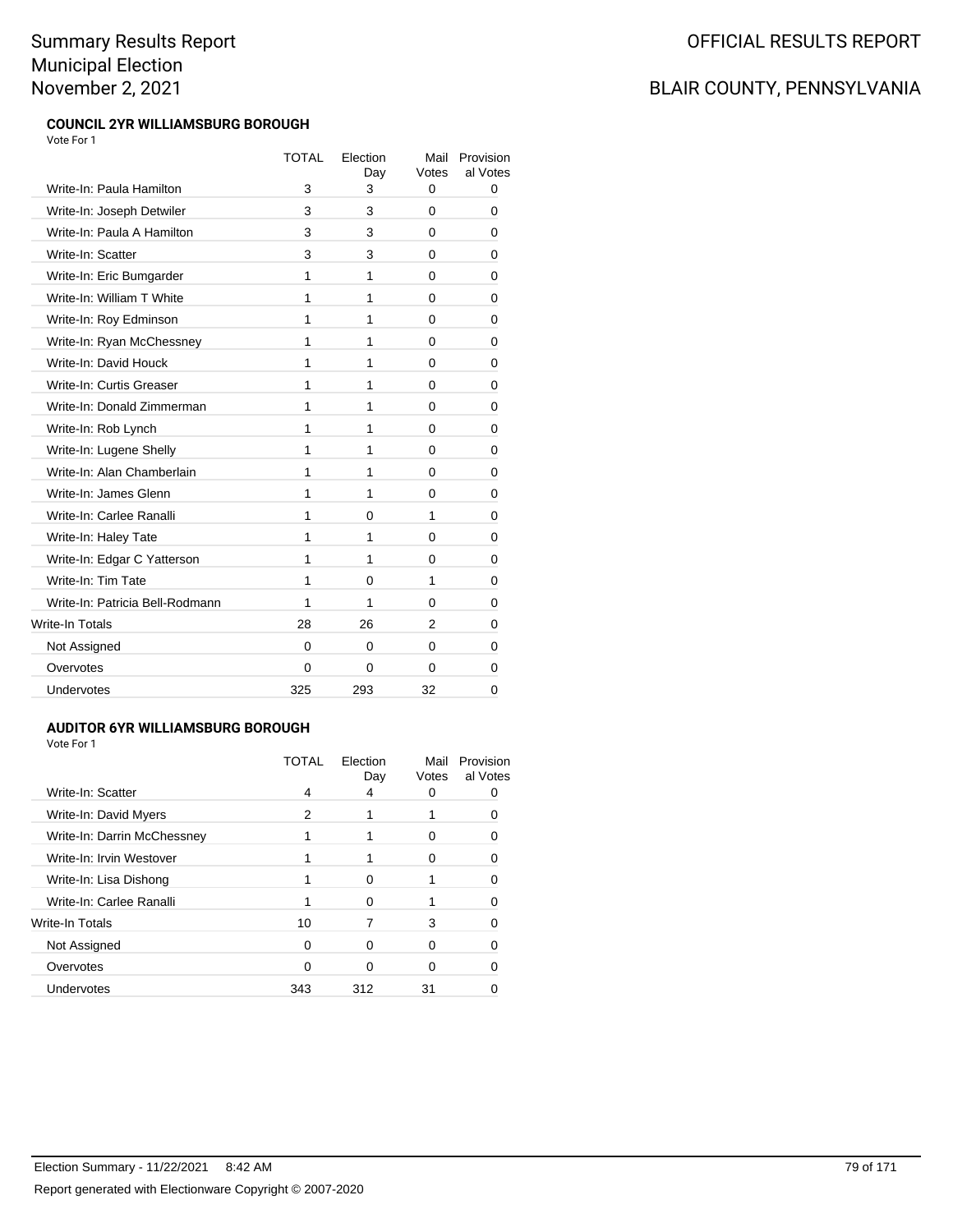# Summary Results Report
# Municipal Election
# November 2, 2021

OFFICIAL RESULTS REPORT

BLAIR COUNTY, PENNSYLVANIA

### COUNCIL 2YR WILLIAMSBURG BOROUGH

Vote For 1

| | TOTAL | Election Day | Mail Votes | Provisional Votes |
|---|---|---|---|---|
| Write-In: Paula Hamilton | 3 | 3 | 0 | 0 |
| Write-In: Joseph Detwiler | 3 | 3 | 0 | 0 |
| Write-In: Paula A Hamilton | 3 | 3 | 0 | 0 |
| Write-In: Scatter | 3 | 3 | 0 | 0 |
| Write-In: Eric Bumgarder | 1 | 1 | 0 | 0 |
| Write-In: William T White | 1 | 1 | 0 | 0 |
| Write-In: Roy Edminson | 1 | 1 | 0 | 0 |
| Write-In: Ryan McChessney | 1 | 1 | 0 | 0 |
| Write-In: David Houck | 1 | 1 | 0 | 0 |
| Write-In: Curtis Greaser | 1 | 1 | 0 | 0 |
| Write-In: Donald Zimmerman | 1 | 1 | 0 | 0 |
| Write-In: Rob Lynch | 1 | 1 | 0 | 0 |
| Write-In: Lugene Shelly | 1 | 1 | 0 | 0 |
| Write-In: Alan Chamberlain | 1 | 1 | 0 | 0 |
| Write-In: James Glenn | 1 | 1 | 0 | 0 |
| Write-In: Carlee Ranalli | 1 | 0 | 1 | 0 |
| Write-In: Haley Tate | 1 | 1 | 0 | 0 |
| Write-In: Edgar C Yatterson | 1 | 1 | 0 | 0 |
| Write-In: Tim Tate | 1 | 0 | 1 | 0 |
| Write-In: Patricia Bell-Rodmann | 1 | 1 | 0 | 0 |
| Write-In Totals | 28 | 26 | 2 | 0 |
| Not Assigned | 0 | 0 | 0 | 0 |
| Overvotes | 0 | 0 | 0 | 0 |
| Undervotes | 325 | 293 | 32 | 0 |

### AUDITOR 6YR WILLIAMSBURG BOROUGH

Vote For 1

| | TOTAL | Election Day | Mail Votes | Provisional Votes |
|---|---|---|---|---|
| Write-In: Scatter | 4 | 4 | 0 | 0 |
| Write-In: David Myers | 2 | 1 | 1 | 0 |
| Write-In: Darrin McChessney | 1 | 1 | 0 | 0 |
| Write-In: Irvin Westover | 1 | 1 | 0 | 0 |
| Write-In: Lisa Dishong | 1 | 0 | 1 | 0 |
| Write-In: Carlee Ranalli | 1 | 0 | 1 | 0 |
| Write-In Totals | 10 | 7 | 3 | 0 |
| Not Assigned | 0 | 0 | 0 | 0 |
| Overvotes | 0 | 0 | 0 | 0 |
| Undervotes | 343 | 312 | 31 | 0 |

Election Summary - 11/22/2021 8:42 AM

Report generated with Electionware Copyright © 2007-2020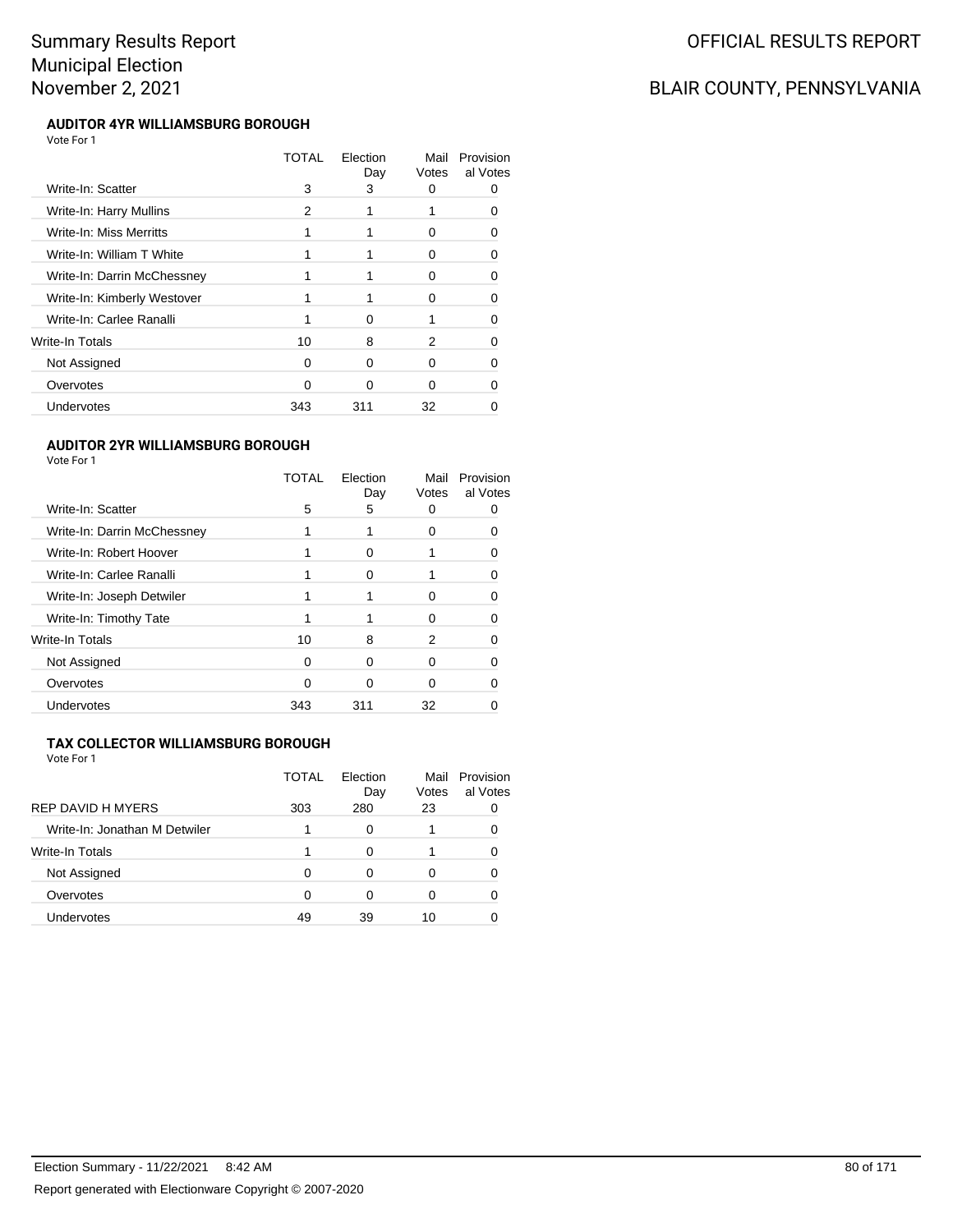# Summary Results Report
# Municipal Election
# November 2, 2021

# OFFICIAL RESULTS REPORT

# BLAIR COUNTY, PENNSYLVANIA

### AUTHOR 4YR WILLIAMSBURG BOROUGH

Vote For 1

| | TOTAL | Election Day | Mail Votes | Provisional Votes |
|---|---|---|---|---|
| Write-In: Scatter | 3 | 3 | 0 | 0 |
| Write-In: Harry Mullins | 2 | 1 | 1 | 0 |
| Write-In: Miss Merritts | 1 | 1 | 0 | 0 |
| Write-In: William T White | 1 | 1 | 0 | 0 |
| Write-In: Darrin McChessney | 1 | 1 | 0 | 0 |
| Write-In: Kimberly Westover | 1 | 1 | 0 | 0 |
| Write-In: Carlee Ranalli | 1 | 0 | 1 | 0 |
| Write-In Totals | 10 | 8 | 2 | 0 |
| Not Assigned | 0 | 0 | 0 | 0 |
| Overvotes | 0 | 0 | 0 | 0 |
| Undervotes | 343 | 311 | 32 | 0 |

### AUDITOR 2YR WILLIAMSBURG BOROUGH

Vote For 1

| | TOTAL | Election Day | Mail Votes | Provisional Votes |
|---|---|---|---|---|
| Write-In: Scatter | 5 | 5 | 0 | 0 |
| Write-In: Darrin McChessney | 1 | 1 | 0 | 0 |
| Write-In: Robert Hoover | 1 | 0 | 1 | 0 |
| Write-In: Carlee Ranalli | 1 | 0 | 1 | 0 |
| Write-In: Joseph Detwiler | 1 | 1 | 0 | 0 |
| Write-In: Timothy Tate | 1 | 1 | 0 | 0 |
| Write-In Totals | 10 | 8 | 2 | 0 |
| Not Assigned | 0 | 0 | 0 | 0 |
| Overvotes | 0 | 0 | 0 | 0 |
| Undervotes | 343 | 311 | 32 | 0 |

### TAX COLLECTOR WILLIAMSBURG BOROUGH

Vote For 1

| | TOTAL | Election Day | Mail Votes | Provisional Votes |
|---|---|---|---|---|
| REP DAVID H MYERS | 303 | 280 | 23 | 0 |
| Write-In: Jonathan M Detwiler | 1 | 0 | 1 | 0 |
| Write-In Totals | 1 | 0 | 1 | 0 |
| Not Assigned | 0 | 0 | 0 | 0 |
| Overvotes | 0 | 0 | 0 | 0 |
| Undervotes | 49 | 39 | 10 | 0 |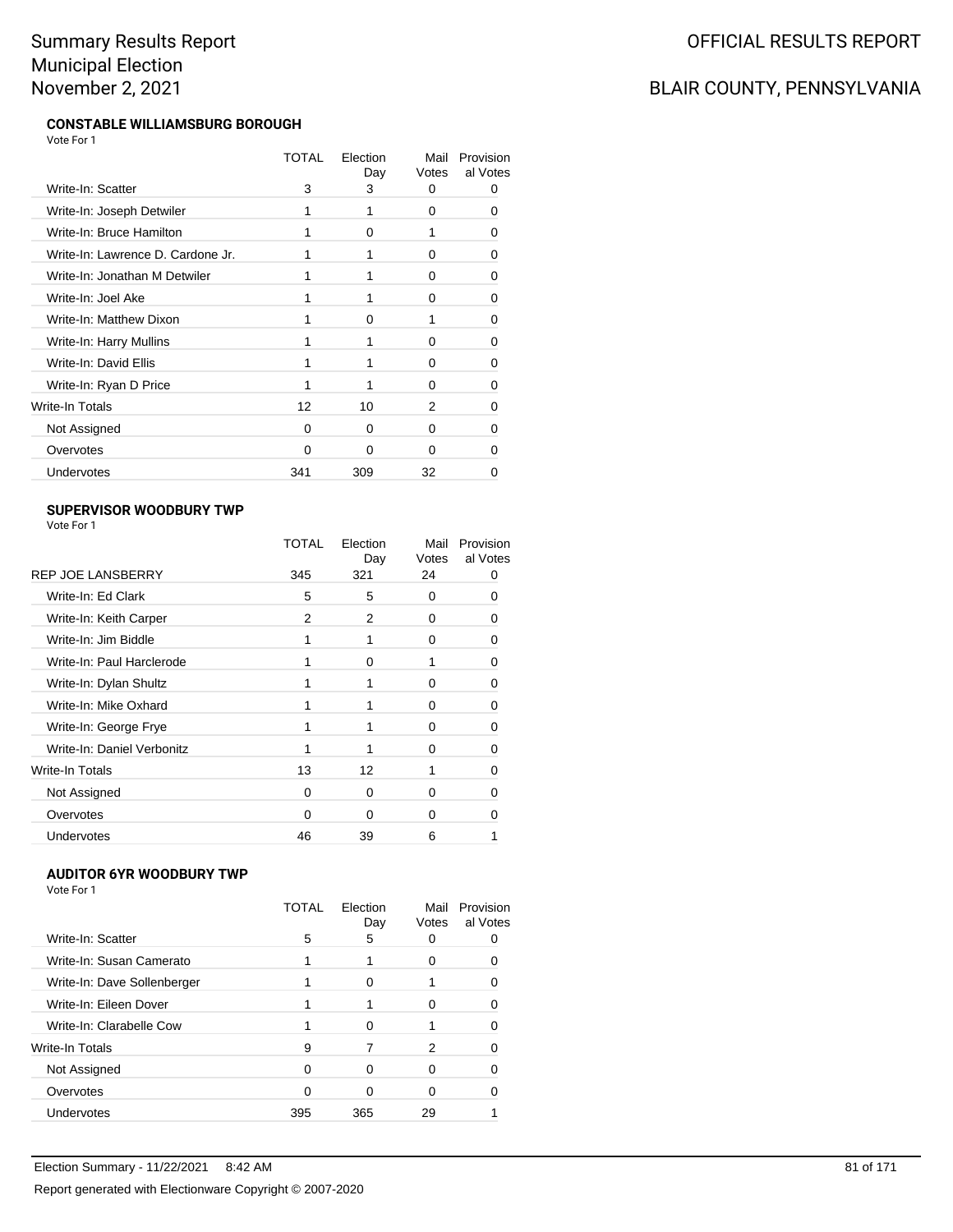### CONSTABLE WILLIAMSBURG BOROUGH

Vote For 1

| | TOTAL | Election Day | Mail Votes | Provisional Votes |
|---|---|---|---|---|
| Write-In: Scatter | 3 | 3 | 0 | 0 |
| Write-In: Joseph Detwiler | 1 | 1 | 0 | 0 |
| Write-In: Bruce Hamilton | 1 | 0 | 1 | 0 |
| Write-In: Lawrence D. Cardone Jr. | 1 | 1 | 0 | 0 |
| Write-In: Jonathan M Detwiler | 1 | 1 | 0 | 0 |
| Write-In: Joel Ake | 1 | 1 | 0 | 0 |
| Write-In: Matthew Dixon | 1 | 0 | 1 | 0 |
| Write-In: Harry Mullins | 1 | 1 | 0 | 0 |
| Write-In: David Ellis | 1 | 1 | 0 | 0 |
| Write-In: Ryan D Price | 1 | 1 | 0 | 0 |
| Write-In Totals | 12 | 10 | 2 | 0 |
| Not Assigned | 0 | 0 | 0 | 0 |
| Overvotes | 0 | 0 | 0 | 0 |
| Undervotes | 341 | 309 | 32 | 0 |

### SUPERVISOR WOODBURY TWP

Vote For 1

| | TOTAL | Election Day | Mail Votes | Provisional Votes |
|---|---|---|---|---|
| REP JOE LANSBERRY | 345 | 321 | 24 | 0 |
| Write-In: Ed Clark | 5 | 5 | 0 | 0 |
| Write-In: Keith Carper | 2 | 2 | 0 | 0 |
| Write-In: Jim Biddle | 1 | 1 | 0 | 0 |
| Write-In: Paul Harclerode | 1 | 0 | 1 | 0 |
| Write-In: Dylan Shultz | 1 | 1 | 0 | 0 |
| Write-In: Mike Oxhard | 1 | 1 | 0 | 0 |
| Write-In: George Frye | 1 | 1 | 0 | 0 |
| Write-In: Daniel Verbonitz | 1 | 1 | 0 | 0 |
| Write-In Totals | 13 | 12 | 1 | 0 |
| Not Assigned | 0 | 0 | 0 | 0 |
| Overvotes | 0 | 0 | 0 | 0 |
| Undervotes | 46 | 39 | 6 | 1 |

### AUDITOR 6YR WOODBURY TWP

Vote For 1

| | TOTAL | Election Day | Mail Votes | Provisional Votes |
|---|---|---|---|---|
| Write-In: Scatter | 5 | 5 | 0 | 0 |
| Write-In: Susan Camerato | 1 | 1 | 0 | 0 |
| Write-In: Dave Sollenberger | 1 | 0 | 1 | 0 |
| Write-In: Eileen Dover | 1 | 1 | 0 | 0 |
| Write-In: Clarabelle Cow | 1 | 0 | 1 | 0 |
| Write-In Totals | 9 | 7 | 2 | 0 |
| Not Assigned | 0 | 0 | 0 | 0 |
| Overvotes | 0 | 0 | 0 | 0 |
| Undervotes | 395 | 365 | 29 | 1 |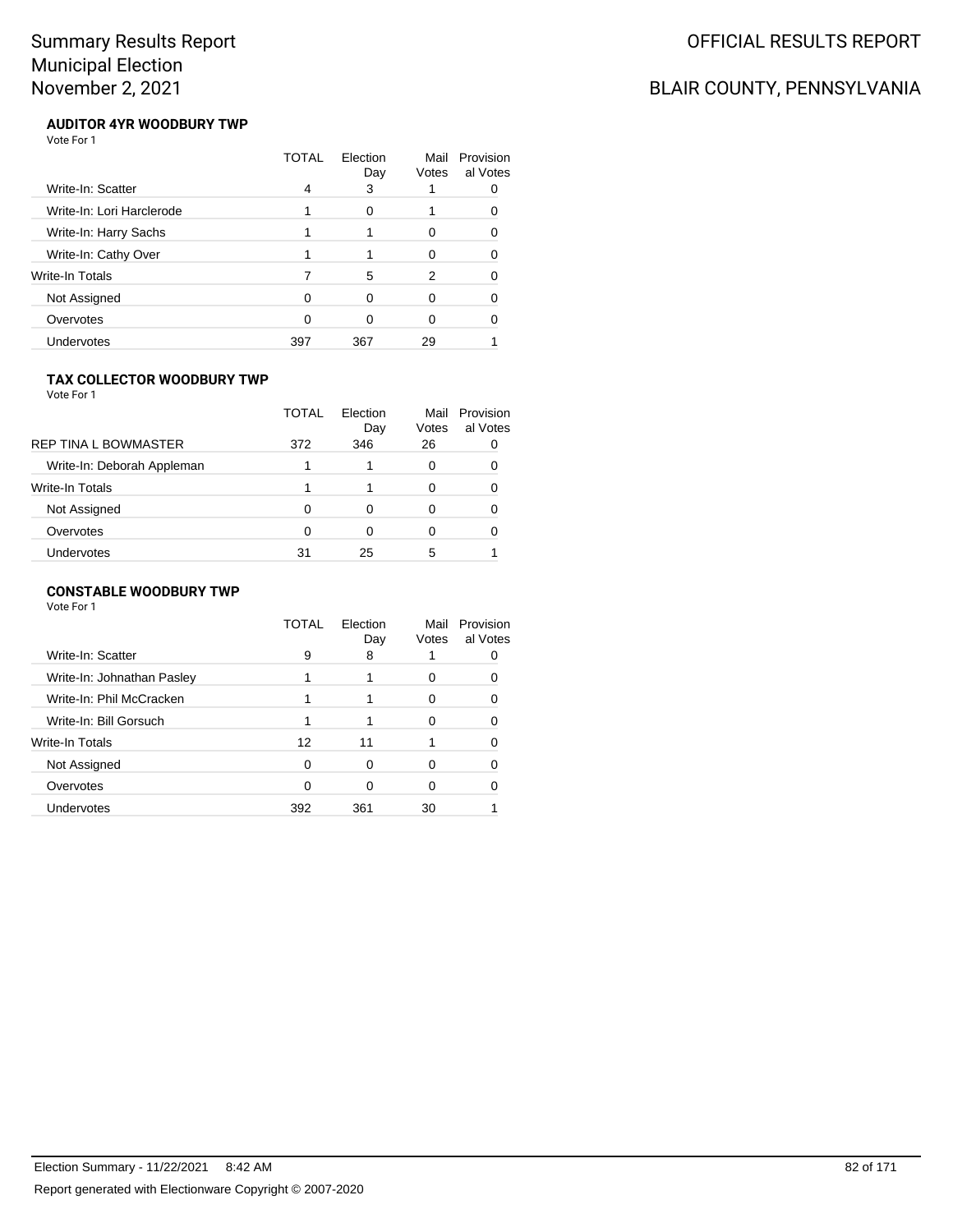# Summary Results Report
# Municipal Election
# November 2, 2021

OFFICIAL RESULTS REPORT

BLAIR COUNTY, PENNSYLVANIA

### AUDITOR 4YR WOODBURY TWP

Vote For 1

| | TOTAL | Election Day | Mail Votes | Provisional Votes |
|---|---|---|---|---|
| Write-In: Scatter | 4 | 3 | 1 | 0 |
| Write-In: Lori Harclerode | 1 | 0 | 1 | 0 |
| Write-In: Harry Sachs | 1 | 1 | 0 | 0 |
| Write-In: Cathy Over | 1 | 1 | 0 | 0 |
| Write-In Totals | 7 | 5 | 2 | 0 |
| Not Assigned | 0 | 0 | 0 | 0 |
| Overvotes | 0 | 0 | 0 | 0 |
| Undervotes | 397 | 367 | 29 | 1 |

### TAX COLLECTOR WOODBURY TWP

Vote For 1

| | TOTAL | Election Day | Mail Votes | Provisional Votes |
|---|---|---|---|---|
| REP TINA L BOWMASTER | 372 | 346 | 26 | 0 |
| Write-In: Deborah Appleman | 1 | 1 | 0 | 0 |
| Write-In Totals | 1 | 1 | 0 | 0 |
| Not Assigned | 0 | 0 | 0 | 0 |
| Overvotes | 0 | 0 | 0 | 0 |
| Undervotes | 31 | 25 | 5 | 1 |

### CONSTABLE WOODBURY TWP

Vote For 1

| | TOTAL | Election Day | Mail Votes | Provisional Votes |
|---|---|---|---|---|
| Write-In: Scatter | 9 | 8 | 1 | 0 |
| Write-In: Johnathan Pasley | 1 | 1 | 0 | 0 |
| Write-In: Phil McCracken | 1 | 1 | 0 | 0 |
| Write-In: Bill Gorsuch | 1 | 1 | 0 | 0 |
| Write-In Totals | 12 | 11 | 1 | 0 |
| Not Assigned | 0 | 0 | 0 | 0 |
| Overvotes | 0 | 0 | 0 | 0 |
| Undervotes | 392 | 361 | 30 | 1 |

Election Summary - 11/22/2021 8:42 AM

Report generated with Electionware Copyright © 2007-2020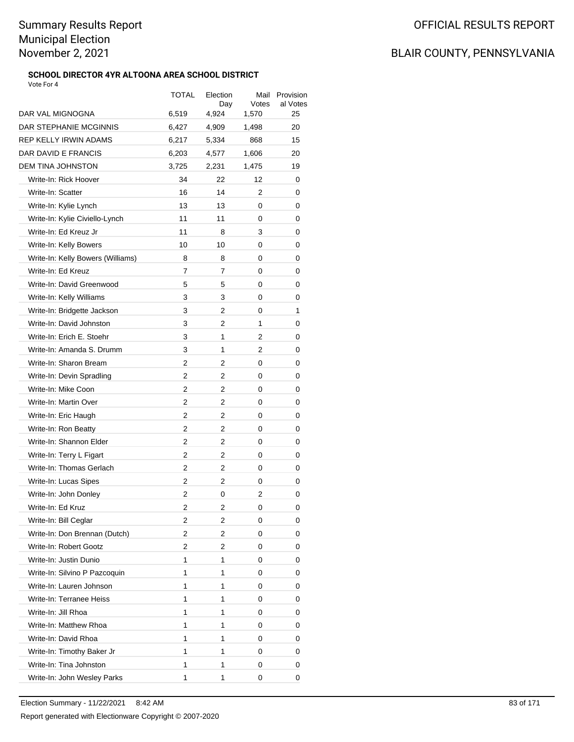Summary Results Report
Municipal Election
November 2, 2021

OFFICIAL RESULTS REPORT

BLAIR COUNTY, PENNSYLVANIA

### SCHOOL DIRECTOR 4YR ALTOONA AREA SCHOOL DISTRICT

Vote For 4

| | TOTAL | Election Day | Mail Votes | Provisional Votes |
|---|---|---|---|---|
| DAR VAL MIGNOGNA | 6,519 | 4,924 | 1,570 | 25 |
| DAR STEPHANIE MCGINNIS | 6,427 | 4,909 | 1,498 | 20 |
| REP KELLY IRWIN ADAMS | 6,217 | 5,334 | 868 | 15 |
| DAR DAVID E FRANCIS | 6,203 | 4,577 | 1,606 | 20 |
| DEM TINA JOHNSTON | 3,725 | 2,231 | 1,475 | 19 |
| Write-In: Rick Hoover | 34 | 22 | 12 | 0 |
| Write-In: Scatter | 16 | 14 | 2 | 0 |
| Write-In: Kylie Lynch | 13 | 13 | 0 | 0 |
| Write-In: Kylie Civiello-Lynch | 11 | 11 | 0 | 0 |
| Write-In: Ed Kreuz Jr | 11 | 8 | 3 | 0 |
| Write-In: Kelly Bowers | 10 | 10 | 0 | 0 |
| Write-In: Kelly Bowers (Williams) | 8 | 8 | 0 | 0 |
| Write-In: Ed Kreuz | 7 | 7 | 0 | 0 |
| Write-In: David Greenwood | 5 | 5 | 0 | 0 |
| Write-In: Kelly Williams | 3 | 3 | 0 | 0 |
| Write-In: Bridgette Jackson | 3 | 2 | 0 | 1 |
| Write-In: David Johnston | 3 | 2 | 1 | 0 |
| Write-In: Erich E. Stoehr | 3 | 1 | 2 | 0 |
| Write-In: Amanda S. Drumm | 3 | 1 | 2 | 0 |
| Write-In: Sharon Bream | 2 | 2 | 0 | 0 |
| Write-In: Devin Spradling | 2 | 2 | 0 | 0 |
| Write-In: Mike Coon | 2 | 2 | 0 | 0 |
| Write-In: Martin Over | 2 | 2 | 0 | 0 |
| Write-In: Eric Haugh | 2 | 2 | 0 | 0 |
| Write-In: Ron Beatty | 2 | 2 | 0 | 0 |
| Write-In: Shannon Elder | 2 | 2 | 0 | 0 |
| Write-In: Terry L Figart | 2 | 2 | 0 | 0 |
| Write-In: Thomas Gerlach | 2 | 2 | 0 | 0 |
| Write-In: Lucas Sipes | 2 | 2 | 0 | 0 |
| Write-In: John Donley | 2 | 0 | 2 | 0 |
| Write-In: Ed Kruz | 2 | 2 | 0 | 0 |
| Write-In: Bill Ceglar | 2 | 2 | 0 | 0 |
| Write-In: Don Brennan (Dutch) | 2 | 2 | 0 | 0 |
| Write-In: Robert Gootz | 2 | 2 | 0 | 0 |
| Write-In: Justin Dunio | 1 | 1 | 0 | 0 |
| Write-In: Silvino P Pazcoquin | 1 | 1 | 0 | 0 |
| Write-In: Lauren Johnson | 1 | 1 | 0 | 0 |
| Write-In: Terranee Heiss | 1 | 1 | 0 | 0 |
| Write-In: Jill Rhoa | 1 | 1 | 0 | 0 |
| Write-In: Matthew Rhoa | 1 | 1 | 0 | 0 |
| Write-In: David Rhoa | 1 | 1 | 0 | 0 |
| Write-In: Timothy Baker Jr | 1 | 1 | 0 | 0 |
| Write-In: Tina Johnston | 1 | 1 | 0 | 0 |
| Write-In: John Wesley Parks | 1 | 1 | 0 | 0 |

Election Summary - 11/22/2021 8:42 AM

Report generated with Electionware Copyright © 2007-2020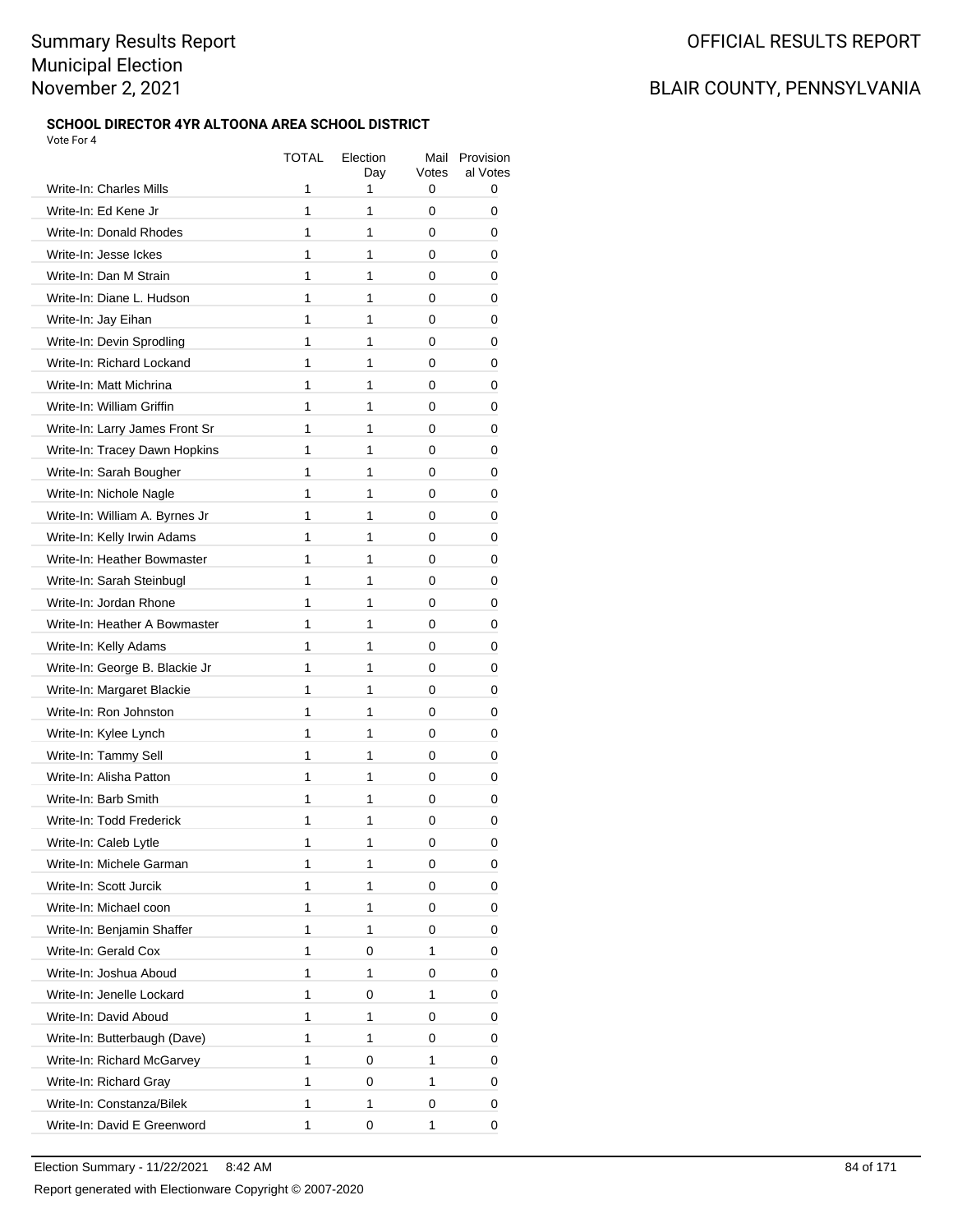Summary Results Report
Municipal Election
November 2, 2021

OFFICIAL RESULTS REPORT

BLAIR COUNTY, PENNSYLVANIA

#### SCHOOL DIRECTOR 4YR ALTOONA AREA SCHOOL DISTRICT

Vote For 4

| | TOTAL | Election Day | Mail Votes | Provisional Votes |
|---|---|---|---|---|
| Write-In: Charles Mills | 1 | 1 | 0 | 0 |
| Write-In: Ed Kene Jr | 1 | 1 | 0 | 0 |
| Write-In: Donald Rhodes | 1 | 1 | 0 | 0 |
| Write-In: Jesse Ickes | 1 | 1 | 0 | 0 |
| Write-In: Dan M Strain | 1 | 1 | 0 | 0 |
| Write-In: Diane L. Hudson | 1 | 1 | 0 | 0 |
| Write-In: Jay Eihan | 1 | 1 | 0 | 0 |
| Write-In: Devin Sprodling | 1 | 1 | 0 | 0 |
| Write-In: Richard Lockand | 1 | 1 | 0 | 0 |
| Write-In: Matt Michrina | 1 | 1 | 0 | 0 |
| Write-In: William Griffin | 1 | 1 | 0 | 0 |
| Write-In: Larry James Front Sr | 1 | 1 | 0 | 0 |
| Write-In: Tracey Dawn Hopkins | 1 | 1 | 0 | 0 |
| Write-In: Sarah Bougher | 1 | 1 | 0 | 0 |
| Write-In: Nichole Nagle | 1 | 1 | 0 | 0 |
| Write-In: William A. Byrnes Jr | 1 | 1 | 0 | 0 |
| Write-In: Kelly Irwin Adams | 1 | 1 | 0 | 0 |
| Write-In: Heather Bowmaster | 1 | 1 | 0 | 0 |
| Write-In: Sarah Steinbugl | 1 | 1 | 0 | 0 |
| Write-In: Jordan Rhone | 1 | 1 | 0 | 0 |
| Write-In: Heather A Bowmaster | 1 | 1 | 0 | 0 |
| Write-In: Kelly Adams | 1 | 1 | 0 | 0 |
| Write-In: George B. Blackie Jr | 1 | 1 | 0 | 0 |
| Write-In: Margaret Blackie | 1 | 1 | 0 | 0 |
| Write-In: Ron Johnston | 1 | 1 | 0 | 0 |
| Write-In: Kylee Lynch | 1 | 1 | 0 | 0 |
| Write-In: Tammy Sell | 1 | 1 | 0 | 0 |
| Write-In: Alisha Patton | 1 | 1 | 0 | 0 |
| Write-In: Barb Smith | 1 | 1 | 0 | 0 |
| Write-In: Todd Frederick | 1 | 1 | 0 | 0 |
| Write-In: Caleb Lytle | 1 | 1 | 0 | 0 |
| Write-In: Michele Garman | 1 | 1 | 0 | 0 |
| Write-In: Scott Jurcik | 1 | 1 | 0 | 0 |
| Write-In: Michael coon | 1 | 1 | 0 | 0 |
| Write-In: Benjamin Shaffer | 1 | 1 | 0 | 0 |
| Write-In: Gerald Cox | 1 | 0 | 1 | 0 |
| Write-In: Joshua Aboud | 1 | 1 | 0 | 0 |
| Write-In: Jenelle Lockard | 1 | 0 | 1 | 0 |
| Write-In: David Aboud | 1 | 1 | 0 | 0 |
| Write-In: Butterbaugh (Dave) | 1 | 1 | 0 | 0 |
| Write-In: Richard McGarvey | 1 | 0 | 1 | 0 |
| Write-In: Richard Gray | 1 | 0 | 1 | 0 |
| Write-In: Constanza/Bilek | 1 | 1 | 0 | 0 |
| Write-In: David E Greenword | 1 | 0 | 1 | 0 |

Election Summary - 11/22/2021 8:42 AM

Report generated with Electionware Copyright © 2007-2020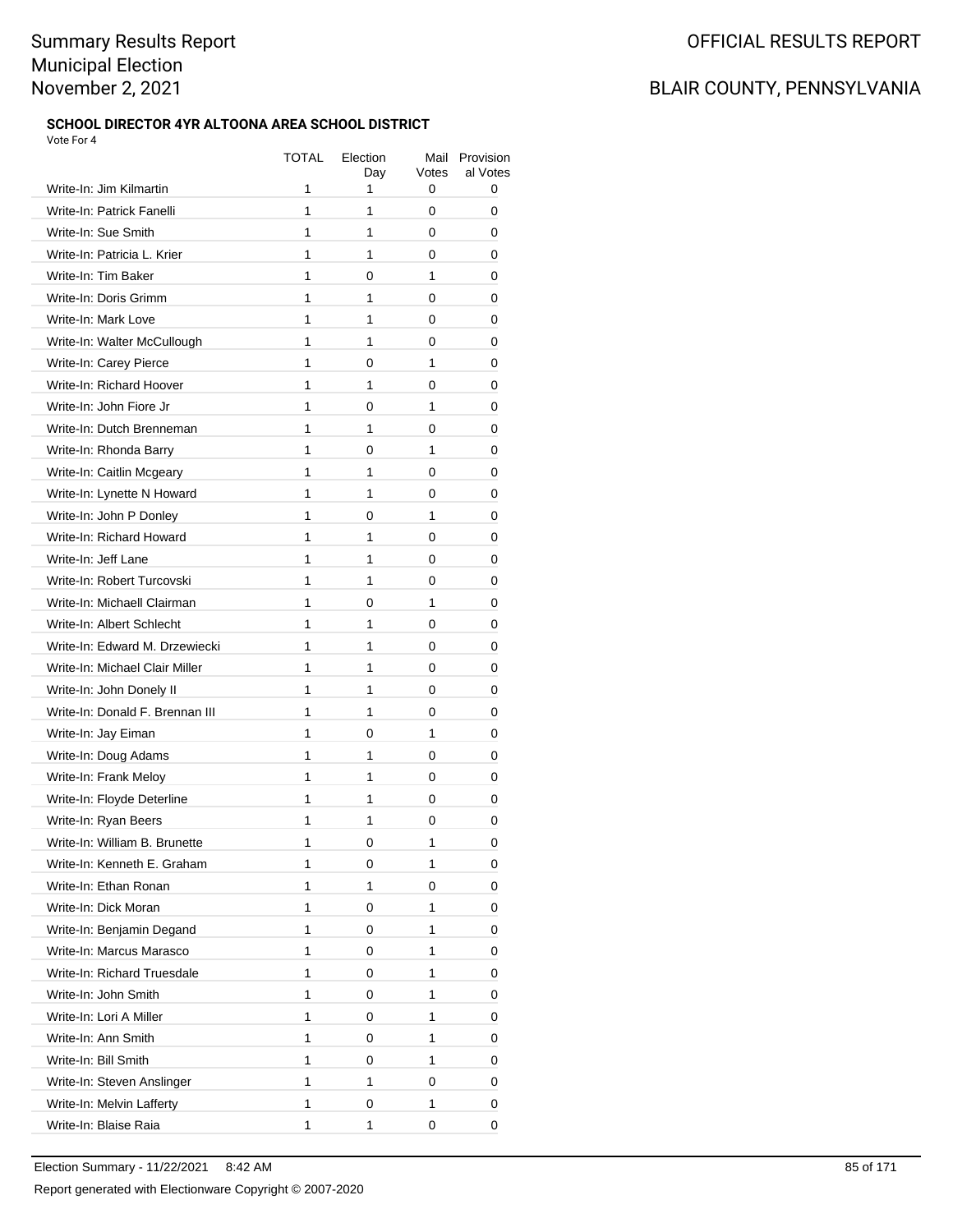# Summary Results Report
Municipal Election
November 2, 2021

OFFICIAL RESULTS REPORT

BLAIR COUNTY, PENNSYLVANIA

### SCHOOL DIRECTOR 4YR ALTOONA AREA SCHOOL DISTRICT

Vote For 4

| | TOTAL | Election Day | Mail Votes | Provisional Votes |
|---|---|---|---|---|
| Write-In: Jim Kilmartin | 1 | 1 | 0 | 0 |
| Write-In: Patrick Fanelli | 1 | 1 | 0 | 0 |
| Write-In: Sue Smith | 1 | 1 | 0 | 0 |
| Write-In: Patricia L. Krier | 1 | 1 | 0 | 0 |
| Write-In: Tim Baker | 1 | 0 | 1 | 0 |
| Write-In: Doris Grimm | 1 | 1 | 0 | 0 |
| Write-In: Mark Love | 1 | 1 | 0 | 0 |
| Write-In: Walter McCullough | 1 | 1 | 0 | 0 |
| Write-In: Carey Pierce | 1 | 0 | 1 | 0 |
| Write-In: Richard Hoover | 1 | 1 | 0 | 0 |
| Write-In: John Fiore Jr | 1 | 0 | 1 | 0 |
| Write-In: Dutch Brenneman | 1 | 1 | 0 | 0 |
| Write-In: Rhonda Barry | 1 | 0 | 1 | 0 |
| Write-In: Caitlin Mcgeary | 1 | 1 | 0 | 0 |
| Write-In: Lynette N Howard | 1 | 1 | 0 | 0 |
| Write-In: John P Donley | 1 | 0 | 1 | 0 |
| Write-In: Richard Howard | 1 | 1 | 0 | 0 |
| Write-In: Jeff Lane | 1 | 1 | 0 | 0 |
| Write-In: Robert Turcovski | 1 | 1 | 0 | 0 |
| Write-In: Michaell Clairman | 1 | 0 | 1 | 0 |
| Write-In: Albert Schlecht | 1 | 1 | 0 | 0 |
| Write-In: Edward M. Drzewiecki | 1 | 1 | 0 | 0 |
| Write-In: Michael Clair Miller | 1 | 1 | 0 | 0 |
| Write-In: John Donely II | 1 | 1 | 0 | 0 |
| Write-In: Donald F. Brennan III | 1 | 1 | 0 | 0 |
| Write-In: Jay Eiman | 1 | 0 | 1 | 0 |
| Write-In: Doug Adams | 1 | 1 | 0 | 0 |
| Write-In: Frank Meloy | 1 | 1 | 0 | 0 |
| Write-In: Floyde Deterline | 1 | 1 | 0 | 0 |
| Write-In: Ryan Beers | 1 | 1 | 0 | 0 |
| Write-In: William B. Brunette | 1 | 0 | 1 | 0 |
| Write-In: Kenneth E. Graham | 1 | 0 | 1 | 0 |
| Write-In: Ethan Ronan | 1 | 1 | 0 | 0 |
| Write-In: Dick Moran | 1 | 0 | 1 | 0 |
| Write-In: Benjamin Degand | 1 | 0 | 1 | 0 |
| Write-In: Marcus Marasco | 1 | 0 | 1 | 0 |
| Write-In: Richard Truesdale | 1 | 0 | 1 | 0 |
| Write-In: John Smith | 1 | 0 | 1 | 0 |
| Write-In: Lori A Miller | 1 | 0 | 1 | 0 |
| Write-In: Ann Smith | 1 | 0 | 1 | 0 |
| Write-In: Bill Smith | 1 | 0 | 1 | 0 |
| Write-In: Steven Anslinger | 1 | 1 | 0 | 0 |
| Write-In: Melvin Lafferty | 1 | 0 | 1 | 0 |
| Write-In: Blaise Raia | 1 | 1 | 0 | 0 |

Election Summary - 11/22/2021 8:42 AM

Report generated with Electionware Copyright © 2007-2020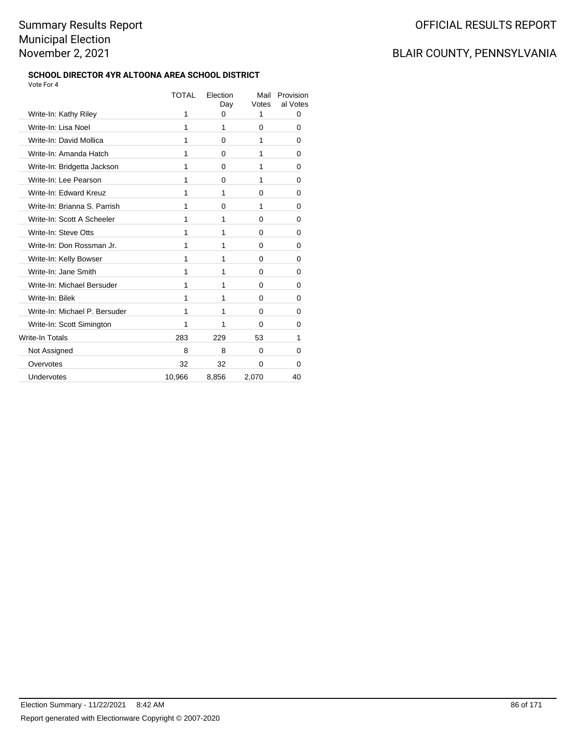#### SCHOOL DIRECTOR 4YR ALTOONA AREA SCHOOL DISTRICT

Vote For 4

| | TOTAL | Election Day | Mail Votes | Provisional Votes |
|---|---|---|---|---|
| Write-In: Kathy Riley | 1 | 0 | 1 | 0 |
| Write-In: Lisa Noel | 1 | 1 | 0 | 0 |
| Write-In: David Mollica | 1 | 0 | 1 | 0 |
| Write-In: Amanda Hatch | 1 | 0 | 1 | 0 |
| Write-In: Bridgetta Jackson | 1 | 0 | 1 | 0 |
| Write-In: Lee Pearson | 1 | 0 | 1 | 0 |
| Write-In: Edward Kreuz | 1 | 1 | 0 | 0 |
| Write-In: Brianna S. Parrish | 1 | 0 | 1 | 0 |
| Write-In: Scott A Scheeler | 1 | 1 | 0 | 0 |
| Write-In: Steve Otts | 1 | 1 | 0 | 0 |
| Write-In: Don Rossman Jr. | 1 | 1 | 0 | 0 |
| Write-In: Kelly Bowser | 1 | 1 | 0 | 0 |
| Write-In: Jane Smith | 1 | 1 | 0 | 0 |
| Write-In: Michael Bersuder | 1 | 1 | 0 | 0 |
| Write-In: Bilek | 1 | 1 | 0 | 0 |
| Write-In: Michael P. Bersuder | 1 | 1 | 0 | 0 |
| Write-In: Scott Simington | 1 | 1 | 0 | 0 |
| Write-In Totals | 283 | 229 | 53 | 1 |
| Not Assigned | 8 | 8 | 0 | 0 |
| Overvotes | 32 | 32 | 0 | 0 |
| Undervotes | 10,966 | 8,856 | 2,070 | 40 |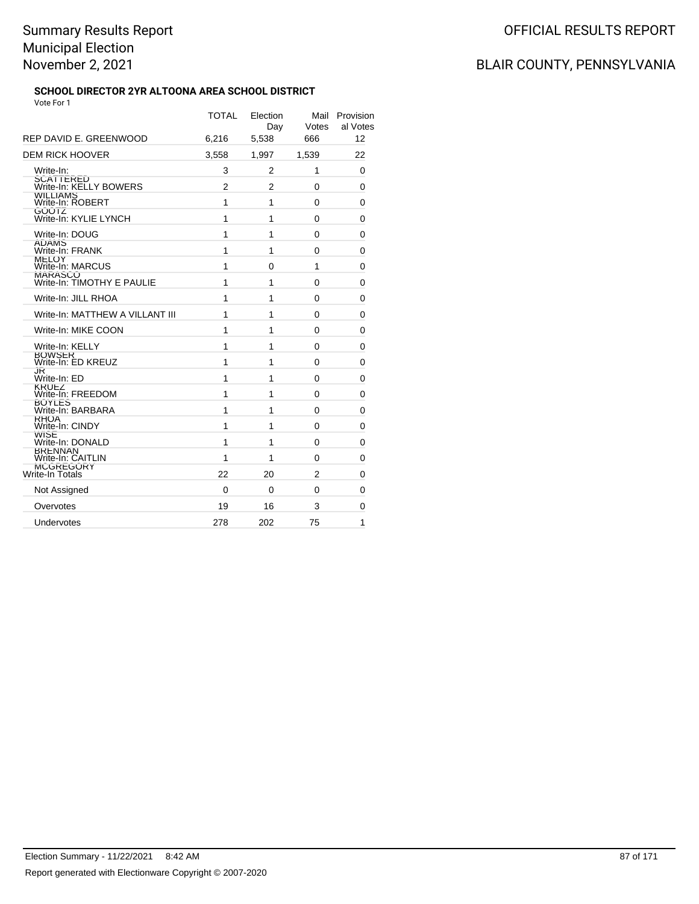# Summary Results Report
# Municipal Election
# November 2, 2021

OFFICIAL RESULTS REPORT

BLAIR COUNTY, PENNSYLVANIA

### SCHOOL DIRECTOR 2YR ALTOONA AREA SCHOOL DISTRICT

Vote For 1

| | TOTAL | Election Day | Mail Votes | Provisional Votes |
|---|---|---|---|---|
| REP DAVID E. GREENWOOD | 6,216 | 5,538 | 666 | 12 |
| DEM RICK HOOVER | 3,558 | 1,997 | 1,539 | 22 |
| Write-In: SCATTERED | 3 | 2 | 1 | 0 |
| Write-In: KELLY BOWERS WILLIAMS | 2 | 2 | 0 | 0 |
| Write-In: ROBERT GOOTZ | 1 | 1 | 0 | 0 |
| Write-In: KYLIE LYNCH | 1 | 1 | 0 | 0 |
| Write-In: DOUG ADAMS | 1 | 1 | 0 | 0 |
| Write-In: FRANK MELOY | 1 | 1 | 0 | 0 |
| Write-In: MARCUS MARASCO | 1 | 0 | 1 | 0 |
| Write-In: TIMOTHY E PAULIE | 1 | 1 | 0 | 0 |
| Write-In: JILL RHOA | 1 | 1 | 0 | 0 |
| Write-In: MATTHEW A VILLANT III | 1 | 1 | 0 | 0 |
| Write-In: MIKE COON | 1 | 1 | 0 | 0 |
| Write-In: KELLY BOWSER | 1 | 1 | 0 | 0 |
| Write-In: ED KREUZ JR | 1 | 1 | 0 | 0 |
| Write-In: ED KRUEZ | 1 | 1 | 0 | 0 |
| Write-In: FREEDOM BOYLES | 1 | 1 | 0 | 0 |
| Write-In: BARBARA RHOA | 1 | 1 | 0 | 0 |
| Write-In: CINDY WISE | 1 | 1 | 0 | 0 |
| Write-In: DONALD BRENNAN | 1 | 1 | 0 | 0 |
| Write-In: CAITLIN MCGREGORY | 1 | 1 | 0 | 0 |
| Write-In Totals | 22 | 20 | 2 | 0 |
| Not Assigned | 0 | 0 | 0 | 0 |
| Overvotes | 19 | 16 | 3 | 0 |
| Undervotes | 278 | 202 | 75 | 1 |

Election Summary - 11/22/2021 8:42 AM

Report generated with Electionware Copyright © 2007-2020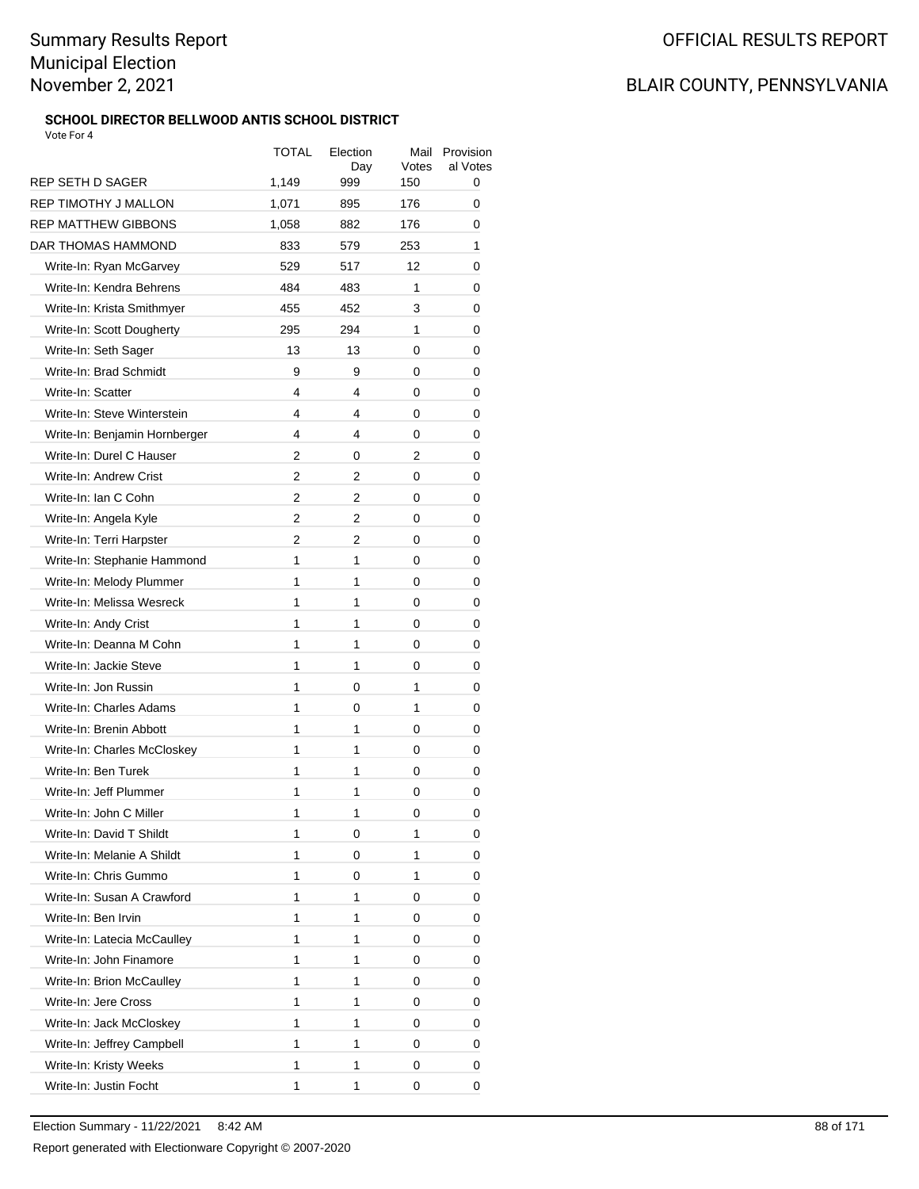Summary Results Report
Municipal Election
November 2, 2021

OFFICIAL RESULTS REPORT

BLAIR COUNTY, PENNSYLVANIA

### SCHOOL DIRECTOR BELLWOOD ANTIS SCHOOL DISTRICT

Vote For 4

| | TOTAL | Election Day | Mail Votes | Provisional Votes |
|---|---|---|---|---|
| REP SETH D SAGER | 1,149 | 999 | 150 | 0 |
| REP TIMOTHY J MALLON | 1,071 | 895 | 176 | 0 |
| REP MATTHEW GIBBONS | 1,058 | 882 | 176 | 0 |
| DAR THOMAS HAMMOND | 833 | 579 | 253 | 1 |
| Write-In: Ryan McGarvey | 529 | 517 | 12 | 0 |
| Write-In: Kendra Behrens | 484 | 483 | 1 | 0 |
| Write-In: Krista Smithmyer | 455 | 452 | 3 | 0 |
| Write-In: Scott Dougherty | 295 | 294 | 1 | 0 |
| Write-In: Seth Sager | 13 | 13 | 0 | 0 |
| Write-In: Brad Schmidt | 9 | 9 | 0 | 0 |
| Write-In: Scatter | 4 | 4 | 0 | 0 |
| Write-In: Steve Winterstein | 4 | 4 | 0 | 0 |
| Write-In: Benjamin Hornberger | 4 | 4 | 0 | 0 |
| Write-In: Durel C Hauser | 2 | 0 | 2 | 0 |
| Write-In: Andrew Crist | 2 | 2 | 0 | 0 |
| Write-In: Ian C Cohn | 2 | 2 | 0 | 0 |
| Write-In: Angela Kyle | 2 | 2 | 0 | 0 |
| Write-In: Terri Harpster | 2 | 2 | 0 | 0 |
| Write-In: Stephanie Hammond | 1 | 1 | 0 | 0 |
| Write-In: Melody Plummer | 1 | 1 | 0 | 0 |
| Write-In: Melissa Wesreck | 1 | 1 | 0 | 0 |
| Write-In: Andy Crist | 1 | 1 | 0 | 0 |
| Write-In: Deanna M Cohn | 1 | 1 | 0 | 0 |
| Write-In: Jackie Steve | 1 | 1 | 0 | 0 |
| Write-In: Jon Russin | 1 | 0 | 1 | 0 |
| Write-In: Charles Adams | 1 | 0 | 1 | 0 |
| Write-In: Brenin Abbott | 1 | 1 | 0 | 0 |
| Write-In: Charles McCloskey | 1 | 1 | 0 | 0 |
| Write-In: Ben Turek | 1 | 1 | 0 | 0 |
| Write-In: Jeff Plummer | 1 | 1 | 0 | 0 |
| Write-In: John C Miller | 1 | 1 | 0 | 0 |
| Write-In: David T Shildt | 1 | 0 | 1 | 0 |
| Write-In: Melanie A Shildt | 1 | 0 | 1 | 0 |
| Write-In: Chris Gummo | 1 | 0 | 1 | 0 |
| Write-In: Susan A Crawford | 1 | 1 | 0 | 0 |
| Write-In: Ben Irvin | 1 | 1 | 0 | 0 |
| Write-In: Latecia McCaulley | 1 | 1 | 0 | 0 |
| Write-In: John Finamore | 1 | 1 | 0 | 0 |
| Write-In: Brion McCaulley | 1 | 1 | 0 | 0 |
| Write-In: Jere Cross | 1 | 1 | 0 | 0 |
| Write-In: Jack McCloskey | 1 | 1 | 0 | 0 |
| Write-In: Jeffrey Campbell | 1 | 1 | 0 | 0 |
| Write-In: Kristy Weeks | 1 | 1 | 0 | 0 |
| Write-In: Justin Focht | 1 | 1 | 0 | 0 |

Election Summary - 11/22/2021 8:42 AM

Report generated with Electionware Copyright © 2007-2020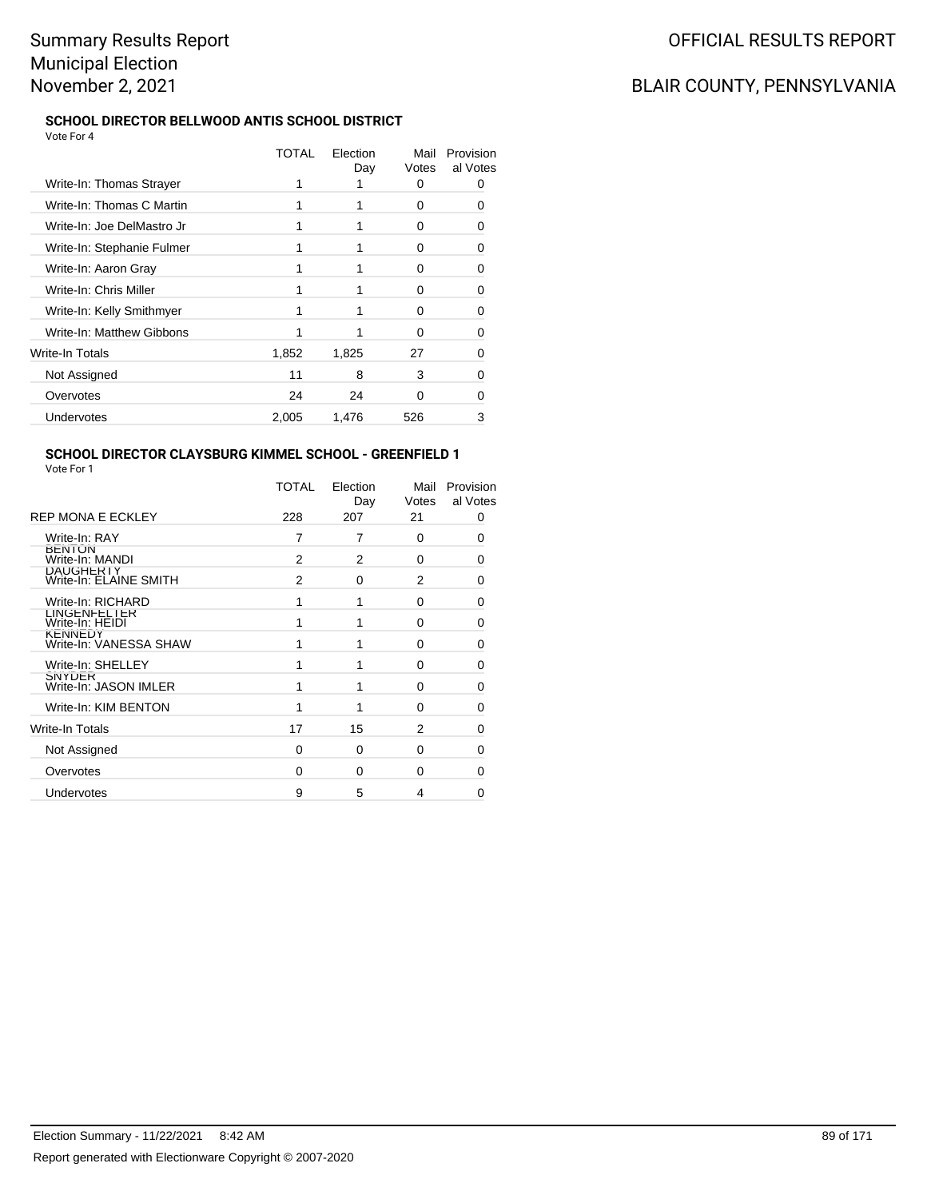# Summary Results Report
# Municipal Election
# November 2, 2021

OFFICIAL RESULTS REPORT

BLAIR COUNTY, PENNSYLVANIA

### SCHOOL DIRECTOR BELLWOOD ANTIS SCHOOL DISTRICT

Vote For 4

| | TOTAL | Election Day | Mail Votes | Provisional Votes |
|---|---|---|---|---|
| Write-In: Thomas Strayer | 1 | 1 | 0 | 0 |
| Write-In: Thomas C Martin | 1 | 1 | 0 | 0 |
| Write-In: Joe DelMastro Jr | 1 | 1 | 0 | 0 |
| Write-In: Stephanie Fulmer | 1 | 1 | 0 | 0 |
| Write-In: Aaron Gray | 1 | 1 | 0 | 0 |
| Write-In: Chris Miller | 1 | 1 | 0 | 0 |
| Write-In: Kelly Smithmyer | 1 | 1 | 0 | 0 |
| Write-In: Matthew Gibbons | 1 | 1 | 0 | 0 |
| Write-In Totals | 1,852 | 1,825 | 27 | 0 |
| Not Assigned | 11 | 8 | 3 | 0 |
| Overvotes | 24 | 24 | 0 | 0 |
| Undervotes | 2,005 | 1,476 | 526 | 3 |

### SCHOOL DIRECTOR CLAYSBURG KIMMEL SCHOOL - GREENFIELD 1

Vote For 1

| | TOTAL | Election Day | Mail Votes | Provisional Votes |
|---|---|---|---|---|
| REP MONA E ECKLEY | 228 | 207 | 21 | 0 |
| Write-In: RAY BENTON | 7 | 7 | 0 | 0 |
| Write-In: MANDI DAUGHERTY | 2 | 2 | 0 | 0 |
| Write-In: ELAINE SMITH | 2 | 0 | 2 | 0 |
| Write-In: RICHARD LINGENFELTER | 1 | 1 | 0 | 0 |
| Write-In: HEIDI KENNEDY | 1 | 1 | 0 | 0 |
| Write-In: VANESSA SHAW | 1 | 1 | 0 | 0 |
| Write-In: SHELLEY SNYDER | 1 | 1 | 0 | 0 |
| Write-In: JASON IMLER | 1 | 1 | 0 | 0 |
| Write-In: KIM BENTON | 1 | 1 | 0 | 0 |
| Write-In Totals | 17 | 15 | 2 | 0 |
| Not Assigned | 0 | 0 | 0 | 0 |
| Overvotes | 0 | 0 | 0 | 0 |
| Undervotes | 9 | 5 | 4 | 0 |

Election Summary - 11/22/2021 8:42 AM

Report generated with Electionware Copyright © 2007-2020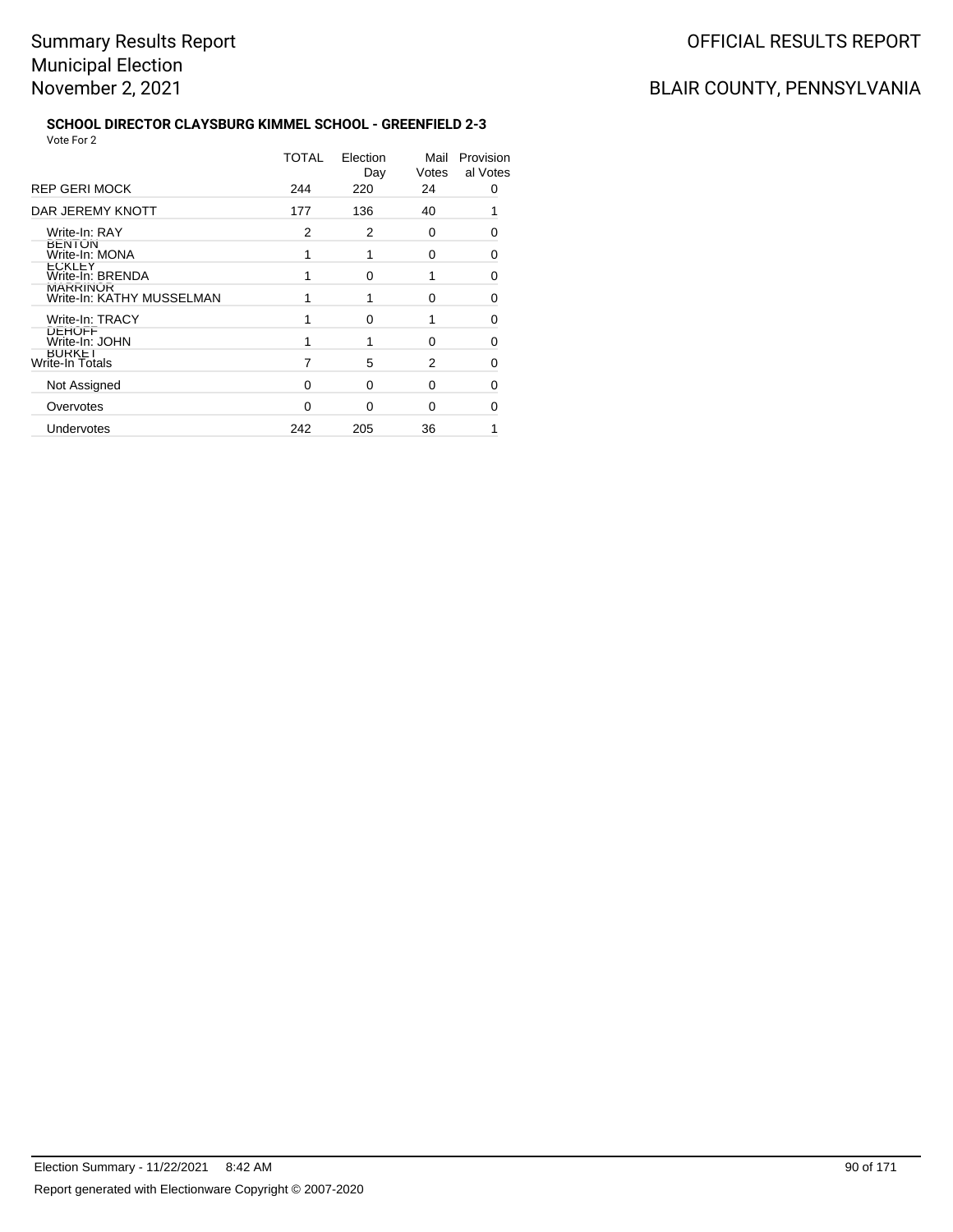# Summary Results Report
Municipal Election
November 2, 2021

OFFICIAL RESULTS REPORT

BLAIR COUNTY, PENNSYLVANIA

### SCHOOL DIRECTOR CLAYSBURG KIMMEL SCHOOL - GREENFIELD 2-3

Vote For 2

| | TOTAL | Election Day | Mail Votes | Provisional Votes |
|---|---|---|---|---|
| REP GERI MOCK | 244 | 220 | 24 | 0 |
| DAR JEREMY KNOTT | 177 | 136 | 40 | 1 |
| Write-In: RAY BENTON | 2 | 2 | 0 | 0 |
| Write-In: MONA ECKLEY | 1 | 1 | 0 | 0 |
| Write-In: BRENDA MARRINOR | 1 | 0 | 1 | 0 |
| Write-In: KATHY MUSSELMAN | 1 | 1 | 0 | 0 |
| Write-In: TRACY DEHOFF | 1 | 0 | 1 | 0 |
| Write-In: JOHN BURKET | 1 | 1 | 0 | 0 |
| Write-In Totals | 7 | 5 | 2 | 0 |
| Not Assigned | 0 | 0 | 0 | 0 |
| Overvotes | 0 | 0 | 0 | 0 |
| Undervotes | 242 | 205 | 36 | 1 |

Election Summary - 11/22/2021 8:42 AM

Report generated with Electionware Copyright © 2007-2020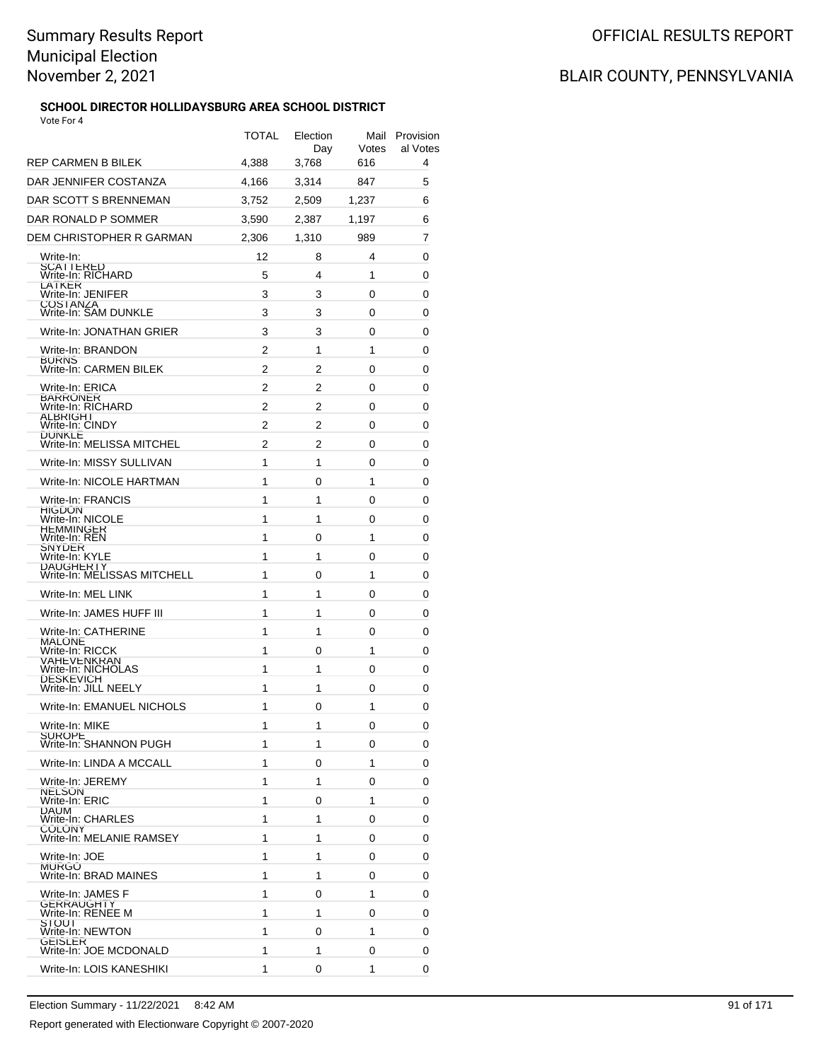# Summary Results Report
# Municipal Election
# November 2, 2021

OFFICIAL RESULTS REPORT

BLAIR COUNTY, PENNSYLVANIA

### SCHOOL DIRECTOR HOLLIDAYSBURG AREA SCHOOL DISTRICT

Vote For 4

| | TOTAL | Election Day | Mail Votes | Provisional Votes |
|---|---|---|---|---|
| REP CARMEN B BILEK | 4,388 | 3,768 | 616 | 4 |
| DAR JENNIFER COSTANZA | 4,166 | 3,314 | 847 | 5 |
| DAR SCOTT S BRENNEMAN | 3,752 | 2,509 | 1,237 | 6 |
| DAR RONALD P SOMMER | 3,590 | 2,387 | 1,197 | 6 |
| DEM CHRISTOPHER R GARMAN | 2,306 | 1,310 | 989 | 7 |
| Write-In: SCATTERED | 12 | 8 | 4 | 0 |
| Write-In: RICHARD LATKER | 5 | 4 | 1 | 0 |
| Write-In: JENIFER COSTANZA | 3 | 3 | 0 | 0 |
| Write-In: SAM DUNKLE | 3 | 3 | 0 | 0 |
| Write-In: JONATHAN GRIER | 3 | 3 | 0 | 0 |
| Write-In: BRANDON BURNS | 2 | 1 | 1 | 0 |
| Write-In: CARMEN BILEK | 2 | 2 | 0 | 0 |
| Write-In: ERICA BARRONER | 2 | 2 | 0 | 0 |
| Write-In: RICHARD ALBRIGHT | 2 | 2 | 0 | 0 |
| Write-In: CINDY DUNKLE | 2 | 2 | 0 | 0 |
| Write-In: MELISSA MITCHEL | 2 | 2 | 0 | 0 |
| Write-In: MISSY SULLIVAN | 1 | 1 | 0 | 0 |
| Write-In: NICOLE HARTMAN | 1 | 0 | 1 | 0 |
| Write-In: FRANCIS HIGDON | 1 | 1 | 0 | 0 |
| Write-In: NICOLE HEMMINGER | 1 | 1 | 0 | 0 |
| Write-In: REN SNYDER | 1 | 0 | 1 | 0 |
| Write-In: KYLE DAUGHERTY | 1 | 1 | 0 | 0 |
| Write-In: MELISSAS MITCHELL | 1 | 0 | 1 | 0 |
| Write-In: MEL LINK | 1 | 1 | 0 | 0 |
| Write-In: JAMES HUFF III | 1 | 1 | 0 | 0 |
| Write-In: CATHERINE MALONE | 1 | 1 | 0 | 0 |
| Write-In: RICCK VAHEVENKRAN | 1 | 0 | 1 | 0 |
| Write-In: NICHOLAS DESKEVICH | 1 | 1 | 0 | 0 |
| Write-In: JILL NEELY | 1 | 1 | 0 | 0 |
| Write-In: EMANUEL NICHOLS | 1 | 0 | 1 | 0 |
| Write-In: MIKE SUROPE | 1 | 1 | 0 | 0 |
| Write-In: SHANNON PUGH | 1 | 1 | 0 | 0 |
| Write-In: LINDA A MCCALL | 1 | 0 | 1 | 0 |
| Write-In: JEREMY NELSON | 1 | 1 | 0 | 0 |
| Write-In: ERIC DAUM | 1 | 0 | 1 | 0 |
| Write-In: CHARLES COLONY | 1 | 1 | 0 | 0 |
| Write-In: MELANIE RAMSEY | 1 | 1 | 0 | 0 |
| Write-In: JOE MURGO | 1 | 1 | 0 | 0 |
| Write-In: BRAD MAINES | 1 | 1 | 0 | 0 |
| Write-In: JAMES F GERRAUGHTY | 1 | 0 | 1 | 0 |
| Write-In: RENEE M STOUT | 1 | 1 | 0 | 0 |
| Write-In: NEWTON GEISLER | 1 | 0 | 1 | 0 |
| Write-In: JOE MCDONALD | 1 | 1 | 0 | 0 |
| Write-In: LOIS KANESHIKI | 1 | 0 | 1 | 0 |

Election Summary - 11/22/2021 8:42 AM

Report generated with Electionware Copyright © 2007-2020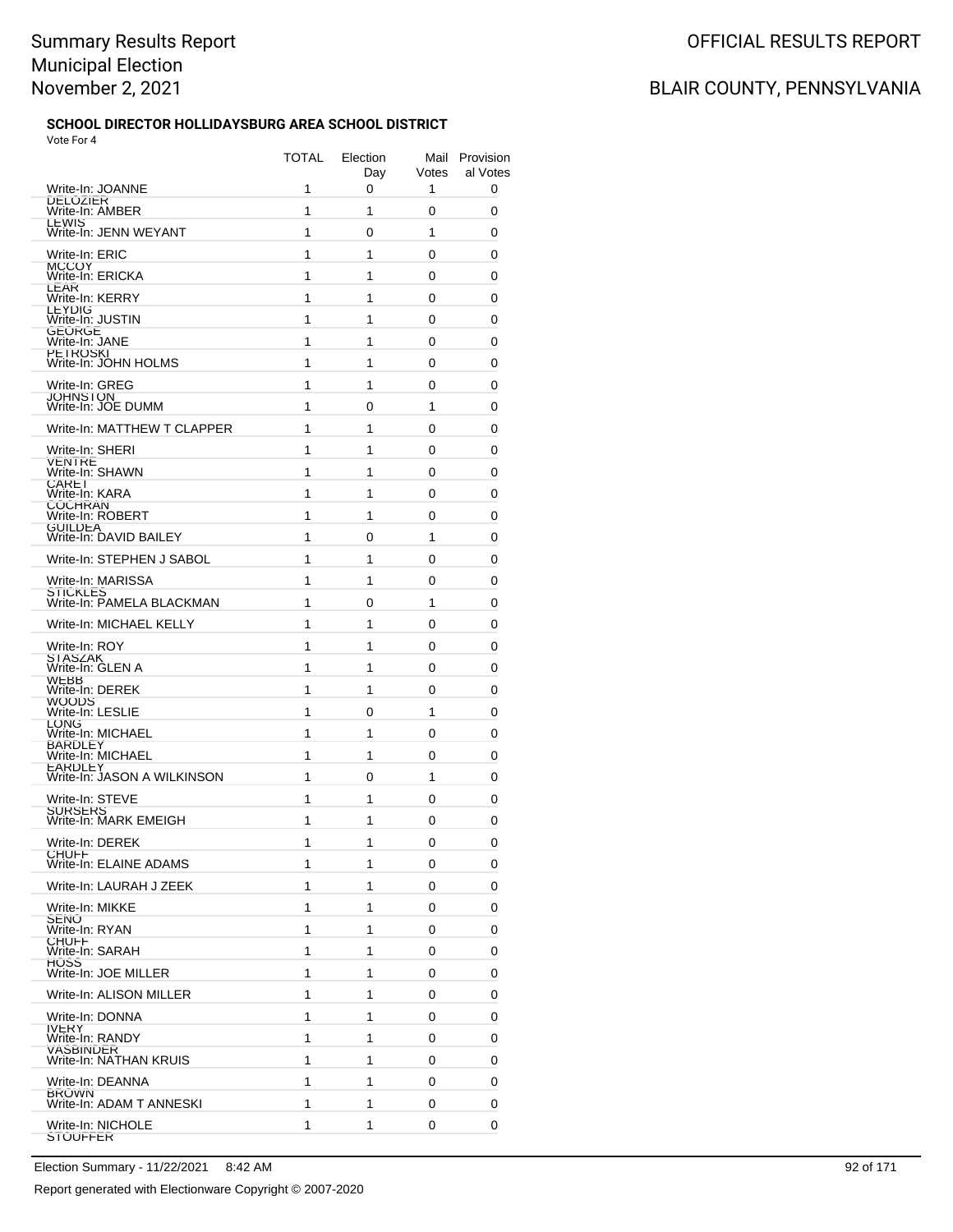# Summary Results Report
Municipal Election
November 2, 2021

OFFICIAL RESULTS REPORT

BLAIR COUNTY, PENNSYLVANIA

### SCHOOL DIRECTOR HOLLIDAYSBURG AREA SCHOOL DISTRICT

Vote For 4

| | TOTAL | Election Day | Mail Votes | Provisional Votes |
|---|---|---|---|---|
| Write-In: JOANNE DELOZIER | 1 | 0 | 1 | 0 |
| Write-In: AMBER LEWIS | 1 | 1 | 0 | 0 |
| Write-In: JENN WEYANT | 1 | 0 | 1 | 0 |
| Write-In: ERIC MCCOY | 1 | 1 | 0 | 0 |
| Write-In: ERICKA LEAR | 1 | 1 | 0 | 0 |
| Write-In: KERRY LEYDIG | 1 | 1 | 0 | 0 |
| Write-In: JUSTIN GEORGE | 1 | 1 | 0 | 0 |
| Write-In: JANE PETROSKI | 1 | 1 | 0 | 0 |
| Write-In: JOHN HOLMS | 1 | 1 | 0 | 0 |
| Write-In: GREG JOHNSTON | 1 | 1 | 0 | 0 |
| Write-In: JOE DUMM | 1 | 0 | 1 | 0 |
| Write-In: MATTHEW T CLAPPER | 1 | 1 | 0 | 0 |
| Write-In: SHERI VENTRE | 1 | 1 | 0 | 0 |
| Write-In: SHAWN CARET | 1 | 1 | 0 | 0 |
| Write-In: KARA COCHRAN | 1 | 1 | 0 | 0 |
| Write-In: ROBERT GUILDEA | 1 | 1 | 0 | 0 |
| Write-In: DAVID BAILEY | 1 | 0 | 1 | 0 |
| Write-In: STEPHEN J SABOL | 1 | 1 | 0 | 0 |
| Write-In: MARISSA STICKLES | 1 | 1 | 0 | 0 |
| Write-In: PAMELA BLACKMAN | 1 | 0 | 1 | 0 |
| Write-In: MICHAEL KELLY | 1 | 1 | 0 | 0 |
| Write-In: ROY STASZAK | 1 | 1 | 0 | 0 |
| Write-In: GLEN A WEBB | 1 | 1 | 0 | 0 |
| Write-In: DEREK WOODS | 1 | 1 | 0 | 0 |
| Write-In: LESLIE LONG | 1 | 0 | 1 | 0 |
| Write-In: MICHAEL BARDLEY | 1 | 1 | 0 | 0 |
| Write-In: MICHAEL EARDLEY | 1 | 1 | 0 | 0 |
| Write-In: JASON A WILKINSON | 1 | 0 | 1 | 0 |
| Write-In: STEVE SORSERS | 1 | 1 | 0 | 0 |
| Write-In: MARK EMEIGH | 1 | 1 | 0 | 0 |
| Write-In: DEREK CHOFF | 1 | 1 | 0 | 0 |
| Write-In: ELAINE ADAMS | 1 | 1 | 0 | 0 |
| Write-In: LAURAH J ZEEK | 1 | 1 | 0 | 0 |
| Write-In: MIKKE SENO | 1 | 1 | 0 | 0 |
| Write-In: RYAN CHOFF | 1 | 1 | 0 | 0 |
| Write-In: SARAH HOSS | 1 | 1 | 0 | 0 |
| Write-In: JOE MILLER | 1 | 1 | 0 | 0 |
| Write-In: ALISON MILLER | 1 | 1 | 0 | 0 |
| Write-In: DONNA IVERY | 1 | 1 | 0 | 0 |
| Write-In: RANDY VASBINDER | 1 | 1 | 0 | 0 |
| Write-In: NATHAN KRUIS | 1 | 1 | 0 | 0 |
| Write-In: DEANNA BROWN | 1 | 1 | 0 | 0 |
| Write-In: ADAM T ANNESKI | 1 | 1 | 0 | 0 |
| Write-In: NICHOLE STOUFFER | 1 | 1 | 0 | 0 |

Election Summary - 11/22/2021 8:42 AM

Report generated with Electionware Copyright © 2007-2020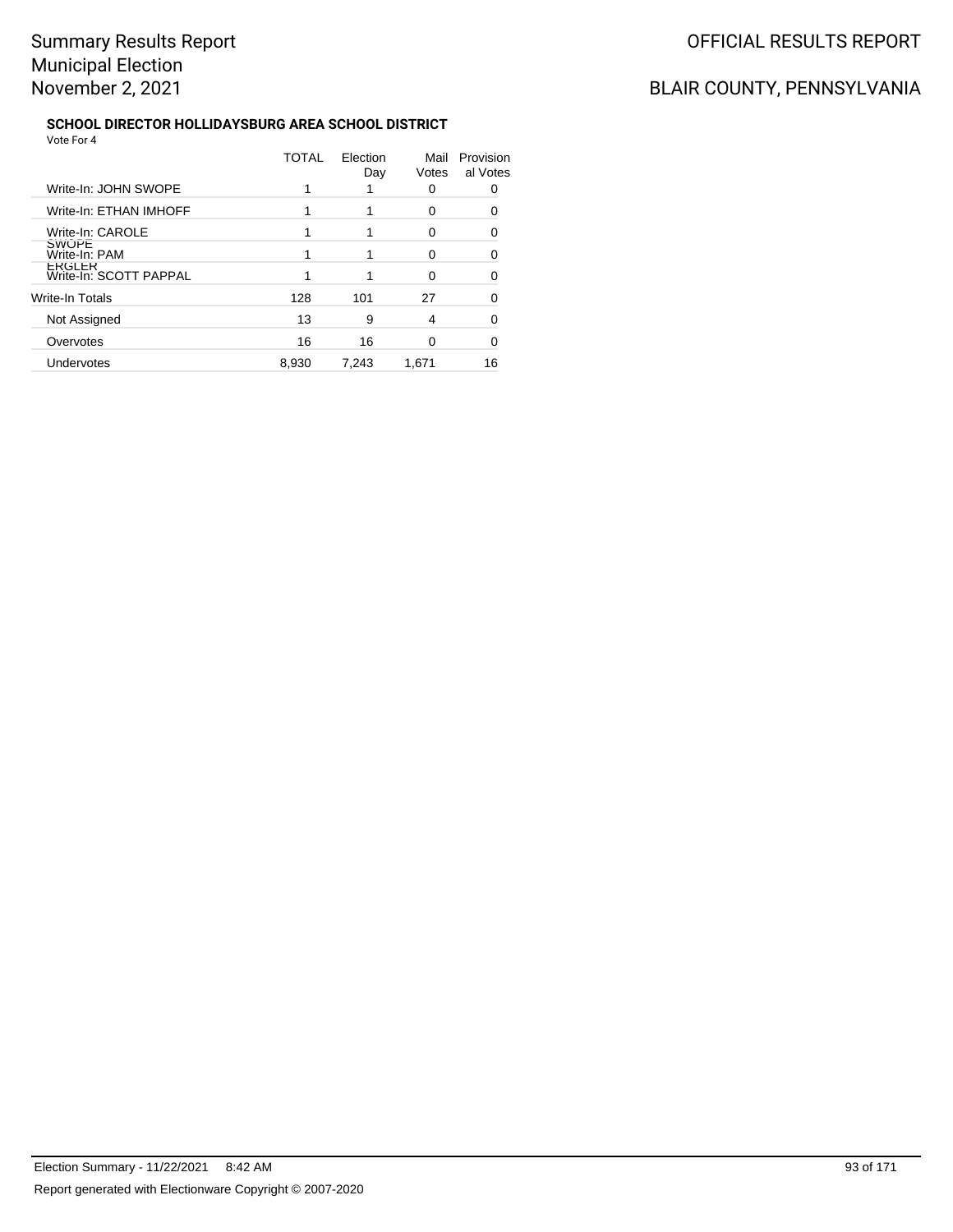# Summary Results Report
# Municipal Election
# November 2, 2021

OFFICIAL RESULTS REPORT

BLAIR COUNTY, PENNSYLVANIA

### SCHOOL DIRECTOR HOLLIDAYSBURG AREA SCHOOL DISTRICT

Vote For 4

| | TOTAL | Election Day | Mail Votes | Provisional Votes |
|---|---|---|---|---|
| Write-In: JOHN SWOPE | 1 | 1 | 0 | 0 |
| Write-In: ETHAN IMHOFF | 1 | 1 | 0 | 0 |
| Write-In: CAROLE SWOPE | 1 | 1 | 0 | 0 |
| Write-In: PAM ERGLER | 1 | 1 | 0 | 0 |
| Write-In: SCOTT PAPPAL | 1 | 1 | 0 | 0 |
| Write-In Totals | 128 | 101 | 27 | 0 |
| Not Assigned | 13 | 9 | 4 | 0 |
| Overvotes | 16 | 16 | 0 | 0 |
| Undervotes | 8,930 | 7,243 | 1,671 | 16 |

Election Summary - 11/22/2021 8:42 AM

Report generated with Electionware Copyright © 2007-2020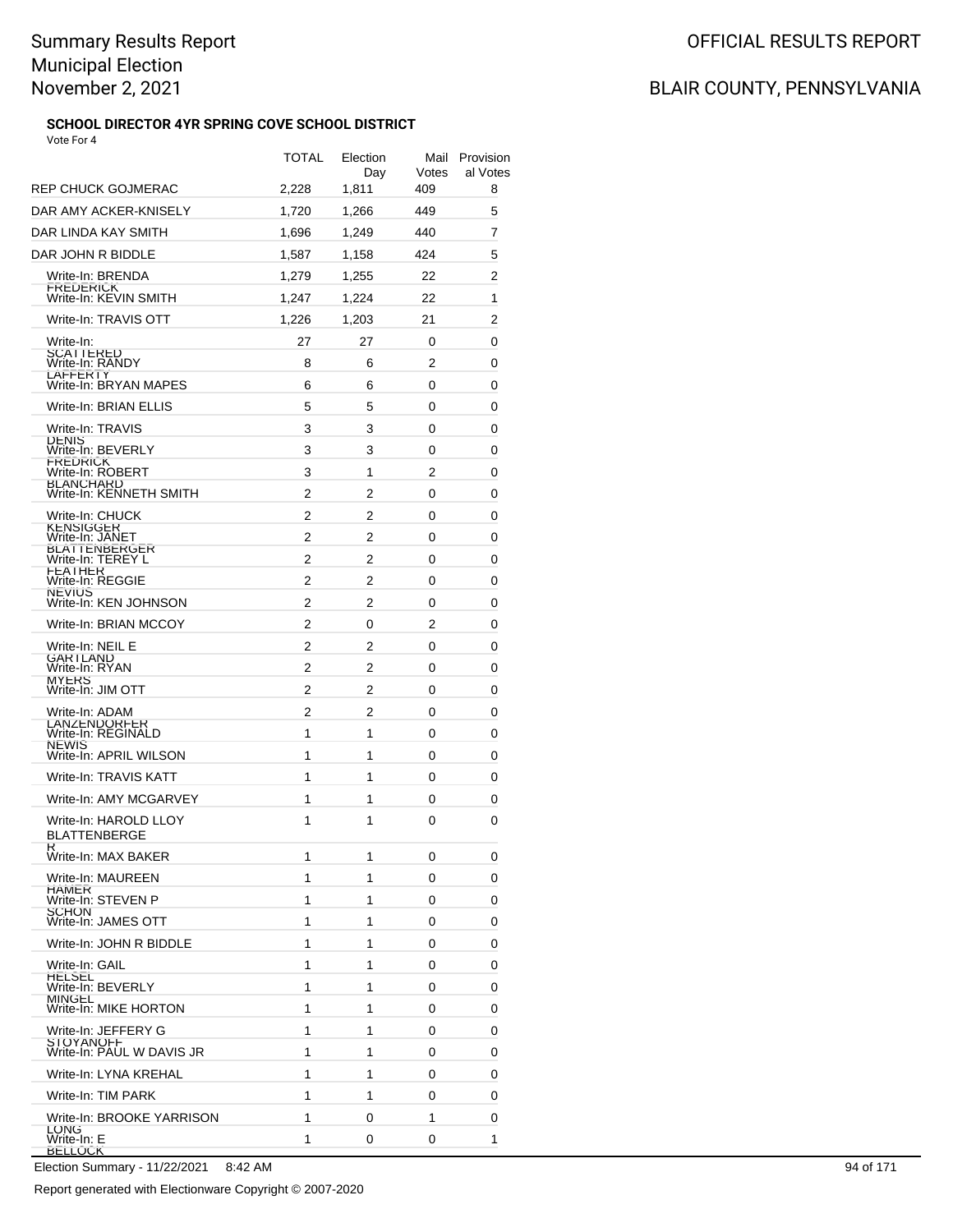Summary Results Report
Municipal Election
November 2, 2021

OFFICIAL RESULTS REPORT

BLAIR COUNTY, PENNSYLVANIA

### SCHOOL DIRECTOR 4YR SPRING COVE SCHOOL DISTRICT

Vote For 4

| | TOTAL | Election Day | Mail Votes | Provisional Votes |
|---|---|---|---|---|
| REP CHUCK GOJMERAC | 2,228 | 1,811 | 409 | 8 |
| DAR AMY ACKER-KNISELY | 1,720 | 1,266 | 449 | 5 |
| DAR LINDA KAY SMITH | 1,696 | 1,249 | 440 | 7 |
| DAR JOHN R BIDDLE | 1,587 | 1,158 | 424 | 5 |
| Write-In: BRENDA FREDERICK | 1,279 | 1,255 | 22 | 2 |
| Write-In: KEVIN SMITH | 1,247 | 1,224 | 22 | 1 |
| Write-In: TRAVIS OTT | 1,226 | 1,203 | 21 | 2 |
| Write-In: SCATTERED | 27 | 27 | 0 | 0 |
| Write-In: RANDY LAFFERTY | 8 | 6 | 2 | 0 |
| Write-In: BRYAN MAPES | 6 | 6 | 0 | 0 |
| Write-In: BRIAN ELLIS | 5 | 5 | 0 | 0 |
| Write-In: TRAVIS DENIS | 3 | 3 | 0 | 0 |
| Write-In: BEVERLY FREDRICK | 3 | 3 | 0 | 0 |
| Write-In: ROBERT BLANCHARD | 3 | 1 | 2 | 0 |
| Write-In: KENNETH SMITH | 2 | 2 | 0 | 0 |
| Write-In: CHUCK KENSIGGER | 2 | 2 | 0 | 0 |
| Write-In: JANET BLATTENBERGER | 2 | 2 | 0 | 0 |
| Write-In: TEREY L FEATHER | 2 | 2 | 0 | 0 |
| Write-In: REGGIE NEVIUS | 2 | 2 | 0 | 0 |
| Write-In: KEN JOHNSON | 2 | 2 | 0 | 0 |
| Write-In: BRIAN MCCOY | 2 | 0 | 2 | 0 |
| Write-In: NEIL E GARTLAND | 2 | 2 | 0 | 0 |
| Write-In: RYAN MYERS | 2 | 2 | 0 | 0 |
| Write-In: JIM OTT | 2 | 2 | 0 | 0 |
| Write-In: ADAM LANZENDORFER | 2 | 2 | 0 | 0 |
| Write-In: REGINALD NEWIS | 1 | 1 | 0 | 0 |
| Write-In: APRIL WILSON | 1 | 1 | 0 | 0 |
| Write-In: TRAVIS KATT | 1 | 1 | 0 | 0 |
| Write-In: AMY MCGARVEY | 1 | 1 | 0 | 0 |
| Write-In: HAROLD LLOY BLATTENBERGER | 1 | 1 | 0 | 0 |
| Write-In: MAX BAKER | 1 | 1 | 0 | 0 |
| Write-In: MAUREEN HAMER | 1 | 1 | 0 | 0 |
| Write-In: STEVEN P SCHON | 1 | 1 | 0 | 0 |
| Write-In: JAMES OTT | 1 | 1 | 0 | 0 |
| Write-In: JOHN R BIDDLE | 1 | 1 | 0 | 0 |
| Write-In: GAIL HELSEL | 1 | 1 | 0 | 0 |
| Write-In: BEVERLY MINGEL | 1 | 1 | 0 | 0 |
| Write-In: MIKE HORTON | 1 | 1 | 0 | 0 |
| Write-In: JEFFERY G STOYANOFF | 1 | 1 | 0 | 0 |
| Write-In: PAUL W DAVIS JR | 1 | 1 | 0 | 0 |
| Write-In: LYNA KREHAL | 1 | 1 | 0 | 0 |
| Write-In: TIM PARK | 1 | 1 | 0 | 0 |
| Write-In: BROOKE YARRISON LONG | 1 | 0 | 1 | 0 |
| Write-In: E BELLOCK | 1 | 0 | 0 | 1 |

Election Summary - 11/22/2021 8:42 AM

Report generated with Electionware Copyright © 2007-2020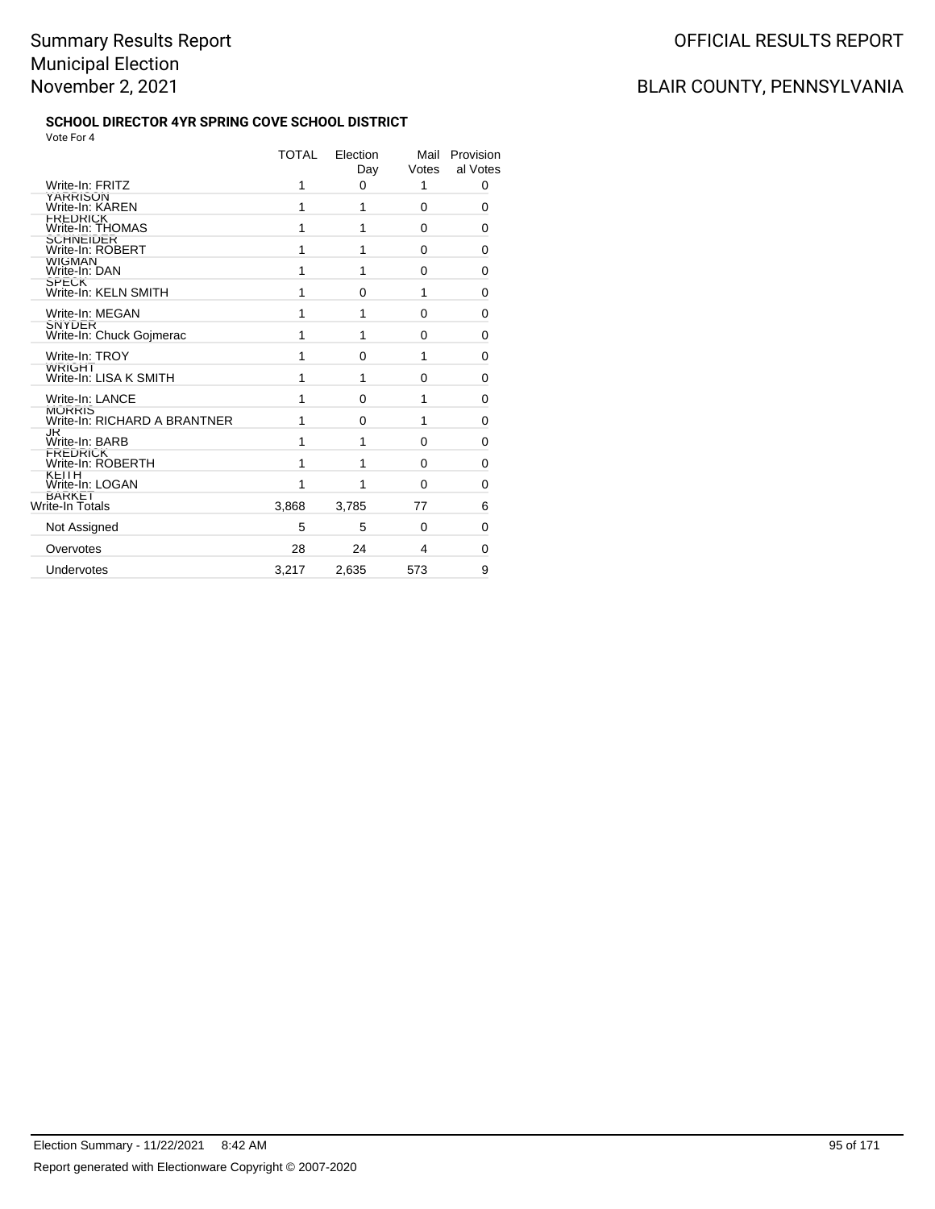# Summary Results Report
# Municipal Election
# November 2, 2021

OFFICIAL RESULTS REPORT

BLAIR COUNTY, PENNSYLVANIA

### SCHOOL DIRECTOR 4YR SPRING COVE SCHOOL DISTRICT

Vote For 4

| | TOTAL | Election Day | Mail Votes | Provisional Votes |
|---|---|---|---|---|
| Write-In: FRITZ YARRISON | 1 | 0 | 1 | 0 |
| Write-In: KAREN FREDRICK | 1 | 1 | 0 | 0 |
| Write-In: THOMAS SCHNEIDER | 1 | 1 | 0 | 0 |
| Write-In: ROBERT WIGMAN | 1 | 1 | 0 | 0 |
| Write-In: DAN SPECK | 1 | 1 | 0 | 0 |
| Write-In: KELN SMITH | 1 | 0 | 1 | 0 |
| Write-In: MEGAN SNYDER | 1 | 1 | 0 | 0 |
| Write-In: Chuck Gojmerac | 1 | 1 | 0 | 0 |
| Write-In: TROY WRIGHT | 1 | 0 | 1 | 0 |
| Write-In: LISA K SMITH | 1 | 1 | 0 | 0 |
| Write-In: LANCE MORRIS | 1 | 0 | 1 | 0 |
| Write-In: RICHARD A BRANTNER JR | 1 | 0 | 1 | 0 |
| Write-In: BARB FREDRICK | 1 | 1 | 0 | 0 |
| Write-In: ROBERTH KEITH | 1 | 1 | 0 | 0 |
| Write-In: LOGAN BARKET | 1 | 1 | 0 | 0 |
| Write-In Totals | 3,868 | 3,785 | 77 | 6 |
| Not Assigned | 5 | 5 | 0 | 0 |
| Overvotes | 28 | 24 | 4 | 0 |
| Undervotes | 3,217 | 2,635 | 573 | 9 |

Election Summary - 11/22/2021 8:42 AM

Report generated with Electionware Copyright © 2007-2020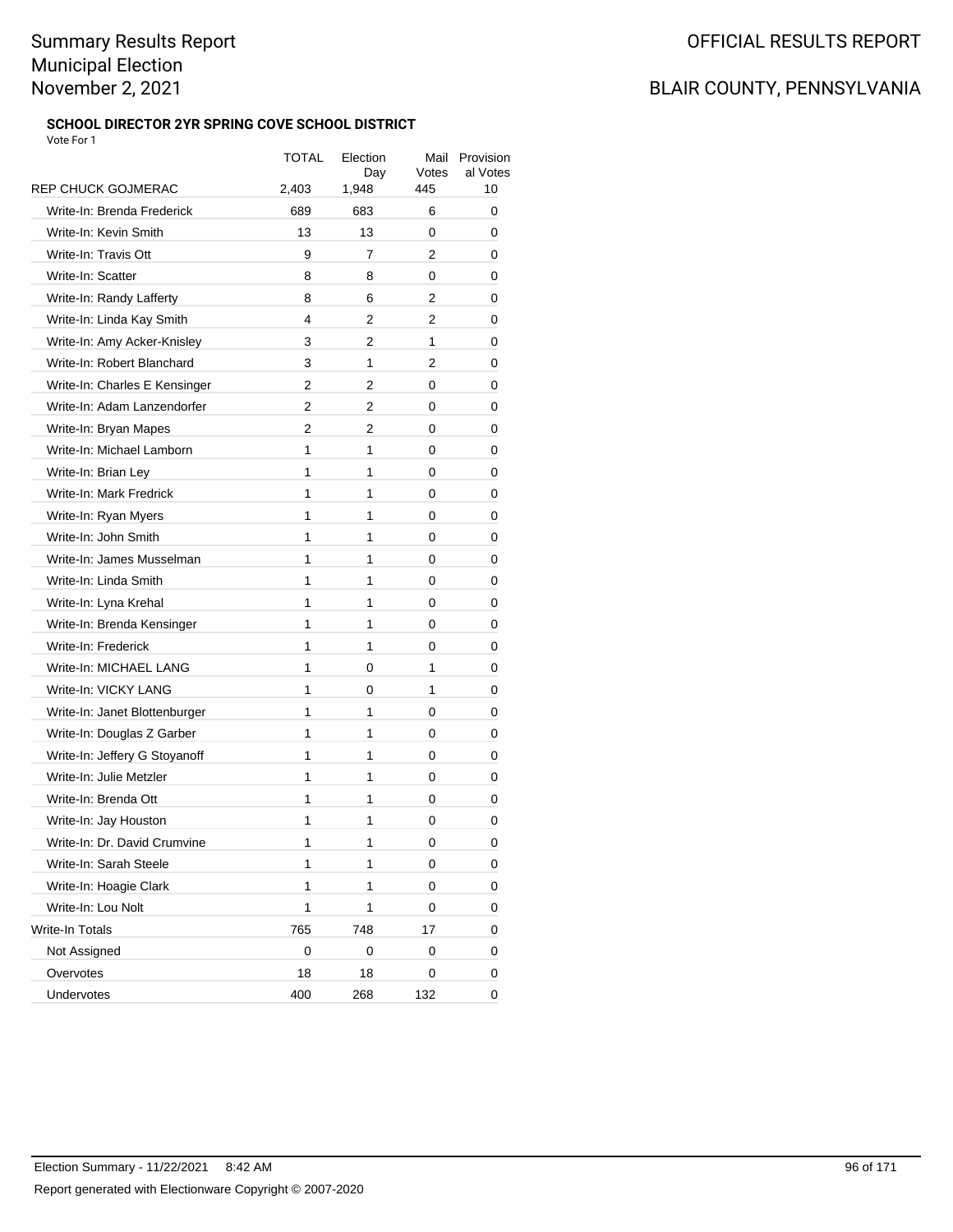# Summary Results Report
# Municipal Election
# November 2, 2021

OFFICIAL RESULTS REPORT

BLAIR COUNTY, PENNSYLVANIA

### SCHOOL DIRECTOR 2YR SPRING COVE SCHOOL DISTRICT

Vote For 1

| | TOTAL | Election Day | Mail Votes | Provisional Votes |
|---|---|---|---|---|
| REP CHUCK GOJMERAC | 2,403 | 1,948 | 445 | 10 |
| Write-In: Brenda Frederick | 689 | 683 | 6 | 0 |
| Write-In: Kevin Smith | 13 | 13 | 0 | 0 |
| Write-In: Travis Ott | 9 | 7 | 2 | 0 |
| Write-In: Scatter | 8 | 8 | 0 | 0 |
| Write-In: Randy Lafferty | 8 | 6 | 2 | 0 |
| Write-In: Linda Kay Smith | 4 | 2 | 2 | 0 |
| Write-In: Amy Acker-Knisley | 3 | 2 | 1 | 0 |
| Write-In: Robert Blanchard | 3 | 1 | 2 | 0 |
| Write-In: Charles E Kensinger | 2 | 2 | 0 | 0 |
| Write-In: Adam Lanzendorfer | 2 | 2 | 0 | 0 |
| Write-In: Bryan Mapes | 2 | 2 | 0 | 0 |
| Write-In: Michael Lamborn | 1 | 1 | 0 | 0 |
| Write-In: Brian Ley | 1 | 1 | 0 | 0 |
| Write-In: Mark Fredrick | 1 | 1 | 0 | 0 |
| Write-In: Ryan Myers | 1 | 1 | 0 | 0 |
| Write-In: John Smith | 1 | 1 | 0 | 0 |
| Write-In: James Musselman | 1 | 1 | 0 | 0 |
| Write-In: Linda Smith | 1 | 1 | 0 | 0 |
| Write-In: Lyna Krehal | 1 | 1 | 0 | 0 |
| Write-In: Brenda Kensinger | 1 | 1 | 0 | 0 |
| Write-In: Frederick | 1 | 1 | 0 | 0 |
| Write-In: MICHAEL LANG | 1 | 0 | 1 | 0 |
| Write-In: VICKY LANG | 1 | 0 | 1 | 0 |
| Write-In: Janet Blottenburger | 1 | 1 | 0 | 0 |
| Write-In: Douglas Z Garber | 1 | 1 | 0 | 0 |
| Write-In: Jeffery G Stoyanoff | 1 | 1 | 0 | 0 |
| Write-In: Julie Metzler | 1 | 1 | 0 | 0 |
| Write-In: Brenda Ott | 1 | 1 | 0 | 0 |
| Write-In: Jay Houston | 1 | 1 | 0 | 0 |
| Write-In: Dr. David Crumvine | 1 | 1 | 0 | 0 |
| Write-In: Sarah Steele | 1 | 1 | 0 | 0 |
| Write-In: Hoagie Clark | 1 | 1 | 0 | 0 |
| Write-In: Lou Nolt | 1 | 1 | 0 | 0 |
| Write-In Totals | 765 | 748 | 17 | 0 |
| Not Assigned | 0 | 0 | 0 | 0 |
| Overvotes | 18 | 18 | 0 | 0 |
| Undervotes | 400 | 268 | 132 | 0 |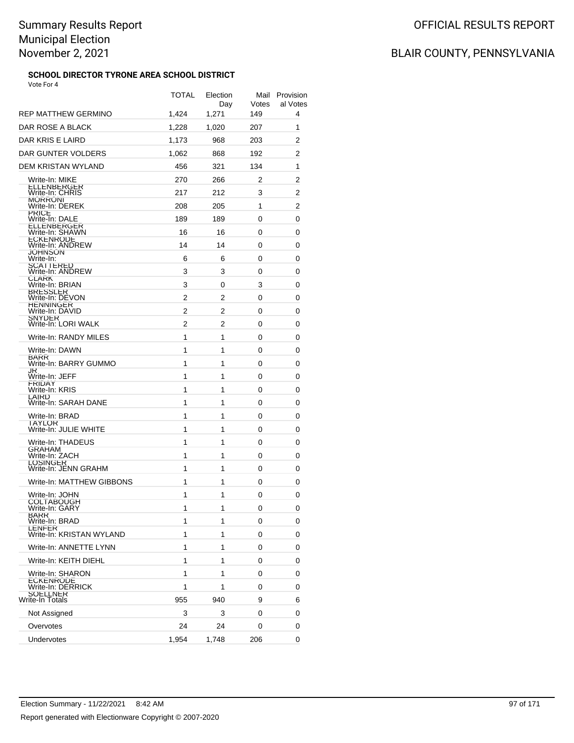# Summary Results Report
# Municipal Election
# November 2, 2021

OFFICIAL RESULTS REPORT

BLAIR COUNTY, PENNSYLVANIA

### SCHOOL DIRECTOR TYRONE AREA SCHOOL DISTRICT

Vote For 4

| | TOTAL | Election Day | Mail Votes | Provisional Votes |
|---|---|---|---|---|
| REP MATTHEW GERMINO | 1,424 | 1,271 | 149 | 4 |
| DAR ROSE A BLACK | 1,228 | 1,020 | 207 | 1 |
| DAR KRIS E LAIRD | 1,173 | 968 | 203 | 2 |
| DAR GUNTER VOLDERS | 1,062 | 868 | 192 | 2 |
| DEM KRISTAN WYLAND | 456 | 321 | 134 | 1 |
| Write-In: MIKE ELLENBERGER | 270 | 266 | 2 | 2 |
| Write-In: CHRIS MORRONI | 217 | 212 | 3 | 2 |
| Write-In: DEREK PRICE | 208 | 205 | 1 | 2 |
| Write-In: DALE ELLENBERGER | 189 | 189 | 0 | 0 |
| Write-In: SHAWN ECKENRODE | 16 | 16 | 0 | 0 |
| Write-In: ANDREW JOHNSON | 14 | 14 | 0 | 0 |
| Write-In: SCATTERED | 6 | 6 | 0 | 0 |
| Write-In: ANDREW CLARK | 3 | 3 | 0 | 0 |
| Write-In: BRIAN BRESSLER | 3 | 0 | 3 | 0 |
| Write-In: DEVON HENNINGER | 2 | 2 | 0 | 0 |
| Write-In: DAVID SNYDER | 2 | 2 | 0 | 0 |
| Write-In: LORI WALK | 2 | 2 | 0 | 0 |
| Write-In: RANDY MILES | 1 | 1 | 0 | 0 |
| Write-In: DAWN BARR | 1 | 1 | 0 | 0 |
| Write-In: BARRY GUMMO JR | 1 | 1 | 0 | 0 |
| Write-In: JEFF FRIDAY | 1 | 1 | 0 | 0 |
| Write-In: KRIS LAIRD | 1 | 1 | 0 | 0 |
| Write-In: SARAH DANE | 1 | 1 | 0 | 0 |
| Write-In: BRAD TAYLOR | 1 | 1 | 0 | 0 |
| Write-In: JULIE WHITE | 1 | 1 | 0 | 0 |
| Write-In: THADEUS GRAHAM | 1 | 1 | 0 | 0 |
| Write-In: ZACH LOSINGER | 1 | 1 | 0 | 0 |
| Write-In: JENN GRAHM | 1 | 1 | 0 | 0 |
| Write-In: MATTHEW GIBBONS | 1 | 1 | 0 | 0 |
| Write-In: JOHN COLTABOUGH | 1 | 1 | 0 | 0 |
| Write-In: GARY BARR | 1 | 1 | 0 | 0 |
| Write-In: BRAD LENFER | 1 | 1 | 0 | 0 |
| Write-In: KRISTAN WYLAND | 1 | 1 | 0 | 0 |
| Write-In: ANNETTE LYNN | 1 | 1 | 0 | 0 |
| Write-In: KEITH DIEHL | 1 | 1 | 0 | 0 |
| Write-In: SHARON ECKENRODE | 1 | 1 | 0 | 0 |
| Write-In: DERRICK SOELLNER | 1 | 1 | 0 | 0 |
| Write-In Totals | 955 | 940 | 9 | 6 |
| Not Assigned | 3 | 3 | 0 | 0 |
| Overvotes | 24 | 24 | 0 | 0 |
| Undervotes | 1,954 | 1,748 | 206 | 0 |

Election Summary - 11/22/2021 8:42 AM

Report generated with Electionware Copyright © 2007-2020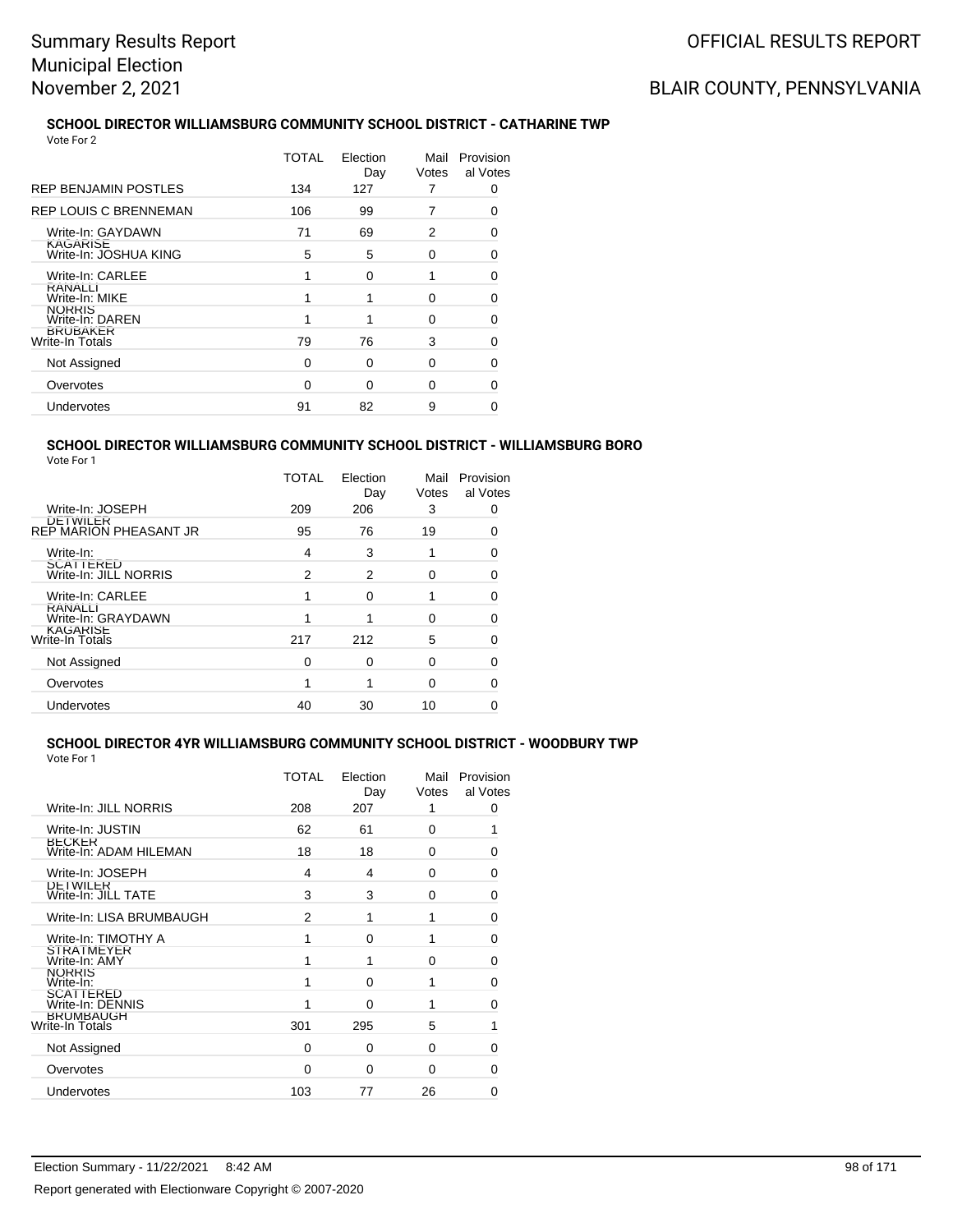## SCHOOL DIRECTOR WILLIAMSBURG COMMUNITY SCHOOL DISTRICT - CATHARINE TWP

Vote For 2

| | TOTAL | Election Day | Mail Votes | Provisional Votes |
|---|---|---|---|---|
| REP BENJAMIN POSTLES | 134 | 127 | 7 | 0 |
| REP LOUIS C BRENNEMAN | 106 | 99 | 7 | 0 |
| Write-In: GAYDAWN KAGARISE | 71 | 69 | 2 | 0 |
| Write-In: JOSHUA KING | 5 | 5 | 0 | 0 |
| Write-In: CARLEE RANALLI | 1 | 0 | 1 | 0 |
| Write-In: MIKE NORRIS | 1 | 1 | 0 | 0 |
| Write-In: DAREN BRUBAKER | 1 | 1 | 0 | 0 |
| Write-In Totals | 79 | 76 | 3 | 0 |
| Not Assigned | 0 | 0 | 0 | 0 |
| Overvotes | 0 | 0 | 0 | 0 |
| Undervotes | 91 | 82 | 9 | 0 |

## SCHOOL DIRECTOR WILLIAMSBURG COMMUNITY SCHOOL DISTRICT - WILLIAMSBURG BORO

Vote For 1

| | TOTAL | Election Day | Mail Votes | Provisional Votes |
|---|---|---|---|---|
| Write-In: JOSEPH DETWILER | 209 | 206 | 3 | 0 |
| REP MARION PHEASANT JR | 95 | 76 | 19 | 0 |
| Write-In: SCATTERED | 4 | 3 | 1 | 0 |
| Write-In: JILL NORRIS | 2 | 2 | 0 | 0 |
| Write-In: CARLEE RANALLI | 1 | 0 | 1 | 0 |
| Write-In: GRAYDAWN KAGARISE | 1 | 1 | 0 | 0 |
| Write-In Totals | 217 | 212 | 5 | 0 |
| Not Assigned | 0 | 0 | 0 | 0 |
| Overvotes | 1 | 1 | 0 | 0 |
| Undervotes | 40 | 30 | 10 | 0 |

## SCHOOL DIRECTOR 4YR WILLIAMSBURG COMMUNITY SCHOOL DISTRICT - WOODBURY TWP

Vote For 1

| | TOTAL | Election Day | Mail Votes | Provisional Votes |
|---|---|---|---|---|
| Write-In: JILL NORRIS | 208 | 207 | 1 | 0 |
| Write-In: JUSTIN BECKER | 62 | 61 | 0 | 1 |
| Write-In: ADAM HILEMAN | 18 | 18 | 0 | 0 |
| Write-In: JOSEPH DETWILER | 4 | 4 | 0 | 0 |
| Write-In: JILL TATE | 3 | 3 | 0 | 0 |
| Write-In: LISA BRUMBAUGH | 2 | 1 | 1 | 0 |
| Write-In: TIMOTHY A STRATMEYER | 1 | 0 | 1 | 0 |
| Write-In: AMY NORRIS | 1 | 1 | 0 | 0 |
| Write-In: SCATTERED | 1 | 0 | 1 | 0 |
| Write-In: DENNIS BRUMBAUGH | 1 | 0 | 1 | 0 |
| Write-In Totals | 301 | 295 | 5 | 1 |
| Not Assigned | 0 | 0 | 0 | 0 |
| Overvotes | 0 | 0 | 0 | 0 |
| Undervotes | 103 | 77 | 26 | 0 |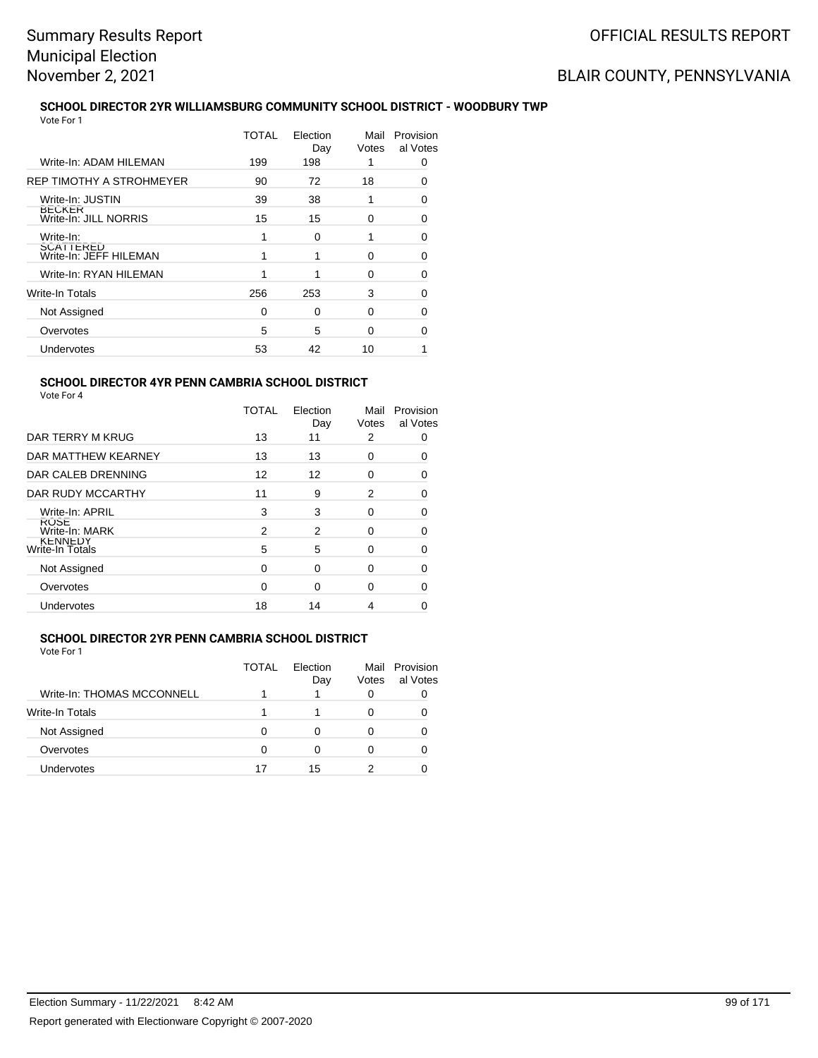# Summary Results Report
Municipal Election
November 2, 2021

OFFICIAL RESULTS REPORT

BLAIR COUNTY, PENNSYLVANIA

### SCHOOL DIRECTOR 2YR WILLIAMSBURG COMMUNITY SCHOOL DISTRICT - WOODBURY TWP

Vote For 1

| | TOTAL | Election Day | Mail Votes | Provisional Votes |
|---|---|---|---|---|
| Write-In: ADAM HILEMAN | 199 | 198 | 1 | 0 |
| REP TIMOTHY A STROHMEYER | 90 | 72 | 18 | 0 |
| Write-In: JUSTIN BECKER | 39 | 38 | 1 | 0 |
| Write-In: JILL NORRIS | 15 | 15 | 0 | 0 |
| Write-In: SCATTERED | 1 | 0 | 1 | 0 |
| Write-In: JEFF HILEMAN | 1 | 1 | 0 | 0 |
| Write-In: RYAN HILEMAN | 1 | 1 | 0 | 0 |
| Write-In Totals | 256 | 253 | 3 | 0 |
| Not Assigned | 0 | 0 | 0 | 0 |
| Overvotes | 5 | 5 | 0 | 0 |
| Undervotes | 53 | 42 | 10 | 1 |

### SCHOOL DIRECTOR 4YR PENN CAMBRIA SCHOOL DISTRICT

Vote For 4

| | TOTAL | Election Day | Mail Votes | Provisional Votes |
|---|---|---|---|---|
| DAR TERRY M KRUG | 13 | 11 | 2 | 0 |
| DAR MATTHEW KEARNEY | 13 | 13 | 0 | 0 |
| DAR CALEB DRENNING | 12 | 12 | 0 | 0 |
| DAR RUDY MCCARTHY | 11 | 9 | 2 | 0 |
| Write-In: APRIL ROSE | 3 | 3 | 0 | 0 |
| Write-In: MARK KENNEDY | 2 | 2 | 0 | 0 |
| Write-In Totals | 5 | 5 | 0 | 0 |
| Not Assigned | 0 | 0 | 0 | 0 |
| Overvotes | 0 | 0 | 0 | 0 |
| Undervotes | 18 | 14 | 4 | 0 |

### SCHOOL DIRECTOR 2YR PENN CAMBRIA SCHOOL DISTRICT

Vote For 1

| | TOTAL | Election Day | Mail Votes | Provisional Votes |
|---|---|---|---|---|
| Write-In: THOMAS MCCONNELL | 1 | 1 | 0 | 0 |
| Write-In Totals | 1 | 1 | 0 | 0 |
| Not Assigned | 0 | 0 | 0 | 0 |
| Overvotes | 0 | 0 | 0 | 0 |
| Undervotes | 17 | 15 | 2 | 0 |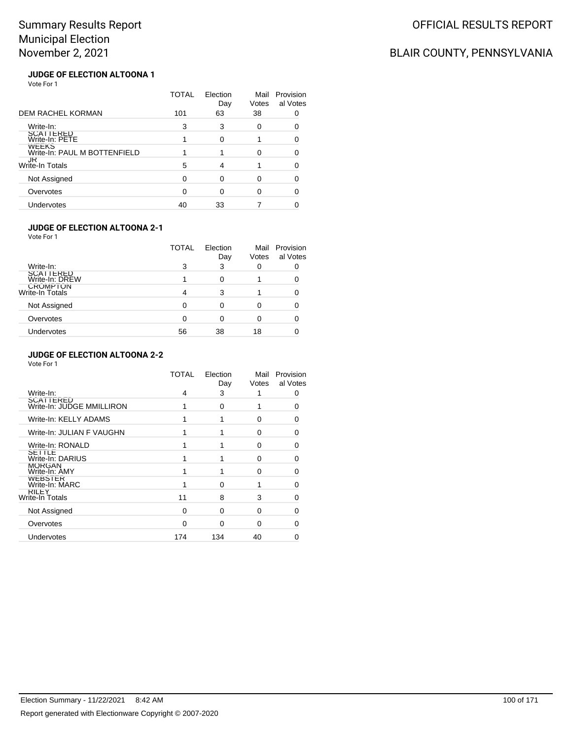# Summary Results Report
# Municipal Election
# November 2, 2021

OFFICIAL RESULTS REPORT

BLAIR COUNTY, PENNSYLVANIA

### JUDGE OF ELECTION ALTOONA 1

Vote For 1

| | TOTAL | Election Day | Mail Votes | Provisional Votes |
|---|---|---|---|---|
| DEM RACHEL KORMAN | 101 | 63 | 38 | 0 |
| Write-In: SCATTERED | 3 | 3 | 0 | 0 |
| Write-In: PETE WEEKS | 1 | 0 | 1 | 0 |
| Write-In: PAUL M BOTTENFIELD JR | 1 | 1 | 0 | 0 |
| Write-In Totals | 5 | 4 | 1 | 0 |
| Not Assigned | 0 | 0 | 0 | 0 |
| Overvotes | 0 | 0 | 0 | 0 |
| Undervotes | 40 | 33 | 7 | 0 |

### JUDGE OF ELECTION ALTOONA 2-1

Vote For 1

| | TOTAL | Election Day | Mail Votes | Provisional Votes |
|---|---|---|---|---|
| Write-In: SCATTERED | 3 | 3 | 0 | 0 |
| Write-In: DREW CROMPTON | 1 | 0 | 1 | 0 |
| Write-In Totals | 4 | 3 | 1 | 0 |
| Not Assigned | 0 | 0 | 0 | 0 |
| Overvotes | 0 | 0 | 0 | 0 |
| Undervotes | 56 | 38 | 18 | 0 |

### JUDGE OF ELECTION ALTOONA 2-2

Vote For 1

| | TOTAL | Election Day | Mail Votes | Provisional Votes |
|---|---|---|---|---|
| Write-In: SCATTERED | 4 | 3 | 1 | 0 |
| Write-In: JUDGE MMILLIRON | 1 | 0 | 1 | 0 |
| Write-In: KELLY ADAMS | 1 | 1 | 0 | 0 |
| Write-In: JULIAN F VAUGHN | 1 | 1 | 0 | 0 |
| Write-In: RONALD SETTLE | 1 | 1 | 0 | 0 |
| Write-In: DARIUS MORGAN | 1 | 1 | 0 | 0 |
| Write-In: AMY WEBSTER | 1 | 1 | 0 | 0 |
| Write-In: MARC RILEY | 1 | 0 | 1 | 0 |
| Write-In Totals | 11 | 8 | 3 | 0 |
| Not Assigned | 0 | 0 | 0 | 0 |
| Overvotes | 0 | 0 | 0 | 0 |
| Undervotes | 174 | 134 | 40 | 0 |

Election Summary - 11/22/2021 8:42 AM

Report generated with Electionware Copyright © 2007-2020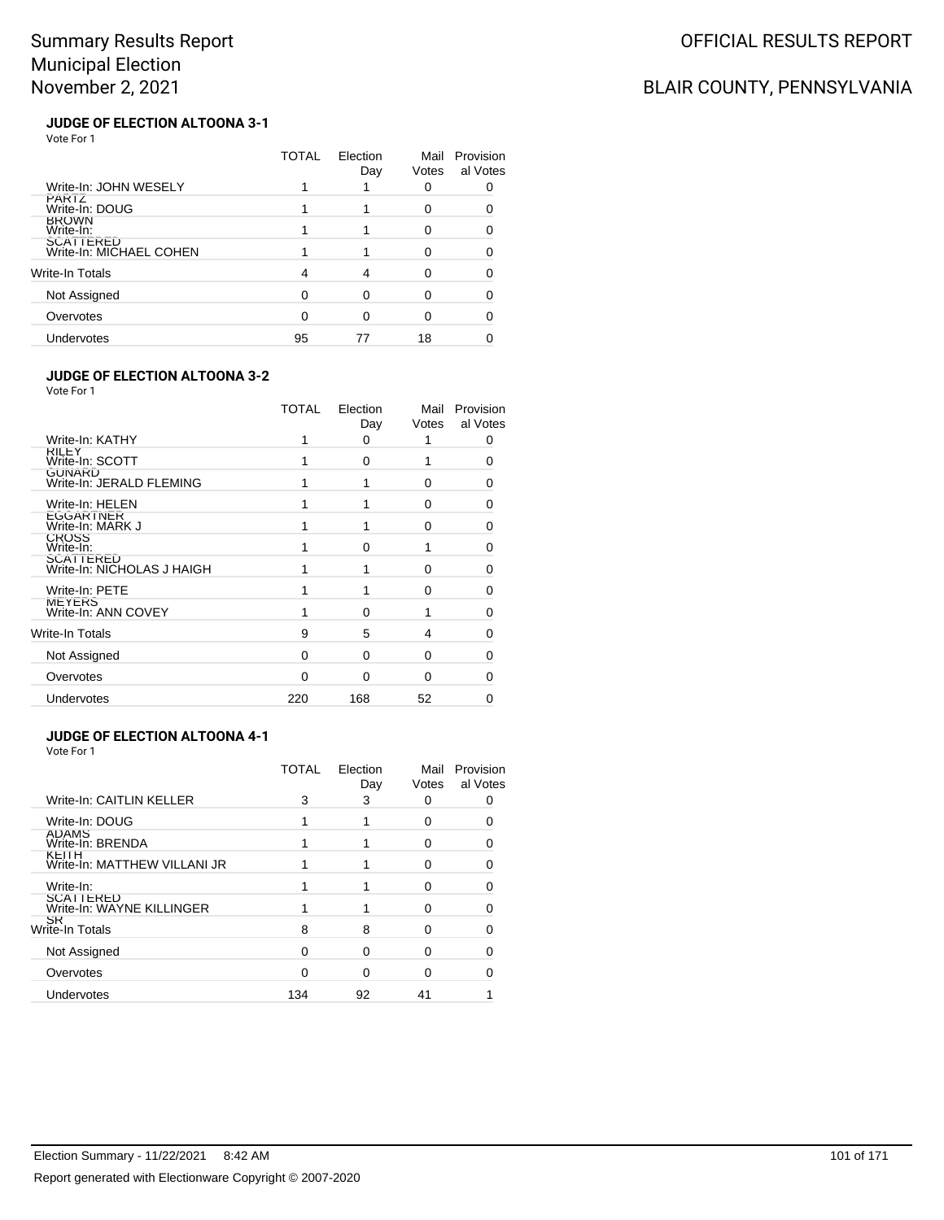# Summary Results Report
# Municipal Election
# November 2, 2021

OFFICIAL RESULTS REPORT

BLAIR COUNTY, PENNSYLVANIA

### JUDGE OF ELECTION ALTOONA 3-1

Vote For 1

| | TOTAL | Election Day | Mail Votes | Provisional Votes |
|---|---|---|---|---|
| Write-In: JOHN WESELY PARTZ | 1 | 1 | 0 | 0 |
| Write-In: DOUG BROWN | 1 | 1 | 0 | 0 |
| Write-In: SCATTERED | 1 | 1 | 0 | 0 |
| Write-In: MICHAEL COHEN | 1 | 1 | 0 | 0 |
| Write-In Totals | 4 | 4 | 0 | 0 |
| Not Assigned | 0 | 0 | 0 | 0 |
| Overvotes | 0 | 0 | 0 | 0 |
| Undervotes | 95 | 77 | 18 | 0 |

### JUDGE OF ELECTION ALTOONA 3-2

Vote For 1

| | TOTAL | Election Day | Mail Votes | Provisional Votes |
|---|---|---|---|---|
| Write-In: KATHY RILEY | 1 | 0 | 1 | 0 |
| Write-In: SCOTT GONARD | 1 | 0 | 1 | 0 |
| Write-In: JERALD FLEMING | 1 | 1 | 0 | 0 |
| Write-In: HELEN EGGARTNER | 1 | 1 | 0 | 0 |
| Write-In: MARK J CROSS | 1 | 1 | 0 | 0 |
| Write-In: SCATTERED | 1 | 0 | 1 | 0 |
| Write-In: NICHOLAS J HAIGH | 1 | 1 | 0 | 0 |
| Write-In: PETE MEYERS | 1 | 1 | 0 | 0 |
| Write-In: ANN COVEY | 1 | 0 | 1 | 0 |
| Write-In Totals | 9 | 5 | 4 | 0 |
| Not Assigned | 0 | 0 | 0 | 0 |
| Overvotes | 0 | 0 | 0 | 0 |
| Undervotes | 220 | 168 | 52 | 0 |

### JUDGE OF ELECTION ALTOONA 4-1

Vote For 1

| | TOTAL | Election Day | Mail Votes | Provisional Votes |
|---|---|---|---|---|
| Write-In: CAITLIN KELLER | 3 | 3 | 0 | 0 |
| Write-In: DOUG ADAMS | 1 | 1 | 0 | 0 |
| Write-In: BRENDA KEITH | 1 | 1 | 0 | 0 |
| Write-In: MATTHEW VILLANI JR | 1 | 1 | 0 | 0 |
| Write-In: SCATTERED | 1 | 1 | 0 | 0 |
| Write-In: WAYNE KILLINGER SR | 1 | 1 | 0 | 0 |
| Write-In Totals | 8 | 8 | 0 | 0 |
| Not Assigned | 0 | 0 | 0 | 0 |
| Overvotes | 0 | 0 | 0 | 0 |
| Undervotes | 134 | 92 | 41 | 1 |

Election Summary - 11/22/2021 8:42 AM

Report generated with Electionware Copyright © 2007-2020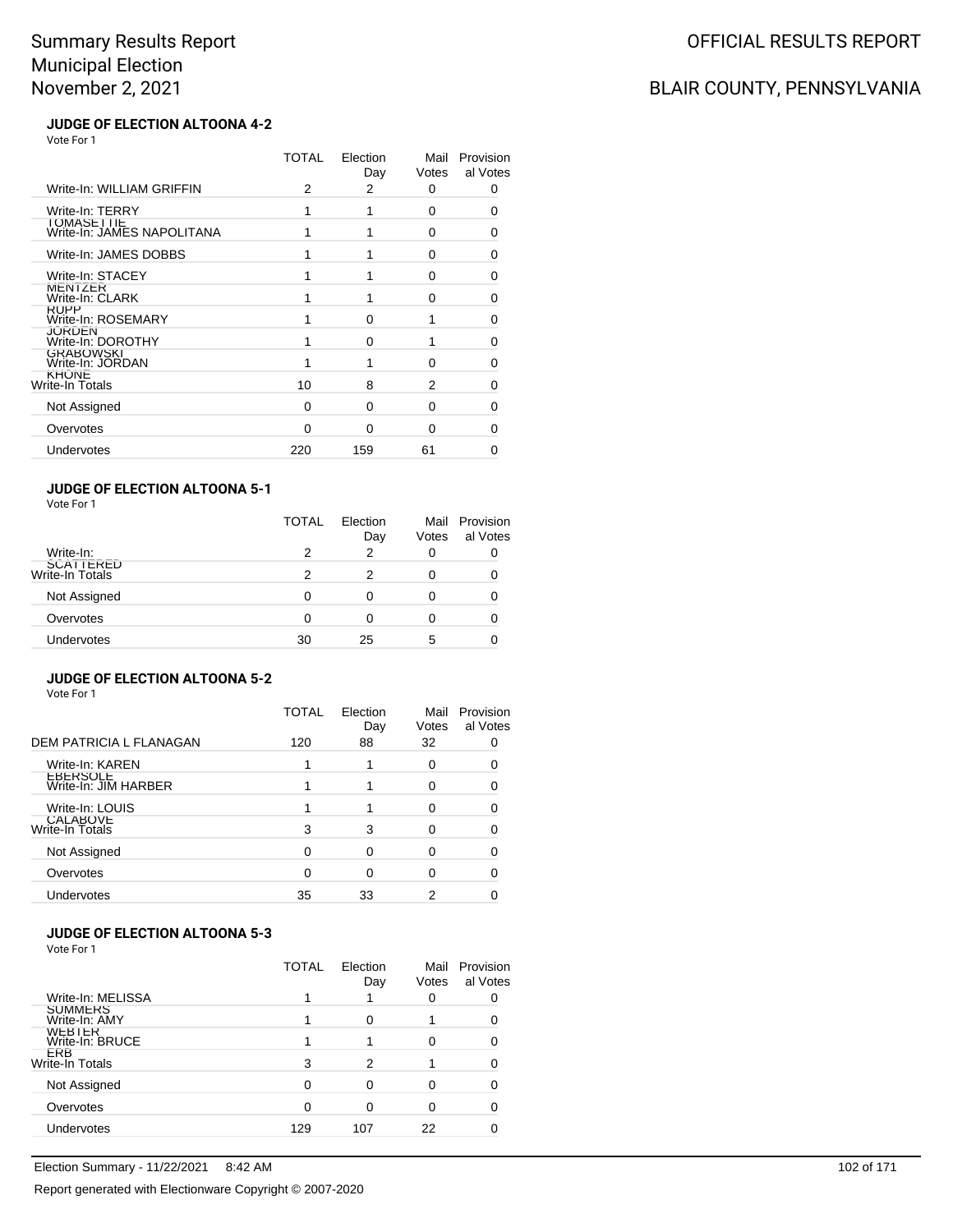# Summary Results Report
## Municipal Election
## November 2, 2021

OFFICIAL RESULTS REPORT

BLAIR COUNTY, PENNSYLVANIA

### JUDGE OF ELECTION ALTOONA 4-2

Vote For 1

| | TOTAL | Election Day | Mail Votes | Provisional Votes |
|---|---|---|---|---|
| Write-In: WILLIAM GRIFFIN | 2 | 2 | 0 | 0 |
| Write-In: TERRY TOMASETTIE | 1 | 1 | 0 | 0 |
| Write-In: JAMES NAPOLITANA | 1 | 1 | 0 | 0 |
| Write-In: JAMES DOBBS | 1 | 1 | 0 | 0 |
| Write-In: STACEY MENTZER | 1 | 1 | 0 | 0 |
| Write-In: CLARK RUPP | 1 | 1 | 0 | 0 |
| Write-In: ROSEMARY JORDEN | 1 | 0 | 1 | 0 |
| Write-In: DOROTHY GRABOWSKI | 1 | 0 | 1 | 0 |
| Write-In: JORDAN KHONE | 1 | 1 | 0 | 0 |
| Write-In Totals | 10 | 8 | 2 | 0 |
| Not Assigned | 0 | 0 | 0 | 0 |
| Overvotes | 0 | 0 | 0 | 0 |
| Undervotes | 220 | 159 | 61 | 0 |

### JUDGE OF ELECTION ALTOONA 5-1

Vote For 1

| | TOTAL | Election Day | Mail Votes | Provisional Votes |
|---|---|---|---|---|
| Write-In: SCATTERED | 2 | 2 | 0 | 0 |
| Write-In Totals | 2 | 2 | 0 | 0 |
| Not Assigned | 0 | 0 | 0 | 0 |
| Overvotes | 0 | 0 | 0 | 0 |
| Undervotes | 30 | 25 | 5 | 0 |

### JUDGE OF ELECTION ALTOONA 5-2

Vote For 1

| | TOTAL | Election Day | Mail Votes | Provisional Votes |
|---|---|---|---|---|
| DEM PATRICIA L FLANAGAN | 120 | 88 | 32 | 0 |
| Write-In: KAREN EBERSOLE | 1 | 1 | 0 | 0 |
| Write-In: JIM HARBER | 1 | 1 | 0 | 0 |
| Write-In: LOUIS CALABOVE | 1 | 1 | 0 | 0 |
| Write-In Totals | 3 | 3 | 0 | 0 |
| Not Assigned | 0 | 0 | 0 | 0 |
| Overvotes | 0 | 0 | 0 | 0 |
| Undervotes | 35 | 33 | 2 | 0 |

### JUDGE OF ELECTION ALTOONA 5-3

Vote For 1

| | TOTAL | Election Day | Mail Votes | Provisional Votes |
|---|---|---|---|---|
| Write-In: MELISSA SUMMERS | 1 | 1 | 0 | 0 |
| Write-In: AMY WEBTER | 1 | 0 | 1 | 0 |
| Write-In: BRUCE ERB | 1 | 1 | 0 | 0 |
| Write-In Totals | 3 | 2 | 1 | 0 |
| Not Assigned | 0 | 0 | 0 | 0 |
| Overvotes | 0 | 0 | 0 | 0 |
| Undervotes | 129 | 107 | 22 | 0 |

Election Summary - 11/22/2021 8:42 AM

Report generated with Electionware Copyright © 2007-2020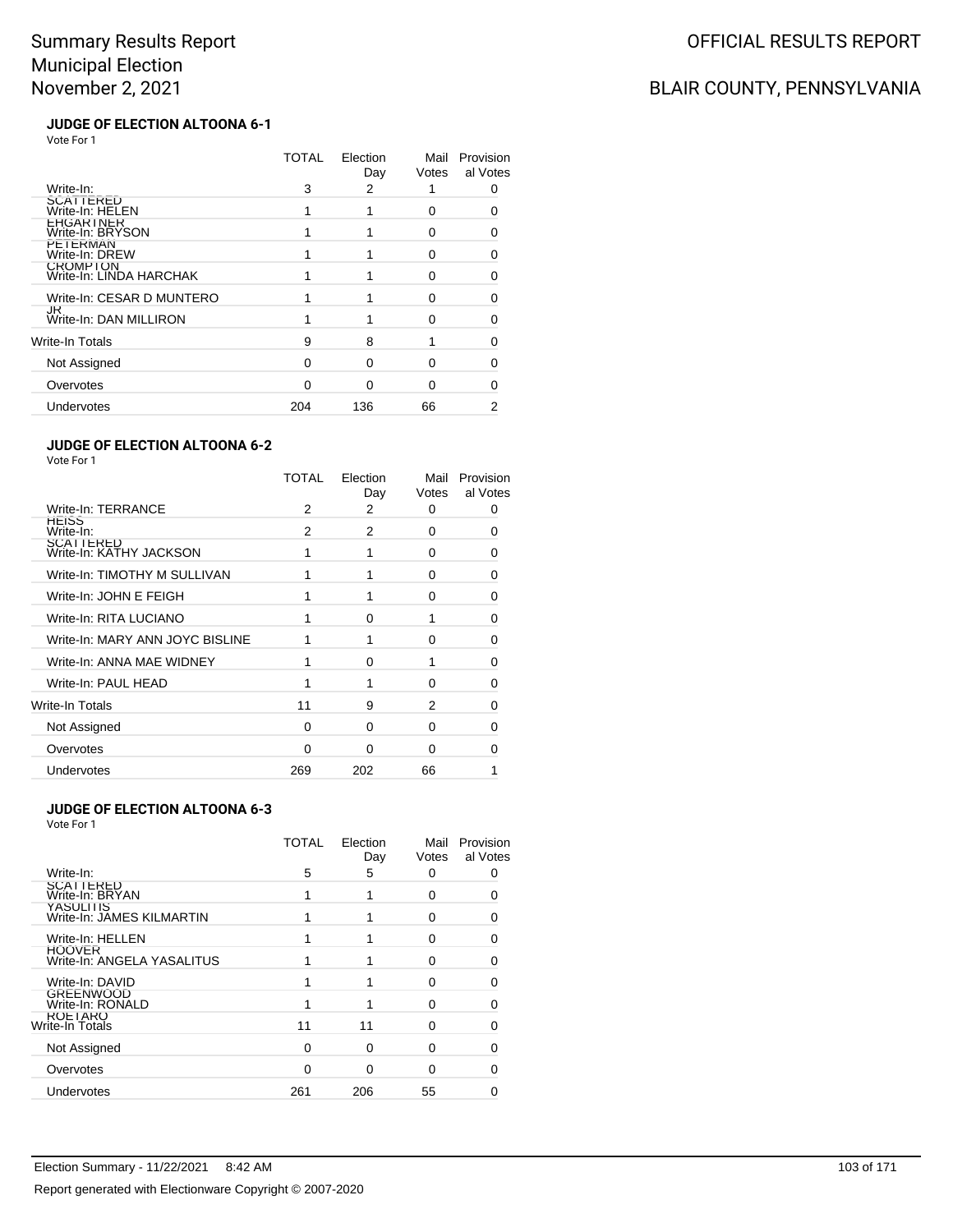# Summary Results Report
# Municipal Election
# November 2, 2021

OFFICIAL RESULTS REPORT

BLAIR COUNTY, PENNSYLVANIA

### JUDGE OF ELECTION ALTOONA 6-1

Vote For 1

| | TOTAL | Election Day | Mail Votes | Provisional Votes |
|---|---|---|---|---|
| Write-In: SCATTERED | 3 | 2 | 1 | 0 |
| Write-In: HELEN EHGARTNER | 1 | 1 | 0 | 0 |
| Write-In: BRYSON PETERMAN | 1 | 1 | 0 | 0 |
| Write-In: DREW CROMPTON | 1 | 1 | 0 | 0 |
| Write-In: LINDA HARCHAK | 1 | 1 | 0 | 0 |
| Write-In: CESAR D MUNTERO JR | 1 | 1 | 0 | 0 |
| Write-In: DAN MILLIRON | 1 | 1 | 0 | 0 |
| Write-In Totals | 9 | 8 | 1 | 0 |
| Not Assigned | 0 | 0 | 0 | 0 |
| Overvotes | 0 | 0 | 0 | 0 |
| Undervotes | 204 | 136 | 66 | 2 |

### JUDGE OF ELECTION ALTOONA 6-2

Vote For 1

| | TOTAL | Election Day | Mail Votes | Provisional Votes |
|---|---|---|---|---|
| Write-In: TERRANCE HEISS | 2 | 2 | 0 | 0 |
| Write-In: SCATTERED | 2 | 2 | 0 | 0 |
| Write-In: KATHY JACKSON | 1 | 1 | 0 | 0 |
| Write-In: TIMOTHY M SULLIVAN | 1 | 1 | 0 | 0 |
| Write-In: JOHN E FEIGH | 1 | 1 | 0 | 0 |
| Write-In: RITA LUCIANO | 1 | 0 | 1 | 0 |
| Write-In: MARY ANN JOYC BISLINE | 1 | 1 | 0 | 0 |
| Write-In: ANNA MAE WIDNEY | 1 | 0 | 1 | 0 |
| Write-In: PAUL HEAD | 1 | 1 | 0 | 0 |
| Write-In Totals | 11 | 9 | 2 | 0 |
| Not Assigned | 0 | 0 | 0 | 0 |
| Overvotes | 0 | 0 | 0 | 0 |
| Undervotes | 269 | 202 | 66 | 1 |

### JUDGE OF ELECTION ALTOONA 6-3

Vote For 1

| | TOTAL | Election Day | Mail Votes | Provisional Votes |
|---|---|---|---|---|
| Write-In: SCATTERED | 5 | 5 | 0 | 0 |
| Write-In: BRYAN YASULITIS | 1 | 1 | 0 | 0 |
| Write-In: JAMES KILMARTIN | 1 | 1 | 0 | 0 |
| Write-In: HELLEN HOOVER | 1 | 1 | 0 | 0 |
| Write-In: ANGELA YASALITUS | 1 | 1 | 0 | 0 |
| Write-In: DAVID GREENWOOD | 1 | 1 | 0 | 0 |
| Write-In: RONALD ROETARO | 1 | 1 | 0 | 0 |
| Write-In Totals | 11 | 11 | 0 | 0 |
| Not Assigned | 0 | 0 | 0 | 0 |
| Overvotes | 0 | 0 | 0 | 0 |
| Undervotes | 261 | 206 | 55 | 0 |

Election Summary - 11/22/2021 8:42 AM

Report generated with Electionware Copyright © 2007-2020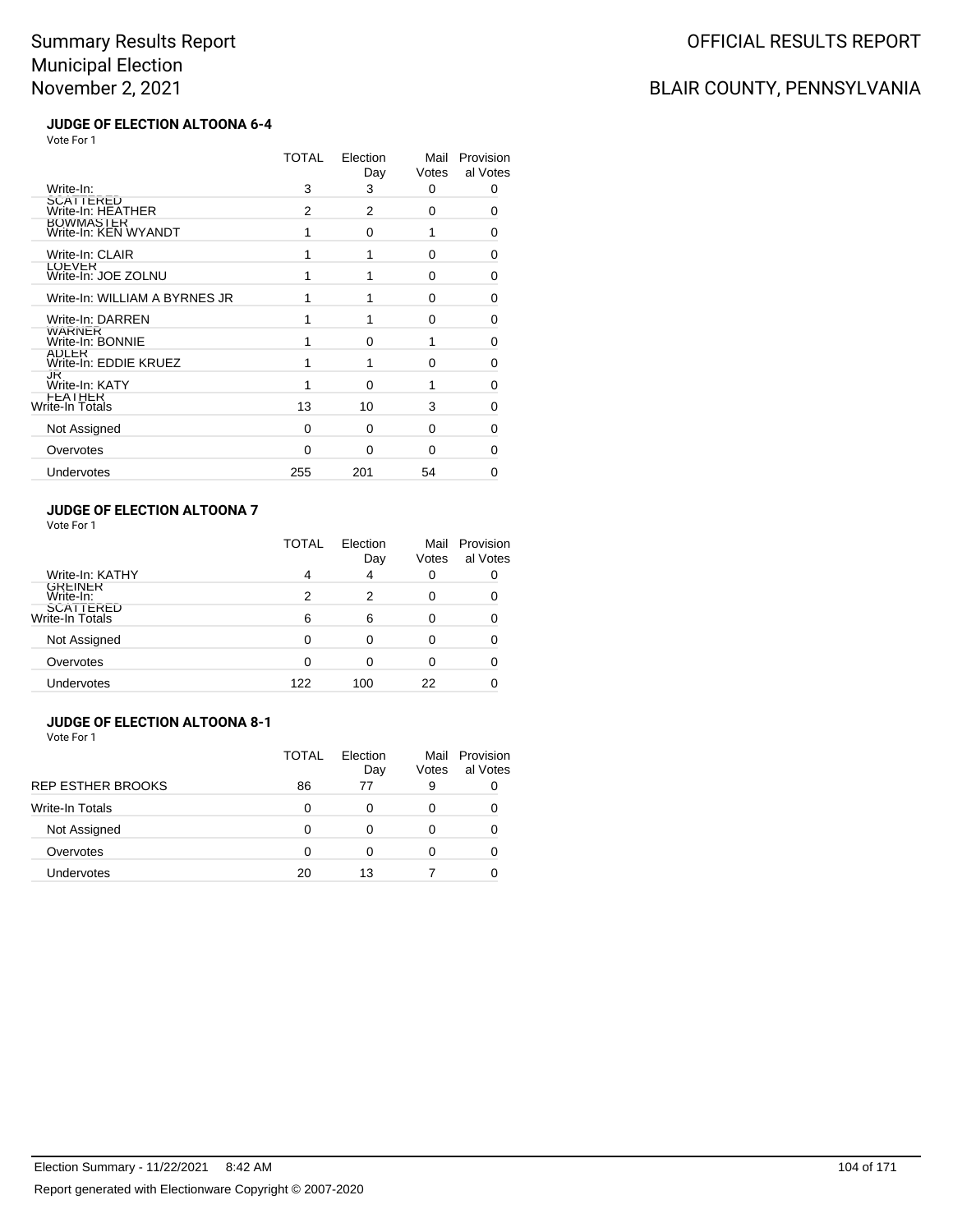Summary Results Report
Municipal Election
November 2, 2021

OFFICIAL RESULTS REPORT

BLAIR COUNTY, PENNSYLVANIA

### JUDGE OF ELECTION ALTOONA 6-4

Vote For 1

| | TOTAL | Election Day | Mail Votes | Provisional Votes |
|---|---|---|---|---|
| Write-In: SCATTERED | 3 | 3 | 0 | 0 |
| Write-In: HEATHER BOWMASTER | 2 | 2 | 0 | 0 |
| Write-In: KEN WYANDT | 1 | 0 | 1 | 0 |
| Write-In: CLAIR LOEVER | 1 | 1 | 0 | 0 |
| Write-In: JOE ZOLNU | 1 | 1 | 0 | 0 |
| Write-In: WILLIAM A BYRNES JR | 1 | 1 | 0 | 0 |
| Write-In: DARREN WARNER | 1 | 1 | 0 | 0 |
| Write-In: BONNIE ADLER | 1 | 0 | 1 | 0 |
| Write-In: EDDIE KRUEZ JR | 1 | 1 | 0 | 0 |
| Write-In: KATY FEATHER | 1 | 0 | 1 | 0 |
| Write-In Totals | 13 | 10 | 3 | 0 |
| Not Assigned | 0 | 0 | 0 | 0 |
| Overvotes | 0 | 0 | 0 | 0 |
| Undervotes | 255 | 201 | 54 | 0 |

### JUDGE OF ELECTION ALTOONA 7

Vote For 1

| | TOTAL | Election Day | Mail Votes | Provisional Votes |
|---|---|---|---|---|
| Write-In: KATHY GREINER | 4 | 4 | 0 | 0 |
| Write-In: SCATTERED | 2 | 2 | 0 | 0 |
| Write-In Totals | 6 | 6 | 0 | 0 |
| Not Assigned | 0 | 0 | 0 | 0 |
| Overvotes | 0 | 0 | 0 | 0 |
| Undervotes | 122 | 100 | 22 | 0 |

### JUDGE OF ELECTION ALTOONA 8-1

Vote For 1

| | TOTAL | Election Day | Mail Votes | Provisional Votes |
|---|---|---|---|---|
| REP ESTHER BROOKS | 86 | 77 | 9 | 0 |
| Write-In Totals | 0 | 0 | 0 | 0 |
| Not Assigned | 0 | 0 | 0 | 0 |
| Overvotes | 0 | 0 | 0 | 0 |
| Undervotes | 20 | 13 | 7 | 0 |

Election Summary - 11/22/2021 8:42 AM

Report generated with Electionware Copyright © 2007-2020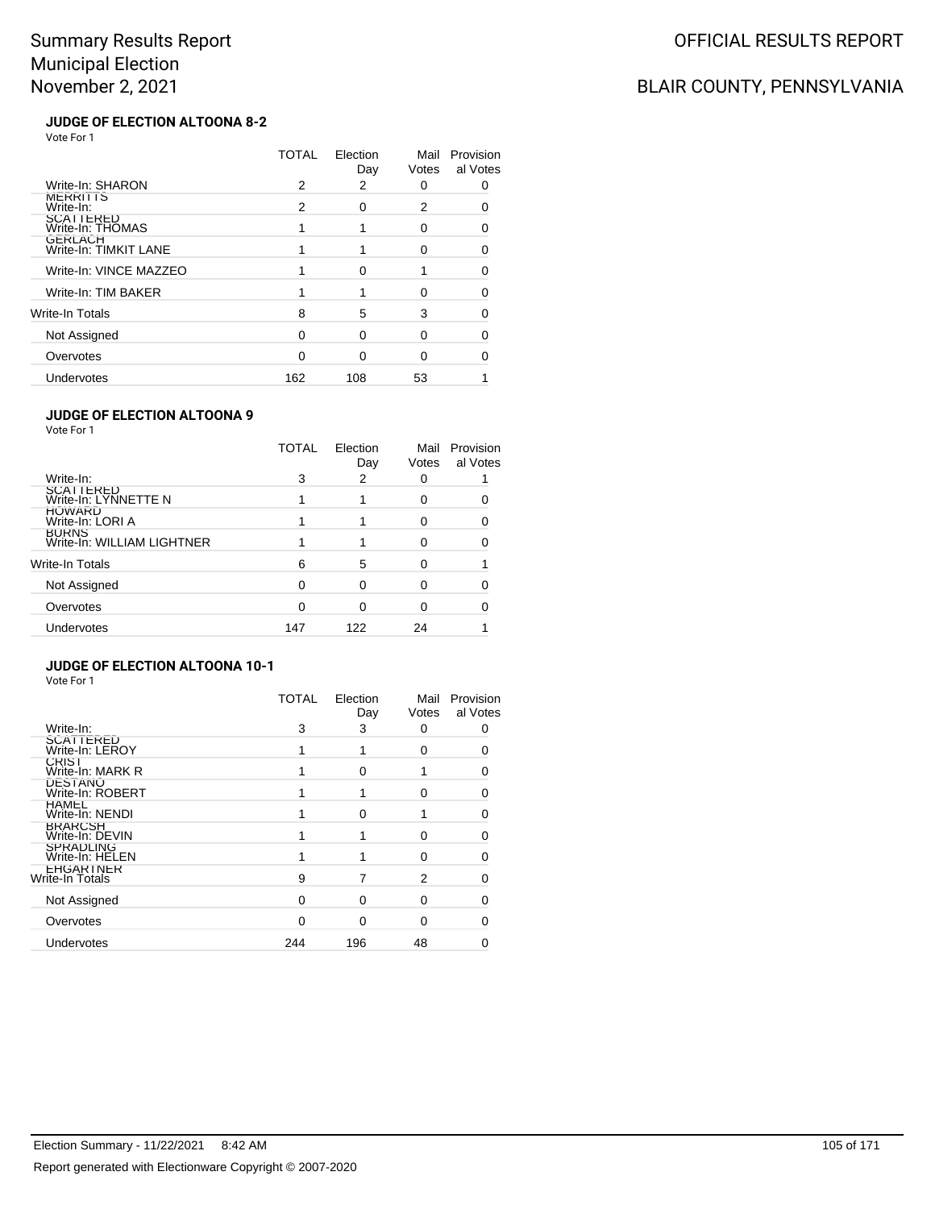# Summary Results Report
# Municipal Election
# November 2, 2021

OFFICIAL RESULTS REPORT

BLAIR COUNTY, PENNSYLVANIA

### JUDGE OF ELECTION ALTOONA 8-2

Vote For 1

| | TOTAL | Election Day | Mail Votes | Provisional Votes |
|---|---|---|---|---|
| Write-In: SHARON MERRITTS | 2 | 2 | 0 | 0 |
| Write-In: SCATTERED | 2 | 0 | 2 | 0 |
| Write-In: THOMAS GERLACH | 1 | 1 | 0 | 0 |
| Write-In: TIMKIT LANE | 1 | 1 | 0 | 0 |
| Write-In: VINCE MAZZEO | 1 | 0 | 1 | 0 |
| Write-In: TIM BAKER | 1 | 1 | 0 | 0 |
| Write-In Totals | 8 | 5 | 3 | 0 |
| Not Assigned | 0 | 0 | 0 | 0 |
| Overvotes | 0 | 0 | 0 | 0 |
| Undervotes | 162 | 108 | 53 | 1 |

### JUDGE OF ELECTION ALTOONA 9

Vote For 1

| | TOTAL | Election Day | Mail Votes | Provisional Votes |
|---|---|---|---|---|
| Write-In: SCATTERED | 3 | 2 | 0 | 1 |
| Write-In: LYNNETTE N HOWARD | 1 | 1 | 0 | 0 |
| Write-In: LORI A BURNS | 1 | 1 | 0 | 0 |
| Write-In: WILLIAM LIGHTNER | 1 | 1 | 0 | 0 |
| Write-In Totals | 6 | 5 | 0 | 1 |
| Not Assigned | 0 | 0 | 0 | 0 |
| Overvotes | 0 | 0 | 0 | 0 |
| Undervotes | 147 | 122 | 24 | 1 |

### JUDGE OF ELECTION ALTOONA 10-1

Vote For 1

| | TOTAL | Election Day | Mail Votes | Provisional Votes |
|---|---|---|---|---|
| Write-In: SCATTERED | 3 | 3 | 0 | 0 |
| Write-In: LEROY CRIST | 1 | 1 | 0 | 0 |
| Write-In: MARK R DESTANO | 1 | 0 | 1 | 0 |
| Write-In: ROBERT HAMEL | 1 | 1 | 0 | 0 |
| Write-In: NENDI BRARCSH | 1 | 0 | 1 | 0 |
| Write-In: DEVIN SPRADLING | 1 | 1 | 0 | 0 |
| Write-In: HELEN EHGARTNER | 1 | 1 | 0 | 0 |
| Write-In Totals | 9 | 7 | 2 | 0 |
| Not Assigned | 0 | 0 | 0 | 0 |
| Overvotes | 0 | 0 | 0 | 0 |
| Undervotes | 244 | 196 | 48 | 0 |

Election Summary - 11/22/2021 8:42 AM

Report generated with Electionware Copyright © 2007-2020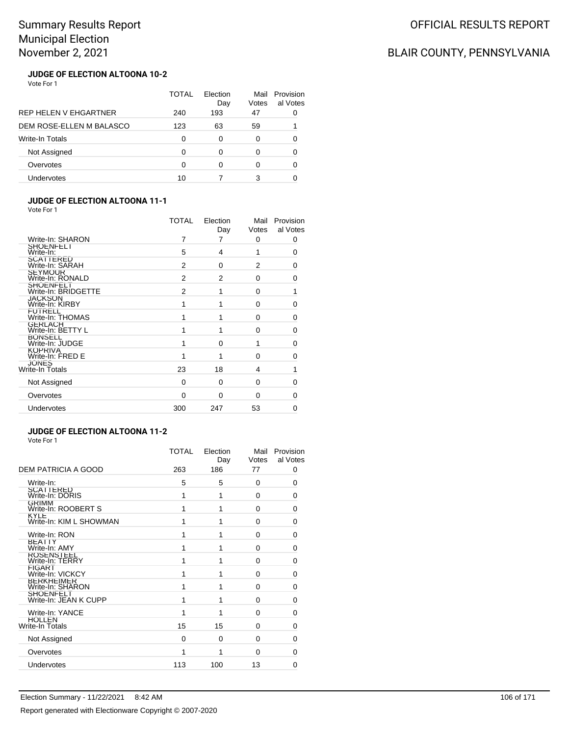# Summary Results Report
# Municipal Election
# November 2, 2021

OFFICIAL RESULTS REPORT

BLAIR COUNTY, PENNSYLVANIA

### JUDGE OF ELECTION ALTOONA 10-2

Vote For 1

| | TOTAL | Election Day | Mail Votes | Provisional Votes |
|---|---|---|---|---|
| REP HELEN V EHGARTNER | 240 | 193 | 47 | 0 |
| DEM ROSE-ELLEN M BALASCO | 123 | 63 | 59 | 1 |
| Write-In Totals | 0 | 0 | 0 | 0 |
| Not Assigned | 0 | 0 | 0 | 0 |
| Overvotes | 0 | 0 | 0 | 0 |
| Undervotes | 10 | 7 | 3 | 0 |

### JUDGE OF ELECTION ALTOONA 11-1

Vote For 1

| | TOTAL | Election Day | Mail Votes | Provisional Votes |
|---|---|---|---|---|
| Write-In: SHARON SHOENFELT | 7 | 7 | 0 | 0 |
| Write-In: SCATTERED | 5 | 4 | 1 | 0 |
| Write-In: SARAH SEYMOUR | 2 | 0 | 2 | 0 |
| Write-In: RONALD SHOENFELT | 2 | 2 | 0 | 0 |
| Write-In: BRIDGETTE JACKSON | 2 | 1 | 0 | 1 |
| Write-In: KIRBY FUTRELL | 1 | 1 | 0 | 0 |
| Write-In: THOMAS GERLACH | 1 | 1 | 0 | 0 |
| Write-In: BETTY L BONSELL | 1 | 1 | 0 | 0 |
| Write-In: JUDGE KOPRIVA | 1 | 0 | 1 | 0 |
| Write-In: FRED E JONES | 1 | 1 | 0 | 0 |
| Write-In Totals | 23 | 18 | 4 | 1 |
| Not Assigned | 0 | 0 | 0 | 0 |
| Overvotes | 0 | 0 | 0 | 0 |
| Undervotes | 300 | 247 | 53 | 0 |

### JUDGE OF ELECTION ALTOONA 11-2

Vote For 1

| | TOTAL | Election Day | Mail Votes | Provisional Votes |
|---|---|---|---|---|
| DEM PATRICIA A GOOD | 263 | 186 | 77 | 0 |
| Write-In: SCATTERED | 5 | 5 | 0 | 0 |
| Write-In: DORIS GRIMM | 1 | 1 | 0 | 0 |
| Write-In: ROOBERT S KYLE | 1 | 1 | 0 | 0 |
| Write-In: KIM L SHOWMAN | 1 | 1 | 0 | 0 |
| Write-In: RON BEATTY | 1 | 1 | 0 | 0 |
| Write-In: AMY ROSENSTEEL | 1 | 1 | 0 | 0 |
| Write-In: TERRY FIGART | 1 | 1 | 0 | 0 |
| Write-In: VICKCY BERKHEIMER | 1 | 1 | 0 | 0 |
| Write-In: SHARON SHOENFELT | 1 | 1 | 0 | 0 |
| Write-In: JEAN K CUPP | 1 | 1 | 0 | 0 |
| Write-In: YANCE HOLLEN | 1 | 1 | 0 | 0 |
| Write-In Totals | 15 | 15 | 0 | 0 |
| Not Assigned | 0 | 0 | 0 | 0 |
| Overvotes | 1 | 1 | 0 | 0 |
| Undervotes | 113 | 100 | 13 | 0 |

Election Summary - 11/22/2021 8:42 AM

Report generated with Electionware Copyright © 2007-2020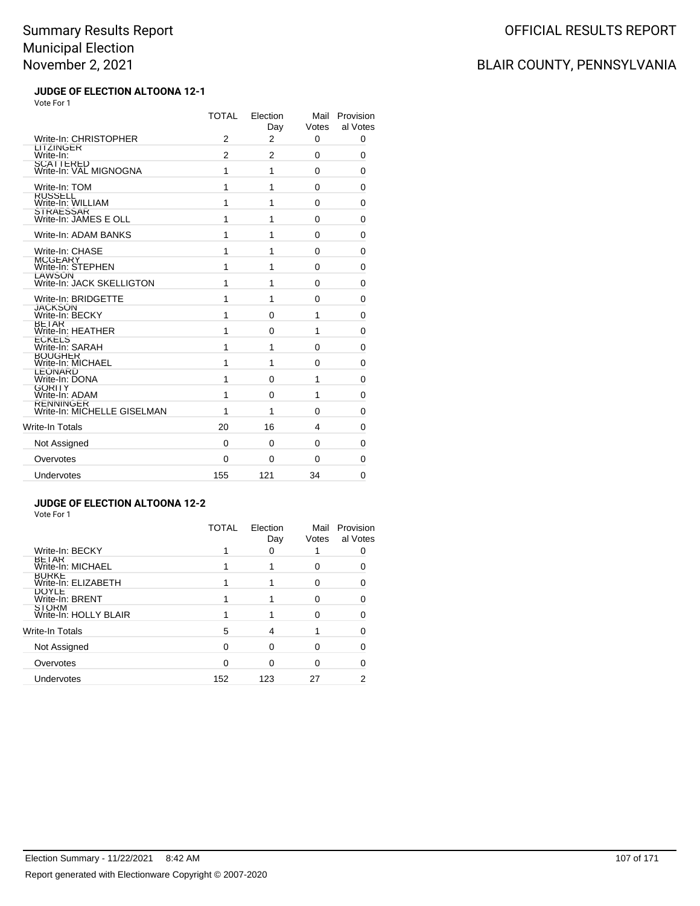# Summary Results Report
# Municipal Election
# November 2, 2021

OFFICIAL RESULTS REPORT

BLAIR COUNTY, PENNSYLVANIA

### JUDGE OF ELECTION ALTOONA 12-1

Vote For 1

| | TOTAL | Election Day | Mail Votes | Provisional Votes |
|---|---|---|---|---|
| Write-In: CHRISTOPHER LITZINGER | 2 | 2 | 0 | 0 |
| Write-In: SCATTERED | 2 | 2 | 0 | 0 |
| Write-In: VAL MIGNOGNA | 1 | 1 | 0 | 0 |
| Write-In: TOM RUSSELL | 1 | 1 | 0 | 0 |
| Write-In: WILLIAM STRAESSAR | 1 | 1 | 0 | 0 |
| Write-In: JAMES E OLL | 1 | 1 | 0 | 0 |
| Write-In: ADAM BANKS | 1 | 1 | 0 | 0 |
| Write-In: CHASE MCGEARY | 1 | 1 | 0 | 0 |
| Write-In: STEPHEN LAWSON | 1 | 1 | 0 | 0 |
| Write-In: JACK SKELLIGTON | 1 | 1 | 0 | 0 |
| Write-In: BRIDGETTE JACKSON | 1 | 1 | 0 | 0 |
| Write-In: BECKY BETAR | 1 | 0 | 1 | 0 |
| Write-In: HEATHER ECKELS | 1 | 0 | 1 | 0 |
| Write-In: SARAH BOUGHER | 1 | 1 | 0 | 0 |
| Write-In: MICHAEL LEONARD | 1 | 1 | 0 | 0 |
| Write-In: DONA GORITY | 1 | 0 | 1 | 0 |
| Write-In: ADAM RENNINGER | 1 | 0 | 1 | 0 |
| Write-In: MICHELLE GISELMAN | 1 | 1 | 0 | 0 |
| Write-In Totals | 20 | 16 | 4 | 0 |
| Not Assigned | 0 | 0 | 0 | 0 |
| Overvotes | 0 | 0 | 0 | 0 |
| Undervotes | 155 | 121 | 34 | 0 |

### JUDGE OF ELECTION ALTOONA 12-2

Vote For 1

| | TOTAL | Election Day | Mail Votes | Provisional Votes |
|---|---|---|---|---|
| Write-In: BECKY BETAR | 1 | 0 | 1 | 0 |
| Write-In: MICHAEL BURKE | 1 | 1 | 0 | 0 |
| Write-In: ELIZABETH DOYLE | 1 | 1 | 0 | 0 |
| Write-In: BRENT STORM | 1 | 1 | 0 | 0 |
| Write-In: HOLLY BLAIR | 1 | 1 | 0 | 0 |
| Write-In Totals | 5 | 4 | 1 | 0 |
| Not Assigned | 0 | 0 | 0 | 0 |
| Overvotes | 0 | 0 | 0 | 0 |
| Undervotes | 152 | 123 | 27 | 2 |

Election Summary - 11/22/2021 8:42 AM

Report generated with Electionware Copyright © 2007-2020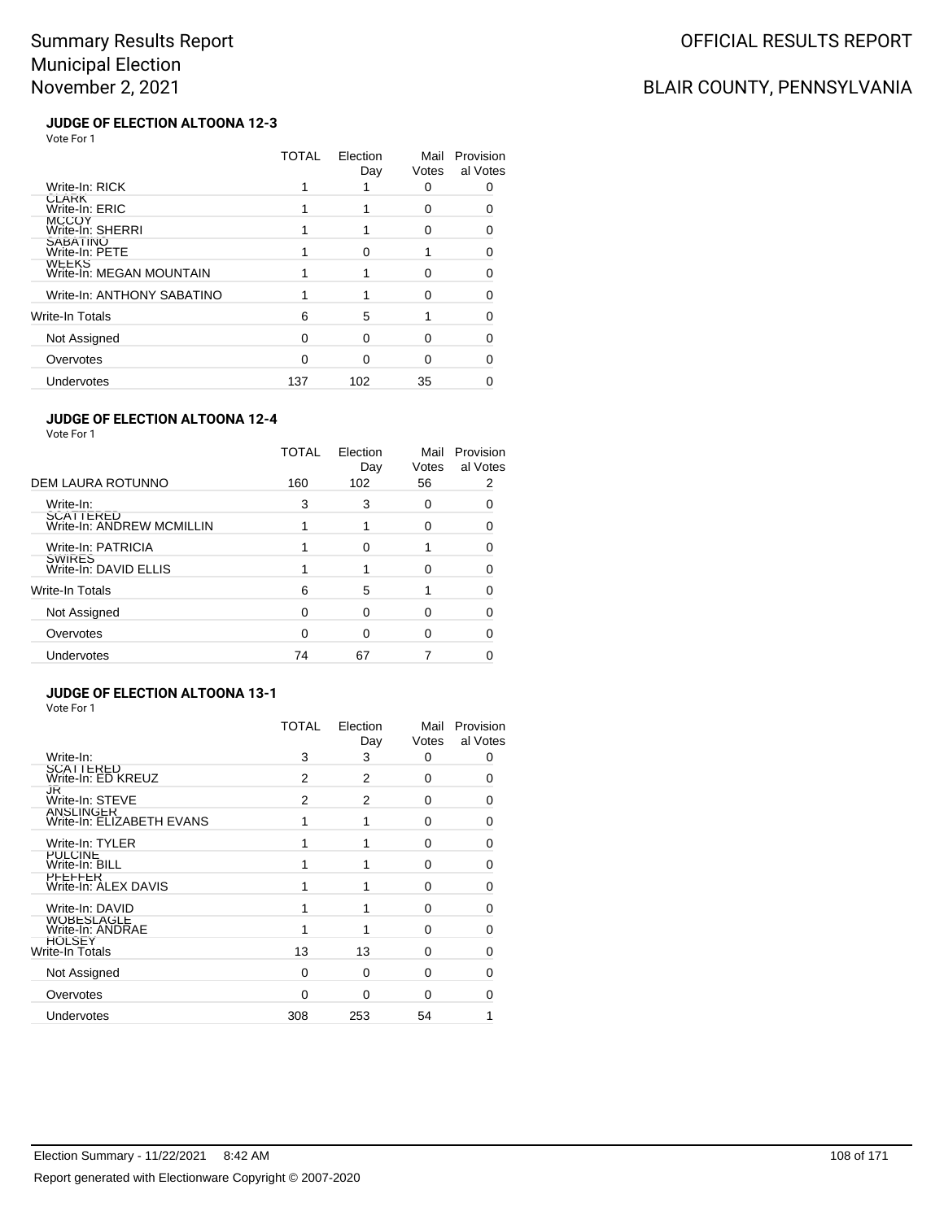# Summary Results Report
# Municipal Election
# November 2, 2021

OFFICIAL RESULTS REPORT

BLAIR COUNTY, PENNSYLVANIA

### JUDGE OF ELECTION ALTOONA 12-3

Vote For 1

| | TOTAL | Election Day | Mail Votes | Provisional Votes |
|---|---|---|---|---|
| Write-In: RICK CLARK | 1 | 1 | 0 | 0 |
| Write-In: ERIC MCCOY | 1 | 1 | 0 | 0 |
| Write-In: SHERRI SABATINO | 1 | 1 | 0 | 0 |
| Write-In: PETE WEEKS | 1 | 0 | 1 | 0 |
| Write-In: MEGAN MOUNTAIN | 1 | 1 | 0 | 0 |
| Write-In: ANTHONY SABATINO | 1 | 1 | 0 | 0 |
| Write-In Totals | 6 | 5 | 1 | 0 |
| Not Assigned | 0 | 0 | 0 | 0 |
| Overvotes | 0 | 0 | 0 | 0 |
| Undervotes | 137 | 102 | 35 | 0 |

### JUDGE OF ELECTION ALTOONA 12-4

Vote For 1

| | TOTAL | Election Day | Mail Votes | Provisional Votes |
|---|---|---|---|---|
| DEM LAURA ROTUNNO | 160 | 102 | 56 | 2 |
| Write-In: SCATTERED | 3 | 3 | 0 | 0 |
| Write-In: ANDREW MCMILLIN | 1 | 1 | 0 | 0 |
| Write-In: PATRICIA SWIRES | 1 | 0 | 1 | 0 |
| Write-In: DAVID ELLIS | 1 | 1 | 0 | 0 |
| Write-In Totals | 6 | 5 | 1 | 0 |
| Not Assigned | 0 | 0 | 0 | 0 |
| Overvotes | 0 | 0 | 0 | 0 |
| Undervotes | 74 | 67 | 7 | 0 |

### JUDGE OF ELECTION ALTOONA 13-1

Vote For 1

| | TOTAL | Election Day | Mail Votes | Provisional Votes |
|---|---|---|---|---|
| Write-In: SCATTERED | 3 | 3 | 0 | 0 |
| Write-In: ED KREUZ JR | 2 | 2 | 0 | 0 |
| Write-In: STEVE ANSLINGER | 2 | 2 | 0 | 0 |
| Write-In: ELIZABETH EVANS | 1 | 1 | 0 | 0 |
| Write-In: TYLER PULCINE | 1 | 1 | 0 | 0 |
| Write-In: BILL PFEFFER | 1 | 1 | 0 | 0 |
| Write-In: ALEX DAVIS | 1 | 1 | 0 | 0 |
| Write-In: DAVID WOBESLAGLE | 1 | 1 | 0 | 0 |
| Write-In: ANDRAE HOLSEY | 1 | 1 | 0 | 0 |
| Write-In Totals | 13 | 13 | 0 | 0 |
| Not Assigned | 0 | 0 | 0 | 0 |
| Overvotes | 0 | 0 | 0 | 0 |
| Undervotes | 308 | 253 | 54 | 1 |

Election Summary - 11/22/2021 8:42 AM

Report generated with Electionware Copyright © 2007-2020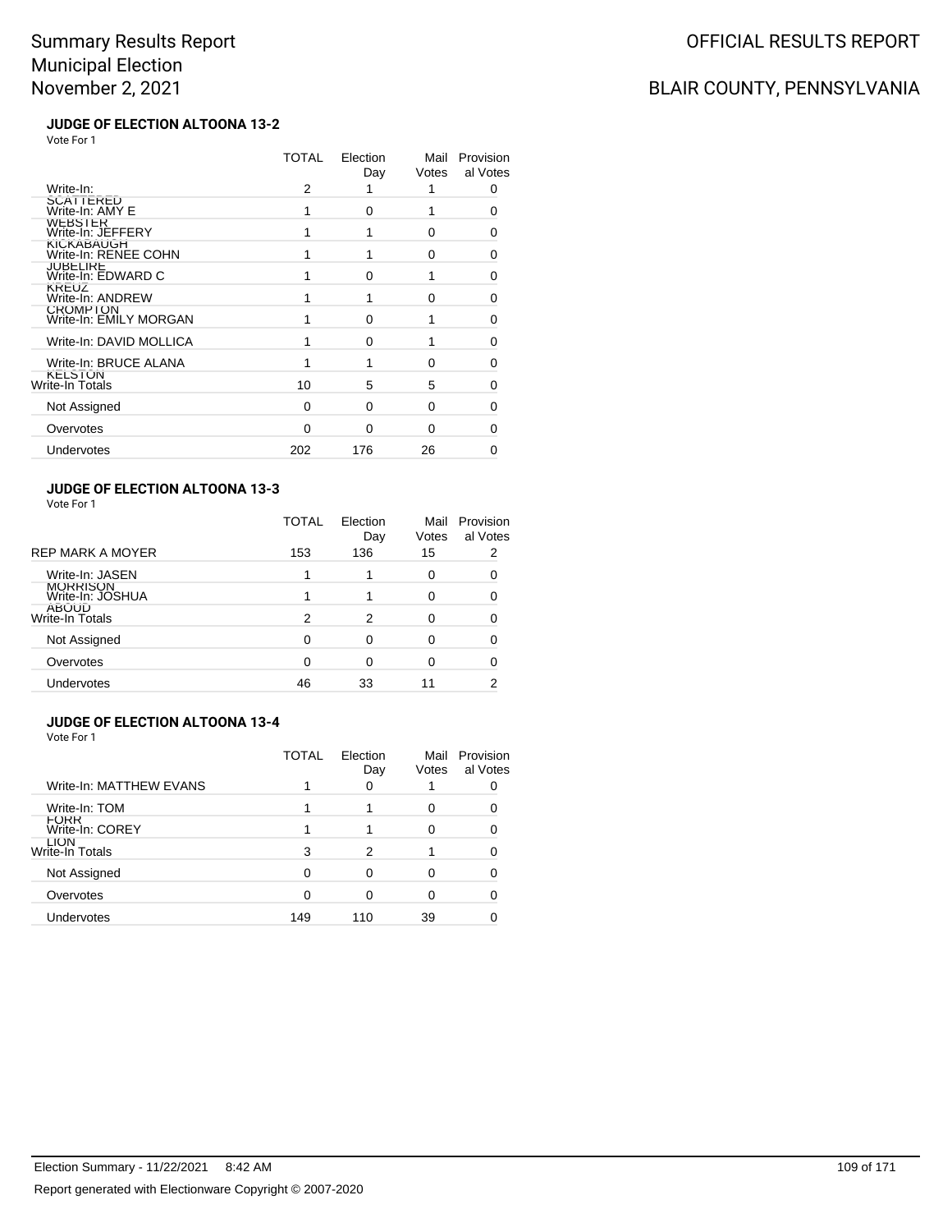# Summary Results Report
# Municipal Election
# November 2, 2021

OFFICIAL RESULTS REPORT

BLAIR COUNTY, PENNSYLVANIA

### JUDGE OF ELECTION ALTOONA 13-2

Vote For 1

| | TOTAL | Election Day | Mail Votes | Provisional Votes |
|---|---|---|---|---|
| Write-In: SCATTERED | 2 | 1 | 1 | 0 |
| Write-In: AMY E WEBSTER | 1 | 0 | 1 | 0 |
| Write-In: JEFFERY KICKABAUGH | 1 | 1 | 0 | 0 |
| Write-In: RENEE COHN JUBELIRE | 1 | 1 | 0 | 0 |
| Write-In: EDWARD C KREUZ | 1 | 0 | 1 | 0 |
| Write-In: ANDREW CROMPTON | 1 | 1 | 0 | 0 |
| Write-In: EMILY MORGAN | 1 | 0 | 1 | 0 |
| Write-In: DAVID MOLLICA | 1 | 0 | 1 | 0 |
| Write-In: BRUCE ALANA KELSTON | 1 | 1 | 0 | 0 |
| Write-In Totals | 10 | 5 | 5 | 0 |
| Not Assigned | 0 | 0 | 0 | 0 |
| Overvotes | 0 | 0 | 0 | 0 |
| Undervotes | 202 | 176 | 26 | 0 |

### JUDGE OF ELECTION ALTOONA 13-3

Vote For 1

| | TOTAL | Election Day | Mail Votes | Provisional Votes |
|---|---|---|---|---|
| REP MARK A MOYER | 153 | 136 | 15 | 2 |
| Write-In: JASEN MORRISON | 1 | 1 | 0 | 0 |
| Write-In: JOSHUA ABOUD | 1 | 1 | 0 | 0 |
| Write-In Totals | 2 | 2 | 0 | 0 |
| Not Assigned | 0 | 0 | 0 | 0 |
| Overvotes | 0 | 0 | 0 | 0 |
| Undervotes | 46 | 33 | 11 | 2 |

### JUDGE OF ELECTION ALTOONA 13-4

Vote For 1

| | TOTAL | Election Day | Mail Votes | Provisional Votes |
|---|---|---|---|---|
| Write-In: MATTHEW EVANS | 1 | 0 | 1 | 0 |
| Write-In: TOM FORR | 1 | 1 | 0 | 0 |
| Write-In: COREY LION | 1 | 1 | 0 | 0 |
| Write-In Totals | 3 | 2 | 1 | 0 |
| Not Assigned | 0 | 0 | 0 | 0 |
| Overvotes | 0 | 0 | 0 | 0 |
| Undervotes | 149 | 110 | 39 | 0 |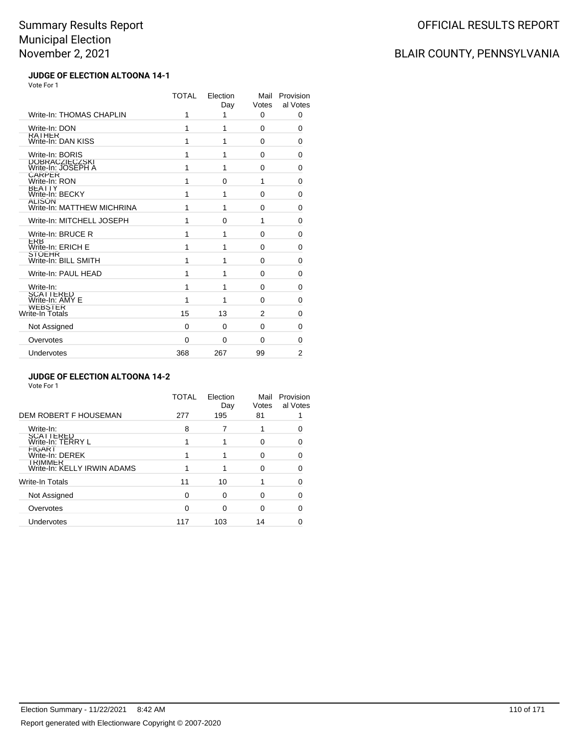# Summary Results Report
# Municipal Election
# November 2, 2021

OFFICIAL RESULTS REPORT

BLAIR COUNTY, PENNSYLVANIA

### JUDGE OF ELECTION ALTOONA 14-1

Vote For 1

| | TOTAL | Election Day | Mail Votes | Provisional Votes |
|---|---|---|---|---|
| Write-In: THOMAS CHAPLIN | 1 | 1 | 0 | 0 |
| Write-In: DON RATHER | 1 | 1 | 0 | 0 |
| Write-In: DAN KISS | 1 | 1 | 0 | 0 |
| Write-In: BORIS DOBRACZIECZSKI | 1 | 1 | 0 | 0 |
| Write-In: JOSEPH A CARPER | 1 | 1 | 0 | 0 |
| Write-In: RON BEATTY | 1 | 0 | 1 | 0 |
| Write-In: BECKY ALISON | 1 | 1 | 0 | 0 |
| Write-In: MATTHEW MICHRINA | 1 | 1 | 0 | 0 |
| Write-In: MITCHELL JOSEPH | 1 | 0 | 1 | 0 |
| Write-In: BRUCE R ERB | 1 | 1 | 0 | 0 |
| Write-In: ERICH E STOEHR | 1 | 1 | 0 | 0 |
| Write-In: BILL SMITH | 1 | 1 | 0 | 0 |
| Write-In: PAUL HEAD | 1 | 1 | 0 | 0 |
| Write-In: SCATTERED | 1 | 1 | 0 | 0 |
| Write-In: AMY E WEBSTER | 1 | 1 | 0 | 0 |
| Write-In Totals | 15 | 13 | 2 | 0 |
| Not Assigned | 0 | 0 | 0 | 0 |
| Overvotes | 0 | 0 | 0 | 0 |
| Undervotes | 368 | 267 | 99 | 2 |

### JUDGE OF ELECTION ALTOONA 14-2

Vote For 1

| | TOTAL | Election Day | Mail Votes | Provisional Votes |
|---|---|---|---|---|
| DEM ROBERT F HOUSEMAN | 277 | 195 | 81 | 1 |
| Write-In: SCATTERED | 8 | 7 | 1 | 0 |
| Write-In: TERRY L FIGART | 1 | 1 | 0 | 0 |
| Write-In: DEREK TRIMMER | 1 | 1 | 0 | 0 |
| Write-In: KELLY IRWIN ADAMS | 1 | 1 | 0 | 0 |
| Write-In Totals | 11 | 10 | 1 | 0 |
| Not Assigned | 0 | 0 | 0 | 0 |
| Overvotes | 0 | 0 | 0 | 0 |
| Undervotes | 117 | 103 | 14 | 0 |

Election Summary - 11/22/2021 8:42 AM

Report generated with Electionware Copyright © 2007-2020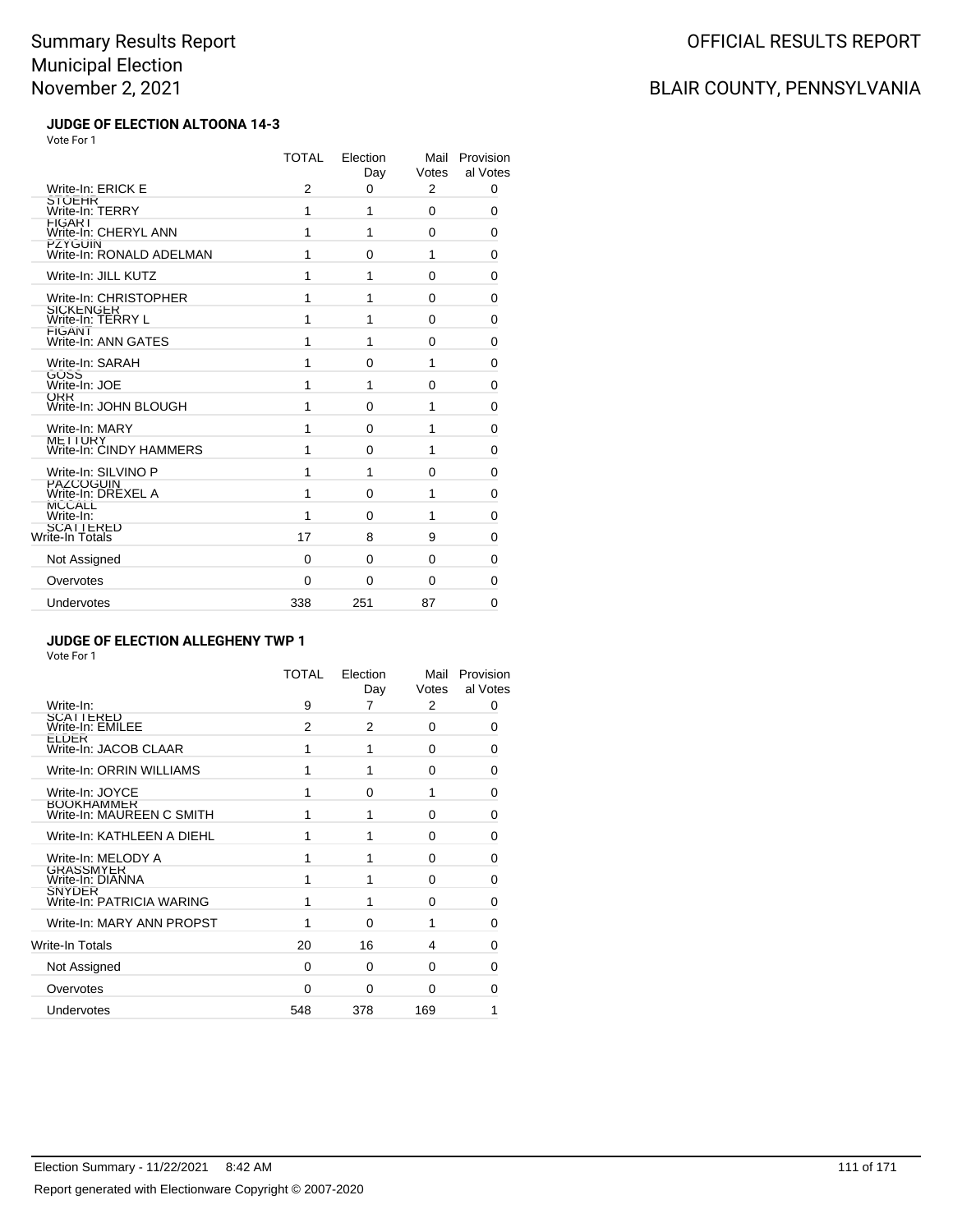# Summary Results Report
# Municipal Election
# November 2, 2021

OFFICIAL RESULTS REPORT

BLAIR COUNTY, PENNSYLVANIA

### JUDGE OF ELECTION ALTOONA 14-3

Vote For 1

| | TOTAL | Election Day | Mail Votes | Provisional Votes |
|---|---|---|---|---|
| Write-In: ERICK E STOEHR | 2 | 0 | 2 | 0 |
| Write-In: TERRY FIGART | 1 | 1 | 0 | 0 |
| Write-In: CHERYL ANN PZYGUIN | 1 | 1 | 0 | 0 |
| Write-In: RONALD ADELMAN | 1 | 0 | 1 | 0 |
| Write-In: JILL KUTZ | 1 | 1 | 0 | 0 |
| Write-In: CHRISTOPHER SICKENGER | 1 | 1 | 0 | 0 |
| Write-In: TERRY L FIGANT | 1 | 1 | 0 | 0 |
| Write-In: ANN GATES | 1 | 1 | 0 | 0 |
| Write-In: SARAH GOSS | 1 | 0 | 1 | 0 |
| Write-In: JOE ORR | 1 | 1 | 0 | 0 |
| Write-In: JOHN BLOUGH | 1 | 0 | 1 | 0 |
| Write-In: MARY METTURY | 1 | 0 | 1 | 0 |
| Write-In: CINDY HAMMERS | 1 | 0 | 1 | 0 |
| Write-In: SILVINO P PAZCOGUIN | 1 | 1 | 0 | 0 |
| Write-In: DREXEL A MCCALL | 1 | 0 | 1 | 0 |
| Write-In: SCATTERED | 1 | 0 | 1 | 0 |
| Write-In Totals | 17 | 8 | 9 | 0 |
| Not Assigned | 0 | 0 | 0 | 0 |
| Overvotes | 0 | 0 | 0 | 0 |
| Undervotes | 338 | 251 | 87 | 0 |

### JUDGE OF ELECTION ALLEGHENY TWP 1

Vote For 1

| | TOTAL | Election Day | Mail Votes | Provisional Votes |
|---|---|---|---|---|
| Write-In: SCATTERED | 9 | 7 | 2 | 0 |
| Write-In: EMILEE ELDER | 2 | 2 | 0 | 0 |
| Write-In: JACOB CLAAR | 1 | 1 | 0 | 0 |
| Write-In: ORRIN WILLIAMS | 1 | 1 | 0 | 0 |
| Write-In: JOYCE BOOKHAMMER | 1 | 0 | 1 | 0 |
| Write-In: MAUREEN C SMITH | 1 | 1 | 0 | 0 |
| Write-In: KATHLEEN A DIEHL | 1 | 1 | 0 | 0 |
| Write-In: MELODY A GRASSMYER | 1 | 1 | 0 | 0 |
| Write-In: DIANNA SNYDER | 1 | 1 | 0 | 0 |
| Write-In: PATRICIA WARING | 1 | 1 | 0 | 0 |
| Write-In: MARY ANN PROPST | 1 | 0 | 1 | 0 |
| Write-In Totals | 20 | 16 | 4 | 0 |
| Not Assigned | 0 | 0 | 0 | 0 |
| Overvotes | 0 | 0 | 0 | 0 |
| Undervotes | 548 | 378 | 169 | 1 |

Election Summary - 11/22/2021 8:42 AM

Report generated with Electionware Copyright © 2007-2020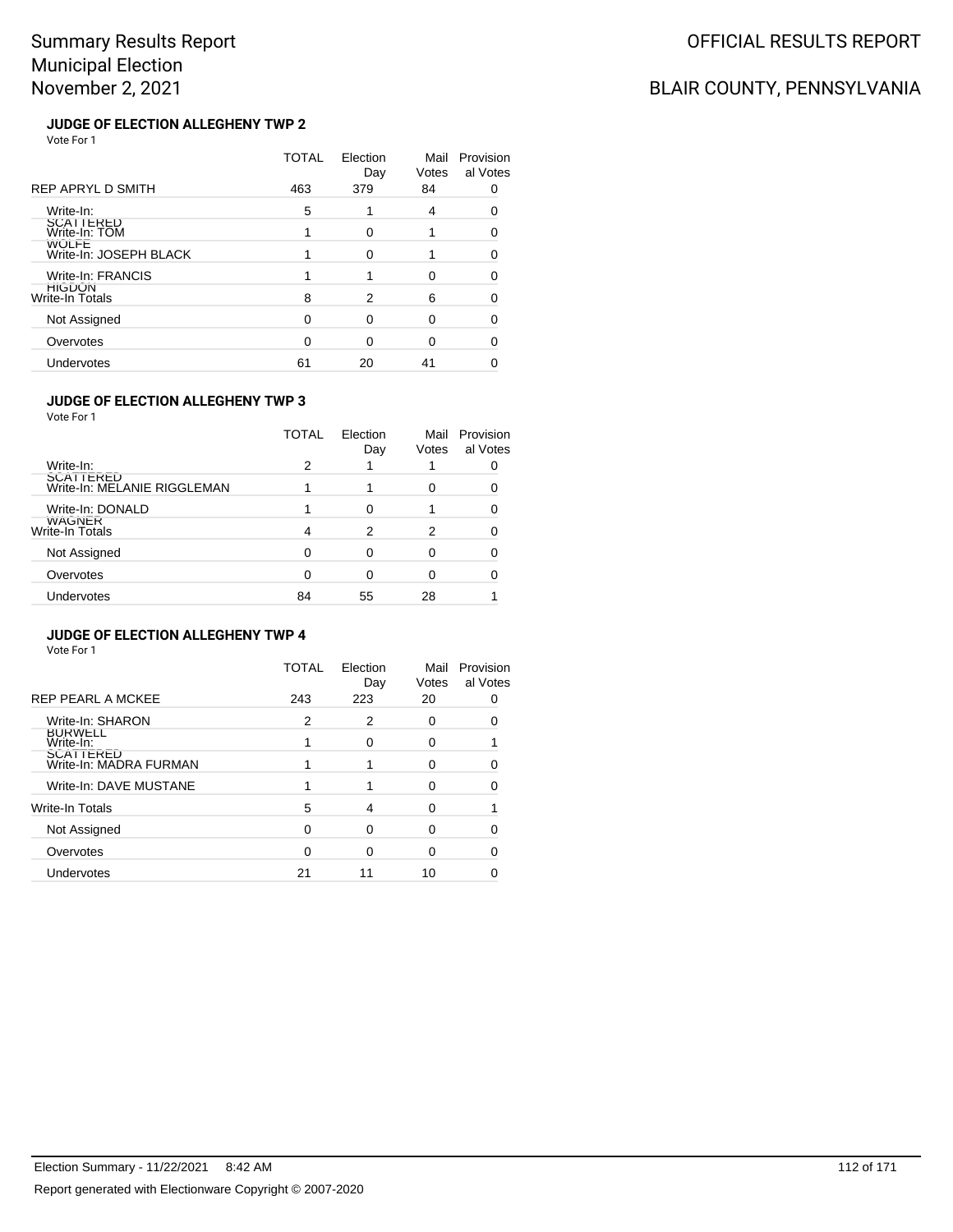# Summary Results Report
# Municipal Election
# November 2, 2021

OFFICIAL RESULTS REPORT

BLAIR COUNTY, PENNSYLVANIA

### JUDGE OF ELECTION ALLEGHENY TWP 2

Vote For 1

| | TOTAL | Election Day | Mail Votes | Provisional Votes |
|---|---|---|---|---|
| REP APRYL D SMITH | 463 | 379 | 84 | 0 |
| Write-In: SCATTERED | 5 | 1 | 4 | 0 |
| Write-In: TOM WOLFE | 1 | 0 | 1 | 0 |
| Write-In: JOSEPH BLACK | 1 | 0 | 1 | 0 |
| Write-In: FRANCIS HIGDON | 1 | 1 | 0 | 0 |
| Write-In Totals | 8 | 2 | 6 | 0 |
| Not Assigned | 0 | 0 | 0 | 0 |
| Overvotes | 0 | 0 | 0 | 0 |
| Undervotes | 61 | 20 | 41 | 0 |

### JUDGE OF ELECTION ALLEGHENY TWP 3

Vote For 1

| | TOTAL | Election Day | Mail Votes | Provisional Votes |
|---|---|---|---|---|
| Write-In: SCATTERED | 2 | 1 | 1 | 0 |
| Write-In: MELANIE RIGGLEMAN | 1 | 1 | 0 | 0 |
| Write-In: DONALD WAGNER | 1 | 0 | 1 | 0 |
| Write-In Totals | 4 | 2 | 2 | 0 |
| Not Assigned | 0 | 0 | 0 | 0 |
| Overvotes | 0 | 0 | 0 | 0 |
| Undervotes | 84 | 55 | 28 | 1 |

### JUDGE OF ELECTION ALLEGHENY TWP 4

Vote For 1

| | TOTAL | Election Day | Mail Votes | Provisional Votes |
|---|---|---|---|---|
| REP PEARL A MCKEE | 243 | 223 | 20 | 0 |
| Write-In: SHARON BURWELL | 2 | 2 | 0 | 0 |
| Write-In: SCATTERED | 1 | 0 | 0 | 1 |
| Write-In: MADRA FURMAN | 1 | 1 | 0 | 0 |
| Write-In: DAVE MUSTANE | 1 | 1 | 0 | 0 |
| Write-In Totals | 5 | 4 | 0 | 1 |
| Not Assigned | 0 | 0 | 0 | 0 |
| Overvotes | 0 | 0 | 0 | 0 |
| Undervotes | 21 | 11 | 10 | 0 |

Election Summary - 11/22/2021 8:42 AM

Report generated with Electionware Copyright © 2007-2020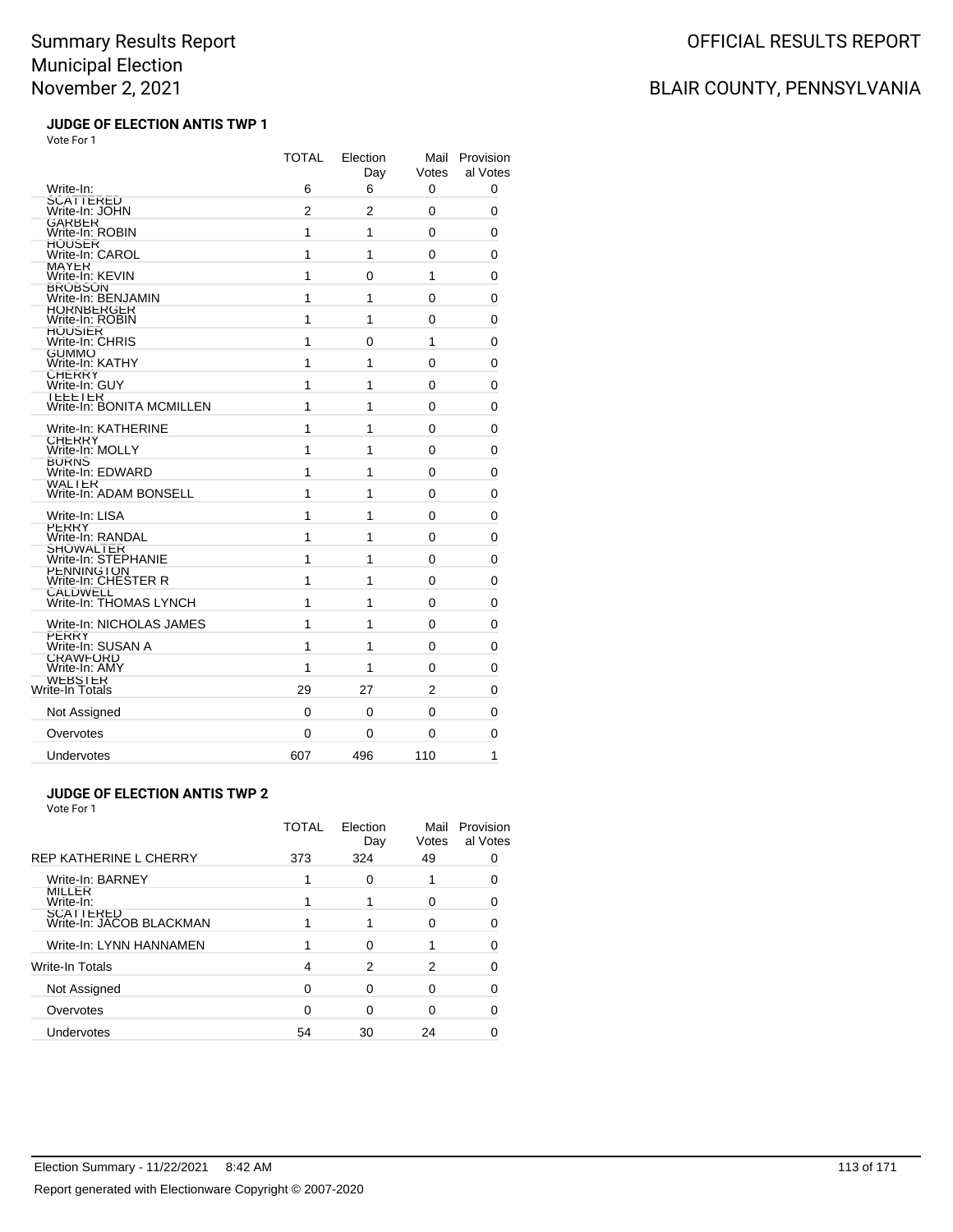# Summary Results Report
## Municipal Election
## November 2, 2021

OFFICIAL RESULTS REPORT

BLAIR COUNTY, PENNSYLVANIA

### JUDGE OF ELECTION ANTIS TWP 1

Vote For 1

| | TOTAL | Election Day | Mail Votes | Provisional Votes |
|---|---|---|---|---|
| Write-In: SCATTERED | 6 | 6 | 0 | 0 |
| Write-In: JOHN GARBER | 2 | 2 | 0 | 0 |
| Write-In: ROBIN HOUSER | 1 | 1 | 0 | 0 |
| Write-In: CAROL MAYER | 1 | 1 | 0 | 0 |
| Write-In: KEVIN BROBSON | 1 | 0 | 1 | 0 |
| Write-In: BENJAMIN HORNBERGER | 1 | 1 | 0 | 0 |
| Write-In: ROBIN HOUSIER | 1 | 1 | 0 | 0 |
| Write-In: CHRIS GUMMO | 1 | 0 | 1 | 0 |
| Write-In: KATHY CHERRY | 1 | 1 | 0 | 0 |
| Write-In: GUY TEETER | 1 | 1 | 0 | 0 |
| Write-In: BONITA MCMILLEN | 1 | 1 | 0 | 0 |
| Write-In: KATHERINE CHERRY | 1 | 1 | 0 | 0 |
| Write-In: MOLLY BURNS | 1 | 1 | 0 | 0 |
| Write-In: EDWARD WALTER | 1 | 1 | 0 | 0 |
| Write-In: ADAM BONSELL | 1 | 1 | 0 | 0 |
| Write-In: LISA PERRY | 1 | 1 | 0 | 0 |
| Write-In: RANDAL SHOWALTER | 1 | 1 | 0 | 0 |
| Write-In: STEPHANIE PENNINGTON | 1 | 1 | 0 | 0 |
| Write-In: CHESTER R CALDWELL | 1 | 1 | 0 | 0 |
| Write-In: THOMAS LYNCH | 1 | 1 | 0 | 0 |
| Write-In: NICHOLAS JAMES PERRY | 1 | 1 | 0 | 0 |
| Write-In: SUSAN A CRAWFORD | 1 | 1 | 0 | 0 |
| Write-In: AMY WEBSTER | 1 | 1 | 0 | 0 |
| Write-In Totals | 29 | 27 | 2 | 0 |
| Not Assigned | 0 | 0 | 0 | 0 |
| Overvotes | 0 | 0 | 0 | 0 |
| Undervotes | 607 | 496 | 110 | 1 |

### JUDGE OF ELECTION ANTIS TWP 2

Vote For 1

| | TOTAL | Election Day | Mail Votes | Provisional Votes |
|---|---|---|---|---|
| REP KATHERINE L CHERRY | 373 | 324 | 49 | 0 |
| Write-In: BARNEY MILLER | 1 | 0 | 1 | 0 |
| Write-In: SCATTERED | 1 | 1 | 0 | 0 |
| Write-In: JACOB BLACKMAN | 1 | 1 | 0 | 0 |
| Write-In: LYNN HANNAMEN | 1 | 0 | 1 | 0 |
| Write-In Totals | 4 | 2 | 2 | 0 |
| Not Assigned | 0 | 0 | 0 | 0 |
| Overvotes | 0 | 0 | 0 | 0 |
| Undervotes | 54 | 30 | 24 | 0 |

Election Summary - 11/22/2021 8:42 AM

Report generated with Electionware Copyright © 2007-2020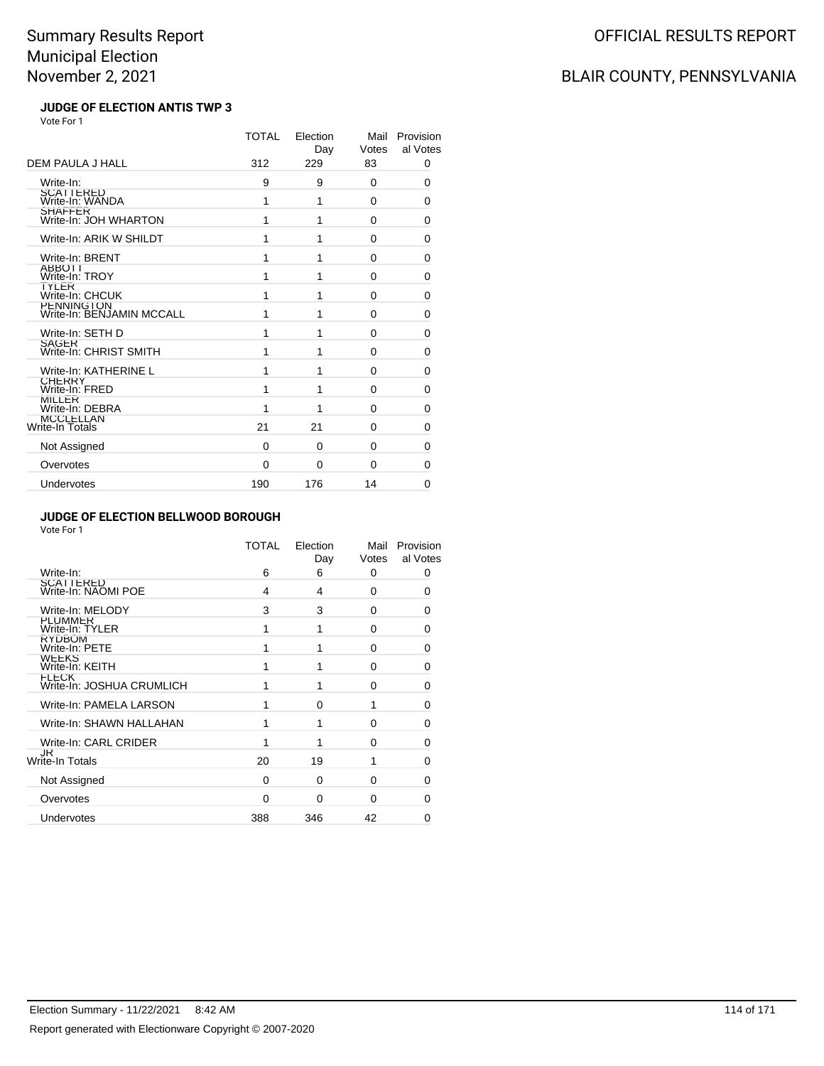# Summary Results Report
# Municipal Election
# November 2, 2021

OFFICIAL RESULTS REPORT

BLAIR COUNTY, PENNSYLVANIA

### JUDGE OF ELECTION ANTIS TWP 3

Vote For 1

| | TOTAL | Election Day | Mail Votes | Provisional Votes |
|---|---|---|---|---|
| DEM PAULA J HALL | 312 | 229 | 83 | 0 |
| Write-In: SCATTERED | 9 | 9 | 0 | 0 |
| Write-In: WANDA SHAFFER | 1 | 1 | 0 | 0 |
| Write-In: JOH WHARTON | 1 | 1 | 0 | 0 |
| Write-In: ARIK W SHILDT | 1 | 1 | 0 | 0 |
| Write-In: BRENT ABBOTT | 1 | 1 | 0 | 0 |
| Write-In: TROY TYLER | 1 | 1 | 0 | 0 |
| Write-In: CHCUK PENNINGTON | 1 | 1 | 0 | 0 |
| Write-In: BENJAMIN MCCALL | 1 | 1 | 0 | 0 |
| Write-In: SETH D SAGER | 1 | 1 | 0 | 0 |
| Write-In: CHRIST SMITH | 1 | 1 | 0 | 0 |
| Write-In: KATHERINE L CHERRY | 1 | 1 | 0 | 0 |
| Write-In: FRED MILLER | 1 | 1 | 0 | 0 |
| Write-In: DEBRA MCCLELLAN | 1 | 1 | 0 | 0 |
| Write-In Totals | 21 | 21 | 0 | 0 |
| Not Assigned | 0 | 0 | 0 | 0 |
| Overvotes | 0 | 0 | 0 | 0 |
| Undervotes | 190 | 176 | 14 | 0 |

### JUDGE OF ELECTION BELLWOOD BOROUGH

Vote For 1

| | TOTAL | Election Day | Mail Votes | Provisional Votes |
|---|---|---|---|---|
| Write-In: SCATTERED | 6 | 6 | 0 | 0 |
| Write-In: NAOMI POE | 4 | 4 | 0 | 0 |
| Write-In: MELODY PLUMMER | 3 | 3 | 0 | 0 |
| Write-In: TYLER RYDBOM | 1 | 1 | 0 | 0 |
| Write-In: PETE WEEKS | 1 | 1 | 0 | 0 |
| Write-In: KEITH FLECK | 1 | 1 | 0 | 0 |
| Write-In: JOSHUA CRUMLICH | 1 | 1 | 0 | 0 |
| Write-In: PAMELA LARSON | 1 | 0 | 1 | 0 |
| Write-In: SHAWN HALLAHAN | 1 | 1 | 0 | 0 |
| Write-In: CARL CRIDER JR | 1 | 1 | 0 | 0 |
| Write-In Totals | 20 | 19 | 1 | 0 |
| Not Assigned | 0 | 0 | 0 | 0 |
| Overvotes | 0 | 0 | 0 | 0 |
| Undervotes | 388 | 346 | 42 | 0 |

Election Summary - 11/22/2021 8:42 AM

Report generated with Electionware Copyright © 2007-2020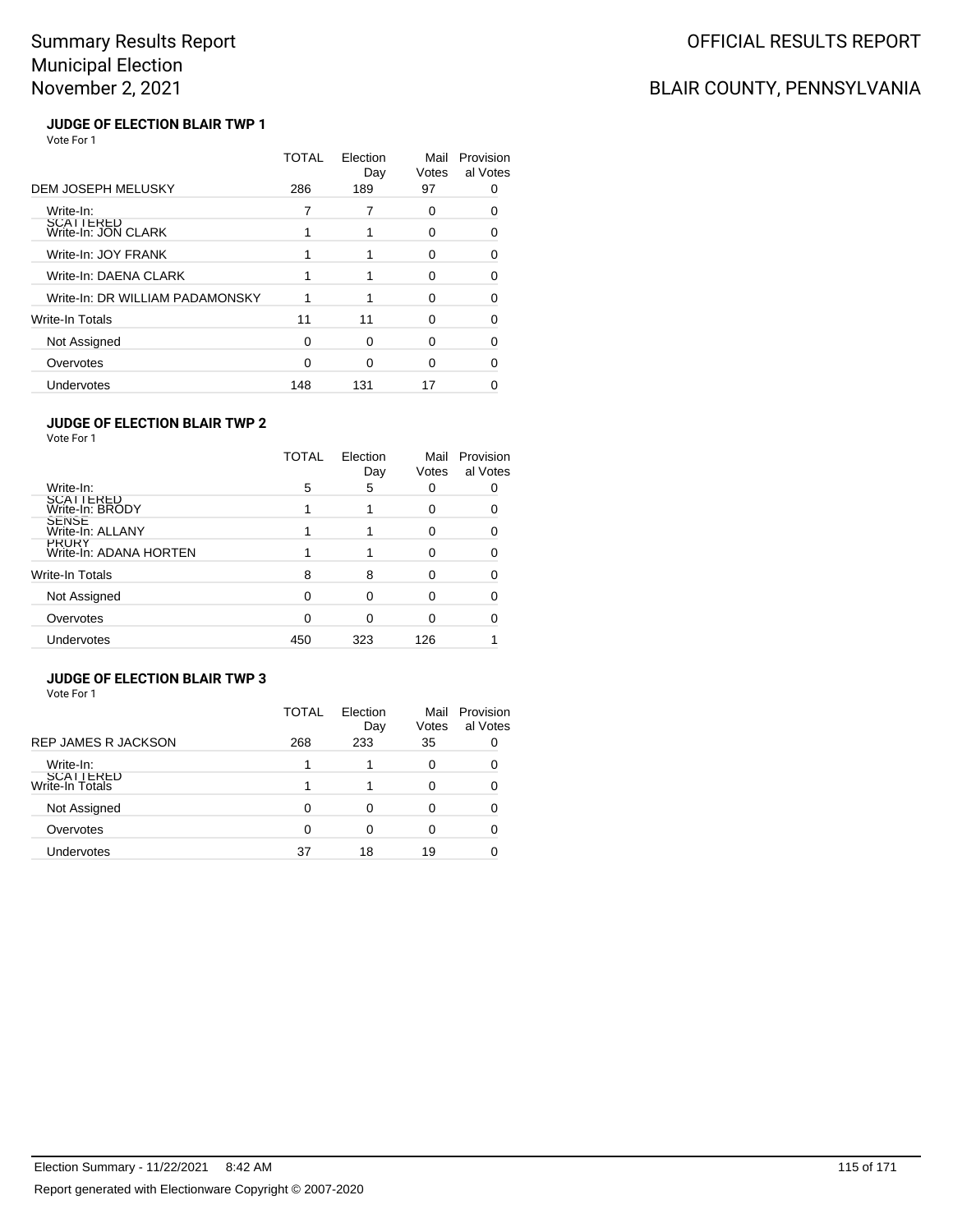# Summary Results Report
# Municipal Election
# November 2, 2021

OFFICIAL RESULTS REPORT

BLAIR COUNTY, PENNSYLVANIA

### JUDGE OF ELECTION BLAIR TWP 1

Vote For 1

| | TOTAL | Election Day | Mail Votes | Provisional Votes |
|---|---|---|---|---|
| DEM JOSEPH MELUSKY | 286 | 189 | 97 | 0 |
| Write-In: SCATTERED | 7 | 7 | 0 | 0 |
| Write-In: JON CLARK | 1 | 1 | 0 | 0 |
| Write-In: JOY FRANK | 1 | 1 | 0 | 0 |
| Write-In: DAENA CLARK | 1 | 1 | 0 | 0 |
| Write-In: DR WILLIAM PADAMONSKY | 1 | 1 | 0 | 0 |
| Write-In Totals | 11 | 11 | 0 | 0 |
| Not Assigned | 0 | 0 | 0 | 0 |
| Overvotes | 0 | 0 | 0 | 0 |
| Undervotes | 148 | 131 | 17 | 0 |

### JUDGE OF ELECTION BLAIR TWP 2

Vote For 1

| | TOTAL | Election Day | Mail Votes | Provisional Votes |
|---|---|---|---|---|
| Write-In: SCATTERED | 5 | 5 | 0 | 0 |
| Write-In: BRODY SENSE | 1 | 1 | 0 | 0 |
| Write-In: ALLANY PRURY | 1 | 1 | 0 | 0 |
| Write-In: ADANA HORTEN | 1 | 1 | 0 | 0 |
| Write-In Totals | 8 | 8 | 0 | 0 |
| Not Assigned | 0 | 0 | 0 | 0 |
| Overvotes | 0 | 0 | 0 | 0 |
| Undervotes | 450 | 323 | 126 | 1 |

### JUDGE OF ELECTION BLAIR TWP 3

Vote For 1

| | TOTAL | Election Day | Mail Votes | Provisional Votes |
|---|---|---|---|---|
| REP JAMES R JACKSON | 268 | 233 | 35 | 0 |
| Write-In: SCATTERED | 1 | 1 | 0 | 0 |
| Write-In Totals | 1 | 1 | 0 | 0 |
| Not Assigned | 0 | 0 | 0 | 0 |
| Overvotes | 0 | 0 | 0 | 0 |
| Undervotes | 37 | 18 | 19 | 0 |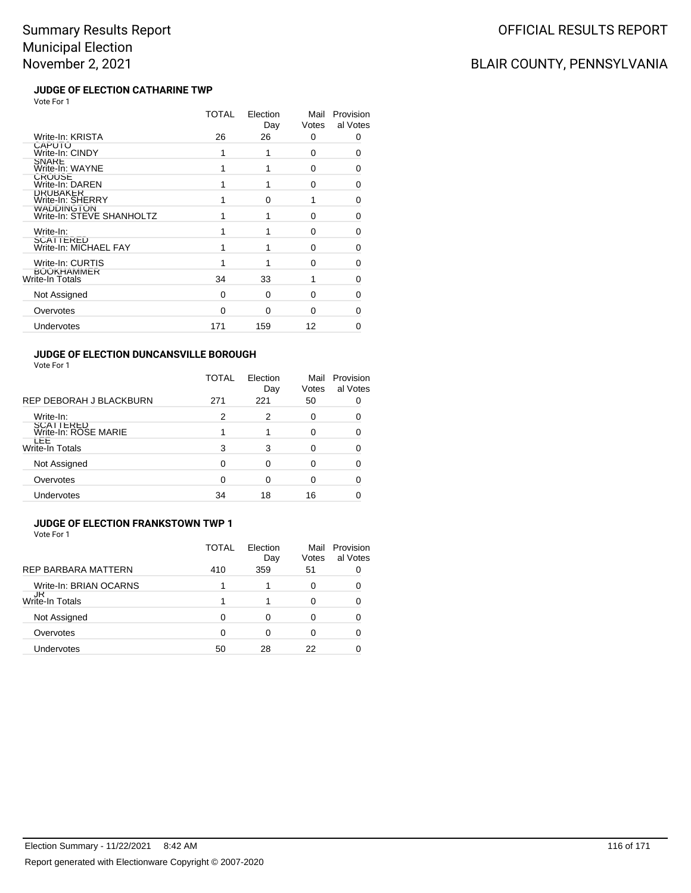# Summary Results Report
# Municipal Election
# November 2, 2021

OFFICIAL RESULTS REPORT

BLAIR COUNTY, PENNSYLVANIA

### JUDGE OF ELECTION CATHARINE TWP

Vote For 1

| | TOTAL | Election Day | Mail Votes | Provisional Votes |
|---|---|---|---|---|
| Write-In: KRISTA CAPUTO | 26 | 26 | 0 | 0 |
| Write-In: CINDY SNARE | 1 | 1 | 0 | 0 |
| Write-In: WAYNE CROUSE | 1 | 1 | 0 | 0 |
| Write-In: DAREN DRUBAKER | 1 | 1 | 0 | 0 |
| Write-In: SHERRY WADDINGTON | 1 | 0 | 1 | 0 |
| Write-In: STEVE SHANHOLTZ | 1 | 1 | 0 | 0 |
| Write-In: SCATTERED | 1 | 1 | 0 | 0 |
| Write-In: MICHAEL FAY | 1 | 1 | 0 | 0 |
| Write-In: CURTIS BOOKHAMMER | 1 | 1 | 0 | 0 |
| Write-In Totals | 34 | 33 | 1 | 0 |
| Not Assigned | 0 | 0 | 0 | 0 |
| Overvotes | 0 | 0 | 0 | 0 |
| Undervotes | 171 | 159 | 12 | 0 |

### JUDGE OF ELECTION DUNCANSVILLE BOROUGH

Vote For 1

| | TOTAL | Election Day | Mail Votes | Provisional Votes |
|---|---|---|---|---|
| REP DEBORAH J BLACKBURN | 271 | 221 | 50 | 0 |
| Write-In: SCATTERED | 2 | 2 | 0 | 0 |
| Write-In: ROSE MARIE LEE | 1 | 1 | 0 | 0 |
| Write-In Totals | 3 | 3 | 0 | 0 |
| Not Assigned | 0 | 0 | 0 | 0 |
| Overvotes | 0 | 0 | 0 | 0 |
| Undervotes | 34 | 18 | 16 | 0 |

### JUDGE OF ELECTION FRANKSTOWN TWP 1

Vote For 1

| | TOTAL | Election Day | Mail Votes | Provisional Votes |
|---|---|---|---|---|
| REP BARBARA MATTERN | 410 | 359 | 51 | 0 |
| Write-In: BRIAN OCARNS JR | 1 | 1 | 0 | 0 |
| Write-In Totals | 1 | 1 | 0 | 0 |
| Not Assigned | 0 | 0 | 0 | 0 |
| Overvotes | 0 | 0 | 0 | 0 |
| Undervotes | 50 | 28 | 22 | 0 |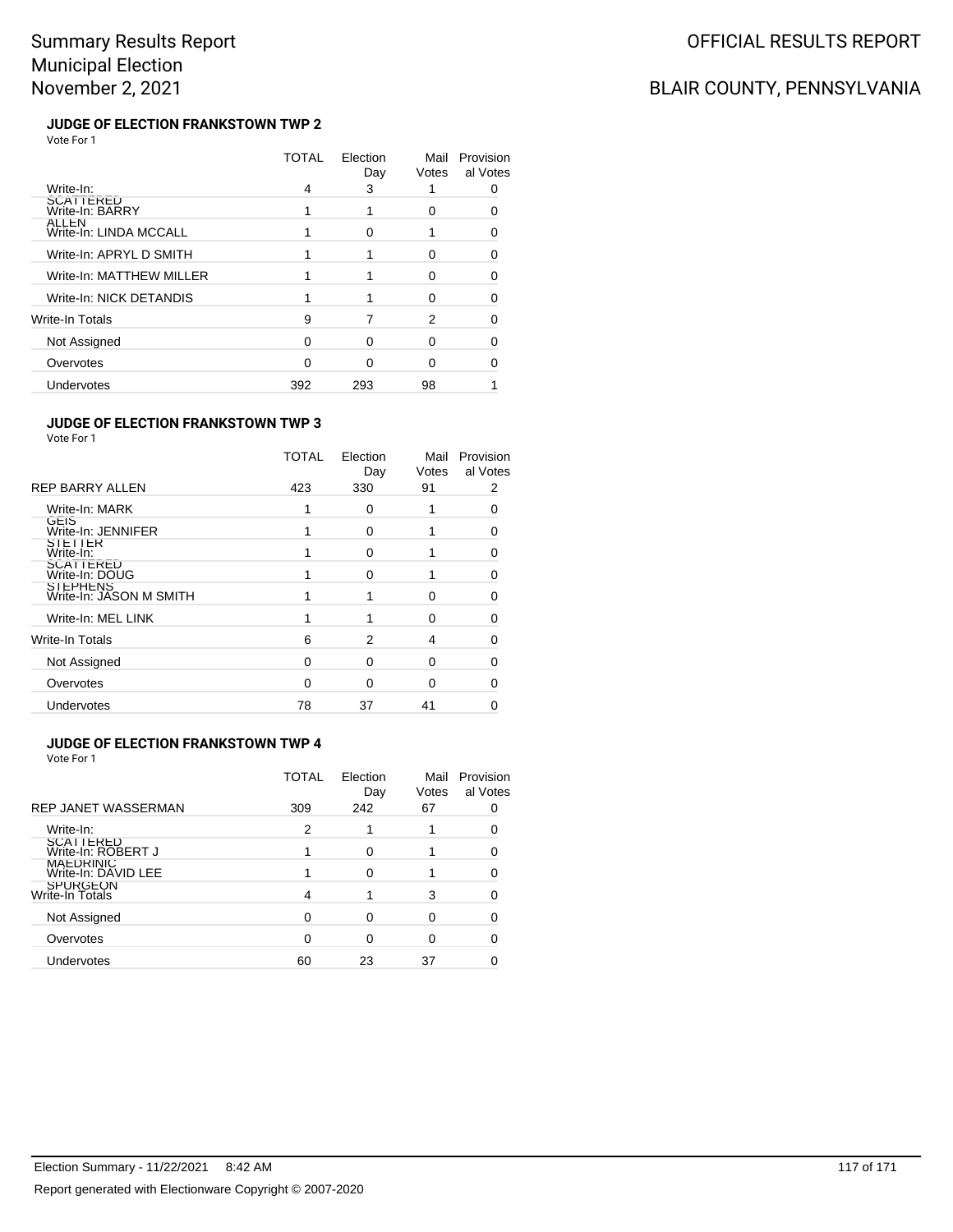# Summary Results Report
# Municipal Election
# November 2, 2021

OFFICIAL RESULTS REPORT

BLAIR COUNTY, PENNSYLVANIA

### JUDGE OF ELECTION FRANKSTOWN TWP 2

Vote For 1

| | TOTAL | Election Day | Mail Votes | Provisional Votes |
|---|---|---|---|---|
| Write-In: SCATTERED | 4 | 3 | 1 | 0 |
| Write-In: BARRY ALLEN | 1 | 1 | 0 | 0 |
| Write-In: LINDA MCCALL | 1 | 0 | 1 | 0 |
| Write-In: APRYL D SMITH | 1 | 1 | 0 | 0 |
| Write-In: MATTHEW MILLER | 1 | 1 | 0 | 0 |
| Write-In: NICK DETANDIS | 1 | 1 | 0 | 0 |
| Write-In Totals | 9 | 7 | 2 | 0 |
| Not Assigned | 0 | 0 | 0 | 0 |
| Overvotes | 0 | 0 | 0 | 0 |
| Undervotes | 392 | 293 | 98 | 1 |

### JUDGE OF ELECTION FRANKSTOWN TWP 3

Vote For 1

| | TOTAL | Election Day | Mail Votes | Provisional Votes |
|---|---|---|---|---|
| REP BARRY ALLEN | 423 | 330 | 91 | 2 |
| Write-In: MARK GEIS | 1 | 0 | 1 | 0 |
| Write-In: JENNIFER STETTER | 1 | 0 | 1 | 0 |
| Write-In: SCATTERED | 1 | 0 | 1 | 0 |
| Write-In: DOUG STEPHENS | 1 | 0 | 1 | 0 |
| Write-In: JASON M SMITH | 1 | 1 | 0 | 0 |
| Write-In: MEL LINK | 1 | 1 | 0 | 0 |
| Write-In Totals | 6 | 2 | 4 | 0 |
| Not Assigned | 0 | 0 | 0 | 0 |
| Overvotes | 0 | 0 | 0 | 0 |
| Undervotes | 78 | 37 | 41 | 0 |

### JUDGE OF ELECTION FRANKSTOWN TWP 4

Vote For 1

| | TOTAL | Election Day | Mail Votes | Provisional Votes |
|---|---|---|---|---|
| REP JANET WASSERMAN | 309 | 242 | 67 | 0 |
| Write-In: SCATTERED | 2 | 1 | 1 | 0 |
| Write-In: ROBERT J MAEDRINIC | 1 | 0 | 1 | 0 |
| Write-In: DAVID LEE SPURGEON | 1 | 0 | 1 | 0 |
| Write-In Totals | 4 | 1 | 3 | 0 |
| Not Assigned | 0 | 0 | 0 | 0 |
| Overvotes | 0 | 0 | 0 | 0 |
| Undervotes | 60 | 23 | 37 | 0 |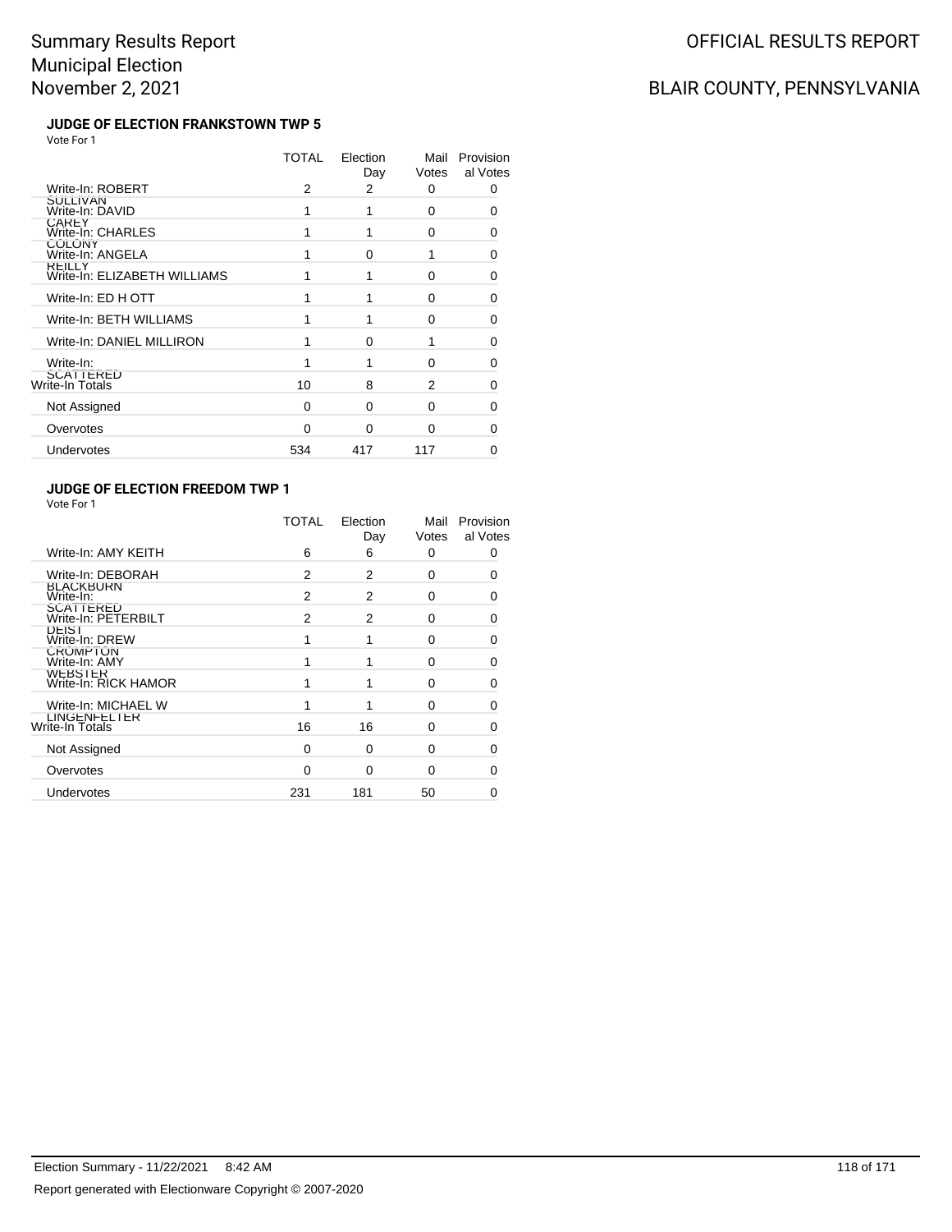# Summary Results Report
# Municipal Election
# November 2, 2021

OFFICIAL RESULTS REPORT

BLAIR COUNTY, PENNSYLVANIA

### JUDGE OF ELECTION FRANKSTOWN TWP 5

Vote For 1

| | TOTAL | Election Day | Mail Votes | Provisional Votes |
|---|---|---|---|---|
| Write-In: ROBERT SULLIVAN | 2 | 2 | 0 | 0 |
| Write-In: DAVID CAREY | 1 | 1 | 0 | 0 |
| Write-In: CHARLES COLONY | 1 | 1 | 0 | 0 |
| Write-In: ANGELA REILLY | 1 | 0 | 1 | 0 |
| Write-In: ELIZABETH WILLIAMS | 1 | 1 | 0 | 0 |
| Write-In: ED H OTT | 1 | 1 | 0 | 0 |
| Write-In: BETH WILLIAMS | 1 | 1 | 0 | 0 |
| Write-In: DANIEL MILLIRON | 1 | 0 | 1 | 0 |
| Write-In: SCATTERED | 1 | 1 | 0 | 0 |
| Write-In Totals | 10 | 8 | 2 | 0 |
| Not Assigned | 0 | 0 | 0 | 0 |
| Overvotes | 0 | 0 | 0 | 0 |
| Undervotes | 534 | 417 | 117 | 0 |

### JUDGE OF ELECTION FREEDOM TWP 1

Vote For 1

| | TOTAL | Election Day | Mail Votes | Provisional Votes |
|---|---|---|---|---|
| Write-In: AMY KEITH | 6 | 6 | 0 | 0 |
| Write-In: DEBORAH BLACKBURN | 2 | 2 | 0 | 0 |
| Write-In: SCATTERED | 2 | 2 | 0 | 0 |
| Write-In: PETERBILT DEIST | 2 | 2 | 0 | 0 |
| Write-In: DREW CROMPTON | 1 | 1 | 0 | 0 |
| Write-In: AMY WEBSTER | 1 | 1 | 0 | 0 |
| Write-In: RICK HAMOR | 1 | 1 | 0 | 0 |
| Write-In: MICHAEL W LINGENFELTER | 1 | 1 | 0 | 0 |
| Write-In Totals | 16 | 16 | 0 | 0 |
| Not Assigned | 0 | 0 | 0 | 0 |
| Overvotes | 0 | 0 | 0 | 0 |
| Undervotes | 231 | 181 | 50 | 0 |

Election Summary - 11/22/2021 8:42 AM

Report generated with Electionware Copyright © 2007-2020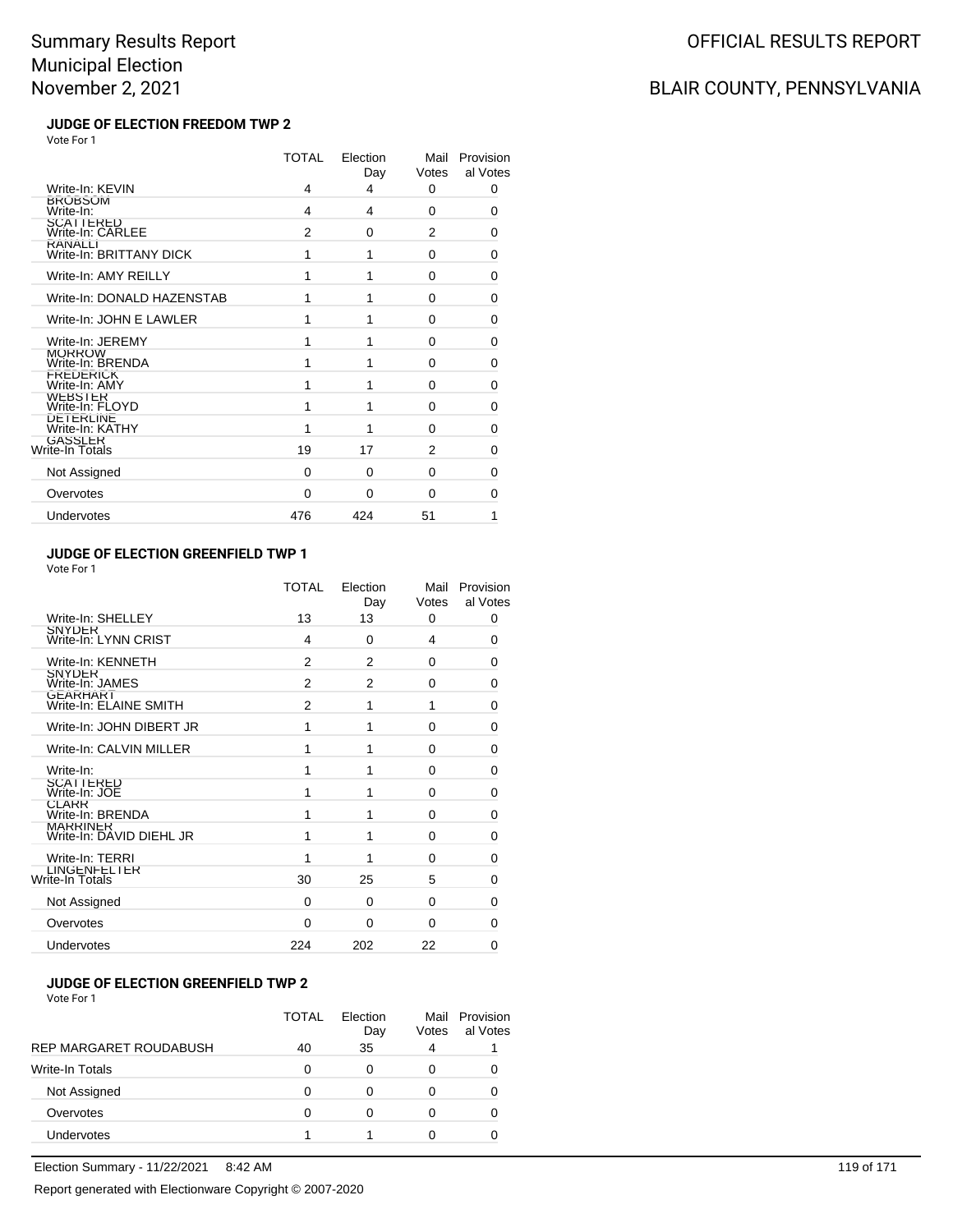### JUDGE OF ELECTION FREEDOM TWP 2

Vote For 1

| | TOTAL | Election Day | Mail Votes | Provisional Votes |
|---|---|---|---|---|
| Write-In: KEVIN BROBSOM | 4 | 4 | 0 | 0 |
| Write-In: SCATTERED | 4 | 4 | 0 | 0 |
| Write-In: CARLEE RANALLI | 2 | 0 | 2 | 0 |
| Write-In: BRITTANY DICK | 1 | 1 | 0 | 0 |
| Write-In: AMY REILLY | 1 | 1 | 0 | 0 |
| Write-In: DONALD HAZENSTAB | 1 | 1 | 0 | 0 |
| Write-In: JOHN E LAWLER | 1 | 1 | 0 | 0 |
| Write-In: JEREMY MORROW | 1 | 1 | 0 | 0 |
| Write-In: BRENDA FREDERICK | 1 | 1 | 0 | 0 |
| Write-In: AMY WEBSTER | 1 | 1 | 0 | 0 |
| Write-In: FLOYD DETERLINE | 1 | 1 | 0 | 0 |
| Write-In: KATHY GASSLER | 1 | 1 | 0 | 0 |
| Write-In Totals | 19 | 17 | 2 | 0 |
| Not Assigned | 0 | 0 | 0 | 0 |
| Overvotes | 0 | 0 | 0 | 0 |
| Undervotes | 476 | 424 | 51 | 1 |

### JUDGE OF ELECTION GREENFIELD TWP 1

Vote For 1

| | TOTAL | Election Day | Mail Votes | Provisional Votes |
|---|---|---|---|---|
| Write-In: SHELLEY SNYDER | 13 | 13 | 0 | 0 |
| Write-In: LYNN CRIST | 4 | 0 | 4 | 0 |
| Write-In: KENNETH SNYDER | 2 | 2 | 0 | 0 |
| Write-In: JAMES GEARHART | 2 | 2 | 0 | 0 |
| Write-In: ELAINE SMITH | 2 | 1 | 1 | 0 |
| Write-In: JOHN DIBERT JR | 1 | 1 | 0 | 0 |
| Write-In: CALVIN MILLER | 1 | 1 | 0 | 0 |
| Write-In: SCATTERED | 1 | 1 | 0 | 0 |
| Write-In: JOE CLARR | 1 | 1 | 0 | 0 |
| Write-In: BRENDA MARRINER | 1 | 1 | 0 | 0 |
| Write-In: DAVID DIEHL JR | 1 | 1 | 0 | 0 |
| Write-In: TERRI LINGENFELTER | 1 | 1 | 0 | 0 |
| Write-In Totals | 30 | 25 | 5 | 0 |
| Not Assigned | 0 | 0 | 0 | 0 |
| Overvotes | 0 | 0 | 0 | 0 |
| Undervotes | 224 | 202 | 22 | 0 |

### JUDGE OF ELECTION GREENFIELD TWP 2

Vote For 1

| | TOTAL | Election Day | Mail Votes | Provisional Votes |
|---|---|---|---|---|
| REP MARGARET ROUDABUSH | 40 | 35 | 4 | 1 |
| Write-In Totals | 0 | 0 | 0 | 0 |
| Not Assigned | 0 | 0 | 0 | 0 |
| Overvotes | 0 | 0 | 0 | 0 |
| Undervotes | 1 | 1 | 0 | 0 |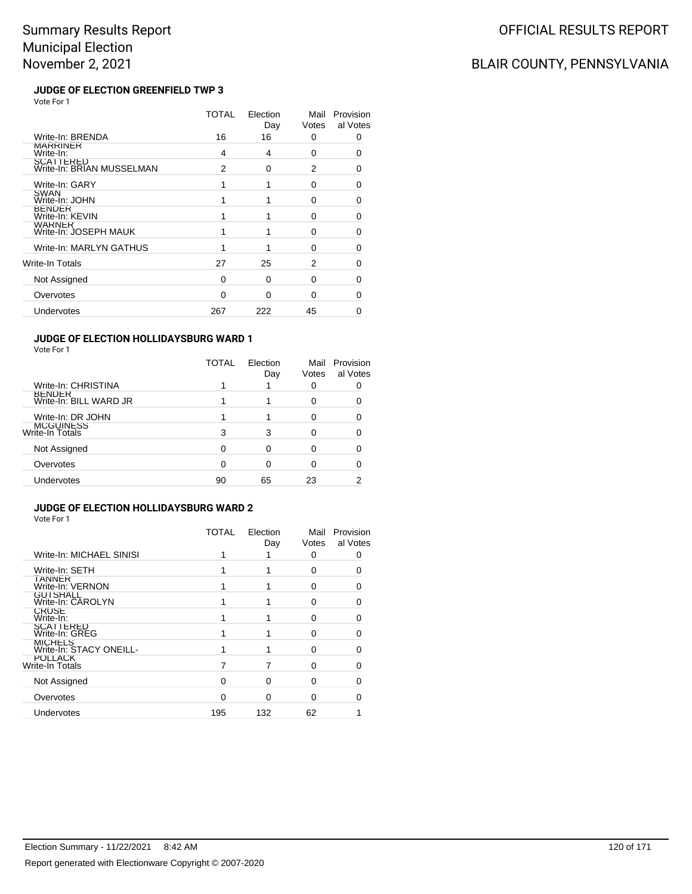# Summary Results Report
# Municipal Election
# November 2, 2021

OFFICIAL RESULTS REPORT

BLAIR COUNTY, PENNSYLVANIA

### JUDGE OF ELECTION GREENFIELD TWP 3

Vote For 1

| | TOTAL | Election Day | Mail Votes | Provisional Votes |
|---|---|---|---|---|
| Write-In: BRENDA MARRINER | 16 | 16 | 0 | 0 |
| Write-In: SCATTERED | 4 | 4 | 0 | 0 |
| Write-In: BRIAN MUSSELMAN | 2 | 0 | 2 | 0 |
| Write-In: GARY SWAN | 1 | 1 | 0 | 0 |
| Write-In: JOHN BENDER | 1 | 1 | 0 | 0 |
| Write-In: KEVIN WARNER | 1 | 1 | 0 | 0 |
| Write-In: JOSEPH MAUK | 1 | 1 | 0 | 0 |
| Write-In: MARLYN GATHUS | 1 | 1 | 0 | 0 |
| Write-In Totals | 27 | 25 | 2 | 0 |
| Not Assigned | 0 | 0 | 0 | 0 |
| Overvotes | 0 | 0 | 0 | 0 |
| Undervotes | 267 | 222 | 45 | 0 |

### JUDGE OF ELECTION HOLLIDAYSBURG WARD 1

Vote For 1

| | TOTAL | Election Day | Mail Votes | Provisional Votes |
|---|---|---|---|---|
| Write-In: CHRISTINA BENDER | 1 | 1 | 0 | 0 |
| Write-In: BILL WARD JR | 1 | 1 | 0 | 0 |
| Write-In: DR JOHN MCGUINESS | 1 | 1 | 0 | 0 |
| Write-In Totals | 3 | 3 | 0 | 0 |
| Not Assigned | 0 | 0 | 0 | 0 |
| Overvotes | 0 | 0 | 0 | 0 |
| Undervotes | 90 | 65 | 23 | 2 |

### JUDGE OF ELECTION HOLLIDAYSBURG WARD 2

Vote For 1

| | TOTAL | Election Day | Mail Votes | Provisional Votes |
|---|---|---|---|---|
| Write-In: MICHAEL SINISI | 1 | 1 | 0 | 0 |
| Write-In: SETH TANNER | 1 | 1 | 0 | 0 |
| Write-In: VERNON GUTSHALL | 1 | 1 | 0 | 0 |
| Write-In: CAROLYN CRUSE | 1 | 1 | 0 | 0 |
| Write-In: SCATTERED | 1 | 1 | 0 | 0 |
| Write-In: GREG MICHELS | 1 | 1 | 0 | 0 |
| Write-In: STACY ONEILL-POLLACK | 1 | 1 | 0 | 0 |
| Write-In Totals | 7 | 7 | 0 | 0 |
| Not Assigned | 0 | 0 | 0 | 0 |
| Overvotes | 0 | 0 | 0 | 0 |
| Undervotes | 195 | 132 | 62 | 1 |

Election Summary - 11/22/2021 8:42 AM

Report generated with Electionware Copyright © 2007-2020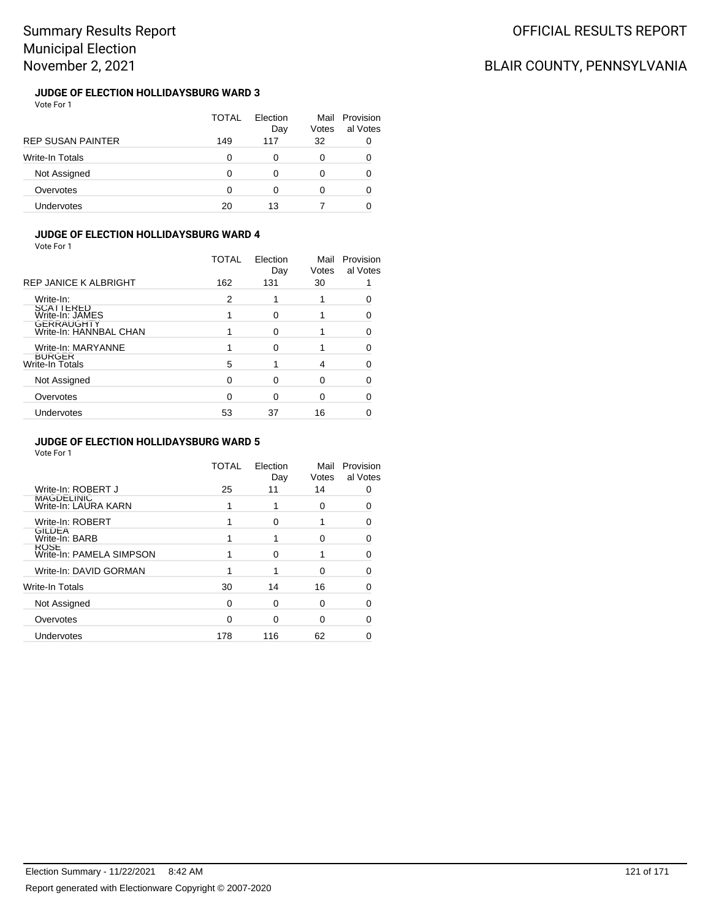# Summary Results Report
# Municipal Election
# November 2, 2021

OFFICIAL RESULTS REPORT

BLAIR COUNTY, PENNSYLVANIA

### JUDGE OF ELECTION HOLLIDAYSBURG WARD 3

Vote For 1

| | TOTAL | Election Day | Mail Votes | Provisional Votes |
|---|---|---|---|---|
| REP SUSAN PAINTER | 149 | 117 | 32 | 0 |
| Write-In Totals | 0 | 0 | 0 | 0 |
| Not Assigned | 0 | 0 | 0 | 0 |
| Overvotes | 0 | 0 | 0 | 0 |
| Undervotes | 20 | 13 | 7 | 0 |

### JUDGE OF ELECTION HOLLIDAYSBURG WARD 4

Vote For 1

| | TOTAL | Election Day | Mail Votes | Provisional Votes |
|---|---|---|---|---|
| REP JANICE K ALBRIGHT | 162 | 131 | 30 | 1 |
| Write-In: SCATTERED | 2 | 1 | 1 | 0 |
| Write-In: JAMES GERRAUGHTY | 1 | 0 | 1 | 0 |
| Write-In: HANNBAL CHAN | 1 | 0 | 1 | 0 |
| Write-In: MARYANNE BURGER | 1 | 0 | 1 | 0 |
| Write-In Totals | 5 | 1 | 4 | 0 |
| Not Assigned | 0 | 0 | 0 | 0 |
| Overvotes | 0 | 0 | 0 | 0 |
| Undervotes | 53 | 37 | 16 | 0 |

### JUDGE OF ELECTION HOLLIDAYSBURG WARD 5

Vote For 1

| | TOTAL | Election Day | Mail Votes | Provisional Votes |
|---|---|---|---|---|
| Write-In: ROBERT J MAGDELINIC | 25 | 11 | 14 | 0 |
| Write-In: LAURA KARN | 1 | 1 | 0 | 0 |
| Write-In: ROBERT GILDEA | 1 | 0 | 1 | 0 |
| Write-In: BARB ROSE | 1 | 1 | 0 | 0 |
| Write-In: PAMELA SIMPSON | 1 | 0 | 1 | 0 |
| Write-In: DAVID GORMAN | 1 | 1 | 0 | 0 |
| Write-In Totals | 30 | 14 | 16 | 0 |
| Not Assigned | 0 | 0 | 0 | 0 |
| Overvotes | 0 | 0 | 0 | 0 |
| Undervotes | 178 | 116 | 62 | 0 |

Election Summary - 11/22/2021 8:42 AM

Report generated with Electionware Copyright © 2007-2020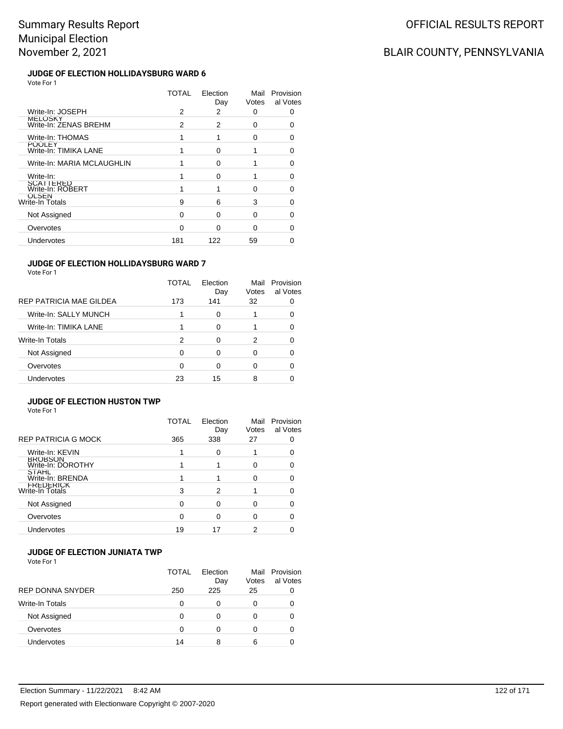# Summary Results Report
# Municipal Election
# November 2, 2021

OFFICIAL RESULTS REPORT

BLAIR COUNTY, PENNSYLVANIA

### JUDGE OF ELECTION HOLLIDAYSBURG WARD 6

Vote For 1

| | TOTAL | Election Day | Mail Votes | Provisional Votes |
|---|---|---|---|---|
| Write-In: JOSEPH MELOSKY | 2 | 2 | 0 | 0 |
| Write-In: ZENAS BREHM | 2 | 2 | 0 | 0 |
| Write-In: THOMAS POOLEY | 1 | 1 | 0 | 0 |
| Write-In: TIMIKA LANE | 1 | 0 | 1 | 0 |
| Write-In: MARIA MCLAUGHLIN | 1 | 0 | 1 | 0 |
| Write-In: SCATTERED | 1 | 0 | 1 | 0 |
| Write-In: ROBERT OLSEN | 1 | 1 | 0 | 0 |
| Write-In Totals | 9 | 6 | 3 | 0 |
| Not Assigned | 0 | 0 | 0 | 0 |
| Overvotes | 0 | 0 | 0 | 0 |
| Undervotes | 181 | 122 | 59 | 0 |

### JUDGE OF ELECTION HOLLIDAYSBURG WARD 7

Vote For 1

| | TOTAL | Election Day | Mail Votes | Provisional Votes |
|---|---|---|---|---|
| REP PATRICIA MAE GILDEA | 173 | 141 | 32 | 0 |
| Write-In: SALLY MUNCH | 1 | 0 | 1 | 0 |
| Write-In: TIMIKA LANE | 1 | 0 | 1 | 0 |
| Write-In Totals | 2 | 0 | 2 | 0 |
| Not Assigned | 0 | 0 | 0 | 0 |
| Overvotes | 0 | 0 | 0 | 0 |
| Undervotes | 23 | 15 | 8 | 0 |

### JUDGE OF ELECTION HUSTON TWP

Vote For 1

| | TOTAL | Election Day | Mail Votes | Provisional Votes |
|---|---|---|---|---|
| REP PATRICIA G MOCK | 365 | 338 | 27 | 0 |
| Write-In: KEVIN BROBSON | 1 | 0 | 1 | 0 |
| Write-In: DOROTHY STAHL | 1 | 1 | 0 | 0 |
| Write-In: BRENDA FREDERICK | 1 | 1 | 0 | 0 |
| Write-In Totals | 3 | 2 | 1 | 0 |
| Not Assigned | 0 | 0 | 0 | 0 |
| Overvotes | 0 | 0 | 0 | 0 |
| Undervotes | 19 | 17 | 2 | 0 |

### JUDGE OF ELECTION JUNIATA TWP

Vote For 1

| | TOTAL | Election Day | Mail Votes | Provisional Votes |
|---|---|---|---|---|
| REP DONNA SNYDER | 250 | 225 | 25 | 0 |
| Write-In Totals | 0 | 0 | 0 | 0 |
| Not Assigned | 0 | 0 | 0 | 0 |
| Overvotes | 0 | 0 | 0 | 0 |
| Undervotes | 14 | 8 | 6 | 0 |

Election Summary - 11/22/2021 8:42 AM

Report generated with Electionware Copyright © 2007-2020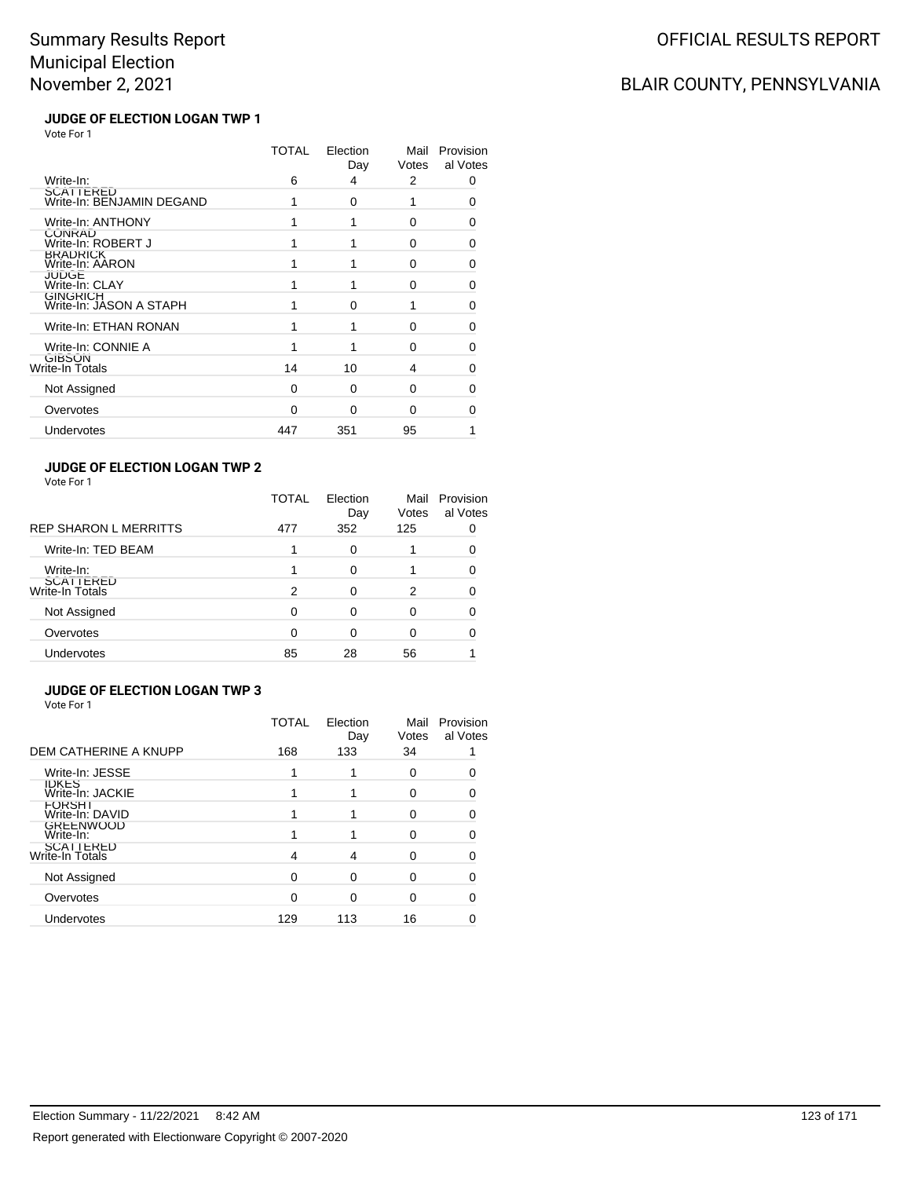Summary Results Report
Municipal Election
November 2, 2021

OFFICIAL RESULTS REPORT

BLAIR COUNTY, PENNSYLVANIA

### JUDGE OF ELECTION LOGAN TWP 1

Vote For 1

| | TOTAL | Election Day | Mail Votes | Provisional Votes |
|---|---|---|---|---|
| Write-In: SCATTERED | 6 | 4 | 2 | 0 |
| Write-In: BENJAMIN DEGAND | 1 | 0 | 1 | 0 |
| Write-In: ANTHONY CONRAD | 1 | 1 | 0 | 0 |
| Write-In: ROBERT J BRADRICK | 1 | 1 | 0 | 0 |
| Write-In: AARON JUDGE | 1 | 1 | 0 | 0 |
| Write-In: CLAY GINGRICH | 1 | 1 | 0 | 0 |
| Write-In: JASON A STAPH | 1 | 0 | 1 | 0 |
| Write-In: ETHAN RONAN | 1 | 1 | 0 | 0 |
| Write-In: CONNIE A GIBSON | 1 | 1 | 0 | 0 |
| Write-In Totals | 14 | 10 | 4 | 0 |
| Not Assigned | 0 | 0 | 0 | 0 |
| Overvotes | 0 | 0 | 0 | 0 |
| Undervotes | 447 | 351 | 95 | 1 |

### JUDGE OF ELECTION LOGAN TWP 2

Vote For 1

| | TOTAL | Election Day | Mail Votes | Provisional Votes |
|---|---|---|---|---|
| REP SHARON L MERRITTS | 477 | 352 | 125 | 0 |
| Write-In: TED BEAM | 1 | 0 | 1 | 0 |
| Write-In: SCATTERED | 1 | 0 | 1 | 0 |
| Write-In Totals | 2 | 0 | 2 | 0 |
| Not Assigned | 0 | 0 | 0 | 0 |
| Overvotes | 0 | 0 | 0 | 0 |
| Undervotes | 85 | 28 | 56 | 1 |

### JUDGE OF ELECTION LOGAN TWP 3

Vote For 1

| | TOTAL | Election Day | Mail Votes | Provisional Votes |
|---|---|---|---|---|
| DEM CATHERINE A KNUPP | 168 | 133 | 34 | 1 |
| Write-In: JESSE IDKES | 1 | 1 | 0 | 0 |
| Write-In: JACKIE FORSHT | 1 | 1 | 0 | 0 |
| Write-In: DAVID GREENWOOD | 1 | 1 | 0 | 0 |
| Write-In: SCATTERED | 1 | 1 | 0 | 0 |
| Write-In Totals | 4 | 4 | 0 | 0 |
| Not Assigned | 0 | 0 | 0 | 0 |
| Overvotes | 0 | 0 | 0 | 0 |
| Undervotes | 129 | 113 | 16 | 0 |

Election Summary - 11/22/2021 8:42 AM

Report generated with Electionware Copyright © 2007-2020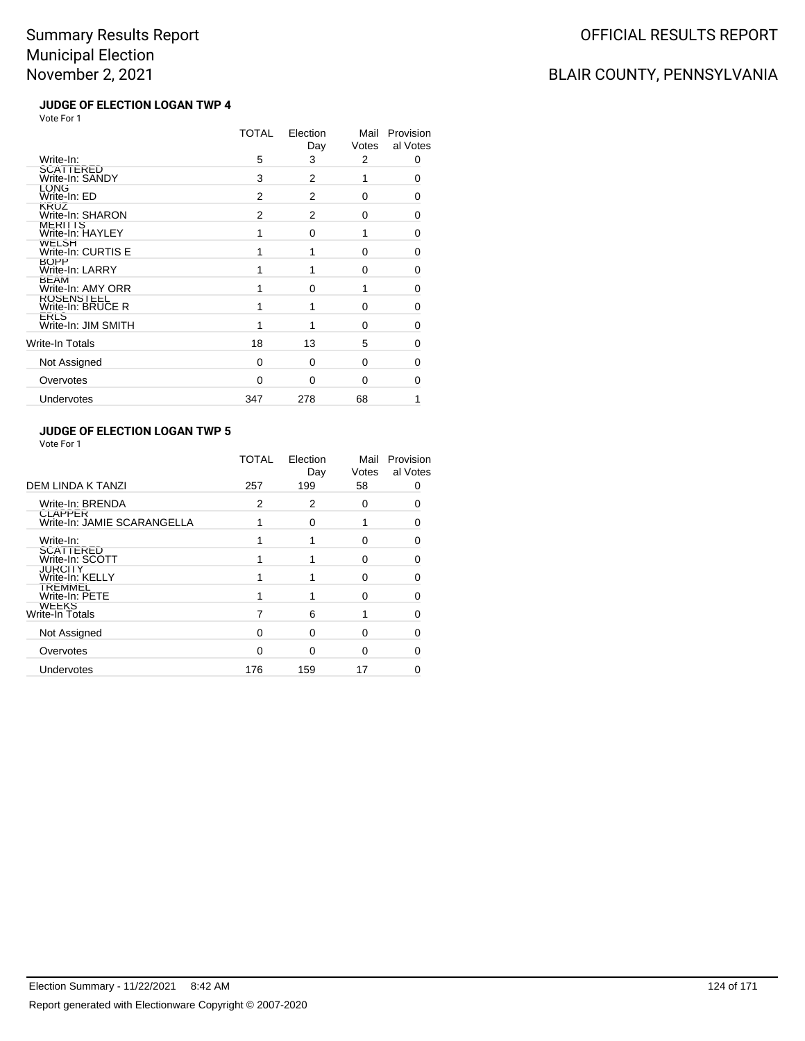# Summary Results Report
## Municipal Election
## November 2, 2021

OFFICIAL RESULTS REPORT

BLAIR COUNTY, PENNSYLVANIA

### JUDGE OF ELECTION LOGAN TWP 4

Vote For 1

| | TOTAL | Election Day | Mail Votes | Provisional Votes |
|---|---|---|---|---|
| Write-In: SCATTERED | 5 | 3 | 2 | 0 |
| Write-In: SANDY LONG | 3 | 2 | 1 | 0 |
| Write-In: ED KRUZ | 2 | 2 | 0 | 0 |
| Write-In: SHARON MERITTS | 2 | 2 | 0 | 0 |
| Write-In: HAYLEY WELSH | 1 | 0 | 1 | 0 |
| Write-In: CURTIS E BOPP | 1 | 1 | 0 | 0 |
| Write-In: LARRY BEAM | 1 | 1 | 0 | 0 |
| Write-In: AMY ORR ROSENSTEEL | 1 | 0 | 1 | 0 |
| Write-In: BRUCE R ERLS | 1 | 1 | 0 | 0 |
| Write-In: JIM SMITH | 1 | 1 | 0 | 0 |
| Write-In Totals | 18 | 13 | 5 | 0 |
| Not Assigned | 0 | 0 | 0 | 0 |
| Overvotes | 0 | 0 | 0 | 0 |
| Undervotes | 347 | 278 | 68 | 1 |

### JUDGE OF ELECTION LOGAN TWP 5

Vote For 1

| | TOTAL | Election Day | Mail Votes | Provisional Votes |
|---|---|---|---|---|
| DEM LINDA K TANZI | 257 | 199 | 58 | 0 |
| Write-In: BRENDA CLAPPER | 2 | 2 | 0 | 0 |
| Write-In: JAMIE SCARANGELLA | 1 | 0 | 1 | 0 |
| Write-In: SCATTERED | 1 | 1 | 0 | 0 |
| Write-In: SCOTT JURCITY | 1 | 1 | 0 | 0 |
| Write-In: KELLY TREMMEL | 1 | 1 | 0 | 0 |
| Write-In: PETE WEEKS | 1 | 1 | 0 | 0 |
| Write-In Totals | 7 | 6 | 1 | 0 |
| Not Assigned | 0 | 0 | 0 | 0 |
| Overvotes | 0 | 0 | 0 | 0 |
| Undervotes | 176 | 159 | 17 | 0 |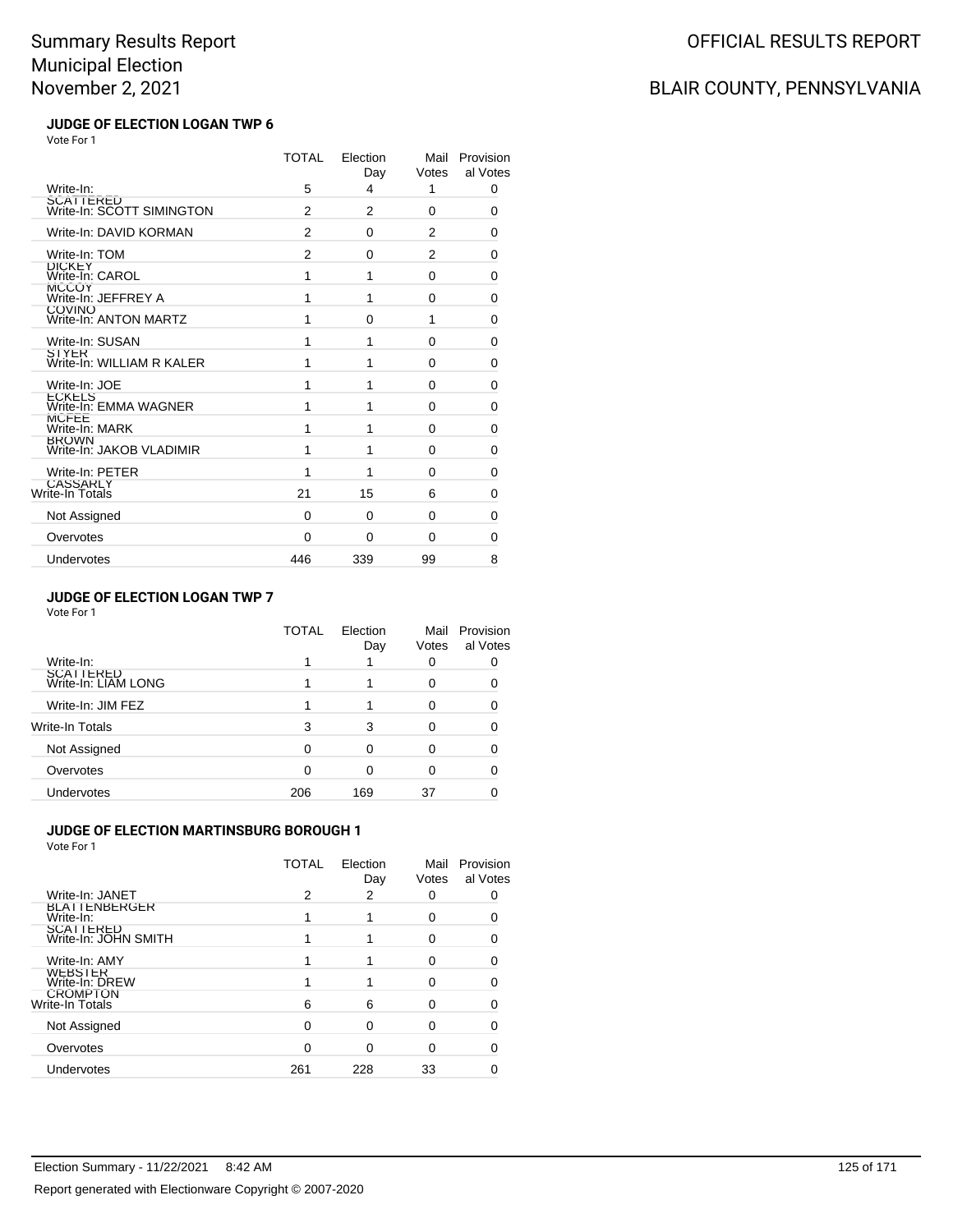Summary Results Report
Municipal Election
November 2, 2021

OFFICIAL RESULTS REPORT

BLAIR COUNTY, PENNSYLVANIA

### JUDGE OF ELECTION LOGAN TWP 6

Vote For 1

| | TOTAL | Election Day | Mail Votes | Provisional Votes |
|---|---|---|---|---|
| Write-In: SCATTERED | 5 | 4 | 1 | 0 |
| Write-In: SCOTT SIMINGTON | 2 | 2 | 0 | 0 |
| Write-In: DAVID KORMAN | 2 | 0 | 2 | 0 |
| Write-In: TOM DICKEY | 2 | 0 | 2 | 0 |
| Write-In: CAROL MCCOY | 1 | 1 | 0 | 0 |
| Write-In: JEFFREY A COVINO | 1 | 1 | 0 | 0 |
| Write-In: ANTON MARTZ | 1 | 0 | 1 | 0 |
| Write-In: SUSAN STYER | 1 | 1 | 0 | 0 |
| Write-In: WILLIAM R KALER | 1 | 1 | 0 | 0 |
| Write-In: JOE ECKELS | 1 | 1 | 0 | 0 |
| Write-In: EMMA WAGNER MCFEE | 1 | 1 | 0 | 0 |
| Write-In: MARK BROWN | 1 | 1 | 0 | 0 |
| Write-In: JAKOB VLADIMIR | 1 | 1 | 0 | 0 |
| Write-In: PETER CASSARLY | 1 | 1 | 0 | 0 |
| Write-In Totals | 21 | 15 | 6 | 0 |
| Not Assigned | 0 | 0 | 0 | 0 |
| Overvotes | 0 | 0 | 0 | 0 |
| Undervotes | 446 | 339 | 99 | 8 |

### JUDGE OF ELECTION LOGAN TWP 7

Vote For 1

| | TOTAL | Election Day | Mail Votes | Provisional Votes |
|---|---|---|---|---|
| Write-In: SCATTERED | 1 | 1 | 0 | 0 |
| Write-In: LIAM LONG | 1 | 1 | 0 | 0 |
| Write-In: JIM FEZ | 1 | 1 | 0 | 0 |
| Write-In Totals | 3 | 3 | 0 | 0 |
| Not Assigned | 0 | 0 | 0 | 0 |
| Overvotes | 0 | 0 | 0 | 0 |
| Undervotes | 206 | 169 | 37 | 0 |

### JUDGE OF ELECTION MARTINSBURG BOROUGH 1

Vote For 1

| | TOTAL | Election Day | Mail Votes | Provisional Votes |
|---|---|---|---|---|
| Write-In: JANET BLATTENBERGER | 2 | 2 | 0 | 0 |
| Write-In: SCATTERED | 1 | 1 | 0 | 0 |
| Write-In: JOHN SMITH | 1 | 1 | 0 | 0 |
| Write-In: AMY WEBSTER | 1 | 1 | 0 | 0 |
| Write-In: DREW CROMPTON | 1 | 1 | 0 | 0 |
| Write-In Totals | 6 | 6 | 0 | 0 |
| Not Assigned | 0 | 0 | 0 | 0 |
| Overvotes | 0 | 0 | 0 | 0 |
| Undervotes | 261 | 228 | 33 | 0 |

Election Summary - 11/22/2021 8:42 AM

Report generated with Electionware Copyright © 2007-2020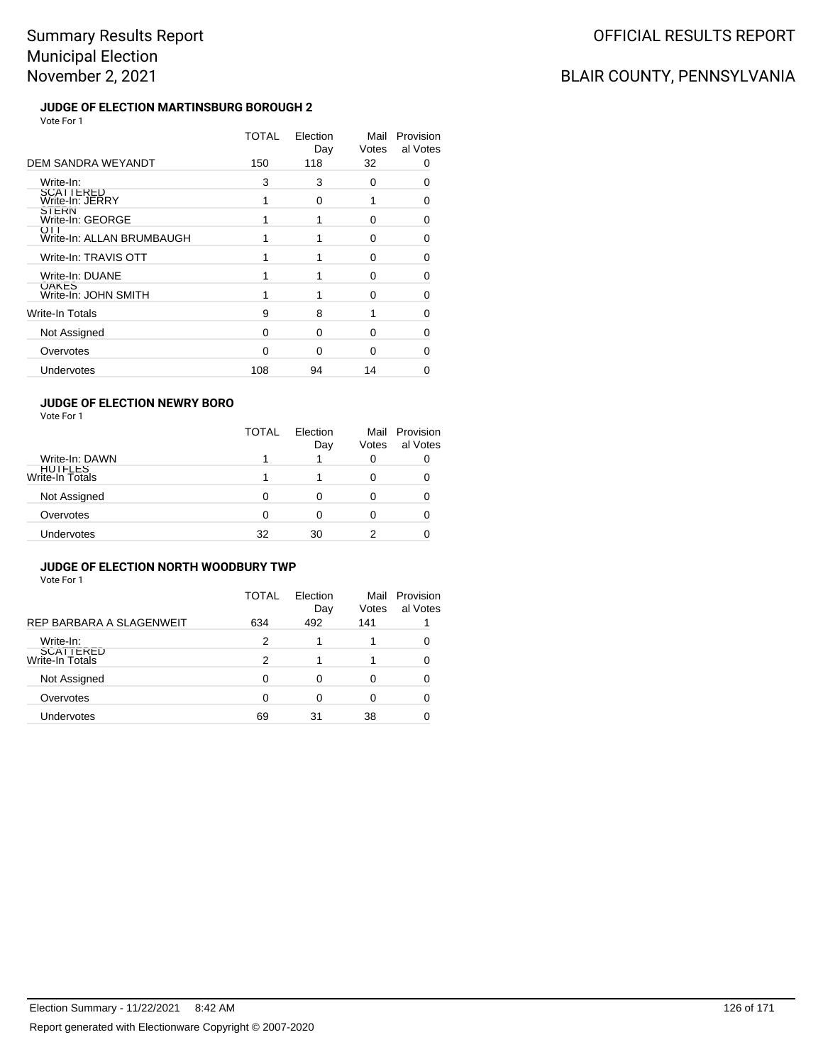### JUDGE OF ELECTION MARTINSBURG BOROUGH 2

Vote For 1

| | TOTAL | Election Day | Mail Votes | Provisional Votes |
|---|---|---|---|---|
| DEM SANDRA WEYANDT | 150 | 118 | 32 | 0 |
| Write-In: SCATTERED | 3 | 3 | 0 | 0 |
| Write-In: JERRY STERN | 1 | 0 | 1 | 0 |
| Write-In: GEORGE OTT | 1 | 1 | 0 | 0 |
| Write-In: ALLAN BRUMBAUGH | 1 | 1 | 0 | 0 |
| Write-In: TRAVIS OTT | 1 | 1 | 0 | 0 |
| Write-In: DUANE OAKES | 1 | 1 | 0 | 0 |
| Write-In: JOHN SMITH | 1 | 1 | 0 | 0 |
| Write-In Totals | 9 | 8 | 1 | 0 |
| Not Assigned | 0 | 0 | 0 | 0 |
| Overvotes | 0 | 0 | 0 | 0 |
| Undervotes | 108 | 94 | 14 | 0 |

### JUDGE OF ELECTION NEWRY BORO

Vote For 1

| | TOTAL | Election Day | Mail Votes | Provisional Votes |
|---|---|---|---|---|
| Write-In: DAWN HOTFLES | 1 | 1 | 0 | 0 |
| Write-In Totals | 1 | 1 | 0 | 0 |
| Not Assigned | 0 | 0 | 0 | 0 |
| Overvotes | 0 | 0 | 0 | 0 |
| Undervotes | 32 | 30 | 2 | 0 |

### JUDGE OF ELECTION NORTH WOODBURY TWP

Vote For 1

| | TOTAL | Election Day | Mail Votes | Provisional Votes |
|---|---|---|---|---|
| REP BARBARA A SLAGENWEIT | 634 | 492 | 141 | 1 |
| Write-In: SCATTERED | 2 | 1 | 1 | 0 |
| Write-In Totals | 2 | 1 | 1 | 0 |
| Not Assigned | 0 | 0 | 0 | 0 |
| Overvotes | 0 | 0 | 0 | 0 |
| Undervotes | 69 | 31 | 38 | 0 |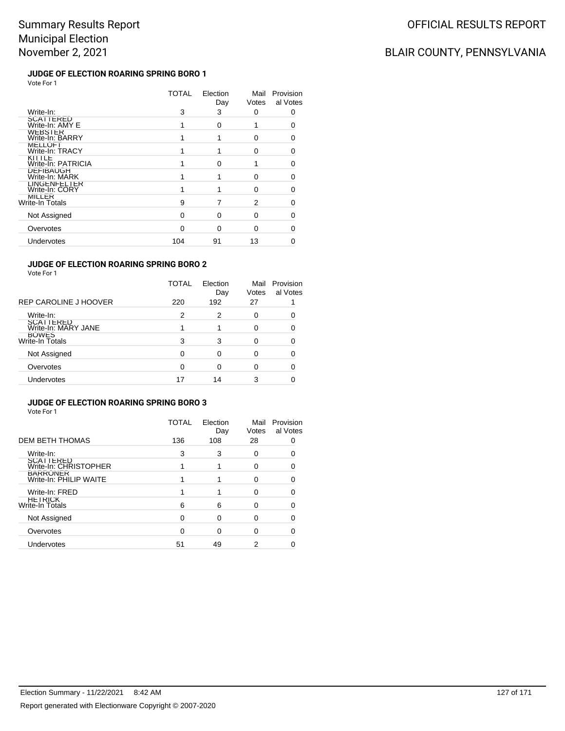# Summary Results Report
# Municipal Election
# November 2, 2021

OFFICIAL RESULTS REPORT

BLAIR COUNTY, PENNSYLVANIA

### JUDGE OF ELECTION ROARING SPRING BORO 1

Vote For 1

| | TOTAL | Election Day | Mail Votes | Provisional Votes |
|---|---|---|---|---|
| Write-In: SCATTERED | 3 | 3 | 0 | 0 |
| Write-In: AMY E WEBSTER | 1 | 0 | 1 | 0 |
| Write-In: BARRY MELLOTT | 1 | 1 | 0 | 0 |
| Write-In: TRACY KITTLE | 1 | 1 | 0 | 0 |
| Write-In: PATRICIA DEFIBAUGH | 1 | 0 | 1 | 0 |
| Write-In: MARK LINGENFELTER | 1 | 1 | 0 | 0 |
| Write-In: CORY MILLER | 1 | 1 | 0 | 0 |
| Write-In Totals | 9 | 7 | 2 | 0 |
| Not Assigned | 0 | 0 | 0 | 0 |
| Overvotes | 0 | 0 | 0 | 0 |
| Undervotes | 104 | 91 | 13 | 0 |

### JUDGE OF ELECTION ROARING SPRING BORO 2

Vote For 1

| | TOTAL | Election Day | Mail Votes | Provisional Votes |
|---|---|---|---|---|
| REP CAROLINE J HOOVER | 220 | 192 | 27 | 1 |
| Write-In: SCATTERED | 2 | 2 | 0 | 0 |
| Write-In: MARY JANE BOWES | 1 | 1 | 0 | 0 |
| Write-In Totals | 3 | 3 | 0 | 0 |
| Not Assigned | 0 | 0 | 0 | 0 |
| Overvotes | 0 | 0 | 0 | 0 |
| Undervotes | 17 | 14 | 3 | 0 |

### JUDGE OF ELECTION ROARING SPRING BORO 3

Vote For 1

| | TOTAL | Election Day | Mail Votes | Provisional Votes |
|---|---|---|---|---|
| DEM BETH THOMAS | 136 | 108 | 28 | 0 |
| Write-In: SCATTERED | 3 | 3 | 0 | 0 |
| Write-In: CHRISTOPHER BARRONER | 1 | 1 | 0 | 0 |
| Write-In: PHILIP WAITE | 1 | 1 | 0 | 0 |
| Write-In: FRED HETRICK | 1 | 1 | 0 | 0 |
| Write-In Totals | 6 | 6 | 0 | 0 |
| Not Assigned | 0 | 0 | 0 | 0 |
| Overvotes | 0 | 0 | 0 | 0 |
| Undervotes | 51 | 49 | 2 | 0 |

Election Summary - 11/22/2021 8:42 AM

Report generated with Electionware Copyright © 2007-2020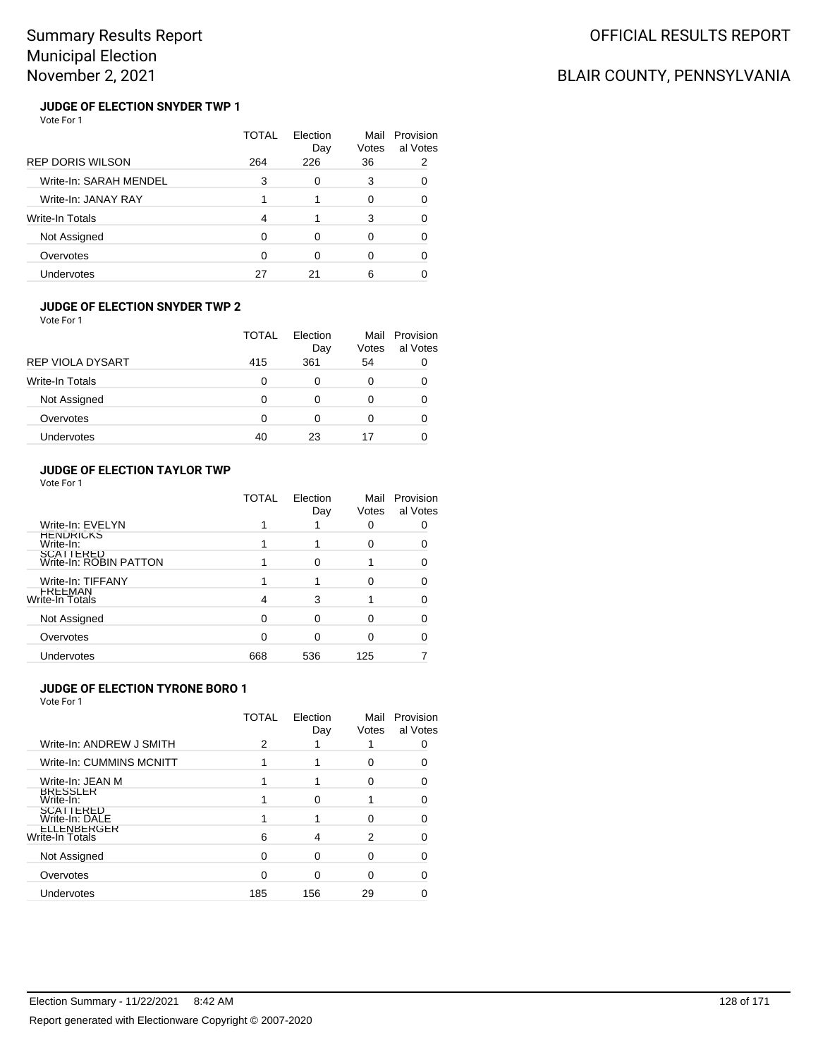# Summary Results Report
# Municipal Election
# November 2, 2021

**OFFICIAL RESULTS REPORT**

**BLAIR COUNTY, PENNSYLVANIA**

### JUDGE OF ELECTION SNYDER TWP 1

Vote For 1

| | TOTAL | Election Day | Mail Votes | Provisional Votes |
|---|---|---|---|---|
| REP DORIS WILSON | 264 | 226 | 36 | 2 |
| Write-In: SARAH MENDEL | 3 | 0 | 3 | 0 |
| Write-In: JANAY RAY | 1 | 1 | 0 | 0 |
| Write-In Totals | 4 | 1 | 3 | 0 |
| Not Assigned | 0 | 0 | 0 | 0 |
| Overvotes | 0 | 0 | 0 | 0 |
| Undervotes | 27 | 21 | 6 | 0 |

### JUDGE OF ELECTION SNYDER TWP 2

Vote For 1

| | TOTAL | Election Day | Mail Votes | Provisional Votes |
|---|---|---|---|---|
| REP VIOLA DYSART | 415 | 361 | 54 | 0 |
| Write-In Totals | 0 | 0 | 0 | 0 |
| Not Assigned | 0 | 0 | 0 | 0 |
| Overvotes | 0 | 0 | 0 | 0 |
| Undervotes | 40 | 23 | 17 | 0 |

### JUDGE OF ELECTION TAYLOR TWP

Vote For 1

| | TOTAL | Election Day | Mail Votes | Provisional Votes |
|---|---|---|---|---|
| Write-In: EVELYN HENDRICKS | 1 | 1 | 0 | 0 |
| Write-In: SCATTERED | 1 | 1 | 0 | 0 |
| Write-In: ROBIN PATTON | 1 | 0 | 1 | 0 |
| Write-In: TIFFANY FREEMAN | 1 | 1 | 0 | 0 |
| Write-In Totals | 4 | 3 | 1 | 0 |
| Not Assigned | 0 | 0 | 0 | 0 |
| Overvotes | 0 | 0 | 0 | 0 |
| Undervotes | 668 | 536 | 125 | 7 |

### JUDGE OF ELECTION TYRONE BORO 1

Vote For 1

| | TOTAL | Election Day | Mail Votes | Provisional Votes |
|---|---|---|---|---|
| Write-In: ANDREW J SMITH | 2 | 1 | 1 | 0 |
| Write-In: CUMMINS MCNITT | 1 | 1 | 0 | 0 |
| Write-In: JEAN M BRESSLER | 1 | 1 | 0 | 0 |
| Write-In: SCATTERED | 1 | 0 | 1 | 0 |
| Write-In: DALE ELLENBERGER | 1 | 1 | 0 | 0 |
| Write-In Totals | 6 | 4 | 2 | 0 |
| Not Assigned | 0 | 0 | 0 | 0 |
| Overvotes | 0 | 0 | 0 | 0 |
| Undervotes | 185 | 156 | 29 | 0 |

Election Summary - 11/22/2021 8:42 AM

Report generated with Electionware Copyright © 2007-2020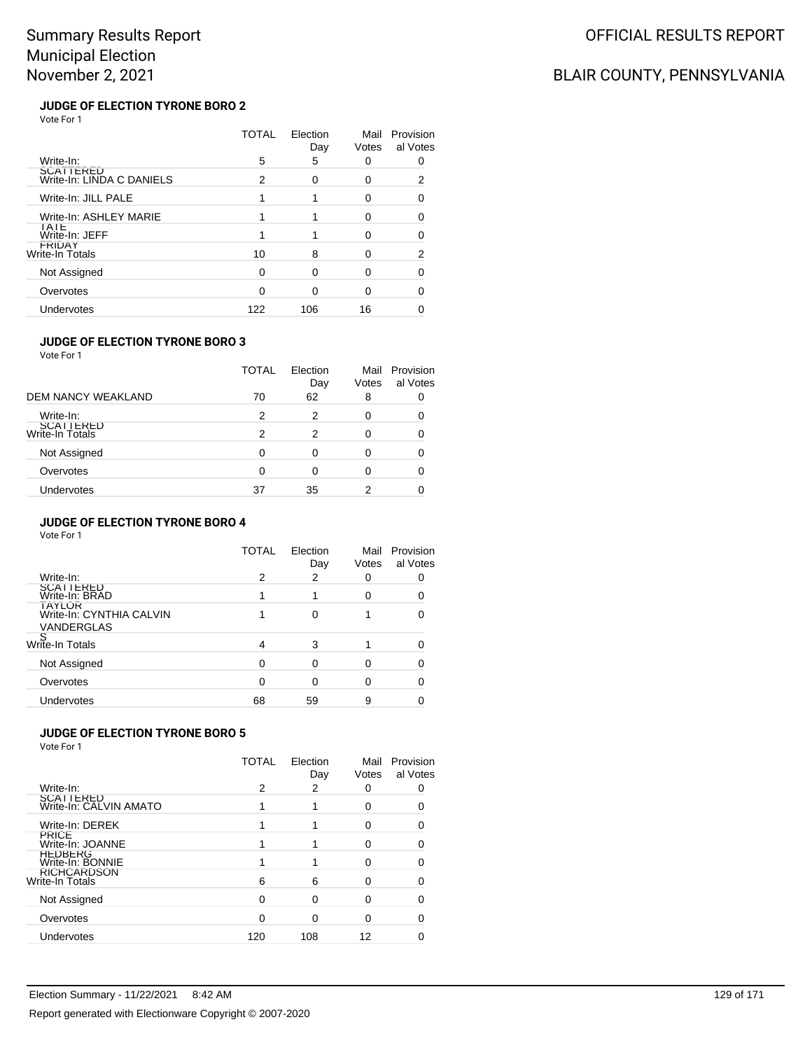# Summary Results Report
# Municipal Election
# November 2, 2021

OFFICIAL RESULTS REPORT

BLAIR COUNTY, PENNSYLVANIA

### JUDGE OF ELECTION TYRONE BORO 2

Vote For 1

| | TOTAL | Election Day | Mail Votes | Provisional Votes |
|---|---|---|---|---|
| Write-In: SCATTERED | 5 | 5 | 0 | 0 |
| Write-In: LINDA C DANIELS | 2 | 0 | 0 | 2 |
| Write-In: JILL PALE | 1 | 1 | 0 | 0 |
| Write-In: ASHLEY MARIE TATE | 1 | 1 | 0 | 0 |
| Write-In: JEFF FRIDAY | 1 | 1 | 0 | 0 |
| Write-In Totals | 10 | 8 | 0 | 2 |
| Not Assigned | 0 | 0 | 0 | 0 |
| Overvotes | 0 | 0 | 0 | 0 |
| Undervotes | 122 | 106 | 16 | 0 |

### JUDGE OF ELECTION TYRONE BORO 3

Vote For 1

| | TOTAL | Election Day | Mail Votes | Provisional Votes |
|---|---|---|---|---|
| DEM NANCY WEAKLAND | 70 | 62 | 8 | 0 |
| Write-In: SCATTERED | 2 | 2 | 0 | 0 |
| Write-In Totals | 2 | 2 | 0 | 0 |
| Not Assigned | 0 | 0 | 0 | 0 |
| Overvotes | 0 | 0 | 0 | 0 |
| Undervotes | 37 | 35 | 2 | 0 |

### JUDGE OF ELECTION TYRONE BORO 4

Vote For 1

| | TOTAL | Election Day | Mail Votes | Provisional Votes |
|---|---|---|---|---|
| Write-In: SCATTERED | 2 | 2 | 0 | 0 |
| Write-In: BRAD TAYLOR | 1 | 1 | 0 | 0 |
| Write-In: CYNTHIA CALVIN VANDERGLASS | 1 | 0 | 1 | 0 |
| Write-In Totals | 4 | 3 | 1 | 0 |
| Not Assigned | 0 | 0 | 0 | 0 |
| Overvotes | 0 | 0 | 0 | 0 |
| Undervotes | 68 | 59 | 9 | 0 |

### JUDGE OF ELECTION TYRONE BORO 5

Vote For 1

| | TOTAL | Election Day | Mail Votes | Provisional Votes |
|---|---|---|---|---|
| Write-In: SCATTERED | 2 | 2 | 0 | 0 |
| Write-In: CALVIN AMATO | 1 | 1 | 0 | 0 |
| Write-In: DEREK PRICE | 1 | 1 | 0 | 0 |
| Write-In: JOANNE HEDBERG | 1 | 1 | 0 | 0 |
| Write-In: BONNIE RICHCARDSON | 1 | 1 | 0 | 0 |
| Write-In Totals | 6 | 6 | 0 | 0 |
| Not Assigned | 0 | 0 | 0 | 0 |
| Overvotes | 0 | 0 | 0 | 0 |
| Undervotes | 120 | 108 | 12 | 0 |

Election Summary - 11/22/2021 8:42 AM

Report generated with Electionware Copyright © 2007-2020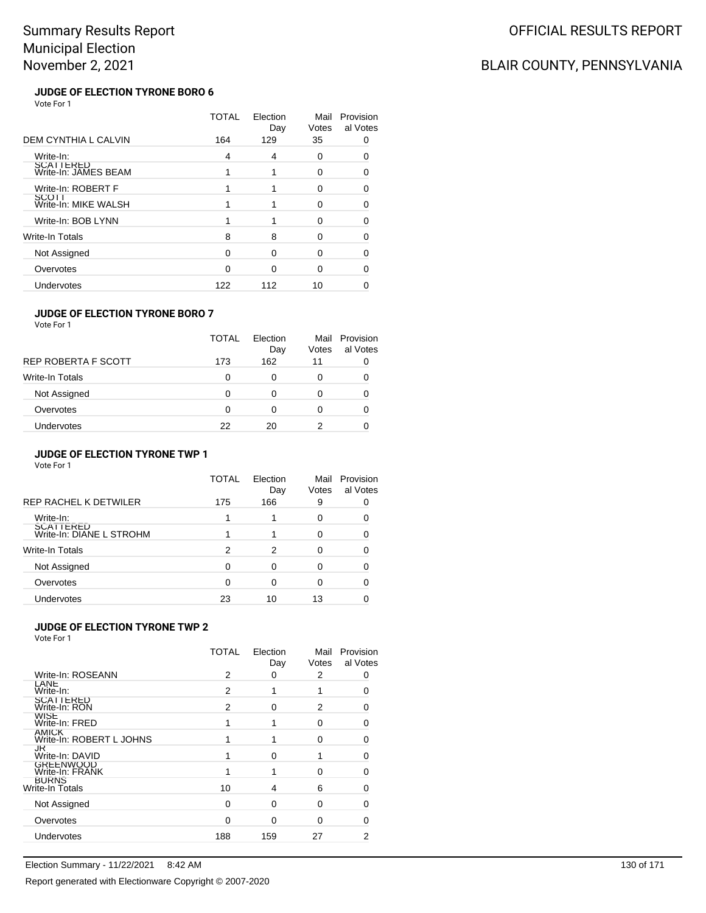#### JUDGE OF ELECTION TYRONE BORO 6

Vote For 1

| | TOTAL | Election Day | Mail Votes | Provisional Votes |
|---|---|---|---|---|
| DEM CYNTHIA L CALVIN | 164 | 129 | 35 | 0 |
| Write-In: SCATTERED | 4 | 4 | 0 | 0 |
| Write-In: JAMES BEAM | 1 | 1 | 0 | 0 |
| Write-In: ROBERT F SCOTT | 1 | 1 | 0 | 0 |
| Write-In: MIKE WALSH | 1 | 1 | 0 | 0 |
| Write-In: BOB LYNN | 1 | 1 | 0 | 0 |
| Write-In Totals | 8 | 8 | 0 | 0 |
| Not Assigned | 0 | 0 | 0 | 0 |
| Overvotes | 0 | 0 | 0 | 0 |
| Undervotes | 122 | 112 | 10 | 0 |

#### JUDGE OF ELECTION TYRONE BORO 7

Vote For 1

| | TOTAL | Election Day | Mail Votes | Provisional Votes |
|---|---|---|---|---|
| REP ROBERTA F SCOTT | 173 | 162 | 11 | 0 |
| Write-In Totals | 0 | 0 | 0 | 0 |
| Not Assigned | 0 | 0 | 0 | 0 |
| Overvotes | 0 | 0 | 0 | 0 |
| Undervotes | 22 | 20 | 2 | 0 |

#### JUDGE OF ELECTION TYRONE TWP 1

Vote For 1

| | TOTAL | Election Day | Mail Votes | Provisional Votes |
|---|---|---|---|---|
| REP RACHEL K DETWILER | 175 | 166 | 9 | 0 |
| Write-In: SCATTERED | 1 | 1 | 0 | 0 |
| Write-In: DIANE L STROHM | 1 | 1 | 0 | 0 |
| Write-In Totals | 2 | 2 | 0 | 0 |
| Not Assigned | 0 | 0 | 0 | 0 |
| Overvotes | 0 | 0 | 0 | 0 |
| Undervotes | 23 | 10 | 13 | 0 |

#### JUDGE OF ELECTION TYRONE TWP 2

Vote For 1

| | TOTAL | Election Day | Mail Votes | Provisional Votes |
|---|---|---|---|---|
| Write-In: ROSEANN LANE | 2 | 0 | 2 | 0 |
| Write-In: SCATTERED | 2 | 1 | 1 | 0 |
| Write-In: RON WISE | 2 | 0 | 2 | 0 |
| Write-In: FRED AMICK | 1 | 1 | 0 | 0 |
| Write-In: ROBERT L JOHNS JR | 1 | 1 | 0 | 0 |
| Write-In: DAVID GREENWOOD | 1 | 0 | 1 | 0 |
| Write-In: FRANK BURNS | 1 | 1 | 0 | 0 |
| Write-In Totals | 10 | 4 | 6 | 0 |
| Not Assigned | 0 | 0 | 0 | 0 |
| Overvotes | 0 | 0 | 0 | 0 |
| Undervotes | 188 | 159 | 27 | 2 |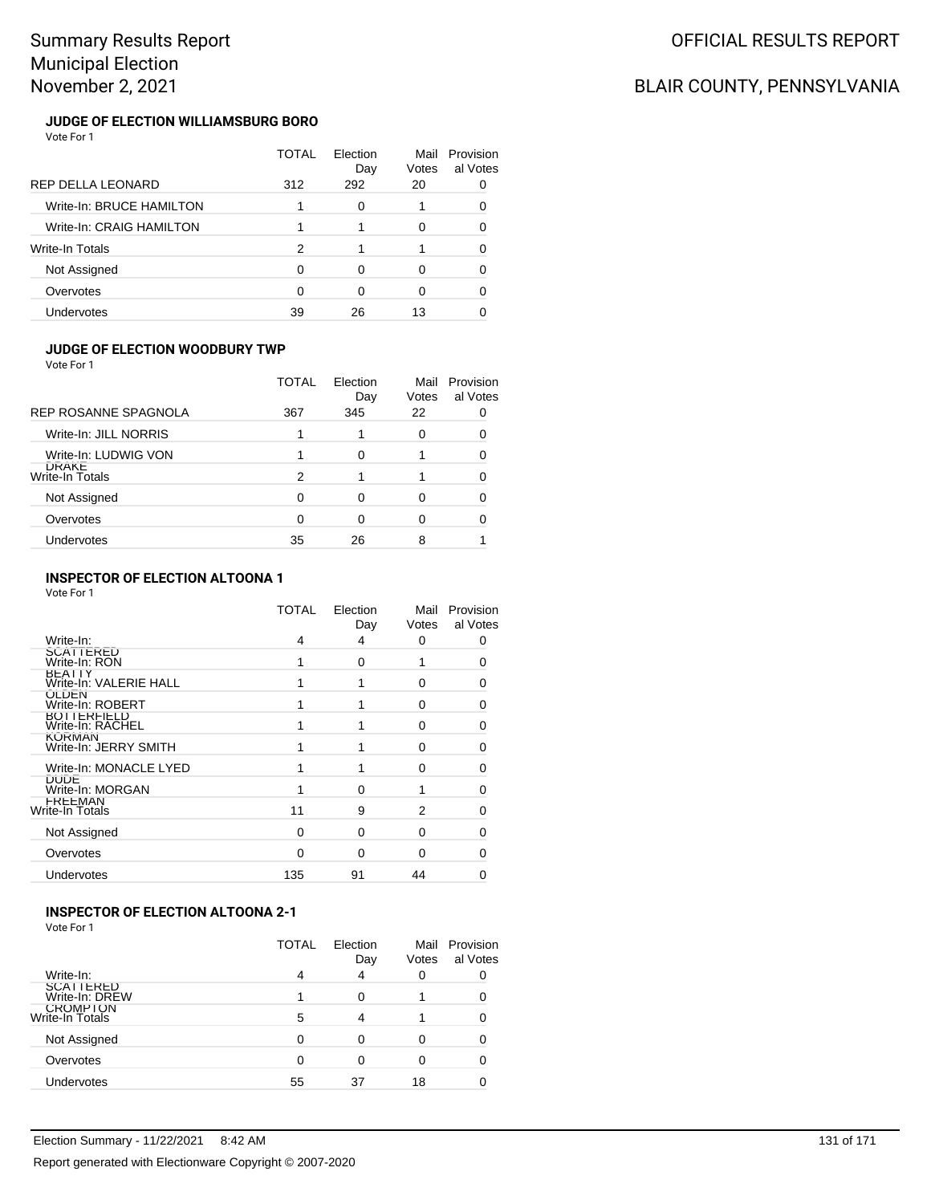# Summary Results Report
# Municipal Election
# November 2, 2021

OFFICIAL RESULTS REPORT

BLAIR COUNTY, PENNSYLVANIA

### JUDGE OF ELECTION WILLIAMSBURG BORO

Vote For 1

| | TOTAL | Election Day | Mail Votes | Provisional Votes |
|---|---|---|---|---|
| REP DELLA LEONARD | 312 | 292 | 20 | 0 |
| Write-In: BRUCE HAMILTON | 1 | 0 | 1 | 0 |
| Write-In: CRAIG HAMILTON | 1 | 1 | 0 | 0 |
| Write-In Totals | 2 | 1 | 1 | 0 |
| Not Assigned | 0 | 0 | 0 | 0 |
| Overvotes | 0 | 0 | 0 | 0 |
| Undervotes | 39 | 26 | 13 | 0 |

### JUDGE OF ELECTION WOODBURY TWP

Vote For 1

| | TOTAL | Election Day | Mail Votes | Provisional Votes |
|---|---|---|---|---|
| REP ROSANNE SPAGNOLA | 367 | 345 | 22 | 0 |
| Write-In: JILL NORRIS | 1 | 1 | 0 | 0 |
| Write-In: LUDWIG VON DRAKE | 1 | 0 | 1 | 0 |
| Write-In Totals | 2 | 1 | 1 | 0 |
| Not Assigned | 0 | 0 | 0 | 0 |
| Overvotes | 0 | 0 | 0 | 0 |
| Undervotes | 35 | 26 | 8 | 1 |

### INSPECTOR OF ELECTION ALTOONA 1

Vote For 1

| | TOTAL | Election Day | Mail Votes | Provisional Votes |
|---|---|---|---|---|
| Write-In: SCATTERED | 4 | 4 | 0 | 0 |
| Write-In: RON BEATTY | 1 | 0 | 1 | 0 |
| Write-In: VALERIE HALL OLDEN | 1 | 1 | 0 | 0 |
| Write-In: ROBERT BOTTERFIELD | 1 | 1 | 0 | 0 |
| Write-In: RACHEL KORMAN | 1 | 1 | 0 | 0 |
| Write-In: JERRY SMITH | 1 | 1 | 0 | 0 |
| Write-In: MONACLE LYED DUDE | 1 | 1 | 0 | 0 |
| Write-In: MORGAN FREEMAN | 1 | 0 | 1 | 0 |
| Write-In Totals | 11 | 9 | 2 | 0 |
| Not Assigned | 0 | 0 | 0 | 0 |
| Overvotes | 0 | 0 | 0 | 0 |
| Undervotes | 135 | 91 | 44 | 0 |

### INSPECTOR OF ELECTION ALTOONA 2-1

Vote For 1

| | TOTAL | Election Day | Mail Votes | Provisional Votes |
|---|---|---|---|---|
| Write-In: SCATTERED | 4 | 4 | 0 | 0 |
| Write-In: DREW CROMPTON | 1 | 0 | 1 | 0 |
| Write-In Totals | 5 | 4 | 1 | 0 |
| Not Assigned | 0 | 0 | 0 | 0 |
| Overvotes | 0 | 0 | 0 | 0 |
| Undervotes | 55 | 37 | 18 | 0 |

Election Summary - 11/22/2021 8:42 AM

Report generated with Electionware Copyright © 2007-2020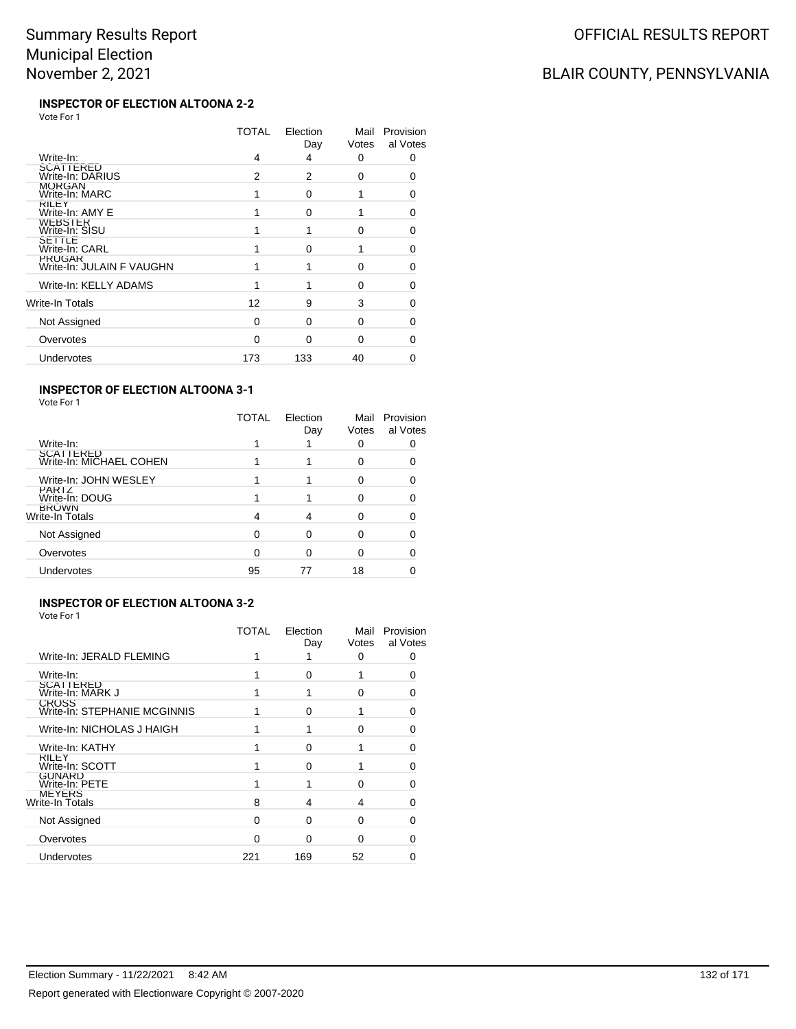# Summary Results Report
# Municipal Election
# November 2, 2021

OFFICIAL RESULTS REPORT

BLAIR COUNTY, PENNSYLVANIA

### INSPECTOR OF ELECTION ALTOONA 2-2

Vote For 1

| | TOTAL | Election Day | Mail Votes | Provisional Votes |
|---|---|---|---|---|
| Write-In: SCATTERED | 4 | 4 | 0 | 0 |
| Write-In: DARIUS MORGAN | 2 | 2 | 0 | 0 |
| Write-In: MARC RILEY | 1 | 0 | 1 | 0 |
| Write-In: AMY E WEBSTER | 1 | 0 | 1 | 0 |
| Write-In: SISU SETTLE | 1 | 1 | 0 | 0 |
| Write-In: CARL PRUGAR | 1 | 0 | 1 | 0 |
| Write-In: JULAIN F VAUGHN | 1 | 1 | 0 | 0 |
| Write-In: KELLY ADAMS | 1 | 1 | 0 | 0 |
| Write-In Totals | 12 | 9 | 3 | 0 |
| Not Assigned | 0 | 0 | 0 | 0 |
| Overvotes | 0 | 0 | 0 | 0 |
| Undervotes | 173 | 133 | 40 | 0 |

### INSPECTOR OF ELECTION ALTOONA 3-1

Vote For 1

| | TOTAL | Election Day | Mail Votes | Provisional Votes |
|---|---|---|---|---|
| Write-In: SCATTERED | 1 | 1 | 0 | 0 |
| Write-In: MICHAEL COHEN | 1 | 1 | 0 | 0 |
| Write-In: JOHN WESLEY PARTZ | 1 | 1 | 0 | 0 |
| Write-In: DOUG BROWN | 1 | 1 | 0 | 0 |
| Write-In Totals | 4 | 4 | 0 | 0 |
| Not Assigned | 0 | 0 | 0 | 0 |
| Overvotes | 0 | 0 | 0 | 0 |
| Undervotes | 95 | 77 | 18 | 0 |

### INSPECTOR OF ELECTION ALTOONA 3-2

Vote For 1

| | TOTAL | Election Day | Mail Votes | Provisional Votes |
|---|---|---|---|---|
| Write-In: JERALD FLEMING | 1 | 1 | 0 | 0 |
| Write-In: SCATTERED | 1 | 0 | 1 | 0 |
| Write-In: MARK J CROSS | 1 | 1 | 0 | 0 |
| Write-In: STEPHANIE MCGINNIS | 1 | 0 | 1 | 0 |
| Write-In: NICHOLAS J HAIGH | 1 | 1 | 0 | 0 |
| Write-In: KATHY RILEY | 1 | 0 | 1 | 0 |
| Write-In: SCOTT GUNARD | 1 | 0 | 1 | 0 |
| Write-In: PETE MEYERS | 1 | 1 | 0 | 0 |
| Write-In Totals | 8 | 4 | 4 | 0 |
| Not Assigned | 0 | 0 | 0 | 0 |
| Overvotes | 0 | 0 | 0 | 0 |
| Undervotes | 221 | 169 | 52 | 0 |

Election Summary - 11/22/2021 8:42 AM

Report generated with Electionware Copyright © 2007-2020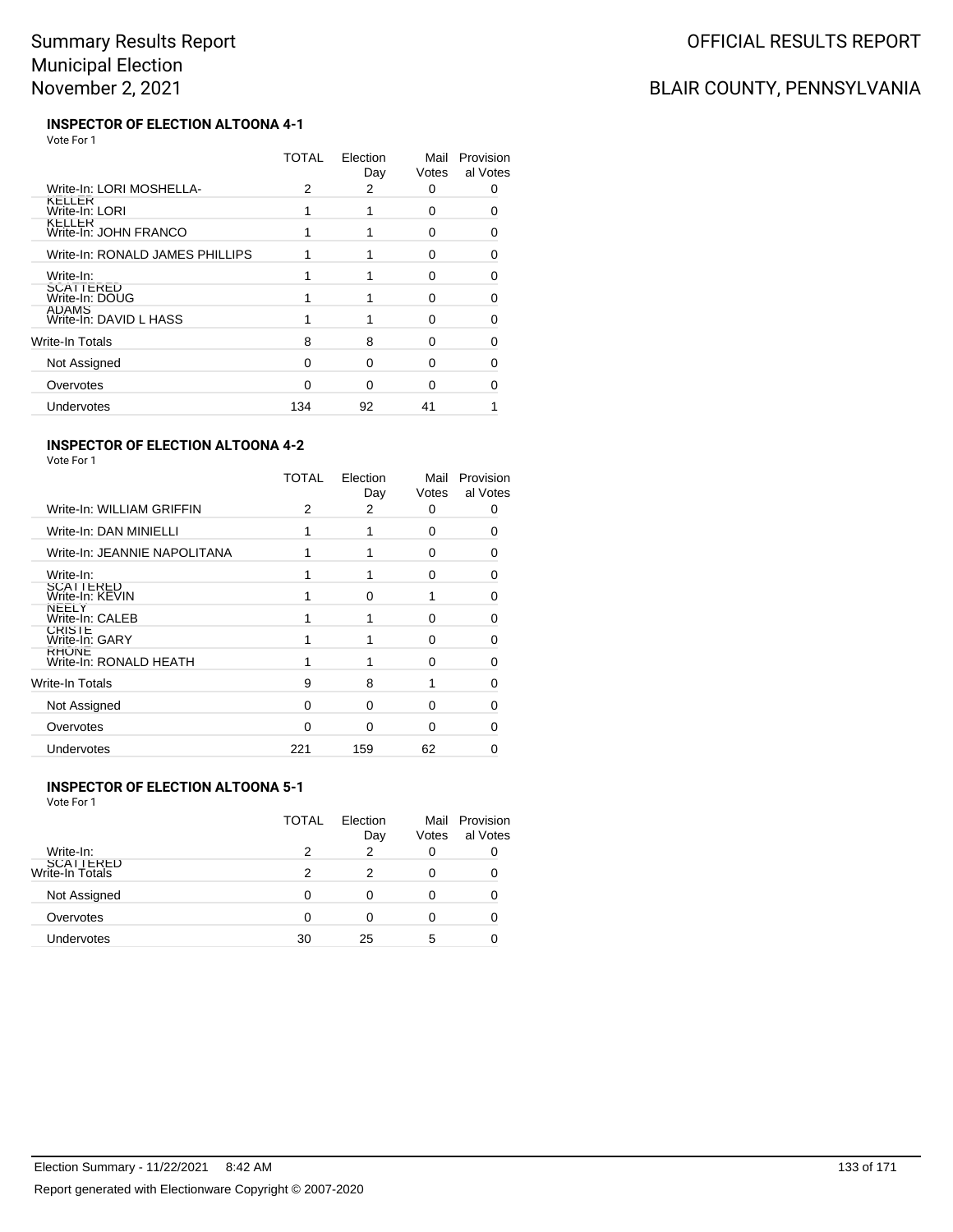# Summary Results Report
# Municipal Election
# November 2, 2021

OFFICIAL RESULTS REPORT

BLAIR COUNTY, PENNSYLVANIA

### INSPECTOR OF ELECTION ALTOONA 4-1

Vote For 1

| | TOTAL | Election Day | Mail Votes | Provisional Votes |
|---|---|---|---|---|
| Write-In: LORI MOSHELLA-KELLER | 2 | 2 | 0 | 0 |
| Write-In: LORI KELLER | 1 | 1 | 0 | 0 |
| Write-In: JOHN FRANCO | 1 | 1 | 0 | 0 |
| Write-In: RONALD JAMES PHILLIPS | 1 | 1 | 0 | 0 |
| Write-In: SCATTERED | 1 | 1 | 0 | 0 |
| Write-In: DOUG ADAMS | 1 | 1 | 0 | 0 |
| Write-In: DAVID L HASS | 1 | 1 | 0 | 0 |
| Write-In Totals | 8 | 8 | 0 | 0 |
| Not Assigned | 0 | 0 | 0 | 0 |
| Overvotes | 0 | 0 | 0 | 0 |
| Undervotes | 134 | 92 | 41 | 1 |

### INSPECTOR OF ELECTION ALTOONA 4-2

Vote For 1

| | TOTAL | Election Day | Mail Votes | Provisional Votes |
|---|---|---|---|---|
| Write-In: WILLIAM GRIFFIN | 2 | 2 | 0 | 0 |
| Write-In: DAN MINIELLI | 1 | 1 | 0 | 0 |
| Write-In: JEANNIE NAPOLITANA | 1 | 1 | 0 | 0 |
| Write-In: SCATTERED | 1 | 1 | 0 | 0 |
| Write-In: KEVIN NEELY | 1 | 0 | 1 | 0 |
| Write-In: CALEB CRISTE | 1 | 1 | 0 | 0 |
| Write-In: GARY RHONE | 1 | 1 | 0 | 0 |
| Write-In: RONALD HEATH | 1 | 1 | 0 | 0 |
| Write-In Totals | 9 | 8 | 1 | 0 |
| Not Assigned | 0 | 0 | 0 | 0 |
| Overvotes | 0 | 0 | 0 | 0 |
| Undervotes | 221 | 159 | 62 | 0 |

### INSPECTOR OF ELECTION ALTOONA 5-1

Vote For 1

| | TOTAL | Election Day | Mail Votes | Provisional Votes |
|---|---|---|---|---|
| Write-In: SCATTERED | 2 | 2 | 0 | 0 |
| Write-In Totals | 2 | 2 | 0 | 0 |
| Not Assigned | 0 | 0 | 0 | 0 |
| Overvotes | 0 | 0 | 0 | 0 |
| Undervotes | 30 | 25 | 5 | 0 |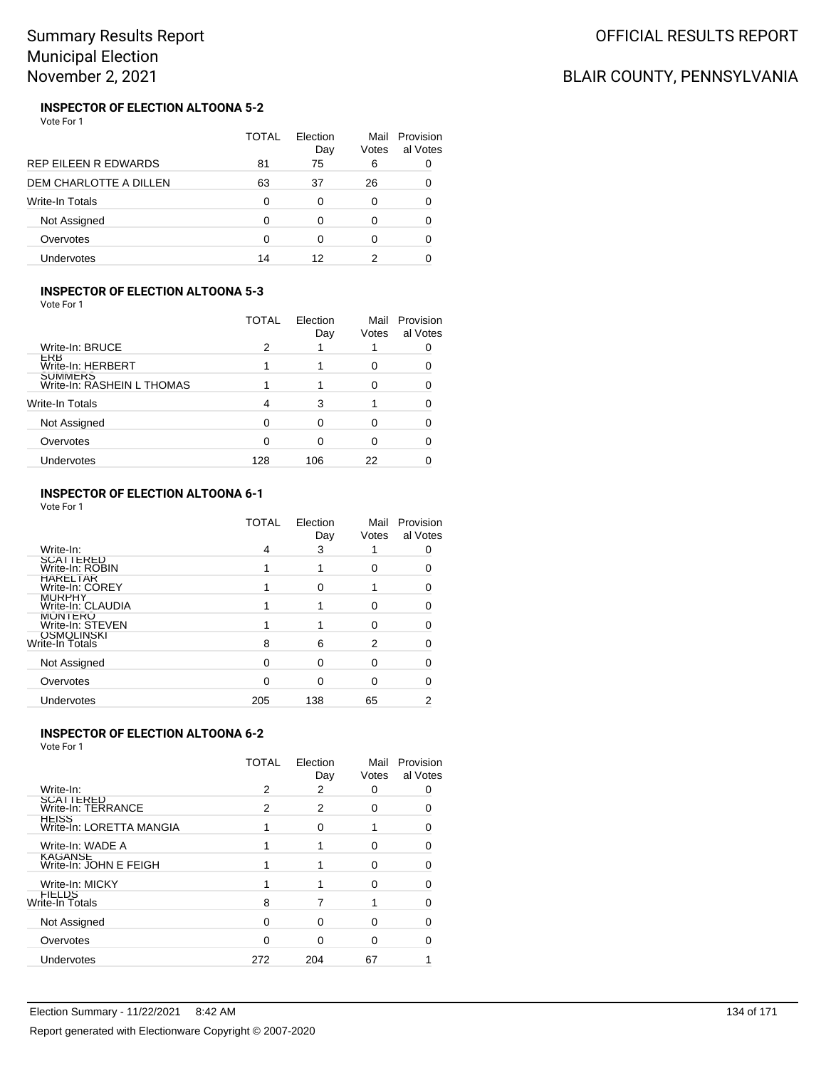## INSPECTOR OF ELECTION ALTOONA 5-2

Vote For 1

| | TOTAL | Election Day | Mail Votes | Provisional Votes |
|---|---|---|---|---|
| REP EILEEN R EDWARDS | 81 | 75 | 6 | 0 |
| DEM CHARLOTTE A DILLEN | 63 | 37 | 26 | 0 |
| Write-In Totals | 0 | 0 | 0 | 0 |
| Not Assigned | 0 | 0 | 0 | 0 |
| Overvotes | 0 | 0 | 0 | 0 |
| Undervotes | 14 | 12 | 2 | 0 |

## INSPECTOR OF ELECTION ALTOONA 5-3

Vote For 1

| | TOTAL | Election Day | Mail Votes | Provisional Votes |
|---|---|---|---|---|
| Write-In: BRUCE ERB | 2 | 1 | 1 | 0 |
| Write-In: HERBERT SUMMERS | 1 | 1 | 0 | 0 |
| Write-In: RASHEIN L THOMAS | 1 | 1 | 0 | 0 |
| Write-In Totals | 4 | 3 | 1 | 0 |
| Not Assigned | 0 | 0 | 0 | 0 |
| Overvotes | 0 | 0 | 0 | 0 |
| Undervotes | 128 | 106 | 22 | 0 |

## INSPECTOR OF ELECTION ALTOONA 6-1

Vote For 1

| | TOTAL | Election Day | Mail Votes | Provisional Votes |
|---|---|---|---|---|
| Write-In: SCATTERED | 4 | 3 | 1 | 0 |
| Write-In: ROBIN HARELTAR | 1 | 1 | 0 | 0 |
| Write-In: COREY MURPHY | 1 | 0 | 1 | 0 |
| Write-In: CLAUDIA MONTERO | 1 | 1 | 0 | 0 |
| Write-In: STEVEN OSMOLINSKI | 1 | 1 | 0 | 0 |
| Write-In Totals | 8 | 6 | 2 | 0 |
| Not Assigned | 0 | 0 | 0 | 0 |
| Overvotes | 0 | 0 | 0 | 0 |
| Undervotes | 205 | 138 | 65 | 2 |

## INSPECTOR OF ELECTION ALTOONA 6-2

Vote For 1

| | TOTAL | Election Day | Mail Votes | Provisional Votes |
|---|---|---|---|---|
| Write-In: SCATTERED | 2 | 2 | 0 | 0 |
| Write-In: TERRANCE HEISS | 2 | 2 | 0 | 0 |
| Write-In: LORETTA MANGIA | 1 | 0 | 1 | 0 |
| Write-In: WADE A KAGANSE | 1 | 1 | 0 | 0 |
| Write-In: JOHN E FEIGH | 1 | 1 | 0 | 0 |
| Write-In: MICKY FIELDS | 1 | 1 | 0 | 0 |
| Write-In Totals | 8 | 7 | 1 | 0 |
| Not Assigned | 0 | 0 | 0 | 0 |
| Overvotes | 0 | 0 | 0 | 0 |
| Undervotes | 272 | 204 | 67 | 1 |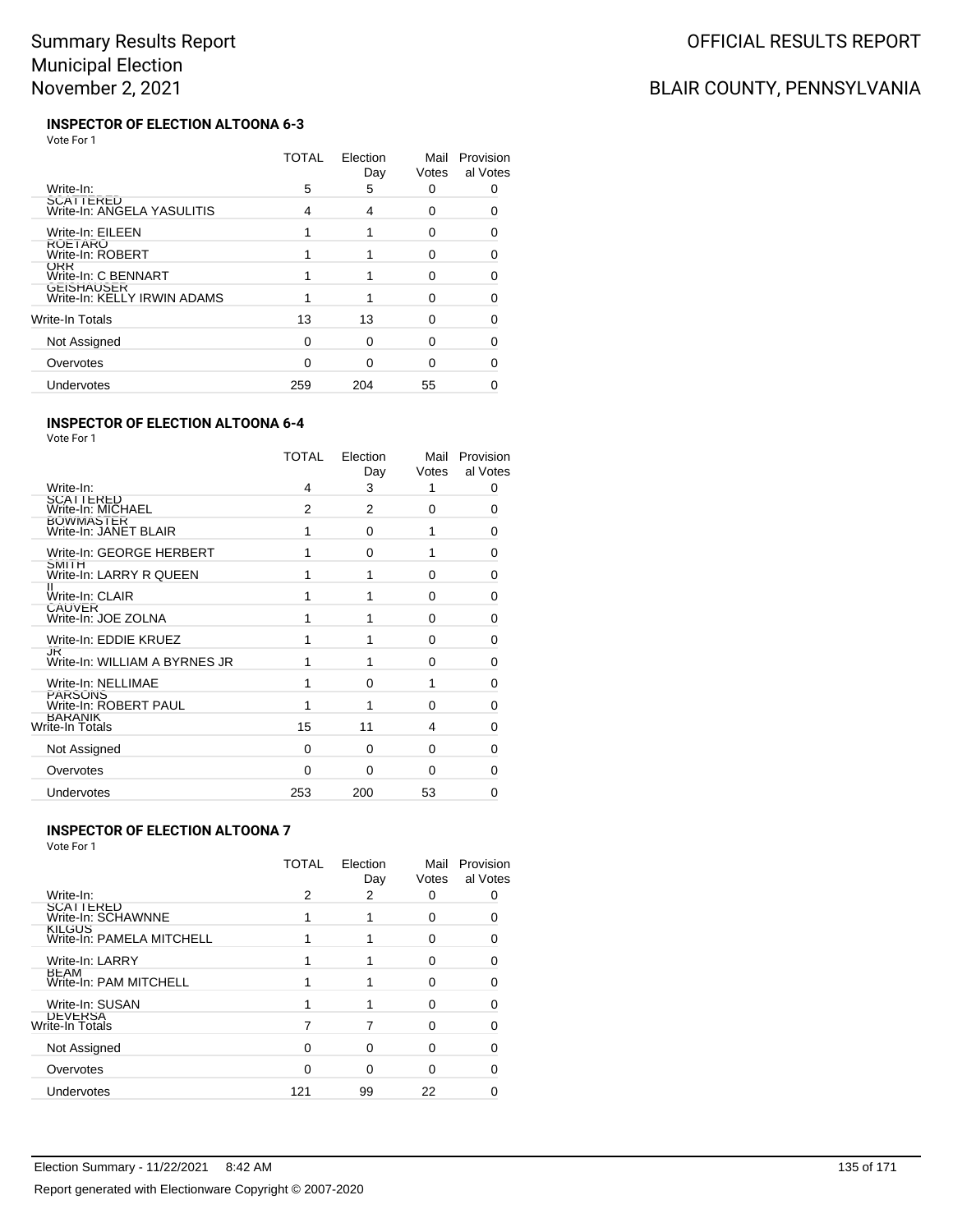# Summary Results Report
# Municipal Election
# November 2, 2021

OFFICIAL RESULTS REPORT

BLAIR COUNTY, PENNSYLVANIA

### INSPECTOR OF ELECTION ALTOONA 6-3

Vote For 1

| | TOTAL | Election Day | Mail Votes | Provisional Votes |
|---|---|---|---|---|
| Write-In: SCATTERED | 5 | 5 | 0 | 0 |
| Write-In: ANGELA YASULITIS | 4 | 4 | 0 | 0 |
| Write-In: EILEEN ROETARO | 1 | 1 | 0 | 0 |
| Write-In: ROBERT ORR | 1 | 1 | 0 | 0 |
| Write-In: C BENNART GEISHAUSER | 1 | 1 | 0 | 0 |
| Write-In: KELLY IRWIN ADAMS | 1 | 1 | 0 | 0 |
| Write-In Totals | 13 | 13 | 0 | 0 |
| Not Assigned | 0 | 0 | 0 | 0 |
| Overvotes | 0 | 0 | 0 | 0 |
| Undervotes | 259 | 204 | 55 | 0 |

### INSPECTOR OF ELECTION ALTOONA 6-4

Vote For 1

| | TOTAL | Election Day | Mail Votes | Provisional Votes |
|---|---|---|---|---|
| Write-In: SCATTERED | 4 | 3 | 1 | 0 |
| Write-In: MICHAEL BOWMASTER | 2 | 2 | 0 | 0 |
| Write-In: JANET BLAIR | 1 | 0 | 1 | 0 |
| Write-In: GEORGE HERBERT SMITH | 1 | 0 | 1 | 0 |
| Write-In: LARRY R QUEEN II | 1 | 1 | 0 | 0 |
| Write-In: CLAIR CAUVER | 1 | 1 | 0 | 0 |
| Write-In: JOE ZOLNA | 1 | 1 | 0 | 0 |
| Write-In: EDDIE KRUEZ JR | 1 | 1 | 0 | 0 |
| Write-In: WILLIAM A BYRNES JR | 1 | 1 | 0 | 0 |
| Write-In: NELLIMAE PARSONS | 1 | 0 | 1 | 0 |
| Write-In: ROBERT PAUL BARANIK | 1 | 1 | 0 | 0 |
| Write-In Totals | 15 | 11 | 4 | 0 |
| Not Assigned | 0 | 0 | 0 | 0 |
| Overvotes | 0 | 0 | 0 | 0 |
| Undervotes | 253 | 200 | 53 | 0 |

### INSPECTOR OF ELECTION ALTOONA 7

Vote For 1

| | TOTAL | Election Day | Mail Votes | Provisional Votes |
|---|---|---|---|---|
| Write-In: SCATTERED | 2 | 2 | 0 | 0 |
| Write-In: SCHAWNNE KILGUS | 1 | 1 | 0 | 0 |
| Write-In: PAMELA MITCHELL | 1 | 1 | 0 | 0 |
| Write-In: LARRY BEAM | 1 | 1 | 0 | 0 |
| Write-In: PAM MITCHELL | 1 | 1 | 0 | 0 |
| Write-In: SUSAN DEVERSA | 1 | 1 | 0 | 0 |
| Write-In Totals | 7 | 7 | 0 | 0 |
| Not Assigned | 0 | 0 | 0 | 0 |
| Overvotes | 0 | 0 | 0 | 0 |
| Undervotes | 121 | 99 | 22 | 0 |

Election Summary - 11/22/2021 8:42 AM

Report generated with Electionware Copyright © 2007-2020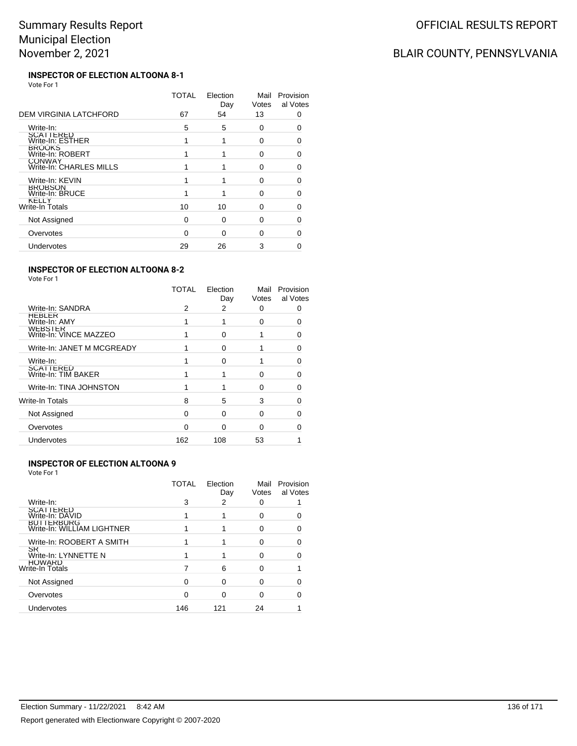# Summary Results Report
# Municipal Election
# November 2, 2021

OFFICIAL RESULTS REPORT

BLAIR COUNTY, PENNSYLVANIA

### INSPECTOR OF ELECTION ALTOONA 8-1

Vote For 1

| | TOTAL | Election Day | Mail Votes | Provisional Votes |
|---|---|---|---|---|
| DEM VIRGINIA LATCHFORD | 67 | 54 | 13 | 0 |
| Write-In: SCATTERED | 5 | 5 | 0 | 0 |
| Write-In: ESTHER BROOKS | 1 | 1 | 0 | 0 |
| Write-In: ROBERT CONWAY | 1 | 1 | 0 | 0 |
| Write-In: CHARLES MILLS | 1 | 1 | 0 | 0 |
| Write-In: KEVIN BROBSON | 1 | 1 | 0 | 0 |
| Write-In: BRUCE KELLY | 1 | 1 | 0 | 0 |
| Write-In Totals | 10 | 10 | 0 | 0 |
| Not Assigned | 0 | 0 | 0 | 0 |
| Overvotes | 0 | 0 | 0 | 0 |
| Undervotes | 29 | 26 | 3 | 0 |

### INSPECTOR OF ELECTION ALTOONA 8-2

Vote For 1

| | TOTAL | Election Day | Mail Votes | Provisional Votes |
|---|---|---|---|---|
| Write-In: SANDRA HEBLER | 2 | 2 | 0 | 0 |
| Write-In: AMY WEBSTER | 1 | 1 | 0 | 0 |
| Write-In: VINCE MAZZEO | 1 | 0 | 1 | 0 |
| Write-In: JANET M MCGREADY | 1 | 0 | 1 | 0 |
| Write-In: SCATTERED | 1 | 0 | 1 | 0 |
| Write-In: TIM BAKER | 1 | 1 | 0 | 0 |
| Write-In: TINA JOHNSTON | 1 | 1 | 0 | 0 |
| Write-In Totals | 8 | 5 | 3 | 0 |
| Not Assigned | 0 | 0 | 0 | 0 |
| Overvotes | 0 | 0 | 0 | 0 |
| Undervotes | 162 | 108 | 53 | 1 |

### INSPECTOR OF ELECTION ALTOONA 9

Vote For 1

| | TOTAL | Election Day | Mail Votes | Provisional Votes |
|---|---|---|---|---|
| Write-In: SCATTERED | 3 | 2 | 0 | 1 |
| Write-In: DAVID BUTTERBURG | 1 | 1 | 0 | 0 |
| Write-In: WILLIAM LIGHTNER | 1 | 1 | 0 | 0 |
| Write-In: ROOBERT A SMITH SR | 1 | 1 | 0 | 0 |
| Write-In: LYNNETTE N HOWARD | 1 | 1 | 0 | 0 |
| Write-In Totals | 7 | 6 | 0 | 1 |
| Not Assigned | 0 | 0 | 0 | 0 |
| Overvotes | 0 | 0 | 0 | 0 |
| Undervotes | 146 | 121 | 24 | 1 |

Election Summary - 11/22/2021 8:42 AM

Report generated with Electionware Copyright © 2007-2020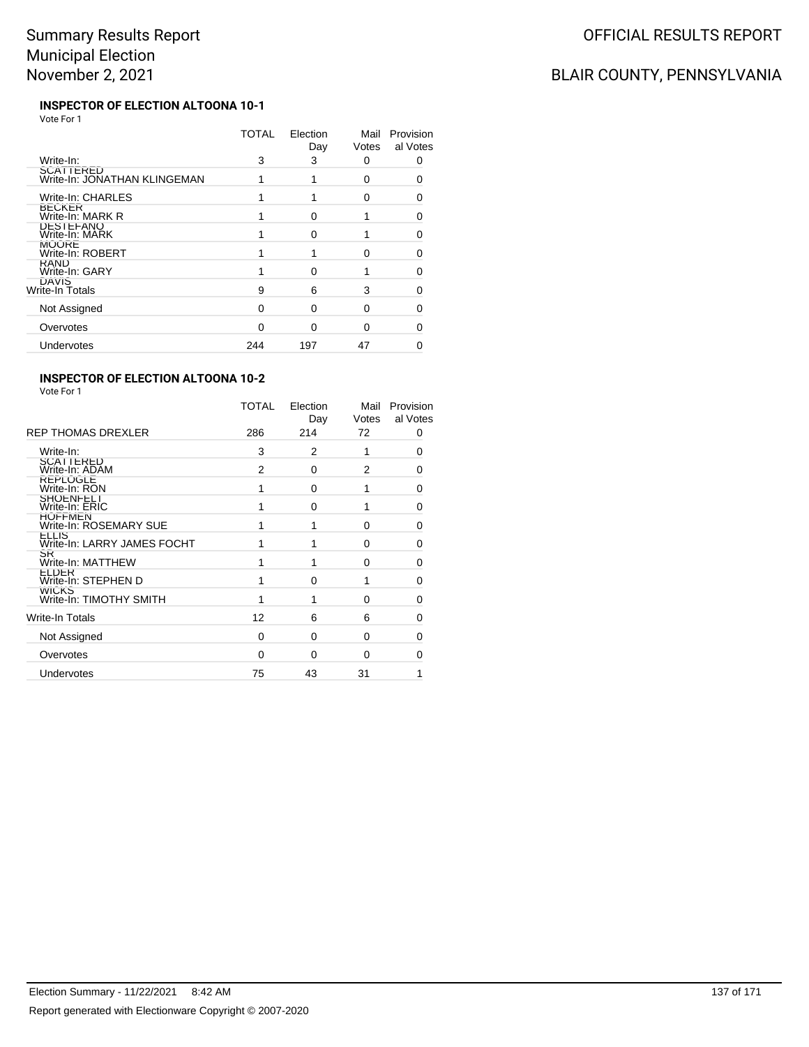# Summary Results Report
# Municipal Election
# November 2, 2021

OFFICIAL RESULTS REPORT

BLAIR COUNTY, PENNSYLVANIA

### INSPECTOR OF ELECTION ALTOONA 10-1

Vote For 1

| | TOTAL | Election Day | Mail Votes | Provisional Votes |
|---|---|---|---|---|
| Write-In: SCATTERED | 3 | 3 | 0 | 0 |
| Write-In: JONATHAN KLINGEMAN | 1 | 1 | 0 | 0 |
| Write-In: CHARLES BECKER | 1 | 1 | 0 | 0 |
| Write-In: MARK R DESTEFANO | 1 | 0 | 1 | 0 |
| Write-In: MARK MOORE | 1 | 0 | 1 | 0 |
| Write-In: ROBERT RAND | 1 | 1 | 0 | 0 |
| Write-In: GARY DAVIS | 1 | 0 | 1 | 0 |
| Write-In Totals | 9 | 6 | 3 | 0 |
| Not Assigned | 0 | 0 | 0 | 0 |
| Overvotes | 0 | 0 | 0 | 0 |
| Undervotes | 244 | 197 | 47 | 0 |

### INSPECTOR OF ELECTION ALTOONA 10-2

Vote For 1

| | TOTAL | Election Day | Mail Votes | Provisional Votes |
|---|---|---|---|---|
| REP THOMAS DREXLER | 286 | 214 | 72 | 0 |
| Write-In: SCATTERED | 3 | 2 | 1 | 0 |
| Write-In: ADAM REPLOGLE | 2 | 0 | 2 | 0 |
| Write-In: RON SHOENFELT | 1 | 0 | 1 | 0 |
| Write-In: ERIC HOFFMEN | 1 | 0 | 1 | 0 |
| Write-In: ROSEMARY SUE ELLIS | 1 | 1 | 0 | 0 |
| Write-In: LARRY JAMES FOCHT SR | 1 | 1 | 0 | 0 |
| Write-In: MATTHEW ELDER | 1 | 1 | 0 | 0 |
| Write-In: STEPHEN D WICKS | 1 | 0 | 1 | 0 |
| Write-In: TIMOTHY SMITH | 1 | 1 | 0 | 0 |
| Write-In Totals | 12 | 6 | 6 | 0 |
| Not Assigned | 0 | 0 | 0 | 0 |
| Overvotes | 0 | 0 | 0 | 0 |
| Undervotes | 75 | 43 | 31 | 1 |

Election Summary - 11/22/2021 8:42 AM

Report generated with Electionware Copyright © 2007-2020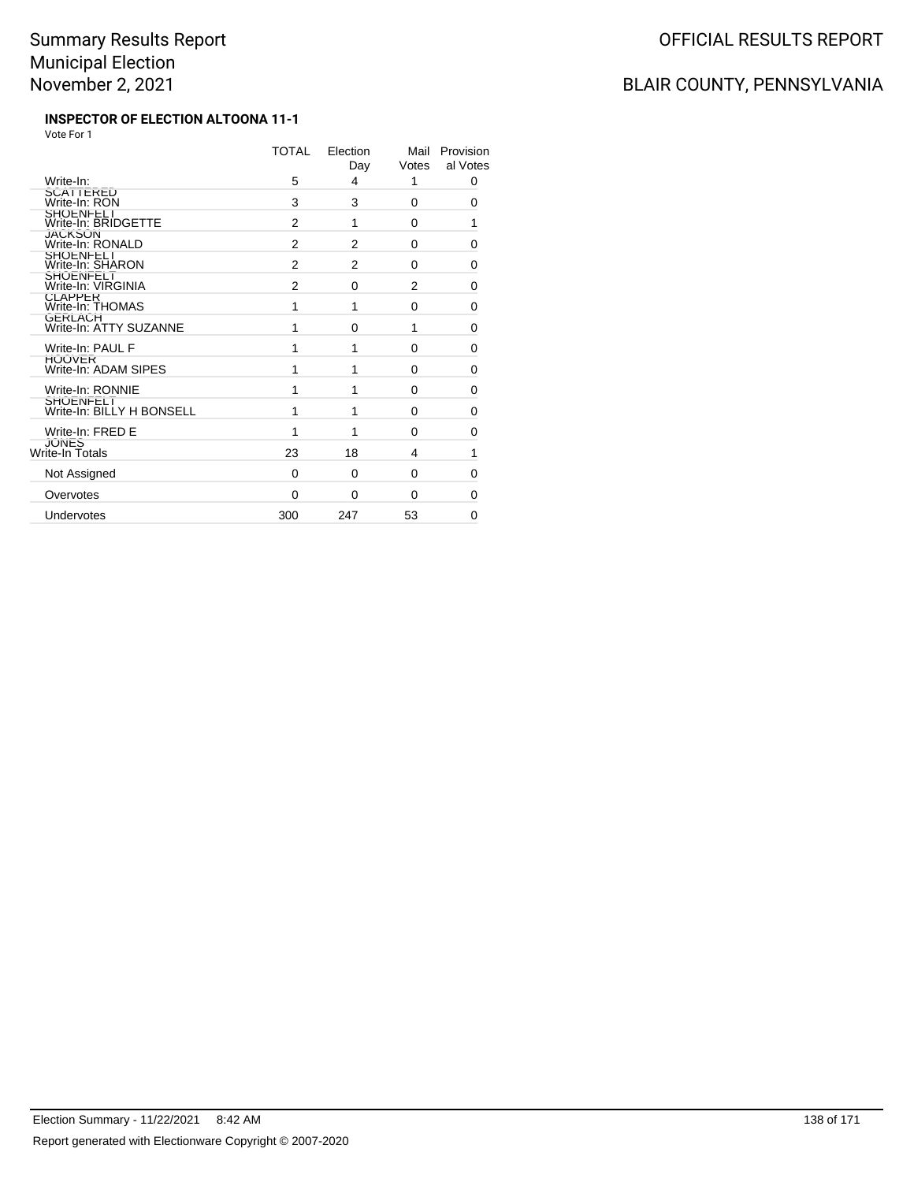# Summary Results Report
# Municipal Election
# November 2, 2021

OFFICIAL RESULTS REPORT

BLAIR COUNTY, PENNSYLVANIA

### INSPECTOR OF ELECTION ALTOONA 11-1

Vote For 1

| | TOTAL | Election Day | Mail Votes | Provisional Votes |
|---|---|---|---|---|
| Write-In: SCATTERED | 5 | 4 | 1 | 0 |
| Write-In: RON SHOENFELT | 3 | 3 | 0 | 0 |
| Write-In: BRIDGETTE JACKSON | 2 | 1 | 0 | 1 |
| Write-In: RONALD SHOENFELT | 2 | 2 | 0 | 0 |
| Write-In: SHARON SHOENFELT | 2 | 2 | 0 | 0 |
| Write-In: VIRGINIA CLAPPER | 2 | 0 | 2 | 0 |
| Write-In: THOMAS GERLACH | 1 | 1 | 0 | 0 |
| Write-In: ATTY SUZANNE | 1 | 0 | 1 | 0 |
| Write-In: PAUL F HOOVER | 1 | 1 | 0 | 0 |
| Write-In: ADAM SIPES | 1 | 1 | 0 | 0 |
| Write-In: RONNIE SHOENFELT | 1 | 1 | 0 | 0 |
| Write-In: BILLY H BONSELL | 1 | 1 | 0 | 0 |
| Write-In: FRED E JONES | 1 | 1 | 0 | 0 |
| Write-In Totals | 23 | 18 | 4 | 1 |
| Not Assigned | 0 | 0 | 0 | 0 |
| Overvotes | 0 | 0 | 0 | 0 |
| Undervotes | 300 | 247 | 53 | 0 |

Election Summary - 11/22/2021 8:42 AM

Report generated with Electionware Copyright © 2007-2020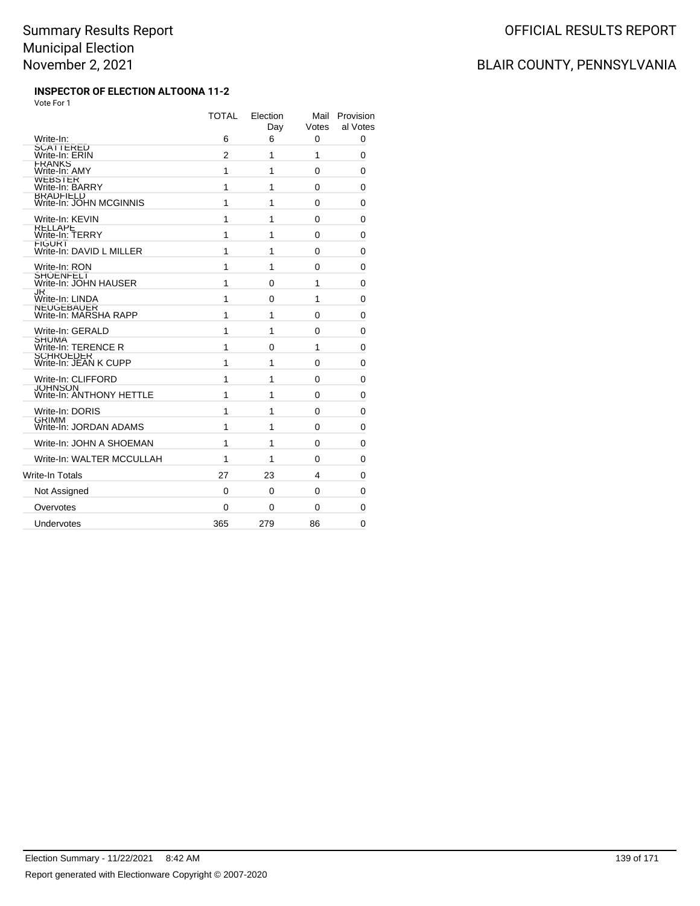**INSPECTOR OF ELECTION ALTOONA 11-2**

Vote For 1

| | TOTAL | Election Day | Mail Votes | Provisional Votes |
|---|---|---|---|---|
| Write-In: SCATTERED | 6 | 6 | 0 | 0 |
| Write-In: ERIN FRANKS | 2 | 1 | 1 | 0 |
| Write-In: AMY WEBSTER | 1 | 1 | 0 | 0 |
| Write-In: BARRY BRADFIELD | 1 | 1 | 0 | 0 |
| Write-In: JOHN MCGINNIS | 1 | 1 | 0 | 0 |
| Write-In: KEVIN RELLAPE | 1 | 1 | 0 | 0 |
| Write-In: TERRY FIGURT | 1 | 1 | 0 | 0 |
| Write-In: DAVID L MILLER | 1 | 1 | 0 | 0 |
| Write-In: RON SHOENFELT | 1 | 1 | 0 | 0 |
| Write-In: JOHN HAUSER JR | 1 | 0 | 1 | 0 |
| Write-In: LINDA NEUGEBAUER | 1 | 0 | 1 | 0 |
| Write-In: MARSHA RAPP | 1 | 1 | 0 | 0 |
| Write-In: GERALD SHUMA | 1 | 1 | 0 | 0 |
| Write-In: TERENCE R SCHROEDER | 1 | 0 | 1 | 0 |
| Write-In: JEAN K CUPP | 1 | 1 | 0 | 0 |
| Write-In: CLIFFORD JOHNSON | 1 | 1 | 0 | 0 |
| Write-In: ANTHONY HETTLE | 1 | 1 | 0 | 0 |
| Write-In: DORIS GRIMM | 1 | 1 | 0 | 0 |
| Write-In: JORDAN ADAMS | 1 | 1 | 0 | 0 |
| Write-In: JOHN A SHOEMAN | 1 | 1 | 0 | 0 |
| Write-In: WALTER MCCULLAH | 1 | 1 | 0 | 0 |
| Write-In Totals | 27 | 23 | 4 | 0 |
| Not Assigned | 0 | 0 | 0 | 0 |
| Overvotes | 0 | 0 | 0 | 0 |
| Undervotes | 365 | 279 | 86 | 0 |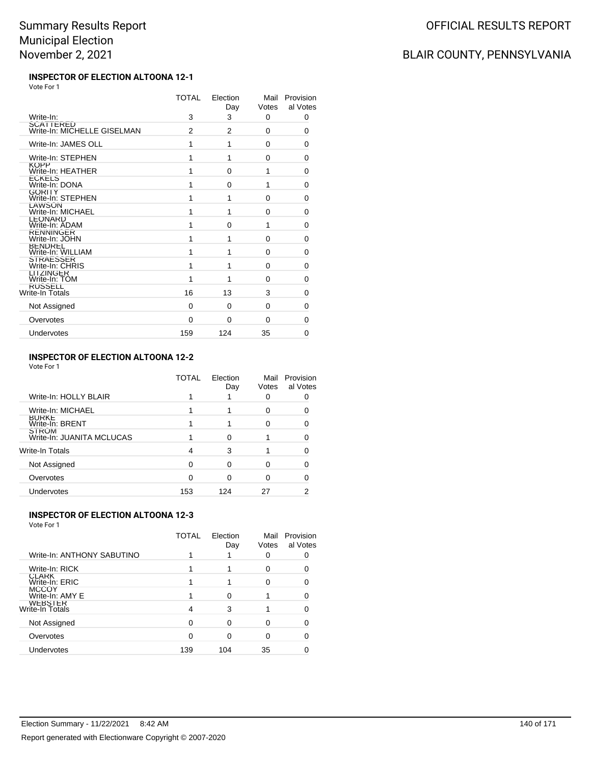# Summary Results Report
## Municipal Election
## November 2, 2021

OFFICIAL RESULTS REPORT

BLAIR COUNTY, PENNSYLVANIA

### INSPECTOR OF ELECTION ALTOONA 12-1

Vote For 1

| | TOTAL | Election Day | Mail Votes | Provisional Votes |
|---|---|---|---|---|
| Write-In: SCATTERED | 3 | 3 | 0 | 0 |
| Write-In: MICHELLE GISELMAN | 2 | 2 | 0 | 0 |
| Write-In: JAMES OLL | 1 | 1 | 0 | 0 |
| Write-In: STEPHEN KOPP | 1 | 1 | 0 | 0 |
| Write-In: HEATHER ECKELS | 1 | 0 | 1 | 0 |
| Write-In: DONA GORITY | 1 | 0 | 1 | 0 |
| Write-In: STEPHEN LAWSON | 1 | 1 | 0 | 0 |
| Write-In: MICHAEL LEONARD | 1 | 1 | 0 | 0 |
| Write-In: ADAM RENNINGER | 1 | 0 | 1 | 0 |
| Write-In: JOHN BENDREL | 1 | 1 | 0 | 0 |
| Write-In: WILLIAM STRAESSER | 1 | 1 | 0 | 0 |
| Write-In: CHRIS LITZINGER | 1 | 1 | 0 | 0 |
| Write-In: TOM RUSSELL | 1 | 1 | 0 | 0 |
| Write-In Totals | 16 | 13 | 3 | 0 |
| Not Assigned | 0 | 0 | 0 | 0 |
| Overvotes | 0 | 0 | 0 | 0 |
| Undervotes | 159 | 124 | 35 | 0 |

### INSPECTOR OF ELECTION ALTOONA 12-2

Vote For 1

| | TOTAL | Election Day | Mail Votes | Provisional Votes |
|---|---|---|---|---|
| Write-In: HOLLY BLAIR | 1 | 1 | 0 | 0 |
| Write-In: MICHAEL BURKE | 1 | 1 | 0 | 0 |
| Write-In: BRENT STROM | 1 | 1 | 0 | 0 |
| Write-In: JUANITA MCLUCAS | 1 | 0 | 1 | 0 |
| Write-In Totals | 4 | 3 | 1 | 0 |
| Not Assigned | 0 | 0 | 0 | 0 |
| Overvotes | 0 | 0 | 0 | 0 |
| Undervotes | 153 | 124 | 27 | 2 |

### INSPECTOR OF ELECTION ALTOONA 12-3

Vote For 1

| | TOTAL | Election Day | Mail Votes | Provisional Votes |
|---|---|---|---|---|
| Write-In: ANTHONY SABUTINO | 1 | 1 | 0 | 0 |
| Write-In: RICK CLARK | 1 | 1 | 0 | 0 |
| Write-In: ERIC MCCOY | 1 | 1 | 0 | 0 |
| Write-In: AMY E WEBSTER | 1 | 0 | 1 | 0 |
| Write-In Totals | 4 | 3 | 1 | 0 |
| Not Assigned | 0 | 0 | 0 | 0 |
| Overvotes | 0 | 0 | 0 | 0 |
| Undervotes | 139 | 104 | 35 | 0 |

Election Summary - 11/22/2021 8:42 AM

Report generated with Electionware Copyright © 2007-2020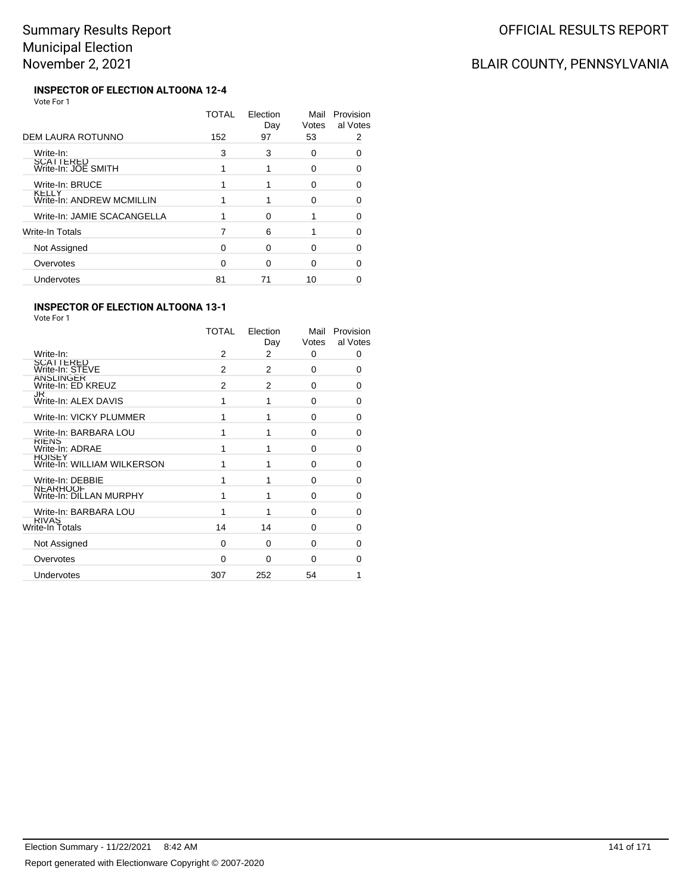## INSPECTOR OF ELECTION ALTOONA 12-4

Vote For 1

| | TOTAL | Election Day | Mail Votes | Provisional Votes |
|---|---|---|---|---|
| DEM LAURA ROTUNNO | 152 | 97 | 53 | 2 |
| Write-In: SCATTERED | 3 | 3 | 0 | 0 |
| Write-In: JOE SMITH | 1 | 1 | 0 | 0 |
| Write-In: BRUCE KELLY | 1 | 1 | 0 | 0 |
| Write-In: ANDREW MCMILLIN | 1 | 1 | 0 | 0 |
| Write-In: JAMIE SCACANGELLA | 1 | 0 | 1 | 0 |
| Write-In Totals | 7 | 6 | 1 | 0 |
| Not Assigned | 0 | 0 | 0 | 0 |
| Overvotes | 0 | 0 | 0 | 0 |
| Undervotes | 81 | 71 | 10 | 0 |

## INSPECTOR OF ELECTION ALTOONA 13-1

Vote For 1

| | TOTAL | Election Day | Mail Votes | Provisional Votes |
|---|---|---|---|---|
| Write-In: SCATTERED | 2 | 2 | 0 | 0 |
| Write-In: STEVE ANSLINGER | 2 | 2 | 0 | 0 |
| Write-In: ED KREUZ JR | 2 | 2 | 0 | 0 |
| Write-In: ALEX DAVIS | 1 | 1 | 0 | 0 |
| Write-In: VICKY PLUMMER | 1 | 1 | 0 | 0 |
| Write-In: BARBARA LOU RIENS | 1 | 1 | 0 | 0 |
| Write-In: ADRAE HOISEY | 1 | 1 | 0 | 0 |
| Write-In: WILLIAM WILKERSON | 1 | 1 | 0 | 0 |
| Write-In: DEBBIE NEARHOOF | 1 | 1 | 0 | 0 |
| Write-In: DILLAN MURPHY | 1 | 1 | 0 | 0 |
| Write-In: BARBARA LOU RIVAS | 1 | 1 | 0 | 0 |
| Write-In Totals | 14 | 14 | 0 | 0 |
| Not Assigned | 0 | 0 | 0 | 0 |
| Overvotes | 0 | 0 | 0 | 0 |
| Undervotes | 307 | 252 | 54 | 1 |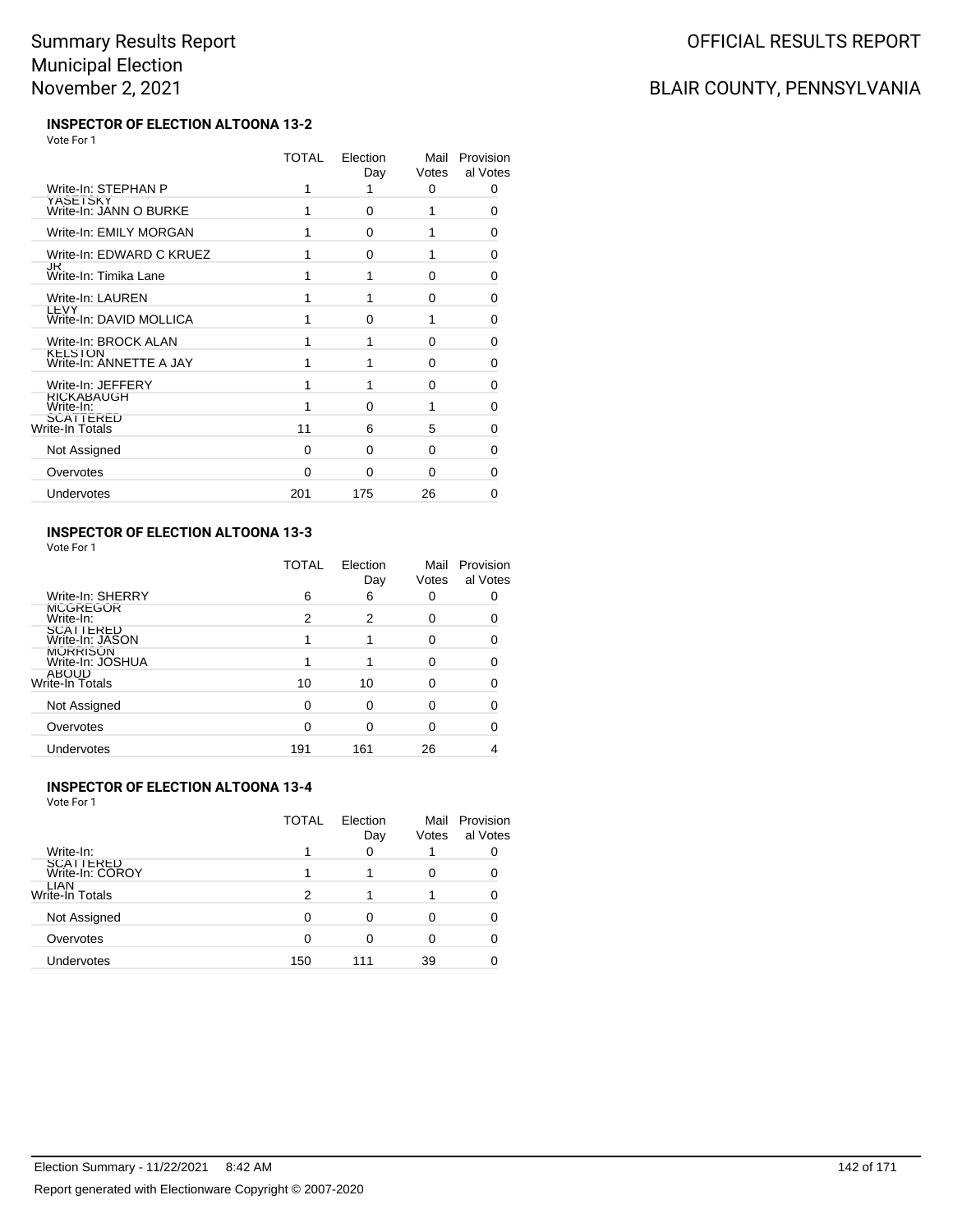## INSPECTOR OF ELECTION ALTOONA 13-2

Vote For 1

| | TOTAL | Election Day | Mail Votes | Provisional Votes |
|---|---|---|---|---|
| Write-In: STEPHAN P YASETSKY | 1 | 1 | 0 | 0 |
| Write-In: JANN O BURKE | 1 | 0 | 1 | 0 |
| Write-In: EMILY MORGAN | 1 | 0 | 1 | 0 |
| Write-In: EDWARD C KRUEZ JR | 1 | 0 | 1 | 0 |
| Write-In: Timika Lane | 1 | 1 | 0 | 0 |
| Write-In: LAUREN LEVY | 1 | 1 | 0 | 0 |
| Write-In: DAVID MOLLICA | 1 | 0 | 1 | 0 |
| Write-In: BROCK ALAN KELSTON | 1 | 1 | 0 | 0 |
| Write-In: ANNETTE A JAY | 1 | 1 | 0 | 0 |
| Write-In: JEFFERY RICKABAUGH | 1 | 1 | 0 | 0 |
| Write-In: SCATTERED | 1 | 0 | 1 | 0 |
| Write-In Totals | 11 | 6 | 5 | 0 |
| Not Assigned | 0 | 0 | 0 | 0 |
| Overvotes | 0 | 0 | 0 | 0 |
| Undervotes | 201 | 175 | 26 | 0 |

## INSPECTOR OF ELECTION ALTOONA 13-3

Vote For 1

| | TOTAL | Election Day | Mail Votes | Provisional Votes |
|---|---|---|---|---|
| Write-In: SHERRY MCGREGOR | 6 | 6 | 0 | 0 |
| Write-In: SCATTERED | 2 | 2 | 0 | 0 |
| Write-In: JASON MORRISON | 1 | 1 | 0 | 0 |
| Write-In: JOSHUA ABOUD | 1 | 1 | 0 | 0 |
| Write-In Totals | 10 | 10 | 0 | 0 |
| Not Assigned | 0 | 0 | 0 | 0 |
| Overvotes | 0 | 0 | 0 | 0 |
| Undervotes | 191 | 161 | 26 | 4 |

## INSPECTOR OF ELECTION ALTOONA 13-4

Vote For 1

| | TOTAL | Election Day | Mail Votes | Provisional Votes |
|---|---|---|---|---|
| Write-In: SCATTERED | 1 | 0 | 1 | 0 |
| Write-In: COROY LIAN | 1 | 1 | 0 | 0 |
| Write-In Totals | 2 | 1 | 1 | 0 |
| Not Assigned | 0 | 0 | 0 | 0 |
| Overvotes | 0 | 0 | 0 | 0 |
| Undervotes | 150 | 111 | 39 | 0 |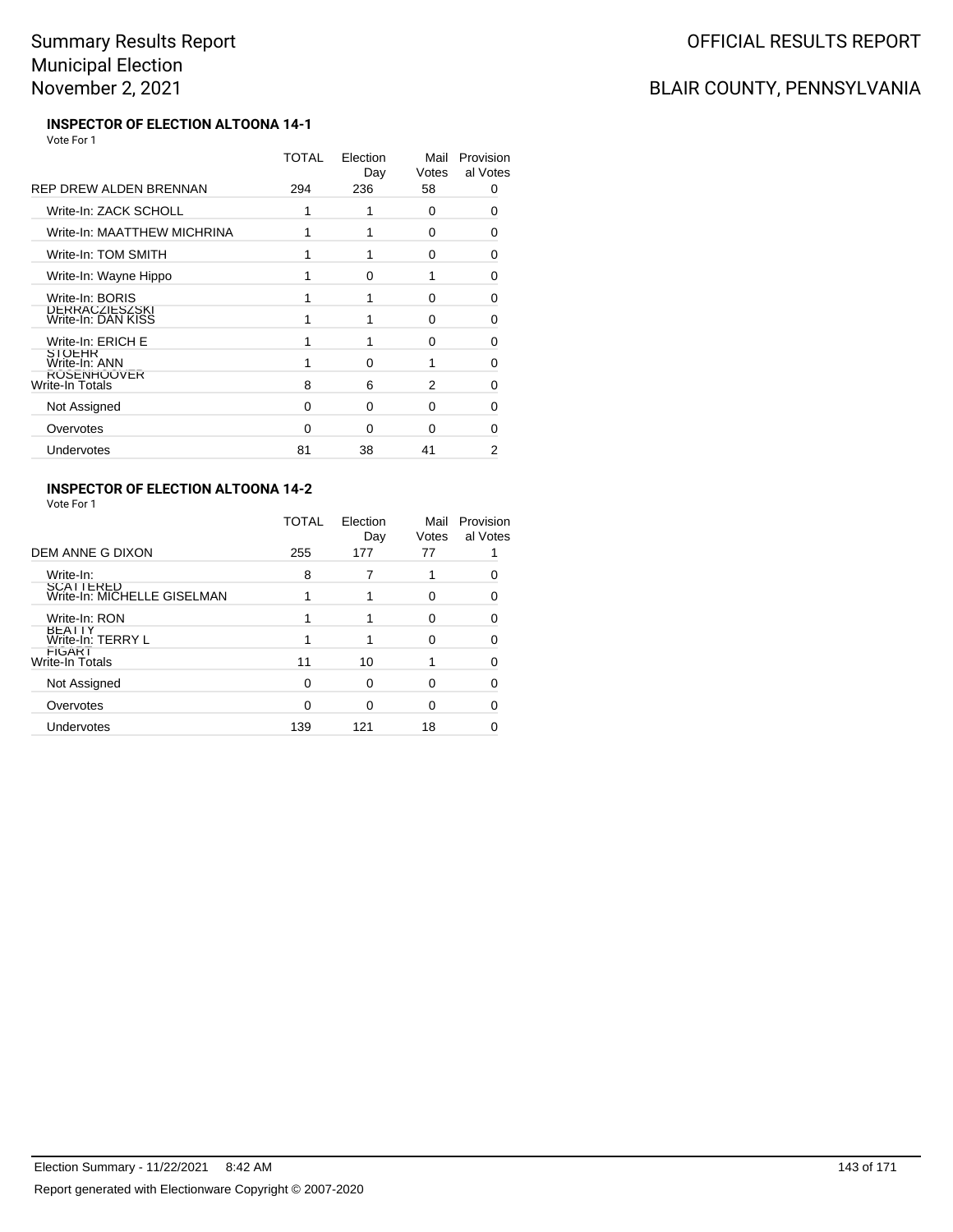# Summary Results Report
## Municipal Election
## November 2, 2021

OFFICIAL RESULTS REPORT

BLAIR COUNTY, PENNSYLVANIA

### INSPECTOR OF ELECTION ALTOONA 14-1

Vote For 1

| | TOTAL | Election Day | Mail Votes | Provisional Votes |
|---|---|---|---|---|
| REP DREW ALDEN BRENNAN | 294 | 236 | 58 | 0 |
| Write-In: ZACK SCHOLL | 1 | 1 | 0 | 0 |
| Write-In: MAATTHEW MICHRINA | 1 | 1 | 0 | 0 |
| Write-In: TOM SMITH | 1 | 1 | 0 | 0 |
| Write-In: Wayne Hippo | 1 | 0 | 1 | 0 |
| Write-In: BORIS DERRACZIESZSKI | 1 | 1 | 0 | 0 |
| Write-In: DAN KISS | 1 | 1 | 0 | 0 |
| Write-In: ERICH E STOEHR | 1 | 1 | 0 | 0 |
| Write-In: ANN ROSENHOOVER | 1 | 0 | 1 | 0 |
| Write-In Totals | 8 | 6 | 2 | 0 |
| Not Assigned | 0 | 0 | 0 | 0 |
| Overvotes | 0 | 0 | 0 | 0 |
| Undervotes | 81 | 38 | 41 | 2 |

### INSPECTOR OF ELECTION ALTOONA 14-2

Vote For 1

| | TOTAL | Election Day | Mail Votes | Provisional Votes |
|---|---|---|---|---|
| DEM ANNE G DIXON | 255 | 177 | 77 | 1 |
| Write-In: SCATTERED | 8 | 7 | 1 | 0 |
| Write-In: MICHELLE GISELMAN | 1 | 1 | 0 | 0 |
| Write-In: RON BEATTY | 1 | 1 | 0 | 0 |
| Write-In: TERRY L FIGART | 1 | 1 | 0 | 0 |
| Write-In Totals | 11 | 10 | 1 | 0 |
| Not Assigned | 0 | 0 | 0 | 0 |
| Overvotes | 0 | 0 | 0 | 0 |
| Undervotes | 139 | 121 | 18 | 0 |

Election Summary - 11/22/2021 8:42 AM

Report generated with Electionware Copyright © 2007-2020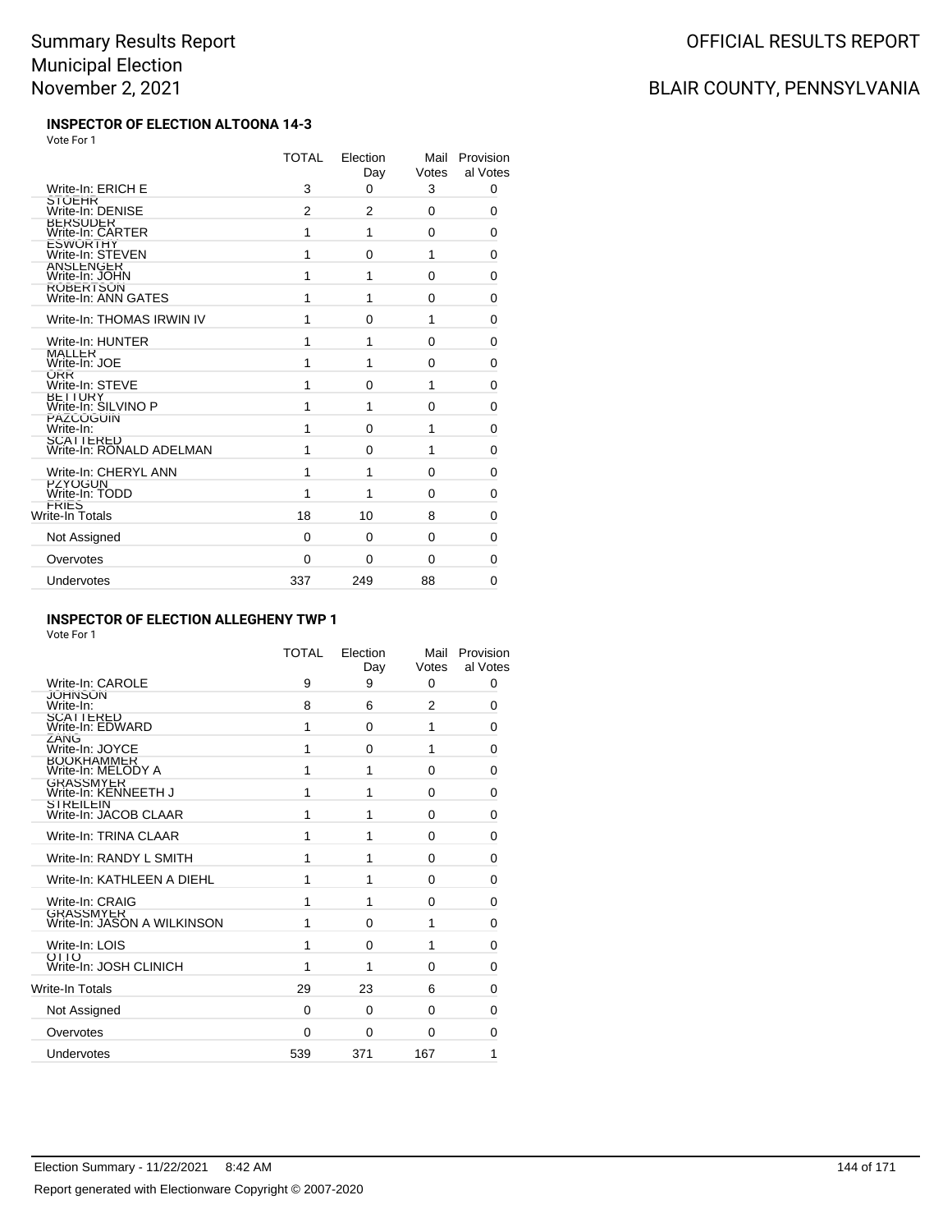# Summary Results Report
# Municipal Election
# November 2, 2021

OFFICIAL RESULTS REPORT

BLAIR COUNTY, PENNSYLVANIA

### INSPECTOR OF ELECTION ALTOONA 14-3

Vote For 1

| | TOTAL | Election Day | Mail Votes | Provisional Votes |
|---|---|---|---|---|
| Write-In: ERICH E STOEHR | 3 | 0 | 3 | 0 |
| Write-In: DENISE BERSODER | 2 | 2 | 0 | 0 |
| Write-In: CARTER ESWORTHY | 1 | 1 | 0 | 0 |
| Write-In: STEVEN ANSLENGER | 1 | 0 | 1 | 0 |
| Write-In: JOHN ROBERTSON | 1 | 1 | 0 | 0 |
| Write-In: ANN GATES | 1 | 1 | 0 | 0 |
| Write-In: THOMAS IRWIN IV | 1 | 0 | 1 | 0 |
| Write-In: HUNTER MALLER | 1 | 1 | 0 | 0 |
| Write-In: JOE ORR | 1 | 1 | 0 | 0 |
| Write-In: STEVE BETTORY | 1 | 0 | 1 | 0 |
| Write-In: SILVINO P PAZCOGUIN | 1 | 1 | 0 | 0 |
| Write-In: SCATTERED | 1 | 0 | 1 | 0 |
| Write-In: RONALD ADELMAN | 1 | 0 | 1 | 0 |
| Write-In: CHERYL ANN PZYOGUN | 1 | 1 | 0 | 0 |
| Write-In: TODD FRIES | 1 | 1 | 0 | 0 |
| Write-In Totals | 18 | 10 | 8 | 0 |
| Not Assigned | 0 | 0 | 0 | 0 |
| Overvotes | 0 | 0 | 0 | 0 |
| Undervotes | 337 | 249 | 88 | 0 |

### INSPECTOR OF ELECTION ALLEGHENY TWP 1

Vote For 1

| | TOTAL | Election Day | Mail Votes | Provisional Votes |
|---|---|---|---|---|
| Write-In: CAROLE JOHNSON | 9 | 9 | 0 | 0 |
| Write-In: SCATTERED | 8 | 6 | 2 | 0 |
| Write-In: EDWARD ZANG | 1 | 0 | 1 | 0 |
| Write-In: JOYCE BOOKHAMMER | 1 | 0 | 1 | 0 |
| Write-In: MELODY A GRASSMYER | 1 | 1 | 0 | 0 |
| Write-In: KENNEETH J STREILEIN | 1 | 1 | 0 | 0 |
| Write-In: JACOB CLAAR | 1 | 1 | 0 | 0 |
| Write-In: TRINA CLAAR | 1 | 1 | 0 | 0 |
| Write-In: RANDY L SMITH | 1 | 1 | 0 | 0 |
| Write-In: KATHLEEN A DIEHL | 1 | 1 | 0 | 0 |
| Write-In: CRAIG GRASSMYER | 1 | 1 | 0 | 0 |
| Write-In: JASON A WILKINSON | 1 | 0 | 1 | 0 |
| Write-In: LOIS OTTO | 1 | 0 | 1 | 0 |
| Write-In: JOSH CLINICH | 1 | 1 | 0 | 0 |
| Write-In Totals | 29 | 23 | 6 | 0 |
| Not Assigned | 0 | 0 | 0 | 0 |
| Overvotes | 0 | 0 | 0 | 0 |
| Undervotes | 539 | 371 | 167 | 1 |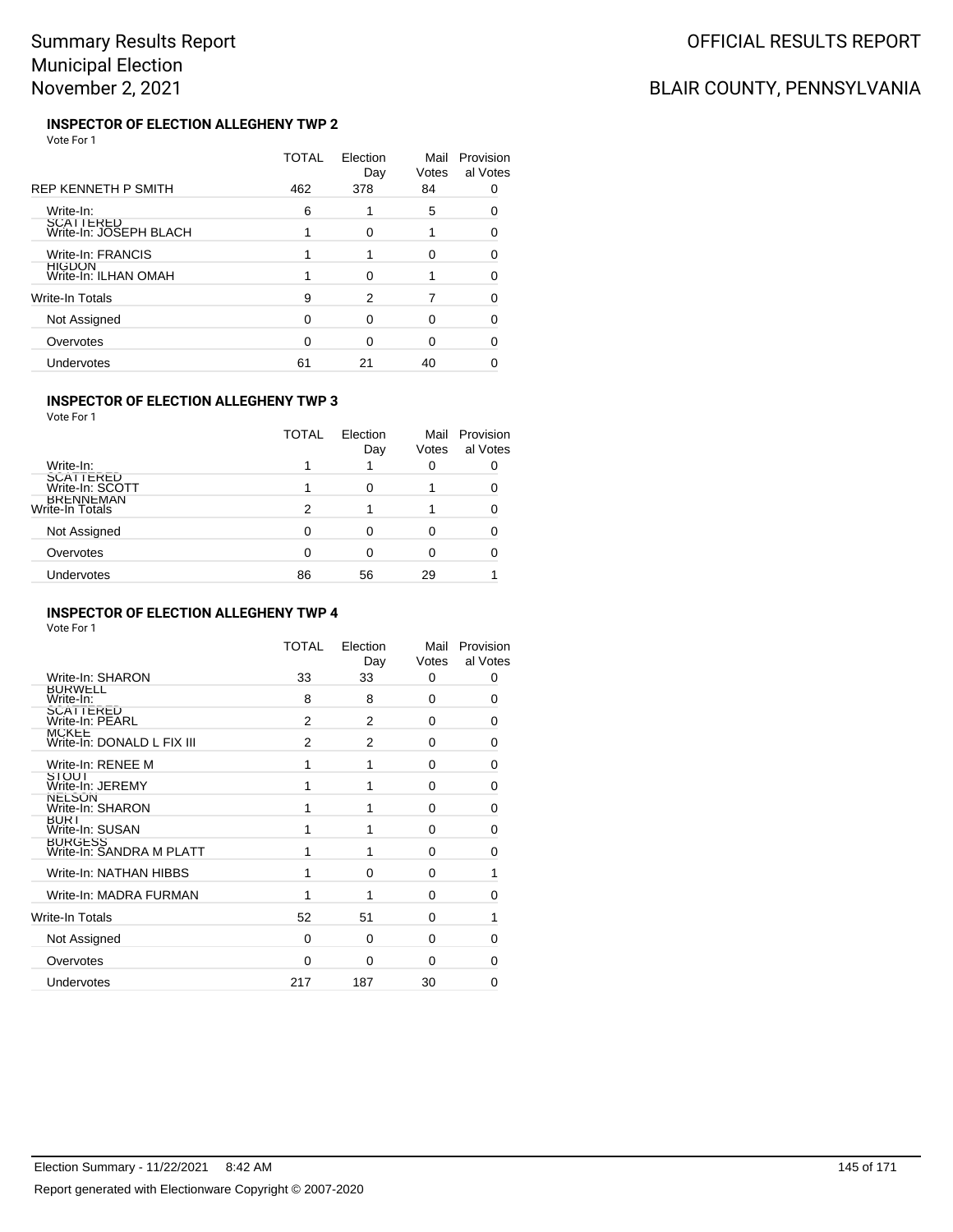# Summary Results Report
# Municipal Election
# November 2, 2021

OFFICIAL RESULTS REPORT

BLAIR COUNTY, PENNSYLVANIA

### INSPECTOR OF ELECTION ALLEGHENY TWP 2

Vote For 1

| | TOTAL | Election Day | Mail Votes | Provisional Votes |
|---|---|---|---|---|
| REP KENNETH P SMITH | 462 | 378 | 84 | 0 |
| Write-In: SCATTERED | 6 | 1 | 5 | 0 |
| Write-In: JOSEPH BLACH | 1 | 0 | 1 | 0 |
| Write-In: FRANCIS HIGDON | 1 | 1 | 0 | 0 |
| Write-In: ILHAN OMAH | 1 | 0 | 1 | 0 |
| Write-In Totals | 9 | 2 | 7 | 0 |
| Not Assigned | 0 | 0 | 0 | 0 |
| Overvotes | 0 | 0 | 0 | 0 |
| Undervotes | 61 | 21 | 40 | 0 |

### INSPECTOR OF ELECTION ALLEGHENY TWP 3

Vote For 1

| | TOTAL | Election Day | Mail Votes | Provisional Votes |
|---|---|---|---|---|
| Write-In: SCATTERED | 1 | 1 | 0 | 0 |
| Write-In: SCOTT BRENNEMAN | 1 | 0 | 1 | 0 |
| Write-In Totals | 2 | 1 | 1 | 0 |
| Not Assigned | 0 | 0 | 0 | 0 |
| Overvotes | 0 | 0 | 0 | 0 |
| Undervotes | 86 | 56 | 29 | 1 |

### INSPECTOR OF ELECTION ALLEGHENY TWP 4

Vote For 1

| | TOTAL | Election Day | Mail Votes | Provisional Votes |
|---|---|---|---|---|
| Write-In: SHARON BURWELL | 33 | 33 | 0 | 0 |
| Write-In: SCATTERED | 8 | 8 | 0 | 0 |
| Write-In: PEARL MCKEE | 2 | 2 | 0 | 0 |
| Write-In: DONALD L FIX III | 2 | 2 | 0 | 0 |
| Write-In: RENEE M STOUT | 1 | 1 | 0 | 0 |
| Write-In: JEREMY NELSON | 1 | 1 | 0 | 0 |
| Write-In: SHARON BURT | 1 | 1 | 0 | 0 |
| Write-In: SUSAN BURGESS | 1 | 1 | 0 | 0 |
| Write-In: SANDRA M PLATT | 1 | 1 | 0 | 0 |
| Write-In: NATHAN HIBBS | 1 | 0 | 0 | 1 |
| Write-In: MADRA FURMAN | 1 | 1 | 0 | 0 |
| Write-In Totals | 52 | 51 | 0 | 1 |
| Not Assigned | 0 | 0 | 0 | 0 |
| Overvotes | 0 | 0 | 0 | 0 |
| Undervotes | 217 | 187 | 30 | 0 |

Election Summary - 11/22/2021 8:42 AM

Report generated with Electionware Copyright © 2007-2020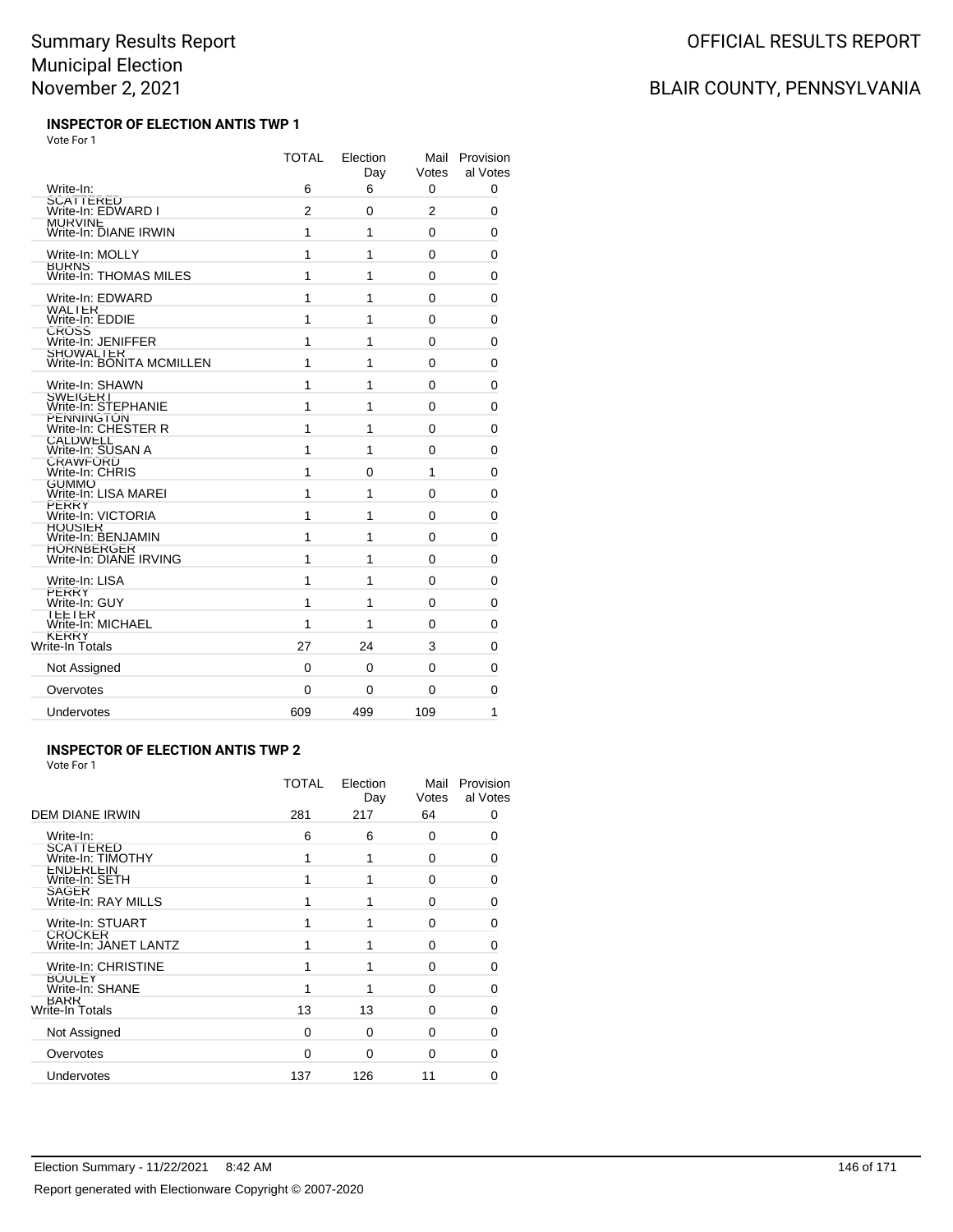# Summary Results Report
## Municipal Election
## November 2, 2021

OFFICIAL RESULTS REPORT

BLAIR COUNTY, PENNSYLVANIA

### INSPECTOR OF ELECTION ANTIS TWP 1

Vote For 1

| | TOTAL | Election Day | Mail Votes | Provisional Votes |
|---|---|---|---|---|
| Write-In: SCATTERED | 6 | 6 | 0 | 0 |
| Write-In: EDWARD I MURVINE | 2 | 0 | 2 | 0 |
| Write-In: DIANE IRWIN | 1 | 1 | 0 | 0 |
| Write-In: MOLLY BURNS | 1 | 1 | 0 | 0 |
| Write-In: THOMAS MILES | 1 | 1 | 0 | 0 |
| Write-In: EDWARD WALTER | 1 | 1 | 0 | 0 |
| Write-In: EDDIE CROSS | 1 | 1 | 0 | 0 |
| Write-In: JENIFFER SHOWALTER | 1 | 1 | 0 | 0 |
| Write-In: BONITA MCMILLEN | 1 | 1 | 0 | 0 |
| Write-In: SHAWN SWEIGERT | 1 | 1 | 0 | 0 |
| Write-In: STEPHANIE PENNINGTON | 1 | 1 | 0 | 0 |
| Write-In: CHESTER R CALDWELL | 1 | 1 | 0 | 0 |
| Write-In: SUSAN A CRAWFORD | 1 | 1 | 0 | 0 |
| Write-In: CHRIS GUMMO | 1 | 0 | 1 | 0 |
| Write-In: LISA MAREI PERRY | 1 | 1 | 0 | 0 |
| Write-In: VICTORIA HOUSIER | 1 | 1 | 0 | 0 |
| Write-In: BENJAMIN HORNBERGER | 1 | 1 | 0 | 0 |
| Write-In: DIANE IRVING | 1 | 1 | 0 | 0 |
| Write-In: LISA PERRY | 1 | 1 | 0 | 0 |
| Write-In: GUY TEETER | 1 | 1 | 0 | 0 |
| Write-In: MICHAEL KERRY | 1 | 1 | 0 | 0 |
| Write-In Totals | 27 | 24 | 3 | 0 |
| Not Assigned | 0 | 0 | 0 | 0 |
| Overvotes | 0 | 0 | 0 | 0 |
| Undervotes | 609 | 499 | 109 | 1 |

### INSPECTOR OF ELECTION ANTIS TWP 2

Vote For 1

| | TOTAL | Election Day | Mail Votes | Provisional Votes |
|---|---|---|---|---|
| DEM DIANE IRWIN | 281 | 217 | 64 | 0 |
| Write-In: SCATTERED | 6 | 6 | 0 | 0 |
| Write-In: TIMOTHY ENDERLEIN | 1 | 1 | 0 | 0 |
| Write-In: SETH SAGER | 1 | 1 | 0 | 0 |
| Write-In: RAY MILLS | 1 | 1 | 0 | 0 |
| Write-In: STUART CROCKER | 1 | 1 | 0 | 0 |
| Write-In: JANET LANTZ | 1 | 1 | 0 | 0 |
| Write-In: CHRISTINE BOULEY | 1 | 1 | 0 | 0 |
| Write-In: SHANE BARR | 1 | 1 | 0 | 0 |
| Write-In Totals | 13 | 13 | 0 | 0 |
| Not Assigned | 0 | 0 | 0 | 0 |
| Overvotes | 0 | 0 | 0 | 0 |
| Undervotes | 137 | 126 | 11 | 0 |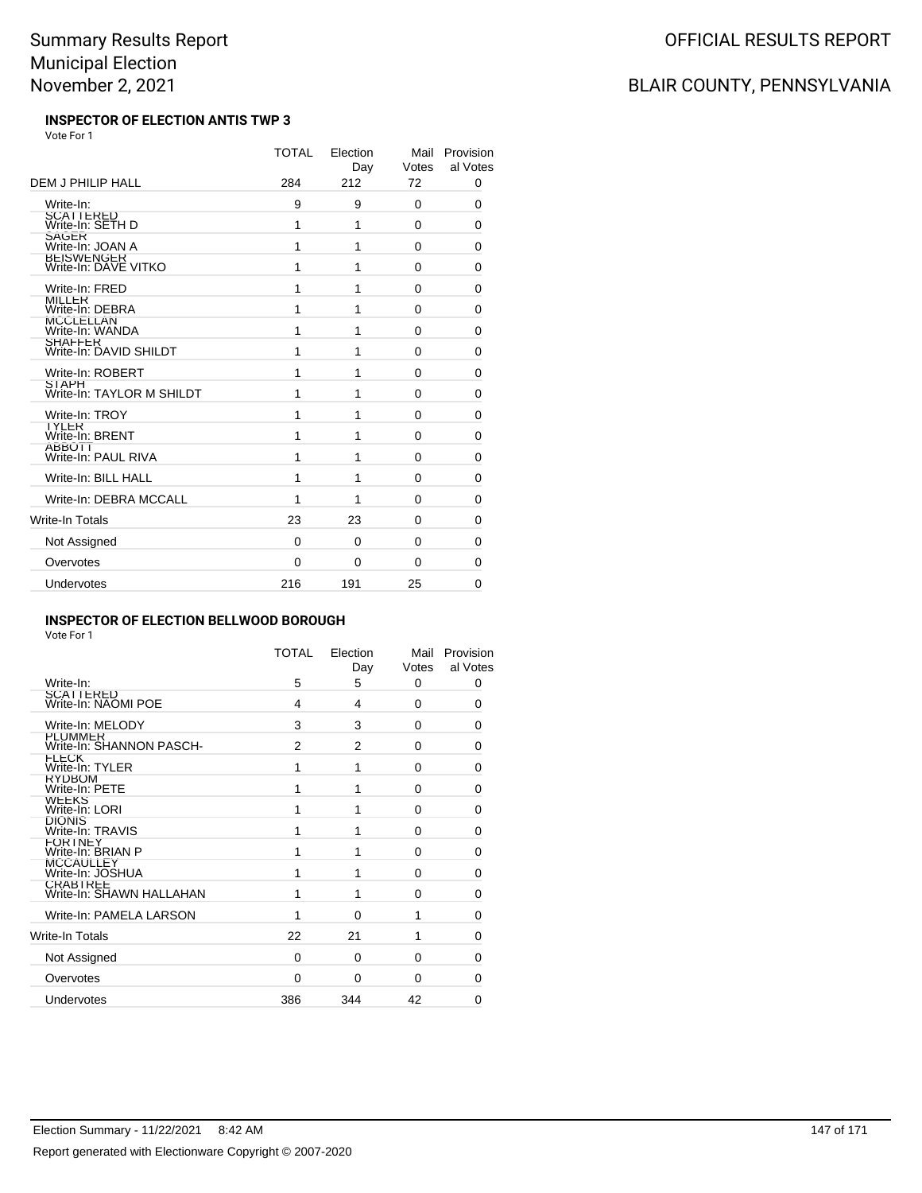# Summary Results Report
# Municipal Election
# November 2, 2021

OFFICIAL RESULTS REPORT

BLAIR COUNTY, PENNSYLVANIA

### INSPECTOR OF ELECTION ANTIS TWP 3

Vote For 1

| | TOTAL | Election Day | Mail Votes | Provisional Votes |
|---|---|---|---|---|
| DEM J PHILIP HALL | 284 | 212 | 72 | 0 |
| Write-In: SCATTERED | 9 | 9 | 0 | 0 |
| Write-In: SETH D SAGER | 1 | 1 | 0 | 0 |
| Write-In: JOAN A BEISWENGER | 1 | 1 | 0 | 0 |
| Write-In: DAVE VITKO | 1 | 1 | 0 | 0 |
| Write-In: FRED MILLER | 1 | 1 | 0 | 0 |
| Write-In: DEBRA MCCLELLAN | 1 | 1 | 0 | 0 |
| Write-In: WANDA SHAFFER | 1 | 1 | 0 | 0 |
| Write-In: DAVID SHILDT | 1 | 1 | 0 | 0 |
| Write-In: ROBERT STAPH | 1 | 1 | 0 | 0 |
| Write-In: TAYLOR M SHILDT | 1 | 1 | 0 | 0 |
| Write-In: TROY TYLER | 1 | 1 | 0 | 0 |
| Write-In: BRENT ABBOTT | 1 | 1 | 0 | 0 |
| Write-In: PAUL RIVA | 1 | 1 | 0 | 0 |
| Write-In: BILL HALL | 1 | 1 | 0 | 0 |
| Write-In: DEBRA MCCALL | 1 | 1 | 0 | 0 |
| Write-In Totals | 23 | 23 | 0 | 0 |
| Not Assigned | 0 | 0 | 0 | 0 |
| Overvotes | 0 | 0 | 0 | 0 |
| Undervotes | 216 | 191 | 25 | 0 |

### INSPECTOR OF ELECTION BELLWOOD BOROUGH

Vote For 1

| | TOTAL | Election Day | Mail Votes | Provisional Votes |
|---|---|---|---|---|
| Write-In: SCATTERED | 5 | 5 | 0 | 0 |
| Write-In: NAOMI POE | 4 | 4 | 0 | 0 |
| Write-In: MELODY PLUMMER | 3 | 3 | 0 | 0 |
| Write-In: SHANNON PASCH-FLECK | 2 | 2 | 0 | 0 |
| Write-In: TYLER RYDBOM | 1 | 1 | 0 | 0 |
| Write-In: PETE WEEKS | 1 | 1 | 0 | 0 |
| Write-In: LORI DIONIS | 1 | 1 | 0 | 0 |
| Write-In: TRAVIS FORTNEY | 1 | 1 | 0 | 0 |
| Write-In: BRIAN P MCCAULLEY | 1 | 1 | 0 | 0 |
| Write-In: JOSHUA CRABTREE | 1 | 1 | 0 | 0 |
| Write-In: SHAWN HALLAHAN | 1 | 1 | 0 | 0 |
| Write-In: PAMELA LARSON | 1 | 0 | 1 | 0 |
| Write-In Totals | 22 | 21 | 1 | 0 |
| Not Assigned | 0 | 0 | 0 | 0 |
| Overvotes | 0 | 0 | 0 | 0 |
| Undervotes | 386 | 344 | 42 | 0 |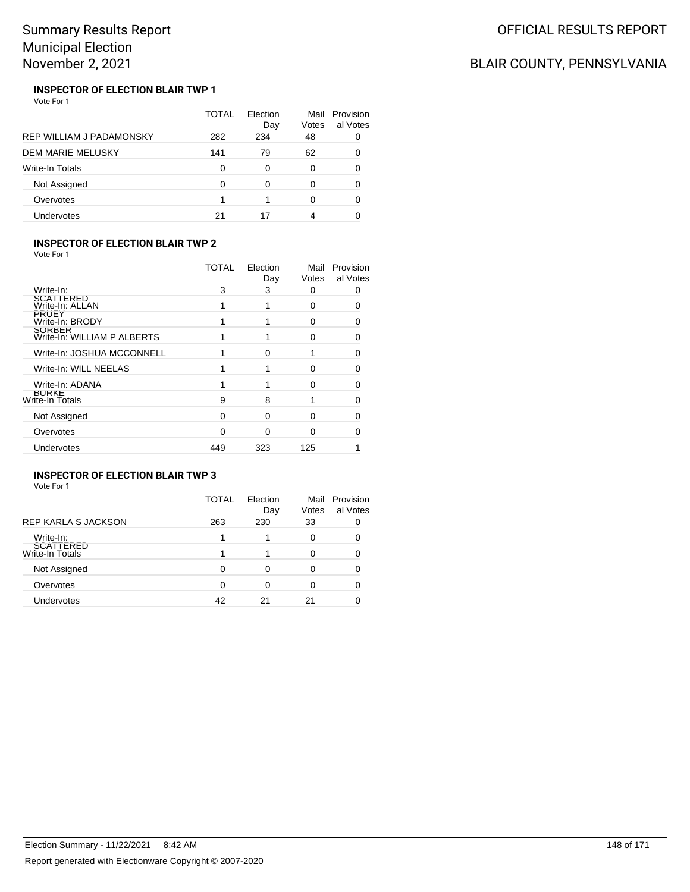# Summary Results Report
# Municipal Election
# November 2, 2021

OFFICIAL RESULTS REPORT

BLAIR COUNTY, PENNSYLVANIA

### INSPECTOR OF ELECTION BLAIR TWP 1

Vote For 1

| | TOTAL | Election Day | Mail Votes | Provisional Votes |
|---|---|---|---|---|
| REP WILLIAM J PADAMONSKY | 282 | 234 | 48 | 0 |
| DEM MARIE MELUSKY | 141 | 79 | 62 | 0 |
| Write-In Totals | 0 | 0 | 0 | 0 |
| Not Assigned | 0 | 0 | 0 | 0 |
| Overvotes | 1 | 1 | 0 | 0 |
| Undervotes | 21 | 17 | 4 | 0 |

### INSPECTOR OF ELECTION BLAIR TWP 2

Vote For 1

| | TOTAL | Election Day | Mail Votes | Provisional Votes |
|---|---|---|---|---|
| Write-In: SCATTERED | 3 | 3 | 0 | 0 |
| Write-In: ALLAN PRUEY | 1 | 1 | 0 | 0 |
| Write-In: BRODY SORBER | 1 | 1 | 0 | 0 |
| Write-In: WILLIAM P ALBERTS | 1 | 1 | 0 | 0 |
| Write-In: JOSHUA MCCONNELL | 1 | 0 | 1 | 0 |
| Write-In: WILL NEELAS | 1 | 1 | 0 | 0 |
| Write-In: ADANA BURKE | 1 | 1 | 0 | 0 |
| Write-In Totals | 9 | 8 | 1 | 0 |
| Not Assigned | 0 | 0 | 0 | 0 |
| Overvotes | 0 | 0 | 0 | 0 |
| Undervotes | 449 | 323 | 125 | 1 |

### INSPECTOR OF ELECTION BLAIR TWP 3

Vote For 1

| | TOTAL | Election Day | Mail Votes | Provisional Votes |
|---|---|---|---|---|
| REP KARLA S JACKSON | 263 | 230 | 33 | 0 |
| Write-In: SCATTERED | 1 | 1 | 0 | 0 |
| Write-In Totals | 1 | 1 | 0 | 0 |
| Not Assigned | 0 | 0 | 0 | 0 |
| Overvotes | 0 | 0 | 0 | 0 |
| Undervotes | 42 | 21 | 21 | 0 |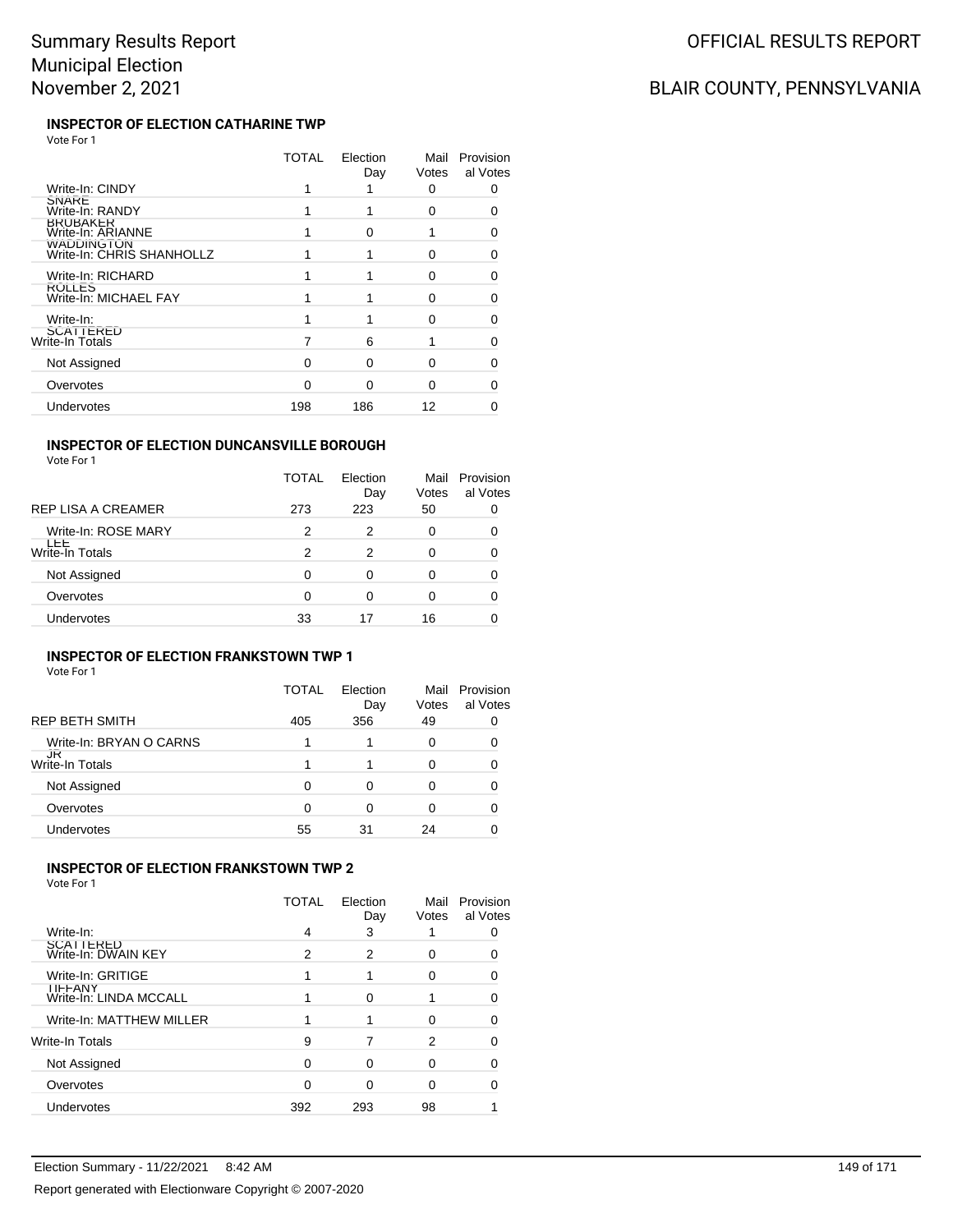# Summary Results Report
## Municipal Election
## November 2, 2021

OFFICIAL RESULTS REPORT

BLAIR COUNTY, PENNSYLVANIA

### INSPECTOR OF ELECTION CATHARINE TWP

Vote For 1

| | TOTAL | Election Day | Mail Votes | Provisional Votes |
|---|---|---|---|---|
| Write-In: CINDY SNARE | 1 | 1 | 0 | 0 |
| Write-In: RANDY BRUBAKER | 1 | 1 | 0 | 0 |
| Write-In: ARIANNE WADDINGTON | 1 | 0 | 1 | 0 |
| Write-In: CHRIS SHANHOLLZ | 1 | 1 | 0 | 0 |
| Write-In: RICHARD ROLLES | 1 | 1 | 0 | 0 |
| Write-In: MICHAEL FAY | 1 | 1 | 0 | 0 |
| Write-In: SCATTERED | 1 | 1 | 0 | 0 |
| Write-In Totals | 7 | 6 | 1 | 0 |
| Not Assigned | 0 | 0 | 0 | 0 |
| Overvotes | 0 | 0 | 0 | 0 |
| Undervotes | 198 | 186 | 12 | 0 |

### INSPECTOR OF ELECTION DUNCANSVILLE BOROUGH

Vote For 1

| | TOTAL | Election Day | Mail Votes | Provisional Votes |
|---|---|---|---|---|
| REP LISA A CREAMER | 273 | 223 | 50 | 0 |
| Write-In: ROSE MARY LEE | 2 | 2 | 0 | 0 |
| Write-In Totals | 2 | 2 | 0 | 0 |
| Not Assigned | 0 | 0 | 0 | 0 |
| Overvotes | 0 | 0 | 0 | 0 |
| Undervotes | 33 | 17 | 16 | 0 |

### INSPECTOR OF ELECTION FRANKSTOWN TWP 1

Vote For 1

| | TOTAL | Election Day | Mail Votes | Provisional Votes |
|---|---|---|---|---|
| REP BETH SMITH | 405 | 356 | 49 | 0 |
| Write-In: BRYAN O CARNS JR | 1 | 1 | 0 | 0 |
| Write-In Totals | 1 | 1 | 0 | 0 |
| Not Assigned | 0 | 0 | 0 | 0 |
| Overvotes | 0 | 0 | 0 | 0 |
| Undervotes | 55 | 31 | 24 | 0 |

### INSPECTOR OF ELECTION FRANKSTOWN TWP 2

Vote For 1

| | TOTAL | Election Day | Mail Votes | Provisional Votes |
|---|---|---|---|---|
| Write-In: SCATTERED | 4 | 3 | 1 | 0 |
| Write-In: DWAIN KEY | 2 | 2 | 0 | 0 |
| Write-In: GRITIGE TIFFANY | 1 | 1 | 0 | 0 |
| Write-In: LINDA MCCALL | 1 | 0 | 1 | 0 |
| Write-In: MATTHEW MILLER | 1 | 1 | 0 | 0 |
| Write-In Totals | 9 | 7 | 2 | 0 |
| Not Assigned | 0 | 0 | 0 | 0 |
| Overvotes | 0 | 0 | 0 | 0 |
| Undervotes | 392 | 293 | 98 | 1 |

Election Summary - 11/22/2021 8:42 AM

Report generated with Electionware Copyright © 2007-2020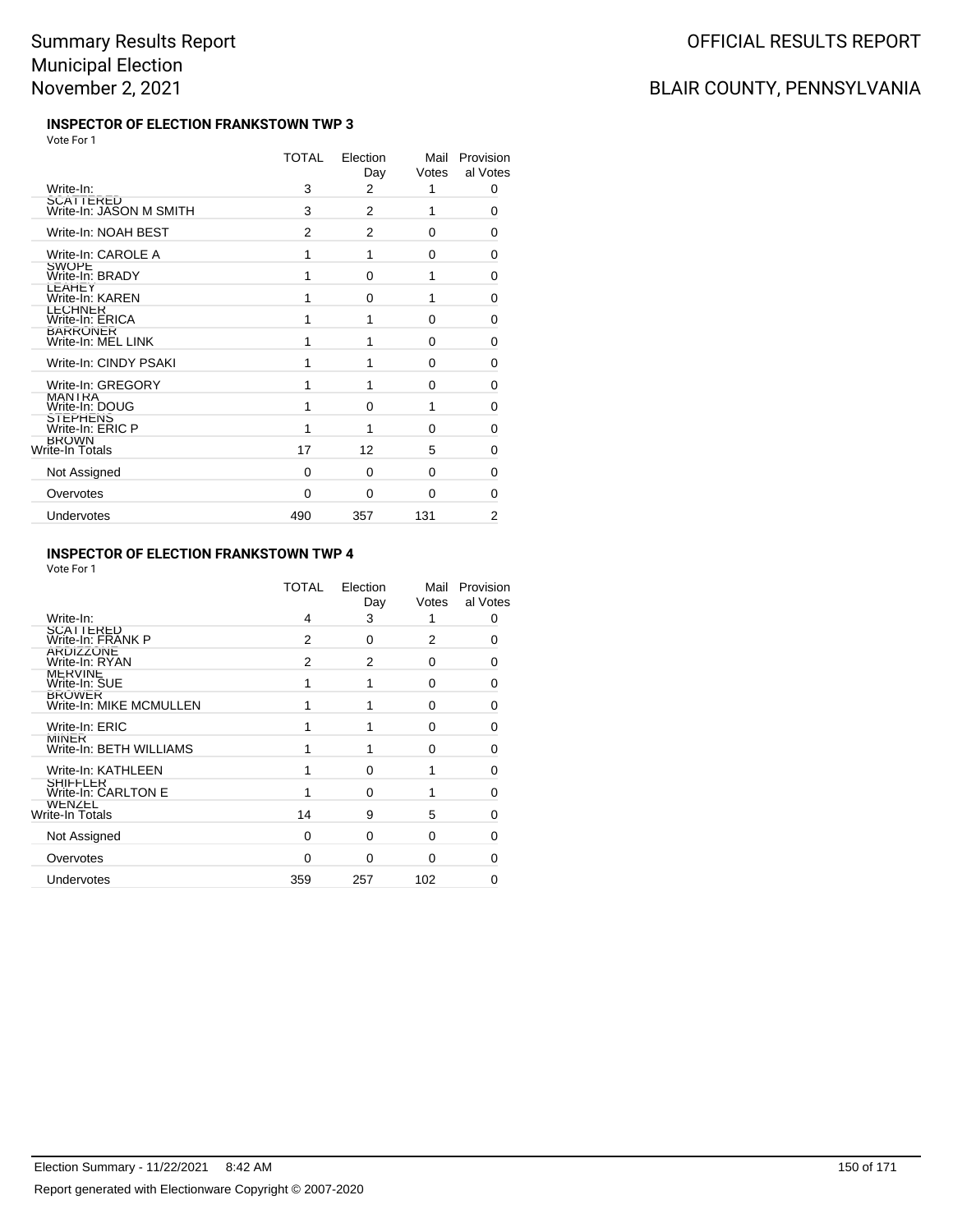# Summary Results Report
# Municipal Election
# November 2, 2021

OFFICIAL RESULTS REPORT

BLAIR COUNTY, PENNSYLVANIA

### INSPECTOR OF ELECTION FRANKSTOWN TWP 3

Vote For 1

| | TOTAL | Election Day | Mail Votes | Provisional Votes |
|---|---|---|---|---|
| Write-In: SCATTERED | 3 | 2 | 1 | 0 |
| Write-In: JASON M SMITH | 3 | 2 | 1 | 0 |
| Write-In: NOAH BEST | 2 | 2 | 0 | 0 |
| Write-In: CAROLE A SWOPE | 1 | 1 | 0 | 0 |
| Write-In: BRADY LEAHEY | 1 | 0 | 1 | 0 |
| Write-In: KAREN LECHNER | 1 | 0 | 1 | 0 |
| Write-In: ERICA BARRONER | 1 | 1 | 0 | 0 |
| Write-In: MEL LINK | 1 | 1 | 0 | 0 |
| Write-In: CINDY PSAKI | 1 | 1 | 0 | 0 |
| Write-In: GREGORY MANTRA | 1 | 1 | 0 | 0 |
| Write-In: DOUG STEPHENS | 1 | 0 | 1 | 0 |
| Write-In: ERIC P BROWN | 1 | 1 | 0 | 0 |
| Write-In Totals | 17 | 12 | 5 | 0 |
| Not Assigned | 0 | 0 | 0 | 0 |
| Overvotes | 0 | 0 | 0 | 0 |
| Undervotes | 490 | 357 | 131 | 2 |

### INSPECTOR OF ELECTION FRANKSTOWN TWP 4

Vote For 1

| | TOTAL | Election Day | Mail Votes | Provisional Votes |
|---|---|---|---|---|
| Write-In: SCATTERED | 4 | 3 | 1 | 0 |
| Write-In: FRANK P ARDIZZONE | 2 | 0 | 2 | 0 |
| Write-In: RYAN MERVINE | 2 | 2 | 0 | 0 |
| Write-In: SUE BROWER | 1 | 1 | 0 | 0 |
| Write-In: MIKE MCMULLEN | 1 | 1 | 0 | 0 |
| Write-In: ERIC MINER | 1 | 1 | 0 | 0 |
| Write-In: BETH WILLIAMS | 1 | 1 | 0 | 0 |
| Write-In: KATHLEEN SHIFFLER | 1 | 0 | 1 | 0 |
| Write-In: CARLTON E WENZEL | 1 | 0 | 1 | 0 |
| Write-In Totals | 14 | 9 | 5 | 0 |
| Not Assigned | 0 | 0 | 0 | 0 |
| Overvotes | 0 | 0 | 0 | 0 |
| Undervotes | 359 | 257 | 102 | 0 |

Election Summary - 11/22/2021 8:42 AM

Report generated with Electionware Copyright © 2007-2020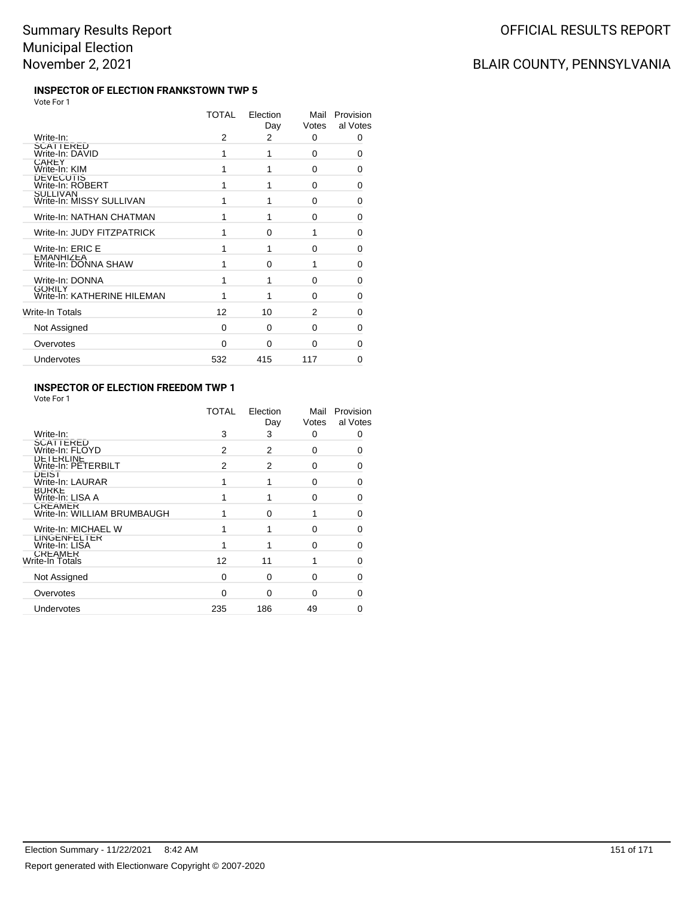# Summary Results Report
## Municipal Election
## November 2, 2021

OFFICIAL RESULTS REPORT

BLAIR COUNTY, PENNSYLVANIA

### INSPECTOR OF ELECTION FRANKSTOWN TWP 5

Vote For 1

| | TOTAL | Election Day | Mail Votes | Provisional Votes |
|---|---|---|---|---|
| Write-In: SCATTERED | 2 | 2 | 0 | 0 |
| Write-In: DAVID CAREY | 1 | 1 | 0 | 0 |
| Write-In: KIM DEVECOTIS | 1 | 1 | 0 | 0 |
| Write-In: ROBERT SULLIVAN | 1 | 1 | 0 | 0 |
| Write-In: MISSY SULLIVAN | 1 | 1 | 0 | 0 |
| Write-In: NATHAN CHATMAN | 1 | 1 | 0 | 0 |
| Write-In: JUDY FITZPATRICK | 1 | 0 | 1 | 0 |
| Write-In: ERIC E EMANHIZEA | 1 | 1 | 0 | 0 |
| Write-In: DONNA SHAW | 1 | 0 | 1 | 0 |
| Write-In: DONNA GORILY | 1 | 1 | 0 | 0 |
| Write-In: KATHERINE HILEMAN | 1 | 1 | 0 | 0 |
| Write-In Totals | 12 | 10 | 2 | 0 |
| Not Assigned | 0 | 0 | 0 | 0 |
| Overvotes | 0 | 0 | 0 | 0 |
| Undervotes | 532 | 415 | 117 | 0 |

### INSPECTOR OF ELECTION FREEDOM TWP 1

Vote For 1

| | TOTAL | Election Day | Mail Votes | Provisional Votes |
|---|---|---|---|---|
| Write-In: SCATTERED | 3 | 3 | 0 | 0 |
| Write-In: FLOYD DETERLINE | 2 | 2 | 0 | 0 |
| Write-In: PETERBILT DEIST | 2 | 2 | 0 | 0 |
| Write-In: LAURAR BURKE | 1 | 1 | 0 | 0 |
| Write-In: LISA A CREAMER | 1 | 1 | 0 | 0 |
| Write-In: WILLIAM BRUMBAUGH | 1 | 0 | 1 | 0 |
| Write-In: MICHAEL W LINGENFELTER | 1 | 1 | 0 | 0 |
| Write-In: LISA CREAMER | 1 | 1 | 0 | 0 |
| Write-In Totals | 12 | 11 | 1 | 0 |
| Not Assigned | 0 | 0 | 0 | 0 |
| Overvotes | 0 | 0 | 0 | 0 |
| Undervotes | 235 | 186 | 49 | 0 |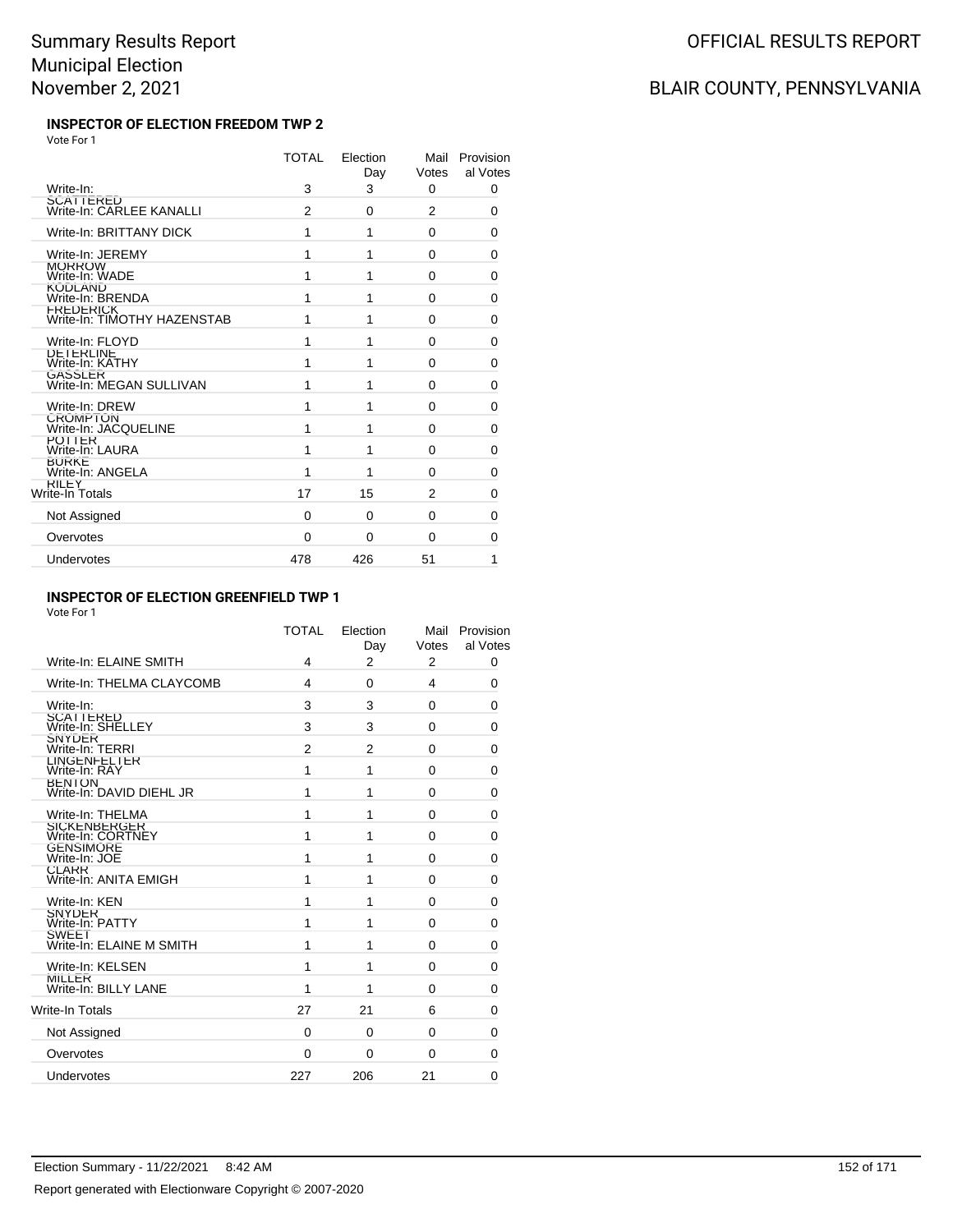# Summary Results Report
# Municipal Election
# November 2, 2021

OFFICIAL RESULTS REPORT

BLAIR COUNTY, PENNSYLVANIA

### INSPECTOR OF ELECTION FREEDOM TWP 2

Vote For 1

| | TOTAL | Election Day | Mail Votes | Provisional Votes |
|---|---|---|---|---|
| Write-In: SCATTERED | 3 | 3 | 0 | 0 |
| Write-In: CARLEE KANALLI | 2 | 0 | 2 | 0 |
| Write-In: BRITTANY DICK | 1 | 1 | 0 | 0 |
| Write-In: JEREMY MORROW | 1 | 1 | 0 | 0 |
| Write-In: WADE KODLAND | 1 | 1 | 0 | 0 |
| Write-In: BRENDA FREDERICK | 1 | 1 | 0 | 0 |
| Write-In: TIMOTHY HAZENSTAB | 1 | 1 | 0 | 0 |
| Write-In: FLOYD DETERLINE | 1 | 1 | 0 | 0 |
| Write-In: KATHY GASSLER | 1 | 1 | 0 | 0 |
| Write-In: MEGAN SULLIVAN | 1 | 1 | 0 | 0 |
| Write-In: DREW CROMPTON | 1 | 1 | 0 | 0 |
| Write-In: JACQUELINE POTTER | 1 | 1 | 0 | 0 |
| Write-In: LAURA BURKE | 1 | 1 | 0 | 0 |
| Write-In: ANGELA RILEY | 1 | 1 | 0 | 0 |
| Write-In Totals | 17 | 15 | 2 | 0 |
| Not Assigned | 0 | 0 | 0 | 0 |
| Overvotes | 0 | 0 | 0 | 0 |
| Undervotes | 478 | 426 | 51 | 1 |

### INSPECTOR OF ELECTION GREENFIELD TWP 1

Vote For 1

| | TOTAL | Election Day | Mail Votes | Provisional Votes |
|---|---|---|---|---|
| Write-In: ELAINE SMITH | 4 | 2 | 2 | 0 |
| Write-In: THELMA CLAYCOMB | 4 | 0 | 4 | 0 |
| Write-In: SCATTERED | 3 | 3 | 0 | 0 |
| Write-In: SHELLEY SNYDER | 3 | 3 | 0 | 0 |
| Write-In: TERRI LINGENFELTER | 2 | 2 | 0 | 0 |
| Write-In: RAY BENTON | 1 | 1 | 0 | 0 |
| Write-In: DAVID DIEHL JR | 1 | 1 | 0 | 0 |
| Write-In: THELMA SICKENBERGER | 1 | 1 | 0 | 0 |
| Write-In: CORTNEY GENSIMORE | 1 | 1 | 0 | 0 |
| Write-In: JOE CLARR | 1 | 1 | 0 | 0 |
| Write-In: ANITA EMIGH | 1 | 1 | 0 | 0 |
| Write-In: KEN SNYDER | 1 | 1 | 0 | 0 |
| Write-In: PATTY SWEET | 1 | 1 | 0 | 0 |
| Write-In: ELAINE M SMITH | 1 | 1 | 0 | 0 |
| Write-In: KELSEN MILLER | 1 | 1 | 0 | 0 |
| Write-In: BILLY LANE | 1 | 1 | 0 | 0 |
| Write-In Totals | 27 | 21 | 6 | 0 |
| Not Assigned | 0 | 0 | 0 | 0 |
| Overvotes | 0 | 0 | 0 | 0 |
| Undervotes | 227 | 206 | 21 | 0 |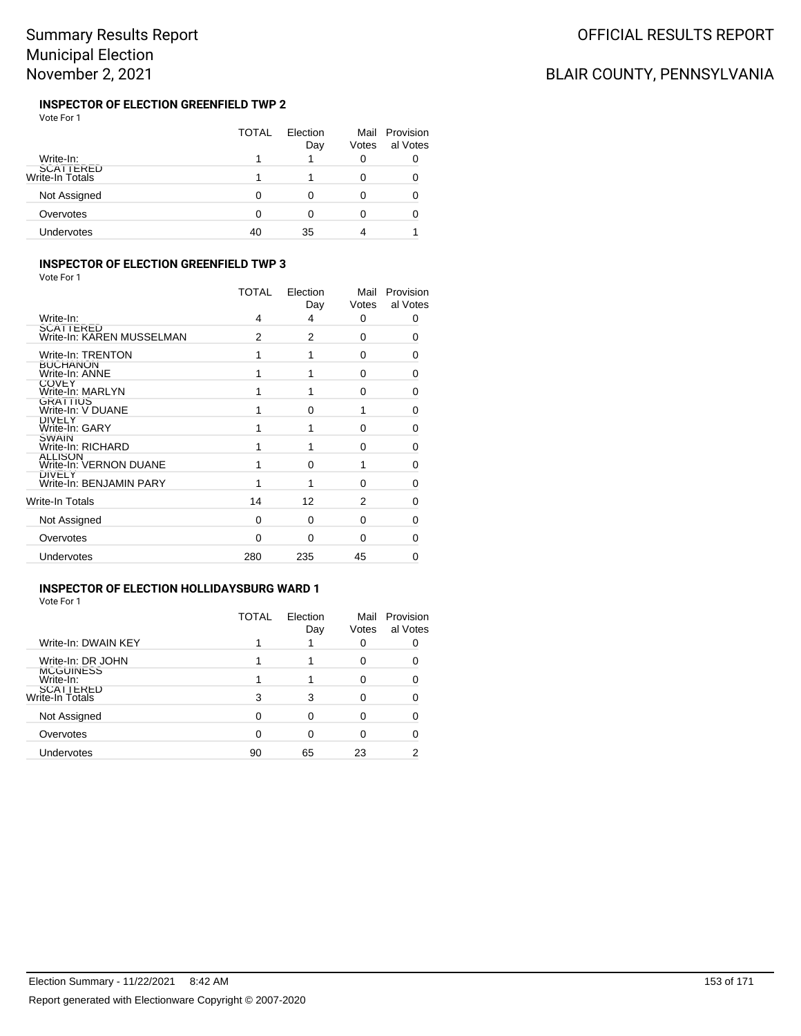### INSPECTOR OF ELECTION GREENFIELD TWP 2

Vote For 1

| | TOTAL | Election Day | Mail Votes | Provisional Votes |
|---|---|---|---|---|
| Write-In: SCATTERED | 1 | 1 | 0 | 0 |
| Write-In Totals | 1 | 1 | 0 | 0 |
| Not Assigned | 0 | 0 | 0 | 0 |
| Overvotes | 0 | 0 | 0 | 0 |
| Undervotes | 40 | 35 | 4 | 1 |

### INSPECTOR OF ELECTION GREENFIELD TWP 3

Vote For 1

| | TOTAL | Election Day | Mail Votes | Provisional Votes |
|---|---|---|---|---|
| Write-In: SCATTERED | 4 | 4 | 0 | 0 |
| Write-In: KAREN MUSSELMAN | 2 | 2 | 0 | 0 |
| Write-In: TRENTON BUCHANON | 1 | 1 | 0 | 0 |
| Write-In: ANNE COVEY | 1 | 1 | 0 | 0 |
| Write-In: MARLYN GRATTIUS | 1 | 1 | 0 | 0 |
| Write-In: V DUANE DIVELY | 1 | 0 | 1 | 0 |
| Write-In: GARY SWAIN | 1 | 1 | 0 | 0 |
| Write-In: RICHARD ALLISON | 1 | 1 | 0 | 0 |
| Write-In: VERNON DUANE DIVELY | 1 | 0 | 1 | 0 |
| Write-In: BENJAMIN PARY | 1 | 1 | 0 | 0 |
| Write-In Totals | 14 | 12 | 2 | 0 |
| Not Assigned | 0 | 0 | 0 | 0 |
| Overvotes | 0 | 0 | 0 | 0 |
| Undervotes | 280 | 235 | 45 | 0 |

### INSPECTOR OF ELECTION HOLLIDAYSBURG WARD 1

Vote For 1

| | TOTAL | Election Day | Mail Votes | Provisional Votes |
|---|---|---|---|---|
| Write-In: DWAIN KEY | 1 | 1 | 0 | 0 |
| Write-In: DR JOHN MCGUINESS | 1 | 1 | 0 | 0 |
| Write-In: SCATTERED | 1 | 1 | 0 | 0 |
| Write-In Totals | 3 | 3 | 0 | 0 |
| Not Assigned | 0 | 0 | 0 | 0 |
| Overvotes | 0 | 0 | 0 | 0 |
| Undervotes | 90 | 65 | 23 | 2 |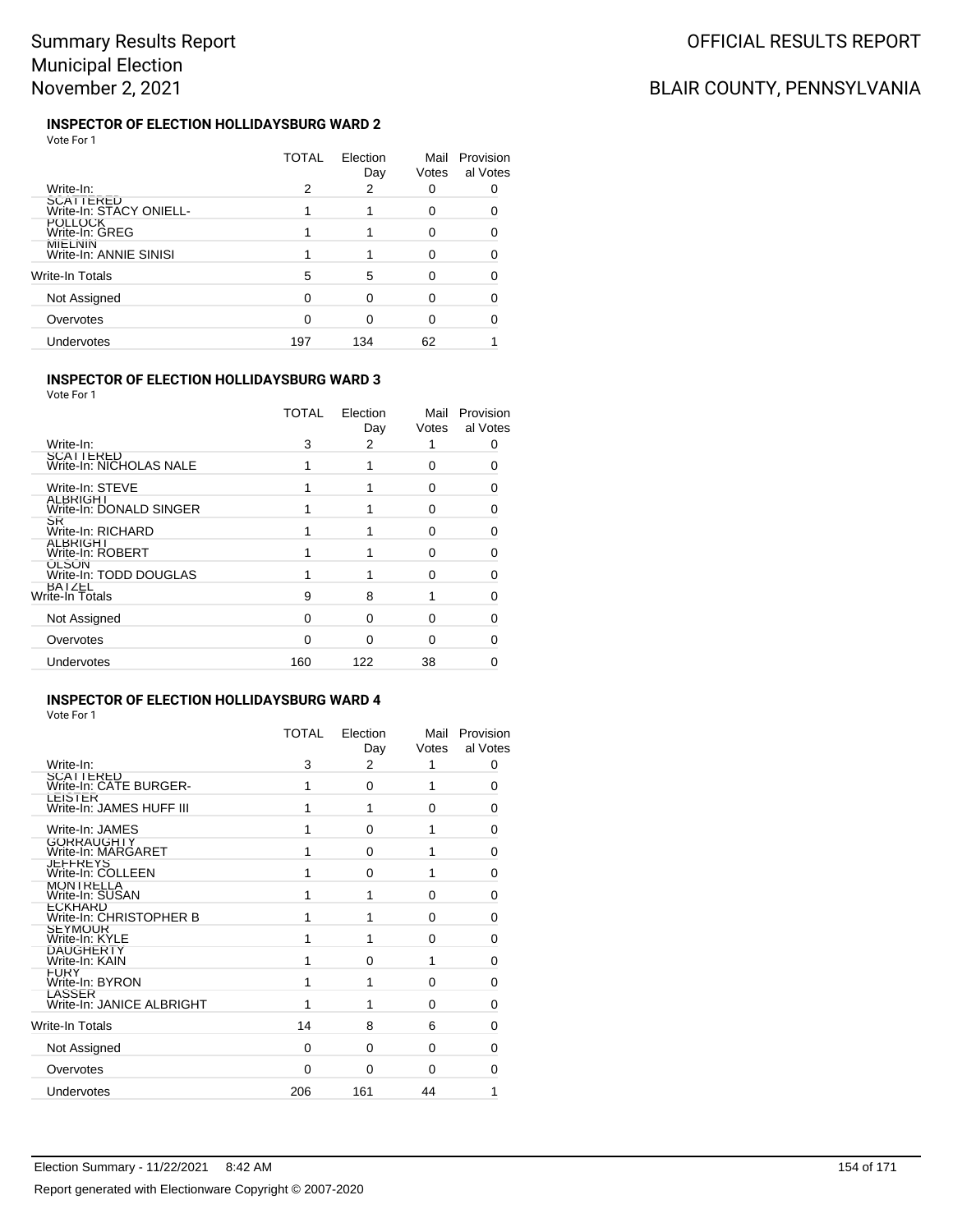### INSPECTOR OF ELECTION HOLLIDAYSBURG WARD 2

Vote For 1

| | TOTAL | Election Day | Mail Votes | Provisional Votes |
|---|---|---|---|---|
| Write-In: SCATTERED | 2 | 2 | 0 | 0 |
| Write-In: STACY ONIELL-POLLOCK | 1 | 1 | 0 | 0 |
| Write-In: GREG MIELNIN | 1 | 1 | 0 | 0 |
| Write-In: ANNIE SINISI | 1 | 1 | 0 | 0 |
| Write-In Totals | 5 | 5 | 0 | 0 |
| Not Assigned | 0 | 0 | 0 | 0 |
| Overvotes | 0 | 0 | 0 | 0 |
| Undervotes | 197 | 134 | 62 | 1 |

### INSPECTOR OF ELECTION HOLLIDAYSBURG WARD 3

Vote For 1

| | TOTAL | Election Day | Mail Votes | Provisional Votes |
|---|---|---|---|---|
| Write-In: SCATTERED | 3 | 2 | 1 | 0 |
| Write-In: NICHOLAS NALE | 1 | 1 | 0 | 0 |
| Write-In: STEVE ALBRIGHT | 1 | 1 | 0 | 0 |
| Write-In: DONALD SINGER SR | 1 | 1 | 0 | 0 |
| Write-In: RICHARD ALBRIGHT | 1 | 1 | 0 | 0 |
| Write-In: ROBERT OLSON | 1 | 1 | 0 | 0 |
| Write-In: TODD DOUGLAS BATZEL | 1 | 1 | 0 | 0 |
| Write-In Totals | 9 | 8 | 1 | 0 |
| Not Assigned | 0 | 0 | 0 | 0 |
| Overvotes | 0 | 0 | 0 | 0 |
| Undervotes | 160 | 122 | 38 | 0 |

### INSPECTOR OF ELECTION HOLLIDAYSBURG WARD 4

Vote For 1

| | TOTAL | Election Day | Mail Votes | Provisional Votes |
|---|---|---|---|---|
| Write-In: SCATTERED | 3 | 2 | 1 | 0 |
| Write-In: CATE BURGER-LEISTER | 1 | 0 | 1 | 0 |
| Write-In: JAMES HUFF III | 1 | 1 | 0 | 0 |
| Write-In: JAMES GORRAUGHTY | 1 | 0 | 1 | 0 |
| Write-In: MARGARET JEFFREYS | 1 | 0 | 1 | 0 |
| Write-In: COLLEEN MONTRELLA | 1 | 0 | 1 | 0 |
| Write-In: SUSAN ECKHARD | 1 | 1 | 0 | 0 |
| Write-In: CHRISTOPHER B SEYMOUR | 1 | 1 | 0 | 0 |
| Write-In: KYLE DAUGHERTY | 1 | 1 | 0 | 0 |
| Write-In: KAIN FURY | 1 | 0 | 1 | 0 |
| Write-In: BYRON LASSER | 1 | 1 | 0 | 0 |
| Write-In: JANICE ALBRIGHT | 1 | 1 | 0 | 0 |
| Write-In Totals | 14 | 8 | 6 | 0 |
| Not Assigned | 0 | 0 | 0 | 0 |
| Overvotes | 0 | 0 | 0 | 0 |
| Undervotes | 206 | 161 | 44 | 1 |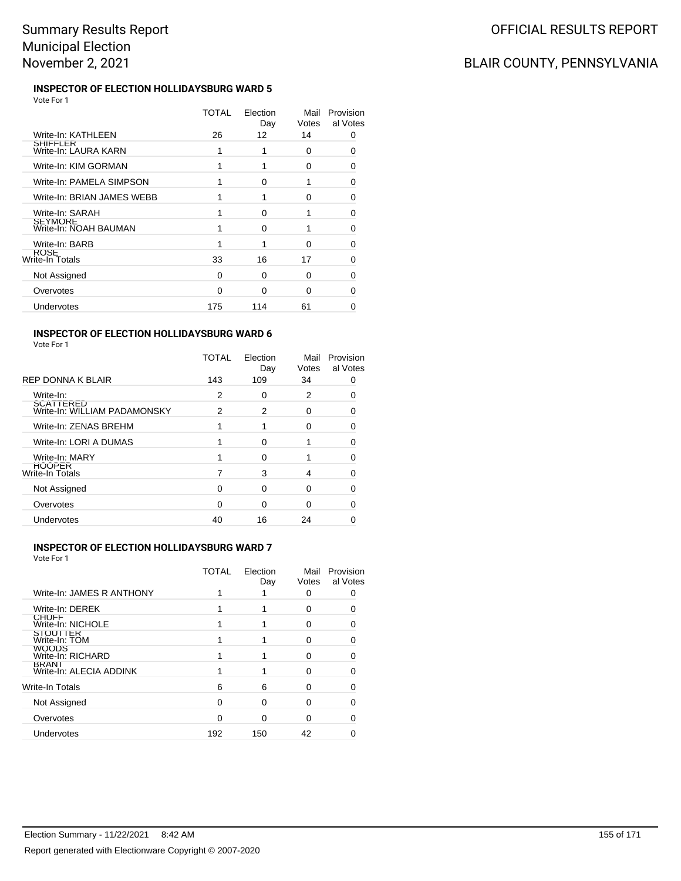# Summary Results Report
# Municipal Election
# November 2, 2021

OFFICIAL RESULTS REPORT

BLAIR COUNTY, PENNSYLVANIA

### INSPECTOR OF ELECTION HOLLIDAYSBURG WARD 5

Vote For 1

| | TOTAL | Election Day | Mail Votes | Provisional Votes |
|---|---|---|---|---|
| Write-In: KATHLEEN SHIFFLER | 26 | 12 | 14 | 0 |
| Write-In: LAURA KARN | 1 | 1 | 0 | 0 |
| Write-In: KIM GORMAN | 1 | 1 | 0 | 0 |
| Write-In: PAMELA SIMPSON | 1 | 0 | 1 | 0 |
| Write-In: BRIAN JAMES WEBB | 1 | 1 | 0 | 0 |
| Write-In: SARAH SEYMORE | 1 | 0 | 1 | 0 |
| Write-In: NOAH BAUMAN | 1 | 0 | 1 | 0 |
| Write-In: BARB ROSE | 1 | 1 | 0 | 0 |
| Write-In Totals | 33 | 16 | 17 | 0 |
| Not Assigned | 0 | 0 | 0 | 0 |
| Overvotes | 0 | 0 | 0 | 0 |
| Undervotes | 175 | 114 | 61 | 0 |

### INSPECTOR OF ELECTION HOLLIDAYSBURG WARD 6

Vote For 1

| | TOTAL | Election Day | Mail Votes | Provisional Votes |
|---|---|---|---|---|
| REP DONNA K BLAIR | 143 | 109 | 34 | 0 |
| Write-In: SCATTERED | 2 | 0 | 2 | 0 |
| Write-In: WILLIAM PADAMONSKY | 2 | 2 | 0 | 0 |
| Write-In: ZENAS BREHM | 1 | 1 | 0 | 0 |
| Write-In: LORI A DUMAS | 1 | 0 | 1 | 0 |
| Write-In: MARY HOOPER | 1 | 0 | 1 | 0 |
| Write-In Totals | 7 | 3 | 4 | 0 |
| Not Assigned | 0 | 0 | 0 | 0 |
| Overvotes | 0 | 0 | 0 | 0 |
| Undervotes | 40 | 16 | 24 | 0 |

### INSPECTOR OF ELECTION HOLLIDAYSBURG WARD 7

Vote For 1

| | TOTAL | Election Day | Mail Votes | Provisional Votes |
|---|---|---|---|---|
| Write-In: JAMES R ANTHONY | 1 | 1 | 0 | 0 |
| Write-In: DEREK CHUFF | 1 | 1 | 0 | 0 |
| Write-In: NICHOLE STOUTTER | 1 | 1 | 0 | 0 |
| Write-In: TOM WOODS | 1 | 1 | 0 | 0 |
| Write-In: RICHARD BRANT | 1 | 1 | 0 | 0 |
| Write-In: ALECIA ADDINK | 1 | 1 | 0 | 0 |
| Write-In Totals | 6 | 6 | 0 | 0 |
| Not Assigned | 0 | 0 | 0 | 0 |
| Overvotes | 0 | 0 | 0 | 0 |
| Undervotes | 192 | 150 | 42 | 0 |

Election Summary - 11/22/2021 8:42 AM

Report generated with Electionware Copyright © 2007-2020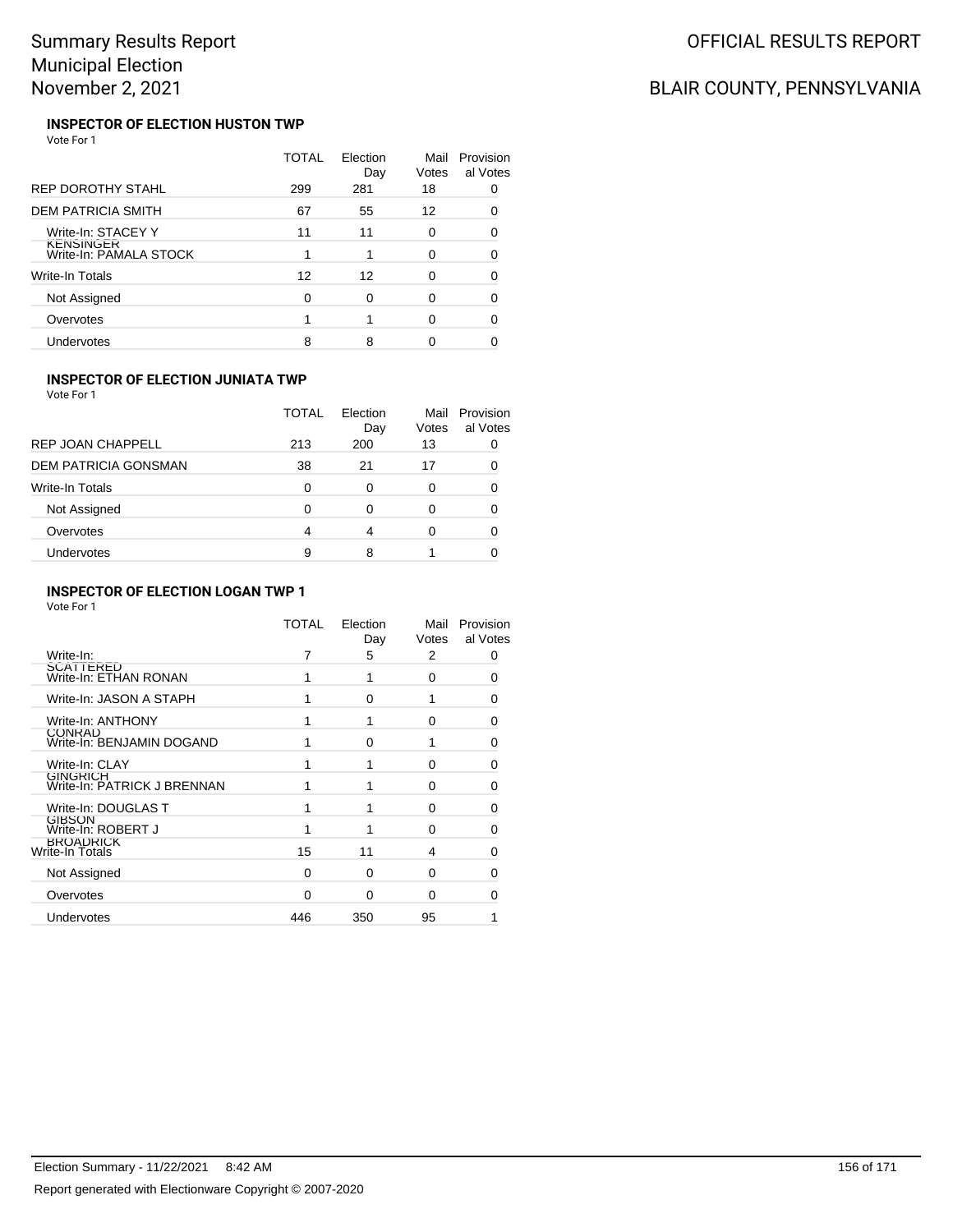# Summary Results Report
# Municipal Election
# November 2, 2021

OFFICIAL RESULTS REPORT

BLAIR COUNTY, PENNSYLVANIA

### INSPECTOR OF ELECTION HUSTON TWP

Vote For 1

| | TOTAL | Election Day | Mail Votes | Provisional Votes |
|---|---|---|---|---|
| REP DOROTHY STAHL | 299 | 281 | 18 | 0 |
| DEM PATRICIA SMITH | 67 | 55 | 12 | 0 |
| Write-In: STACEY Y KENSINGER | 11 | 11 | 0 | 0 |
| Write-In: PAMALA STOCK | 1 | 1 | 0 | 0 |
| Write-In Totals | 12 | 12 | 0 | 0 |
| Not Assigned | 0 | 0 | 0 | 0 |
| Overvotes | 1 | 1 | 0 | 0 |
| Undervotes | 8 | 8 | 0 | 0 |

### INSPECTOR OF ELECTION JUNIATA TWP

Vote For 1

| | TOTAL | Election Day | Mail Votes | Provisional Votes |
|---|---|---|---|---|
| REP JOAN CHAPPELL | 213 | 200 | 13 | 0 |
| DEM PATRICIA GONSMAN | 38 | 21 | 17 | 0 |
| Write-In Totals | 0 | 0 | 0 | 0 |
| Not Assigned | 0 | 0 | 0 | 0 |
| Overvotes | 4 | 4 | 0 | 0 |
| Undervotes | 9 | 8 | 1 | 0 |

### INSPECTOR OF ELECTION LOGAN TWP 1

Vote For 1

| | TOTAL | Election Day | Mail Votes | Provisional Votes |
|---|---|---|---|---|
| Write-In: SCATTERED | 7 | 5 | 2 | 0 |
| Write-In: ETHAN RONAN | 1 | 1 | 0 | 0 |
| Write-In: JASON A STAPH | 1 | 0 | 1 | 0 |
| Write-In: ANTHONY CONRAD | 1 | 1 | 0 | 0 |
| Write-In: BENJAMIN DOGAND | 1 | 0 | 1 | 0 |
| Write-In: CLAY GINGRICH | 1 | 1 | 0 | 0 |
| Write-In: PATRICK J BRENNAN | 1 | 1 | 0 | 0 |
| Write-In: DOUGLAS T GIBSON | 1 | 1 | 0 | 0 |
| Write-In: ROBERT J BROADRICK | 1 | 1 | 0 | 0 |
| Write-In Totals | 15 | 11 | 4 | 0 |
| Not Assigned | 0 | 0 | 0 | 0 |
| Overvotes | 0 | 0 | 0 | 0 |
| Undervotes | 446 | 350 | 95 | 1 |

Election Summary - 11/22/2021 8:42 AM

Report generated with Electionware Copyright © 2007-2020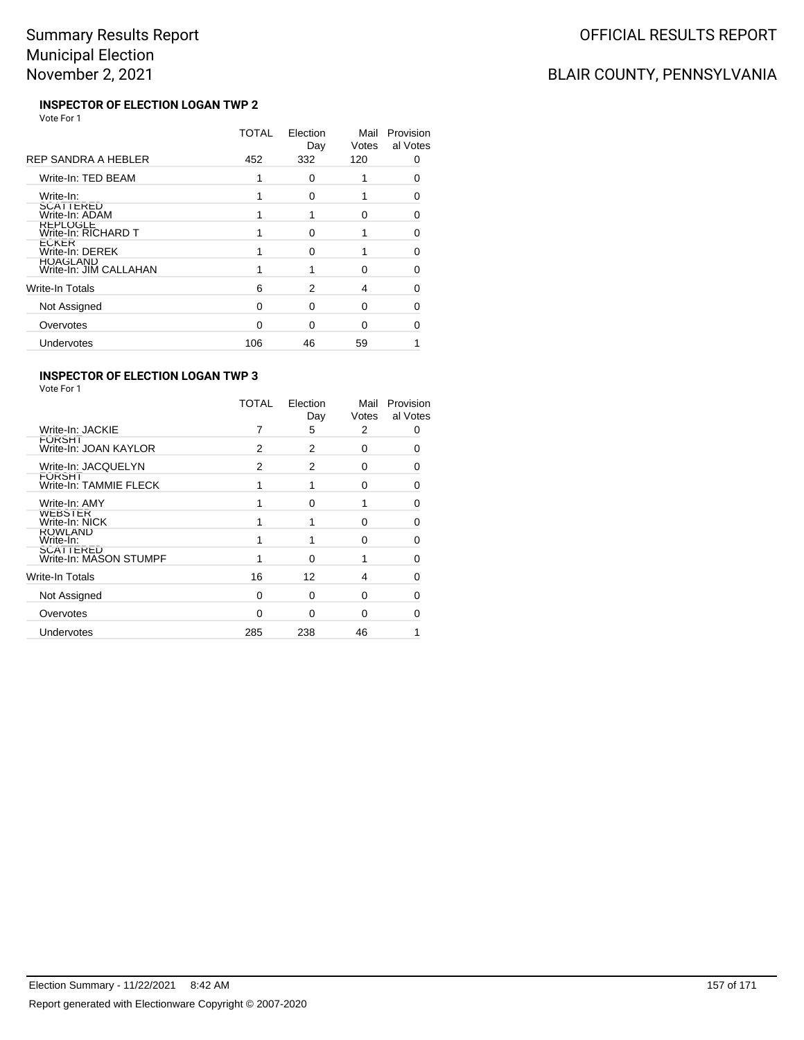# Summary Results Report
Municipal Election
November 2, 2021

OFFICIAL RESULTS REPORT

BLAIR COUNTY, PENNSYLVANIA

### INSPECTOR OF ELECTION LOGAN TWP 2

Vote For 1

| | TOTAL | Election Day | Mail Votes | Provisional Votes |
|---|---|---|---|---|
| REP SANDRA A HEBLER | 452 | 332 | 120 | 0 |
| Write-In: TED BEAM | 1 | 0 | 1 | 0 |
| Write-In: SCATTERED | 1 | 0 | 1 | 0 |
| Write-In: ADAM REPLOGLE | 1 | 1 | 0 | 0 |
| Write-In: RICHARD T ECKER | 1 | 0 | 1 | 0 |
| Write-In: DEREK HOAGLAND | 1 | 0 | 1 | 0 |
| Write-In: JIM CALLAHAN | 1 | 1 | 0 | 0 |
| Write-In Totals | 6 | 2 | 4 | 0 |
| Not Assigned | 0 | 0 | 0 | 0 |
| Overvotes | 0 | 0 | 0 | 0 |
| Undervotes | 106 | 46 | 59 | 1 |

### INSPECTOR OF ELECTION LOGAN TWP 3

Vote For 1

| | TOTAL | Election Day | Mail Votes | Provisional Votes |
|---|---|---|---|---|
| Write-In: JACKIE FORSHT | 7 | 5 | 2 | 0 |
| Write-In: JOAN KAYLOR | 2 | 2 | 0 | 0 |
| Write-In: JACQUELYN FORSHT | 2 | 2 | 0 | 0 |
| Write-In: TAMMIE FLECK | 1 | 1 | 0 | 0 |
| Write-In: AMY WEBSTER | 1 | 0 | 1 | 0 |
| Write-In: NICK ROWLAND | 1 | 1 | 0 | 0 |
| Write-In: SCATTERED | 1 | 1 | 0 | 0 |
| Write-In: MASON STUMPF | 1 | 0 | 1 | 0 |
| Write-In Totals | 16 | 12 | 4 | 0 |
| Not Assigned | 0 | 0 | 0 | 0 |
| Overvotes | 0 | 0 | 0 | 0 |
| Undervotes | 285 | 238 | 46 | 1 |

Election Summary - 11/22/2021 8:42 AM

Report generated with Electionware Copyright © 2007-2020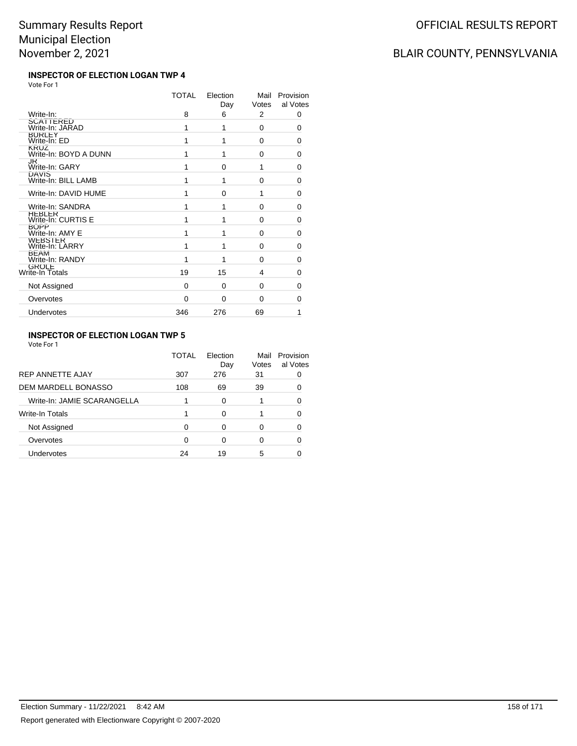Summary Results Report
Municipal Election
November 2, 2021

OFFICIAL RESULTS REPORT

BLAIR COUNTY, PENNSYLVANIA

### INSPECTOR OF ELECTION LOGAN TWP 4

Vote For 1

| | TOTAL | Election Day | Mail Votes | Provisional Votes |
|---|---|---|---|---|
| Write-In: SCATTERED | 8 | 6 | 2 | 0 |
| Write-In: JARAD BURLEY | 1 | 1 | 0 | 0 |
| Write-In: ED KRUZ | 1 | 1 | 0 | 0 |
| Write-In: BOYD A DUNN JR | 1 | 1 | 0 | 0 |
| Write-In: GARY DAVIS | 1 | 0 | 1 | 0 |
| Write-In: BILL LAMB | 1 | 1 | 0 | 0 |
| Write-In: DAVID HUME | 1 | 0 | 1 | 0 |
| Write-In: SANDRA HEBLER | 1 | 1 | 0 | 0 |
| Write-In: CURTIS E BOPP | 1 | 1 | 0 | 0 |
| Write-In: AMY E WEBSTER | 1 | 1 | 0 | 0 |
| Write-In: LARRY BEAM | 1 | 1 | 0 | 0 |
| Write-In: RANDY GROLE | 1 | 1 | 0 | 0 |
| Write-In Totals | 19 | 15 | 4 | 0 |
| Not Assigned | 0 | 0 | 0 | 0 |
| Overvotes | 0 | 0 | 0 | 0 |
| Undervotes | 346 | 276 | 69 | 1 |

### INSPECTOR OF ELECTION LOGAN TWP 5

Vote For 1

| | TOTAL | Election Day | Mail Votes | Provisional Votes |
|---|---|---|---|---|
| REP ANNETTE AJAY | 307 | 276 | 31 | 0 |
| DEM MARDELL BONASSO | 108 | 69 | 39 | 0 |
| Write-In: JAMIE SCARANGELLA | 1 | 0 | 1 | 0 |
| Write-In Totals | 1 | 0 | 1 | 0 |
| Not Assigned | 0 | 0 | 0 | 0 |
| Overvotes | 0 | 0 | 0 | 0 |
| Undervotes | 24 | 19 | 5 | 0 |

Election Summary - 11/22/2021 8:42 AM

Report generated with Electionware Copyright © 2007-2020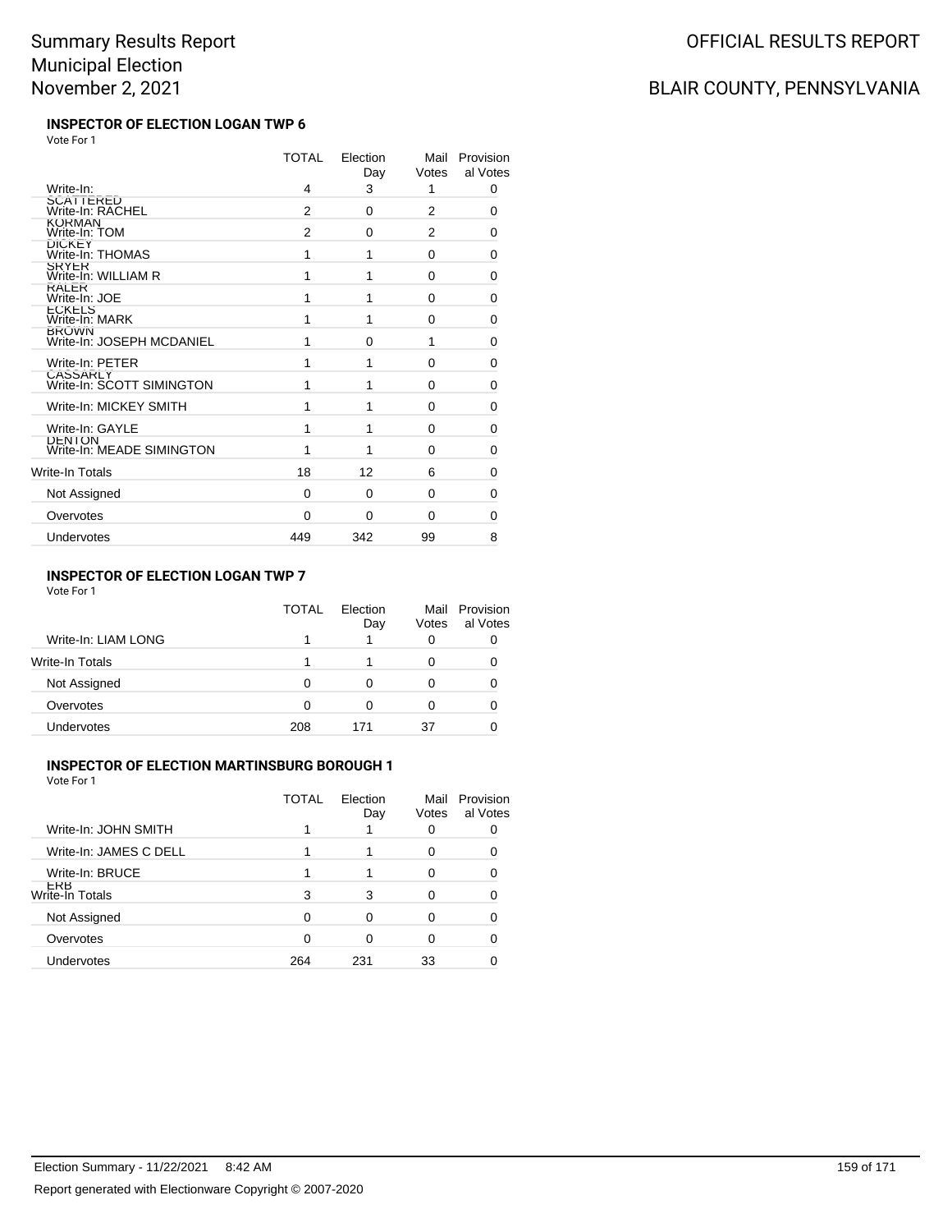# Summary Results Report
Municipal Election
November 2, 2021

OFFICIAL RESULTS REPORT

BLAIR COUNTY, PENNSYLVANIA

**INSPECTOR OF ELECTION LOGAN TWP 6**

Vote For 1

| | TOTAL | Election Day | Mail Votes | Provisional Votes |
|---|---|---|---|---|
| Write-In: SCATTERED | 4 | 3 | 1 | 0 |
| Write-In: RACHEL KORMAN | 2 | 0 | 2 | 0 |
| Write-In: TOM DICKEY | 2 | 0 | 2 | 0 |
| Write-In: THOMAS SRYER | 1 | 1 | 0 | 0 |
| Write-In: WILLIAM R RALER | 1 | 1 | 0 | 0 |
| Write-In: JOE ECKELS | 1 | 1 | 0 | 0 |
| Write-In: MARK BROWN | 1 | 1 | 0 | 0 |
| Write-In: JOSEPH MCDANIEL | 1 | 0 | 1 | 0 |
| Write-In: PETER CASSARLY | 1 | 1 | 0 | 0 |
| Write-In: SCOTT SIMINGTON | 1 | 1 | 0 | 0 |
| Write-In: MICKEY SMITH | 1 | 1 | 0 | 0 |
| Write-In: GAYLE DENTON | 1 | 1 | 0 | 0 |
| Write-In: MEADE SIMINGTON | 1 | 1 | 0 | 0 |
| Write-In Totals | 18 | 12 | 6 | 0 |
| Not Assigned | 0 | 0 | 0 | 0 |
| Overvotes | 0 | 0 | 0 | 0 |
| Undervotes | 449 | 342 | 99 | 8 |

**INSPECTOR OF ELECTION LOGAN TWP 7**

Vote For 1

| | TOTAL | Election Day | Mail Votes | Provisional Votes |
|---|---|---|---|---|
| Write-In: LIAM LONG | 1 | 1 | 0 | 0 |
| Write-In Totals | 1 | 1 | 0 | 0 |
| Not Assigned | 0 | 0 | 0 | 0 |
| Overvotes | 0 | 0 | 0 | 0 |
| Undervotes | 208 | 171 | 37 | 0 |

**INSPECTOR OF ELECTION MARTINSBURG BOROUGH 1**

Vote For 1

| | TOTAL | Election Day | Mail Votes | Provisional Votes |
|---|---|---|---|---|
| Write-In: JOHN SMITH | 1 | 1 | 0 | 0 |
| Write-In: JAMES C DELL | 1 | 1 | 0 | 0 |
| Write-In: BRUCE ERB | 1 | 1 | 0 | 0 |
| Write-In Totals | 3 | 3 | 0 | 0 |
| Not Assigned | 0 | 0 | 0 | 0 |
| Overvotes | 0 | 0 | 0 | 0 |
| Undervotes | 264 | 231 | 33 | 0 |

Election Summary - 11/22/2021 8:42 AM

Report generated with Electionware Copyright © 2007-2020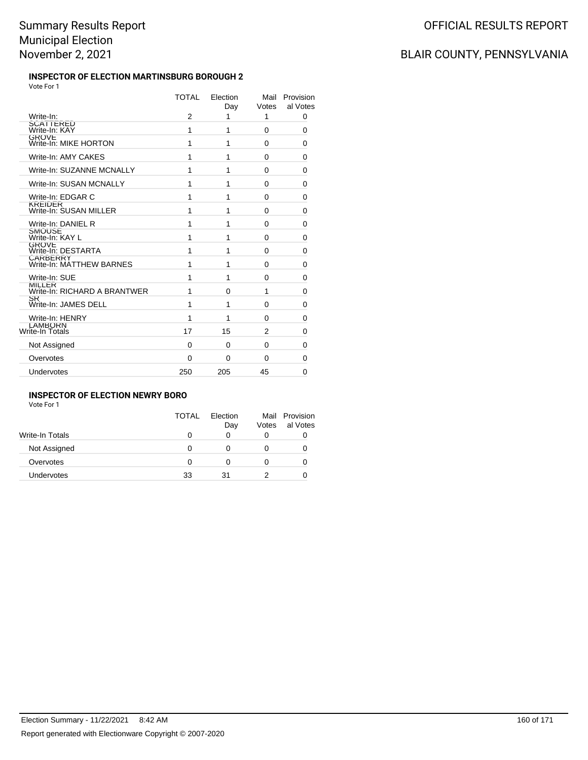# Summary Results Report
# Municipal Election
# November 2, 2021

OFFICIAL RESULTS REPORT

BLAIR COUNTY, PENNSYLVANIA

### INSPECTOR OF ELECTION MARTINSBURG BOROUGH 2

Vote For 1

| | TOTAL | Election Day | Mail Votes | Provisional Votes |
|---|---|---|---|---|
| Write-In: SCATTERED | 2 | 1 | 1 | 0 |
| Write-In: KAY GROVE | 1 | 1 | 0 | 0 |
| Write-In: MIKE HORTON | 1 | 1 | 0 | 0 |
| Write-In: AMY CAKES | 1 | 1 | 0 | 0 |
| Write-In: SUZANNE MCNALLY | 1 | 1 | 0 | 0 |
| Write-In: SUSAN MCNALLY | 1 | 1 | 0 | 0 |
| Write-In: EDGAR C KREIDER | 1 | 1 | 0 | 0 |
| Write-In: SUSAN MILLER | 1 | 1 | 0 | 0 |
| Write-In: DANIEL R SMOUSE | 1 | 1 | 0 | 0 |
| Write-In: KAY L GROVE | 1 | 1 | 0 | 0 |
| Write-In: DESTARTA CARBERRY | 1 | 1 | 0 | 0 |
| Write-In: MATTHEW BARNES | 1 | 1 | 0 | 0 |
| Write-In: SUE MILLER | 1 | 1 | 0 | 0 |
| Write-In: RICHARD A BRANTWER SR | 1 | 0 | 1 | 0 |
| Write-In: JAMES DELL | 1 | 1 | 0 | 0 |
| Write-In: HENRY LAMBORN | 1 | 1 | 0 | 0 |
| Write-In Totals | 17 | 15 | 2 | 0 |
| Not Assigned | 0 | 0 | 0 | 0 |
| Overvotes | 0 | 0 | 0 | 0 |
| Undervotes | 250 | 205 | 45 | 0 |

### INSPECTOR OF ELECTION NEWRY BORO

Vote For 1

| | TOTAL | Election Day | Mail Votes | Provisional Votes |
|---|---|---|---|---|
| Write-In Totals | 0 | 0 | 0 | 0 |
| Not Assigned | 0 | 0 | 0 | 0 |
| Overvotes | 0 | 0 | 0 | 0 |
| Undervotes | 33 | 31 | 2 | 0 |

Election Summary - 11/22/2021 8:42 AM

Report generated with Electionware Copyright © 2007-2020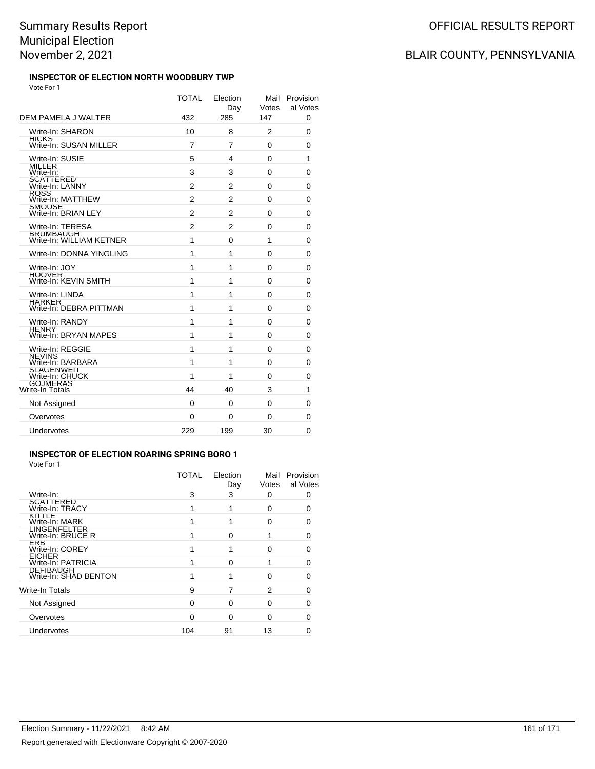# Summary Results Report
# Municipal Election
# November 2, 2021

OFFICIAL RESULTS REPORT

BLAIR COUNTY, PENNSYLVANIA

### INSPECTOR OF ELECTION NORTH WOODBURY TWP

Vote For 1

| | TOTAL | Election Day | Mail Votes | Provisional Votes |
|---|---|---|---|---|
| DEM PAMELA J WALTER | 432 | 285 | 147 | 0 |
| Write-In: SHARON HICKS | 10 | 8 | 2 | 0 |
| Write-In: SUSAN MILLER | 7 | 7 | 0 | 0 |
| Write-In: SUSIE MILLER | 5 | 4 | 0 | 1 |
| Write-In: SCATTERED | 3 | 3 | 0 | 0 |
| Write-In: LANNY ROSS | 2 | 2 | 0 | 0 |
| Write-In: MATTHEW SMOUSE | 2 | 2 | 0 | 0 |
| Write-In: BRIAN LEY | 2 | 2 | 0 | 0 |
| Write-In: TERESA BRUMBAUGH | 2 | 2 | 0 | 0 |
| Write-In: WILLIAM KETNER | 1 | 0 | 1 | 0 |
| Write-In: DONNA YINGLING | 1 | 1 | 0 | 0 |
| Write-In: JOY HOOVER | 1 | 1 | 0 | 0 |
| Write-In: KEVIN SMITH | 1 | 1 | 0 | 0 |
| Write-In: LINDA HARKER | 1 | 1 | 0 | 0 |
| Write-In: DEBRA PITTMAN | 1 | 1 | 0 | 0 |
| Write-In: RANDY HENRY | 1 | 1 | 0 | 0 |
| Write-In: BRYAN MAPES | 1 | 1 | 0 | 0 |
| Write-In: REGGIE NEVINS | 1 | 1 | 0 | 0 |
| Write-In: BARBARA SLAGENWEIT | 1 | 1 | 0 | 0 |
| Write-In: CHUCK GOJMERAS | 1 | 1 | 0 | 0 |
| Write-In Totals | 44 | 40 | 3 | 1 |
| Not Assigned | 0 | 0 | 0 | 0 |
| Overvotes | 0 | 0 | 0 | 0 |
| Undervotes | 229 | 199 | 30 | 0 |

### INSPECTOR OF ELECTION ROARING SPRING BORO 1

Vote For 1

| | TOTAL | Election Day | Mail Votes | Provisional Votes |
|---|---|---|---|---|
| Write-In: SCATTERED | 3 | 3 | 0 | 0 |
| Write-In: TRACY KITTLE | 1 | 1 | 0 | 0 |
| Write-In: MARK LINGENFELTER | 1 | 1 | 0 | 0 |
| Write-In: BRUCE R ERB | 1 | 0 | 1 | 0 |
| Write-In: COREY EICHER | 1 | 1 | 0 | 0 |
| Write-In: PATRICIA DEFIBAUGH | 1 | 0 | 1 | 0 |
| Write-In: SHAD BENTON | 1 | 1 | 0 | 0 |
| Write-In Totals | 9 | 7 | 2 | 0 |
| Not Assigned | 0 | 0 | 0 | 0 |
| Overvotes | 0 | 0 | 0 | 0 |
| Undervotes | 104 | 91 | 13 | 0 |

Election Summary - 11/22/2021 8:42 AM

Report generated with Electionware Copyright © 2007-2020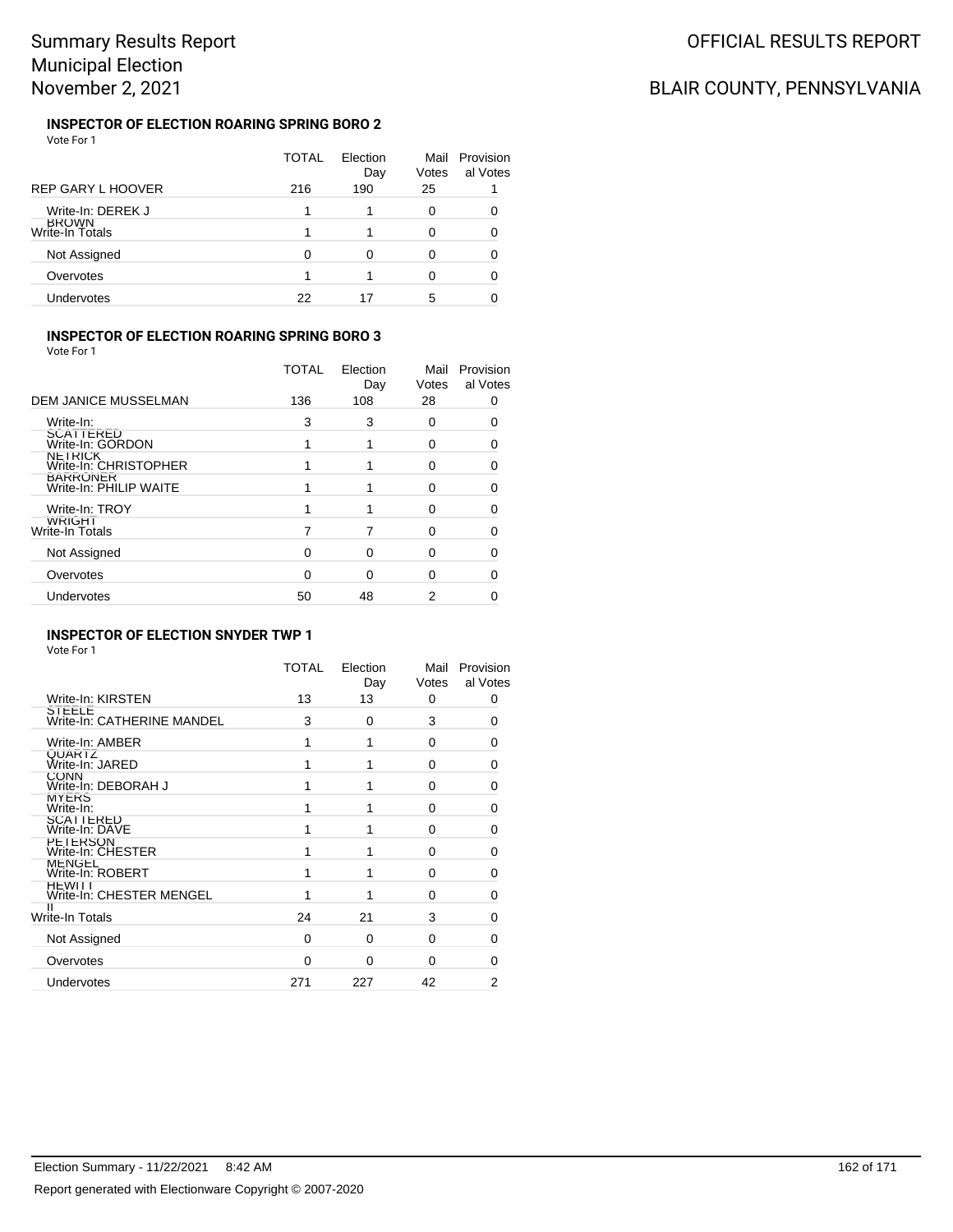Summary Results Report
Municipal Election
November 2, 2021

OFFICIAL RESULTS REPORT

BLAIR COUNTY, PENNSYLVANIA

### INSPECTOR OF ELECTION ROARING SPRING BORO 2

Vote For 1

| | TOTAL | Election Day | Mail Votes | Provisional Votes |
|---|---|---|---|---|
| REP GARY L HOOVER | 216 | 190 | 25 | 1 |
| Write-In: DEREK J BROWN | 1 | 1 | 0 | 0 |
| Write-In Totals | 1 | 1 | 0 | 0 |
| Not Assigned | 0 | 0 | 0 | 0 |
| Overvotes | 1 | 1 | 0 | 0 |
| Undervotes | 22 | 17 | 5 | 0 |

### INSPECTOR OF ELECTION ROARING SPRING BORO 3

Vote For 1

| | TOTAL | Election Day | Mail Votes | Provisional Votes |
|---|---|---|---|---|
| DEM JANICE MUSSELMAN | 136 | 108 | 28 | 0 |
| Write-In: SCATTERED | 3 | 3 | 0 | 0 |
| Write-In: GORDON NETRICK | 1 | 1 | 0 | 0 |
| Write-In: CHRISTOPHER BARRONER | 1 | 1 | 0 | 0 |
| Write-In: PHILIP WAITE | 1 | 1 | 0 | 0 |
| Write-In: TROY WRIGHT | 1 | 1 | 0 | 0 |
| Write-In Totals | 7 | 7 | 0 | 0 |
| Not Assigned | 0 | 0 | 0 | 0 |
| Overvotes | 0 | 0 | 0 | 0 |
| Undervotes | 50 | 48 | 2 | 0 |

### INSPECTOR OF ELECTION SNYDER TWP 1

Vote For 1

| | TOTAL | Election Day | Mail Votes | Provisional Votes |
|---|---|---|---|---|
| Write-In: KIRSTEN STEELE | 13 | 13 | 0 | 0 |
| Write-In: CATHERINE MANDEL | 3 | 0 | 3 | 0 |
| Write-In: AMBER QUARTZ | 1 | 1 | 0 | 0 |
| Write-In: JARED CONN | 1 | 1 | 0 | 0 |
| Write-In: DEBORAH J MYERS | 1 | 1 | 0 | 0 |
| Write-In: SCATTERED | 1 | 1 | 0 | 0 |
| Write-In: DAVE PETERSON | 1 | 1 | 0 | 0 |
| Write-In: CHESTER MENGEL | 1 | 1 | 0 | 0 |
| Write-In: ROBERT HEWITT | 1 | 1 | 0 | 0 |
| Write-In: CHESTER MENGEL II | 1 | 1 | 0 | 0 |
| Write-In Totals | 24 | 21 | 3 | 0 |
| Not Assigned | 0 | 0 | 0 | 0 |
| Overvotes | 0 | 0 | 0 | 0 |
| Undervotes | 271 | 227 | 42 | 2 |

Election Summary - 11/22/2021 8:42 AM

Report generated with Electionware Copyright © 2007-2020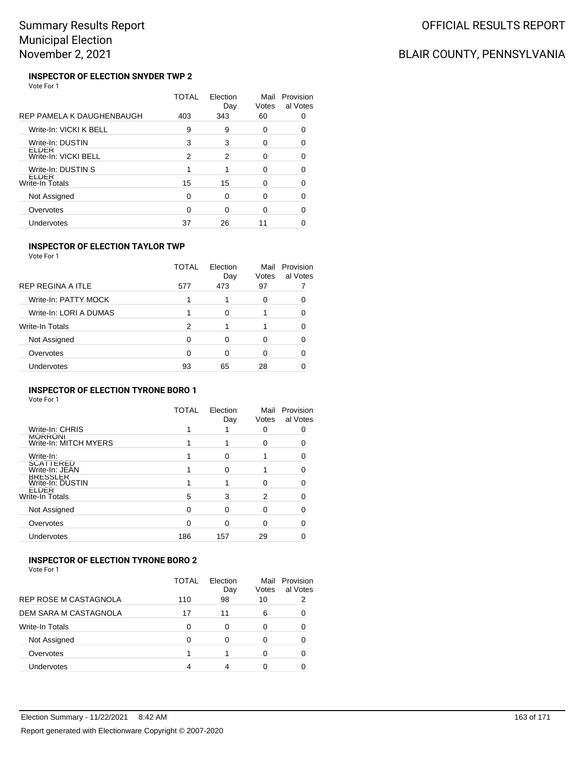# Summary Results Report
# Municipal Election
# November 2, 2021

OFFICIAL RESULTS REPORT

BLAIR COUNTY, PENNSYLVANIA

### INSPECTOR OF ELECTION SNYDER TWP 2

Vote For 1

| | TOTAL | Election Day | Mail Votes | Provisional Votes |
|---|---|---|---|---|
| REP PAMELA K DAUGHENBAUGH | 403 | 343 | 60 | 0 |
| Write-In: VICKI K BELL | 9 | 9 | 0 | 0 |
| Write-In: DUSTIN ELDER | 3 | 3 | 0 | 0 |
| Write-In: VICKI BELL | 2 | 2 | 0 | 0 |
| Write-In: DUSTIN S ELDER | 1 | 1 | 0 | 0 |
| Write-In Totals | 15 | 15 | 0 | 0 |
| Not Assigned | 0 | 0 | 0 | 0 |
| Overvotes | 0 | 0 | 0 | 0 |
| Undervotes | 37 | 26 | 11 | 0 |

### INSPECTOR OF ELECTION TAYLOR TWP

Vote For 1

| | TOTAL | Election Day | Mail Votes | Provisional Votes |
|---|---|---|---|---|
| REP REGINA A ITLE | 577 | 473 | 97 | 7 |
| Write-In: PATTY MOCK | 1 | 1 | 0 | 0 |
| Write-In: LORI A DUMAS | 1 | 0 | 1 | 0 |
| Write-In Totals | 2 | 1 | 1 | 0 |
| Not Assigned | 0 | 0 | 0 | 0 |
| Overvotes | 0 | 0 | 0 | 0 |
| Undervotes | 93 | 65 | 28 | 0 |

### INSPECTOR OF ELECTION TYRONE BORO 1

Vote For 1

| | TOTAL | Election Day | Mail Votes | Provisional Votes |
|---|---|---|---|---|
| Write-In: CHRIS MORRONI | 1 | 1 | 0 | 0 |
| Write-In: MITCH MYERS | 1 | 1 | 0 | 0 |
| Write-In: SCATTERED | 1 | 0 | 1 | 0 |
| Write-In: JEAN BRESSLER | 1 | 0 | 1 | 0 |
| Write-In: DUSTIN ELDER | 1 | 1 | 0 | 0 |
| Write-In Totals | 5 | 3 | 2 | 0 |
| Not Assigned | 0 | 0 | 0 | 0 |
| Overvotes | 0 | 0 | 0 | 0 |
| Undervotes | 186 | 157 | 29 | 0 |

### INSPECTOR OF ELECTION TYRONE BORO 2

Vote For 1

| | TOTAL | Election Day | Mail Votes | Provisional Votes |
|---|---|---|---|---|
| REP ROSE M CASTAGNOLA | 110 | 98 | 10 | 2 |
| DEM SARA M CASTAGNOLA | 17 | 11 | 6 | 0 |
| Write-In Totals | 0 | 0 | 0 | 0 |
| Not Assigned | 0 | 0 | 0 | 0 |
| Overvotes | 1 | 1 | 0 | 0 |
| Undervotes | 4 | 4 | 0 | 0 |

Election Summary - 11/22/2021 8:42 AM

Report generated with Electionware Copyright © 2007-2020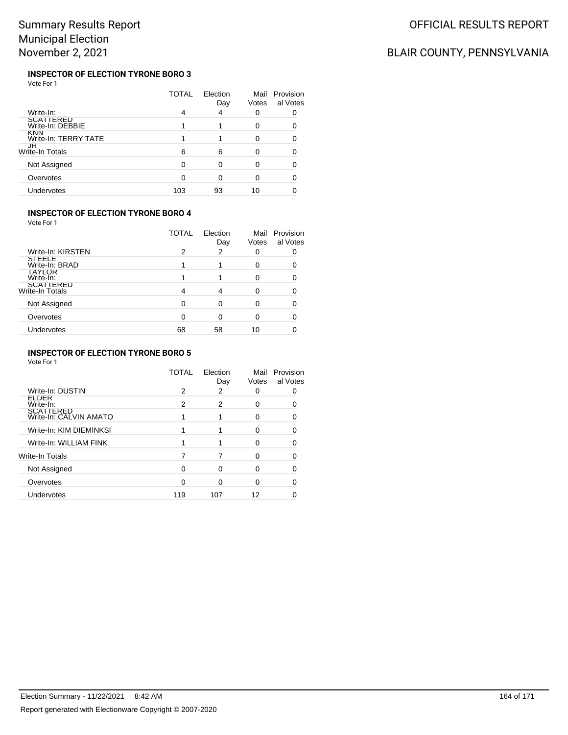# Summary Results Report
## Municipal Election
## November 2, 2021

OFFICIAL RESULTS REPORT

BLAIR COUNTY, PENNSYLVANIA

### INSPECTOR OF ELECTION TYRONE BORO 3

Vote For 1

| | TOTAL | Election Day | Mail Votes | Provisional Votes |
|---|---|---|---|---|
| Write-In: SCATTERED | 4 | 4 | 0 | 0 |
| Write-In: DEBBIE KNN | 1 | 1 | 0 | 0 |
| Write-In: TERRY TATE JR | 1 | 1 | 0 | 0 |
| Write-In Totals | 6 | 6 | 0 | 0 |
| Not Assigned | 0 | 0 | 0 | 0 |
| Overvotes | 0 | 0 | 0 | 0 |
| Undervotes | 103 | 93 | 10 | 0 |

### INSPECTOR OF ELECTION TYRONE BORO 4

Vote For 1

| | TOTAL | Election Day | Mail Votes | Provisional Votes |
|---|---|---|---|---|
| Write-In: KIRSTEN STEELE | 2 | 2 | 0 | 0 |
| Write-In: BRAD TAYLOR | 1 | 1 | 0 | 0 |
| Write-In: SCATTERED | 1 | 1 | 0 | 0 |
| Write-In Totals | 4 | 4 | 0 | 0 |
| Not Assigned | 0 | 0 | 0 | 0 |
| Overvotes | 0 | 0 | 0 | 0 |
| Undervotes | 68 | 58 | 10 | 0 |

### INSPECTOR OF ELECTION TYRONE BORO 5

Vote For 1

| | TOTAL | Election Day | Mail Votes | Provisional Votes |
|---|---|---|---|---|
| Write-In: DUSTIN ELDER | 2 | 2 | 0 | 0 |
| Write-In: SCATTERED | 2 | 2 | 0 | 0 |
| Write-In: CALVIN AMATO | 1 | 1 | 0 | 0 |
| Write-In: KIM DIEMINKSI | 1 | 1 | 0 | 0 |
| Write-In: WILLIAM FINK | 1 | 1 | 0 | 0 |
| Write-In Totals | 7 | 7 | 0 | 0 |
| Not Assigned | 0 | 0 | 0 | 0 |
| Overvotes | 0 | 0 | 0 | 0 |
| Undervotes | 119 | 107 | 12 | 0 |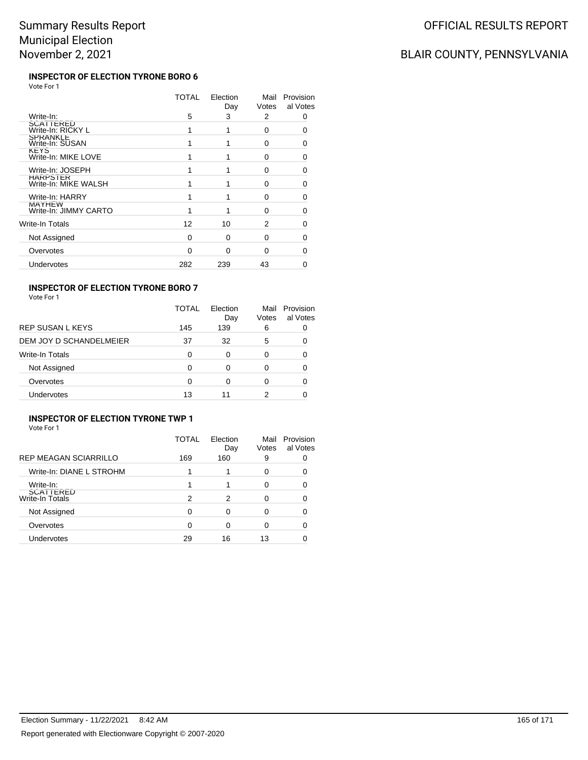# Summary Results Report
# Municipal Election
# November 2, 2021

OFFICIAL RESULTS REPORT

BLAIR COUNTY, PENNSYLVANIA

### INSPECTOR OF ELECTION TYRONE BORO 6

Vote For 1

| | TOTAL | Election Day | Mail Votes | Provisional Votes |
|---|---|---|---|---|
| Write-In: SCATTERED | 5 | 3 | 2 | 0 |
| Write-In: RICKY L SPRANKLE | 1 | 1 | 0 | 0 |
| Write-In: SUSAN KEYS | 1 | 1 | 0 | 0 |
| Write-In: MIKE LOVE | 1 | 1 | 0 | 0 |
| Write-In: JOSEPH HARPSTER | 1 | 1 | 0 | 0 |
| Write-In: MIKE WALSH | 1 | 1 | 0 | 0 |
| Write-In: HARRY MAYHEW | 1 | 1 | 0 | 0 |
| Write-In: JIMMY CARTO | 1 | 1 | 0 | 0 |
| Write-In Totals | 12 | 10 | 2 | 0 |
| Not Assigned | 0 | 0 | 0 | 0 |
| Overvotes | 0 | 0 | 0 | 0 |
| Undervotes | 282 | 239 | 43 | 0 |

### INSPECTOR OF ELECTION TYRONE BORO 7

Vote For 1

| | TOTAL | Election Day | Mail Votes | Provisional Votes |
|---|---|---|---|---|
| REP SUSAN L KEYS | 145 | 139 | 6 | 0 |
| DEM JOY D SCHANDELMEIER | 37 | 32 | 5 | 0 |
| Write-In Totals | 0 | 0 | 0 | 0 |
| Not Assigned | 0 | 0 | 0 | 0 |
| Overvotes | 0 | 0 | 0 | 0 |
| Undervotes | 13 | 11 | 2 | 0 |

### INSPECTOR OF ELECTION TYRONE TWP 1

Vote For 1

| | TOTAL | Election Day | Mail Votes | Provisional Votes |
|---|---|---|---|---|
| REP MEAGAN SCIARRILLO | 169 | 160 | 9 | 0 |
| Write-In: DIANE L STROHM | 1 | 1 | 0 | 0 |
| Write-In: SCATTERED | 1 | 1 | 0 | 0 |
| Write-In Totals | 2 | 2 | 0 | 0 |
| Not Assigned | 0 | 0 | 0 | 0 |
| Overvotes | 0 | 0 | 0 | 0 |
| Undervotes | 29 | 16 | 13 | 0 |

Election Summary - 11/22/2021 8:42 AM

Report generated with Electionware Copyright © 2007-2020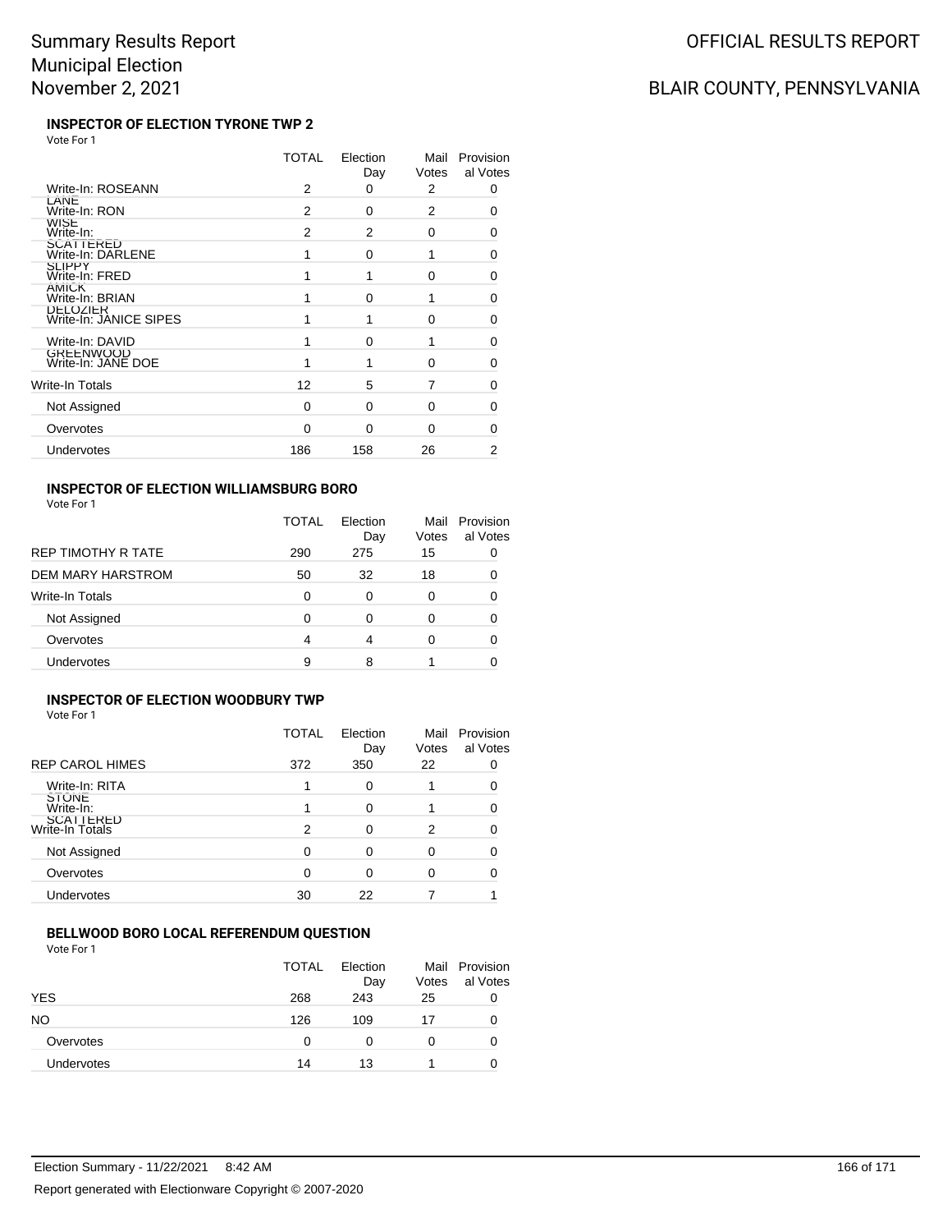# Summary Results Report
Municipal Election
November 2, 2021

OFFICIAL RESULTS REPORT

BLAIR COUNTY, PENNSYLVANIA

### INSPECTOR OF ELECTION TYRONE TWP 2

Vote For 1

| | TOTAL | Election Day | Mail Votes | Provisional Votes |
|---|---|---|---|---|
| Write-In: ROSEANN LANE | 2 | 0 | 2 | 0 |
| Write-In: RON WISE | 2 | 0 | 2 | 0 |
| Write-In: SCATTERED | 2 | 2 | 0 | 0 |
| Write-In: DARLENE SLIPPY | 1 | 0 | 1 | 0 |
| Write-In: FRED AMICK | 1 | 1 | 0 | 0 |
| Write-In: BRIAN DELOZIER | 1 | 0 | 1 | 0 |
| Write-In: JANICE SIPES | 1 | 1 | 0 | 0 |
| Write-In: DAVID GREENWOOD | 1 | 0 | 1 | 0 |
| Write-In: JANE DOE | 1 | 1 | 0 | 0 |
| Write-In Totals | 12 | 5 | 7 | 0 |
| Not Assigned | 0 | 0 | 0 | 0 |
| Overvotes | 0 | 0 | 0 | 0 |
| Undervotes | 186 | 158 | 26 | 2 |

### INSPECTOR OF ELECTION WILLIAMSBURG BORO

Vote For 1

| | TOTAL | Election Day | Mail Votes | Provisional Votes |
|---|---|---|---|---|
| REP TIMOTHY R TATE | 290 | 275 | 15 | 0 |
| DEM MARY HARSTROM | 50 | 32 | 18 | 0 |
| Write-In Totals | 0 | 0 | 0 | 0 |
| Not Assigned | 0 | 0 | 0 | 0 |
| Overvotes | 4 | 4 | 0 | 0 |
| Undervotes | 9 | 8 | 1 | 0 |

### INSPECTOR OF ELECTION WOODBURY TWP

Vote For 1

| | TOTAL | Election Day | Mail Votes | Provisional Votes |
|---|---|---|---|---|
| REP CAROL HIMES | 372 | 350 | 22 | 0 |
| Write-In: RITA STONE | 1 | 0 | 1 | 0 |
| Write-In: SCATTERED | 1 | 0 | 1 | 0 |
| Write-In Totals | 2 | 0 | 2 | 0 |
| Not Assigned | 0 | 0 | 0 | 0 |
| Overvotes | 0 | 0 | 0 | 0 |
| Undervotes | 30 | 22 | 7 | 1 |

### BELLWOOD BORO LOCAL REFERENDUM QUESTION

Vote For 1

| | TOTAL | Election Day | Mail Votes | Provisional Votes |
|---|---|---|---|---|
| YES | 268 | 243 | 25 | 0 |
| NO | 126 | 109 | 17 | 0 |
| Overvotes | 0 | 0 | 0 | 0 |
| Undervotes | 14 | 13 | 1 | 0 |

Election Summary - 11/22/2021 8:42 AM

Report generated with Electionware Copyright © 2007-2020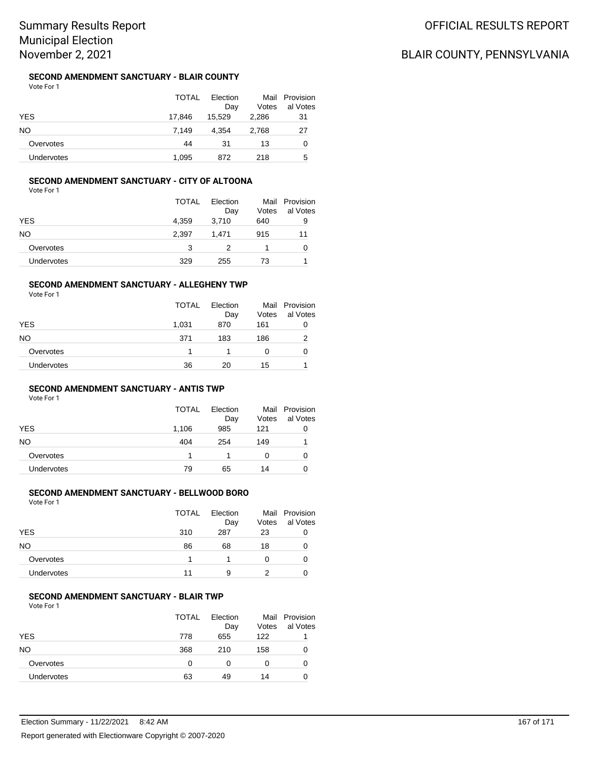# Summary Results Report
# Municipal Election
# November 2, 2021

OFFICIAL RESULTS REPORT

BLAIR COUNTY, PENNSYLVANIA

### SECOND AMENDMENT SANCTUARY - BLAIR COUNTY

Vote For 1

| | TOTAL | Election Day | Mail Votes | Provisional Votes |
|---|---|---|---|---|
| YES | 17,846 | 15,529 | 2,286 | 31 |
| NO | 7,149 | 4,354 | 2,768 | 27 |
| Overvotes | 44 | 31 | 13 | 0 |
| Undervotes | 1,095 | 872 | 218 | 5 |

### SECOND AMENDMENT SANCTUARY - CITY OF ALTOONA

Vote For 1

| | TOTAL | Election Day | Mail Votes | Provisional Votes |
|---|---|---|---|---|
| YES | 4,359 | 3,710 | 640 | 9 |
| NO | 2,397 | 1,471 | 915 | 11 |
| Overvotes | 3 | 2 | 1 | 0 |
| Undervotes | 329 | 255 | 73 | 1 |

### SECOND AMENDMENT SANCTUARY - ALLEGHENY TWP

Vote For 1

| | TOTAL | Election Day | Mail Votes | Provisional Votes |
|---|---|---|---|---|
| YES | 1,031 | 870 | 161 | 0 |
| NO | 371 | 183 | 186 | 2 |
| Overvotes | 1 | 1 | 0 | 0 |
| Undervotes | 36 | 20 | 15 | 1 |

### SECOND AMENDMENT SANCTUARY - ANTIS TWP

Vote For 1

| | TOTAL | Election Day | Mail Votes | Provisional Votes |
|---|---|---|---|---|
| YES | 1,106 | 985 | 121 | 0 |
| NO | 404 | 254 | 149 | 1 |
| Overvotes | 1 | 1 | 0 | 0 |
| Undervotes | 79 | 65 | 14 | 0 |

### SECOND AMENDMENT SANCTUARY - BELLWOOD BORO

Vote For 1

| | TOTAL | Election Day | Mail Votes | Provisional Votes |
|---|---|---|---|---|
| YES | 310 | 287 | 23 | 0 |
| NO | 86 | 68 | 18 | 0 |
| Overvotes | 1 | 1 | 0 | 0 |
| Undervotes | 11 | 9 | 2 | 0 |

### SECOND AMENDMENT SANCTUARY - BLAIR TWP

Vote For 1

| | TOTAL | Election Day | Mail Votes | Provisional Votes |
|---|---|---|---|---|
| YES | 778 | 655 | 122 | 1 |
| NO | 368 | 210 | 158 | 0 |
| Overvotes | 0 | 0 | 0 | 0 |
| Undervotes | 63 | 49 | 14 | 0 |

Election Summary - 11/22/2021 8:42 AM

Report generated with Electionware Copyright © 2007-2020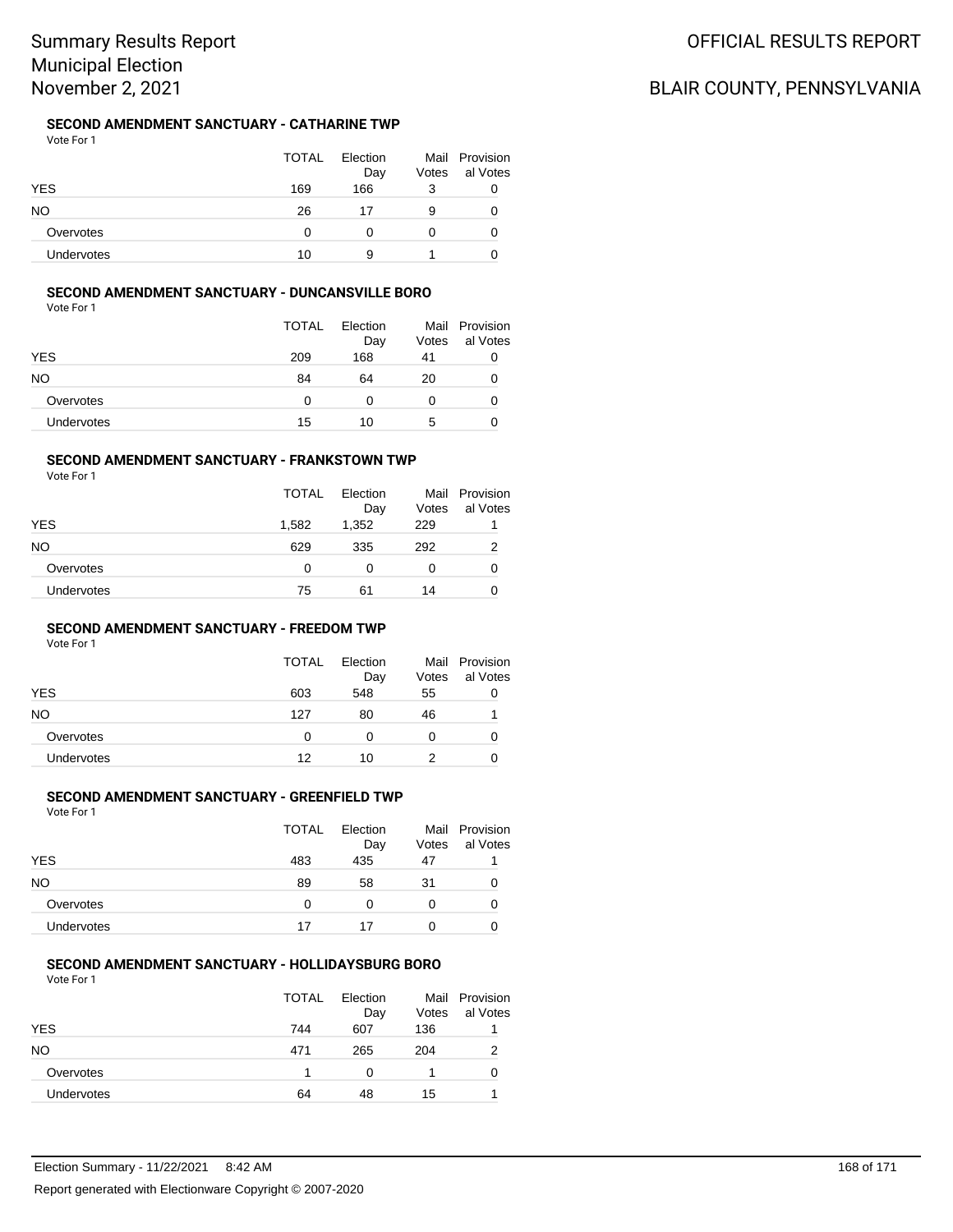# Summary Results Report
## Municipal Election
## November 2, 2021

OFFICIAL RESULTS REPORT

BLAIR COUNTY, PENNSYLVANIA

### SECOND AMENDMENT SANCTUARY - CATHARINE TWP

Vote For 1

| | TOTAL | Election Day | Mail Votes | Provisional Votes |
|---|---|---|---|---|
| YES | 169 | 166 | 3 | 0 |
| NO | 26 | 17 | 9 | 0 |
| Overvotes | 0 | 0 | 0 | 0 |
| Undervotes | 10 | 9 | 1 | 0 |

### SECOND AMENDMENT SANCTUARY - DUNCANSVILLE BORO

Vote For 1

| | TOTAL | Election Day | Mail Votes | Provisional Votes |
|---|---|---|---|---|
| YES | 209 | 168 | 41 | 0 |
| NO | 84 | 64 | 20 | 0 |
| Overvotes | 0 | 0 | 0 | 0 |
| Undervotes | 15 | 10 | 5 | 0 |

### SECOND AMENDMENT SANCTUARY - FRANKSTOWN TWP

Vote For 1

| | TOTAL | Election Day | Mail Votes | Provisional Votes |
|---|---|---|---|---|
| YES | 1,582 | 1,352 | 229 | 1 |
| NO | 629 | 335 | 292 | 2 |
| Overvotes | 0 | 0 | 0 | 0 |
| Undervotes | 75 | 61 | 14 | 0 |

### SECOND AMENDMENT SANCTUARY - FREEDOM TWP

Vote For 1

| | TOTAL | Election Day | Mail Votes | Provisional Votes |
|---|---|---|---|---|
| YES | 603 | 548 | 55 | 0 |
| NO | 127 | 80 | 46 | 1 |
| Overvotes | 0 | 0 | 0 | 0 |
| Undervotes | 12 | 10 | 2 | 0 |

### SECOND AMENDMENT SANCTUARY - GREENFIELD TWP

Vote For 1

| | TOTAL | Election Day | Mail Votes | Provisional Votes |
|---|---|---|---|---|
| YES | 483 | 435 | 47 | 1 |
| NO | 89 | 58 | 31 | 0 |
| Overvotes | 0 | 0 | 0 | 0 |
| Undervotes | 17 | 17 | 0 | 0 |

### SECOND AMENDMENT SANCTUARY - HOLLIDAYSBURG BORO

Vote For 1

| | TOTAL | Election Day | Mail Votes | Provisional Votes |
|---|---|---|---|---|
| YES | 744 | 607 | 136 | 1 |
| NO | 471 | 265 | 204 | 2 |
| Overvotes | 1 | 0 | 1 | 0 |
| Undervotes | 64 | 48 | 15 | 1 |

Election Summary - 11/22/2021 8:42 AM

Report generated with Electionware Copyright © 2007-2020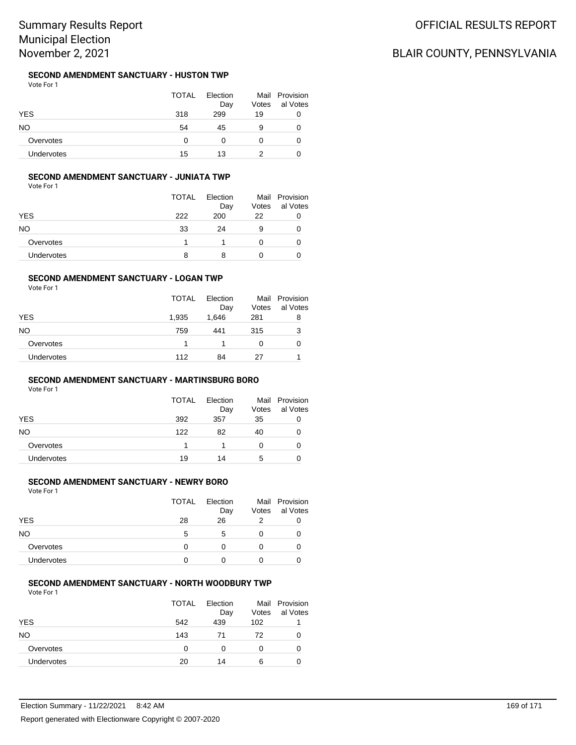Summary Results Report
Municipal Election
November 2, 2021

OFFICIAL RESULTS REPORT

BLAIR COUNTY, PENNSYLVANIA

### SECOND AMENDMENT SANCTUARY - HUSTON TWP

Vote For 1

| | TOTAL | Election Day | Mail Votes | Provisional Votes |
|---|---|---|---|---|
| YES | 318 | 299 | 19 | 0 |
| NO | 54 | 45 | 9 | 0 |
| Overvotes | 0 | 0 | 0 | 0 |
| Undervotes | 15 | 13 | 2 | 0 |

### SECOND AMENDMENT SANCTUARY - JUNIATA TWP

Vote For 1

| | TOTAL | Election Day | Mail Votes | Provisional Votes |
|---|---|---|---|---|
| YES | 222 | 200 | 22 | 0 |
| NO | 33 | 24 | 9 | 0 |
| Overvotes | 1 | 1 | 0 | 0 |
| Undervotes | 8 | 8 | 0 | 0 |

### SECOND AMENDMENT SANCTUARY - LOGAN TWP

Vote For 1

| | TOTAL | Election Day | Mail Votes | Provisional Votes |
|---|---|---|---|---|
| YES | 1,935 | 1,646 | 281 | 8 |
| NO | 759 | 441 | 315 | 3 |
| Overvotes | 1 | 1 | 0 | 0 |
| Undervotes | 112 | 84 | 27 | 1 |

### SECOND AMENDMENT SANCTUARY - MARTINSBURG BORO

Vote For 1

| | TOTAL | Election Day | Mail Votes | Provisional Votes |
|---|---|---|---|---|
| YES | 392 | 357 | 35 | 0 |
| NO | 122 | 82 | 40 | 0 |
| Overvotes | 1 | 1 | 0 | 0 |
| Undervotes | 19 | 14 | 5 | 0 |

### SECOND AMENDMENT SANCTUARY - NEWRY BORO

Vote For 1

| | TOTAL | Election Day | Mail Votes | Provisional Votes |
|---|---|---|---|---|
| YES | 28 | 26 | 2 | 0 |
| NO | 5 | 5 | 0 | 0 |
| Overvotes | 0 | 0 | 0 | 0 |
| Undervotes | 0 | 0 | 0 | 0 |

### SECOND AMENDMENT SANCTUARY - NORTH WOODBURY TWP

Vote For 1

| | TOTAL | Election Day | Mail Votes | Provisional Votes |
|---|---|---|---|---|
| YES | 542 | 439 | 102 | 1 |
| NO | 143 | 71 | 72 | 0 |
| Overvotes | 0 | 0 | 0 | 0 |
| Undervotes | 20 | 14 | 6 | 0 |

Election Summary - 11/22/2021 8:42 AM

Report generated with Electionware Copyright © 2007-2020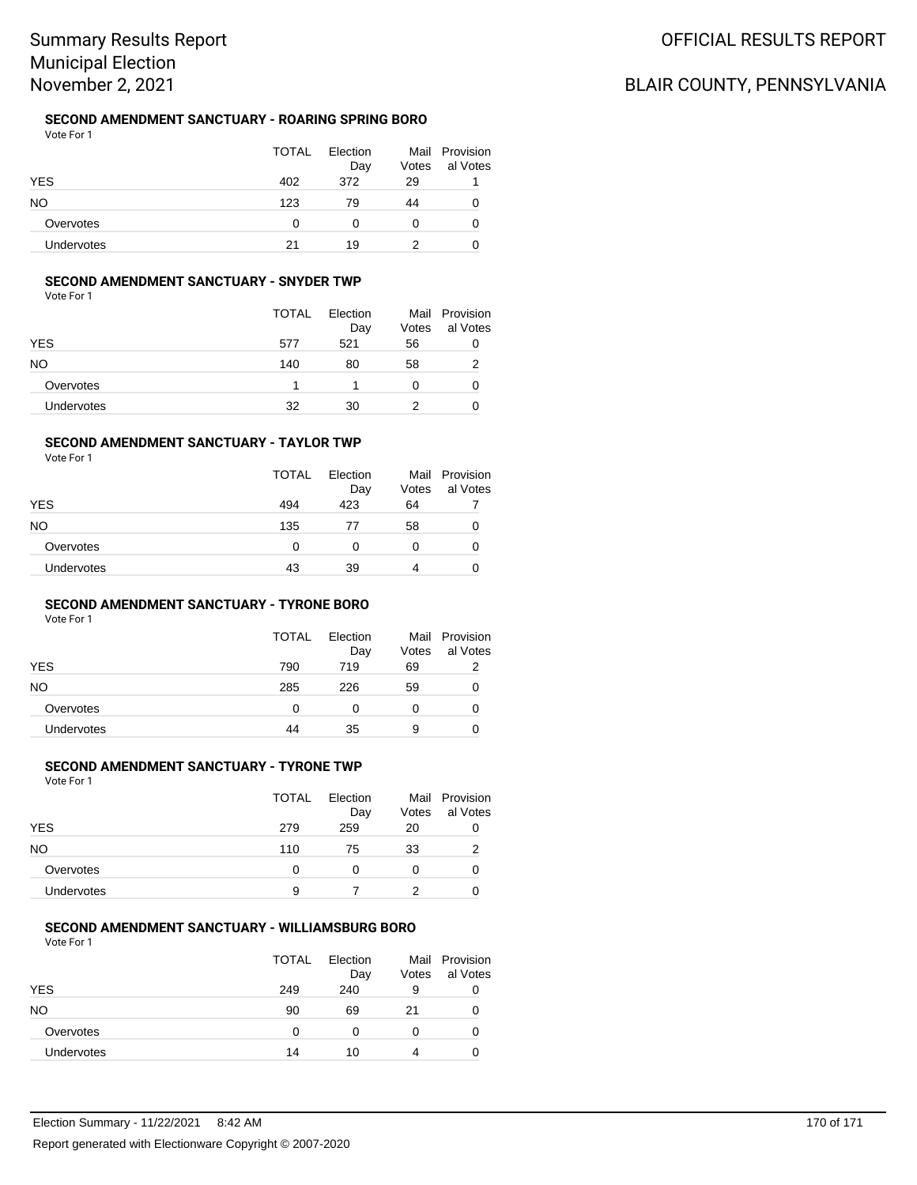# Summary Results Report
# Municipal Election
# November 2, 2021

OFFICIAL RESULTS REPORT

BLAIR COUNTY, PENNSYLVANIA

### SECOND AMENDMENT SANCTUARY - ROARING SPRING BORO

Vote For 1

| | TOTAL | Election Day | Mail Votes | Provisional Votes |
|---|---|---|---|---|
| YES | 402 | 372 | 29 | 1 |
| NO | 123 | 79 | 44 | 0 |
| Overvotes | 0 | 0 | 0 | 0 |
| Undervotes | 21 | 19 | 2 | 0 |

### SECOND AMENDMENT SANCTUARY - SNYDER TWP

Vote For 1

| | TOTAL | Election Day | Mail Votes | Provisional Votes |
|---|---|---|---|---|
| YES | 577 | 521 | 56 | 0 |
| NO | 140 | 80 | 58 | 2 |
| Overvotes | 1 | 1 | 0 | 0 |
| Undervotes | 32 | 30 | 2 | 0 |

### SECOND AMENDMENT SANCTUARY - TAYLOR TWP

Vote For 1

| | TOTAL | Election Day | Mail Votes | Provisional Votes |
|---|---|---|---|---|
| YES | 494 | 423 | 64 | 7 |
| NO | 135 | 77 | 58 | 0 |
| Overvotes | 0 | 0 | 0 | 0 |
| Undervotes | 43 | 39 | 4 | 0 |

### SECOND AMENDMENT SANCTUARY - TYRONE BORO

Vote For 1

| | TOTAL | Election Day | Mail Votes | Provisional Votes |
|---|---|---|---|---|
| YES | 790 | 719 | 69 | 2 |
| NO | 285 | 226 | 59 | 0 |
| Overvotes | 0 | 0 | 0 | 0 |
| Undervotes | 44 | 35 | 9 | 0 |

### SECOND AMENDMENT SANCTUARY - TYRONE TWP

Vote For 1

| | TOTAL | Election Day | Mail Votes | Provisional Votes |
|---|---|---|---|---|
| YES | 279 | 259 | 20 | 0 |
| NO | 110 | 75 | 33 | 2 |
| Overvotes | 0 | 0 | 0 | 0 |
| Undervotes | 9 | 7 | 2 | 0 |

### SECOND AMENDMENT SANCTUARY - WILLIAMSBURG BORO

Vote For 1

| | TOTAL | Election Day | Mail Votes | Provisional Votes |
|---|---|---|---|---|
| YES | 249 | 240 | 9 | 0 |
| NO | 90 | 69 | 21 | 0 |
| Overvotes | 0 | 0 | 0 | 0 |
| Undervotes | 14 | 10 | 4 | 0 |

Election Summary - 11/22/2021 8:42 AM

Report generated with Electionware Copyright © 2007-2020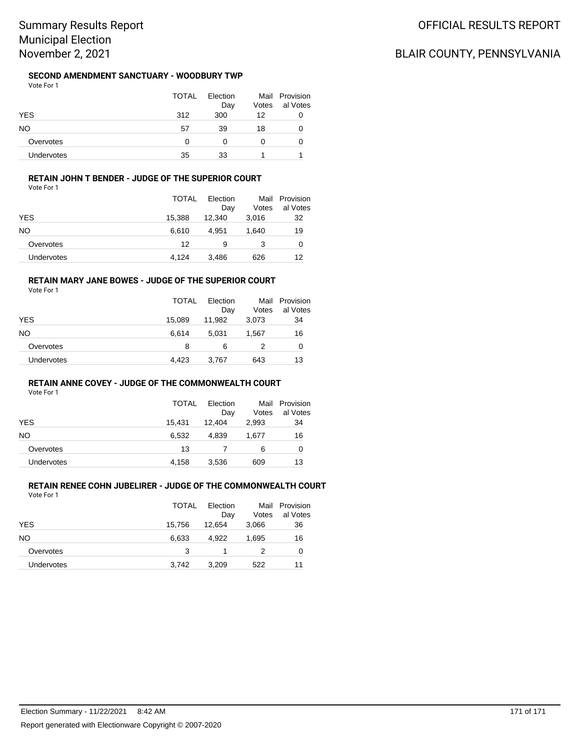# Summary Results Report
Municipal Election
November 2, 2021

OFFICIAL RESULTS REPORT

BLAIR COUNTY, PENNSYLVANIA

### SECOND AMENDMENT SANCTUARY - WOODBURY TWP

Vote For 1

| | TOTAL | Election Day | Mail Votes | Provisional Votes |
|---|---|---|---|---|
| YES | 312 | 300 | 12 | 0 |
| NO | 57 | 39 | 18 | 0 |
| Overvotes | 0 | 0 | 0 | 0 |
| Undervotes | 35 | 33 | 1 | 1 |

### RETAIN JOHN T BENDER - JUDGE OF THE SUPERIOR COURT

Vote For 1

| | TOTAL | Election Day | Mail Votes | Provisional Votes |
|---|---|---|---|---|
| YES | 15,388 | 12,340 | 3,016 | 32 |
| NO | 6,610 | 4,951 | 1,640 | 19 |
| Overvotes | 12 | 9 | 3 | 0 |
| Undervotes | 4,124 | 3,486 | 626 | 12 |

### RETAIN MARY JANE BOWES - JUDGE OF THE SUPERIOR COURT

Vote For 1

| | TOTAL | Election Day | Mail Votes | Provisional Votes |
|---|---|---|---|---|
| YES | 15,089 | 11,982 | 3,073 | 34 |
| NO | 6,614 | 5,031 | 1,567 | 16 |
| Overvotes | 8 | 6 | 2 | 0 |
| Undervotes | 4,423 | 3,767 | 643 | 13 |

### RETAIN ANNE COVEY - JUDGE OF THE COMMONWEALTH COURT

Vote For 1

| | TOTAL | Election Day | Mail Votes | Provisional Votes |
|---|---|---|---|---|
| YES | 15,431 | 12,404 | 2,993 | 34 |
| NO | 6,532 | 4,839 | 1,677 | 16 |
| Overvotes | 13 | 7 | 6 | 0 |
| Undervotes | 4,158 | 3,536 | 609 | 13 |

### RETAIN RENEE COHN JUBELIRER - JUDGE OF THE COMMONWEALTH COURT

Vote For 1

| | TOTAL | Election Day | Mail Votes | Provisional Votes |
|---|---|---|---|---|
| YES | 15,756 | 12,654 | 3,066 | 36 |
| NO | 6,633 | 4,922 | 1,695 | 16 |
| Overvotes | 3 | 1 | 2 | 0 |
| Undervotes | 3,742 | 3,209 | 522 | 11 |

Election Summary - 11/22/2021 8:42 AM

Report generated with Electionware Copyright © 2007-2020